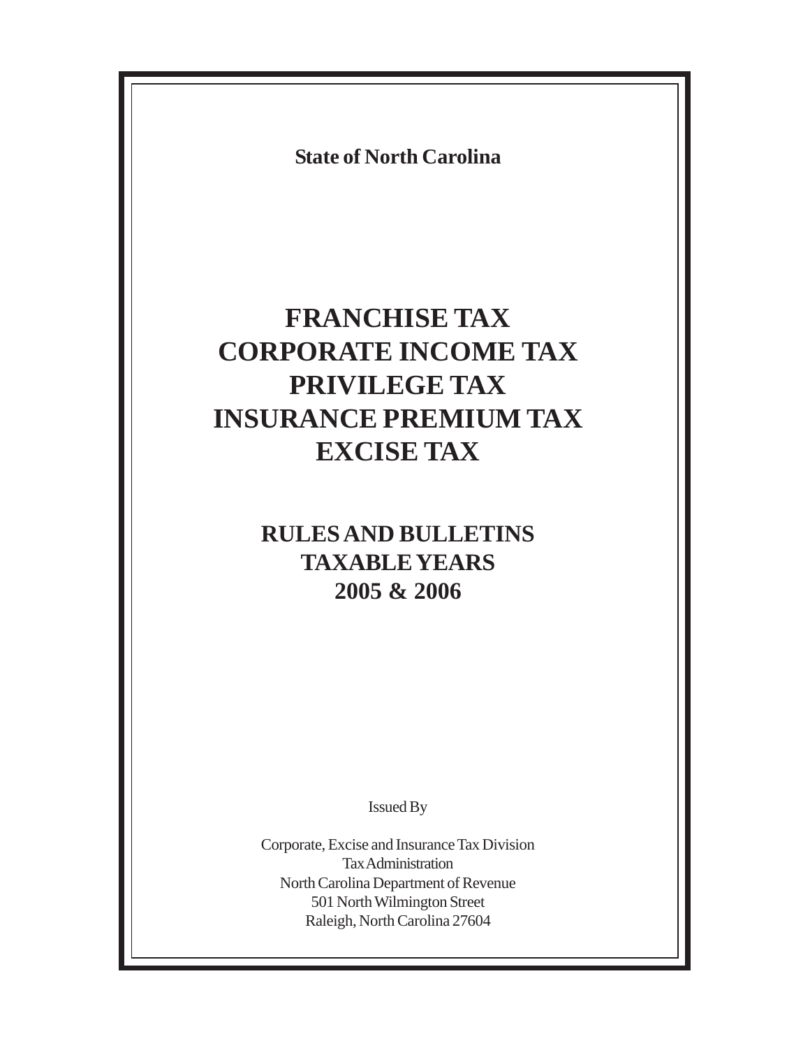**State of North Carolina**

# FRANCHISE TAX
# CORPORATE INCOME TAX
# PRIVILEGE TAX
# INSURANCE PREMIUM TAX
# EXCISE TAX

## RULES AND BULLETINS
## TAXABLE YEARS
## 2005 & 2006

Issued By

Corporate, Excise and Insurance Tax Division
Tax Administration
North Carolina Department of Revenue
501 North Wilmington Street
Raleigh, North Carolina 27604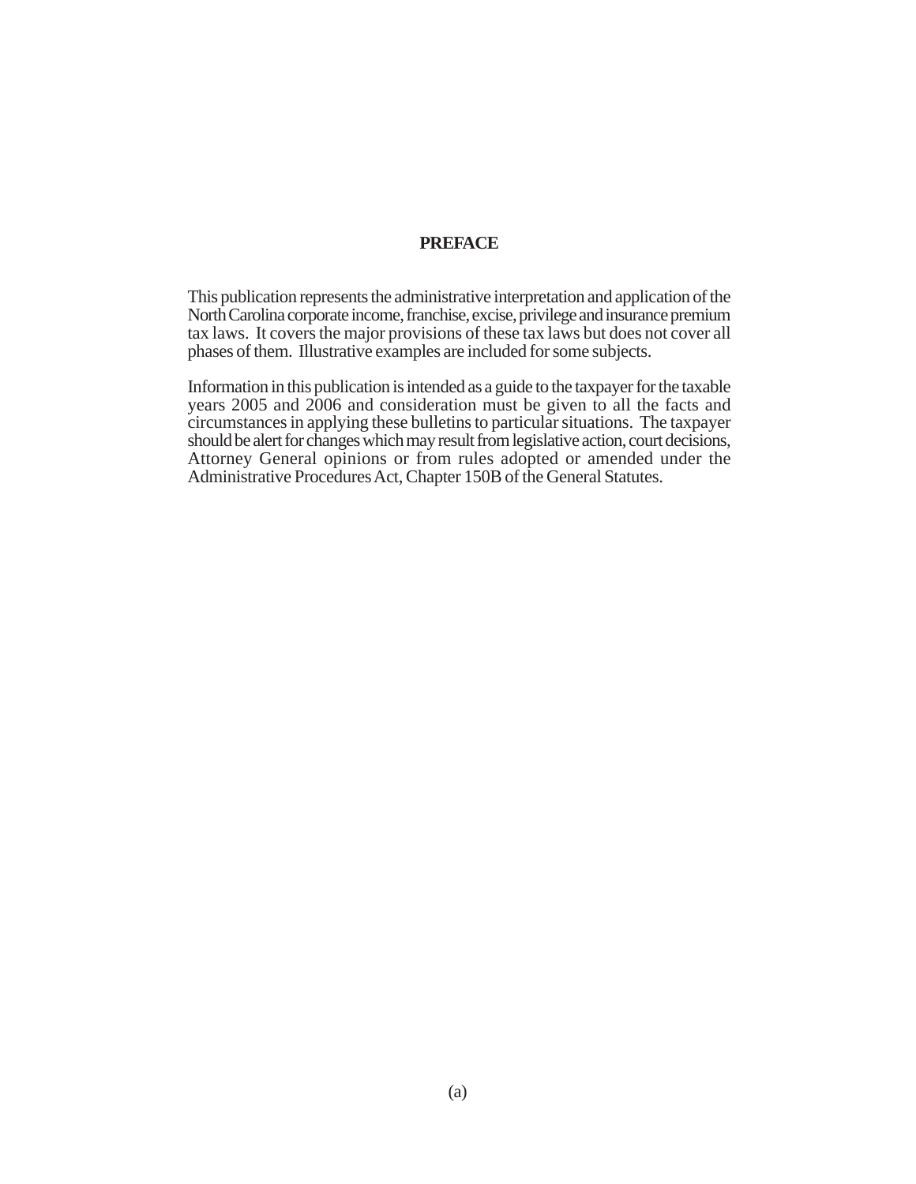# PREFACE

This publication represents the administrative interpretation and application of the North Carolina corporate income, franchise, excise, privilege and insurance premium tax laws. It covers the major provisions of these tax laws but does not cover all phases of them. Illustrative examples are included for some subjects.

Information in this publication is intended as a guide to the taxpayer for the taxable years 2005 and 2006 and consideration must be given to all the facts and circumstances in applying these bulletins to particular situations. The taxpayer should be alert for changes which may result from legislative action, court decisions, Attorney General opinions or from rules adopted or amended under the Administrative Procedures Act, Chapter 150B of the General Statutes.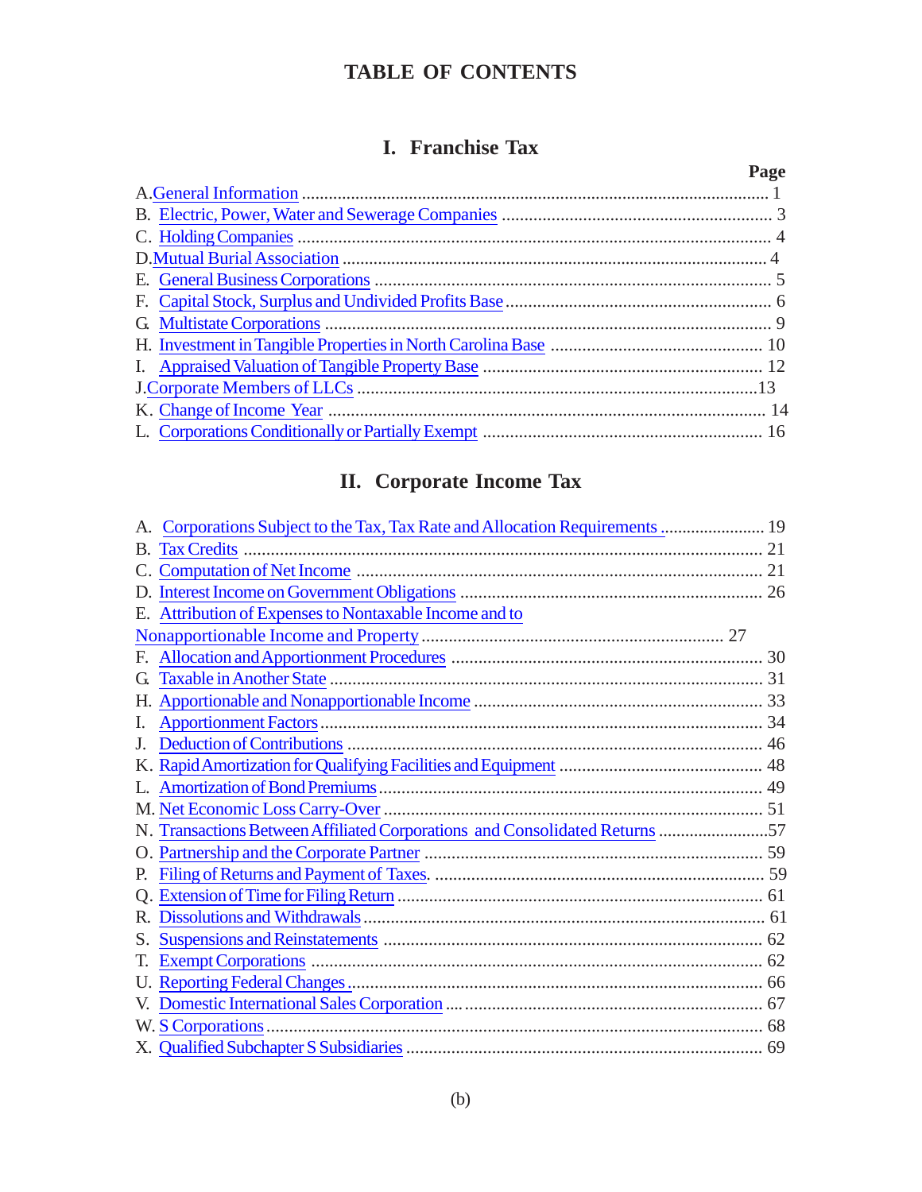# TABLE OF CONTENTS

## I. Franchise Tax

| | Page |
|---|---|
| A. General Information | 1 |
| B. Electric, Power, Water and Sewerage Companies | 3 |
| C. Holding Companies | 4 |
| D. Mutual Burial Association | 4 |
| E. General Business Corporations | 5 |
| F. Capital Stock, Surplus and Undivided Profits Base | 6 |
| G. Multistate Corporations | 9 |
| H. Investment in Tangible Properties in North Carolina Base | 10 |
| I. Appraised Valuation of Tangible Property Base | 12 |
| J. Corporate Members of LLCs | 13 |
| K. Change of Income Year | 14 |
| L. Corporations Conditionally or Partially Exempt | 16 |

## II. Corporate Income Tax

| | Page |
|---|---|
| A. Corporations Subject to the Tax, Tax Rate and Allocation Requirements | 19 |
| B. Tax Credits | 21 |
| C. Computation of Net Income | 21 |
| D. Interest Income on Government Obligations | 26 |
| E. Attribution of Expenses to Nontaxable Income and to Nonapportionable Income and Property | 27 |
| F. Allocation and Apportionment Procedures | 30 |
| G. Taxable in Another State | 31 |
| H. Apportionable and Nonapportionable Income | 33 |
| I. Apportionment Factors | 34 |
| J. Deduction of Contributions | 46 |
| K. Rapid Amortization for Qualifying Facilities and Equipment | 48 |
| L. Amortization of Bond Premiums | 49 |
| M. Net Economic Loss Carry-Over | 51 |
| N. Transactions Between Affiliated Corporations and Consolidated Returns | 57 |
| O. Partnership and the Corporate Partner | 59 |
| P. Filing of Returns and Payment of Taxes | 59 |
| Q. Extension of Time for Filing Return | 61 |
| R. Dissolutions and Withdrawals | 61 |
| S. Suspensions and Reinstatements | 62 |
| T. Exempt Corporations | 62 |
| U. Reporting Federal Changes | 66 |
| V. Domestic International Sales Corporation | 67 |
| W. S Corporations | 68 |
| X. Qualified Subchapter S Subsidiaries | 69 |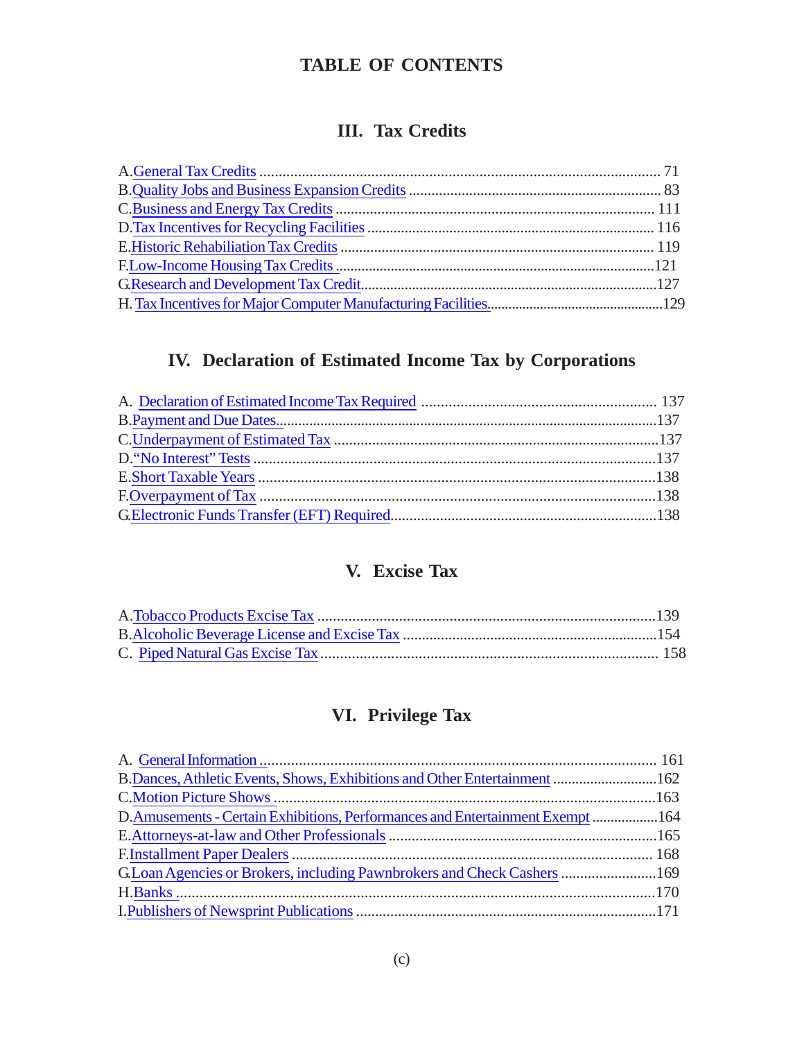# TABLE OF CONTENTS

## III. Tax Credits

A. General Tax Credits ........ 71
B. Quality Jobs and Business Expansion Credits ........ 83
C. Business and Energy Tax Credits ........ 111
D. Tax Incentives for Recycling Facilities ........ 116
E. Historic Rehabiliation Tax Credits ........ 119
F. Low-Income Housing Tax Credits ........ 121
G. Research and Development Tax Credit ........ 127
H. Tax Incentives for Major Computer Manufacturing Facilities ........ 129

## IV. Declaration of Estimated Income Tax by Corporations

A. Declaration of Estimated Income Tax Required ........ 137
B. Payment and Due Dates ........ 137
C. Underpayment of Estimated Tax ........ 137
D. "No Interest" Tests ........ 137
E. Short Taxable Years ........ 138
F. Overpayment of Tax ........ 138
G. Electronic Funds Transfer (EFT) Required ........ 138

## V. Excise Tax

A. Tobacco Products Excise Tax ........ 139
B. Alcoholic Beverage License and Excise Tax ........ 154
C. Piped Natural Gas Excise Tax ........ 158

## VI. Privilege Tax

A. General Information ........ 161
B. Dances, Athletic Events, Shows, Exhibitions and Other Entertainment ........ 162
C. Motion Picture Shows ........ 163
D. Amusements - Certain Exhibitions, Performances and Entertainment Exempt ........ 164
E. Attorneys-at-law and Other Professionals ........ 165
F. Installment Paper Dealers ........ 168
G. Loan Agencies or Brokers, including Pawnbrokers and Check Cashers ........ 169
H. Banks ........ 170
I. Publishers of Newsprint Publications ........ 171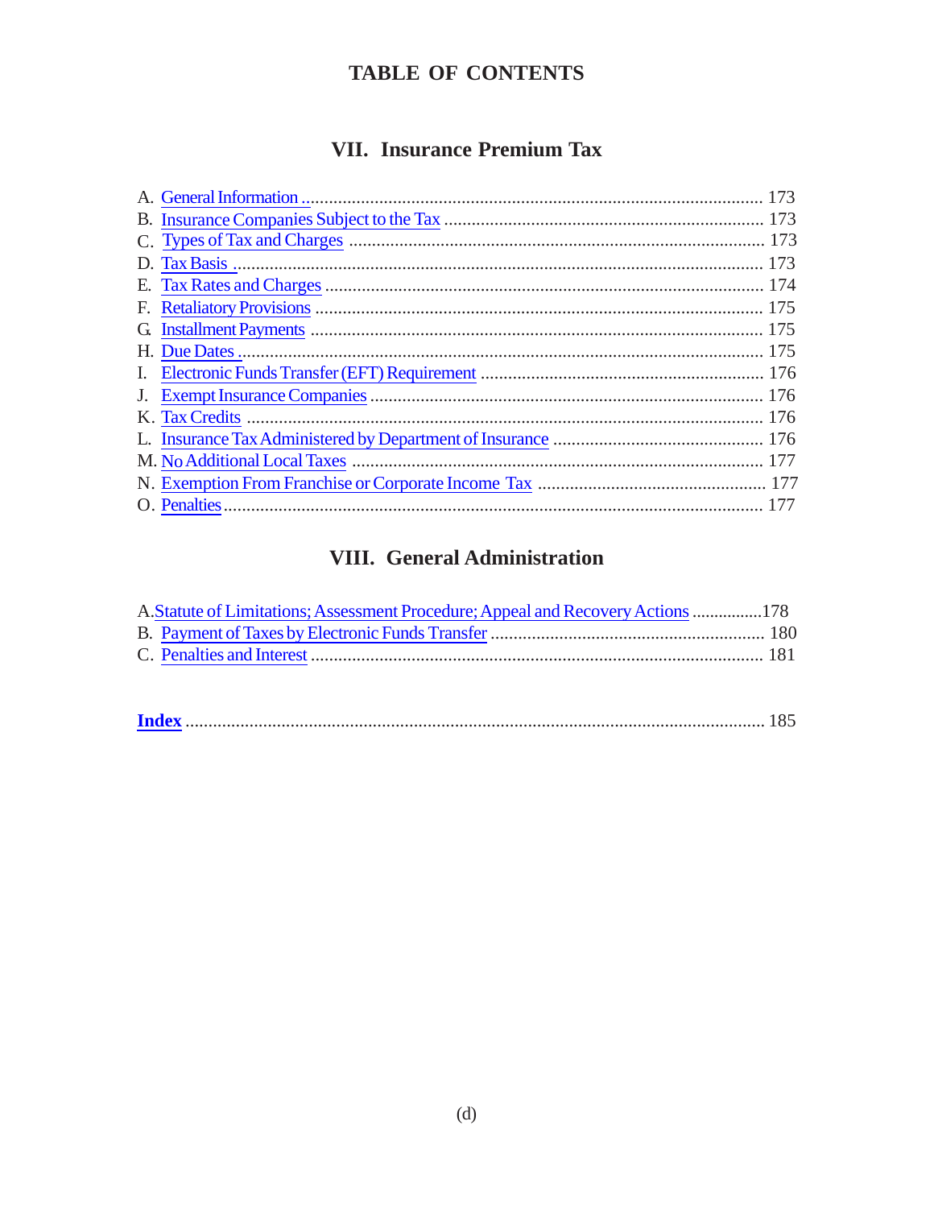# TABLE OF CONTENTS

## VII. Insurance Premium Tax

A. General Information ........................................................................................ 173
B. Insurance Companies Subject to the Tax ...................................................................... 173
C. Types of Tax and Charges ........................................................................................ 173
D. Tax Basis ........................................................................................ 173
E. Tax Rates and Charges ........................................................................................ 174
F. Retaliatory Provisions ........................................................................................ 175
G. Installment Payments ........................................................................................ 175
H. Due Dates ........................................................................................ 175
I. Electronic Funds Transfer (EFT) Requirement ........................................................................................ 176
J. Exempt Insurance Companies ........................................................................................ 176
K. Tax Credits ........................................................................................ 176
L. Insurance Tax Administered by Department of Insurance ........................................................................................ 176
M. No Additional Local Taxes ........................................................................................ 177
N. Exemption From Franchise or Corporate Income Tax ........................................................................................ 177
O. Penalties ........................................................................................ 177

## VIII. General Administration

A. Statute of Limitations; Assessment Procedure; Appeal and Recovery Actions ................178
B. Payment of Taxes by Electronic Funds Transfer ........................................................................................ 180
C. Penalties and Interest ........................................................................................ 181

**Index** ........................................................................................ 185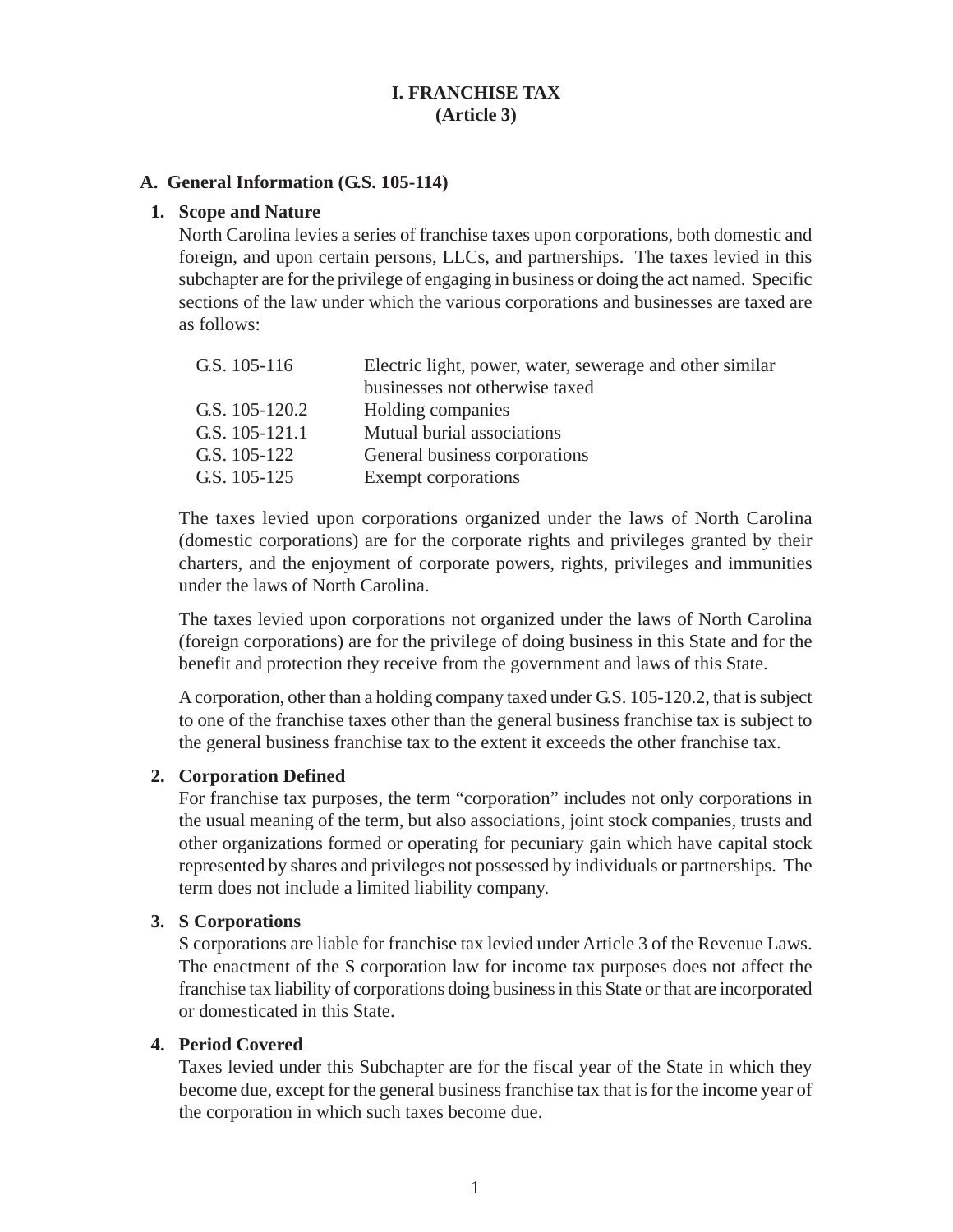# I. FRANCHISE TAX
# (Article 3)

## A. General Information (G.S. 105-114)

### 1. Scope and Nature

North Carolina levies a series of franchise taxes upon corporations, both domestic and foreign, and upon certain persons, LLCs, and partnerships. The taxes levied in this subchapter are for the privilege of engaging in business or doing the act named. Specific sections of the law under which the various corporations and businesses are taxed are as follows:

| | |
|---|---|
| G.S. 105-116 | Electric light, power, water, sewerage and other similar businesses not otherwise taxed |
| G.S. 105-120.2 | Holding companies |
| G.S. 105-121.1 | Mutual burial associations |
| G.S. 105-122 | General business corporations |
| G.S. 105-125 | Exempt corporations |

The taxes levied upon corporations organized under the laws of North Carolina (domestic corporations) are for the corporate rights and privileges granted by their charters, and the enjoyment of corporate powers, rights, privileges and immunities under the laws of North Carolina.

The taxes levied upon corporations not organized under the laws of North Carolina (foreign corporations) are for the privilege of doing business in this State and for the benefit and protection they receive from the government and laws of this State.

A corporation, other than a holding company taxed under G.S. 105-120.2, that is subject to one of the franchise taxes other than the general business franchise tax is subject to the general business franchise tax to the extent it exceeds the other franchise tax.

### 2. Corporation Defined

For franchise tax purposes, the term "corporation" includes not only corporations in the usual meaning of the term, but also associations, joint stock companies, trusts and other organizations formed or operating for pecuniary gain which have capital stock represented by shares and privileges not possessed by individuals or partnerships. The term does not include a limited liability company.

### 3. S Corporations

S corporations are liable for franchise tax levied under Article 3 of the Revenue Laws. The enactment of the S corporation law for income tax purposes does not affect the franchise tax liability of corporations doing business in this State or that are incorporated or domesticated in this State.

### 4. Period Covered

Taxes levied under this Subchapter are for the fiscal year of the State in which they become due, except for the general business franchise tax that is for the income year of the corporation in which such taxes become due.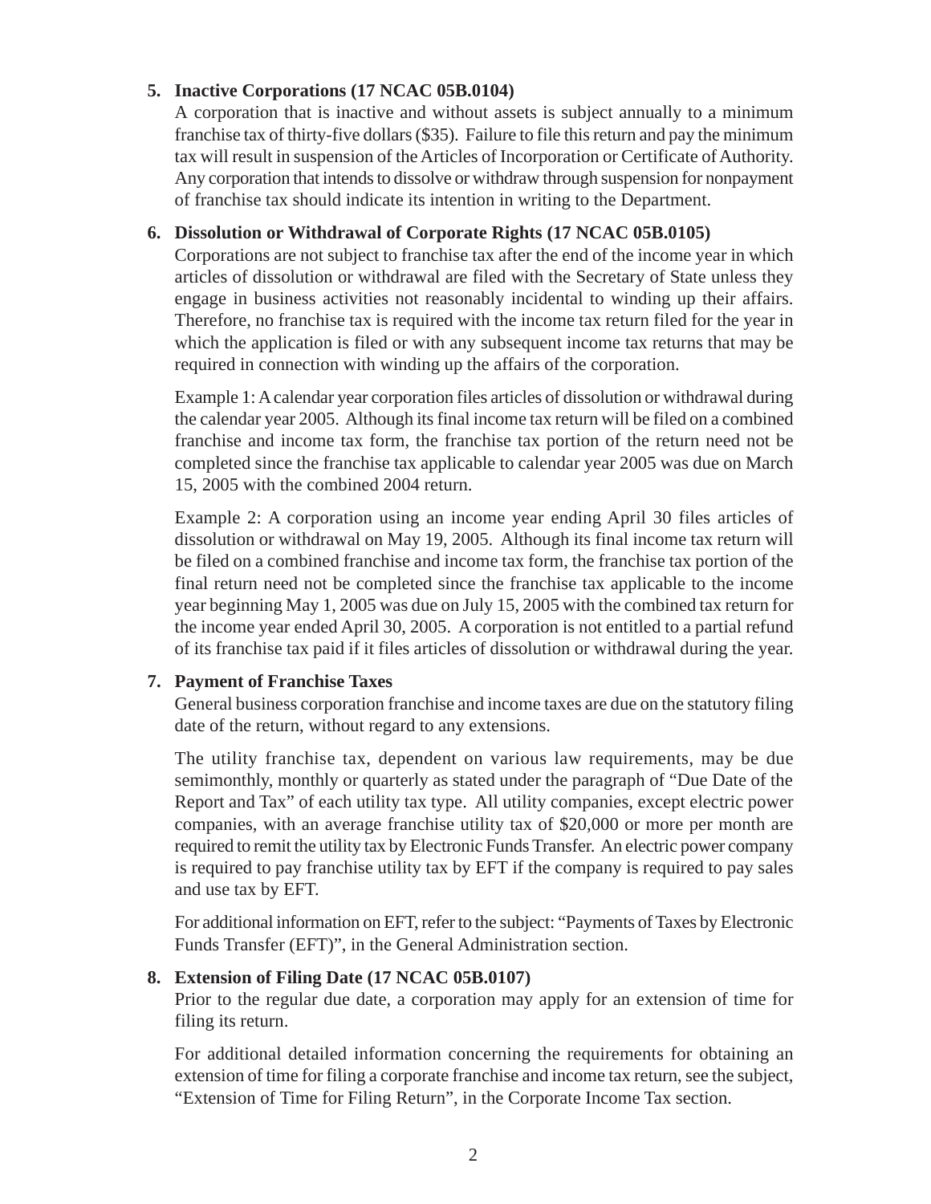5. **Inactive Corporations (17 NCAC 05B.0104)**

   A corporation that is inactive and without assets is subject annually to a minimum franchise tax of thirty-five dollars ($35). Failure to file this return and pay the minimum tax will result in suspension of the Articles of Incorporation or Certificate of Authority. Any corporation that intends to dissolve or withdraw through suspension for nonpayment of franchise tax should indicate its intention in writing to the Department.

6. **Dissolution or Withdrawal of Corporate Rights (17 NCAC 05B.0105)**

   Corporations are not subject to franchise tax after the end of the income year in which articles of dissolution or withdrawal are filed with the Secretary of State unless they engage in business activities not reasonably incidental to winding up their affairs. Therefore, no franchise tax is required with the income tax return filed for the year in which the application is filed or with any subsequent income tax returns that may be required in connection with winding up the affairs of the corporation.

   Example 1: A calendar year corporation files articles of dissolution or withdrawal during the calendar year 2005. Although its final income tax return will be filed on a combined franchise and income tax form, the franchise tax portion of the return need not be completed since the franchise tax applicable to calendar year 2005 was due on March 15, 2005 with the combined 2004 return.

   Example 2: A corporation using an income year ending April 30 files articles of dissolution or withdrawal on May 19, 2005. Although its final income tax return will be filed on a combined franchise and income tax form, the franchise tax portion of the final return need not be completed since the franchise tax applicable to the income year beginning May 1, 2005 was due on July 15, 2005 with the combined tax return for the income year ended April 30, 2005. A corporation is not entitled to a partial refund of its franchise tax paid if it files articles of dissolution or withdrawal during the year.

7. **Payment of Franchise Taxes**

   General business corporation franchise and income taxes are due on the statutory filing date of the return, without regard to any extensions.

   The utility franchise tax, dependent on various law requirements, may be due semimonthly, monthly or quarterly as stated under the paragraph of "Due Date of the Report and Tax" of each utility tax type. All utility companies, except electric power companies, with an average franchise utility tax of $20,000 or more per month are required to remit the utility tax by Electronic Funds Transfer. An electric power company is required to pay franchise utility tax by EFT if the company is required to pay sales and use tax by EFT.

   For additional information on EFT, refer to the subject: "Payments of Taxes by Electronic Funds Transfer (EFT)", in the General Administration section.

8. **Extension of Filing Date (17 NCAC 05B.0107)**

   Prior to the regular due date, a corporation may apply for an extension of time for filing its return.

   For additional detailed information concerning the requirements for obtaining an extension of time for filing a corporate franchise and income tax return, see the subject, "Extension of Time for Filing Return", in the Corporate Income Tax section.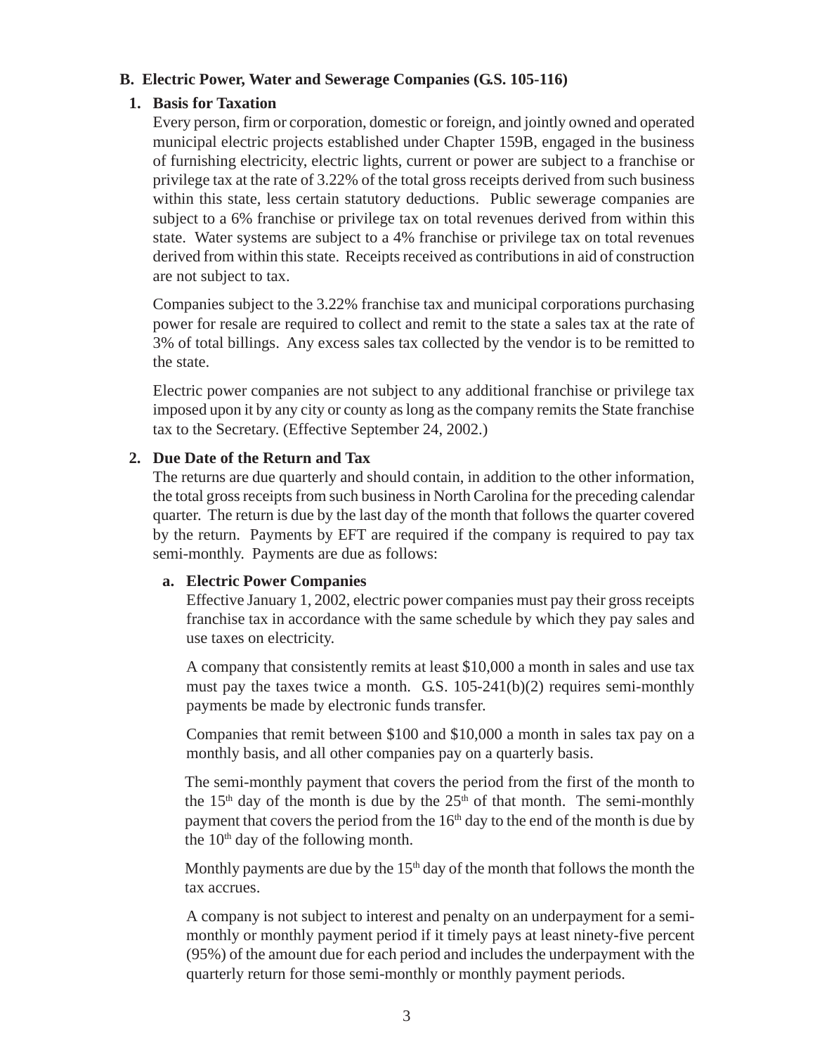## B. Electric Power, Water and Sewerage Companies (G.S. 105-116)

### 1. Basis for Taxation

Every person, firm or corporation, domestic or foreign, and jointly owned and operated municipal electric projects established under Chapter 159B, engaged in the business of furnishing electricity, electric lights, current or power are subject to a franchise or privilege tax at the rate of 3.22% of the total gross receipts derived from such business within this state, less certain statutory deductions. Public sewerage companies are subject to a 6% franchise or privilege tax on total revenues derived from within this state. Water systems are subject to a 4% franchise or privilege tax on total revenues derived from within this state. Receipts received as contributions in aid of construction are not subject to tax.

Companies subject to the 3.22% franchise tax and municipal corporations purchasing power for resale are required to collect and remit to the state a sales tax at the rate of 3% of total billings. Any excess sales tax collected by the vendor is to be remitted to the state.

Electric power companies are not subject to any additional franchise or privilege tax imposed upon it by any city or county as long as the company remits the State franchise tax to the Secretary. (Effective September 24, 2002.)

### 2. Due Date of the Return and Tax

The returns are due quarterly and should contain, in addition to the other information, the total gross receipts from such business in North Carolina for the preceding calendar quarter. The return is due by the last day of the month that follows the quarter covered by the return. Payments by EFT are required if the company is required to pay tax semi-monthly. Payments are due as follows:

#### a. Electric Power Companies

Effective January 1, 2002, electric power companies must pay their gross receipts franchise tax in accordance with the same schedule by which they pay sales and use taxes on electricity.

A company that consistently remits at least $10,000 a month in sales and use tax must pay the taxes twice a month. G.S. 105-241(b)(2) requires semi-monthly payments be made by electronic funds transfer.

Companies that remit between $100 and $10,000 a month in sales tax pay on a monthly basis, and all other companies pay on a quarterly basis.

The semi-monthly payment that covers the period from the first of the month to the 15th day of the month is due by the 25th of that month. The semi-monthly payment that covers the period from the 16th day to the end of the month is due by the 10th day of the following month.

Monthly payments are due by the 15th day of the month that follows the month the tax accrues.

A company is not subject to interest and penalty on an underpayment for a semi-monthly or monthly payment period if it timely pays at least ninety-five percent (95%) of the amount due for each period and includes the underpayment with the quarterly return for those semi-monthly or monthly payment periods.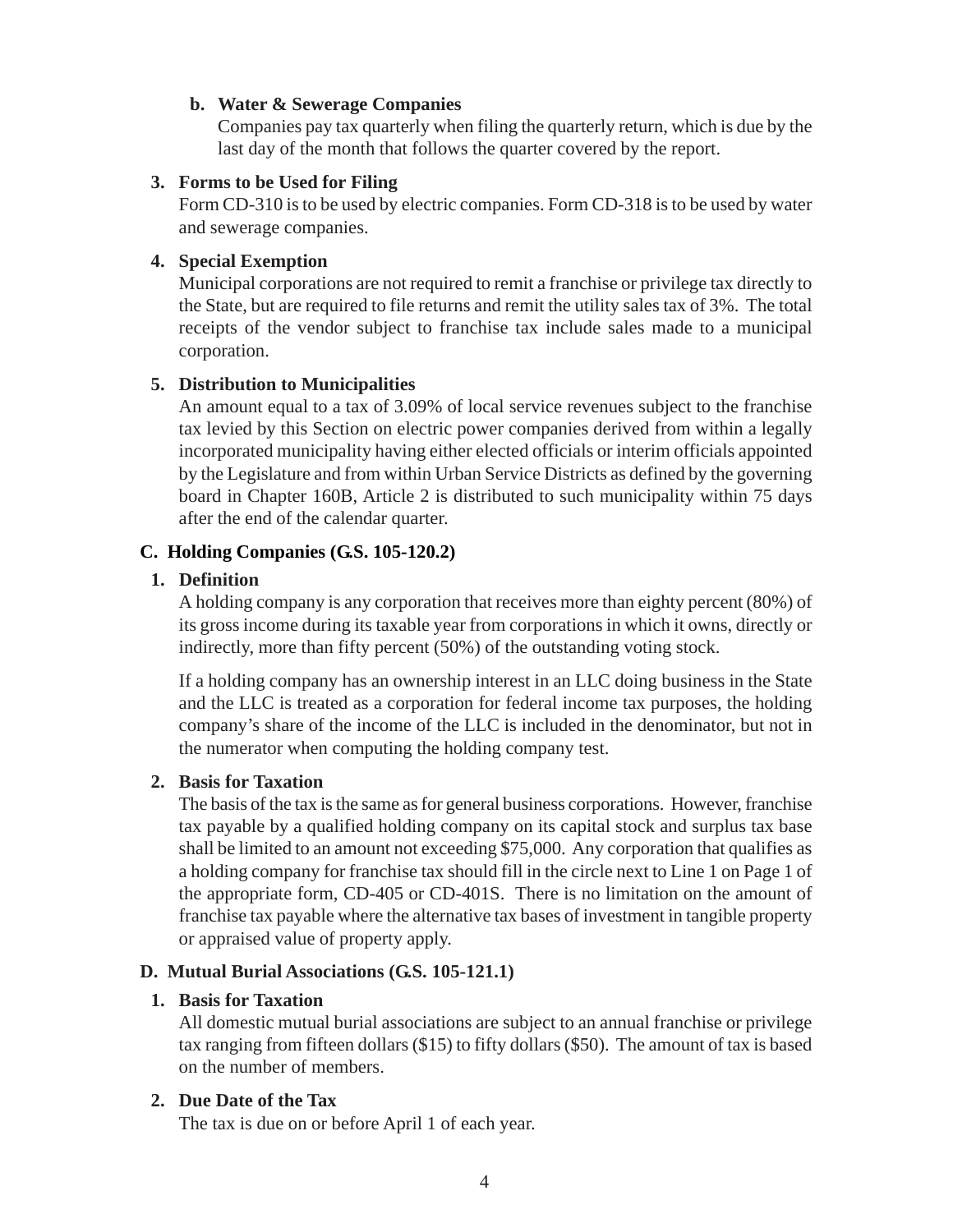**b. Water & Sewerage Companies**

Companies pay tax quarterly when filing the quarterly return, which is due by the last day of the month that follows the quarter covered by the report.

**3. Forms to be Used for Filing**

Form CD-310 is to be used by electric companies. Form CD-318 is to be used by water and sewerage companies.

**4. Special Exemption**

Municipal corporations are not required to remit a franchise or privilege tax directly to the State, but are required to file returns and remit the utility sales tax of 3%. The total receipts of the vendor subject to franchise tax include sales made to a municipal corporation.

**5. Distribution to Municipalities**

An amount equal to a tax of 3.09% of local service revenues subject to the franchise tax levied by this Section on electric power companies derived from within a legally incorporated municipality having either elected officials or interim officials appointed by the Legislature and from within Urban Service Districts as defined by the governing board in Chapter 160B, Article 2 is distributed to such municipality within 75 days after the end of the calendar quarter.

## C. Holding Companies (G.S. 105-120.2)

**1. Definition**

A holding company is any corporation that receives more than eighty percent (80%) of its gross income during its taxable year from corporations in which it owns, directly or indirectly, more than fifty percent (50%) of the outstanding voting stock.

If a holding company has an ownership interest in an LLC doing business in the State and the LLC is treated as a corporation for federal income tax purposes, the holding company's share of the income of the LLC is included in the denominator, but not in the numerator when computing the holding company test.

**2. Basis for Taxation**

The basis of the tax is the same as for general business corporations. However, franchise tax payable by a qualified holding company on its capital stock and surplus tax base shall be limited to an amount not exceeding $75,000. Any corporation that qualifies as a holding company for franchise tax should fill in the circle next to Line 1 on Page 1 of the appropriate form, CD-405 or CD-401S. There is no limitation on the amount of franchise tax payable where the alternative tax bases of investment in tangible property or appraised value of property apply.

## D. Mutual Burial Associations (G.S. 105-121.1)

**1. Basis for Taxation**

All domestic mutual burial associations are subject to an annual franchise or privilege tax ranging from fifteen dollars ($15) to fifty dollars ($50). The amount of tax is based on the number of members.

**2. Due Date of the Tax**

The tax is due on or before April 1 of each year.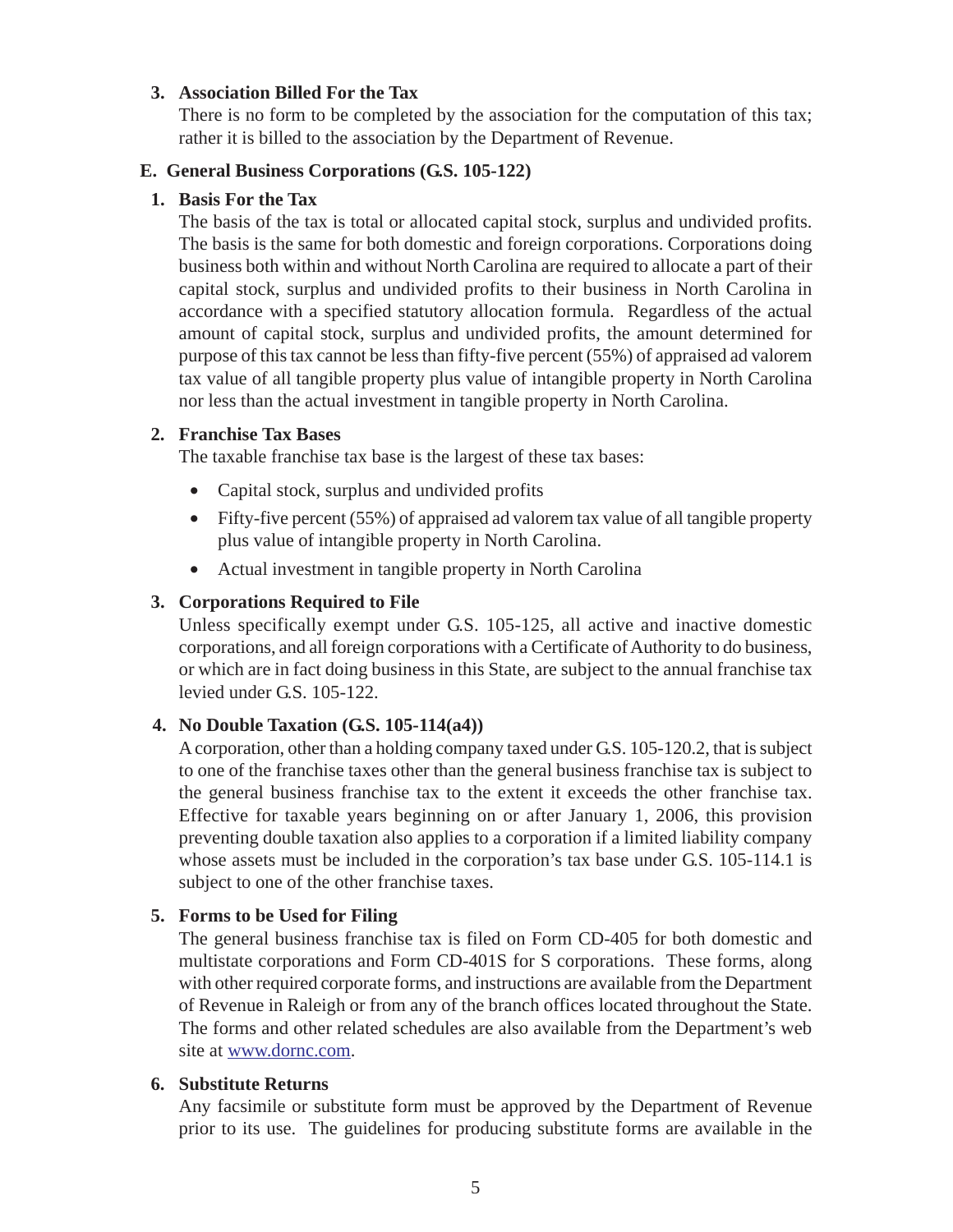### 3. Association Billed For the Tax

There is no form to be completed by the association for the computation of this tax; rather it is billed to the association by the Department of Revenue.

## E. General Business Corporations (G.S. 105-122)

### 1. Basis For the Tax

The basis of the tax is total or allocated capital stock, surplus and undivided profits. The basis is the same for both domestic and foreign corporations. Corporations doing business both within and without North Carolina are required to allocate a part of their capital stock, surplus and undivided profits to their business in North Carolina in accordance with a specified statutory allocation formula. Regardless of the actual amount of capital stock, surplus and undivided profits, the amount determined for purpose of this tax cannot be less than fifty-five percent (55%) of appraised ad valorem tax value of all tangible property plus value of intangible property in North Carolina nor less than the actual investment in tangible property in North Carolina.

### 2. Franchise Tax Bases

The taxable franchise tax base is the largest of these tax bases:

- Capital stock, surplus and undivided profits
- Fifty-five percent (55%) of appraised ad valorem tax value of all tangible property plus value of intangible property in North Carolina.
- Actual investment in tangible property in North Carolina

### 3. Corporations Required to File

Unless specifically exempt under G.S. 105-125, all active and inactive domestic corporations, and all foreign corporations with a Certificate of Authority to do business, or which are in fact doing business in this State, are subject to the annual franchise tax levied under G.S. 105-122.

### 4. No Double Taxation (G.S. 105-114(a4))

A corporation, other than a holding company taxed under G.S. 105-120.2, that is subject to one of the franchise taxes other than the general business franchise tax is subject to the general business franchise tax to the extent it exceeds the other franchise tax. Effective for taxable years beginning on or after January 1, 2006, this provision preventing double taxation also applies to a corporation if a limited liability company whose assets must be included in the corporation's tax base under G.S. 105-114.1 is subject to one of the other franchise taxes.

### 5. Forms to be Used for Filing

The general business franchise tax is filed on Form CD-405 for both domestic and multistate corporations and Form CD-401S for S corporations. These forms, along with other required corporate forms, and instructions are available from the Department of Revenue in Raleigh or from any of the branch offices located throughout the State. The forms and other related schedules are also available from the Department's web site at www.dornc.com.

### 6. Substitute Returns

Any facsimile or substitute form must be approved by the Department of Revenue prior to its use. The guidelines for producing substitute forms are available in the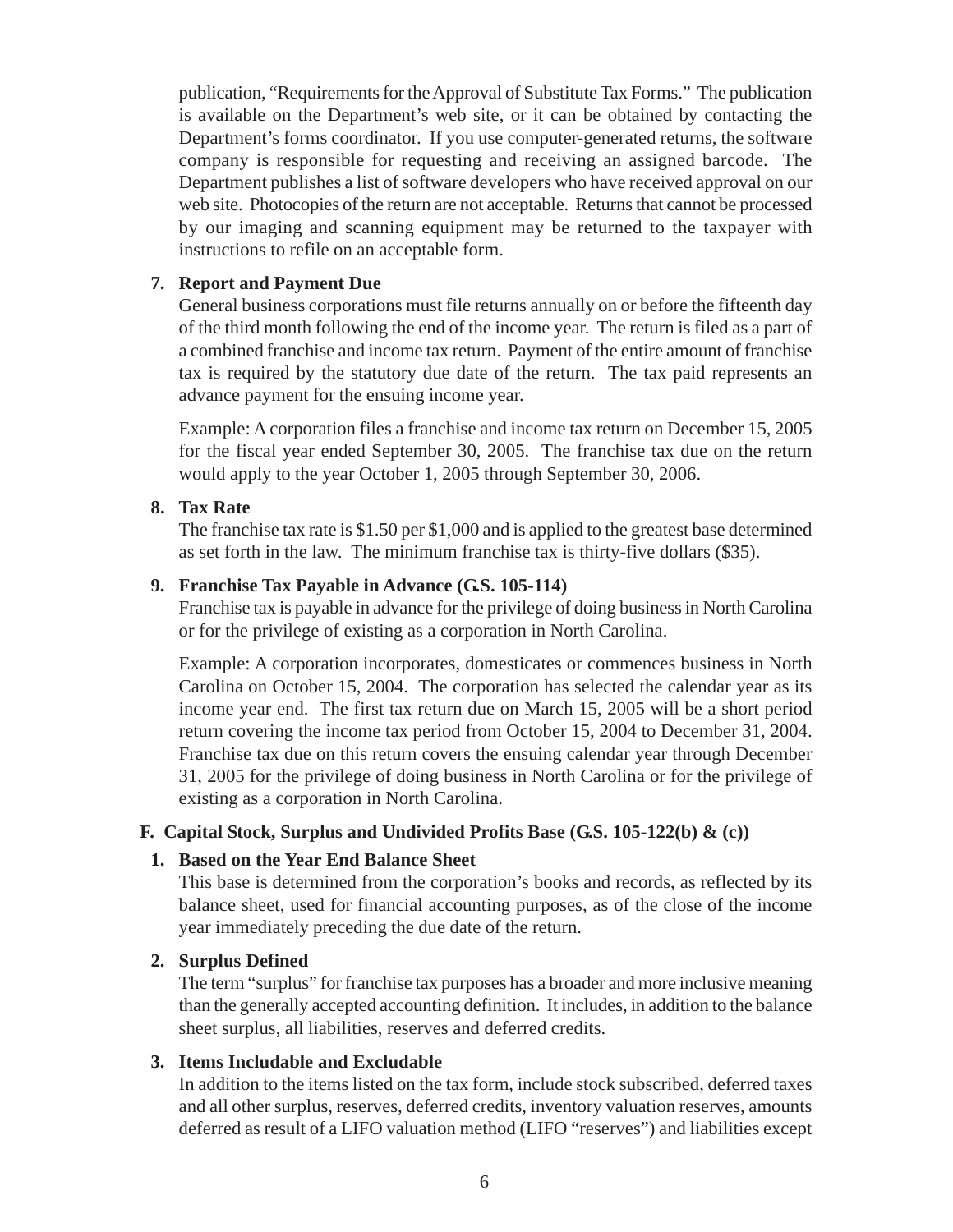publication, "Requirements for the Approval of Substitute Tax Forms." The publication is available on the Department's web site, or it can be obtained by contacting the Department's forms coordinator. If you use computer-generated returns, the software company is responsible for requesting and receiving an assigned barcode. The Department publishes a list of software developers who have received approval on our web site. Photocopies of the return are not acceptable. Returns that cannot be processed by our imaging and scanning equipment may be returned to the taxpayer with instructions to refile on an acceptable form.

7. **Report and Payment Due**

   General business corporations must file returns annually on or before the fifteenth day of the third month following the end of the income year. The return is filed as a part of a combined franchise and income tax return. Payment of the entire amount of franchise tax is required by the statutory due date of the return. The tax paid represents an advance payment for the ensuing income year.

   Example: A corporation files a franchise and income tax return on December 15, 2005 for the fiscal year ended September 30, 2005. The franchise tax due on the return would apply to the year October 1, 2005 through September 30, 2006.

8. **Tax Rate**

   The franchise tax rate is $1.50 per $1,000 and is applied to the greatest base determined as set forth in the law. The minimum franchise tax is thirty-five dollars ($35).

9. **Franchise Tax Payable in Advance (G.S. 105-114)**

   Franchise tax is payable in advance for the privilege of doing business in North Carolina or for the privilege of existing as a corporation in North Carolina.

   Example: A corporation incorporates, domesticates or commences business in North Carolina on October 15, 2004. The corporation has selected the calendar year as its income year end. The first tax return due on March 15, 2005 will be a short period return covering the income tax period from October 15, 2004 to December 31, 2004. Franchise tax due on this return covers the ensuing calendar year through December 31, 2005 for the privilege of doing business in North Carolina or for the privilege of existing as a corporation in North Carolina.

### F. Capital Stock, Surplus and Undivided Profits Base (G.S. 105-122(b) & (c))

1. **Based on the Year End Balance Sheet**

   This base is determined from the corporation's books and records, as reflected by its balance sheet, used for financial accounting purposes, as of the close of the income year immediately preceding the due date of the return.

2. **Surplus Defined**

   The term "surplus" for franchise tax purposes has a broader and more inclusive meaning than the generally accepted accounting definition. It includes, in addition to the balance sheet surplus, all liabilities, reserves and deferred credits.

3. **Items Includable and Excludable**

   In addition to the items listed on the tax form, include stock subscribed, deferred taxes and all other surplus, reserves, deferred credits, inventory valuation reserves, amounts deferred as result of a LIFO valuation method (LIFO "reserves") and liabilities except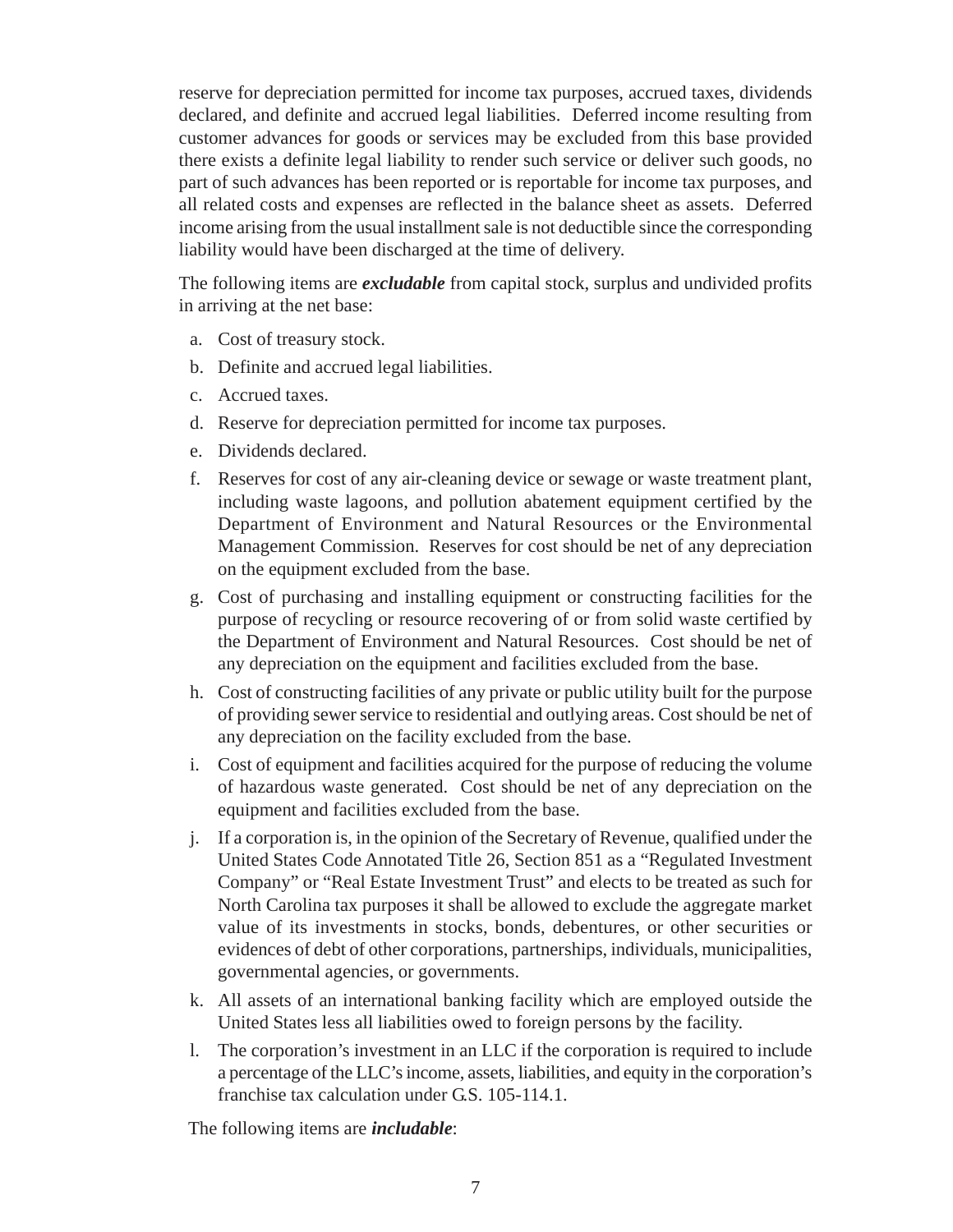reserve for depreciation permitted for income tax purposes, accrued taxes, dividends declared, and definite and accrued legal liabilities. Deferred income resulting from customer advances for goods or services may be excluded from this base provided there exists a definite legal liability to render such service or deliver such goods, no part of such advances has been reported or is reportable for income tax purposes, and all related costs and expenses are reflected in the balance sheet as assets. Deferred income arising from the usual installment sale is not deductible since the corresponding liability would have been discharged at the time of delivery.

The following items are ***excludable*** from capital stock, surplus and undivided profits in arriving at the net base:

a. Cost of treasury stock.
b. Definite and accrued legal liabilities.
c. Accrued taxes.
d. Reserve for depreciation permitted for income tax purposes.
e. Dividends declared.
f. Reserves for cost of any air-cleaning device or sewage or waste treatment plant, including waste lagoons, and pollution abatement equipment certified by the Department of Environment and Natural Resources or the Environmental Management Commission. Reserves for cost should be net of any depreciation on the equipment excluded from the base.
g. Cost of purchasing and installing equipment or constructing facilities for the purpose of recycling or resource recovering of or from solid waste certified by the Department of Environment and Natural Resources. Cost should be net of any depreciation on the equipment and facilities excluded from the base.
h. Cost of constructing facilities of any private or public utility built for the purpose of providing sewer service to residential and outlying areas. Cost should be net of any depreciation on the facility excluded from the base.
i. Cost of equipment and facilities acquired for the purpose of reducing the volume of hazardous waste generated. Cost should be net of any depreciation on the equipment and facilities excluded from the base.
j. If a corporation is, in the opinion of the Secretary of Revenue, qualified under the United States Code Annotated Title 26, Section 851 as a "Regulated Investment Company" or "Real Estate Investment Trust" and elects to be treated as such for North Carolina tax purposes it shall be allowed to exclude the aggregate market value of its investments in stocks, bonds, debentures, or other securities or evidences of debt of other corporations, partnerships, individuals, municipalities, governmental agencies, or governments.
k. All assets of an international banking facility which are employed outside the United States less all liabilities owed to foreign persons by the facility.
l. The corporation's investment in an LLC if the corporation is required to include a percentage of the LLC's income, assets, liabilities, and equity in the corporation's franchise tax calculation under G.S. 105-114.1.

The following items are ***includable***: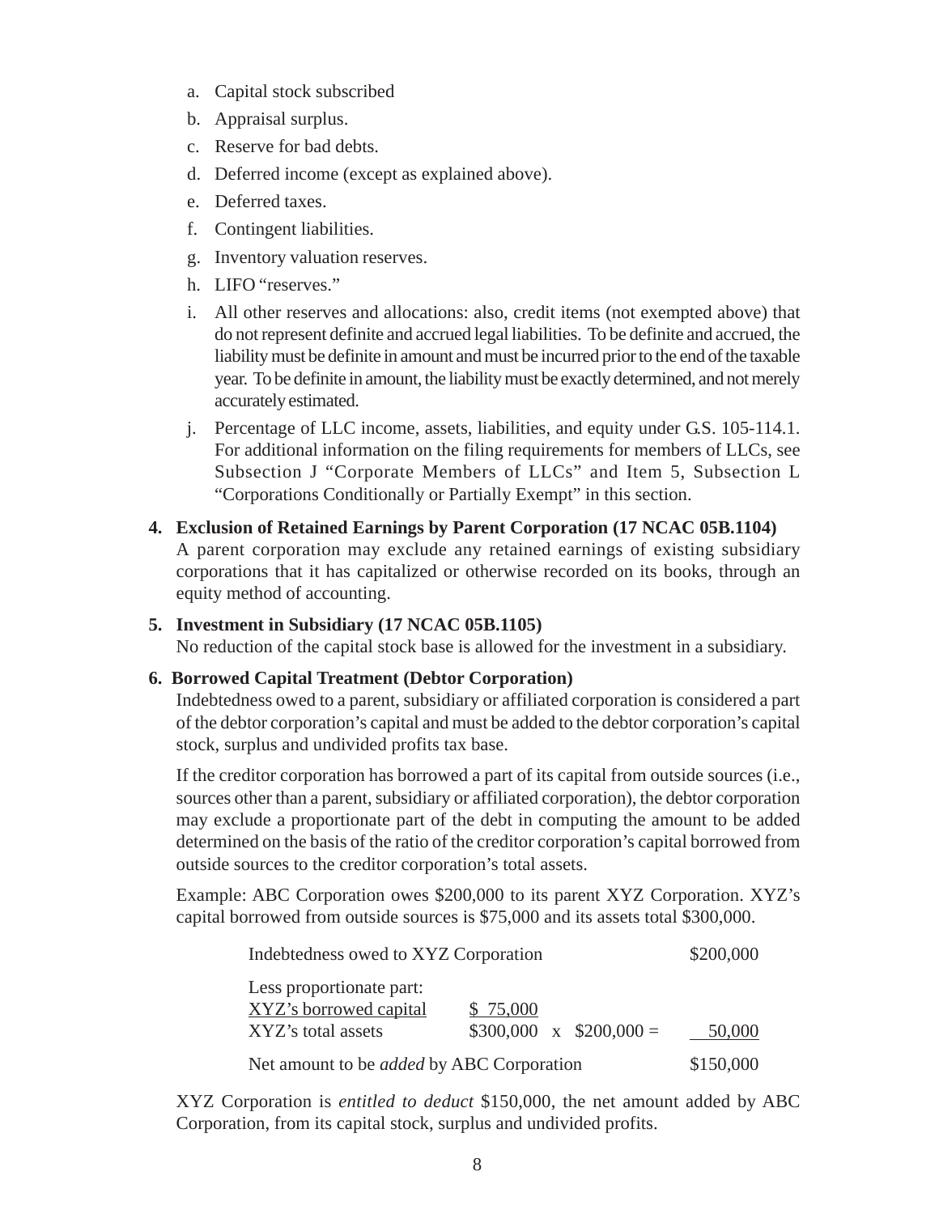a. Capital stock subscribed
b. Appraisal surplus.
c. Reserve for bad debts.
d. Deferred income (except as explained above).
e. Deferred taxes.
f. Contingent liabilities.
g. Inventory valuation reserves.
h. LIFO "reserves."
i. All other reserves and allocations: also, credit items (not exempted above) that do not represent definite and accrued legal liabilities. To be definite and accrued, the liability must be definite in amount and must be incurred prior to the end of the taxable year. To be definite in amount, the liability must be exactly determined, and not merely accurately estimated.
j. Percentage of LLC income, assets, liabilities, and equity under G.S. 105-114.1. For additional information on the filing requirements for members of LLCs, see Subsection J "Corporate Members of LLCs" and Item 5, Subsection L "Corporations Conditionally or Partially Exempt" in this section.

**4. Exclusion of Retained Earnings by Parent Corporation (17 NCAC 05B.1104)**

A parent corporation may exclude any retained earnings of existing subsidiary corporations that it has capitalized or otherwise recorded on its books, through an equity method of accounting.

**5. Investment in Subsidiary (17 NCAC 05B.1105)**

No reduction of the capital stock base is allowed for the investment in a subsidiary.

**6. Borrowed Capital Treatment (Debtor Corporation)**

Indebtedness owed to a parent, subsidiary or affiliated corporation is considered a part of the debtor corporation's capital and must be added to the debtor corporation's capital stock, surplus and undivided profits tax base.

If the creditor corporation has borrowed a part of its capital from outside sources (i.e., sources other than a parent, subsidiary or affiliated corporation), the debtor corporation may exclude a proportionate part of the debt in computing the amount to be added determined on the basis of the ratio of the creditor corporation's capital borrowed from outside sources to the creditor corporation's total assets.

Example: ABC Corporation owes $200,000 to its parent XYZ Corporation. XYZ's capital borrowed from outside sources is $75,000 and its assets total $300,000.

| | | |
|---|---|---|
| Indebtedness owed to XYZ Corporation | | $200,000 |
| Less proportionate part: XYZ's borrowed capital / XYZ's total assets | $75,000 / $300,000 x $200,000 = | 50,000 |
| Net amount to be *added* by ABC Corporation | | $150,000 |

XYZ Corporation is *entitled to deduct* $150,000, the net amount added by ABC Corporation, from its capital stock, surplus and undivided profits.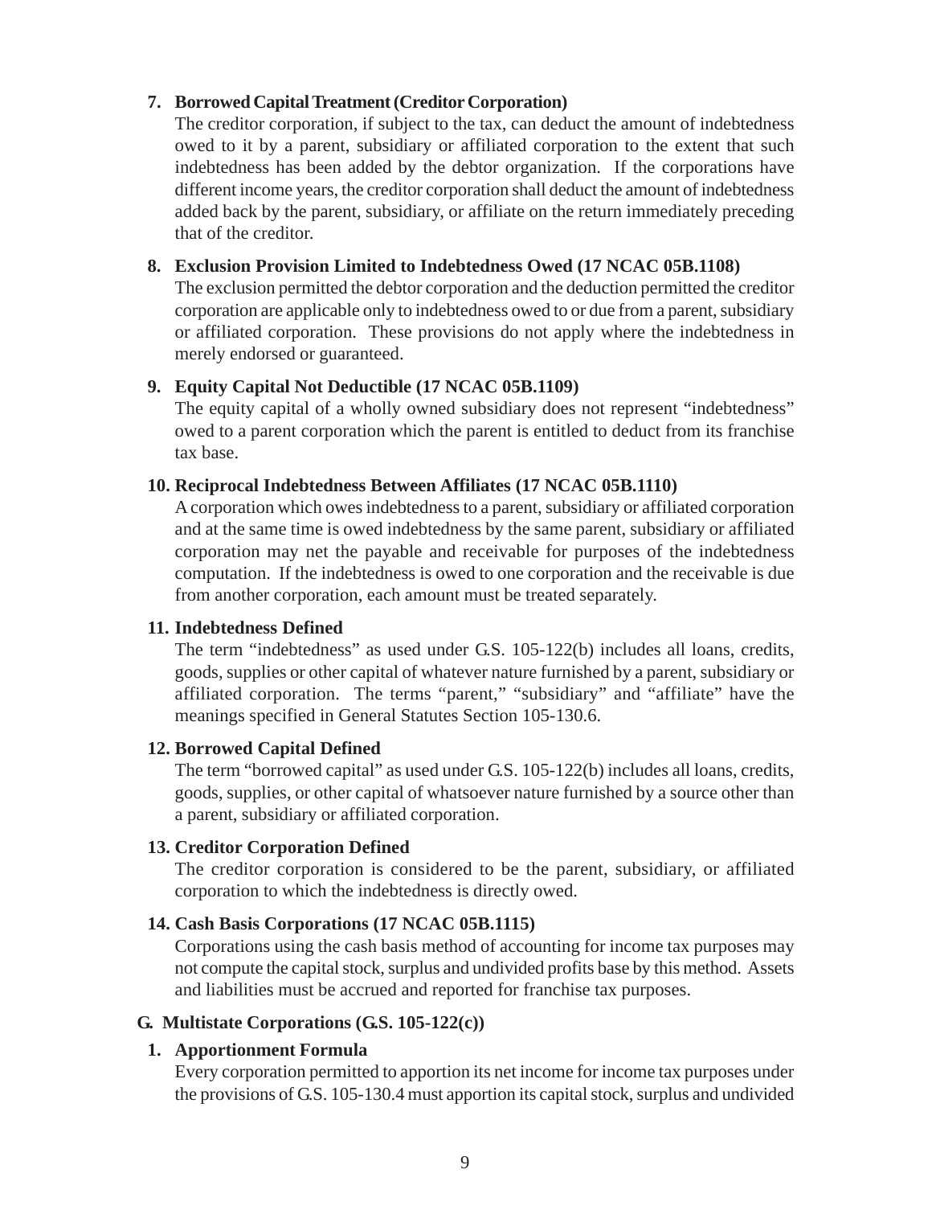**7. Borrowed Capital Treatment (Creditor Corporation)**

The creditor corporation, if subject to the tax, can deduct the amount of indebtedness owed to it by a parent, subsidiary or affiliated corporation to the extent that such indebtedness has been added by the debtor organization. If the corporations have different income years, the creditor corporation shall deduct the amount of indebtedness added back by the parent, subsidiary, or affiliate on the return immediately preceding that of the creditor.

**8. Exclusion Provision Limited to Indebtedness Owed (17 NCAC 05B.1108)**

The exclusion permitted the debtor corporation and the deduction permitted the creditor corporation are applicable only to indebtedness owed to or due from a parent, subsidiary or affiliated corporation. These provisions do not apply where the indebtedness in merely endorsed or guaranteed.

**9. Equity Capital Not Deductible (17 NCAC 05B.1109)**

The equity capital of a wholly owned subsidiary does not represent "indebtedness" owed to a parent corporation which the parent is entitled to deduct from its franchise tax base.

**10. Reciprocal Indebtedness Between Affiliates (17 NCAC 05B.1110)**

A corporation which owes indebtedness to a parent, subsidiary or affiliated corporation and at the same time is owed indebtedness by the same parent, subsidiary or affiliated corporation may net the payable and receivable for purposes of the indebtedness computation. If the indebtedness is owed to one corporation and the receivable is due from another corporation, each amount must be treated separately.

**11. Indebtedness Defined**

The term "indebtedness" as used under G.S. 105-122(b) includes all loans, credits, goods, supplies or other capital of whatever nature furnished by a parent, subsidiary or affiliated corporation. The terms "parent," "subsidiary" and "affiliate" have the meanings specified in General Statutes Section 105-130.6.

**12. Borrowed Capital Defined**

The term "borrowed capital" as used under G.S. 105-122(b) includes all loans, credits, goods, supplies, or other capital of whatsoever nature furnished by a source other than a parent, subsidiary or affiliated corporation.

**13. Creditor Corporation Defined**

The creditor corporation is considered to be the parent, subsidiary, or affiliated corporation to which the indebtedness is directly owed.

**14. Cash Basis Corporations (17 NCAC 05B.1115)**

Corporations using the cash basis method of accounting for income tax purposes may not compute the capital stock, surplus and undivided profits base by this method. Assets and liabilities must be accrued and reported for franchise tax purposes.

**G. Multistate Corporations (G.S. 105-122(c))**

**1. Apportionment Formula**

Every corporation permitted to apportion its net income for income tax purposes under the provisions of G.S. 105-130.4 must apportion its capital stock, surplus and undivided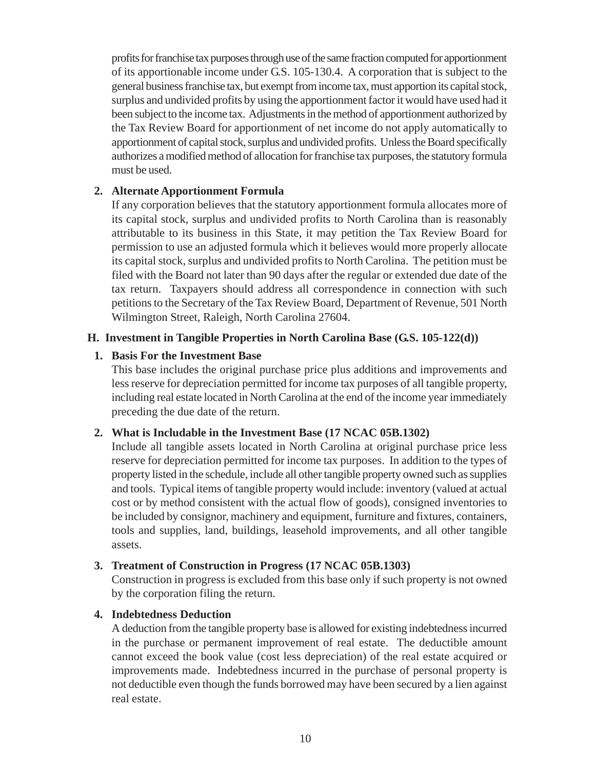profits for franchise tax purposes through use of the same fraction computed for apportionment of its apportionable income under G.S. 105-130.4. A corporation that is subject to the general business franchise tax, but exempt from income tax, must apportion its capital stock, surplus and undivided profits by using the apportionment factor it would have used had it been subject to the income tax. Adjustments in the method of apportionment authorized by the Tax Review Board for apportionment of net income do not apply automatically to apportionment of capital stock, surplus and undivided profits. Unless the Board specifically authorizes a modified method of allocation for franchise tax purposes, the statutory formula must be used.

**2. Alternate Apportionment Formula**

If any corporation believes that the statutory apportionment formula allocates more of its capital stock, surplus and undivided profits to North Carolina than is reasonably attributable to its business in this State, it may petition the Tax Review Board for permission to use an adjusted formula which it believes would more properly allocate its capital stock, surplus and undivided profits to North Carolina. The petition must be filed with the Board not later than 90 days after the regular or extended due date of the tax return. Taxpayers should address all correspondence in connection with such petitions to the Secretary of the Tax Review Board, Department of Revenue, 501 North Wilmington Street, Raleigh, North Carolina 27604.

### H. Investment in Tangible Properties in North Carolina Base (G.S. 105-122(d))

**1. Basis For the Investment Base**

This base includes the original purchase price plus additions and improvements and less reserve for depreciation permitted for income tax purposes of all tangible property, including real estate located in North Carolina at the end of the income year immediately preceding the due date of the return.

**2. What is Includable in the Investment Base (17 NCAC 05B.1302)**

Include all tangible assets located in North Carolina at original purchase price less reserve for depreciation permitted for income tax purposes. In addition to the types of property listed in the schedule, include all other tangible property owned such as supplies and tools. Typical items of tangible property would include: inventory (valued at actual cost or by method consistent with the actual flow of goods), consigned inventories to be included by consignor, machinery and equipment, furniture and fixtures, containers, tools and supplies, land, buildings, leasehold improvements, and all other tangible assets.

**3. Treatment of Construction in Progress (17 NCAC 05B.1303)**

Construction in progress is excluded from this base only if such property is not owned by the corporation filing the return.

**4. Indebtedness Deduction**

A deduction from the tangible property base is allowed for existing indebtedness incurred in the purchase or permanent improvement of real estate. The deductible amount cannot exceed the book value (cost less depreciation) of the real estate acquired or improvements made. Indebtedness incurred in the purchase of personal property is not deductible even though the funds borrowed may have been secured by a lien against real estate.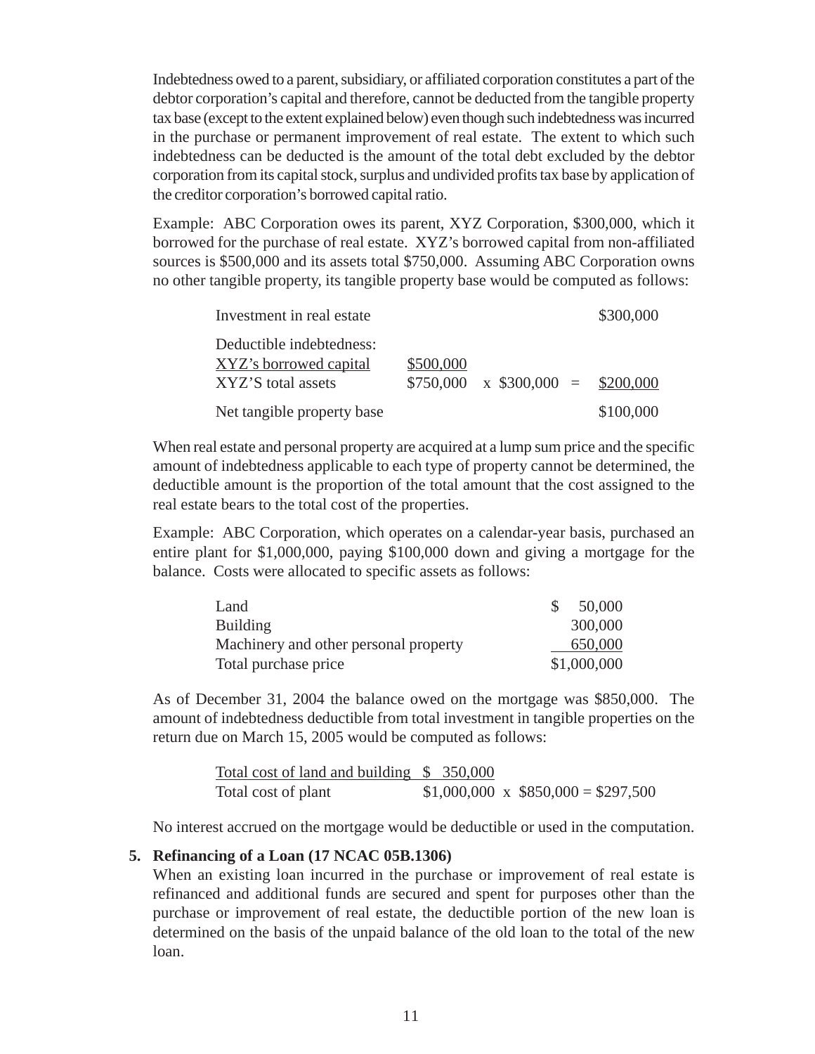Indebtedness owed to a parent, subsidiary, or affiliated corporation constitutes a part of the debtor corporation's capital and therefore, cannot be deducted from the tangible property tax base (except to the extent explained below) even though such indebtedness was incurred in the purchase or permanent improvement of real estate. The extent to which such indebtedness can be deducted is the amount of the total debt excluded by the debtor corporation from its capital stock, surplus and undivided profits tax base by application of the creditor corporation's borrowed capital ratio.

Example: ABC Corporation owes its parent, XYZ Corporation, $300,000, which it borrowed for the purchase of real estate. XYZ's borrowed capital from non-affiliated sources is $500,000 and its assets total $750,000. Assuming ABC Corporation owns no other tangible property, its tangible property base would be computed as follows:

| | | |
|---|---|---|
| Investment in real estate | | $300,000 |
| Deductible indebtedness: | | |
| XYZ's borrowed capital / XYZ'S total assets | $500,000 / $750,000 x $300,000 = | $200,000 |
| Net tangible property base | | $100,000 |

When real estate and personal property are acquired at a lump sum price and the specific amount of indebtedness applicable to each type of property cannot be determined, the deductible amount is the proportion of the total amount that the cost assigned to the real estate bears to the total cost of the properties.

Example: ABC Corporation, which operates on a calendar-year basis, purchased an entire plant for $1,000,000, paying $100,000 down and giving a mortgage for the balance. Costs were allocated to specific assets as follows:

| | |
|---|---|
| Land | $ 50,000 |
| Building | 300,000 |
| Machinery and other personal property | 650,000 |
| Total purchase price | $1,000,000 |

As of December 31, 2004 the balance owed on the mortgage was $850,000. The amount of indebtedness deductible from total investment in tangible properties on the return due on March 15, 2005 would be computed as follows:

| | | |
|---|---|---|
| Total cost of land and building | $ 350,000 | |
| Total cost of plant | $1,000,000 | x $850,000 = $297,500 |

No interest accrued on the mortgage would be deductible or used in the computation.

**5. Refinancing of a Loan (17 NCAC 05B.1306)**

When an existing loan incurred in the purchase or improvement of real estate is refinanced and additional funds are secured and spent for purposes other than the purchase or improvement of real estate, the deductible portion of the new loan is determined on the basis of the unpaid balance of the old loan to the total of the new loan.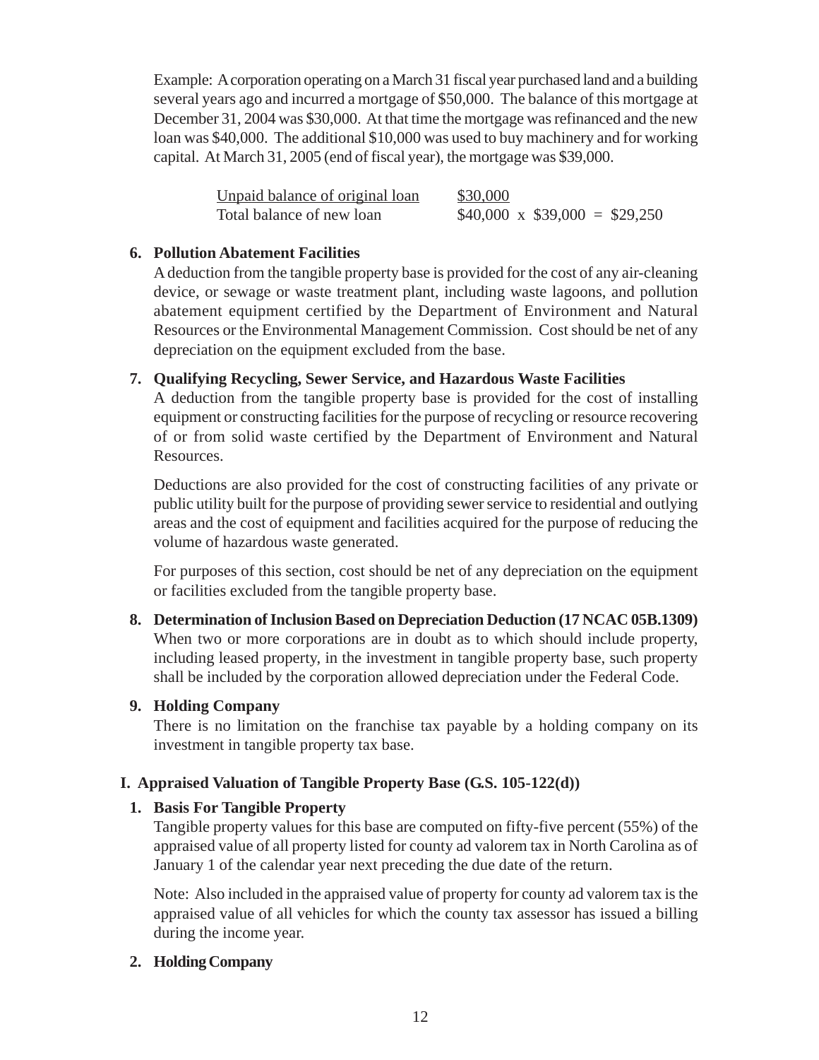Example: A corporation operating on a March 31 fiscal year purchased land and a building several years ago and incurred a mortgage of $50,000. The balance of this mortgage at December 31, 2004 was $30,000. At that time the mortgage was refinanced and the new loan was $40,000. The additional $10,000 was used to buy machinery and for working capital. At March 31, 2005 (end of fiscal year), the mortgage was $39,000.

$$\frac{\text{Unpaid balance of original loan}}{\text{Total balance of new loan}} \quad \frac{\$30,000}{\$40,000} \times \$39,000 = \$29,250$$

**6. Pollution Abatement Facilities**

A deduction from the tangible property base is provided for the cost of any air-cleaning device, or sewage or waste treatment plant, including waste lagoons, and pollution abatement equipment certified by the Department of Environment and Natural Resources or the Environmental Management Commission. Cost should be net of any depreciation on the equipment excluded from the base.

**7. Qualifying Recycling, Sewer Service, and Hazardous Waste Facilities**

A deduction from the tangible property base is provided for the cost of installing equipment or constructing facilities for the purpose of recycling or resource recovering of or from solid waste certified by the Department of Environment and Natural Resources.

Deductions are also provided for the cost of constructing facilities of any private or public utility built for the purpose of providing sewer service to residential and outlying areas and the cost of equipment and facilities acquired for the purpose of reducing the volume of hazardous waste generated.

For purposes of this section, cost should be net of any depreciation on the equipment or facilities excluded from the tangible property base.

**8. Determination of Inclusion Based on Depreciation Deduction (17 NCAC 05B.1309)**

When two or more corporations are in doubt as to which should include property, including leased property, in the investment in tangible property base, such property shall be included by the corporation allowed depreciation under the Federal Code.

**9. Holding Company**

There is no limitation on the franchise tax payable by a holding company on its investment in tangible property tax base.

## I. Appraised Valuation of Tangible Property Base (G.S. 105-122(d))

**1. Basis For Tangible Property**

Tangible property values for this base are computed on fifty-five percent (55%) of the appraised value of all property listed for county ad valorem tax in North Carolina as of January 1 of the calendar year next preceding the due date of the return.

Note: Also included in the appraised value of property for county ad valorem tax is the appraised value of all vehicles for which the county tax assessor has issued a billing during the income year.

**2. Holding Company**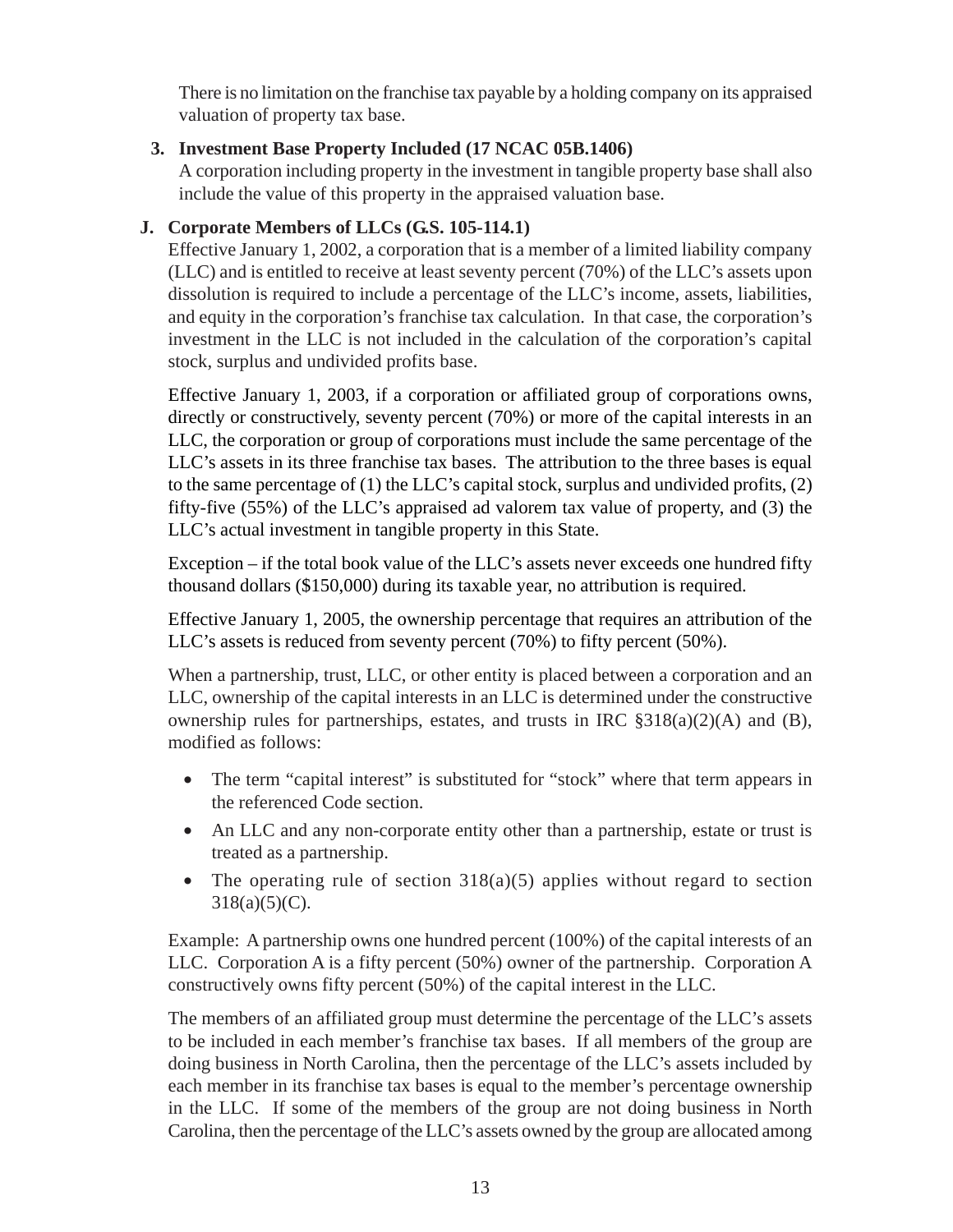There is no limitation on the franchise tax payable by a holding company on its appraised valuation of property tax base.

**3. Investment Base Property Included (17 NCAC 05B.1406)**

A corporation including property in the investment in tangible property base shall also include the value of this property in the appraised valuation base.

**J. Corporate Members of LLCs (G.S. 105-114.1)**

Effective January 1, 2002, a corporation that is a member of a limited liability company (LLC) and is entitled to receive at least seventy percent (70%) of the LLC's assets upon dissolution is required to include a percentage of the LLC's income, assets, liabilities, and equity in the corporation's franchise tax calculation. In that case, the corporation's investment in the LLC is not included in the calculation of the corporation's capital stock, surplus and undivided profits base.

Effective January 1, 2003, if a corporation or affiliated group of corporations owns, directly or constructively, seventy percent (70%) or more of the capital interests in an LLC, the corporation or group of corporations must include the same percentage of the LLC's assets in its three franchise tax bases. The attribution to the three bases is equal to the same percentage of (1) the LLC's capital stock, surplus and undivided profits, (2) fifty-five (55%) of the LLC's appraised ad valorem tax value of property, and (3) the LLC's actual investment in tangible property in this State.

Exception – if the total book value of the LLC's assets never exceeds one hundred fifty thousand dollars ($150,000) during its taxable year, no attribution is required.

Effective January 1, 2005, the ownership percentage that requires an attribution of the LLC's assets is reduced from seventy percent (70%) to fifty percent (50%).

When a partnership, trust, LLC, or other entity is placed between a corporation and an LLC, ownership of the capital interests in an LLC is determined under the constructive ownership rules for partnerships, estates, and trusts in IRC §318(a)(2)(A) and (B), modified as follows:

- The term "capital interest" is substituted for "stock" where that term appears in the referenced Code section.
- An LLC and any non-corporate entity other than a partnership, estate or trust is treated as a partnership.
- The operating rule of section 318(a)(5) applies without regard to section 318(a)(5)(C).

Example: A partnership owns one hundred percent (100%) of the capital interests of an LLC. Corporation A is a fifty percent (50%) owner of the partnership. Corporation A constructively owns fifty percent (50%) of the capital interest in the LLC.

The members of an affiliated group must determine the percentage of the LLC's assets to be included in each member's franchise tax bases. If all members of the group are doing business in North Carolina, then the percentage of the LLC's assets included by each member in its franchise tax bases is equal to the member's percentage ownership in the LLC. If some of the members of the group are not doing business in North Carolina, then the percentage of the LLC's assets owned by the group are allocated among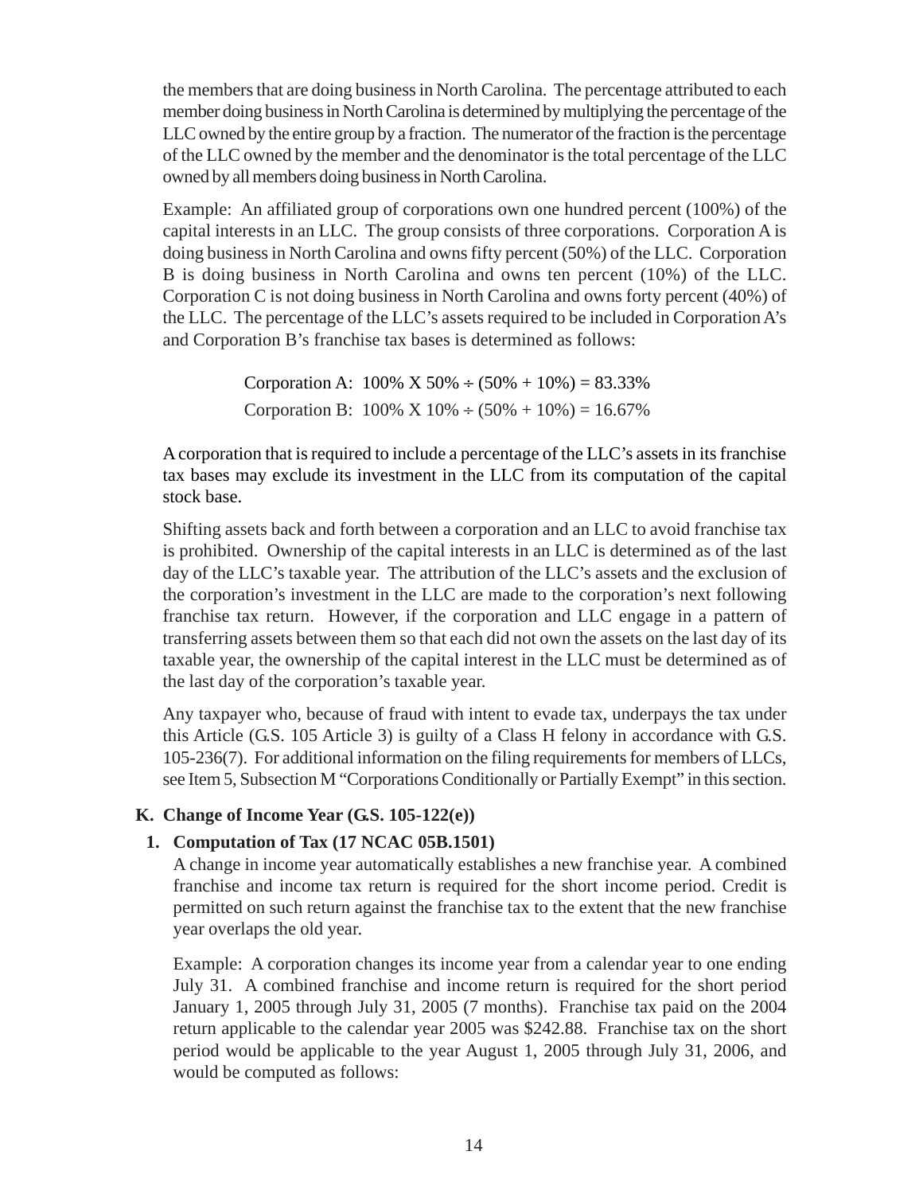the members that are doing business in North Carolina. The percentage attributed to each member doing business in North Carolina is determined by multiplying the percentage of the LLC owned by the entire group by a fraction. The numerator of the fraction is the percentage of the LLC owned by the member and the denominator is the total percentage of the LLC owned by all members doing business in North Carolina.

Example: An affiliated group of corporations own one hundred percent (100%) of the capital interests in an LLC. The group consists of three corporations. Corporation A is doing business in North Carolina and owns fifty percent (50%) of the LLC. Corporation B is doing business in North Carolina and owns ten percent (10%) of the LLC. Corporation C is not doing business in North Carolina and owns forty percent (40%) of the LLC. The percentage of the LLC's assets required to be included in Corporation A's and Corporation B's franchise tax bases is determined as follows:

Corporation A: 100% X 50% ÷ (50% + 10%) = 83.33%

Corporation B: 100% X 10% ÷ (50% + 10%) = 16.67%

A corporation that is required to include a percentage of the LLC's assets in its franchise tax bases may exclude its investment in the LLC from its computation of the capital stock base.

Shifting assets back and forth between a corporation and an LLC to avoid franchise tax is prohibited. Ownership of the capital interests in an LLC is determined as of the last day of the LLC's taxable year. The attribution of the LLC's assets and the exclusion of the corporation's investment in the LLC are made to the corporation's next following franchise tax return. However, if the corporation and LLC engage in a pattern of transferring assets between them so that each did not own the assets on the last day of its taxable year, the ownership of the capital interest in the LLC must be determined as of the last day of the corporation's taxable year.

Any taxpayer who, because of fraud with intent to evade tax, underpays the tax under this Article (G.S. 105 Article 3) is guilty of a Class H felony in accordance with G.S. 105-236(7). For additional information on the filing requirements for members of LLCs, see Item 5, Subsection M "Corporations Conditionally or Partially Exempt" in this section.

## K. Change of Income Year (G.S. 105-122(e))

### 1. Computation of Tax (17 NCAC 05B.1501)

A change in income year automatically establishes a new franchise year. A combined franchise and income tax return is required for the short income period. Credit is permitted on such return against the franchise tax to the extent that the new franchise year overlaps the old year.

Example: A corporation changes its income year from a calendar year to one ending July 31. A combined franchise and income return is required for the short period January 1, 2005 through July 31, 2005 (7 months). Franchise tax paid on the 2004 return applicable to the calendar year 2005 was $242.88. Franchise tax on the short period would be applicable to the year August 1, 2005 through July 31, 2006, and would be computed as follows: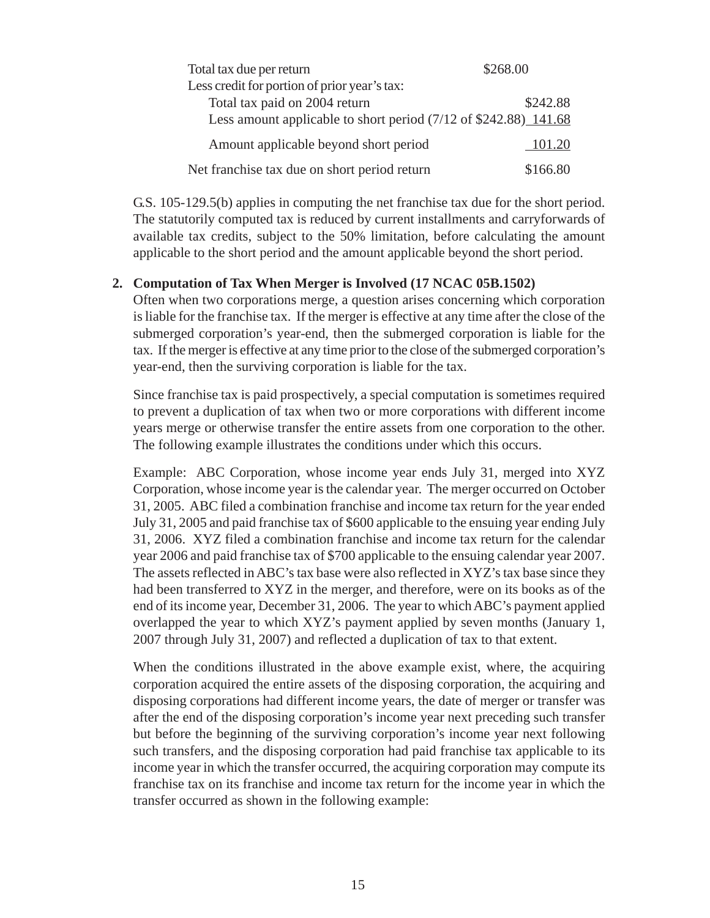| | | |
|---|---|---|
| Total tax due per return | $268.00 | |
| Less credit for portion of prior year's tax: | | |
| Total tax paid on 2004 return | | $242.88 |
| Less amount applicable to short period (7/12 of $242.88) | | 141.68 |
| Amount applicable beyond short period | | 101.20 |
| Net franchise tax due on short period return | | $166.80 |

G.S. 105-129.5(b) applies in computing the net franchise tax due for the short period. The statutorily computed tax is reduced by current installments and carryforwards of available tax credits, subject to the 50% limitation, before calculating the amount applicable to the short period and the amount applicable beyond the short period.

**2. Computation of Tax When Merger is Involved (17 NCAC 05B.1502)**

Often when two corporations merge, a question arises concerning which corporation is liable for the franchise tax. If the merger is effective at any time after the close of the submerged corporation's year-end, then the submerged corporation is liable for the tax. If the merger is effective at any time prior to the close of the submerged corporation's year-end, then the surviving corporation is liable for the tax.

Since franchise tax is paid prospectively, a special computation is sometimes required to prevent a duplication of tax when two or more corporations with different income years merge or otherwise transfer the entire assets from one corporation to the other. The following example illustrates the conditions under which this occurs.

Example: ABC Corporation, whose income year ends July 31, merged into XYZ Corporation, whose income year is the calendar year. The merger occurred on October 31, 2005. ABC filed a combination franchise and income tax return for the year ended July 31, 2005 and paid franchise tax of $600 applicable to the ensuing year ending July 31, 2006. XYZ filed a combination franchise and income tax return for the calendar year 2006 and paid franchise tax of $700 applicable to the ensuing calendar year 2007. The assets reflected in ABC's tax base were also reflected in XYZ's tax base since they had been transferred to XYZ in the merger, and therefore, were on its books as of the end of its income year, December 31, 2006. The year to which ABC's payment applied overlapped the year to which XYZ's payment applied by seven months (January 1, 2007 through July 31, 2007) and reflected a duplication of tax to that extent.

When the conditions illustrated in the above example exist, where, the acquiring corporation acquired the entire assets of the disposing corporation, the acquiring and disposing corporations had different income years, the date of merger or transfer was after the end of the disposing corporation's income year next preceding such transfer but before the beginning of the surviving corporation's income year next following such transfers, and the disposing corporation had paid franchise tax applicable to its income year in which the transfer occurred, the acquiring corporation may compute its franchise tax on its franchise and income tax return for the income year in which the transfer occurred as shown in the following example: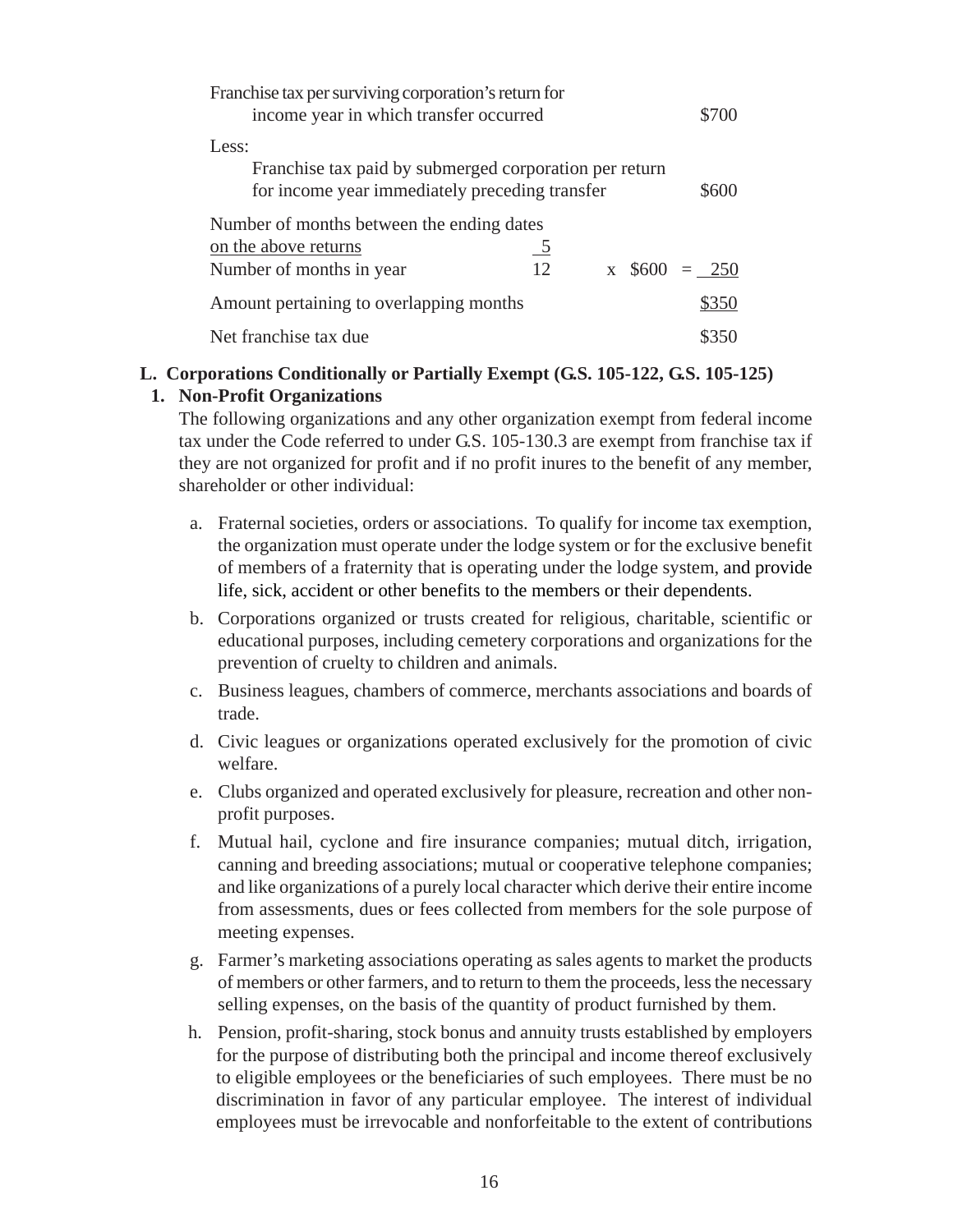| | | |
|---|---|---|
| Franchise tax per surviving corporation's return for income year in which transfer occurred | | $700 |
| Less: | | |
| Franchise tax paid by submerged corporation per return for income year immediately preceding transfer | | $600 |
| Number of months between the ending dates on the above returns / Number of months in year | 5/12 x $600 = | 250 |
| Amount pertaining to overlapping months | | $350 |
| Net franchise tax due | | $350 |

**L. Corporations Conditionally or Partially Exempt (G.S. 105-122, G.S. 105-125)**

**1. Non-Profit Organizations**

The following organizations and any other organization exempt from federal income tax under the Code referred to under G.S. 105-130.3 are exempt from franchise tax if they are not organized for profit and if no profit inures to the benefit of any member, shareholder or other individual:

a. Fraternal societies, orders or associations. To qualify for income tax exemption, the organization must operate under the lodge system or for the exclusive benefit of members of a fraternity that is operating under the lodge system, and provide life, sick, accident or other benefits to the members or their dependents.

b. Corporations organized or trusts created for religious, charitable, scientific or educational purposes, including cemetery corporations and organizations for the prevention of cruelty to children and animals.

c. Business leagues, chambers of commerce, merchants associations and boards of trade.

d. Civic leagues or organizations operated exclusively for the promotion of civic welfare.

e. Clubs organized and operated exclusively for pleasure, recreation and other non-profit purposes.

f. Mutual hail, cyclone and fire insurance companies; mutual ditch, irrigation, canning and breeding associations; mutual or cooperative telephone companies; and like organizations of a purely local character which derive their entire income from assessments, dues or fees collected from members for the sole purpose of meeting expenses.

g. Farmer's marketing associations operating as sales agents to market the products of members or other farmers, and to return to them the proceeds, less the necessary selling expenses, on the basis of the quantity of product furnished by them.

h. Pension, profit-sharing, stock bonus and annuity trusts established by employers for the purpose of distributing both the principal and income thereof exclusively to eligible employees or the beneficiaries of such employees. There must be no discrimination in favor of any particular employee. The interest of individual employees must be irrevocable and nonforfeitable to the extent of contributions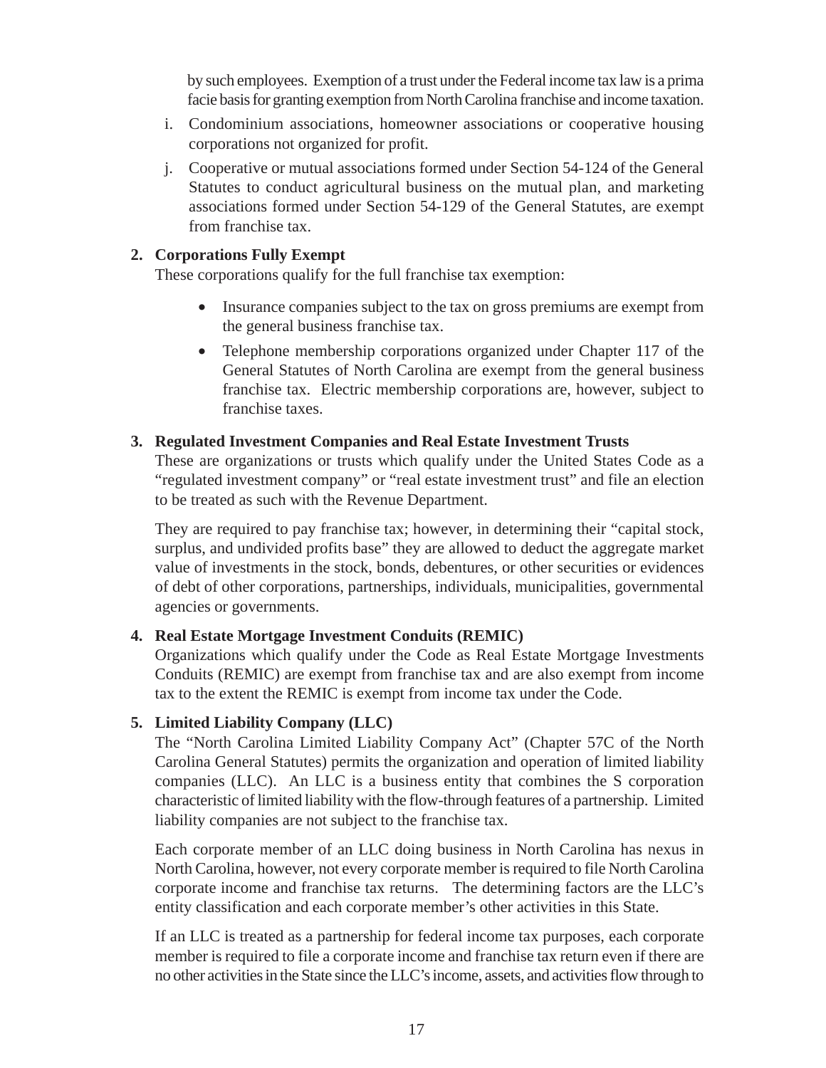by such employees. Exemption of a trust under the Federal income tax law is a prima facie basis for granting exemption from North Carolina franchise and income taxation.

i. Condominium associations, homeowner associations or cooperative housing corporations not organized for profit.

j. Cooperative or mutual associations formed under Section 54-124 of the General Statutes to conduct agricultural business on the mutual plan, and marketing associations formed under Section 54-129 of the General Statutes, are exempt from franchise tax.

**2. Corporations Fully Exempt**

These corporations qualify for the full franchise tax exemption:

- Insurance companies subject to the tax on gross premiums are exempt from the general business franchise tax.
- Telephone membership corporations organized under Chapter 117 of the General Statutes of North Carolina are exempt from the general business franchise tax. Electric membership corporations are, however, subject to franchise taxes.

**3. Regulated Investment Companies and Real Estate Investment Trusts**

These are organizations or trusts which qualify under the United States Code as a "regulated investment company" or "real estate investment trust" and file an election to be treated as such with the Revenue Department.

They are required to pay franchise tax; however, in determining their "capital stock, surplus, and undivided profits base" they are allowed to deduct the aggregate market value of investments in the stock, bonds, debentures, or other securities or evidences of debt of other corporations, partnerships, individuals, municipalities, governmental agencies or governments.

**4. Real Estate Mortgage Investment Conduits (REMIC)**

Organizations which qualify under the Code as Real Estate Mortgage Investments Conduits (REMIC) are exempt from franchise tax and are also exempt from income tax to the extent the REMIC is exempt from income tax under the Code.

**5. Limited Liability Company (LLC)**

The "North Carolina Limited Liability Company Act" (Chapter 57C of the North Carolina General Statutes) permits the organization and operation of limited liability companies (LLC). An LLC is a business entity that combines the S corporation characteristic of limited liability with the flow-through features of a partnership. Limited liability companies are not subject to the franchise tax.

Each corporate member of an LLC doing business in North Carolina has nexus in North Carolina, however, not every corporate member is required to file North Carolina corporate income and franchise tax returns. The determining factors are the LLC's entity classification and each corporate member's other activities in this State.

If an LLC is treated as a partnership for federal income tax purposes, each corporate member is required to file a corporate income and franchise tax return even if there are no other activities in the State since the LLC's income, assets, and activities flow through to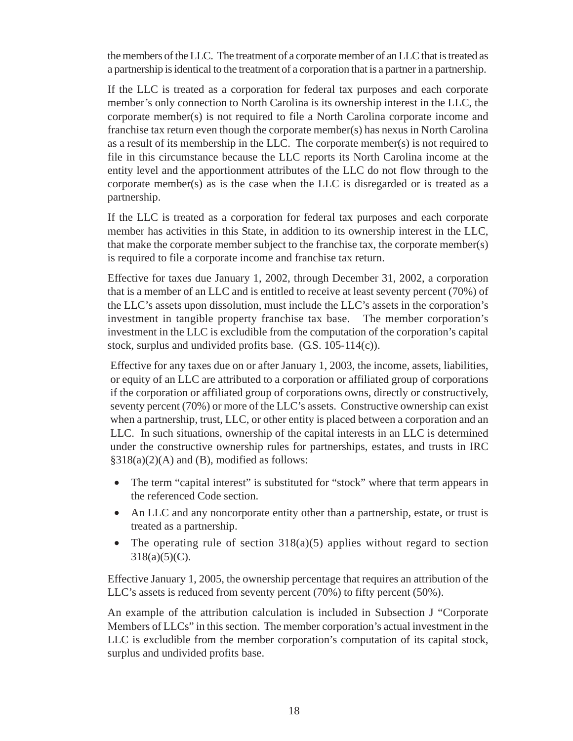the members of the LLC. The treatment of a corporate member of an LLC that is treated as a partnership is identical to the treatment of a corporation that is a partner in a partnership.

If the LLC is treated as a corporation for federal tax purposes and each corporate member's only connection to North Carolina is its ownership interest in the LLC, the corporate member(s) is not required to file a North Carolina corporate income and franchise tax return even though the corporate member(s) has nexus in North Carolina as a result of its membership in the LLC. The corporate member(s) is not required to file in this circumstance because the LLC reports its North Carolina income at the entity level and the apportionment attributes of the LLC do not flow through to the corporate member(s) as is the case when the LLC is disregarded or is treated as a partnership.

If the LLC is treated as a corporation for federal tax purposes and each corporate member has activities in this State, in addition to its ownership interest in the LLC, that make the corporate member subject to the franchise tax, the corporate member(s) is required to file a corporate income and franchise tax return.

Effective for taxes due January 1, 2002, through December 31, 2002, a corporation that is a member of an LLC and is entitled to receive at least seventy percent (70%) of the LLC's assets upon dissolution, must include the LLC's assets in the corporation's investment in tangible property franchise tax base. The member corporation's investment in the LLC is excludible from the computation of the corporation's capital stock, surplus and undivided profits base. (G.S. 105-114(c)).

Effective for any taxes due on or after January 1, 2003, the income, assets, liabilities, or equity of an LLC are attributed to a corporation or affiliated group of corporations if the corporation or affiliated group of corporations owns, directly or constructively, seventy percent (70%) or more of the LLC's assets. Constructive ownership can exist when a partnership, trust, LLC, or other entity is placed between a corporation and an LLC. In such situations, ownership of the capital interests in an LLC is determined under the constructive ownership rules for partnerships, estates, and trusts in IRC §318(a)(2)(A) and (B), modified as follows:

- The term "capital interest" is substituted for "stock" where that term appears in the referenced Code section.
- An LLC and any noncorporate entity other than a partnership, estate, or trust is treated as a partnership.
- The operating rule of section 318(a)(5) applies without regard to section 318(a)(5)(C).

Effective January 1, 2005, the ownership percentage that requires an attribution of the LLC's assets is reduced from seventy percent (70%) to fifty percent (50%).

An example of the attribution calculation is included in Subsection J "Corporate Members of LLCs" in this section. The member corporation's actual investment in the LLC is excludible from the member corporation's computation of its capital stock, surplus and undivided profits base.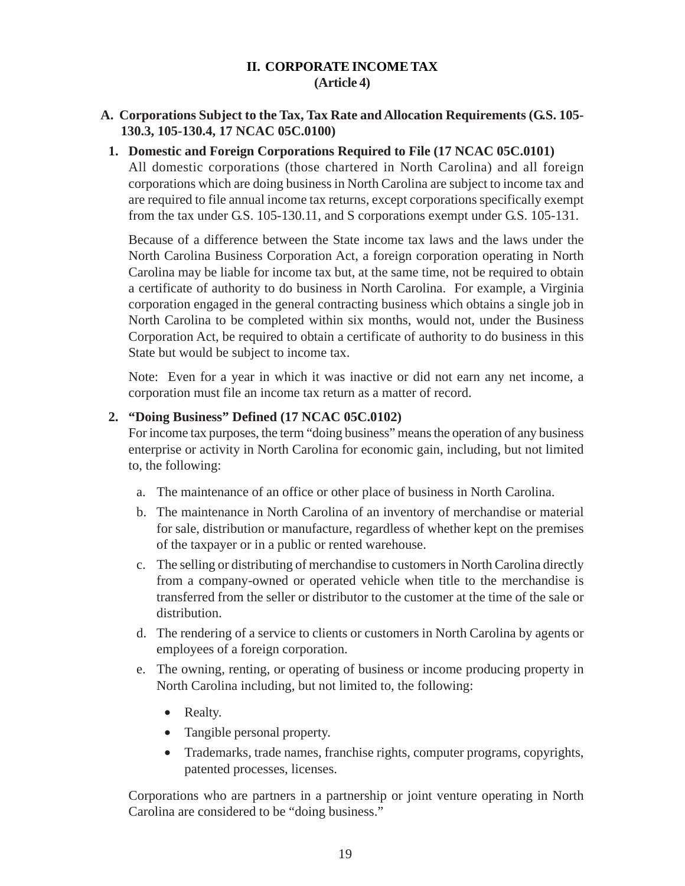# II. CORPORATE INCOME TAX
## (Article 4)

### A. Corporations Subject to the Tax, Tax Rate and Allocation Requirements (G.S. 105-130.3, 105-130.4, 17 NCAC 05C.0100)

#### 1. Domestic and Foreign Corporations Required to File (17 NCAC 05C.0101)

All domestic corporations (those chartered in North Carolina) and all foreign corporations which are doing business in North Carolina are subject to income tax and are required to file annual income tax returns, except corporations specifically exempt from the tax under G.S. 105-130.11, and S corporations exempt under G.S. 105-131.

Because of a difference between the State income tax laws and the laws under the North Carolina Business Corporation Act, a foreign corporation operating in North Carolina may be liable for income tax but, at the same time, not be required to obtain a certificate of authority to do business in North Carolina. For example, a Virginia corporation engaged in the general contracting business which obtains a single job in North Carolina to be completed within six months, would not, under the Business Corporation Act, be required to obtain a certificate of authority to do business in this State but would be subject to income tax.

Note: Even for a year in which it was inactive or did not earn any net income, a corporation must file an income tax return as a matter of record.

#### 2. "Doing Business" Defined (17 NCAC 05C.0102)

For income tax purposes, the term "doing business" means the operation of any business enterprise or activity in North Carolina for economic gain, including, but not limited to, the following:

a. The maintenance of an office or other place of business in North Carolina.

b. The maintenance in North Carolina of an inventory of merchandise or material for sale, distribution or manufacture, regardless of whether kept on the premises of the taxpayer or in a public or rented warehouse.

c. The selling or distributing of merchandise to customers in North Carolina directly from a company-owned or operated vehicle when title to the merchandise is transferred from the seller or distributor to the customer at the time of the sale or distribution.

d. The rendering of a service to clients or customers in North Carolina by agents or employees of a foreign corporation.

e. The owning, renting, or operating of business or income producing property in North Carolina including, but not limited to, the following:

- Realty.
- Tangible personal property.
- Trademarks, trade names, franchise rights, computer programs, copyrights, patented processes, licenses.

Corporations who are partners in a partnership or joint venture operating in North Carolina are considered to be "doing business."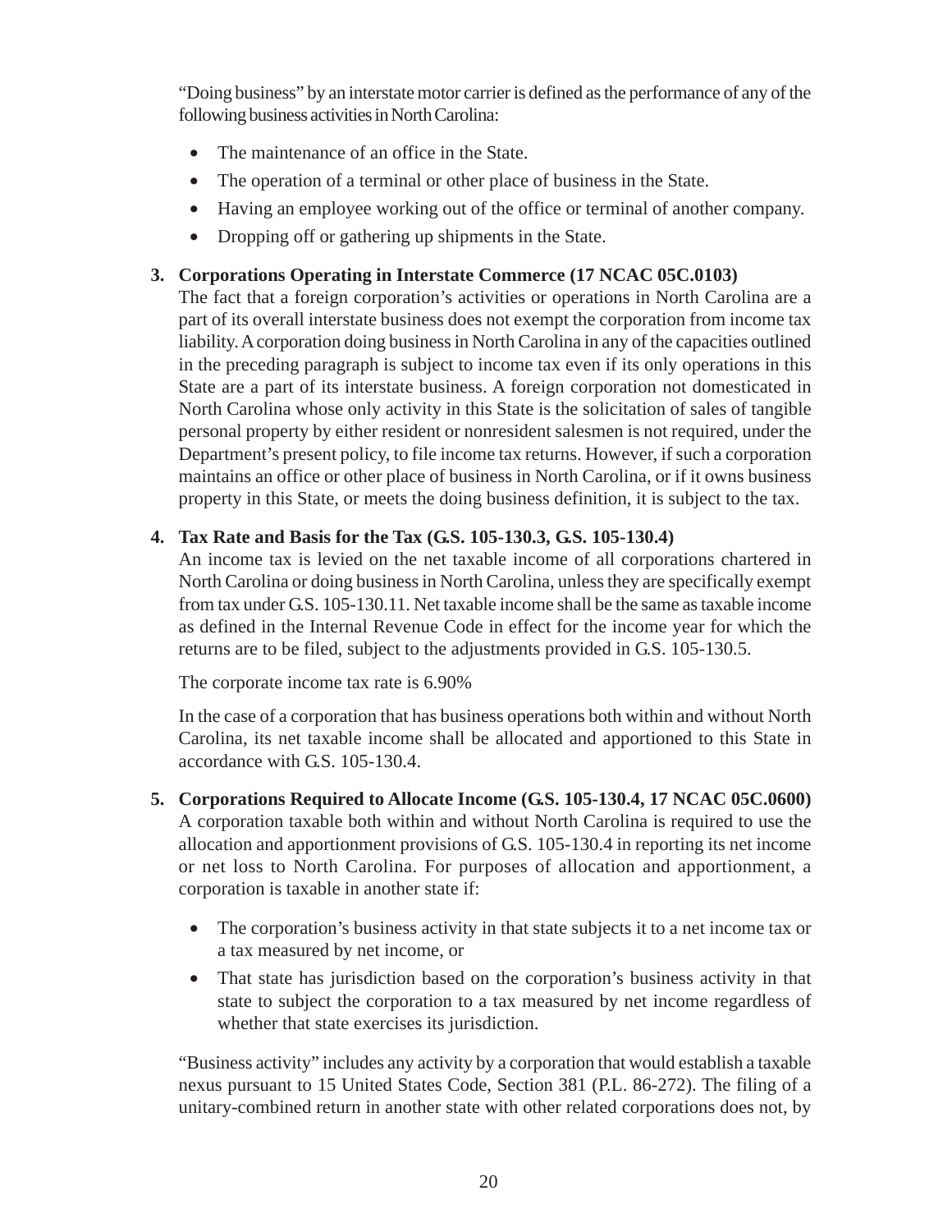"Doing business" by an interstate motor carrier is defined as the performance of any of the following business activities in North Carolina:

- The maintenance of an office in the State.
- The operation of a terminal or other place of business in the State.
- Having an employee working out of the office or terminal of another company.
- Dropping off or gathering up shipments in the State.

**3. Corporations Operating in Interstate Commerce (17 NCAC 05C.0103)**

The fact that a foreign corporation's activities or operations in North Carolina are a part of its overall interstate business does not exempt the corporation from income tax liability. A corporation doing business in North Carolina in any of the capacities outlined in the preceding paragraph is subject to income tax even if its only operations in this State are a part of its interstate business. A foreign corporation not domesticated in North Carolina whose only activity in this State is the solicitation of sales of tangible personal property by either resident or nonresident salesmen is not required, under the Department's present policy, to file income tax returns. However, if such a corporation maintains an office or other place of business in North Carolina, or if it owns business property in this State, or meets the doing business definition, it is subject to the tax.

**4. Tax Rate and Basis for the Tax (G.S. 105-130.3, G.S. 105-130.4)**

An income tax is levied on the net taxable income of all corporations chartered in North Carolina or doing business in North Carolina, unless they are specifically exempt from tax under G.S. 105-130.11. Net taxable income shall be the same as taxable income as defined in the Internal Revenue Code in effect for the income year for which the returns are to be filed, subject to the adjustments provided in G.S. 105-130.5.

The corporate income tax rate is 6.90%

In the case of a corporation that has business operations both within and without North Carolina, its net taxable income shall be allocated and apportioned to this State in accordance with G.S. 105-130.4.

**5. Corporations Required to Allocate Income (G.S. 105-130.4, 17 NCAC 05C.0600)**

A corporation taxable both within and without North Carolina is required to use the allocation and apportionment provisions of G.S. 105-130.4 in reporting its net income or net loss to North Carolina. For purposes of allocation and apportionment, a corporation is taxable in another state if:

- The corporation's business activity in that state subjects it to a net income tax or a tax measured by net income, or
- That state has jurisdiction based on the corporation's business activity in that state to subject the corporation to a tax measured by net income regardless of whether that state exercises its jurisdiction.

"Business activity" includes any activity by a corporation that would establish a taxable nexus pursuant to 15 United States Code, Section 381 (P.L. 86-272). The filing of a unitary-combined return in another state with other related corporations does not, by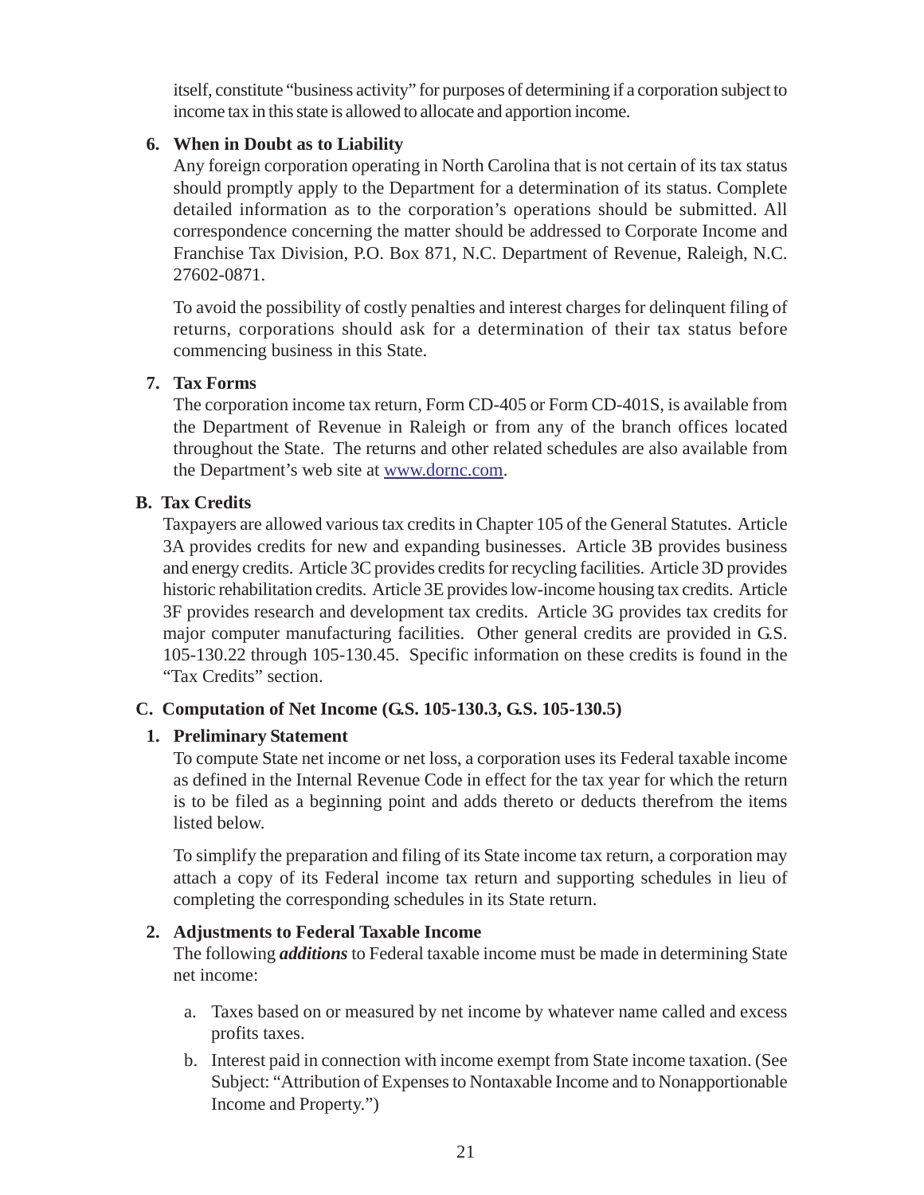itself, constitute "business activity" for purposes of determining if a corporation subject to income tax in this state is allowed to allocate and apportion income.

**6. When in Doubt as to Liability**

Any foreign corporation operating in North Carolina that is not certain of its tax status should promptly apply to the Department for a determination of its status. Complete detailed information as to the corporation's operations should be submitted. All correspondence concerning the matter should be addressed to Corporate Income and Franchise Tax Division, P.O. Box 871, N.C. Department of Revenue, Raleigh, N.C. 27602-0871.

To avoid the possibility of costly penalties and interest charges for delinquent filing of returns, corporations should ask for a determination of their tax status before commencing business in this State.

**7. Tax Forms**

The corporation income tax return, Form CD-405 or Form CD-401S, is available from the Department of Revenue in Raleigh or from any of the branch offices located throughout the State. The returns and other related schedules are also available from the Department's web site at www.dornc.com.

### B. Tax Credits

Taxpayers are allowed various tax credits in Chapter 105 of the General Statutes. Article 3A provides credits for new and expanding businesses. Article 3B provides business and energy credits. Article 3C provides credits for recycling facilities. Article 3D provides historic rehabilitation credits. Article 3E provides low-income housing tax credits. Article 3F provides research and development tax credits. Article 3G provides tax credits for major computer manufacturing facilities. Other general credits are provided in G.S. 105-130.22 through 105-130.45. Specific information on these credits is found in the "Tax Credits" section.

### C. Computation of Net Income (G.S. 105-130.3, G.S. 105-130.5)

**1. Preliminary Statement**

To compute State net income or net loss, a corporation uses its Federal taxable income as defined in the Internal Revenue Code in effect for the tax year for which the return is to be filed as a beginning point and adds thereto or deducts therefrom the items listed below.

To simplify the preparation and filing of its State income tax return, a corporation may attach a copy of its Federal income tax return and supporting schedules in lieu of completing the corresponding schedules in its State return.

**2. Adjustments to Federal Taxable Income**

The following ***additions*** to Federal taxable income must be made in determining State net income:

a. Taxes based on or measured by net income by whatever name called and excess profits taxes.

b. Interest paid in connection with income exempt from State income taxation. (See Subject: "Attribution of Expenses to Nontaxable Income and to Nonapportionable Income and Property.")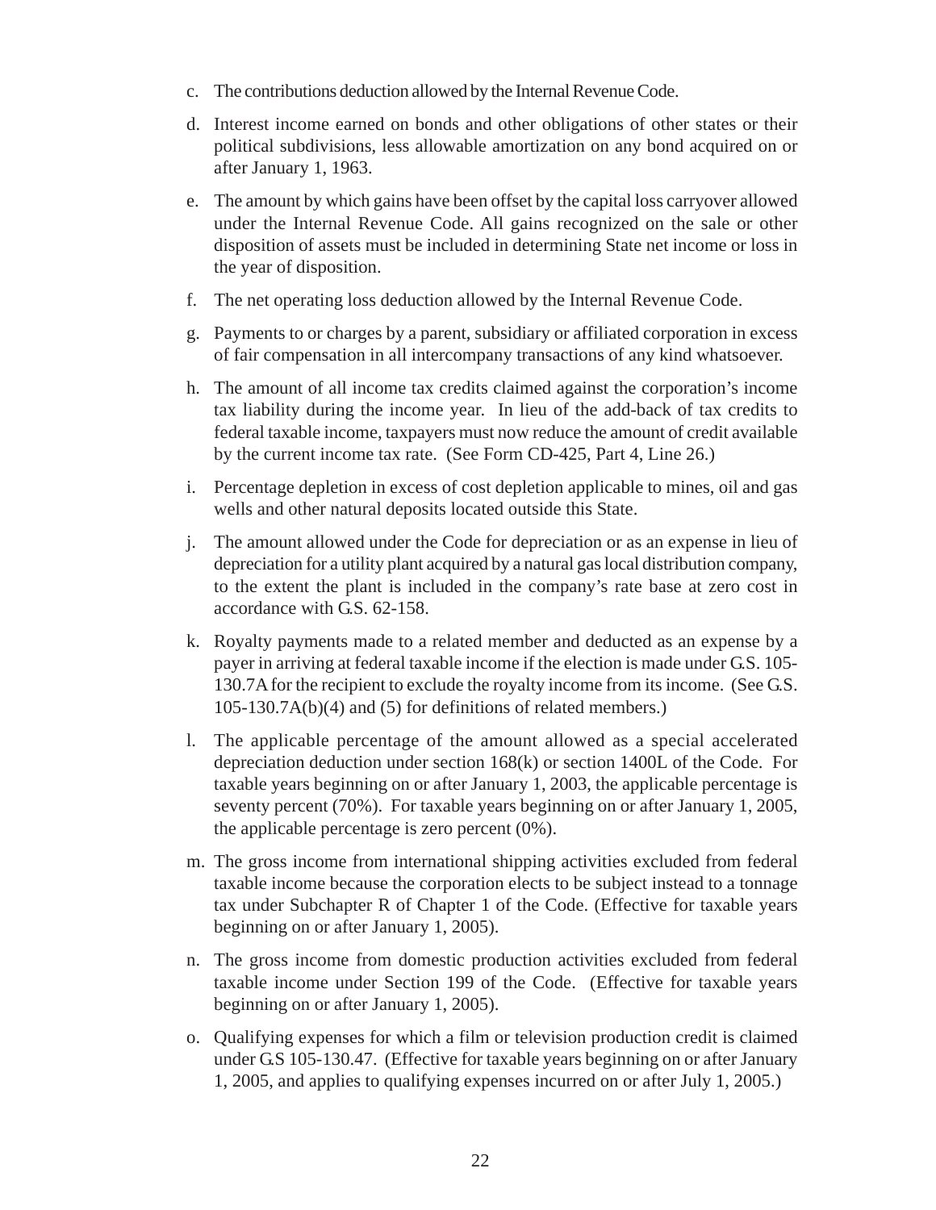c. The contributions deduction allowed by the Internal Revenue Code.

d. Interest income earned on bonds and other obligations of other states or their political subdivisions, less allowable amortization on any bond acquired on or after January 1, 1963.

e. The amount by which gains have been offset by the capital loss carryover allowed under the Internal Revenue Code. All gains recognized on the sale or other disposition of assets must be included in determining State net income or loss in the year of disposition.

f. The net operating loss deduction allowed by the Internal Revenue Code.

g. Payments to or charges by a parent, subsidiary or affiliated corporation in excess of fair compensation in all intercompany transactions of any kind whatsoever.

h. The amount of all income tax credits claimed against the corporation's income tax liability during the income year. In lieu of the add-back of tax credits to federal taxable income, taxpayers must now reduce the amount of credit available by the current income tax rate. (See Form CD-425, Part 4, Line 26.)

i. Percentage depletion in excess of cost depletion applicable to mines, oil and gas wells and other natural deposits located outside this State.

j. The amount allowed under the Code for depreciation or as an expense in lieu of depreciation for a utility plant acquired by a natural gas local distribution company, to the extent the plant is included in the company's rate base at zero cost in accordance with G.S. 62-158.

k. Royalty payments made to a related member and deducted as an expense by a payer in arriving at federal taxable income if the election is made under G.S. 105-130.7A for the recipient to exclude the royalty income from its income. (See G.S. 105-130.7A(b)(4) and (5) for definitions of related members.)

l. The applicable percentage of the amount allowed as a special accelerated depreciation deduction under section 168(k) or section 1400L of the Code. For taxable years beginning on or after January 1, 2003, the applicable percentage is seventy percent (70%). For taxable years beginning on or after January 1, 2005, the applicable percentage is zero percent (0%).

m. The gross income from international shipping activities excluded from federal taxable income because the corporation elects to be subject instead to a tonnage tax under Subchapter R of Chapter 1 of the Code. (Effective for taxable years beginning on or after January 1, 2005).

n. The gross income from domestic production activities excluded from federal taxable income under Section 199 of the Code. (Effective for taxable years beginning on or after January 1, 2005).

o. Qualifying expenses for which a film or television production credit is claimed under G.S 105-130.47. (Effective for taxable years beginning on or after January 1, 2005, and applies to qualifying expenses incurred on or after July 1, 2005.)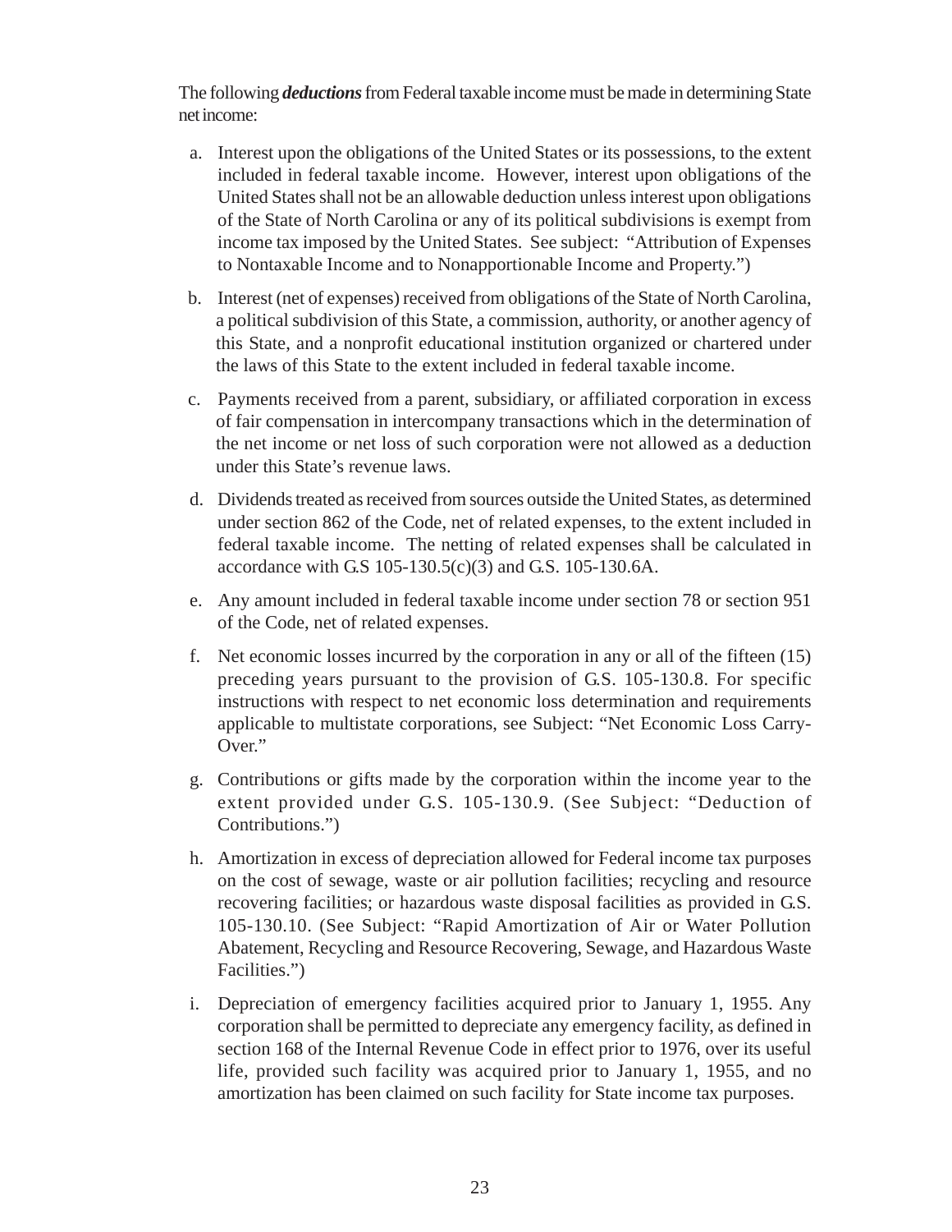The following ***deductions*** from Federal taxable income must be made in determining State net income:

a. Interest upon the obligations of the United States or its possessions, to the extent included in federal taxable income. However, interest upon obligations of the United States shall not be an allowable deduction unless interest upon obligations of the State of North Carolina or any of its political subdivisions is exempt from income tax imposed by the United States. See subject: "Attribution of Expenses to Nontaxable Income and to Nonapportionable Income and Property.")

b. Interest (net of expenses) received from obligations of the State of North Carolina, a political subdivision of this State, a commission, authority, or another agency of this State, and a nonprofit educational institution organized or chartered under the laws of this State to the extent included in federal taxable income.

c. Payments received from a parent, subsidiary, or affiliated corporation in excess of fair compensation in intercompany transactions which in the determination of the net income or net loss of such corporation were not allowed as a deduction under this State's revenue laws.

d. Dividends treated as received from sources outside the United States, as determined under section 862 of the Code, net of related expenses, to the extent included in federal taxable income. The netting of related expenses shall be calculated in accordance with G.S 105-130.5(c)(3) and G.S. 105-130.6A.

e. Any amount included in federal taxable income under section 78 or section 951 of the Code, net of related expenses.

f. Net economic losses incurred by the corporation in any or all of the fifteen (15) preceding years pursuant to the provision of G.S. 105-130.8. For specific instructions with respect to net economic loss determination and requirements applicable to multistate corporations, see Subject: "Net Economic Loss Carry-Over."

g. Contributions or gifts made by the corporation within the income year to the extent provided under G.S. 105-130.9. (See Subject: "Deduction of Contributions.")

h. Amortization in excess of depreciation allowed for Federal income tax purposes on the cost of sewage, waste or air pollution facilities; recycling and resource recovering facilities; or hazardous waste disposal facilities as provided in G.S. 105-130.10. (See Subject: "Rapid Amortization of Air or Water Pollution Abatement, Recycling and Resource Recovering, Sewage, and Hazardous Waste Facilities.")

i. Depreciation of emergency facilities acquired prior to January 1, 1955. Any corporation shall be permitted to depreciate any emergency facility, as defined in section 168 of the Internal Revenue Code in effect prior to 1976, over its useful life, provided such facility was acquired prior to January 1, 1955, and no amortization has been claimed on such facility for State income tax purposes.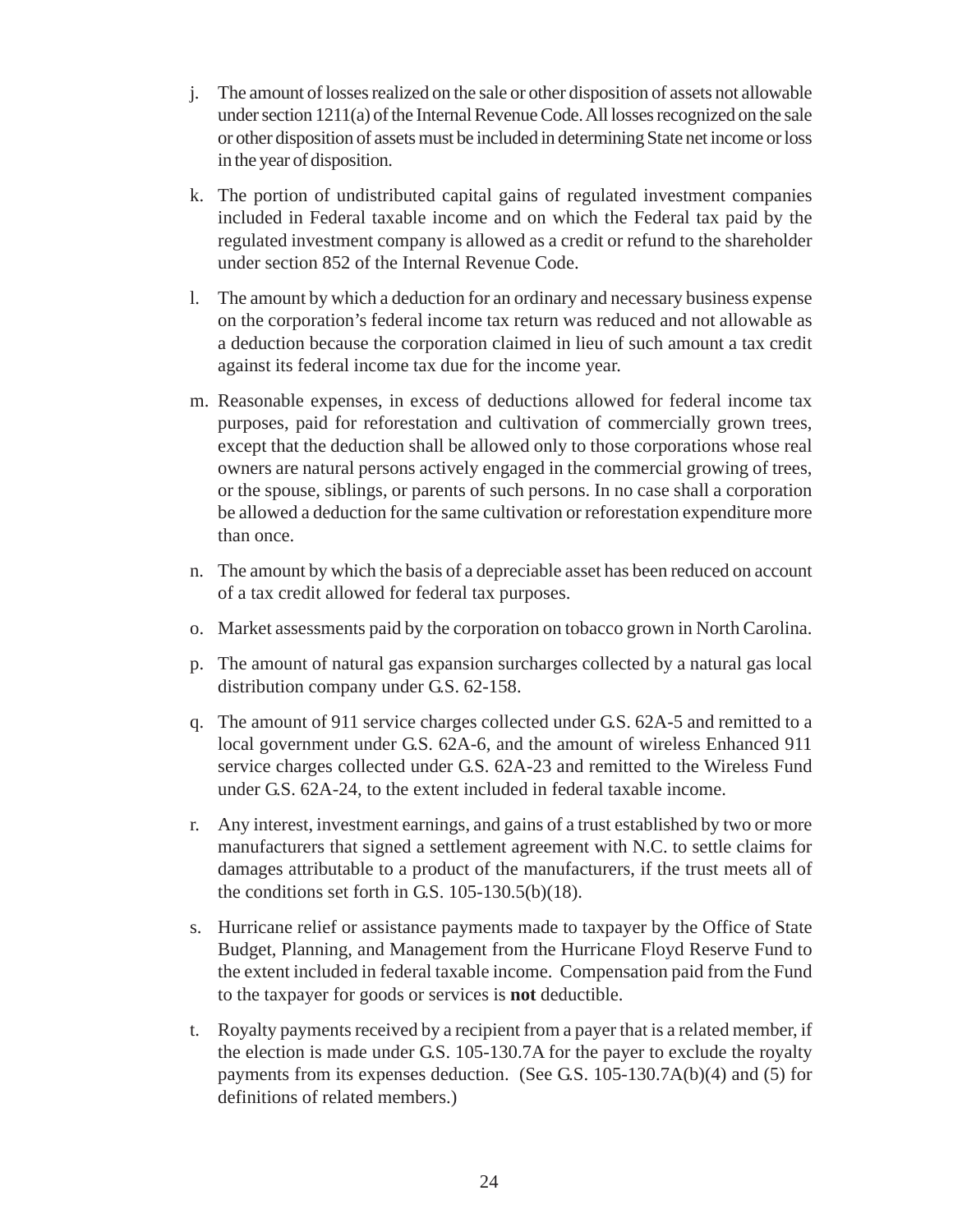j. The amount of losses realized on the sale or other disposition of assets not allowable under section 1211(a) of the Internal Revenue Code. All losses recognized on the sale or other disposition of assets must be included in determining State net income or loss in the year of disposition.

k. The portion of undistributed capital gains of regulated investment companies included in Federal taxable income and on which the Federal tax paid by the regulated investment company is allowed as a credit or refund to the shareholder under section 852 of the Internal Revenue Code.

l. The amount by which a deduction for an ordinary and necessary business expense on the corporation's federal income tax return was reduced and not allowable as a deduction because the corporation claimed in lieu of such amount a tax credit against its federal income tax due for the income year.

m. Reasonable expenses, in excess of deductions allowed for federal income tax purposes, paid for reforestation and cultivation of commercially grown trees, except that the deduction shall be allowed only to those corporations whose real owners are natural persons actively engaged in the commercial growing of trees, or the spouse, siblings, or parents of such persons. In no case shall a corporation be allowed a deduction for the same cultivation or reforestation expenditure more than once.

n. The amount by which the basis of a depreciable asset has been reduced on account of a tax credit allowed for federal tax purposes.

o. Market assessments paid by the corporation on tobacco grown in North Carolina.

p. The amount of natural gas expansion surcharges collected by a natural gas local distribution company under G.S. 62-158.

q. The amount of 911 service charges collected under G.S. 62A-5 and remitted to a local government under G.S. 62A-6, and the amount of wireless Enhanced 911 service charges collected under G.S. 62A-23 and remitted to the Wireless Fund under G.S. 62A-24, to the extent included in federal taxable income.

r. Any interest, investment earnings, and gains of a trust established by two or more manufacturers that signed a settlement agreement with N.C. to settle claims for damages attributable to a product of the manufacturers, if the trust meets all of the conditions set forth in G.S. 105-130.5(b)(18).

s. Hurricane relief or assistance payments made to taxpayer by the Office of State Budget, Planning, and Management from the Hurricane Floyd Reserve Fund to the extent included in federal taxable income. Compensation paid from the Fund to the taxpayer for goods or services is **not** deductible.

t. Royalty payments received by a recipient from a payer that is a related member, if the election is made under G.S. 105-130.7A for the payer to exclude the royalty payments from its expenses deduction. (See G.S. 105-130.7A(b)(4) and (5) for definitions of related members.)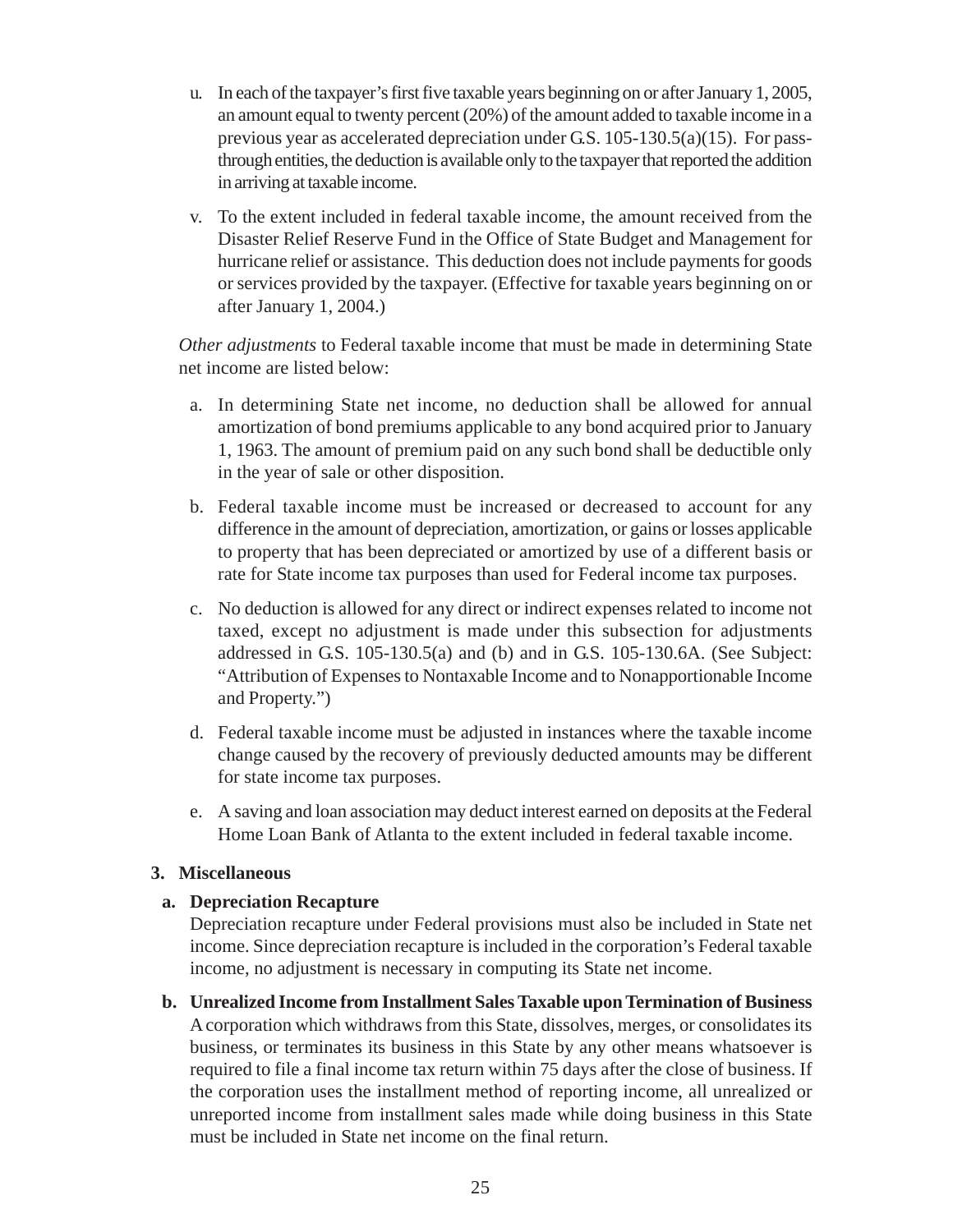u. In each of the taxpayer's first five taxable years beginning on or after January 1, 2005, an amount equal to twenty percent (20%) of the amount added to taxable income in a previous year as accelerated depreciation under G.S. 105-130.5(a)(15). For pass-through entities, the deduction is available only to the taxpayer that reported the addition in arriving at taxable income.

v. To the extent included in federal taxable income, the amount received from the Disaster Relief Reserve Fund in the Office of State Budget and Management for hurricane relief or assistance. This deduction does not include payments for goods or services provided by the taxpayer. (Effective for taxable years beginning on or after January 1, 2004.)

*Other adjustments* to Federal taxable income that must be made in determining State net income are listed below:

a. In determining State net income, no deduction shall be allowed for annual amortization of bond premiums applicable to any bond acquired prior to January 1, 1963. The amount of premium paid on any such bond shall be deductible only in the year of sale or other disposition.

b. Federal taxable income must be increased or decreased to account for any difference in the amount of depreciation, amortization, or gains or losses applicable to property that has been depreciated or amortized by use of a different basis or rate for State income tax purposes than used for Federal income tax purposes.

c. No deduction is allowed for any direct or indirect expenses related to income not taxed, except no adjustment is made under this subsection for adjustments addressed in G.S. 105-130.5(a) and (b) and in G.S. 105-130.6A. (See Subject: "Attribution of Expenses to Nontaxable Income and to Nonapportionable Income and Property.")

d. Federal taxable income must be adjusted in instances where the taxable income change caused by the recovery of previously deducted amounts may be different for state income tax purposes.

e. A saving and loan association may deduct interest earned on deposits at the Federal Home Loan Bank of Atlanta to the extent included in federal taxable income.

**3. Miscellaneous**

**a. Depreciation Recapture**

Depreciation recapture under Federal provisions must also be included in State net income. Since depreciation recapture is included in the corporation's Federal taxable income, no adjustment is necessary in computing its State net income.

**b. Unrealized Income from Installment Sales Taxable upon Termination of Business**

A corporation which withdraws from this State, dissolves, merges, or consolidates its business, or terminates its business in this State by any other means whatsoever is required to file a final income tax return within 75 days after the close of business. If the corporation uses the installment method of reporting income, all unrealized or unreported income from installment sales made while doing business in this State must be included in State net income on the final return.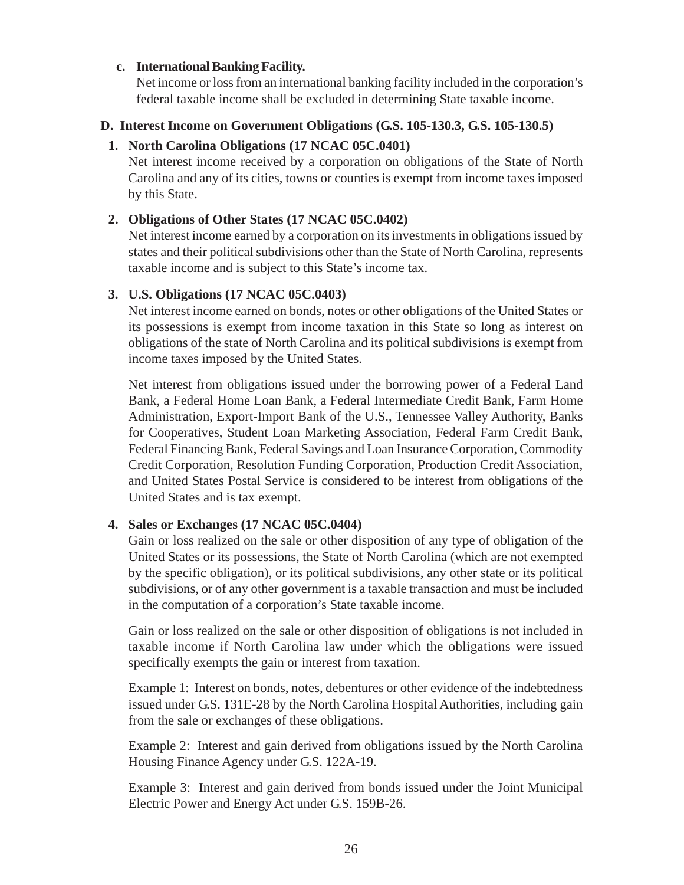**c. International Banking Facility.**

Net income or loss from an international banking facility included in the corporation's federal taxable income shall be excluded in determining State taxable income.

### D. Interest Income on Government Obligations (G.S. 105-130.3, G.S. 105-130.5)

**1. North Carolina Obligations (17 NCAC 05C.0401)**

Net interest income received by a corporation on obligations of the State of North Carolina and any of its cities, towns or counties is exempt from income taxes imposed by this State.

**2. Obligations of Other States (17 NCAC 05C.0402)**

Net interest income earned by a corporation on its investments in obligations issued by states and their political subdivisions other than the State of North Carolina, represents taxable income and is subject to this State's income tax.

**3. U.S. Obligations (17 NCAC 05C.0403)**

Net interest income earned on bonds, notes or other obligations of the United States or its possessions is exempt from income taxation in this State so long as interest on obligations of the state of North Carolina and its political subdivisions is exempt from income taxes imposed by the United States.

Net interest from obligations issued under the borrowing power of a Federal Land Bank, a Federal Home Loan Bank, a Federal Intermediate Credit Bank, Farm Home Administration, Export-Import Bank of the U.S., Tennessee Valley Authority, Banks for Cooperatives, Student Loan Marketing Association, Federal Farm Credit Bank, Federal Financing Bank, Federal Savings and Loan Insurance Corporation, Commodity Credit Corporation, Resolution Funding Corporation, Production Credit Association, and United States Postal Service is considered to be interest from obligations of the United States and is tax exempt.

**4. Sales or Exchanges (17 NCAC 05C.0404)**

Gain or loss realized on the sale or other disposition of any type of obligation of the United States or its possessions, the State of North Carolina (which are not exempted by the specific obligation), or its political subdivisions, any other state or its political subdivisions, or of any other government is a taxable transaction and must be included in the computation of a corporation's State taxable income.

Gain or loss realized on the sale or other disposition of obligations is not included in taxable income if North Carolina law under which the obligations were issued specifically exempts the gain or interest from taxation.

Example 1: Interest on bonds, notes, debentures or other evidence of the indebtedness issued under G.S. 131E-28 by the North Carolina Hospital Authorities, including gain from the sale or exchanges of these obligations.

Example 2: Interest and gain derived from obligations issued by the North Carolina Housing Finance Agency under G.S. 122A-19.

Example 3: Interest and gain derived from bonds issued under the Joint Municipal Electric Power and Energy Act under G.S. 159B-26.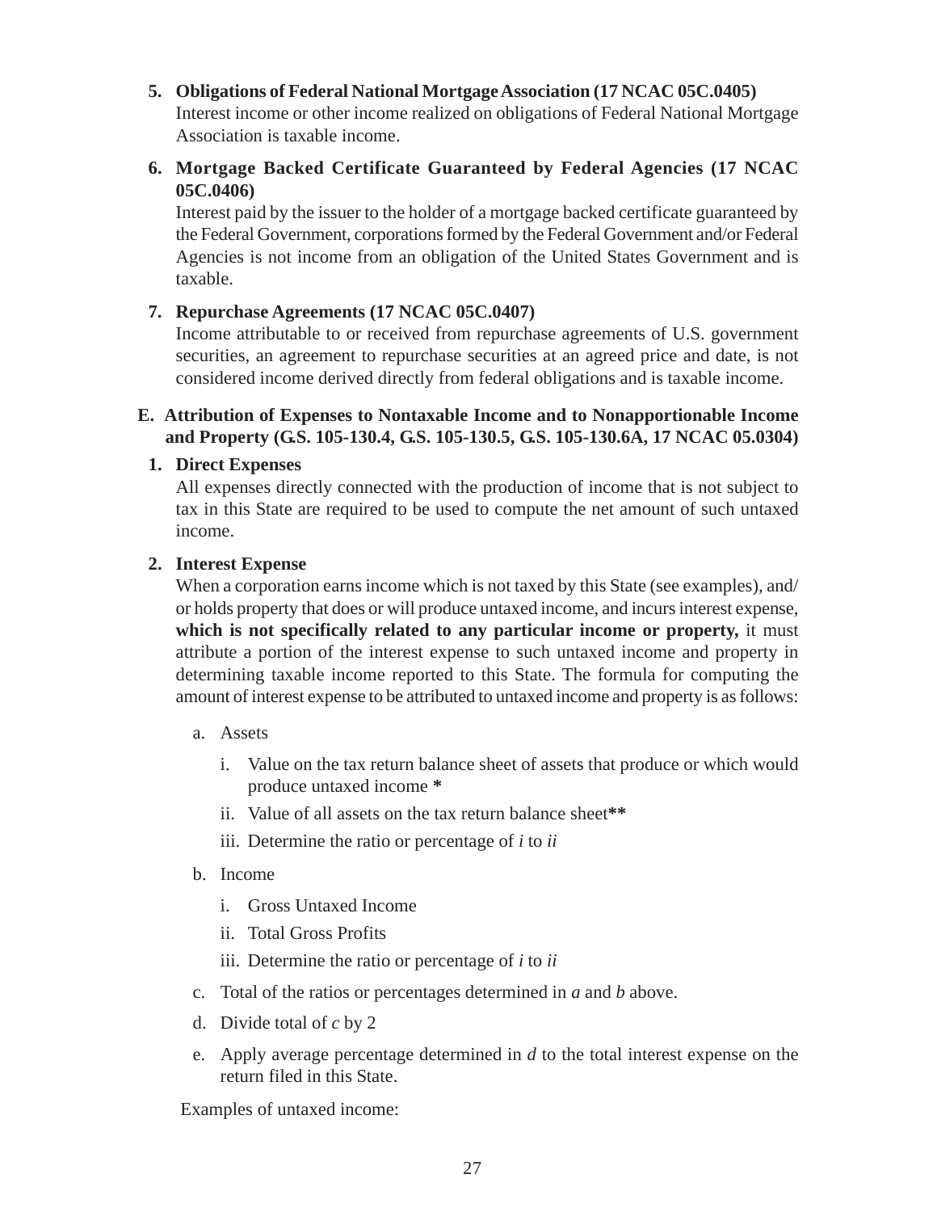5. **Obligations of Federal National Mortgage Association (17 NCAC 05C.0405)**
   Interest income or other income realized on obligations of Federal National Mortgage Association is taxable income.

6. **Mortgage Backed Certificate Guaranteed by Federal Agencies (17 NCAC 05C.0406)**
   Interest paid by the issuer to the holder of a mortgage backed certificate guaranteed by the Federal Government, corporations formed by the Federal Government and/or Federal Agencies is not income from an obligation of the United States Government and is taxable.

7. **Repurchase Agreements (17 NCAC 05C.0407)**
   Income attributable to or received from repurchase agreements of U.S. government securities, an agreement to repurchase securities at an agreed price and date, is not considered income derived directly from federal obligations and is taxable income.

### E. Attribution of Expenses to Nontaxable Income and to Nonapportionable Income and Property (G.S. 105-130.4, G.S. 105-130.5, G.S. 105-130.6A, 17 NCAC 05.0304)

1. **Direct Expenses**
   All expenses directly connected with the production of income that is not subject to tax in this State are required to be used to compute the net amount of such untaxed income.

2. **Interest Expense**
   When a corporation earns income which is not taxed by this State (see examples), and/or holds property that does or will produce untaxed income, and incurs interest expense, **which is not specifically related to any particular income or property,** it must attribute a portion of the interest expense to such untaxed income and property in determining taxable income reported to this State. The formula for computing the amount of interest expense to be attributed to untaxed income and property is as follows:

   a. Assets

      i. Value on the tax return balance sheet of assets that produce or which would produce untaxed income **\***

      ii. Value of all assets on the tax return balance sheet**\*\***

      iii. Determine the ratio or percentage of *i* to *ii*

   b. Income

      i. Gross Untaxed Income

      ii. Total Gross Profits

      iii. Determine the ratio or percentage of *i* to *ii*

   c. Total of the ratios or percentages determined in *a* and *b* above.

   d. Divide total of *c* by 2

   e. Apply average percentage determined in *d* to the total interest expense on the return filed in this State.

   Examples of untaxed income: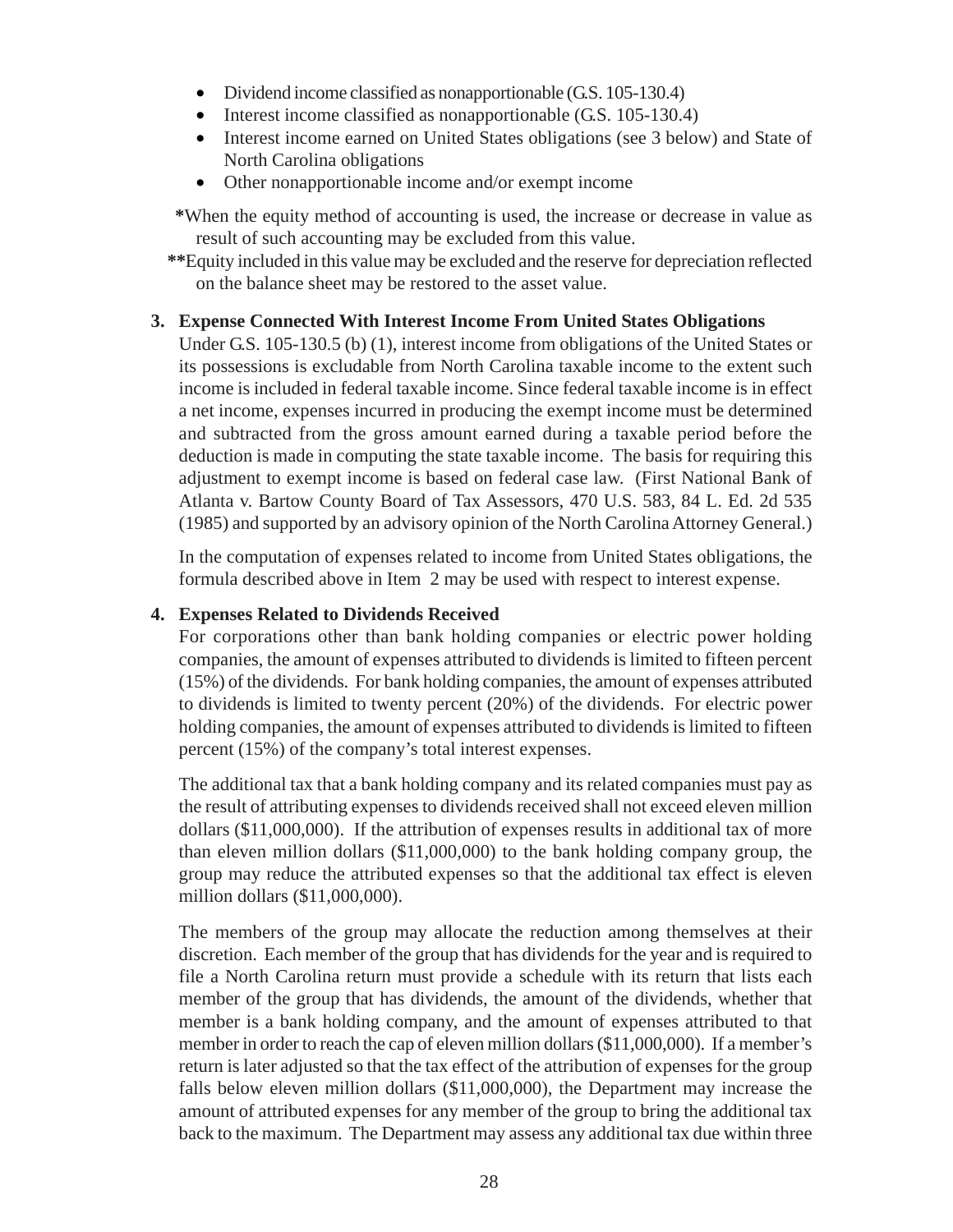- Dividend income classified as nonapportionable (G.S. 105-130.4)
- Interest income classified as nonapportionable (G.S. 105-130.4)
- Interest income earned on United States obligations (see 3 below) and State of North Carolina obligations
- Other nonapportionable income and/or exempt income

**\***When the equity method of accounting is used, the increase or decrease in value as result of such accounting may be excluded from this value.

**\*\***Equity included in this value may be excluded and the reserve for depreciation reflected on the balance sheet may be restored to the asset value.

**3. Expense Connected With Interest Income From United States Obligations**

Under G.S. 105-130.5 (b) (1), interest income from obligations of the United States or its possessions is excludable from North Carolina taxable income to the extent such income is included in federal taxable income. Since federal taxable income is in effect a net income, expenses incurred in producing the exempt income must be determined and subtracted from the gross amount earned during a taxable period before the deduction is made in computing the state taxable income. The basis for requiring this adjustment to exempt income is based on federal case law. (First National Bank of Atlanta v. Bartow County Board of Tax Assessors, 470 U.S. 583, 84 L. Ed. 2d 535 (1985) and supported by an advisory opinion of the North Carolina Attorney General.)

In the computation of expenses related to income from United States obligations, the formula described above in Item 2 may be used with respect to interest expense.

**4. Expenses Related to Dividends Received**

For corporations other than bank holding companies or electric power holding companies, the amount of expenses attributed to dividends is limited to fifteen percent (15%) of the dividends. For bank holding companies, the amount of expenses attributed to dividends is limited to twenty percent (20%) of the dividends. For electric power holding companies, the amount of expenses attributed to dividends is limited to fifteen percent (15%) of the company's total interest expenses.

The additional tax that a bank holding company and its related companies must pay as the result of attributing expenses to dividends received shall not exceed eleven million dollars ($11,000,000). If the attribution of expenses results in additional tax of more than eleven million dollars ($11,000,000) to the bank holding company group, the group may reduce the attributed expenses so that the additional tax effect is eleven million dollars ($11,000,000).

The members of the group may allocate the reduction among themselves at their discretion. Each member of the group that has dividends for the year and is required to file a North Carolina return must provide a schedule with its return that lists each member of the group that has dividends, the amount of the dividends, whether that member is a bank holding company, and the amount of expenses attributed to that member in order to reach the cap of eleven million dollars ($11,000,000). If a member's return is later adjusted so that the tax effect of the attribution of expenses for the group falls below eleven million dollars ($11,000,000), the Department may increase the amount of attributed expenses for any member of the group to bring the additional tax back to the maximum. The Department may assess any additional tax due within three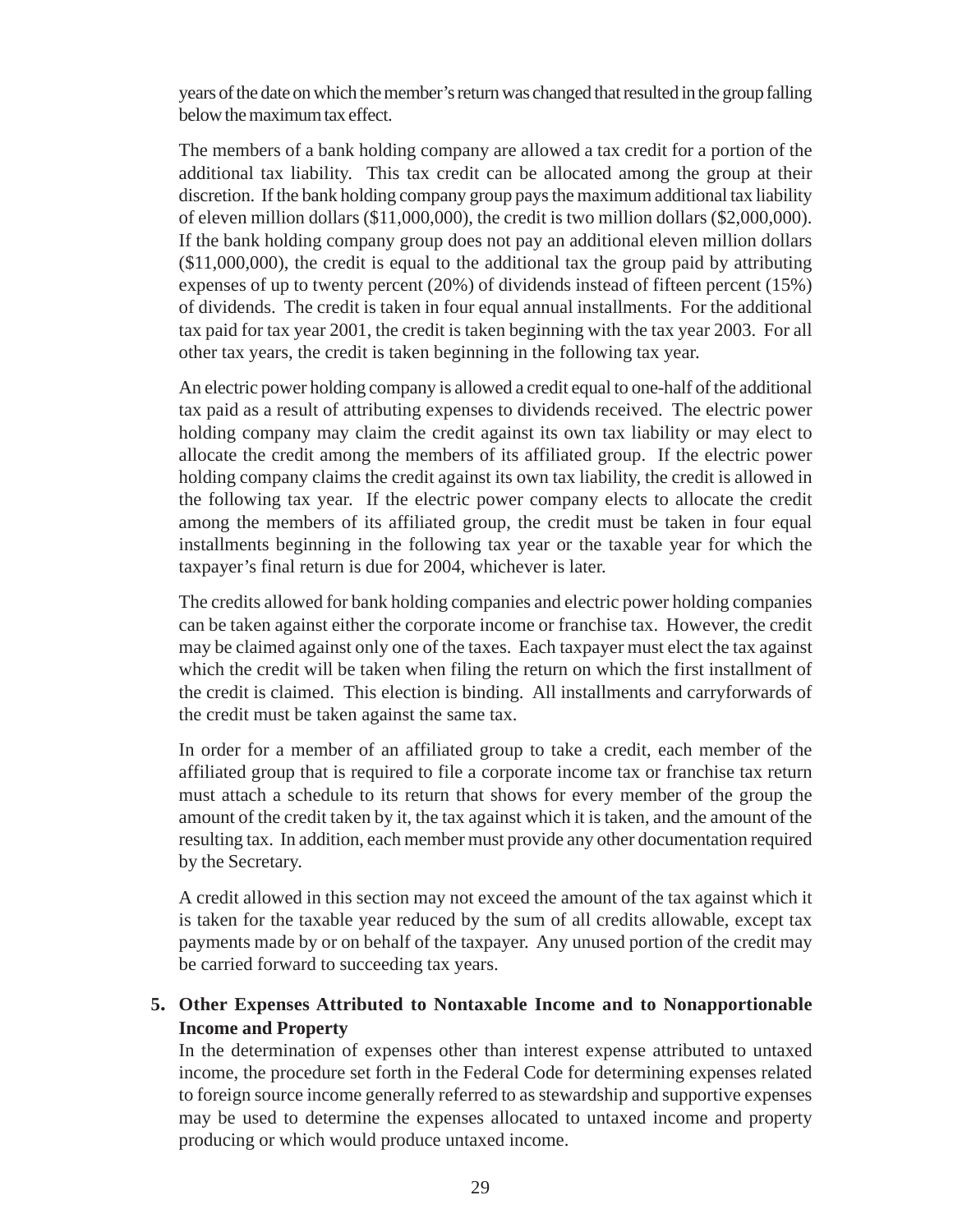years of the date on which the member's return was changed that resulted in the group falling below the maximum tax effect.

The members of a bank holding company are allowed a tax credit for a portion of the additional tax liability. This tax credit can be allocated among the group at their discretion. If the bank holding company group pays the maximum additional tax liability of eleven million dollars ($11,000,000), the credit is two million dollars ($2,000,000). If the bank holding company group does not pay an additional eleven million dollars ($11,000,000), the credit is equal to the additional tax the group paid by attributing expenses of up to twenty percent (20%) of dividends instead of fifteen percent (15%) of dividends. The credit is taken in four equal annual installments. For the additional tax paid for tax year 2001, the credit is taken beginning with the tax year 2003. For all other tax years, the credit is taken beginning in the following tax year.

An electric power holding company is allowed a credit equal to one-half of the additional tax paid as a result of attributing expenses to dividends received. The electric power holding company may claim the credit against its own tax liability or may elect to allocate the credit among the members of its affiliated group. If the electric power holding company claims the credit against its own tax liability, the credit is allowed in the following tax year. If the electric power company elects to allocate the credit among the members of its affiliated group, the credit must be taken in four equal installments beginning in the following tax year or the taxable year for which the taxpayer's final return is due for 2004, whichever is later.

The credits allowed for bank holding companies and electric power holding companies can be taken against either the corporate income or franchise tax. However, the credit may be claimed against only one of the taxes. Each taxpayer must elect the tax against which the credit will be taken when filing the return on which the first installment of the credit is claimed. This election is binding. All installments and carryforwards of the credit must be taken against the same tax.

In order for a member of an affiliated group to take a credit, each member of the affiliated group that is required to file a corporate income tax or franchise tax return must attach a schedule to its return that shows for every member of the group the amount of the credit taken by it, the tax against which it is taken, and the amount of the resulting tax. In addition, each member must provide any other documentation required by the Secretary.

A credit allowed in this section may not exceed the amount of the tax against which it is taken for the taxable year reduced by the sum of all credits allowable, except tax payments made by or on behalf of the taxpayer. Any unused portion of the credit may be carried forward to succeeding tax years.

**5. Other Expenses Attributed to Nontaxable Income and to Nonapportionable Income and Property**

In the determination of expenses other than interest expense attributed to untaxed income, the procedure set forth in the Federal Code for determining expenses related to foreign source income generally referred to as stewardship and supportive expenses may be used to determine the expenses allocated to untaxed income and property producing or which would produce untaxed income.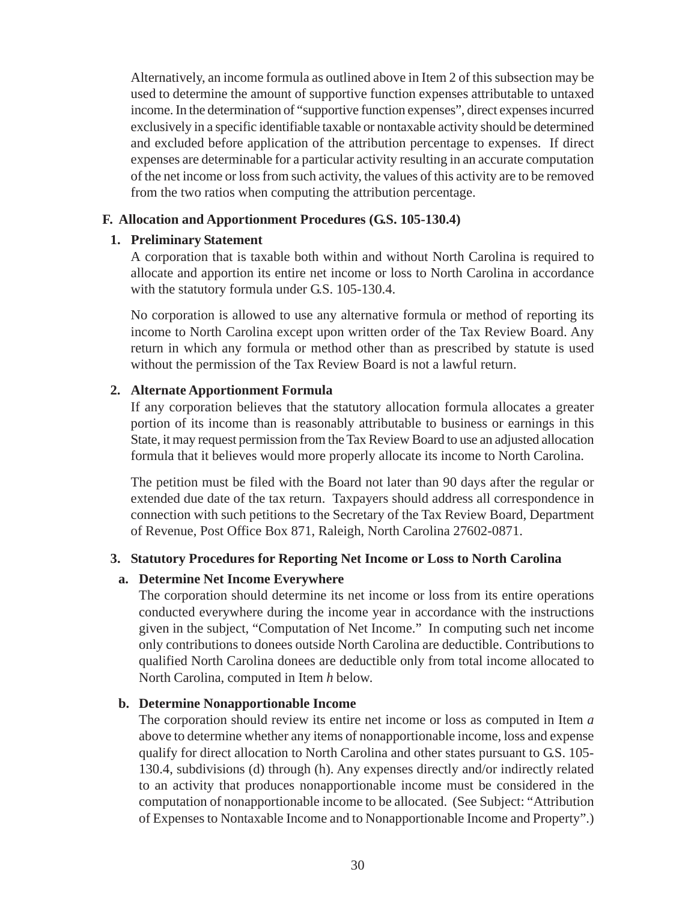Alternatively, an income formula as outlined above in Item 2 of this subsection may be used to determine the amount of supportive function expenses attributable to untaxed income. In the determination of "supportive function expenses", direct expenses incurred exclusively in a specific identifiable taxable or nontaxable activity should be determined and excluded before application of the attribution percentage to expenses. If direct expenses are determinable for a particular activity resulting in an accurate computation of the net income or loss from such activity, the values of this activity are to be removed from the two ratios when computing the attribution percentage.

## F. Allocation and Apportionment Procedures (G.S. 105-130.4)

### 1. Preliminary Statement

A corporation that is taxable both within and without North Carolina is required to allocate and apportion its entire net income or loss to North Carolina in accordance with the statutory formula under G.S. 105-130.4.

No corporation is allowed to use any alternative formula or method of reporting its income to North Carolina except upon written order of the Tax Review Board. Any return in which any formula or method other than as prescribed by statute is used without the permission of the Tax Review Board is not a lawful return.

### 2. Alternate Apportionment Formula

If any corporation believes that the statutory allocation formula allocates a greater portion of its income than is reasonably attributable to business or earnings in this State, it may request permission from the Tax Review Board to use an adjusted allocation formula that it believes would more properly allocate its income to North Carolina.

The petition must be filed with the Board not later than 90 days after the regular or extended due date of the tax return. Taxpayers should address all correspondence in connection with such petitions to the Secretary of the Tax Review Board, Department of Revenue, Post Office Box 871, Raleigh, North Carolina 27602-0871.

### 3. Statutory Procedures for Reporting Net Income or Loss to North Carolina

#### a. Determine Net Income Everywhere

The corporation should determine its net income or loss from its entire operations conducted everywhere during the income year in accordance with the instructions given in the subject, "Computation of Net Income." In computing such net income only contributions to donees outside North Carolina are deductible. Contributions to qualified North Carolina donees are deductible only from total income allocated to North Carolina, computed in Item *h* below.

#### b. Determine Nonapportionable Income

The corporation should review its entire net income or loss as computed in Item *a* above to determine whether any items of nonapportionable income, loss and expense qualify for direct allocation to North Carolina and other states pursuant to G.S. 105-130.4, subdivisions (d) through (h). Any expenses directly and/or indirectly related to an activity that produces nonapportionable income must be considered in the computation of nonapportionable income to be allocated. (See Subject: "Attribution of Expenses to Nontaxable Income and to Nonapportionable Income and Property".)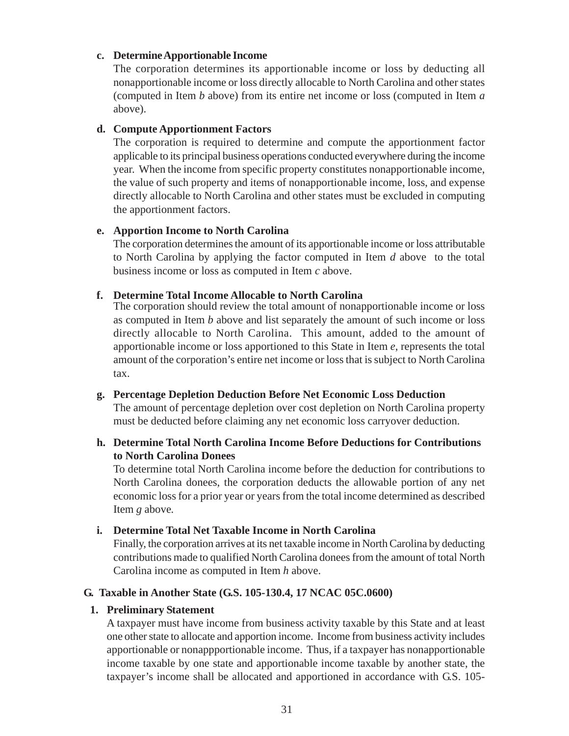**c. Determine Apportionable Income**

The corporation determines its apportionable income or loss by deducting all nonapportionable income or loss directly allocable to North Carolina and other states (computed in Item *b* above) from its entire net income or loss (computed in Item *a* above).

**d. Compute Apportionment Factors**

The corporation is required to determine and compute the apportionment factor applicable to its principal business operations conducted everywhere during the income year. When the income from specific property constitutes nonapportionable income, the value of such property and items of nonapportionable income, loss, and expense directly allocable to North Carolina and other states must be excluded in computing the apportionment factors.

**e. Apportion Income to North Carolina**

The corporation determines the amount of its apportionable income or loss attributable to North Carolina by applying the factor computed in Item *d* above to the total business income or loss as computed in Item *c* above.

**f. Determine Total Income Allocable to North Carolina**

The corporation should review the total amount of nonapportionable income or loss as computed in Item *b* above and list separately the amount of such income or loss directly allocable to North Carolina. This amount, added to the amount of apportionable income or loss apportioned to this State in Item *e*, represents the total amount of the corporation's entire net income or loss that is subject to North Carolina tax.

**g. Percentage Depletion Deduction Before Net Economic Loss Deduction**

The amount of percentage depletion over cost depletion on North Carolina property must be deducted before claiming any net economic loss carryover deduction.

**h. Determine Total North Carolina Income Before Deductions for Contributions to North Carolina Donees**

To determine total North Carolina income before the deduction for contributions to North Carolina donees, the corporation deducts the allowable portion of any net economic loss for a prior year or years from the total income determined as described Item *g* above.

**i. Determine Total Net Taxable Income in North Carolina**

Finally, the corporation arrives at its net taxable income in North Carolina by deducting contributions made to qualified North Carolina donees from the amount of total North Carolina income as computed in Item *h* above.

## G. Taxable in Another State (G.S. 105-130.4, 17 NCAC 05C.0600)

### 1. Preliminary Statement

A taxpayer must have income from business activity taxable by this State and at least one other state to allocate and apportion income. Income from business activity includes apportionable or nonappportionable income. Thus, if a taxpayer has nonapportionable income taxable by one state and apportionable income taxable by another state, the taxpayer's income shall be allocated and apportioned in accordance with G.S. 105-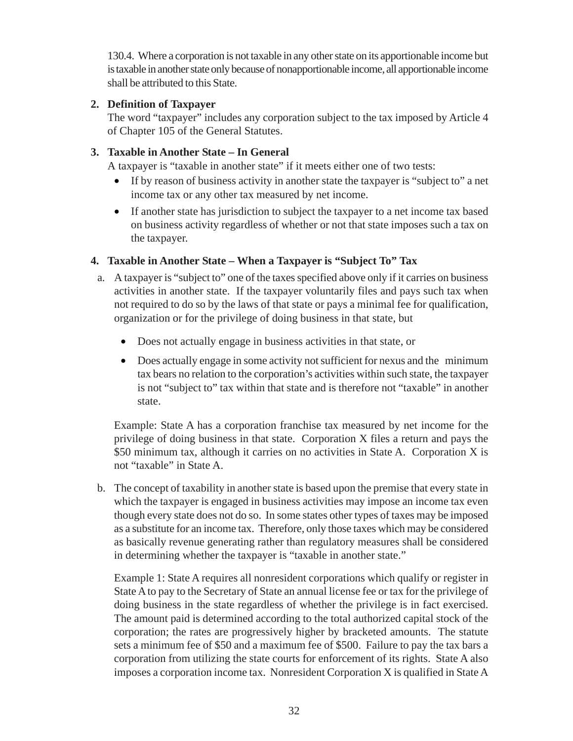130.4. Where a corporation is not taxable in any other state on its apportionable income but is taxable in another state only because of nonapportionable income, all apportionable income shall be attributed to this State.

## 2. Definition of Taxpayer

The word "taxpayer" includes any corporation subject to the tax imposed by Article 4 of Chapter 105 of the General Statutes.

## 3. Taxable in Another State – In General

A taxpayer is "taxable in another state" if it meets either one of two tests:

- If by reason of business activity in another state the taxpayer is "subject to" a net income tax or any other tax measured by net income.
- If another state has jurisdiction to subject the taxpayer to a net income tax based on business activity regardless of whether or not that state imposes such a tax on the taxpayer.

## 4. Taxable in Another State – When a Taxpayer is "Subject To" Tax

a. A taxpayer is "subject to" one of the taxes specified above only if it carries on business activities in another state. If the taxpayer voluntarily files and pays such tax when not required to do so by the laws of that state or pays a minimal fee for qualification, organization or for the privilege of doing business in that state, but

- Does not actually engage in business activities in that state, or
- Does actually engage in some activity not sufficient for nexus and the minimum tax bears no relation to the corporation's activities within such state, the taxpayer is not "subject to" tax within that state and is therefore not "taxable" in another state.

Example: State A has a corporation franchise tax measured by net income for the privilege of doing business in that state. Corporation X files a return and pays the $50 minimum tax, although it carries on no activities in State A. Corporation X is not "taxable" in State A.

b. The concept of taxability in another state is based upon the premise that every state in which the taxpayer is engaged in business activities may impose an income tax even though every state does not do so. In some states other types of taxes may be imposed as a substitute for an income tax. Therefore, only those taxes which may be considered as basically revenue generating rather than regulatory measures shall be considered in determining whether the taxpayer is "taxable in another state."

Example 1: State A requires all nonresident corporations which qualify or register in State A to pay to the Secretary of State an annual license fee or tax for the privilege of doing business in the state regardless of whether the privilege is in fact exercised. The amount paid is determined according to the total authorized capital stock of the corporation; the rates are progressively higher by bracketed amounts. The statute sets a minimum fee of $50 and a maximum fee of $500. Failure to pay the tax bars a corporation from utilizing the state courts for enforcement of its rights. State A also imposes a corporation income tax. Nonresident Corporation X is qualified in State A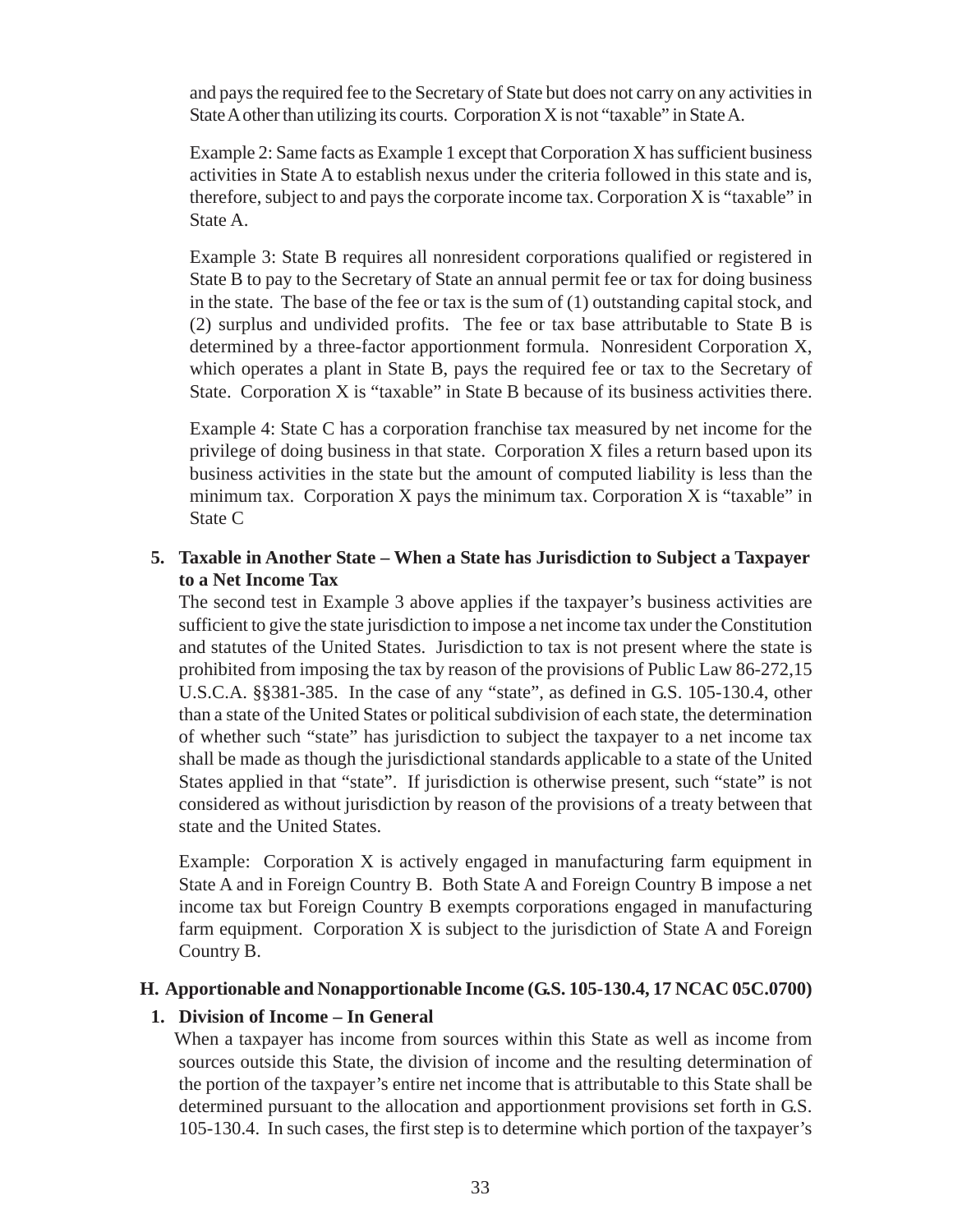and pays the required fee to the Secretary of State but does not carry on any activities in State A other than utilizing its courts. Corporation X is not "taxable" in State A.

Example 2: Same facts as Example 1 except that Corporation X has sufficient business activities in State A to establish nexus under the criteria followed in this state and is, therefore, subject to and pays the corporate income tax. Corporation X is "taxable" in State A.

Example 3: State B requires all nonresident corporations qualified or registered in State B to pay to the Secretary of State an annual permit fee or tax for doing business in the state. The base of the fee or tax is the sum of (1) outstanding capital stock, and (2) surplus and undivided profits. The fee or tax base attributable to State B is determined by a three-factor apportionment formula. Nonresident Corporation X, which operates a plant in State B, pays the required fee or tax to the Secretary of State. Corporation X is "taxable" in State B because of its business activities there.

Example 4: State C has a corporation franchise tax measured by net income for the privilege of doing business in that state. Corporation X files a return based upon its business activities in the state but the amount of computed liability is less than the minimum tax. Corporation X pays the minimum tax. Corporation X is "taxable" in State C

**5. Taxable in Another State – When a State has Jurisdiction to Subject a Taxpayer to a Net Income Tax**

The second test in Example 3 above applies if the taxpayer's business activities are sufficient to give the state jurisdiction to impose a net income tax under the Constitution and statutes of the United States. Jurisdiction to tax is not present where the state is prohibited from imposing the tax by reason of the provisions of Public Law 86-272,15 U.S.C.A. §§381-385. In the case of any "state", as defined in G.S. 105-130.4, other than a state of the United States or political subdivision of each state, the determination of whether such "state" has jurisdiction to subject the taxpayer to a net income tax shall be made as though the jurisdictional standards applicable to a state of the United States applied in that "state". If jurisdiction is otherwise present, such "state" is not considered as without jurisdiction by reason of the provisions of a treaty between that state and the United States.

Example: Corporation X is actively engaged in manufacturing farm equipment in State A and in Foreign Country B. Both State A and Foreign Country B impose a net income tax but Foreign Country B exempts corporations engaged in manufacturing farm equipment. Corporation X is subject to the jurisdiction of State A and Foreign Country B.

## H. Apportionable and Nonapportionable Income (G.S. 105-130.4, 17 NCAC 05C.0700)

**1. Division of Income – In General**

When a taxpayer has income from sources within this State as well as income from sources outside this State, the division of income and the resulting determination of the portion of the taxpayer's entire net income that is attributable to this State shall be determined pursuant to the allocation and apportionment provisions set forth in G.S. 105-130.4. In such cases, the first step is to determine which portion of the taxpayer's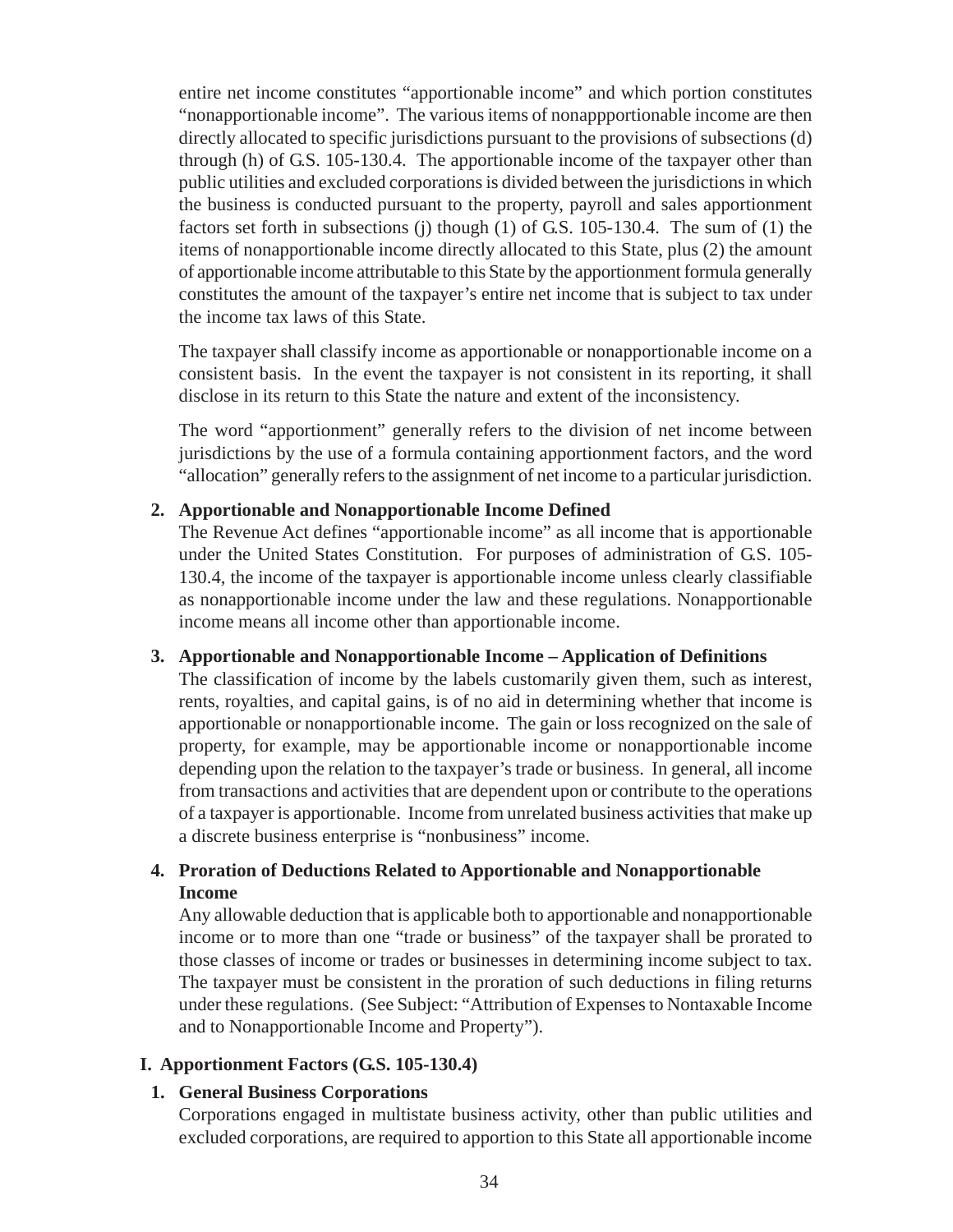entire net income constitutes "apportionable income" and which portion constitutes "nonapportionable income". The various items of nonappportionable income are then directly allocated to specific jurisdictions pursuant to the provisions of subsections (d) through (h) of G.S. 105-130.4. The apportionable income of the taxpayer other than public utilities and excluded corporations is divided between the jurisdictions in which the business is conducted pursuant to the property, payroll and sales apportionment factors set forth in subsections (j) though (1) of G.S. 105-130.4. The sum of (1) the items of nonapportionable income directly allocated to this State, plus (2) the amount of apportionable income attributable to this State by the apportionment formula generally constitutes the amount of the taxpayer's entire net income that is subject to tax under the income tax laws of this State.

The taxpayer shall classify income as apportionable or nonapportionable income on a consistent basis. In the event the taxpayer is not consistent in its reporting, it shall disclose in its return to this State the nature and extent of the inconsistency.

The word "apportionment" generally refers to the division of net income between jurisdictions by the use of a formula containing apportionment factors, and the word "allocation" generally refers to the assignment of net income to a particular jurisdiction.

**2. Apportionable and Nonapportionable Income Defined**

The Revenue Act defines "apportionable income" as all income that is apportionable under the United States Constitution. For purposes of administration of G.S. 105-130.4, the income of the taxpayer is apportionable income unless clearly classifiable as nonapportionable income under the law and these regulations. Nonapportionable income means all income other than apportionable income.

**3. Apportionable and Nonapportionable Income – Application of Definitions**

The classification of income by the labels customarily given them, such as interest, rents, royalties, and capital gains, is of no aid in determining whether that income is apportionable or nonapportionable income. The gain or loss recognized on the sale of property, for example, may be apportionable income or nonapportionable income depending upon the relation to the taxpayer's trade or business. In general, all income from transactions and activities that are dependent upon or contribute to the operations of a taxpayer is apportionable. Income from unrelated business activities that make up a discrete business enterprise is "nonbusiness" income.

**4. Proration of Deductions Related to Apportionable and Nonapportionable Income**

Any allowable deduction that is applicable both to apportionable and nonapportionable income or to more than one "trade or business" of the taxpayer shall be prorated to those classes of income or trades or businesses in determining income subject to tax. The taxpayer must be consistent in the proration of such deductions in filing returns under these regulations. (See Subject: "Attribution of Expenses to Nontaxable Income and to Nonapportionable Income and Property").

## I. Apportionment Factors (G.S. 105-130.4)

**1. General Business Corporations**

Corporations engaged in multistate business activity, other than public utilities and excluded corporations, are required to apportion to this State all apportionable income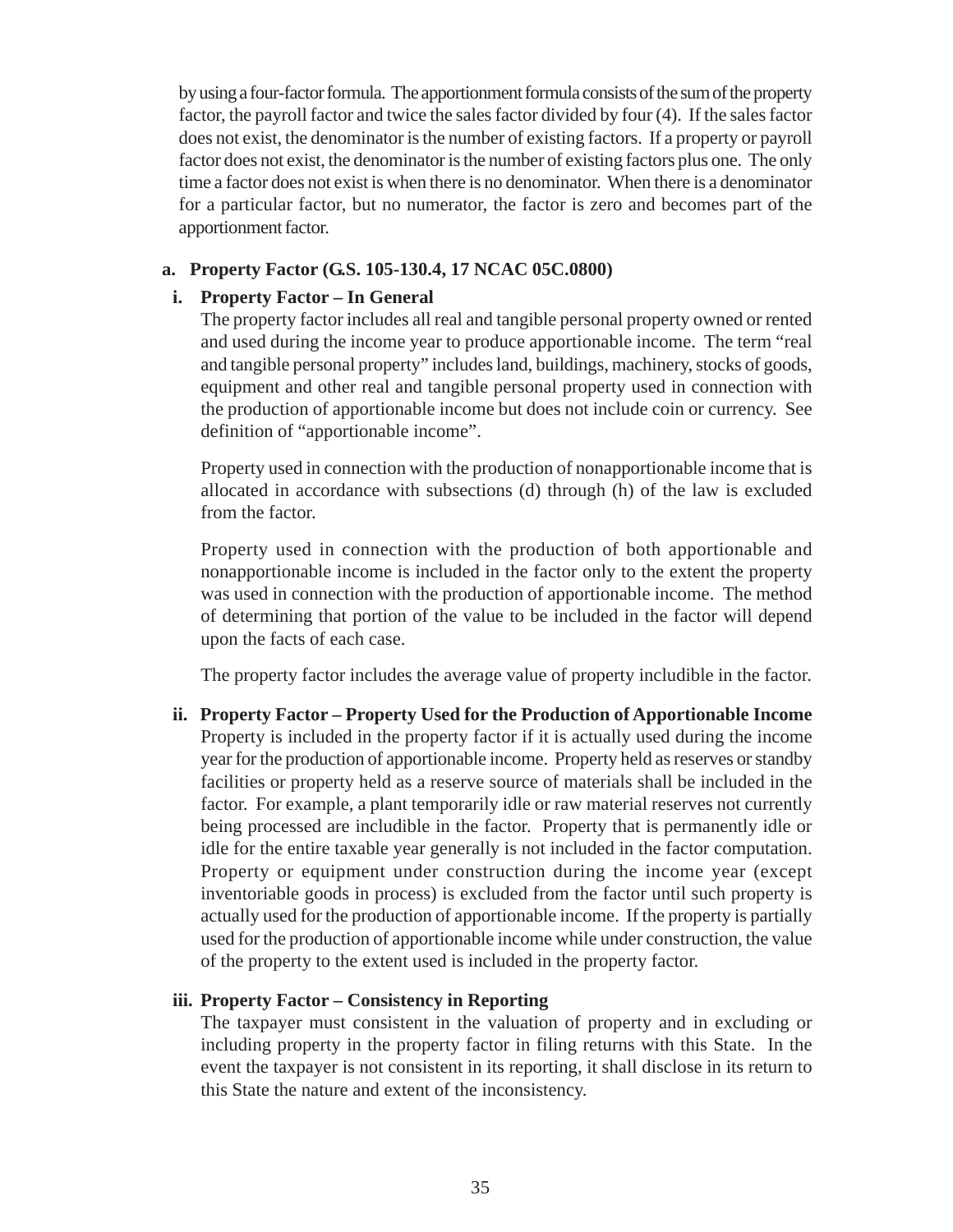by using a four-factor formula. The apportionment formula consists of the sum of the property factor, the payroll factor and twice the sales factor divided by four (4). If the sales factor does not exist, the denominator is the number of existing factors. If a property or payroll factor does not exist, the denominator is the number of existing factors plus one. The only time a factor does not exist is when there is no denominator. When there is a denominator for a particular factor, but no numerator, the factor is zero and becomes part of the apportionment factor.

**a. Property Factor (G.S. 105-130.4, 17 NCAC 05C.0800)**

**i. Property Factor – In General**

The property factor includes all real and tangible personal property owned or rented and used during the income year to produce apportionable income. The term "real and tangible personal property" includes land, buildings, machinery, stocks of goods, equipment and other real and tangible personal property used in connection with the production of apportionable income but does not include coin or currency. See definition of "apportionable income".

Property used in connection with the production of nonapportionable income that is allocated in accordance with subsections (d) through (h) of the law is excluded from the factor.

Property used in connection with the production of both apportionable and nonapportionable income is included in the factor only to the extent the property was used in connection with the production of apportionable income. The method of determining that portion of the value to be included in the factor will depend upon the facts of each case.

The property factor includes the average value of property includible in the factor.

**ii. Property Factor – Property Used for the Production of Apportionable Income**

Property is included in the property factor if it is actually used during the income year for the production of apportionable income. Property held as reserves or standby facilities or property held as a reserve source of materials shall be included in the factor. For example, a plant temporarily idle or raw material reserves not currently being processed are includible in the factor. Property that is permanently idle or idle for the entire taxable year generally is not included in the factor computation. Property or equipment under construction during the income year (except inventoriable goods in process) is excluded from the factor until such property is actually used for the production of apportionable income. If the property is partially used for the production of apportionable income while under construction, the value of the property to the extent used is included in the property factor.

**iii. Property Factor – Consistency in Reporting**

The taxpayer must consistent in the valuation of property and in excluding or including property in the property factor in filing returns with this State. In the event the taxpayer is not consistent in its reporting, it shall disclose in its return to this State the nature and extent of the inconsistency.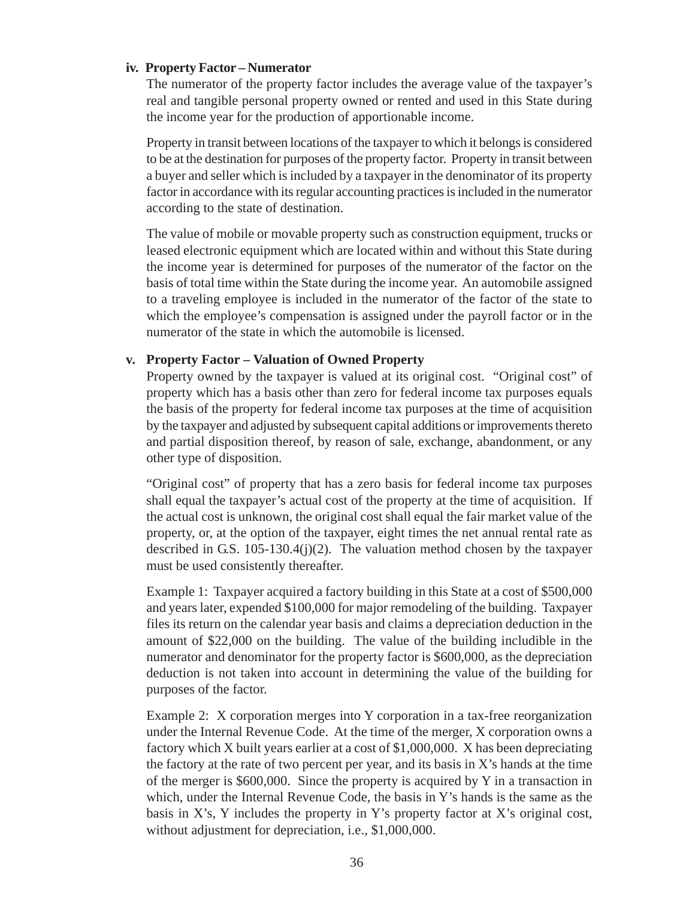**iv. Property Factor – Numerator**

The numerator of the property factor includes the average value of the taxpayer's real and tangible personal property owned or rented and used in this State during the income year for the production of apportionable income.

Property in transit between locations of the taxpayer to which it belongs is considered to be at the destination for purposes of the property factor. Property in transit between a buyer and seller which is included by a taxpayer in the denominator of its property factor in accordance with its regular accounting practices is included in the numerator according to the state of destination.

The value of mobile or movable property such as construction equipment, trucks or leased electronic equipment which are located within and without this State during the income year is determined for purposes of the numerator of the factor on the basis of total time within the State during the income year. An automobile assigned to a traveling employee is included in the numerator of the factor of the state to which the employee's compensation is assigned under the payroll factor or in the numerator of the state in which the automobile is licensed.

**v. Property Factor – Valuation of Owned Property**

Property owned by the taxpayer is valued at its original cost. "Original cost" of property which has a basis other than zero for federal income tax purposes equals the basis of the property for federal income tax purposes at the time of acquisition by the taxpayer and adjusted by subsequent capital additions or improvements thereto and partial disposition thereof, by reason of sale, exchange, abandonment, or any other type of disposition.

"Original cost" of property that has a zero basis for federal income tax purposes shall equal the taxpayer's actual cost of the property at the time of acquisition. If the actual cost is unknown, the original cost shall equal the fair market value of the property, or, at the option of the taxpayer, eight times the net annual rental rate as described in G.S. 105-130.4(j)(2). The valuation method chosen by the taxpayer must be used consistently thereafter.

Example 1: Taxpayer acquired a factory building in this State at a cost of $500,000 and years later, expended $100,000 for major remodeling of the building. Taxpayer files its return on the calendar year basis and claims a depreciation deduction in the amount of $22,000 on the building. The value of the building includible in the numerator and denominator for the property factor is $600,000, as the depreciation deduction is not taken into account in determining the value of the building for purposes of the factor.

Example 2: X corporation merges into Y corporation in a tax-free reorganization under the Internal Revenue Code. At the time of the merger, X corporation owns a factory which X built years earlier at a cost of $1,000,000. X has been depreciating the factory at the rate of two percent per year, and its basis in X's hands at the time of the merger is $600,000. Since the property is acquired by Y in a transaction in which, under the Internal Revenue Code, the basis in Y's hands is the same as the basis in X's, Y includes the property in Y's property factor at X's original cost, without adjustment for depreciation, i.e., $1,000,000.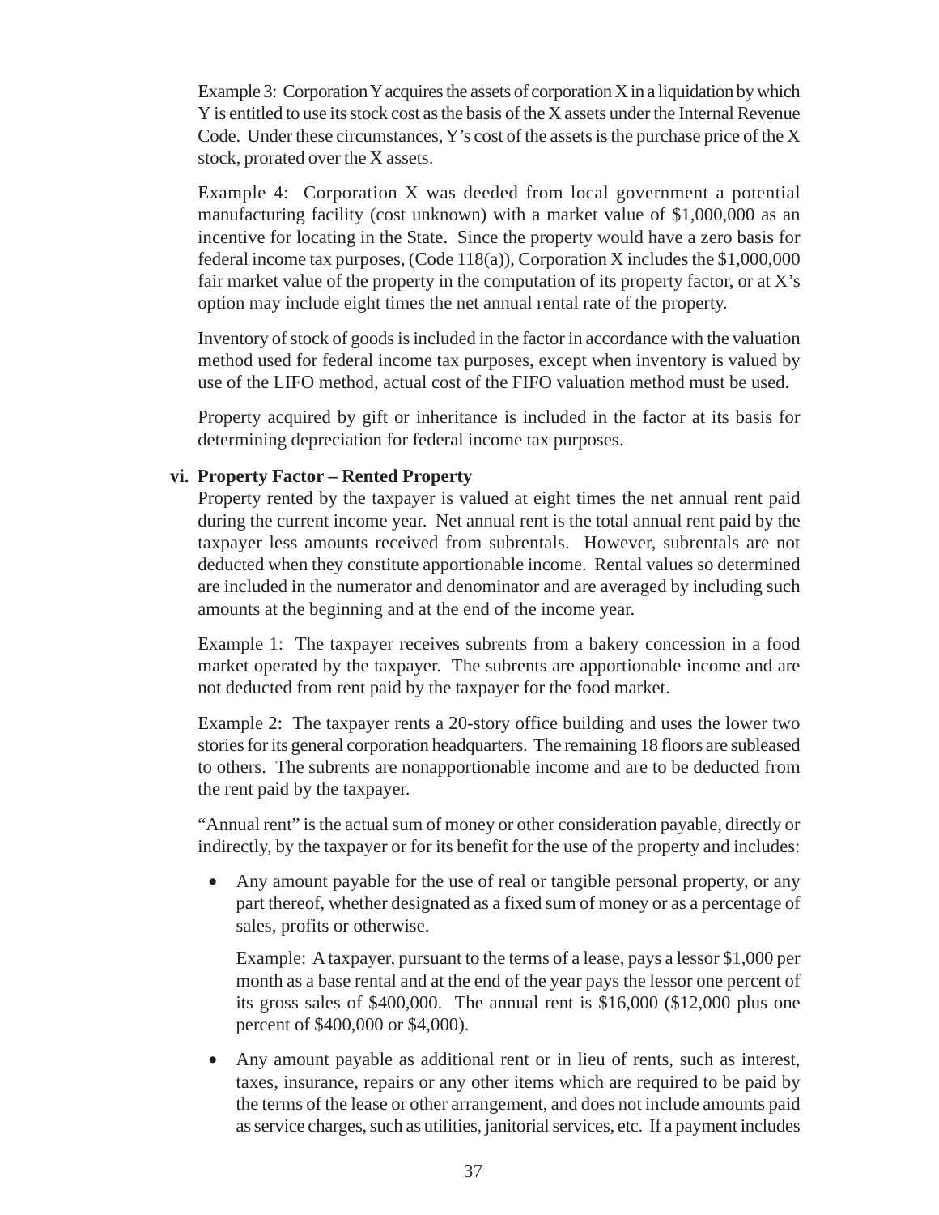Example 3: Corporation Y acquires the assets of corporation X in a liquidation by which Y is entitled to use its stock cost as the basis of the X assets under the Internal Revenue Code. Under these circumstances, Y's cost of the assets is the purchase price of the X stock, prorated over the X assets.

Example 4: Corporation X was deeded from local government a potential manufacturing facility (cost unknown) with a market value of $1,000,000 as an incentive for locating in the State. Since the property would have a zero basis for federal income tax purposes, (Code 118(a)), Corporation X includes the $1,000,000 fair market value of the property in the computation of its property factor, or at X's option may include eight times the net annual rental rate of the property.

Inventory of stock of goods is included in the factor in accordance with the valuation method used for federal income tax purposes, except when inventory is valued by use of the LIFO method, actual cost of the FIFO valuation method must be used.

Property acquired by gift or inheritance is included in the factor at its basis for determining depreciation for federal income tax purposes.

### vi. Property Factor – Rented Property

Property rented by the taxpayer is valued at eight times the net annual rent paid during the current income year. Net annual rent is the total annual rent paid by the taxpayer less amounts received from subrentals. However, subrentals are not deducted when they constitute apportionable income. Rental values so determined are included in the numerator and denominator and are averaged by including such amounts at the beginning and at the end of the income year.

Example 1: The taxpayer receives subrents from a bakery concession in a food market operated by the taxpayer. The subrents are apportionable income and are not deducted from rent paid by the taxpayer for the food market.

Example 2: The taxpayer rents a 20-story office building and uses the lower two stories for its general corporation headquarters. The remaining 18 floors are subleased to others. The subrents are nonapportionable income and are to be deducted from the rent paid by the taxpayer.

"Annual rent" is the actual sum of money or other consideration payable, directly or indirectly, by the taxpayer or for its benefit for the use of the property and includes:

- Any amount payable for the use of real or tangible personal property, or any part thereof, whether designated as a fixed sum of money or as a percentage of sales, profits or otherwise.

  Example: A taxpayer, pursuant to the terms of a lease, pays a lessor $1,000 per month as a base rental and at the end of the year pays the lessor one percent of its gross sales of $400,000. The annual rent is $16,000 ($12,000 plus one percent of $400,000 or $4,000).

- Any amount payable as additional rent or in lieu of rents, such as interest, taxes, insurance, repairs or any other items which are required to be paid by the terms of the lease or other arrangement, and does not include amounts paid as service charges, such as utilities, janitorial services, etc. If a payment includes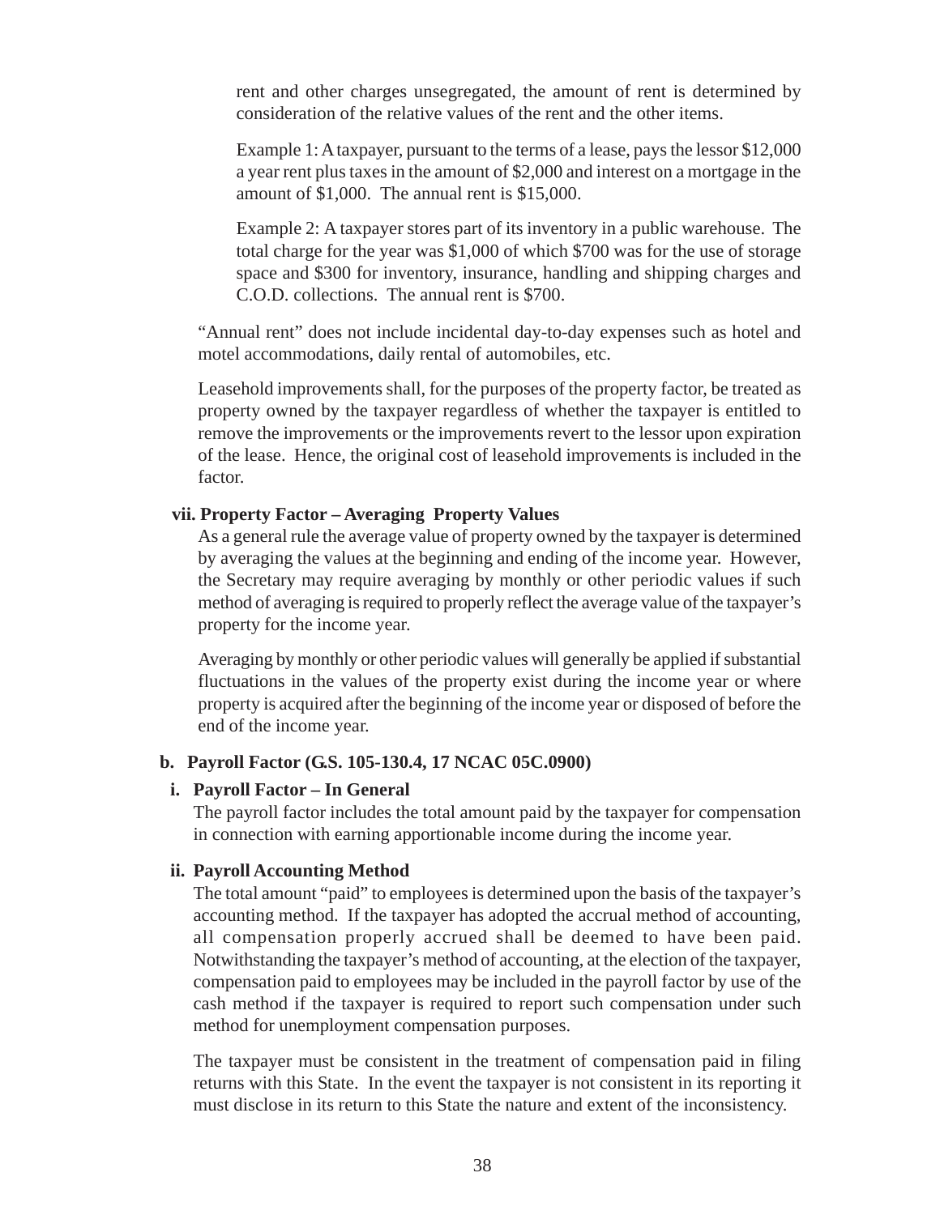rent and other charges unsegregated, the amount of rent is determined by consideration of the relative values of the rent and the other items.

Example 1: A taxpayer, pursuant to the terms of a lease, pays the lessor $12,000 a year rent plus taxes in the amount of $2,000 and interest on a mortgage in the amount of $1,000. The annual rent is $15,000.

Example 2: A taxpayer stores part of its inventory in a public warehouse. The total charge for the year was $1,000 of which $700 was for the use of storage space and $300 for inventory, insurance, handling and shipping charges and C.O.D. collections. The annual rent is $700.

"Annual rent" does not include incidental day-to-day expenses such as hotel and motel accommodations, daily rental of automobiles, etc.

Leasehold improvements shall, for the purposes of the property factor, be treated as property owned by the taxpayer regardless of whether the taxpayer is entitled to remove the improvements or the improvements revert to the lessor upon expiration of the lease. Hence, the original cost of leasehold improvements is included in the factor.

**vii. Property Factor – Averaging Property Values**

As a general rule the average value of property owned by the taxpayer is determined by averaging the values at the beginning and ending of the income year. However, the Secretary may require averaging by monthly or other periodic values if such method of averaging is required to properly reflect the average value of the taxpayer's property for the income year.

Averaging by monthly or other periodic values will generally be applied if substantial fluctuations in the values of the property exist during the income year or where property is acquired after the beginning of the income year or disposed of before the end of the income year.

**b. Payroll Factor (G.S. 105-130.4, 17 NCAC 05C.0900)**

**i. Payroll Factor – In General**

The payroll factor includes the total amount paid by the taxpayer for compensation in connection with earning apportionable income during the income year.

**ii. Payroll Accounting Method**

The total amount "paid" to employees is determined upon the basis of the taxpayer's accounting method. If the taxpayer has adopted the accrual method of accounting, all compensation properly accrued shall be deemed to have been paid. Notwithstanding the taxpayer's method of accounting, at the election of the taxpayer, compensation paid to employees may be included in the payroll factor by use of the cash method if the taxpayer is required to report such compensation under such method for unemployment compensation purposes.

The taxpayer must be consistent in the treatment of compensation paid in filing returns with this State. In the event the taxpayer is not consistent in its reporting it must disclose in its return to this State the nature and extent of the inconsistency.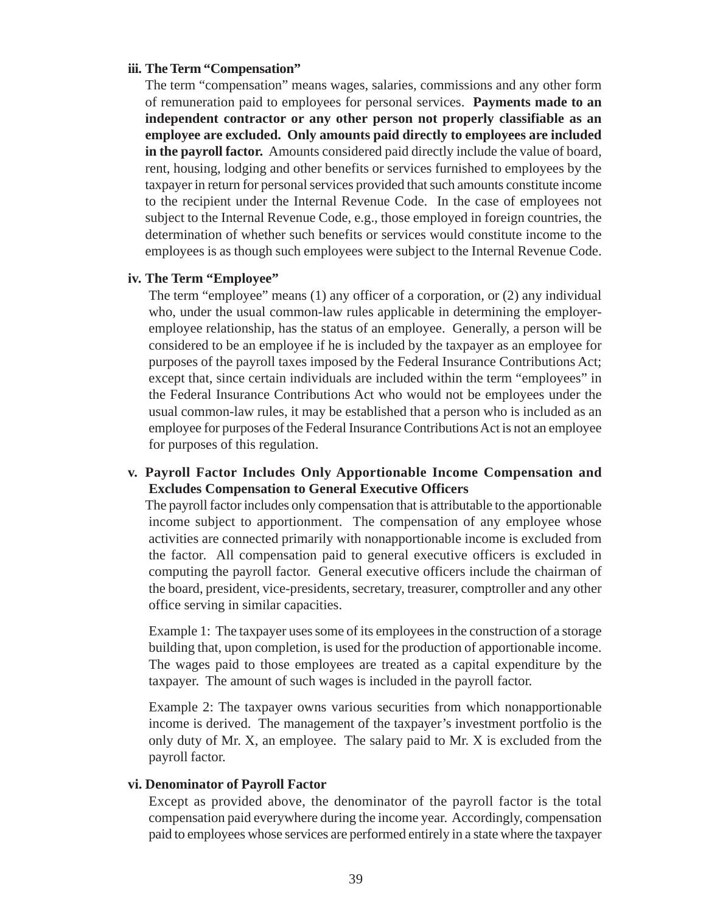#### iii. The Term "Compensation"

The term "compensation" means wages, salaries, commissions and any other form of remuneration paid to employees for personal services. **Payments made to an independent contractor or any other person not properly classifiable as an employee are excluded. Only amounts paid directly to employees are included in the payroll factor.** Amounts considered paid directly include the value of board, rent, housing, lodging and other benefits or services furnished to employees by the taxpayer in return for personal services provided that such amounts constitute income to the recipient under the Internal Revenue Code. In the case of employees not subject to the Internal Revenue Code, e.g., those employed in foreign countries, the determination of whether such benefits or services would constitute income to the employees is as though such employees were subject to the Internal Revenue Code.

#### iv. The Term "Employee"

The term "employee" means (1) any officer of a corporation, or (2) any individual who, under the usual common-law rules applicable in determining the employer-employee relationship, has the status of an employee. Generally, a person will be considered to be an employee if he is included by the taxpayer as an employee for purposes of the payroll taxes imposed by the Federal Insurance Contributions Act; except that, since certain individuals are included within the term "employees" in the Federal Insurance Contributions Act who would not be employees under the usual common-law rules, it may be established that a person who is included as an employee for purposes of the Federal Insurance Contributions Act is not an employee for purposes of this regulation.

#### v. Payroll Factor Includes Only Apportionable Income Compensation and Excludes Compensation to General Executive Officers

The payroll factor includes only compensation that is attributable to the apportionable income subject to apportionment. The compensation of any employee whose activities are connected primarily with nonapportionable income is excluded from the factor. All compensation paid to general executive officers is excluded in computing the payroll factor. General executive officers include the chairman of the board, president, vice-presidents, secretary, treasurer, comptroller and any other office serving in similar capacities.

Example 1: The taxpayer uses some of its employees in the construction of a storage building that, upon completion, is used for the production of apportionable income. The wages paid to those employees are treated as a capital expenditure by the taxpayer. The amount of such wages is included in the payroll factor.

Example 2: The taxpayer owns various securities from which nonapportionable income is derived. The management of the taxpayer's investment portfolio is the only duty of Mr. X, an employee. The salary paid to Mr. X is excluded from the payroll factor.

#### vi. Denominator of Payroll Factor

Except as provided above, the denominator of the payroll factor is the total compensation paid everywhere during the income year. Accordingly, compensation paid to employees whose services are performed entirely in a state where the taxpayer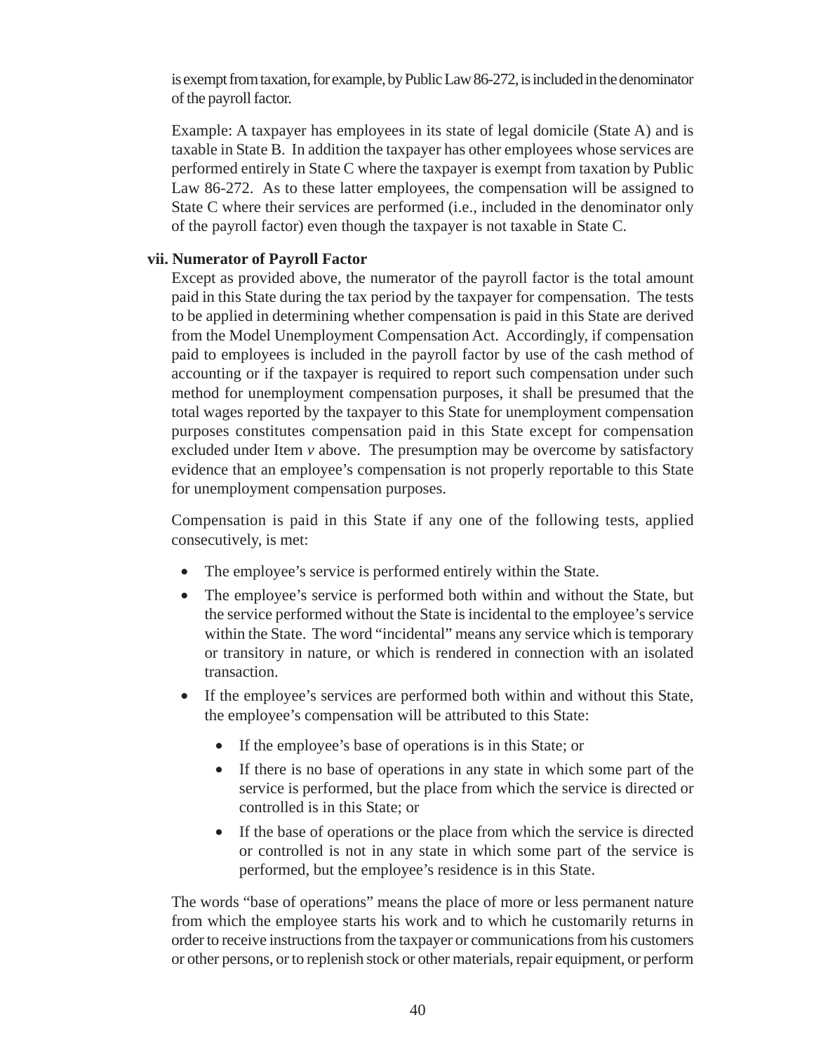is exempt from taxation, for example, by Public Law 86-272, is included in the denominator of the payroll factor.

Example: A taxpayer has employees in its state of legal domicile (State A) and is taxable in State B. In addition the taxpayer has other employees whose services are performed entirely in State C where the taxpayer is exempt from taxation by Public Law 86-272. As to these latter employees, the compensation will be assigned to State C where their services are performed (i.e., included in the denominator only of the payroll factor) even though the taxpayer is not taxable in State C.

**vii. Numerator of Payroll Factor**

Except as provided above, the numerator of the payroll factor is the total amount paid in this State during the tax period by the taxpayer for compensation. The tests to be applied in determining whether compensation is paid in this State are derived from the Model Unemployment Compensation Act. Accordingly, if compensation paid to employees is included in the payroll factor by use of the cash method of accounting or if the taxpayer is required to report such compensation under such method for unemployment compensation purposes, it shall be presumed that the total wages reported by the taxpayer to this State for unemployment compensation purposes constitutes compensation paid in this State except for compensation excluded under Item *v* above. The presumption may be overcome by satisfactory evidence that an employee's compensation is not properly reportable to this State for unemployment compensation purposes.

Compensation is paid in this State if any one of the following tests, applied consecutively, is met:

- The employee's service is performed entirely within the State.
- The employee's service is performed both within and without the State, but the service performed without the State is incidental to the employee's service within the State. The word "incidental" means any service which is temporary or transitory in nature, or which is rendered in connection with an isolated transaction.
- If the employee's services are performed both within and without this State, the employee's compensation will be attributed to this State:
  - If the employee's base of operations is in this State; or
  - If there is no base of operations in any state in which some part of the service is performed, but the place from which the service is directed or controlled is in this State; or
  - If the base of operations or the place from which the service is directed or controlled is not in any state in which some part of the service is performed, but the employee's residence is in this State.

The words "base of operations" means the place of more or less permanent nature from which the employee starts his work and to which he customarily returns in order to receive instructions from the taxpayer or communications from his customers or other persons, or to replenish stock or other materials, repair equipment, or perform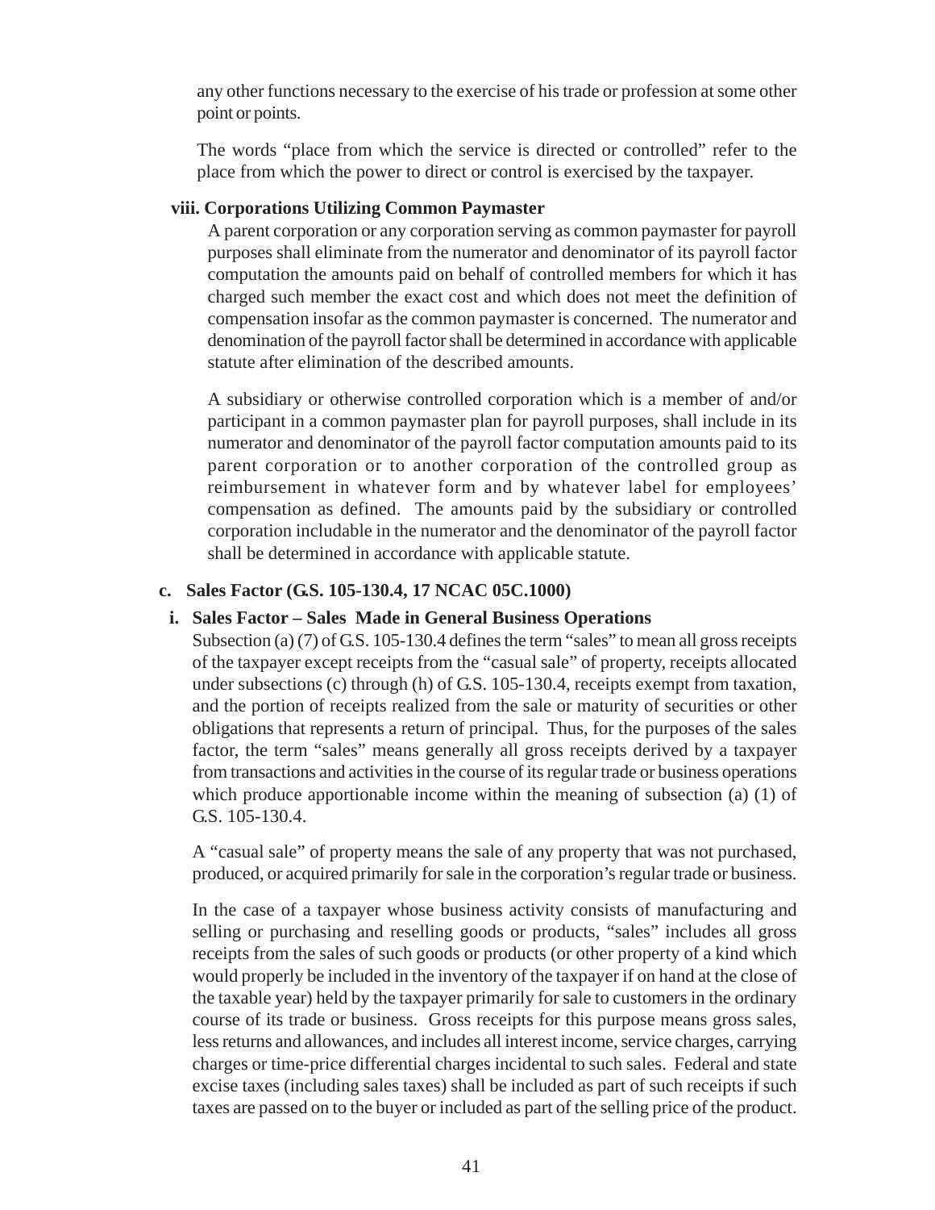any other functions necessary to the exercise of his trade or profession at some other point or points.

The words "place from which the service is directed or controlled" refer to the place from which the power to direct or control is exercised by the taxpayer.

**viii. Corporations Utilizing Common Paymaster**

A parent corporation or any corporation serving as common paymaster for payroll purposes shall eliminate from the numerator and denominator of its payroll factor computation the amounts paid on behalf of controlled members for which it has charged such member the exact cost and which does not meet the definition of compensation insofar as the common paymaster is concerned. The numerator and denomination of the payroll factor shall be determined in accordance with applicable statute after elimination of the described amounts.

A subsidiary or otherwise controlled corporation which is a member of and/or participant in a common paymaster plan for payroll purposes, shall include in its numerator and denominator of the payroll factor computation amounts paid to its parent corporation or to another corporation of the controlled group as reimbursement in whatever form and by whatever label for employees' compensation as defined. The amounts paid by the subsidiary or controlled corporation includable in the numerator and the denominator of the payroll factor shall be determined in accordance with applicable statute.

**c. Sales Factor (G.S. 105-130.4, 17 NCAC 05C.1000)**

**i. Sales Factor – Sales Made in General Business Operations**

Subsection (a) (7) of G.S. 105-130.4 defines the term "sales" to mean all gross receipts of the taxpayer except receipts from the "casual sale" of property, receipts allocated under subsections (c) through (h) of G.S. 105-130.4, receipts exempt from taxation, and the portion of receipts realized from the sale or maturity of securities or other obligations that represents a return of principal. Thus, for the purposes of the sales factor, the term "sales" means generally all gross receipts derived by a taxpayer from transactions and activities in the course of its regular trade or business operations which produce apportionable income within the meaning of subsection (a) (1) of G.S. 105-130.4.

A "casual sale" of property means the sale of any property that was not purchased, produced, or acquired primarily for sale in the corporation's regular trade or business.

In the case of a taxpayer whose business activity consists of manufacturing and selling or purchasing and reselling goods or products, "sales" includes all gross receipts from the sales of such goods or products (or other property of a kind which would properly be included in the inventory of the taxpayer if on hand at the close of the taxable year) held by the taxpayer primarily for sale to customers in the ordinary course of its trade or business. Gross receipts for this purpose means gross sales, less returns and allowances, and includes all interest income, service charges, carrying charges or time-price differential charges incidental to such sales. Federal and state excise taxes (including sales taxes) shall be included as part of such receipts if such taxes are passed on to the buyer or included as part of the selling price of the product.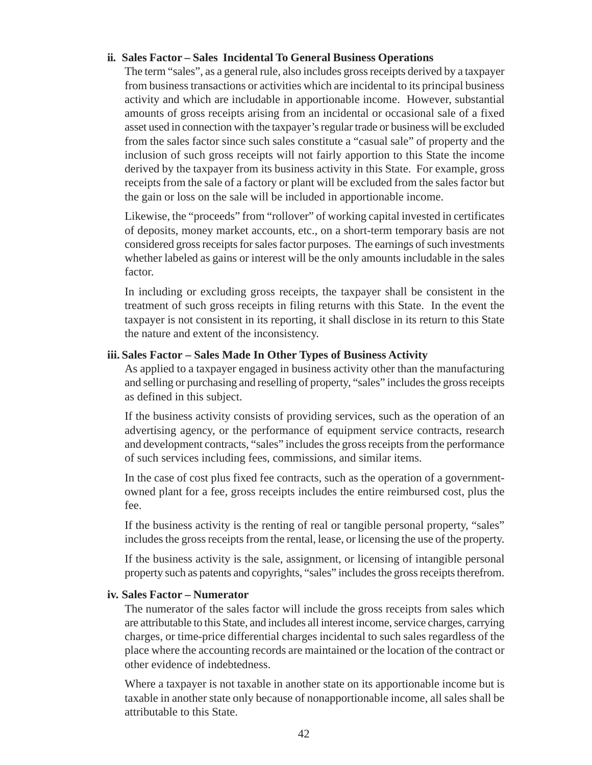#### ii. Sales Factor – Sales Incidental To General Business Operations

The term "sales", as a general rule, also includes gross receipts derived by a taxpayer from business transactions or activities which are incidental to its principal business activity and which are includable in apportionable income. However, substantial amounts of gross receipts arising from an incidental or occasional sale of a fixed asset used in connection with the taxpayer's regular trade or business will be excluded from the sales factor since such sales constitute a "casual sale" of property and the inclusion of such gross receipts will not fairly apportion to this State the income derived by the taxpayer from its business activity in this State. For example, gross receipts from the sale of a factory or plant will be excluded from the sales factor but the gain or loss on the sale will be included in apportionable income.

Likewise, the "proceeds" from "rollover" of working capital invested in certificates of deposits, money market accounts, etc., on a short-term temporary basis are not considered gross receipts for sales factor purposes. The earnings of such investments whether labeled as gains or interest will be the only amounts includable in the sales factor.

In including or excluding gross receipts, the taxpayer shall be consistent in the treatment of such gross receipts in filing returns with this State. In the event the taxpayer is not consistent in its reporting, it shall disclose in its return to this State the nature and extent of the inconsistency.

#### iii. Sales Factor – Sales Made In Other Types of Business Activity

As applied to a taxpayer engaged in business activity other than the manufacturing and selling or purchasing and reselling of property, "sales" includes the gross receipts as defined in this subject.

If the business activity consists of providing services, such as the operation of an advertising agency, or the performance of equipment service contracts, research and development contracts, "sales" includes the gross receipts from the performance of such services including fees, commissions, and similar items.

In the case of cost plus fixed fee contracts, such as the operation of a government-owned plant for a fee, gross receipts includes the entire reimbursed cost, plus the fee.

If the business activity is the renting of real or tangible personal property, "sales" includes the gross receipts from the rental, lease, or licensing the use of the property.

If the business activity is the sale, assignment, or licensing of intangible personal property such as patents and copyrights, "sales" includes the gross receipts therefrom.

#### iv. Sales Factor – Numerator

The numerator of the sales factor will include the gross receipts from sales which are attributable to this State, and includes all interest income, service charges, carrying charges, or time-price differential charges incidental to such sales regardless of the place where the accounting records are maintained or the location of the contract or other evidence of indebtedness.

Where a taxpayer is not taxable in another state on its apportionable income but is taxable in another state only because of nonapportionable income, all sales shall be attributable to this State.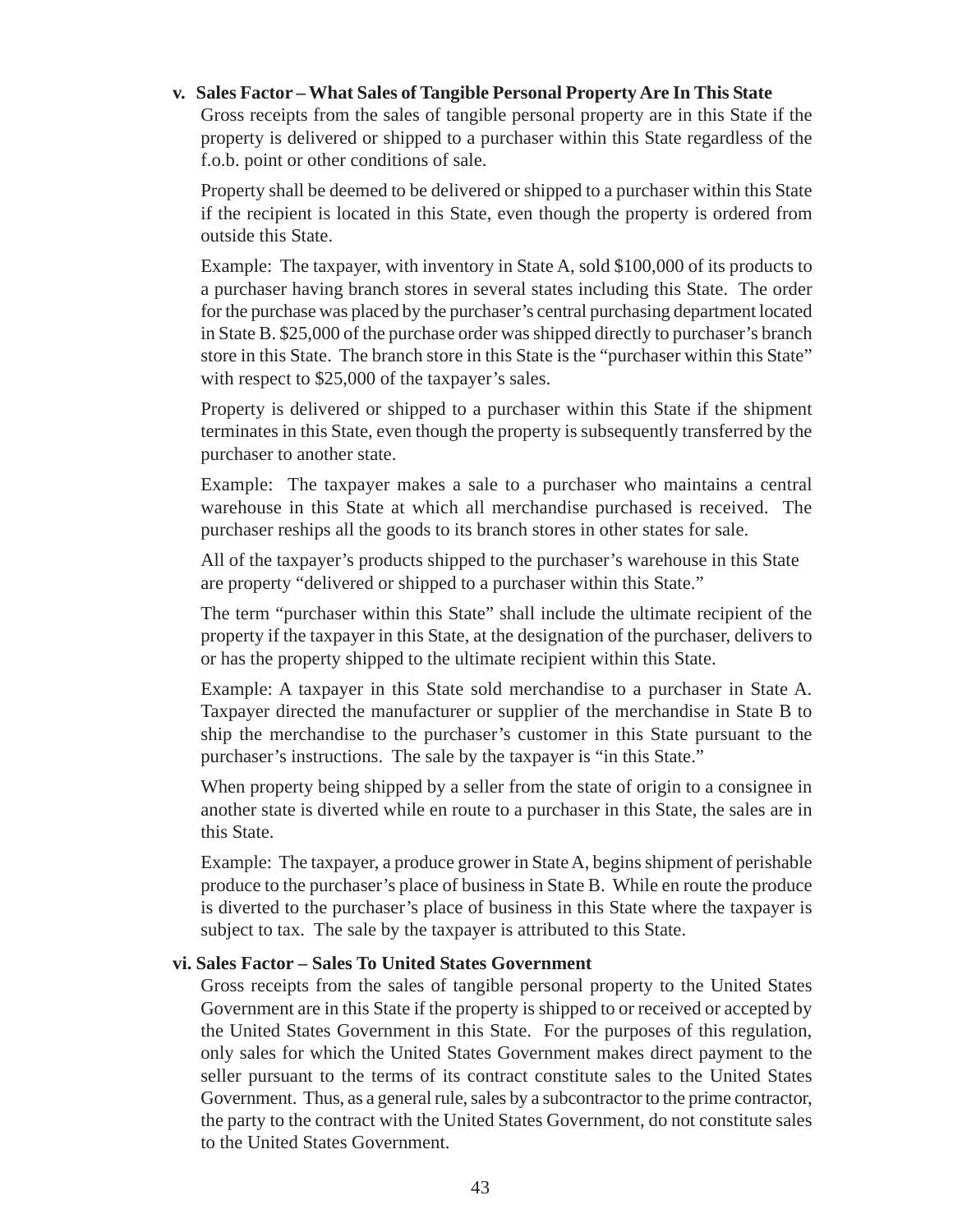**v. Sales Factor – What Sales of Tangible Personal Property Are In This State**

Gross receipts from the sales of tangible personal property are in this State if the property is delivered or shipped to a purchaser within this State regardless of the f.o.b. point or other conditions of sale.

Property shall be deemed to be delivered or shipped to a purchaser within this State if the recipient is located in this State, even though the property is ordered from outside this State.

Example: The taxpayer, with inventory in State A, sold $100,000 of its products to a purchaser having branch stores in several states including this State. The order for the purchase was placed by the purchaser's central purchasing department located in State B. $25,000 of the purchase order was shipped directly to purchaser's branch store in this State. The branch store in this State is the "purchaser within this State" with respect to $25,000 of the taxpayer's sales.

Property is delivered or shipped to a purchaser within this State if the shipment terminates in this State, even though the property is subsequently transferred by the purchaser to another state.

Example: The taxpayer makes a sale to a purchaser who maintains a central warehouse in this State at which all merchandise purchased is received. The purchaser reships all the goods to its branch stores in other states for sale.

All of the taxpayer's products shipped to the purchaser's warehouse in this State are property "delivered or shipped to a purchaser within this State."

The term "purchaser within this State" shall include the ultimate recipient of the property if the taxpayer in this State, at the designation of the purchaser, delivers to or has the property shipped to the ultimate recipient within this State.

Example: A taxpayer in this State sold merchandise to a purchaser in State A. Taxpayer directed the manufacturer or supplier of the merchandise in State B to ship the merchandise to the purchaser's customer in this State pursuant to the purchaser's instructions. The sale by the taxpayer is "in this State."

When property being shipped by a seller from the state of origin to a consignee in another state is diverted while en route to a purchaser in this State, the sales are in this State.

Example: The taxpayer, a produce grower in State A, begins shipment of perishable produce to the purchaser's place of business in State B. While en route the produce is diverted to the purchaser's place of business in this State where the taxpayer is subject to tax. The sale by the taxpayer is attributed to this State.

**vi. Sales Factor – Sales To United States Government**

Gross receipts from the sales of tangible personal property to the United States Government are in this State if the property is shipped to or received or accepted by the United States Government in this State. For the purposes of this regulation, only sales for which the United States Government makes direct payment to the seller pursuant to the terms of its contract constitute sales to the United States Government. Thus, as a general rule, sales by a subcontractor to the prime contractor, the party to the contract with the United States Government, do not constitute sales to the United States Government.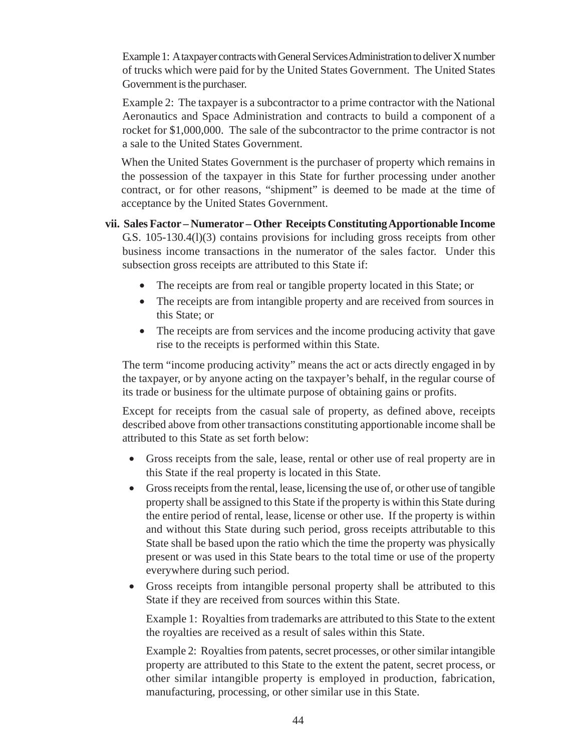Example 1: A taxpayer contracts with General Services Administration to deliver X number of trucks which were paid for by the United States Government. The United States Government is the purchaser.

Example 2: The taxpayer is a subcontractor to a prime contractor with the National Aeronautics and Space Administration and contracts to build a component of a rocket for $1,000,000. The sale of the subcontractor to the prime contractor is not a sale to the United States Government.

When the United States Government is the purchaser of property which remains in the possession of the taxpayer in this State for further processing under another contract, or for other reasons, "shipment" is deemed to be made at the time of acceptance by the United States Government.

**vii. Sales Factor – Numerator – Other Receipts Constituting Apportionable Income**

G.S. 105-130.4(l)(3) contains provisions for including gross receipts from other business income transactions in the numerator of the sales factor. Under this subsection gross receipts are attributed to this State if:

- The receipts are from real or tangible property located in this State; or
- The receipts are from intangible property and are received from sources in this State; or
- The receipts are from services and the income producing activity that gave rise to the receipts is performed within this State.

The term "income producing activity" means the act or acts directly engaged in by the taxpayer, or by anyone acting on the taxpayer's behalf, in the regular course of its trade or business for the ultimate purpose of obtaining gains or profits.

Except for receipts from the casual sale of property, as defined above, receipts described above from other transactions constituting apportionable income shall be attributed to this State as set forth below:

- Gross receipts from the sale, lease, rental or other use of real property are in this State if the real property is located in this State.
- Gross receipts from the rental, lease, licensing the use of, or other use of tangible property shall be assigned to this State if the property is within this State during the entire period of rental, lease, license or other use. If the property is within and without this State during such period, gross receipts attributable to this State shall be based upon the ratio which the time the property was physically present or was used in this State bears to the total time or use of the property everywhere during such period.
- Gross receipts from intangible personal property shall be attributed to this State if they are received from sources within this State.

  Example 1: Royalties from trademarks are attributed to this State to the extent the royalties are received as a result of sales within this State.

  Example 2: Royalties from patents, secret processes, or other similar intangible property are attributed to this State to the extent the patent, secret process, or other similar intangible property is employed in production, fabrication, manufacturing, processing, or other similar use in this State.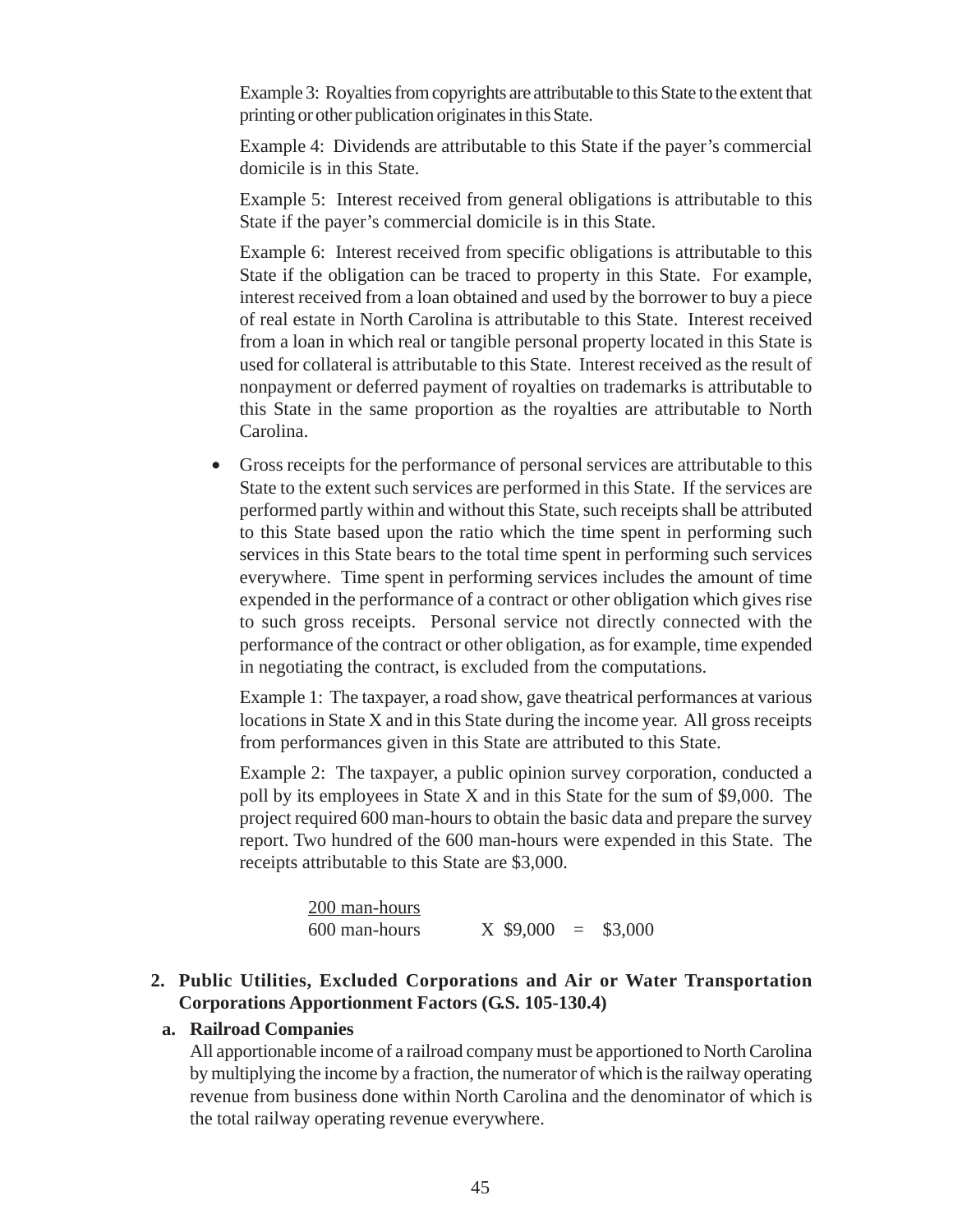Example 3: Royalties from copyrights are attributable to this State to the extent that printing or other publication originates in this State.

Example 4: Dividends are attributable to this State if the payer's commercial domicile is in this State.

Example 5: Interest received from general obligations is attributable to this State if the payer's commercial domicile is in this State.

Example 6: Interest received from specific obligations is attributable to this State if the obligation can be traced to property in this State. For example, interest received from a loan obtained and used by the borrower to buy a piece of real estate in North Carolina is attributable to this State. Interest received from a loan in which real or tangible personal property located in this State is used for collateral is attributable to this State. Interest received as the result of nonpayment or deferred payment of royalties on trademarks is attributable to this State in the same proportion as the royalties are attributable to North Carolina.

- Gross receipts for the performance of personal services are attributable to this State to the extent such services are performed in this State. If the services are performed partly within and without this State, such receipts shall be attributed to this State based upon the ratio which the time spent in performing such services in this State bears to the total time spent in performing such services everywhere. Time spent in performing services includes the amount of time expended in the performance of a contract or other obligation which gives rise to such gross receipts. Personal service not directly connected with the performance of the contract or other obligation, as for example, time expended in negotiating the contract, is excluded from the computations.

  Example 1: The taxpayer, a road show, gave theatrical performances at various locations in State X and in this State during the income year. All gross receipts from performances given in this State are attributed to this State.

  Example 2: The taxpayer, a public opinion survey corporation, conducted a poll by its employees in State X and in this State for the sum of $9,000. The project required 600 man-hours to obtain the basic data and prepare the survey report. Two hundred of the 600 man-hours were expended in this State. The receipts attributable to this State are $3,000.

$$\frac{\text{200 man-hours}}{\text{600 man-hours}} \times \$9{,}000 = \$3{,}000$$

**2. Public Utilities, Excluded Corporations and Air or Water Transportation Corporations Apportionment Factors (G.S. 105-130.4)**

**a. Railroad Companies**

All apportionable income of a railroad company must be apportioned to North Carolina by multiplying the income by a fraction, the numerator of which is the railway operating revenue from business done within North Carolina and the denominator of which is the total railway operating revenue everywhere.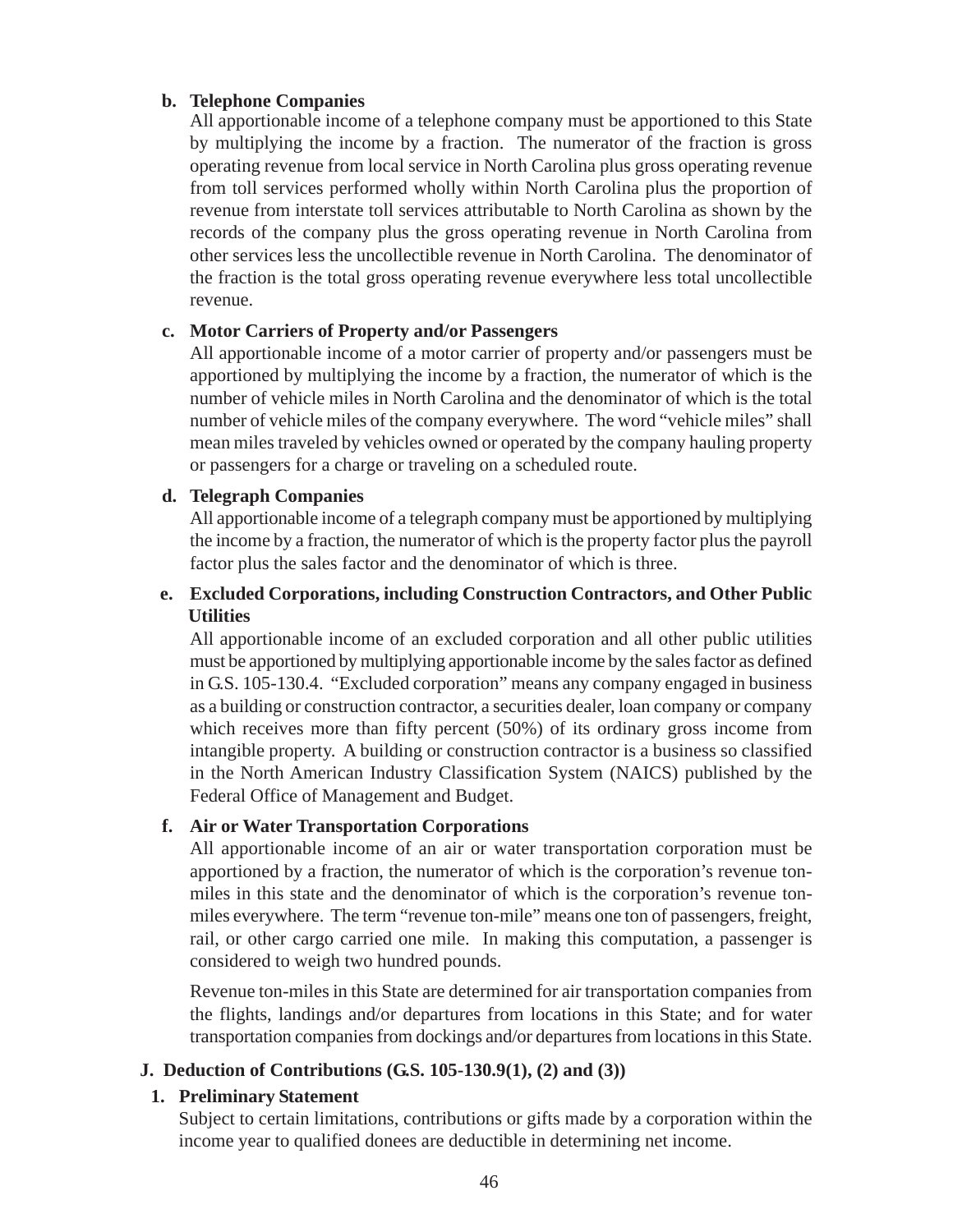**b. Telephone Companies**

All apportionable income of a telephone company must be apportioned to this State by multiplying the income by a fraction. The numerator of the fraction is gross operating revenue from local service in North Carolina plus gross operating revenue from toll services performed wholly within North Carolina plus the proportion of revenue from interstate toll services attributable to North Carolina as shown by the records of the company plus the gross operating revenue in North Carolina from other services less the uncollectible revenue in North Carolina. The denominator of the fraction is the total gross operating revenue everywhere less total uncollectible revenue.

**c. Motor Carriers of Property and/or Passengers**

All apportionable income of a motor carrier of property and/or passengers must be apportioned by multiplying the income by a fraction, the numerator of which is the number of vehicle miles in North Carolina and the denominator of which is the total number of vehicle miles of the company everywhere. The word "vehicle miles" shall mean miles traveled by vehicles owned or operated by the company hauling property or passengers for a charge or traveling on a scheduled route.

**d. Telegraph Companies**

All apportionable income of a telegraph company must be apportioned by multiplying the income by a fraction, the numerator of which is the property factor plus the payroll factor plus the sales factor and the denominator of which is three.

**e. Excluded Corporations, including Construction Contractors, and Other Public Utilities**

All apportionable income of an excluded corporation and all other public utilities must be apportioned by multiplying apportionable income by the sales factor as defined in G.S. 105-130.4. "Excluded corporation" means any company engaged in business as a building or construction contractor, a securities dealer, loan company or company which receives more than fifty percent (50%) of its ordinary gross income from intangible property. A building or construction contractor is a business so classified in the North American Industry Classification System (NAICS) published by the Federal Office of Management and Budget.

**f. Air or Water Transportation Corporations**

All apportionable income of an air or water transportation corporation must be apportioned by a fraction, the numerator of which is the corporation's revenue ton-miles in this state and the denominator of which is the corporation's revenue ton-miles everywhere. The term "revenue ton-mile" means one ton of passengers, freight, rail, or other cargo carried one mile. In making this computation, a passenger is considered to weigh two hundred pounds.

Revenue ton-miles in this State are determined for air transportation companies from the flights, landings and/or departures from locations in this State; and for water transportation companies from dockings and/or departures from locations in this State.

## J. Deduction of Contributions (G.S. 105-130.9(1), (2) and (3))

### 1. Preliminary Statement

Subject to certain limitations, contributions or gifts made by a corporation within the income year to qualified donees are deductible in determining net income.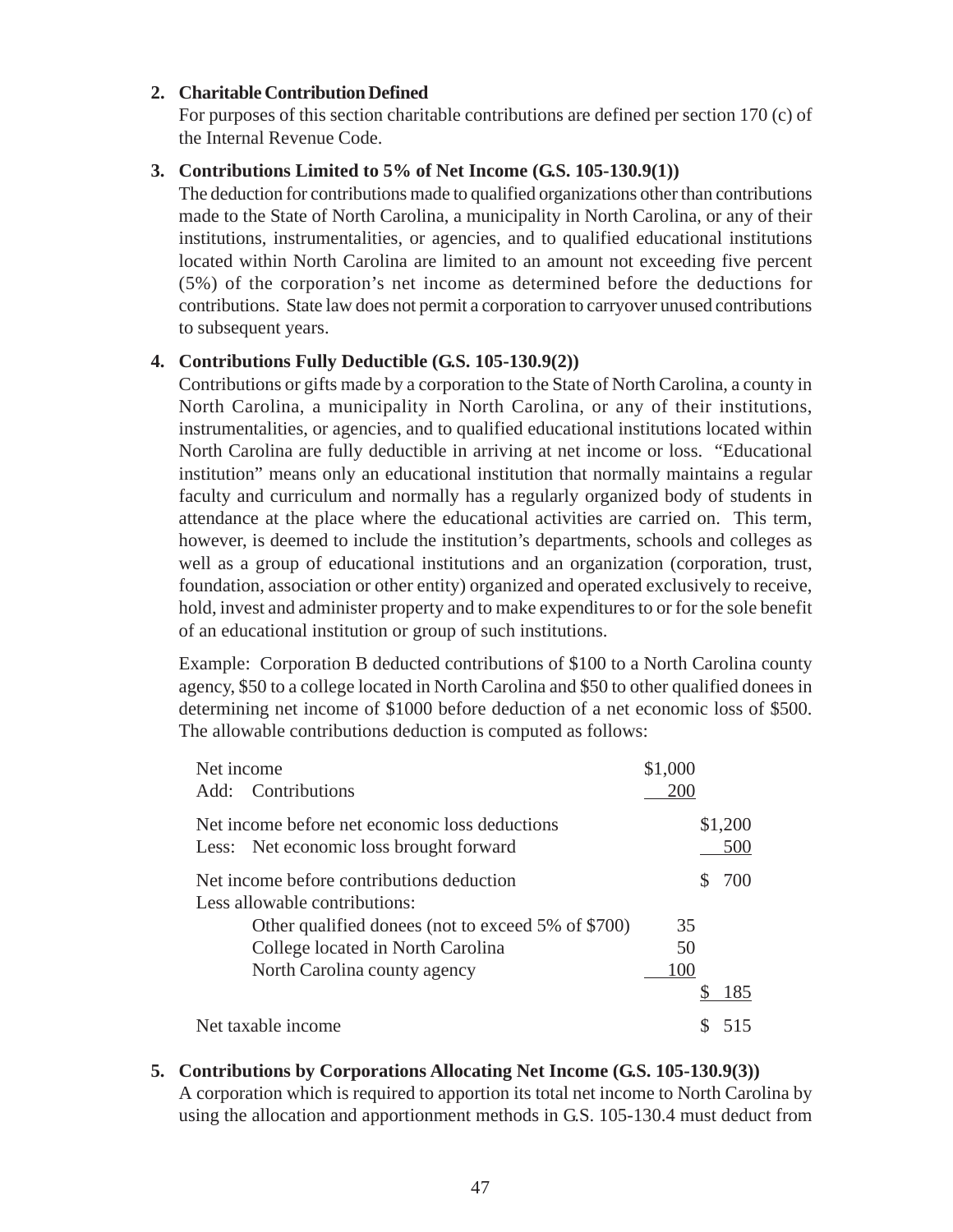**2. Charitable Contribution Defined**

For purposes of this section charitable contributions are defined per section 170 (c) of the Internal Revenue Code.

**3. Contributions Limited to 5% of Net Income (G.S. 105-130.9(1))**

The deduction for contributions made to qualified organizations other than contributions made to the State of North Carolina, a municipality in North Carolina, or any of their institutions, instrumentalities, or agencies, and to qualified educational institutions located within North Carolina are limited to an amount not exceeding five percent (5%) of the corporation's net income as determined before the deductions for contributions. State law does not permit a corporation to carryover unused contributions to subsequent years.

**4. Contributions Fully Deductible (G.S. 105-130.9(2))**

Contributions or gifts made by a corporation to the State of North Carolina, a county in North Carolina, a municipality in North Carolina, or any of their institutions, instrumentalities, or agencies, and to qualified educational institutions located within North Carolina are fully deductible in arriving at net income or loss. "Educational institution" means only an educational institution that normally maintains a regular faculty and curriculum and normally has a regularly organized body of students in attendance at the place where the educational activities are carried on. This term, however, is deemed to include the institution's departments, schools and colleges as well as a group of educational institutions and an organization (corporation, trust, foundation, association or other entity) organized and operated exclusively to receive, hold, invest and administer property and to make expenditures to or for the sole benefit of an educational institution or group of such institutions.

Example: Corporation B deducted contributions of $100 to a North Carolina county agency, $50 to a college located in North Carolina and $50 to other qualified donees in determining net income of $1000 before deduction of a net economic loss of $500. The allowable contributions deduction is computed as follows:

| | | |
|---|---|---|
| Net income | $1,000 | |
| Add: Contributions | 200 | |
| Net income before net economic loss deductions | | $1,200 |
| Less: Net economic loss brought forward | | 500 |
| Net income before contributions deduction | | $ 700 |
| Less allowable contributions: | | |
| Other qualified donees (not to exceed 5% of $700) | 35 | |
| College located in North Carolina | 50 | |
| North Carolina county agency | 100 | |
| | | $ 185 |
| Net taxable income | | $ 515 |

**5. Contributions by Corporations Allocating Net Income (G.S. 105-130.9(3))**

A corporation which is required to apportion its total net income to North Carolina by using the allocation and apportionment methods in G.S. 105-130.4 must deduct from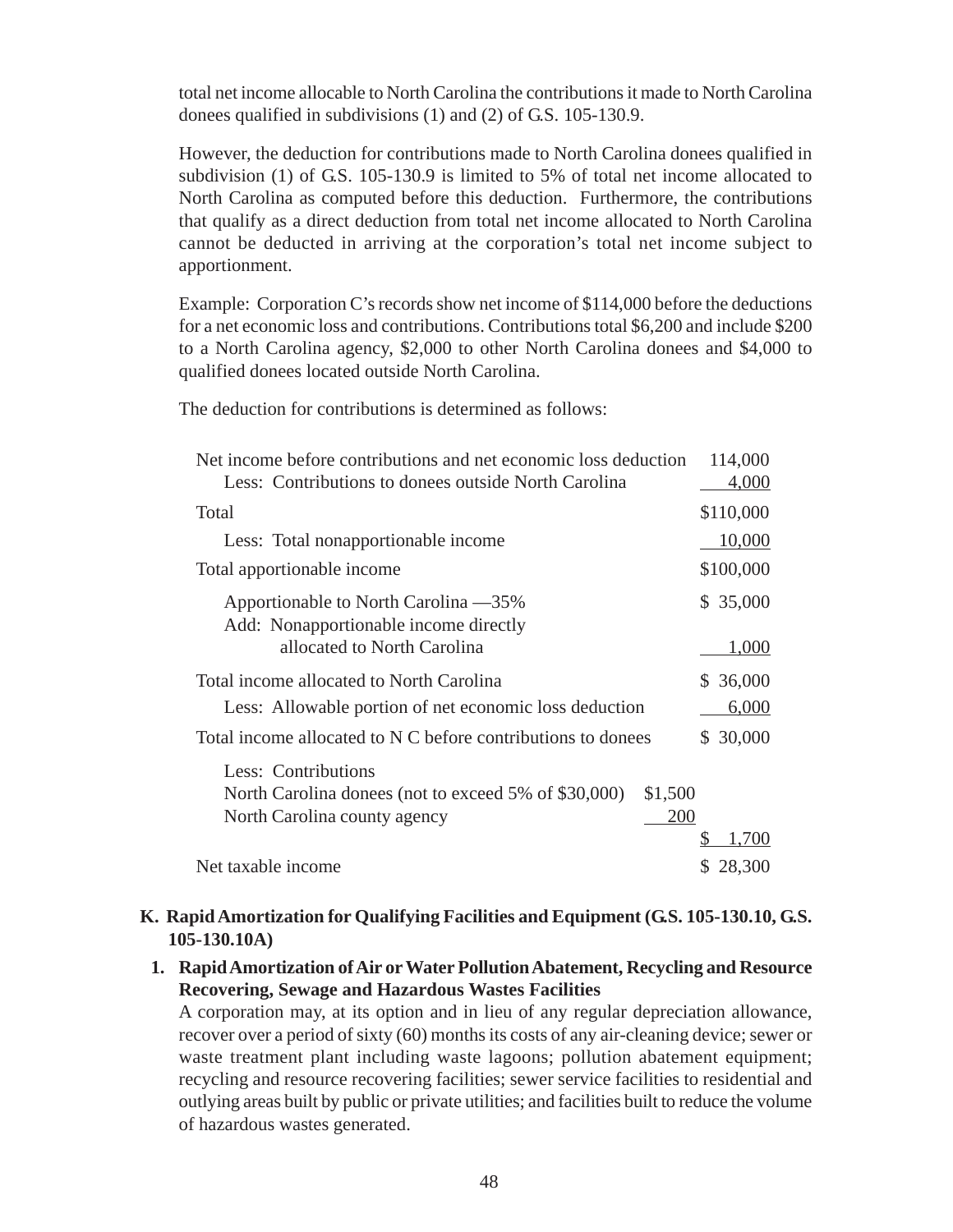total net income allocable to North Carolina the contributions it made to North Carolina donees qualified in subdivisions (1) and (2) of G.S. 105-130.9.

However, the deduction for contributions made to North Carolina donees qualified in subdivision (1) of G.S. 105-130.9 is limited to 5% of total net income allocated to North Carolina as computed before this deduction. Furthermore, the contributions that qualify as a direct deduction from total net income allocated to North Carolina cannot be deducted in arriving at the corporation's total net income subject to apportionment.

Example: Corporation C's records show net income of $114,000 before the deductions for a net economic loss and contributions. Contributions total $6,200 and include $200 to a North Carolina agency, $2,000 to other North Carolina donees and $4,000 to qualified donees located outside North Carolina.

The deduction for contributions is determined as follows:

| | | |
|---|---|---|
| Net income before contributions and net economic loss deduction | | 114,000 |
| Less: Contributions to donees outside North Carolina | | 4,000 |
| Total | | $110,000 |
| Less: Total nonapportionable income | | 10,000 |
| Total apportionable income | | $100,000 |
| Apportionable to North Carolina —35% | | $ 35,000 |
| Add: Nonapportionable income directly allocated to North Carolina | | 1,000 |
| Total income allocated to North Carolina | | $ 36,000 |
| Less: Allowable portion of net economic loss deduction | | 6,000 |
| Total income allocated to N C before contributions to donees | | $ 30,000 |
| Less: Contributions | | |
| North Carolina donees (not to exceed 5% of $30,000) | $1,500 | |
| North Carolina county agency | 200 | |
| | | $ 1,700 |
| Net taxable income | | $ 28,300 |

## K. Rapid Amortization for Qualifying Facilities and Equipment (G.S. 105-130.10, G.S. 105-130.10A)

### 1. Rapid Amortization of Air or Water Pollution Abatement, Recycling and Resource Recovering, Sewage and Hazardous Wastes Facilities

A corporation may, at its option and in lieu of any regular depreciation allowance, recover over a period of sixty (60) months its costs of any air-cleaning device; sewer or waste treatment plant including waste lagoons; pollution abatement equipment; recycling and resource recovering facilities; sewer service facilities to residential and outlying areas built by public or private utilities; and facilities built to reduce the volume of hazardous wastes generated.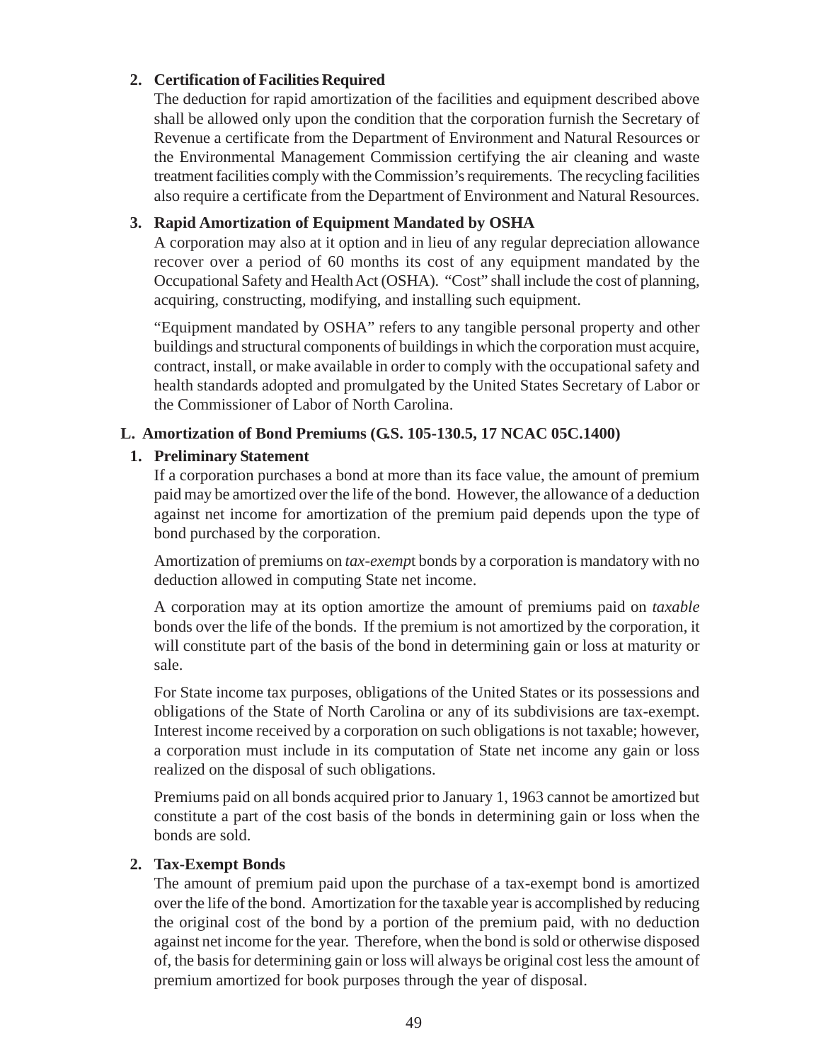**2. Certification of Facilities Required**

The deduction for rapid amortization of the facilities and equipment described above shall be allowed only upon the condition that the corporation furnish the Secretary of Revenue a certificate from the Department of Environment and Natural Resources or the Environmental Management Commission certifying the air cleaning and waste treatment facilities comply with the Commission's requirements. The recycling facilities also require a certificate from the Department of Environment and Natural Resources.

**3. Rapid Amortization of Equipment Mandated by OSHA**

A corporation may also at it option and in lieu of any regular depreciation allowance recover over a period of 60 months its cost of any equipment mandated by the Occupational Safety and Health Act (OSHA). "Cost" shall include the cost of planning, acquiring, constructing, modifying, and installing such equipment.

"Equipment mandated by OSHA" refers to any tangible personal property and other buildings and structural components of buildings in which the corporation must acquire, contract, install, or make available in order to comply with the occupational safety and health standards adopted and promulgated by the United States Secretary of Labor or the Commissioner of Labor of North Carolina.

**L. Amortization of Bond Premiums (G.S. 105-130.5, 17 NCAC 05C.1400)**

**1. Preliminary Statement**

If a corporation purchases a bond at more than its face value, the amount of premium paid may be amortized over the life of the bond. However, the allowance of a deduction against net income for amortization of the premium paid depends upon the type of bond purchased by the corporation.

Amortization of premiums on *tax-exempt* bonds by a corporation is mandatory with no deduction allowed in computing State net income.

A corporation may at its option amortize the amount of premiums paid on *taxable* bonds over the life of the bonds. If the premium is not amortized by the corporation, it will constitute part of the basis of the bond in determining gain or loss at maturity or sale.

For State income tax purposes, obligations of the United States or its possessions and obligations of the State of North Carolina or any of its subdivisions are tax-exempt. Interest income received by a corporation on such obligations is not taxable; however, a corporation must include in its computation of State net income any gain or loss realized on the disposal of such obligations.

Premiums paid on all bonds acquired prior to January 1, 1963 cannot be amortized but constitute a part of the cost basis of the bonds in determining gain or loss when the bonds are sold.

**2. Tax-Exempt Bonds**

The amount of premium paid upon the purchase of a tax-exempt bond is amortized over the life of the bond. Amortization for the taxable year is accomplished by reducing the original cost of the bond by a portion of the premium paid, with no deduction against net income for the year. Therefore, when the bond is sold or otherwise disposed of, the basis for determining gain or loss will always be original cost less the amount of premium amortized for book purposes through the year of disposal.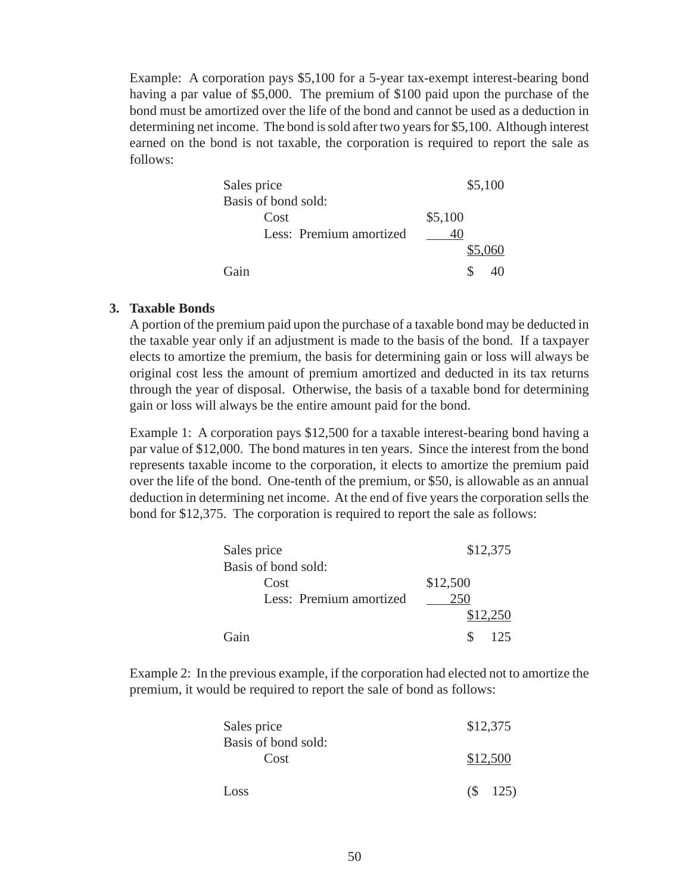Example: A corporation pays $5,100 for a 5-year tax-exempt interest-bearing bond having a par value of $5,000. The premium of $100 paid upon the purchase of the bond must be amortized over the life of the bond and cannot be used as a deduction in determining net income. The bond is sold after two years for $5,100. Although interest earned on the bond is not taxable, the corporation is required to report the sale as follows:

| | | |
|---|---|---|
| Sales price | | $5,100 |
| Basis of bond sold: | | |
| Cost | $5,100 | |
| Less: Premium amortized | 40 | |
| | | $5,060 |
| Gain | | $ 40 |

**3. Taxable Bonds**

A portion of the premium paid upon the purchase of a taxable bond may be deducted in the taxable year only if an adjustment is made to the basis of the bond. If a taxpayer elects to amortize the premium, the basis for determining gain or loss will always be original cost less the amount of premium amortized and deducted in its tax returns through the year of disposal. Otherwise, the basis of a taxable bond for determining gain or loss will always be the entire amount paid for the bond.

Example 1: A corporation pays $12,500 for a taxable interest-bearing bond having a par value of $12,000. The bond matures in ten years. Since the interest from the bond represents taxable income to the corporation, it elects to amortize the premium paid over the life of the bond. One-tenth of the premium, or $50, is allowable as an annual deduction in determining net income. At the end of five years the corporation sells the bond for $12,375. The corporation is required to report the sale as follows:

| | | |
|---|---|---|
| Sales price | | $12,375 |
| Basis of bond sold: | | |
| Cost | $12,500 | |
| Less: Premium amortized | 250 | |
| | | $12,250 |
| Gain | | $ 125 |

Example 2: In the previous example, if the corporation had elected not to amortize the premium, it would be required to report the sale of bond as follows:

| | |
|---|---|
| Sales price | $12,375 |
| Basis of bond sold: | |
| Cost | $12,500 |
| Loss | ($ 125) |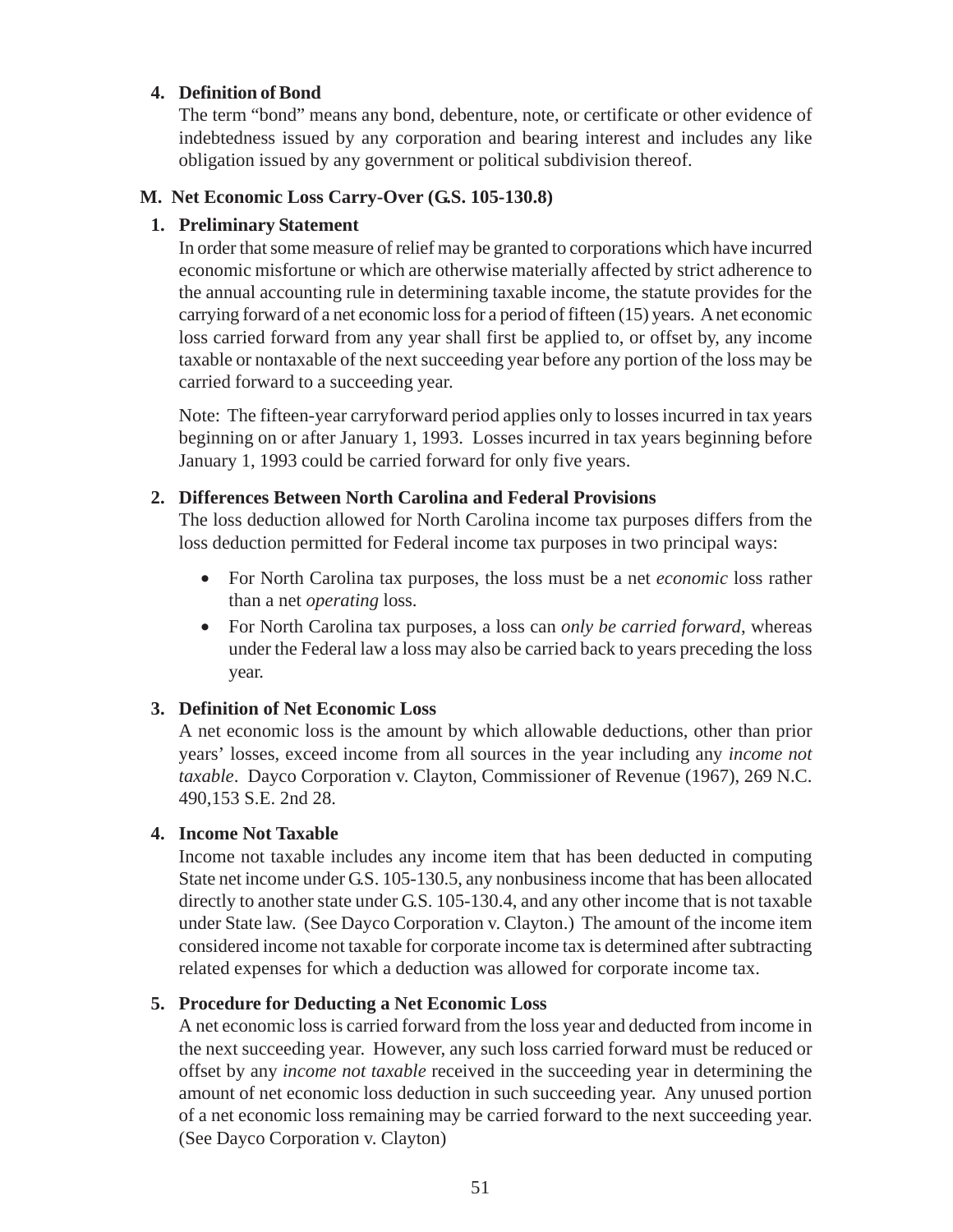#### 4. Definition of Bond

The term "bond" means any bond, debenture, note, or certificate or other evidence of indebtedness issued by any corporation and bearing interest and includes any like obligation issued by any government or political subdivision thereof.

### M. Net Economic Loss Carry-Over (G.S. 105-130.8)

#### 1. Preliminary Statement

In order that some measure of relief may be granted to corporations which have incurred economic misfortune or which are otherwise materially affected by strict adherence to the annual accounting rule in determining taxable income, the statute provides for the carrying forward of a net economic loss for a period of fifteen (15) years. A net economic loss carried forward from any year shall first be applied to, or offset by, any income taxable or nontaxable of the next succeeding year before any portion of the loss may be carried forward to a succeeding year.

Note: The fifteen-year carryforward period applies only to losses incurred in tax years beginning on or after January 1, 1993. Losses incurred in tax years beginning before January 1, 1993 could be carried forward for only five years.

#### 2. Differences Between North Carolina and Federal Provisions

The loss deduction allowed for North Carolina income tax purposes differs from the loss deduction permitted for Federal income tax purposes in two principal ways:

- For North Carolina tax purposes, the loss must be a net *economic* loss rather than a net *operating* loss.
- For North Carolina tax purposes, a loss can *only be carried forward*, whereas under the Federal law a loss may also be carried back to years preceding the loss year.

#### 3. Definition of Net Economic Loss

A net economic loss is the amount by which allowable deductions, other than prior years' losses, exceed income from all sources in the year including any *income not taxable*. Dayco Corporation v. Clayton, Commissioner of Revenue (1967), 269 N.C. 490,153 S.E. 2nd 28.

#### 4. Income Not Taxable

Income not taxable includes any income item that has been deducted in computing State net income under G.S. 105-130.5, any nonbusiness income that has been allocated directly to another state under G.S. 105-130.4, and any other income that is not taxable under State law. (See Dayco Corporation v. Clayton.) The amount of the income item considered income not taxable for corporate income tax is determined after subtracting related expenses for which a deduction was allowed for corporate income tax.

#### 5. Procedure for Deducting a Net Economic Loss

A net economic loss is carried forward from the loss year and deducted from income in the next succeeding year. However, any such loss carried forward must be reduced or offset by any *income not taxable* received in the succeeding year in determining the amount of net economic loss deduction in such succeeding year. Any unused portion of a net economic loss remaining may be carried forward to the next succeeding year. (See Dayco Corporation v. Clayton)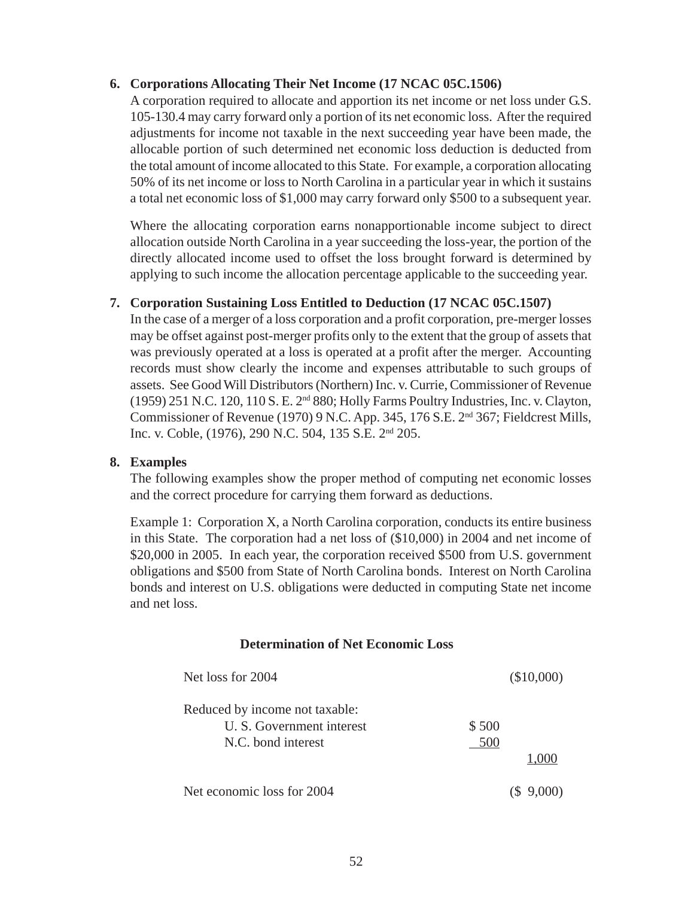**6. Corporations Allocating Their Net Income (17 NCAC 05C.1506)**

A corporation required to allocate and apportion its net income or net loss under G.S. 105-130.4 may carry forward only a portion of its net economic loss. After the required adjustments for income not taxable in the next succeeding year have been made, the allocable portion of such determined net economic loss deduction is deducted from the total amount of income allocated to this State. For example, a corporation allocating 50% of its net income or loss to North Carolina in a particular year in which it sustains a total net economic loss of $1,000 may carry forward only $500 to a subsequent year.

Where the allocating corporation earns nonapportionable income subject to direct allocation outside North Carolina in a year succeeding the loss-year, the portion of the directly allocated income used to offset the loss brought forward is determined by applying to such income the allocation percentage applicable to the succeeding year.

**7. Corporation Sustaining Loss Entitled to Deduction (17 NCAC 05C.1507)**

In the case of a merger of a loss corporation and a profit corporation, pre-merger losses may be offset against post-merger profits only to the extent that the group of assets that was previously operated at a loss is operated at a profit after the merger. Accounting records must show clearly the income and expenses attributable to such groups of assets. See Good Will Distributors (Northern) Inc. v. Currie, Commissioner of Revenue (1959) 251 N.C. 120, 110 S. E. 2nd 880; Holly Farms Poultry Industries, Inc. v. Clayton, Commissioner of Revenue (1970) 9 N.C. App. 345, 176 S.E. 2nd 367; Fieldcrest Mills, Inc. v. Coble, (1976), 290 N.C. 504, 135 S.E. 2nd 205.

**8. Examples**

The following examples show the proper method of computing net economic losses and the correct procedure for carrying them forward as deductions.

Example 1: Corporation X, a North Carolina corporation, conducts its entire business in this State. The corporation had a net loss of ($10,000) in 2004 and net income of $20,000 in 2005. In each year, the corporation received $500 from U.S. government obligations and $500 from State of North Carolina bonds. Interest on North Carolina bonds and interest on U.S. obligations were deducted in computing State net income and net loss.

**Determination of Net Economic Loss**

| | | |
|---|---|---|
| Net loss for 2004 | | ($10,000) |
| Reduced by income not taxable: | | |
| U. S. Government interest | $ 500 | |
| N.C. bond interest | 500 | |
| | | 1,000 |
| Net economic loss for 2004 | | ($ 9,000) |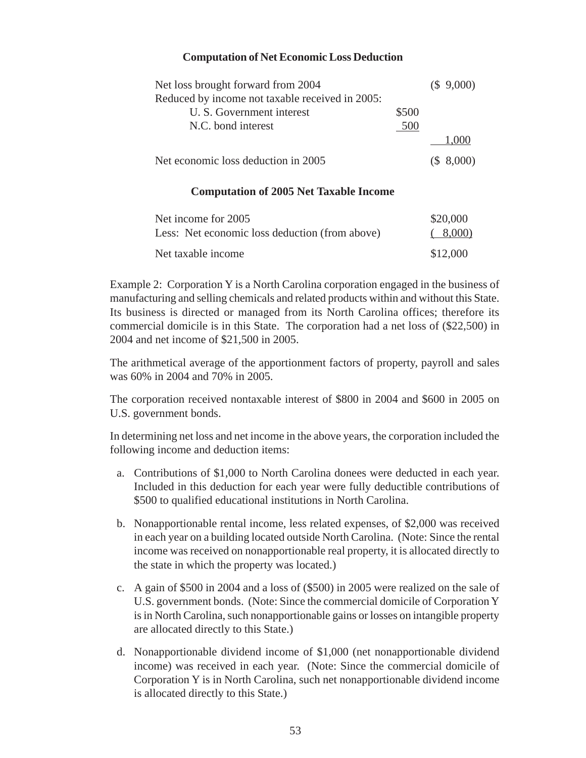**Computation of Net Economic Loss Deduction**

| | | |
|---|---|---|
| Net loss brought forward from 2004 | | ($ 9,000) |
| Reduced by income not taxable received in 2005: | | |
| U. S. Government interest | $500 | |
| N.C. bond interest | 500 | |
| | | 1,000 |
| Net economic loss deduction in 2005 | | ($ 8,000) |

**Computation of 2005 Net Taxable Income**

| | |
|---|---|
| Net income for 2005 | $20,000 |
| Less: Net economic loss deduction (from above) | ( 8,000) |
| Net taxable income | $12,000 |

Example 2: Corporation Y is a North Carolina corporation engaged in the business of manufacturing and selling chemicals and related products within and without this State. Its business is directed or managed from its North Carolina offices; therefore its commercial domicile is in this State. The corporation had a net loss of ($22,500) in 2004 and net income of $21,500 in 2005.

The arithmetical average of the apportionment factors of property, payroll and sales was 60% in 2004 and 70% in 2005.

The corporation received nontaxable interest of $800 in 2004 and $600 in 2005 on U.S. government bonds.

In determining net loss and net income in the above years, the corporation included the following income and deduction items:

a. Contributions of $1,000 to North Carolina donees were deducted in each year. Included in this deduction for each year were fully deductible contributions of $500 to qualified educational institutions in North Carolina.

b. Nonapportionable rental income, less related expenses, of $2,000 was received in each year on a building located outside North Carolina. (Note: Since the rental income was received on nonapportionable real property, it is allocated directly to the state in which the property was located.)

c. A gain of $500 in 2004 and a loss of ($500) in 2005 were realized on the sale of U.S. government bonds. (Note: Since the commercial domicile of Corporation Y is in North Carolina, such nonapportionable gains or losses on intangible property are allocated directly to this State.)

d. Nonapportionable dividend income of $1,000 (net nonapportionable dividend income) was received in each year. (Note: Since the commercial domicile of Corporation Y is in North Carolina, such net nonapportionable dividend income is allocated directly to this State.)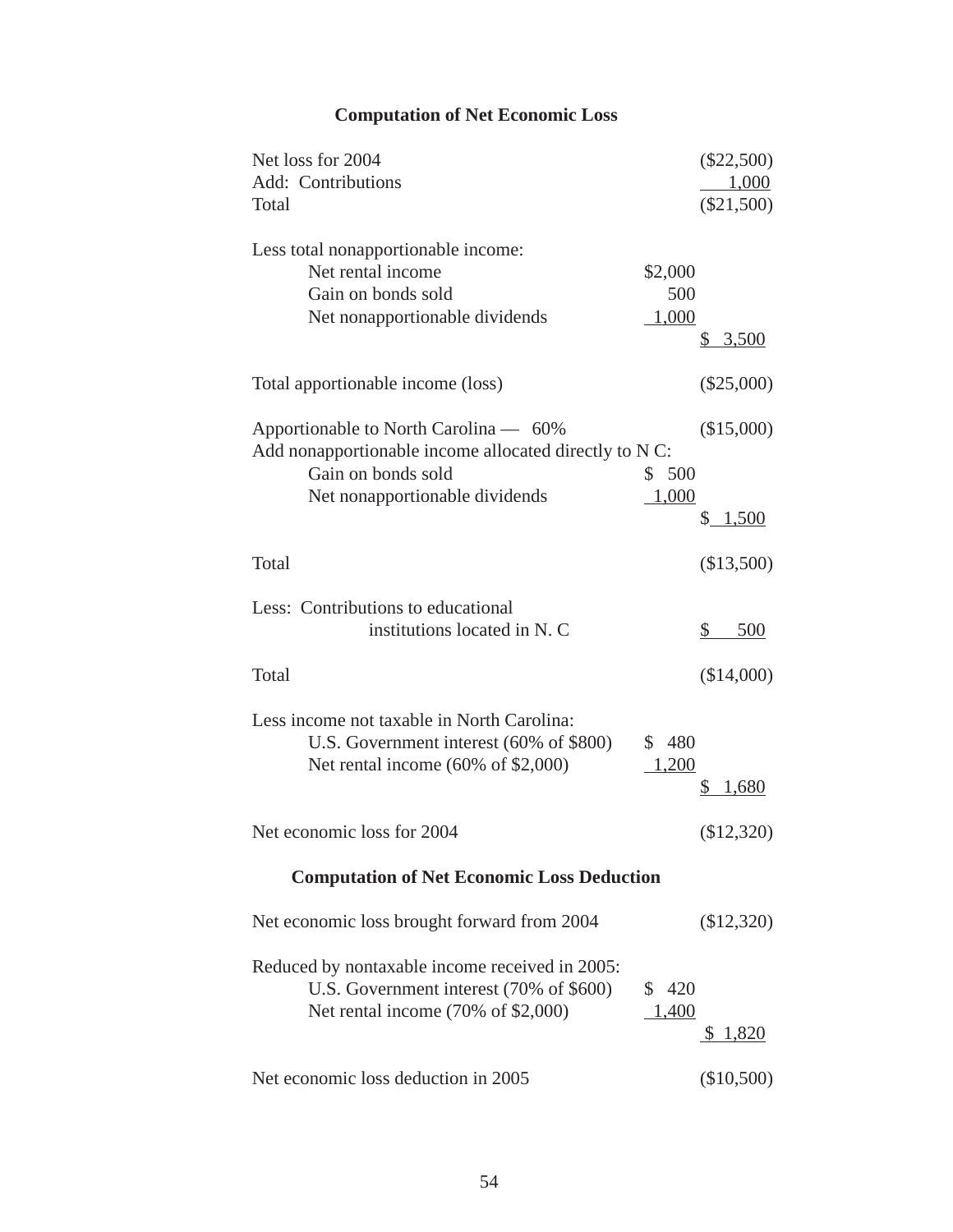**Computation of Net Economic Loss**

| | | |
|---|---|---|
| Net loss for 2004 | | ($22,500) |
| Add: Contributions | | 1,000 |
| Total | | ($21,500) |
| | | |
| Less total nonapportionable income: | | |
| Net rental income | $2,000 | |
| Gain on bonds sold | 500 | |
| Net nonapportionable dividends | 1,000 | |
| | | $ 3,500 |
| | | |
| Total apportionable income (loss) | | ($25,000) |
| | | |
| Apportionable to North Carolina — 60% | | ($15,000) |
| Add nonapportionable income allocated directly to N C: | | |
| Gain on bonds sold | $ 500 | |
| Net nonapportionable dividends | 1,000 | |
| | | $ 1,500 |
| | | |
| Total | | ($13,500) |
| | | |
| Less: Contributions to educational institutions located in N. C | | $ 500 |
| | | |
| Total | | ($14,000) |
| | | |
| Less income not taxable in North Carolina: | | |
| U.S. Government interest (60% of $800) | $ 480 | |
| Net rental income (60% of $2,000) | 1,200 | |
| | | $ 1,680 |
| | | |
| Net economic loss for 2004 | | ($12,320) |

**Computation of Net Economic Loss Deduction**

| | | |
|---|---|---|
| Net economic loss brought forward from 2004 | | ($12,320) |
| | | |
| Reduced by nontaxable income received in 2005: | | |
| U.S. Government interest (70% of $600) | $ 420 | |
| Net rental income (70% of $2,000) | 1,400 | |
| | | $ 1,820 |
| | | |
| Net economic loss deduction in 2005 | | ($10,500) |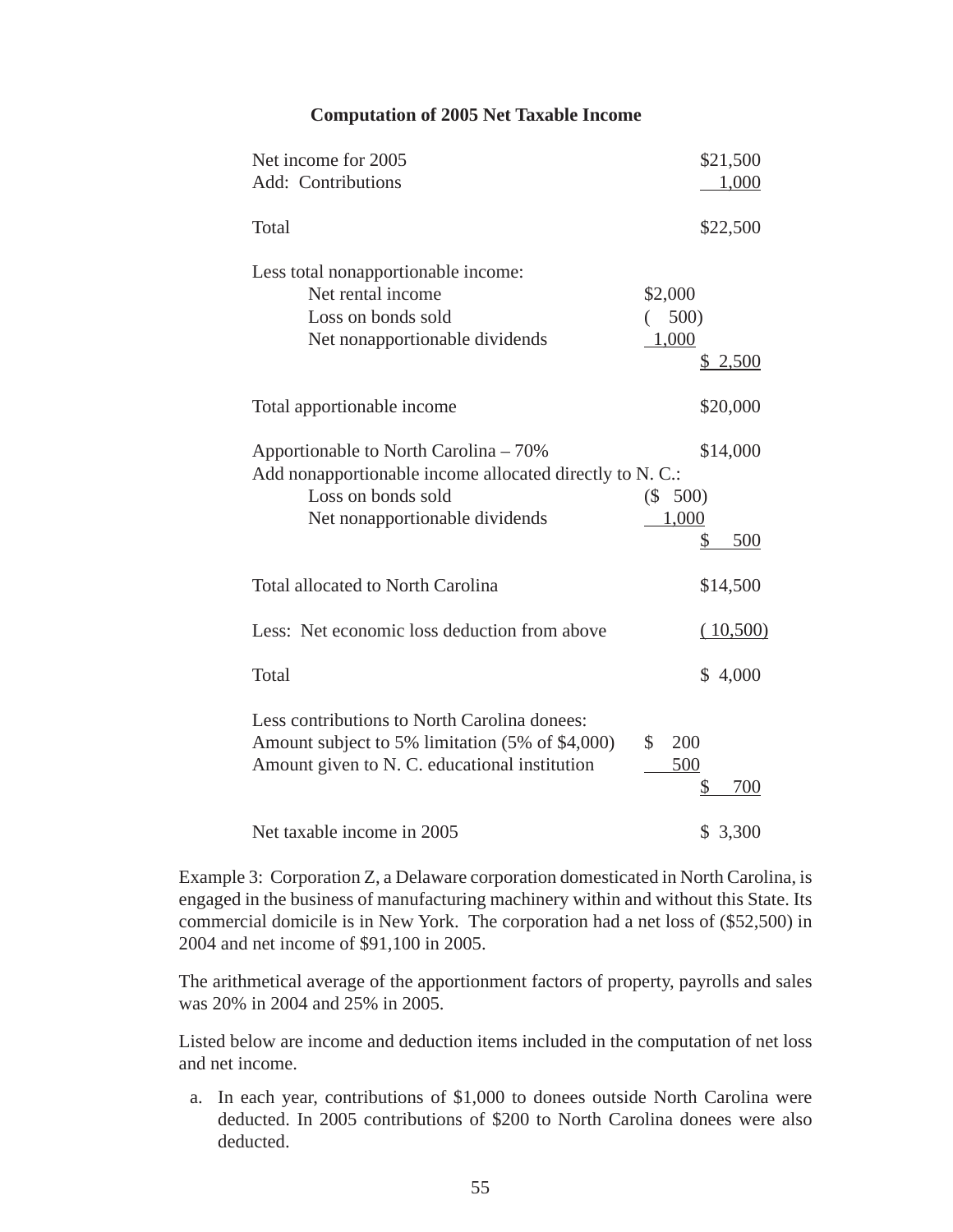**Computation of 2005 Net Taxable Income**

| | | |
|---|---|---|
| Net income for 2005 | | $21,500 |
| Add: Contributions | | 1,000 |
| Total | | $22,500 |
| Less total nonapportionable income: | | |
| Net rental income | $2,000 | |
| Loss on bonds sold | ( 500) | |
| Net nonapportionable dividends | 1,000 | |
| | | $ 2,500 |
| Total apportionable income | | $20,000 |
| Apportionable to North Carolina – 70% | | $14,000 |
| Add nonapportionable income allocated directly to N. C.: | | |
| Loss on bonds sold | ($ 500) | |
| Net nonapportionable dividends | 1,000 | |
| | | $ 500 |
| Total allocated to North Carolina | | $14,500 |
| Less: Net economic loss deduction from above | | ( 10,500) |
| Total | | $ 4,000 |
| Less contributions to North Carolina donees: | | |
| Amount subject to 5% limitation (5% of $4,000) | $ 200 | |
| Amount given to N. C. educational institution | 500 | |
| | | $ 700 |
| Net taxable income in 2005 | | $ 3,300 |

Example 3: Corporation Z, a Delaware corporation domesticated in North Carolina, is engaged in the business of manufacturing machinery within and without this State. Its commercial domicile is in New York. The corporation had a net loss of ($52,500) in 2004 and net income of $91,100 in 2005.

The arithmetical average of the apportionment factors of property, payrolls and sales was 20% in 2004 and 25% in 2005.

Listed below are income and deduction items included in the computation of net loss and net income.

a. In each year, contributions of $1,000 to donees outside North Carolina were deducted. In 2005 contributions of $200 to North Carolina donees were also deducted.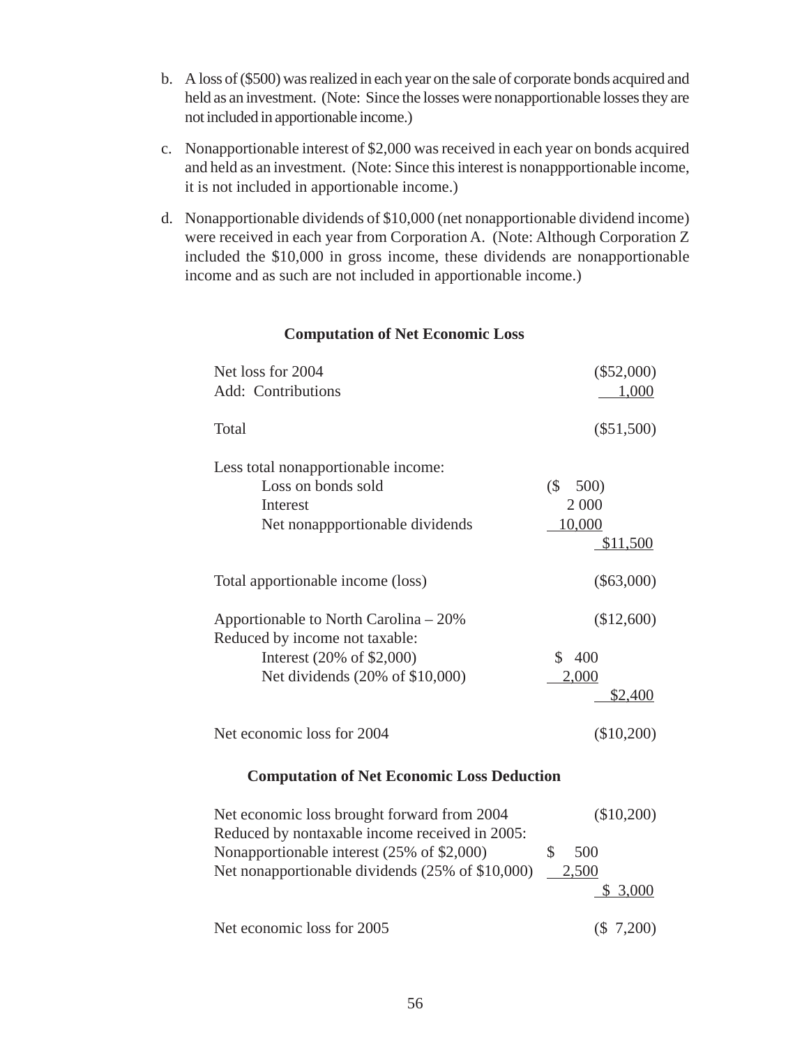b. A loss of ($500) was realized in each year on the sale of corporate bonds acquired and held as an investment. (Note: Since the losses were nonapportionable losses they are not included in apportionable income.)

c. Nonapportionable interest of $2,000 was received in each year on bonds acquired and held as an investment. (Note: Since this interest is nonappportionable income, it is not included in apportionable income.)

d. Nonapportionable dividends of $10,000 (net nonapportionable dividend income) were received in each year from Corporation A. (Note: Although Corporation Z included the $10,000 in gross income, these dividends are nonapportionable income and as such are not included in apportionable income.)

**Computation of Net Economic Loss**

| | | |
|---|---|---|
| Net loss for 2004 | | ($52,000) |
| Add: Contributions | | 1,000 |
| Total | | ($51,500) |
| Less total nonapportionable income: | | |
| Loss on bonds sold | ($ 500) | |
| Interest | 2 000 | |
| Net nonappportionable dividends | 10,000 | |
| | | $11,500 |
| Total apportionable income (loss) | | ($63,000) |
| Apportionable to North Carolina – 20% | | ($12,600) |
| Reduced by income not taxable: | | |
| Interest (20% of $2,000) | $ 400 | |
| Net dividends (20% of $10,000) | 2,000 | |
| | | $2,400 |
| Net economic loss for 2004 | | ($10,200) |

**Computation of Net Economic Loss Deduction**

| | | |
|---|---|---|
| Net economic loss brought forward from 2004 | | ($10,200) |
| Reduced by nontaxable income received in 2005: | | |
| Nonapportionable interest (25% of $2,000) | $ 500 | |
| Net nonapportionable dividends (25% of $10,000) | 2,500 | |
| | | $ 3,000 |
| Net economic loss for 2005 | | ($ 7,200) |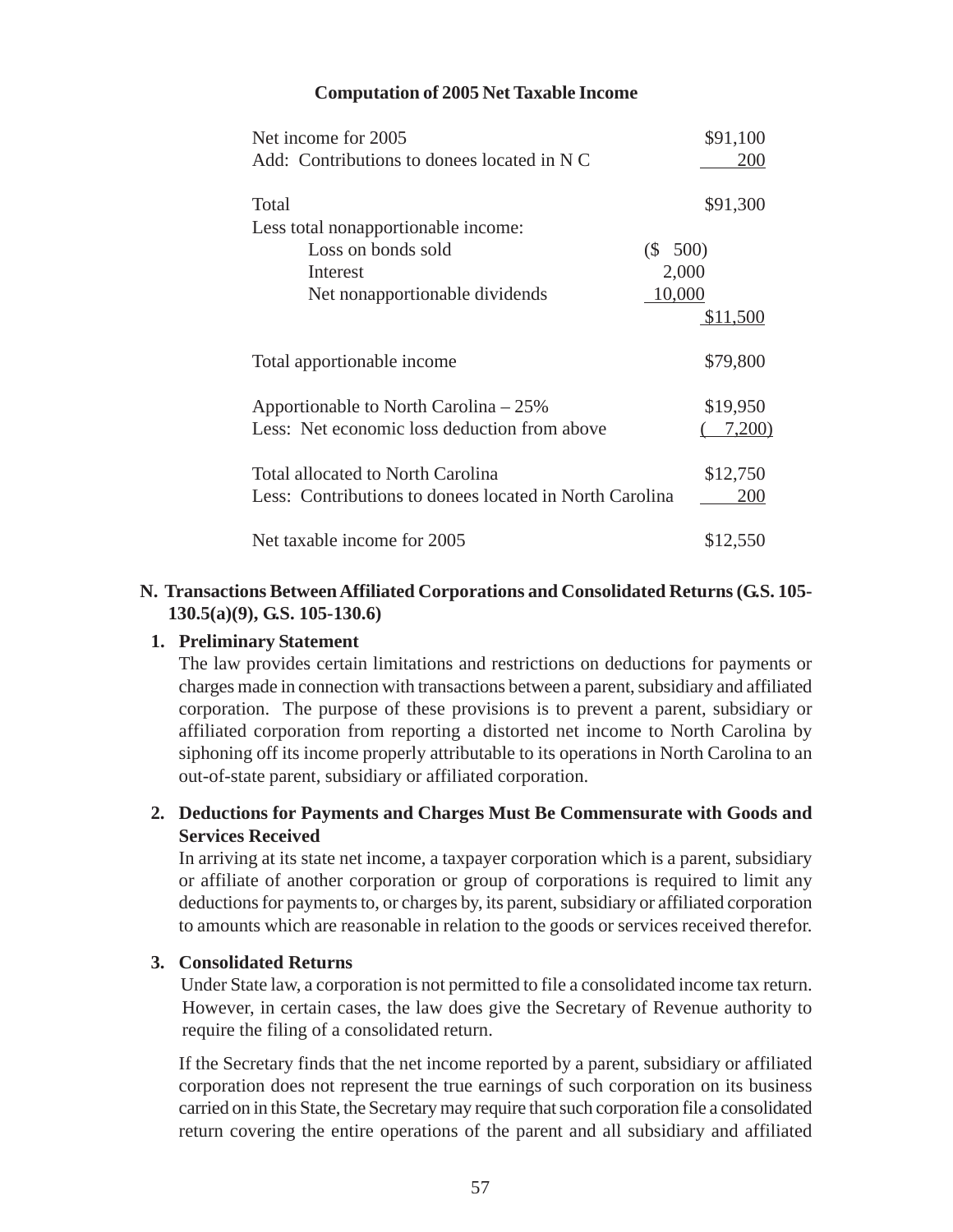**Computation of 2005 Net Taxable Income**

| | | |
|---|---|---|
| Net income for 2005 | | $91,100 |
| Add: Contributions to donees located in N C | | 200 |
| Total | | $91,300 |
| Less total nonapportionable income: | | |
| Loss on bonds sold | ($ 500) | |
| Interest | 2,000 | |
| Net nonapportionable dividends | 10,000 | |
| | | $11,500 |
| Total apportionable income | | $79,800 |
| Apportionable to North Carolina – 25% | | $19,950 |
| Less: Net economic loss deduction from above | | ( 7,200) |
| Total allocated to North Carolina | | $12,750 |
| Less: Contributions to donees located in North Carolina | | 200 |
| Net taxable income for 2005 | | $12,550 |

## N. Transactions Between Affiliated Corporations and Consolidated Returns (G.S. 105-130.5(a)(9), G.S. 105-130.6)

### 1. Preliminary Statement

The law provides certain limitations and restrictions on deductions for payments or charges made in connection with transactions between a parent, subsidiary and affiliated corporation. The purpose of these provisions is to prevent a parent, subsidiary or affiliated corporation from reporting a distorted net income to North Carolina by siphoning off its income properly attributable to its operations in North Carolina to an out-of-state parent, subsidiary or affiliated corporation.

### 2. Deductions for Payments and Charges Must Be Commensurate with Goods and Services Received

In arriving at its state net income, a taxpayer corporation which is a parent, subsidiary or affiliate of another corporation or group of corporations is required to limit any deductions for payments to, or charges by, its parent, subsidiary or affiliated corporation to amounts which are reasonable in relation to the goods or services received therefor.

### 3. Consolidated Returns

Under State law, a corporation is not permitted to file a consolidated income tax return. However, in certain cases, the law does give the Secretary of Revenue authority to require the filing of a consolidated return.

If the Secretary finds that the net income reported by a parent, subsidiary or affiliated corporation does not represent the true earnings of such corporation on its business carried on in this State, the Secretary may require that such corporation file a consolidated return covering the entire operations of the parent and all subsidiary and affiliated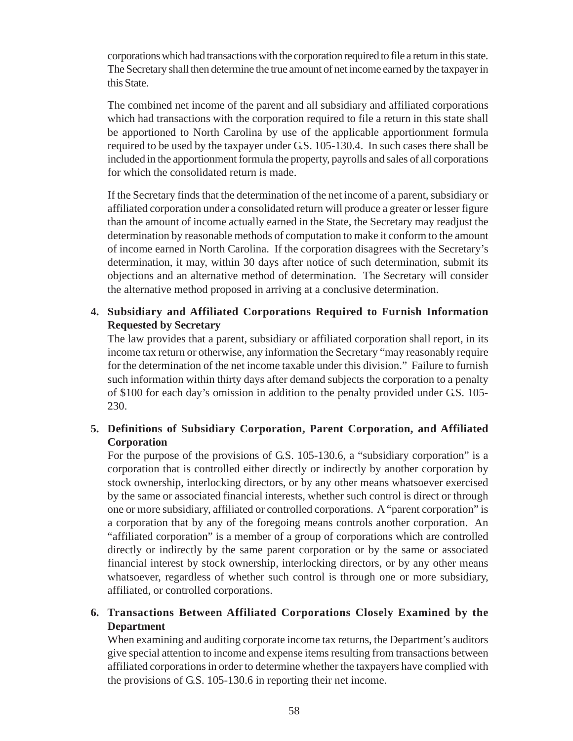corporations which had transactions with the corporation required to file a return in this state. The Secretary shall then determine the true amount of net income earned by the taxpayer in this State.

The combined net income of the parent and all subsidiary and affiliated corporations which had transactions with the corporation required to file a return in this state shall be apportioned to North Carolina by use of the applicable apportionment formula required to be used by the taxpayer under G.S. 105-130.4. In such cases there shall be included in the apportionment formula the property, payrolls and sales of all corporations for which the consolidated return is made.

If the Secretary finds that the determination of the net income of a parent, subsidiary or affiliated corporation under a consolidated return will produce a greater or lesser figure than the amount of income actually earned in the State, the Secretary may readjust the determination by reasonable methods of computation to make it conform to the amount of income earned in North Carolina. If the corporation disagrees with the Secretary's determination, it may, within 30 days after notice of such determination, submit its objections and an alternative method of determination. The Secretary will consider the alternative method proposed in arriving at a conclusive determination.

**4. Subsidiary and Affiliated Corporations Required to Furnish Information Requested by Secretary**

The law provides that a parent, subsidiary or affiliated corporation shall report, in its income tax return or otherwise, any information the Secretary "may reasonably require for the determination of the net income taxable under this division." Failure to furnish such information within thirty days after demand subjects the corporation to a penalty of $100 for each day's omission in addition to the penalty provided under G.S. 105-230.

**5. Definitions of Subsidiary Corporation, Parent Corporation, and Affiliated Corporation**

For the purpose of the provisions of G.S. 105-130.6, a "subsidiary corporation" is a corporation that is controlled either directly or indirectly by another corporation by stock ownership, interlocking directors, or by any other means whatsoever exercised by the same or associated financial interests, whether such control is direct or through one or more subsidiary, affiliated or controlled corporations. A "parent corporation" is a corporation that by any of the foregoing means controls another corporation. An "affiliated corporation" is a member of a group of corporations which are controlled directly or indirectly by the same parent corporation or by the same or associated financial interest by stock ownership, interlocking directors, or by any other means whatsoever, regardless of whether such control is through one or more subsidiary, affiliated, or controlled corporations.

**6. Transactions Between Affiliated Corporations Closely Examined by the Department**

When examining and auditing corporate income tax returns, the Department's auditors give special attention to income and expense items resulting from transactions between affiliated corporations in order to determine whether the taxpayers have complied with the provisions of G.S. 105-130.6 in reporting their net income.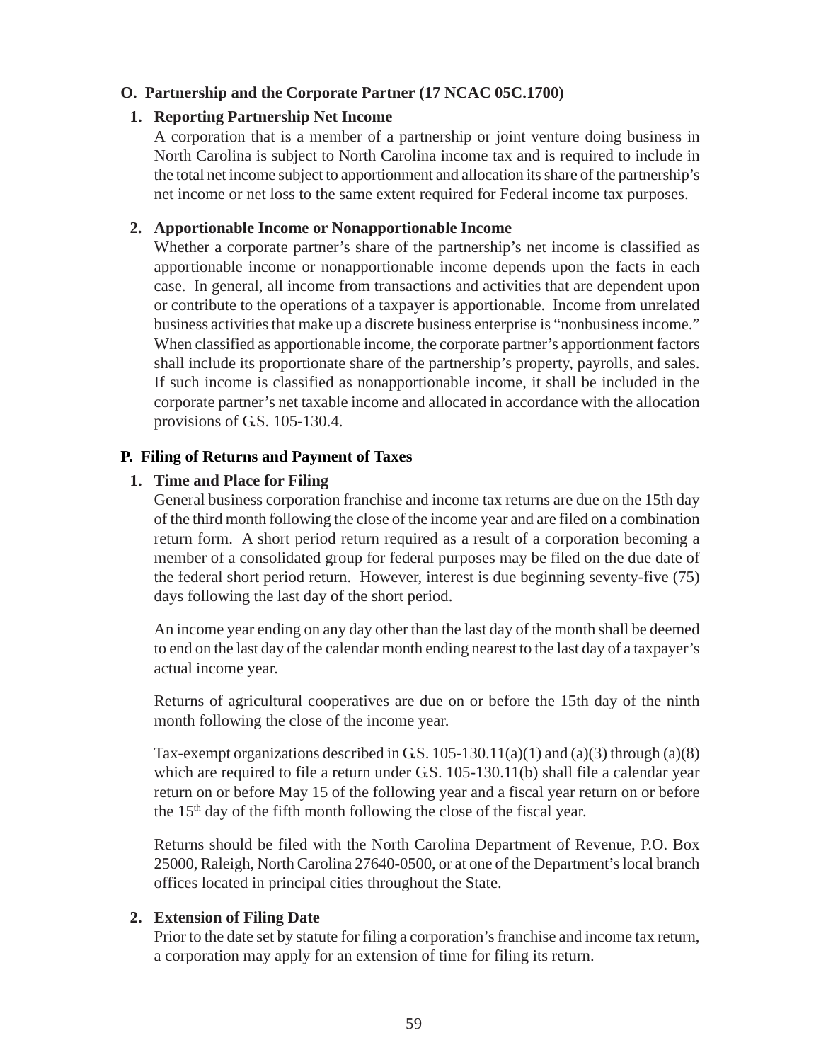## O. Partnership and the Corporate Partner (17 NCAC 05C.1700)

### 1. Reporting Partnership Net Income

A corporation that is a member of a partnership or joint venture doing business in North Carolina is subject to North Carolina income tax and is required to include in the total net income subject to apportionment and allocation its share of the partnership's net income or net loss to the same extent required for Federal income tax purposes.

### 2. Apportionable Income or Nonapportionable Income

Whether a corporate partner's share of the partnership's net income is classified as apportionable income or nonapportionable income depends upon the facts in each case. In general, all income from transactions and activities that are dependent upon or contribute to the operations of a taxpayer is apportionable. Income from unrelated business activities that make up a discrete business enterprise is "nonbusiness income." When classified as apportionable income, the corporate partner's apportionment factors shall include its proportionate share of the partnership's property, payrolls, and sales. If such income is classified as nonapportionable income, it shall be included in the corporate partner's net taxable income and allocated in accordance with the allocation provisions of G.S. 105-130.4.

## P. Filing of Returns and Payment of Taxes

### 1. Time and Place for Filing

General business corporation franchise and income tax returns are due on the 15th day of the third month following the close of the income year and are filed on a combination return form. A short period return required as a result of a corporation becoming a member of a consolidated group for federal purposes may be filed on the due date of the federal short period return. However, interest is due beginning seventy-five (75) days following the last day of the short period.

An income year ending on any day other than the last day of the month shall be deemed to end on the last day of the calendar month ending nearest to the last day of a taxpayer's actual income year.

Returns of agricultural cooperatives are due on or before the 15th day of the ninth month following the close of the income year.

Tax-exempt organizations described in G.S. 105-130.11(a)(1) and (a)(3) through (a)(8) which are required to file a return under G.S. 105-130.11(b) shall file a calendar year return on or before May 15 of the following year and a fiscal year return on or before the 15th day of the fifth month following the close of the fiscal year.

Returns should be filed with the North Carolina Department of Revenue, P.O. Box 25000, Raleigh, North Carolina 27640-0500, or at one of the Department's local branch offices located in principal cities throughout the State.

### 2. Extension of Filing Date

Prior to the date set by statute for filing a corporation's franchise and income tax return, a corporation may apply for an extension of time for filing its return.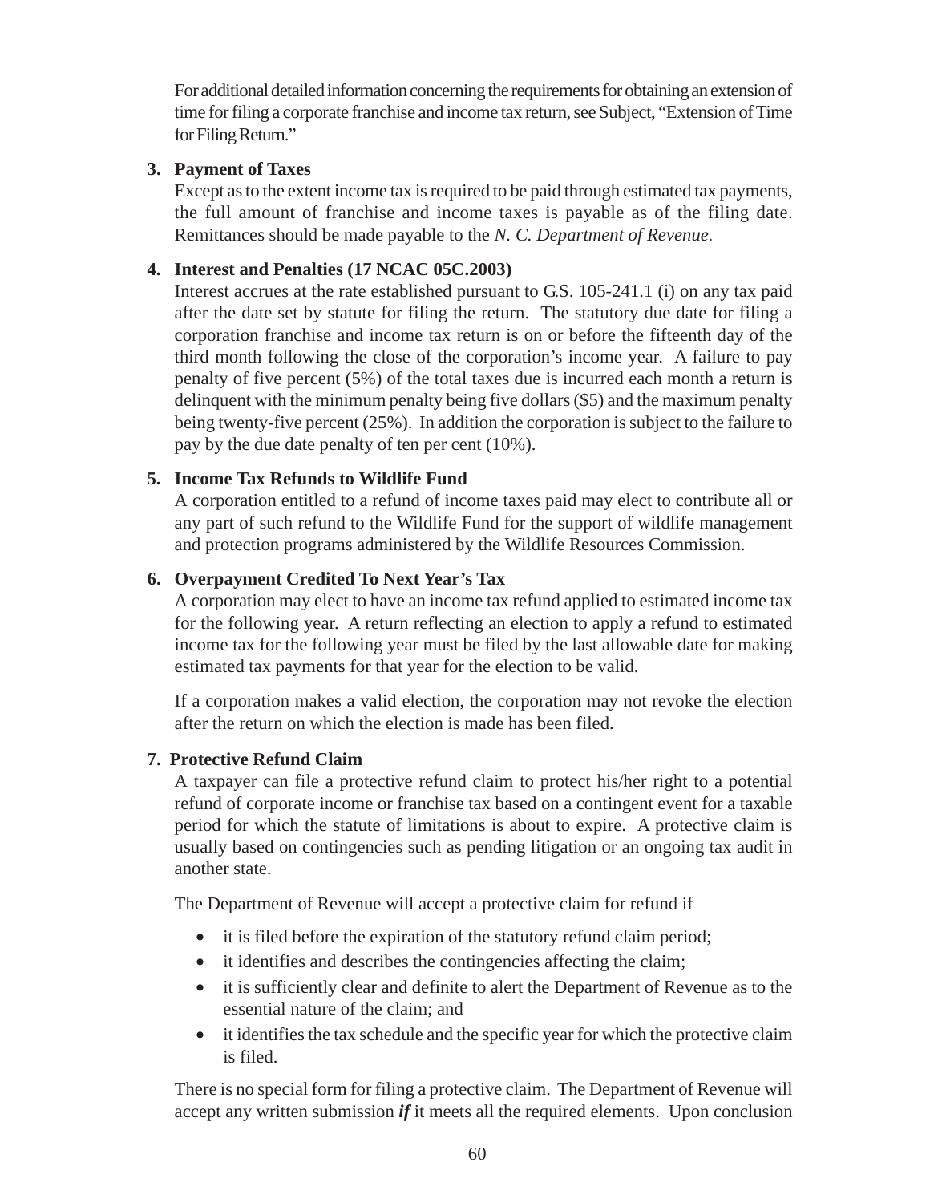For additional detailed information concerning the requirements for obtaining an extension of time for filing a corporate franchise and income tax return, see Subject, "Extension of Time for Filing Return."

**3. Payment of Taxes**

Except as to the extent income tax is required to be paid through estimated tax payments, the full amount of franchise and income taxes is payable as of the filing date. Remittances should be made payable to the *N. C. Department of Revenue.*

**4. Interest and Penalties (17 NCAC 05C.2003)**

Interest accrues at the rate established pursuant to G.S. 105-241.1 (i) on any tax paid after the date set by statute for filing the return. The statutory due date for filing a corporation franchise and income tax return is on or before the fifteenth day of the third month following the close of the corporation's income year. A failure to pay penalty of five percent (5%) of the total taxes due is incurred each month a return is delinquent with the minimum penalty being five dollars ($5) and the maximum penalty being twenty-five percent (25%). In addition the corporation is subject to the failure to pay by the due date penalty of ten per cent (10%).

**5. Income Tax Refunds to Wildlife Fund**

A corporation entitled to a refund of income taxes paid may elect to contribute all or any part of such refund to the Wildlife Fund for the support of wildlife management and protection programs administered by the Wildlife Resources Commission.

**6. Overpayment Credited To Next Year's Tax**

A corporation may elect to have an income tax refund applied to estimated income tax for the following year. A return reflecting an election to apply a refund to estimated income tax for the following year must be filed by the last allowable date for making estimated tax payments for that year for the election to be valid.

If a corporation makes a valid election, the corporation may not revoke the election after the return on which the election is made has been filed.

**7. Protective Refund Claim**

A taxpayer can file a protective refund claim to protect his/her right to a potential refund of corporate income or franchise tax based on a contingent event for a taxable period for which the statute of limitations is about to expire. A protective claim is usually based on contingencies such as pending litigation or an ongoing tax audit in another state.

The Department of Revenue will accept a protective claim for refund if

- it is filed before the expiration of the statutory refund claim period;
- it identifies and describes the contingencies affecting the claim;
- it is sufficiently clear and definite to alert the Department of Revenue as to the essential nature of the claim; and
- it identifies the tax schedule and the specific year for which the protective claim is filed.

There is no special form for filing a protective claim. The Department of Revenue will accept any written submission ***if*** it meets all the required elements. Upon conclusion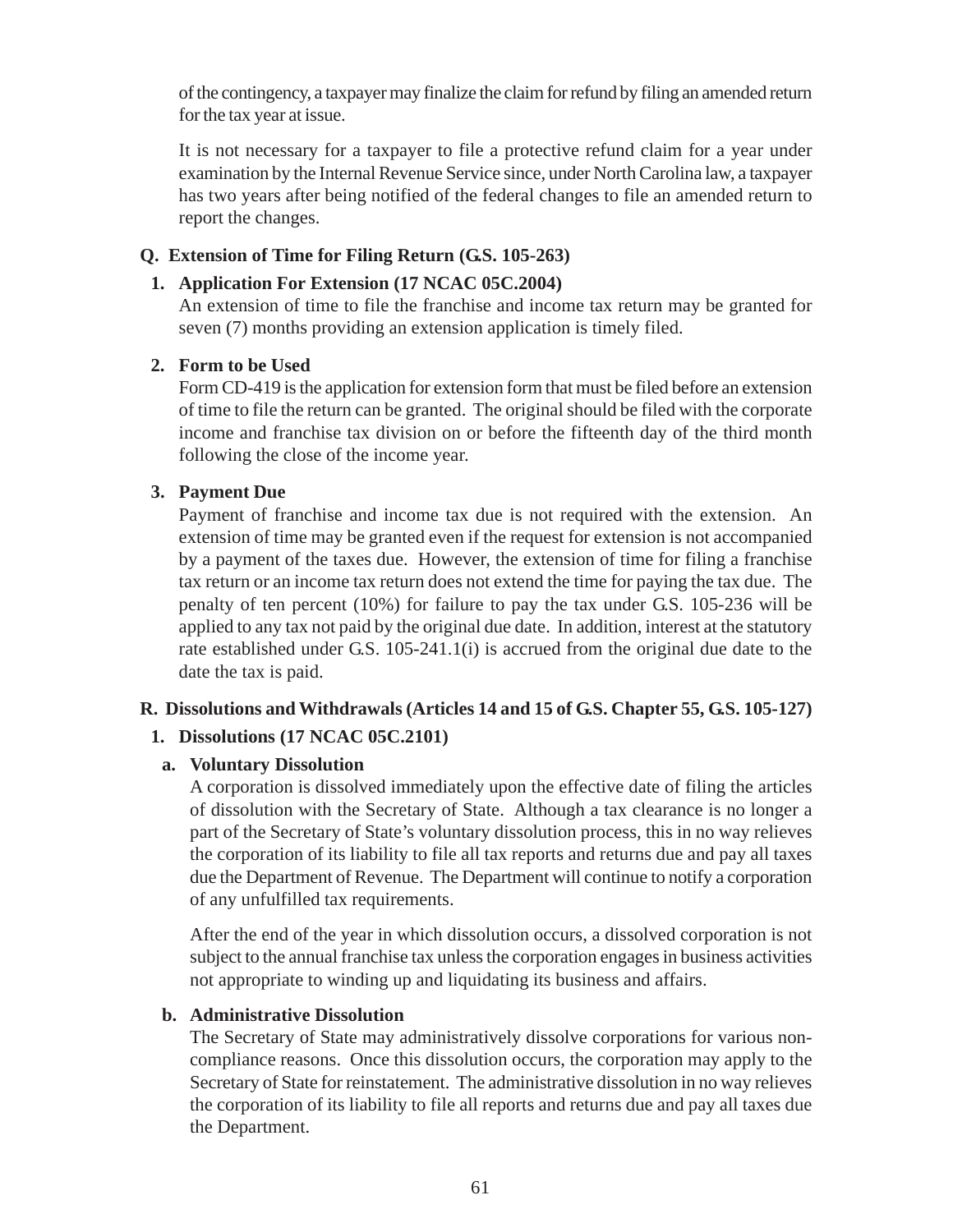of the contingency, a taxpayer may finalize the claim for refund by filing an amended return for the tax year at issue.

It is not necessary for a taxpayer to file a protective refund claim for a year under examination by the Internal Revenue Service since, under North Carolina law, a taxpayer has two years after being notified of the federal changes to file an amended return to report the changes.

## Q. Extension of Time for Filing Return (G.S. 105-263)

### 1. Application For Extension (17 NCAC 05C.2004)

An extension of time to file the franchise and income tax return may be granted for seven (7) months providing an extension application is timely filed.

### 2. Form to be Used

Form CD-419 is the application for extension form that must be filed before an extension of time to file the return can be granted. The original should be filed with the corporate income and franchise tax division on or before the fifteenth day of the third month following the close of the income year.

### 3. Payment Due

Payment of franchise and income tax due is not required with the extension. An extension of time may be granted even if the request for extension is not accompanied by a payment of the taxes due. However, the extension of time for filing a franchise tax return or an income tax return does not extend the time for paying the tax due. The penalty of ten percent (10%) for failure to pay the tax under G.S. 105-236 will be applied to any tax not paid by the original due date. In addition, interest at the statutory rate established under G.S. 105-241.1(i) is accrued from the original due date to the date the tax is paid.

## R. Dissolutions and Withdrawals (Articles 14 and 15 of G.S. Chapter 55, G.S. 105-127)

### 1. Dissolutions (17 NCAC 05C.2101)

#### a. Voluntary Dissolution

A corporation is dissolved immediately upon the effective date of filing the articles of dissolution with the Secretary of State. Although a tax clearance is no longer a part of the Secretary of State's voluntary dissolution process, this in no way relieves the corporation of its liability to file all tax reports and returns due and pay all taxes due the Department of Revenue. The Department will continue to notify a corporation of any unfulfilled tax requirements.

After the end of the year in which dissolution occurs, a dissolved corporation is not subject to the annual franchise tax unless the corporation engages in business activities not appropriate to winding up and liquidating its business and affairs.

#### b. Administrative Dissolution

The Secretary of State may administratively dissolve corporations for various non-compliance reasons. Once this dissolution occurs, the corporation may apply to the Secretary of State for reinstatement. The administrative dissolution in no way relieves the corporation of its liability to file all reports and returns due and pay all taxes due the Department.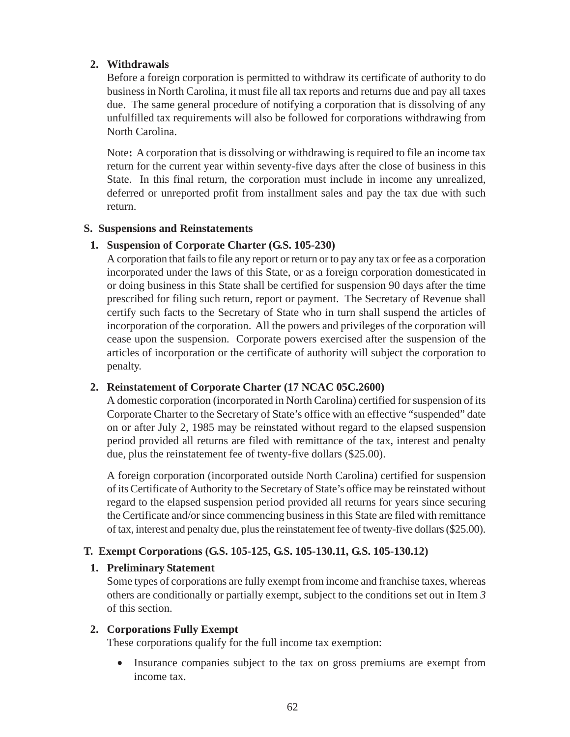**2. Withdrawals**

Before a foreign corporation is permitted to withdraw its certificate of authority to do business in North Carolina, it must file all tax reports and returns due and pay all taxes due. The same general procedure of notifying a corporation that is dissolving of any unfulfilled tax requirements will also be followed for corporations withdrawing from North Carolina.

Note**:** A corporation that is dissolving or withdrawing is required to file an income tax return for the current year within seventy-five days after the close of business in this State. In this final return, the corporation must include in income any unrealized, deferred or unreported profit from installment sales and pay the tax due with such return.

## S. Suspensions and Reinstatements

### 1. Suspension of Corporate Charter (G.S. 105-230)

A corporation that fails to file any report or return or to pay any tax or fee as a corporation incorporated under the laws of this State, or as a foreign corporation domesticated in or doing business in this State shall be certified for suspension 90 days after the time prescribed for filing such return, report or payment. The Secretary of Revenue shall certify such facts to the Secretary of State who in turn shall suspend the articles of incorporation of the corporation. All the powers and privileges of the corporation will cease upon the suspension. Corporate powers exercised after the suspension of the articles of incorporation or the certificate of authority will subject the corporation to penalty.

### 2. Reinstatement of Corporate Charter (17 NCAC 05C.2600)

A domestic corporation (incorporated in North Carolina) certified for suspension of its Corporate Charter to the Secretary of State's office with an effective "suspended" date on or after July 2, 1985 may be reinstated without regard to the elapsed suspension period provided all returns are filed with remittance of the tax, interest and penalty due, plus the reinstatement fee of twenty-five dollars ($25.00).

A foreign corporation (incorporated outside North Carolina) certified for suspension of its Certificate of Authority to the Secretary of State's office may be reinstated without regard to the elapsed suspension period provided all returns for years since securing the Certificate and/or since commencing business in this State are filed with remittance of tax, interest and penalty due, plus the reinstatement fee of twenty-five dollars ($25.00).

## T. Exempt Corporations (G.S. 105-125, G.S. 105-130.11, G.S. 105-130.12)

### 1. Preliminary Statement

Some types of corporations are fully exempt from income and franchise taxes, whereas others are conditionally or partially exempt, subject to the conditions set out in Item *3* of this section.

### 2. Corporations Fully Exempt

These corporations qualify for the full income tax exemption:

- Insurance companies subject to the tax on gross premiums are exempt from income tax.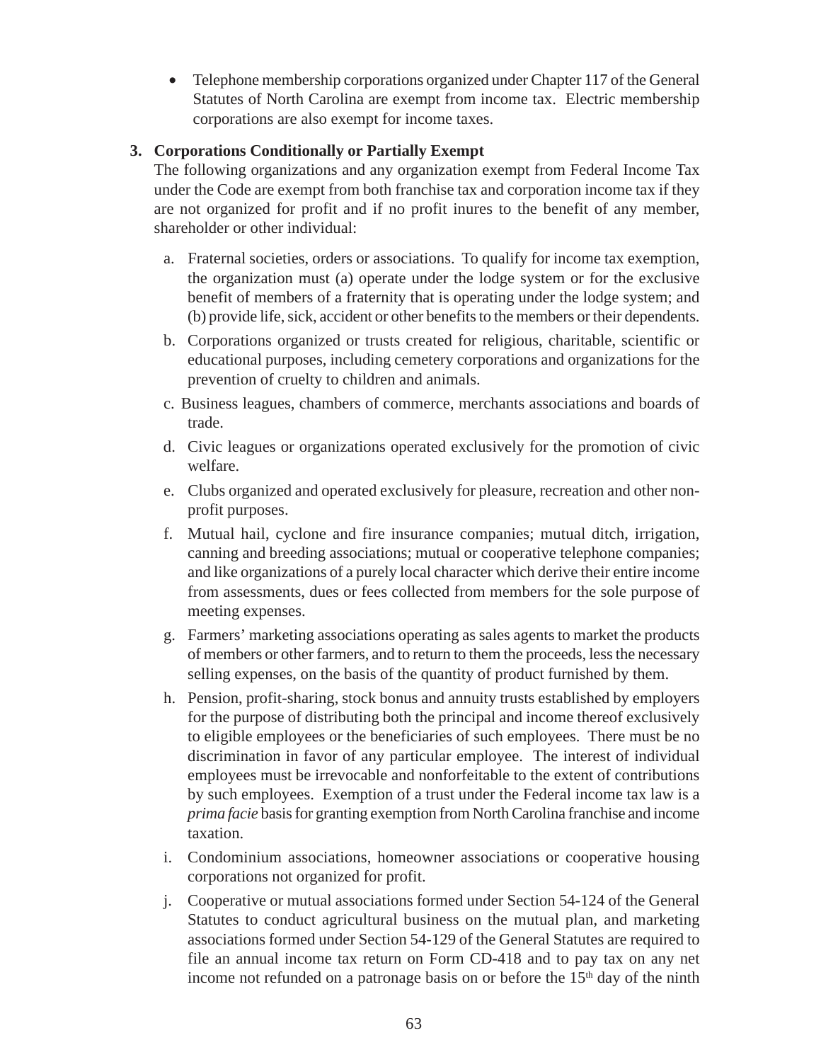- Telephone membership corporations organized under Chapter 117 of the General Statutes of North Carolina are exempt from income tax. Electric membership corporations are also exempt for income taxes.

### 3. Corporations Conditionally or Partially Exempt

The following organizations and any organization exempt from Federal Income Tax under the Code are exempt from both franchise tax and corporation income tax if they are not organized for profit and if no profit inures to the benefit of any member, shareholder or other individual:

a. Fraternal societies, orders or associations. To qualify for income tax exemption, the organization must (a) operate under the lodge system or for the exclusive benefit of members of a fraternity that is operating under the lodge system; and (b) provide life, sick, accident or other benefits to the members or their dependents.

b. Corporations organized or trusts created for religious, charitable, scientific or educational purposes, including cemetery corporations and organizations for the prevention of cruelty to children and animals.

c. Business leagues, chambers of commerce, merchants associations and boards of trade.

d. Civic leagues or organizations operated exclusively for the promotion of civic welfare.

e. Clubs organized and operated exclusively for pleasure, recreation and other non-profit purposes.

f. Mutual hail, cyclone and fire insurance companies; mutual ditch, irrigation, canning and breeding associations; mutual or cooperative telephone companies; and like organizations of a purely local character which derive their entire income from assessments, dues or fees collected from members for the sole purpose of meeting expenses.

g. Farmers' marketing associations operating as sales agents to market the products of members or other farmers, and to return to them the proceeds, less the necessary selling expenses, on the basis of the quantity of product furnished by them.

h. Pension, profit-sharing, stock bonus and annuity trusts established by employers for the purpose of distributing both the principal and income thereof exclusively to eligible employees or the beneficiaries of such employees. There must be no discrimination in favor of any particular employee. The interest of individual employees must be irrevocable and nonforfeitable to the extent of contributions by such employees. Exemption of a trust under the Federal income tax law is a *prima facie* basis for granting exemption from North Carolina franchise and income taxation.

i. Condominium associations, homeowner associations or cooperative housing corporations not organized for profit.

j. Cooperative or mutual associations formed under Section 54-124 of the General Statutes to conduct agricultural business on the mutual plan, and marketing associations formed under Section 54-129 of the General Statutes are required to file an annual income tax return on Form CD-418 and to pay tax on any net income not refunded on a patronage basis on or before the 15th day of the ninth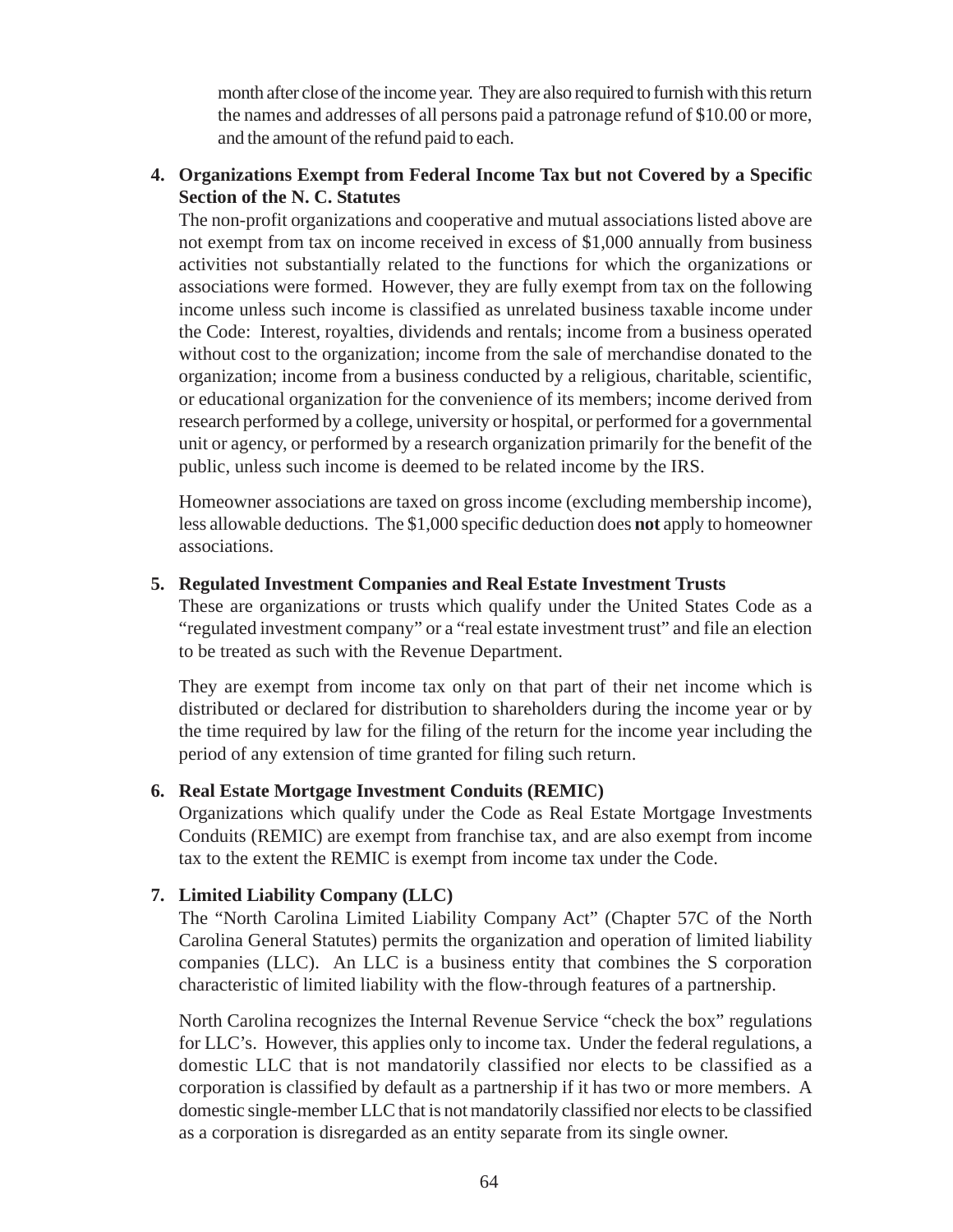month after close of the income year. They are also required to furnish with this return the names and addresses of all persons paid a patronage refund of $10.00 or more, and the amount of the refund paid to each.

**4. Organizations Exempt from Federal Income Tax but not Covered by a Specific Section of the N. C. Statutes**

The non-profit organizations and cooperative and mutual associations listed above are not exempt from tax on income received in excess of $1,000 annually from business activities not substantially related to the functions for which the organizations or associations were formed. However, they are fully exempt from tax on the following income unless such income is classified as unrelated business taxable income under the Code: Interest, royalties, dividends and rentals; income from a business operated without cost to the organization; income from the sale of merchandise donated to the organization; income from a business conducted by a religious, charitable, scientific, or educational organization for the convenience of its members; income derived from research performed by a college, university or hospital, or performed for a governmental unit or agency, or performed by a research organization primarily for the benefit of the public, unless such income is deemed to be related income by the IRS.

Homeowner associations are taxed on gross income (excluding membership income), less allowable deductions. The $1,000 specific deduction does **not** apply to homeowner associations.

**5. Regulated Investment Companies and Real Estate Investment Trusts**

These are organizations or trusts which qualify under the United States Code as a "regulated investment company" or a "real estate investment trust" and file an election to be treated as such with the Revenue Department.

They are exempt from income tax only on that part of their net income which is distributed or declared for distribution to shareholders during the income year or by the time required by law for the filing of the return for the income year including the period of any extension of time granted for filing such return.

**6. Real Estate Mortgage Investment Conduits (REMIC)**

Organizations which qualify under the Code as Real Estate Mortgage Investments Conduits (REMIC) are exempt from franchise tax, and are also exempt from income tax to the extent the REMIC is exempt from income tax under the Code.

**7. Limited Liability Company (LLC)**

The "North Carolina Limited Liability Company Act" (Chapter 57C of the North Carolina General Statutes) permits the organization and operation of limited liability companies (LLC). An LLC is a business entity that combines the S corporation characteristic of limited liability with the flow-through features of a partnership.

North Carolina recognizes the Internal Revenue Service "check the box" regulations for LLC's. However, this applies only to income tax. Under the federal regulations, a domestic LLC that is not mandatorily classified nor elects to be classified as a corporation is classified by default as a partnership if it has two or more members. A domestic single-member LLC that is not mandatorily classified nor elects to be classified as a corporation is disregarded as an entity separate from its single owner.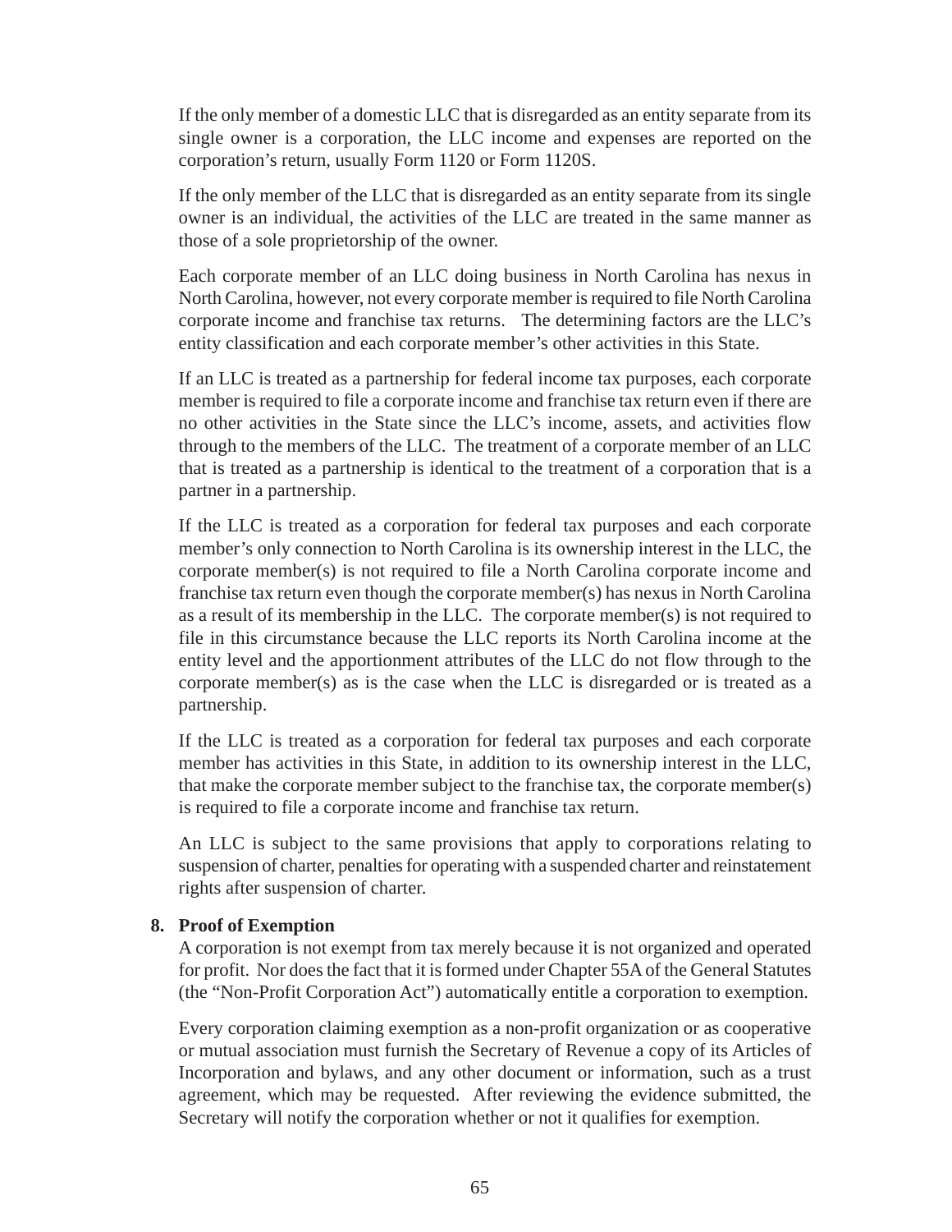If the only member of a domestic LLC that is disregarded as an entity separate from its single owner is a corporation, the LLC income and expenses are reported on the corporation's return, usually Form 1120 or Form 1120S.

If the only member of the LLC that is disregarded as an entity separate from its single owner is an individual, the activities of the LLC are treated in the same manner as those of a sole proprietorship of the owner.

Each corporate member of an LLC doing business in North Carolina has nexus in North Carolina, however, not every corporate member is required to file North Carolina corporate income and franchise tax returns. The determining factors are the LLC's entity classification and each corporate member's other activities in this State.

If an LLC is treated as a partnership for federal income tax purposes, each corporate member is required to file a corporate income and franchise tax return even if there are no other activities in the State since the LLC's income, assets, and activities flow through to the members of the LLC. The treatment of a corporate member of an LLC that is treated as a partnership is identical to the treatment of a corporation that is a partner in a partnership.

If the LLC is treated as a corporation for federal tax purposes and each corporate member's only connection to North Carolina is its ownership interest in the LLC, the corporate member(s) is not required to file a North Carolina corporate income and franchise tax return even though the corporate member(s) has nexus in North Carolina as a result of its membership in the LLC. The corporate member(s) is not required to file in this circumstance because the LLC reports its North Carolina income at the entity level and the apportionment attributes of the LLC do not flow through to the corporate member(s) as is the case when the LLC is disregarded or is treated as a partnership.

If the LLC is treated as a corporation for federal tax purposes and each corporate member has activities in this State, in addition to its ownership interest in the LLC, that make the corporate member subject to the franchise tax, the corporate member(s) is required to file a corporate income and franchise tax return.

An LLC is subject to the same provisions that apply to corporations relating to suspension of charter, penalties for operating with a suspended charter and reinstatement rights after suspension of charter.

**8. Proof of Exemption**

A corporation is not exempt from tax merely because it is not organized and operated for profit. Nor does the fact that it is formed under Chapter 55A of the General Statutes (the "Non-Profit Corporation Act") automatically entitle a corporation to exemption.

Every corporation claiming exemption as a non-profit organization or as cooperative or mutual association must furnish the Secretary of Revenue a copy of its Articles of Incorporation and bylaws, and any other document or information, such as a trust agreement, which may be requested. After reviewing the evidence submitted, the Secretary will notify the corporation whether or not it qualifies for exemption.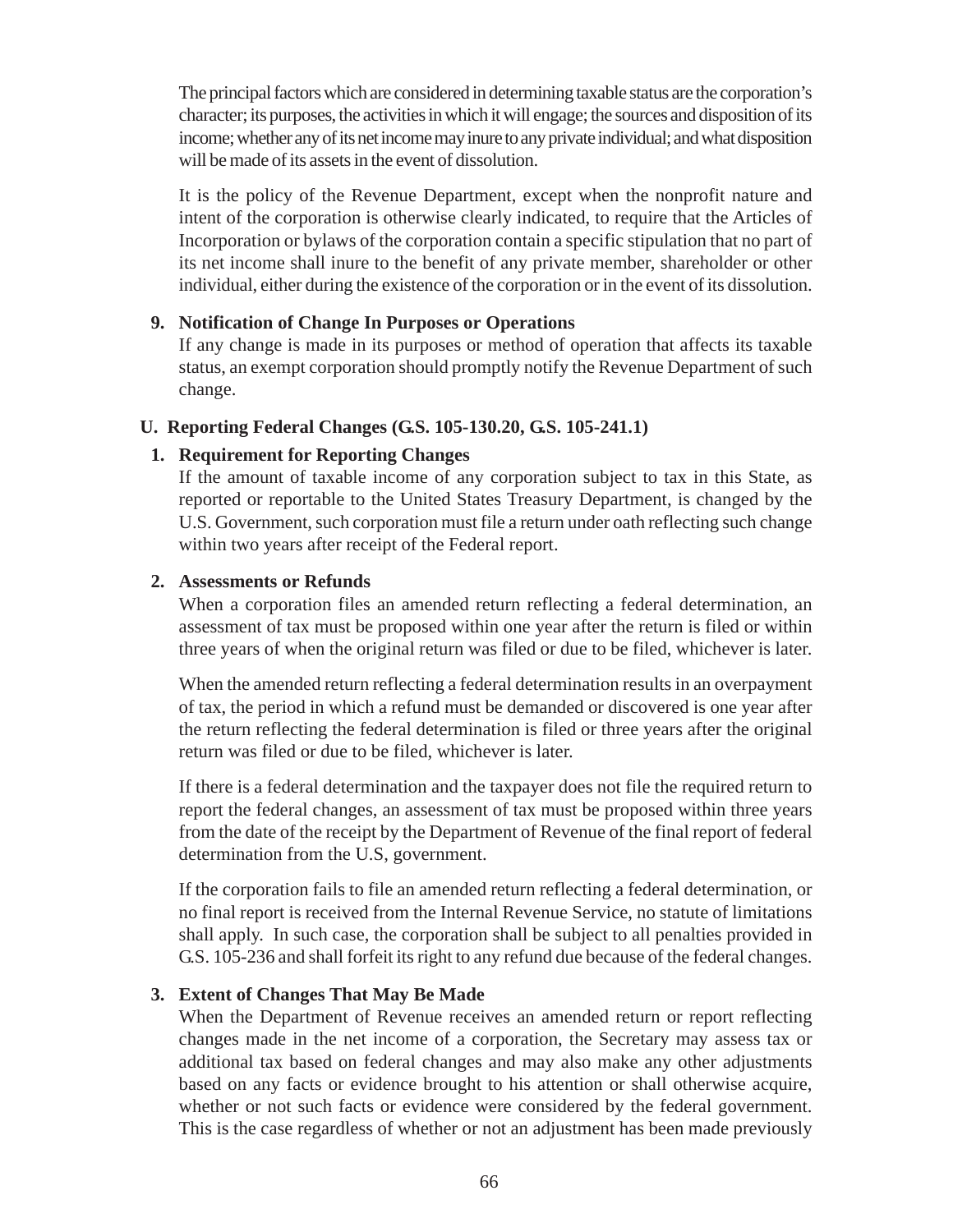The principal factors which are considered in determining taxable status are the corporation's character; its purposes, the activities in which it will engage; the sources and disposition of its income; whether any of its net income may inure to any private individual; and what disposition will be made of its assets in the event of dissolution.

It is the policy of the Revenue Department, except when the nonprofit nature and intent of the corporation is otherwise clearly indicated, to require that the Articles of Incorporation or bylaws of the corporation contain a specific stipulation that no part of its net income shall inure to the benefit of any private member, shareholder or other individual, either during the existence of the corporation or in the event of its dissolution.

**9. Notification of Change In Purposes or Operations**

If any change is made in its purposes or method of operation that affects its taxable status, an exempt corporation should promptly notify the Revenue Department of such change.

## U. Reporting Federal Changes (G.S. 105-130.20, G.S. 105-241.1)

**1. Requirement for Reporting Changes**

If the amount of taxable income of any corporation subject to tax in this State, as reported or reportable to the United States Treasury Department, is changed by the U.S. Government, such corporation must file a return under oath reflecting such change within two years after receipt of the Federal report.

**2. Assessments or Refunds**

When a corporation files an amended return reflecting a federal determination, an assessment of tax must be proposed within one year after the return is filed or within three years of when the original return was filed or due to be filed, whichever is later.

When the amended return reflecting a federal determination results in an overpayment of tax, the period in which a refund must be demanded or discovered is one year after the return reflecting the federal determination is filed or three years after the original return was filed or due to be filed, whichever is later.

If there is a federal determination and the taxpayer does not file the required return to report the federal changes, an assessment of tax must be proposed within three years from the date of the receipt by the Department of Revenue of the final report of federal determination from the U.S, government.

If the corporation fails to file an amended return reflecting a federal determination, or no final report is received from the Internal Revenue Service, no statute of limitations shall apply. In such case, the corporation shall be subject to all penalties provided in G.S. 105-236 and shall forfeit its right to any refund due because of the federal changes.

**3. Extent of Changes That May Be Made**

When the Department of Revenue receives an amended return or report reflecting changes made in the net income of a corporation, the Secretary may assess tax or additional tax based on federal changes and may also make any other adjustments based on any facts or evidence brought to his attention or shall otherwise acquire, whether or not such facts or evidence were considered by the federal government. This is the case regardless of whether or not an adjustment has been made previously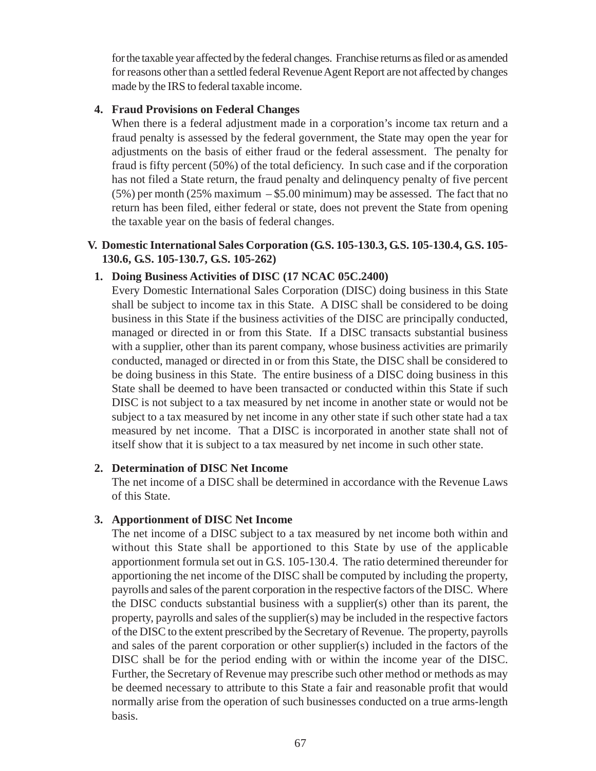for the taxable year affected by the federal changes. Franchise returns as filed or as amended for reasons other than a settled federal Revenue Agent Report are not affected by changes made by the IRS to federal taxable income.

**4. Fraud Provisions on Federal Changes**

When there is a federal adjustment made in a corporation's income tax return and a fraud penalty is assessed by the federal government, the State may open the year for adjustments on the basis of either fraud or the federal assessment. The penalty for fraud is fifty percent (50%) of the total deficiency. In such case and if the corporation has not filed a State return, the fraud penalty and delinquency penalty of five percent (5%) per month (25% maximum – $5.00 minimum) may be assessed. The fact that no return has been filed, either federal or state, does not prevent the State from opening the taxable year on the basis of federal changes.

## V. Domestic International Sales Corporation (G.S. 105-130.3, G.S. 105-130.4, G.S. 105-130.6, G.S. 105-130.7, G.S. 105-262)

**1. Doing Business Activities of DISC (17 NCAC 05C.2400)**

Every Domestic International Sales Corporation (DISC) doing business in this State shall be subject to income tax in this State. A DISC shall be considered to be doing business in this State if the business activities of the DISC are principally conducted, managed or directed in or from this State. If a DISC transacts substantial business with a supplier, other than its parent company, whose business activities are primarily conducted, managed or directed in or from this State, the DISC shall be considered to be doing business in this State. The entire business of a DISC doing business in this State shall be deemed to have been transacted or conducted within this State if such DISC is not subject to a tax measured by net income in another state or would not be subject to a tax measured by net income in any other state if such other state had a tax measured by net income. That a DISC is incorporated in another state shall not of itself show that it is subject to a tax measured by net income in such other state.

**2. Determination of DISC Net Income**

The net income of a DISC shall be determined in accordance with the Revenue Laws of this State.

**3. Apportionment of DISC Net Income**

The net income of a DISC subject to a tax measured by net income both within and without this State shall be apportioned to this State by use of the applicable apportionment formula set out in G.S. 105-130.4. The ratio determined thereunder for apportioning the net income of the DISC shall be computed by including the property, payrolls and sales of the parent corporation in the respective factors of the DISC. Where the DISC conducts substantial business with a supplier(s) other than its parent, the property, payrolls and sales of the supplier(s) may be included in the respective factors of the DISC to the extent prescribed by the Secretary of Revenue. The property, payrolls and sales of the parent corporation or other supplier(s) included in the factors of the DISC shall be for the period ending with or within the income year of the DISC. Further, the Secretary of Revenue may prescribe such other method or methods as may be deemed necessary to attribute to this State a fair and reasonable profit that would normally arise from the operation of such businesses conducted on a true arms-length basis.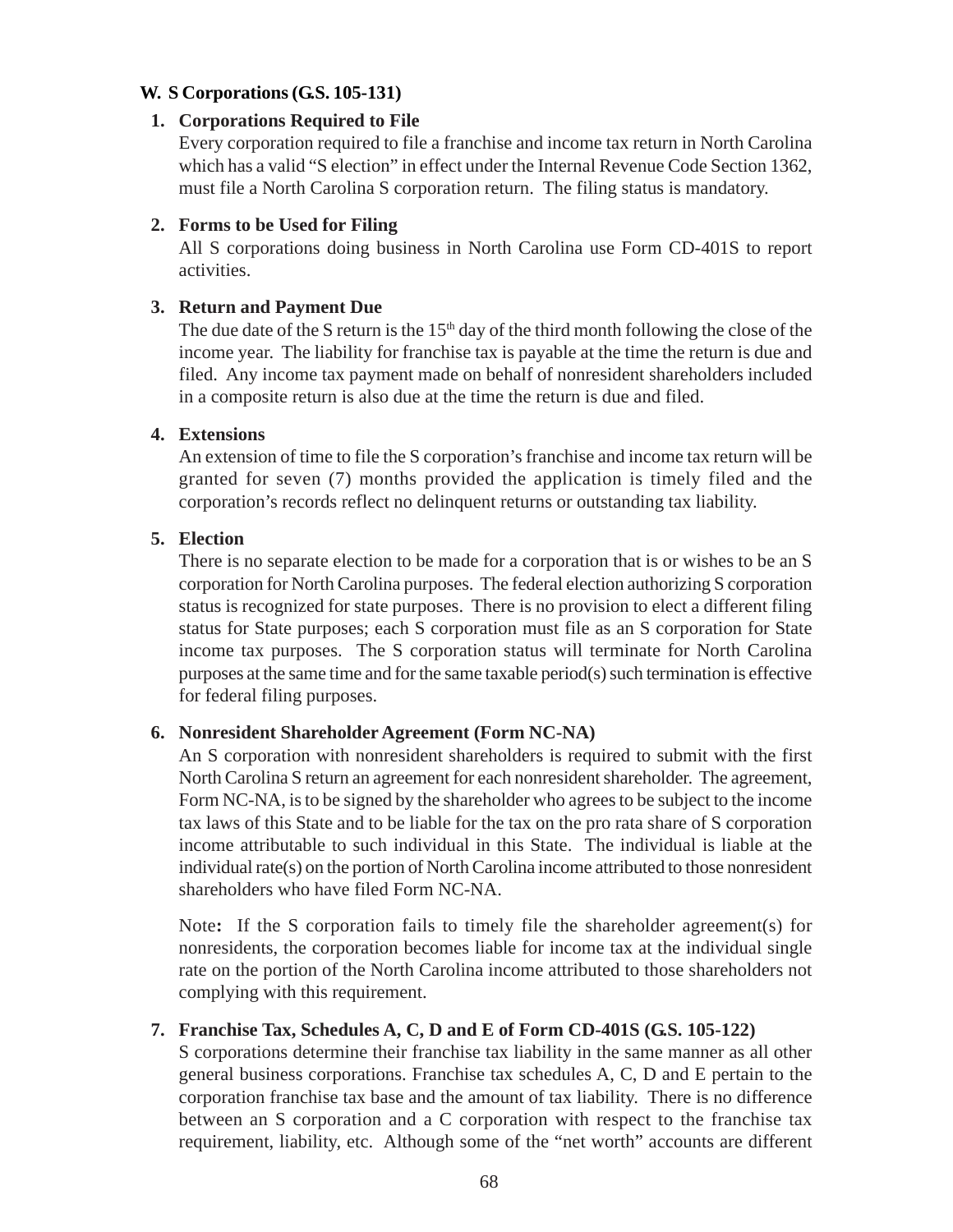### W. S Corporations (G.S. 105-131)

**1. Corporations Required to File**

Every corporation required to file a franchise and income tax return in North Carolina which has a valid "S election" in effect under the Internal Revenue Code Section 1362, must file a North Carolina S corporation return. The filing status is mandatory.

**2. Forms to be Used for Filing**

All S corporations doing business in North Carolina use Form CD-401S to report activities.

**3. Return and Payment Due**

The due date of the S return is the 15th day of the third month following the close of the income year. The liability for franchise tax is payable at the time the return is due and filed. Any income tax payment made on behalf of nonresident shareholders included in a composite return is also due at the time the return is due and filed.

**4. Extensions**

An extension of time to file the S corporation's franchise and income tax return will be granted for seven (7) months provided the application is timely filed and the corporation's records reflect no delinquent returns or outstanding tax liability.

**5. Election**

There is no separate election to be made for a corporation that is or wishes to be an S corporation for North Carolina purposes. The federal election authorizing S corporation status is recognized for state purposes. There is no provision to elect a different filing status for State purposes; each S corporation must file as an S corporation for State income tax purposes. The S corporation status will terminate for North Carolina purposes at the same time and for the same taxable period(s) such termination is effective for federal filing purposes.

**6. Nonresident Shareholder Agreement (Form NC-NA)**

An S corporation with nonresident shareholders is required to submit with the first North Carolina S return an agreement for each nonresident shareholder. The agreement, Form NC-NA, is to be signed by the shareholder who agrees to be subject to the income tax laws of this State and to be liable for the tax on the pro rata share of S corporation income attributable to such individual in this State. The individual is liable at the individual rate(s) on the portion of North Carolina income attributed to those nonresident shareholders who have filed Form NC-NA.

Note**:** If the S corporation fails to timely file the shareholder agreement(s) for nonresidents, the corporation becomes liable for income tax at the individual single rate on the portion of the North Carolina income attributed to those shareholders not complying with this requirement.

**7. Franchise Tax, Schedules A, C, D and E of Form CD-401S (G.S. 105-122)**

S corporations determine their franchise tax liability in the same manner as all other general business corporations. Franchise tax schedules A, C, D and E pertain to the corporation franchise tax base and the amount of tax liability. There is no difference between an S corporation and a C corporation with respect to the franchise tax requirement, liability, etc. Although some of the "net worth" accounts are different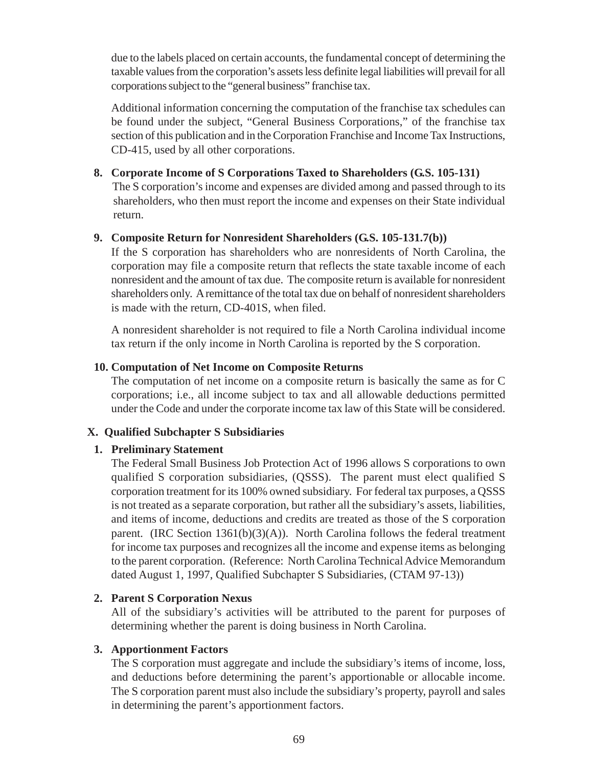due to the labels placed on certain accounts, the fundamental concept of determining the taxable values from the corporation's assets less definite legal liabilities will prevail for all corporations subject to the "general business" franchise tax.

Additional information concerning the computation of the franchise tax schedules can be found under the subject, "General Business Corporations," of the franchise tax section of this publication and in the Corporation Franchise and Income Tax Instructions, CD-415, used by all other corporations.

**8. Corporate Income of S Corporations Taxed to Shareholders (G.S. 105-131)**

The S corporation's income and expenses are divided among and passed through to its shareholders, who then must report the income and expenses on their State individual return.

**9. Composite Return for Nonresident Shareholders (G.S. 105-131.7(b))**

If the S corporation has shareholders who are nonresidents of North Carolina, the corporation may file a composite return that reflects the state taxable income of each nonresident and the amount of tax due. The composite return is available for nonresident shareholders only. A remittance of the total tax due on behalf of nonresident shareholders is made with the return, CD-401S, when filed.

A nonresident shareholder is not required to file a North Carolina individual income tax return if the only income in North Carolina is reported by the S corporation.

**10. Computation of Net Income on Composite Returns**

The computation of net income on a composite return is basically the same as for C corporations; i.e., all income subject to tax and all allowable deductions permitted under the Code and under the corporate income tax law of this State will be considered.

## X. Qualified Subchapter S Subsidiaries

**1. Preliminary Statement**

The Federal Small Business Job Protection Act of 1996 allows S corporations to own qualified S corporation subsidiaries, (QSSS). The parent must elect qualified S corporation treatment for its 100% owned subsidiary. For federal tax purposes, a QSSS is not treated as a separate corporation, but rather all the subsidiary's assets, liabilities, and items of income, deductions and credits are treated as those of the S corporation parent. (IRC Section 1361(b)(3)(A)). North Carolina follows the federal treatment for income tax purposes and recognizes all the income and expense items as belonging to the parent corporation. (Reference: North Carolina Technical Advice Memorandum dated August 1, 1997, Qualified Subchapter S Subsidiaries, (CTAM 97-13))

**2. Parent S Corporation Nexus**

All of the subsidiary's activities will be attributed to the parent for purposes of determining whether the parent is doing business in North Carolina.

**3. Apportionment Factors**

The S corporation must aggregate and include the subsidiary's items of income, loss, and deductions before determining the parent's apportionable or allocable income. The S corporation parent must also include the subsidiary's property, payroll and sales in determining the parent's apportionment factors.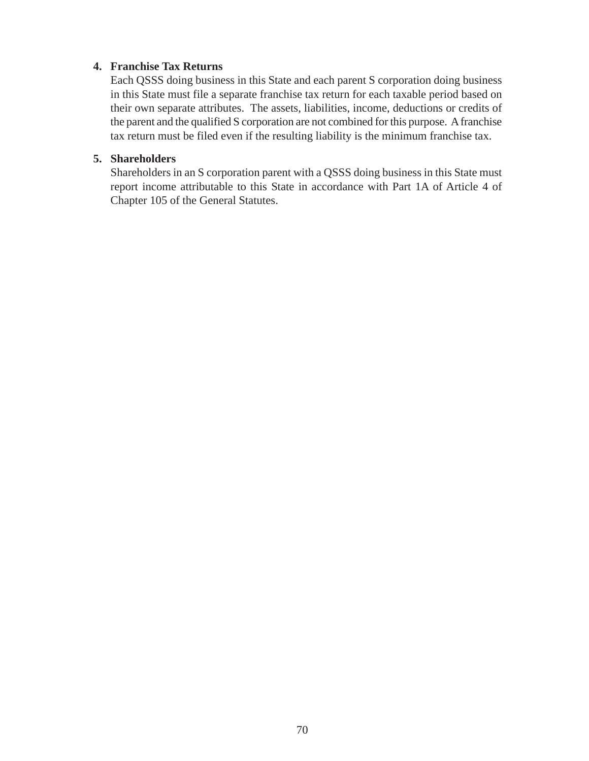4. **Franchise Tax Returns**

   Each QSSS doing business in this State and each parent S corporation doing business in this State must file a separate franchise tax return for each taxable period based on their own separate attributes. The assets, liabilities, income, deductions or credits of the parent and the qualified S corporation are not combined for this purpose. A franchise tax return must be filed even if the resulting liability is the minimum franchise tax.

5. **Shareholders**

   Shareholders in an S corporation parent with a QSSS doing business in this State must report income attributable to this State in accordance with Part 1A of Article 4 of Chapter 105 of the General Statutes.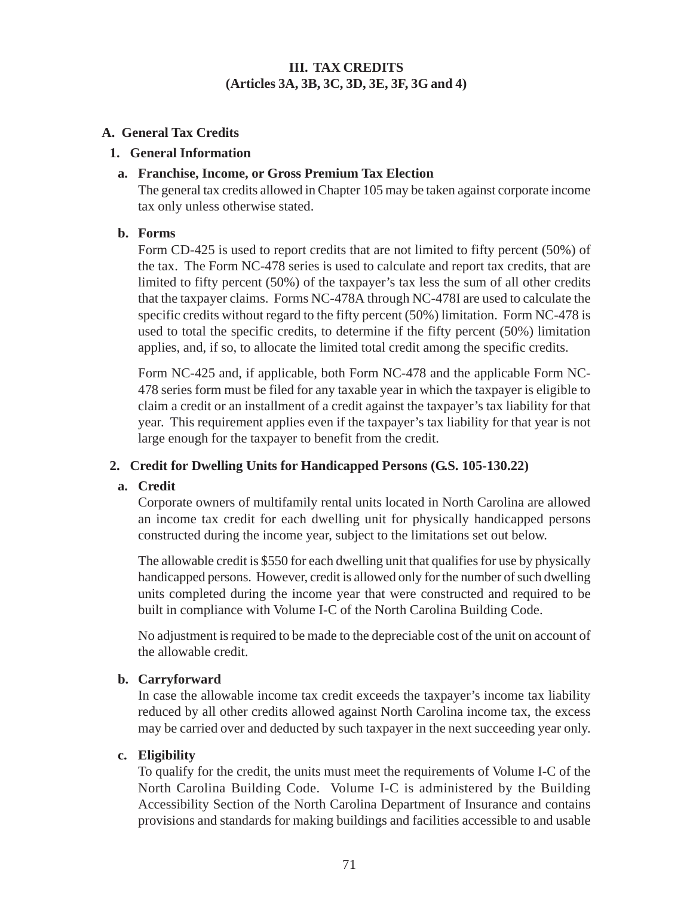# III. TAX CREDITS
## (Articles 3A, 3B, 3C, 3D, 3E, 3F, 3G and 4)

### A. General Tax Credits

#### 1. General Information

**a. Franchise, Income, or Gross Premium Tax Election**

The general tax credits allowed in Chapter 105 may be taken against corporate income tax only unless otherwise stated.

**b. Forms**

Form CD-425 is used to report credits that are not limited to fifty percent (50%) of the tax. The Form NC-478 series is used to calculate and report tax credits, that are limited to fifty percent (50%) of the taxpayer's tax less the sum of all other credits that the taxpayer claims. Forms NC-478A through NC-478I are used to calculate the specific credits without regard to the fifty percent (50%) limitation. Form NC-478 is used to total the specific credits, to determine if the fifty percent (50%) limitation applies, and, if so, to allocate the limited total credit among the specific credits.

Form NC-425 and, if applicable, both Form NC-478 and the applicable Form NC-478 series form must be filed for any taxable year in which the taxpayer is eligible to claim a credit or an installment of a credit against the taxpayer's tax liability for that year. This requirement applies even if the taxpayer's tax liability for that year is not large enough for the taxpayer to benefit from the credit.

#### 2. Credit for Dwelling Units for Handicapped Persons (G.S. 105-130.22)

**a. Credit**

Corporate owners of multifamily rental units located in North Carolina are allowed an income tax credit for each dwelling unit for physically handicapped persons constructed during the income year, subject to the limitations set out below.

The allowable credit is $550 for each dwelling unit that qualifies for use by physically handicapped persons. However, credit is allowed only for the number of such dwelling units completed during the income year that were constructed and required to be built in compliance with Volume I-C of the North Carolina Building Code.

No adjustment is required to be made to the depreciable cost of the unit on account of the allowable credit.

**b. Carryforward**

In case the allowable income tax credit exceeds the taxpayer's income tax liability reduced by all other credits allowed against North Carolina income tax, the excess may be carried over and deducted by such taxpayer in the next succeeding year only.

**c. Eligibility**

To qualify for the credit, the units must meet the requirements of Volume I-C of the North Carolina Building Code. Volume I-C is administered by the Building Accessibility Section of the North Carolina Department of Insurance and contains provisions and standards for making buildings and facilities accessible to and usable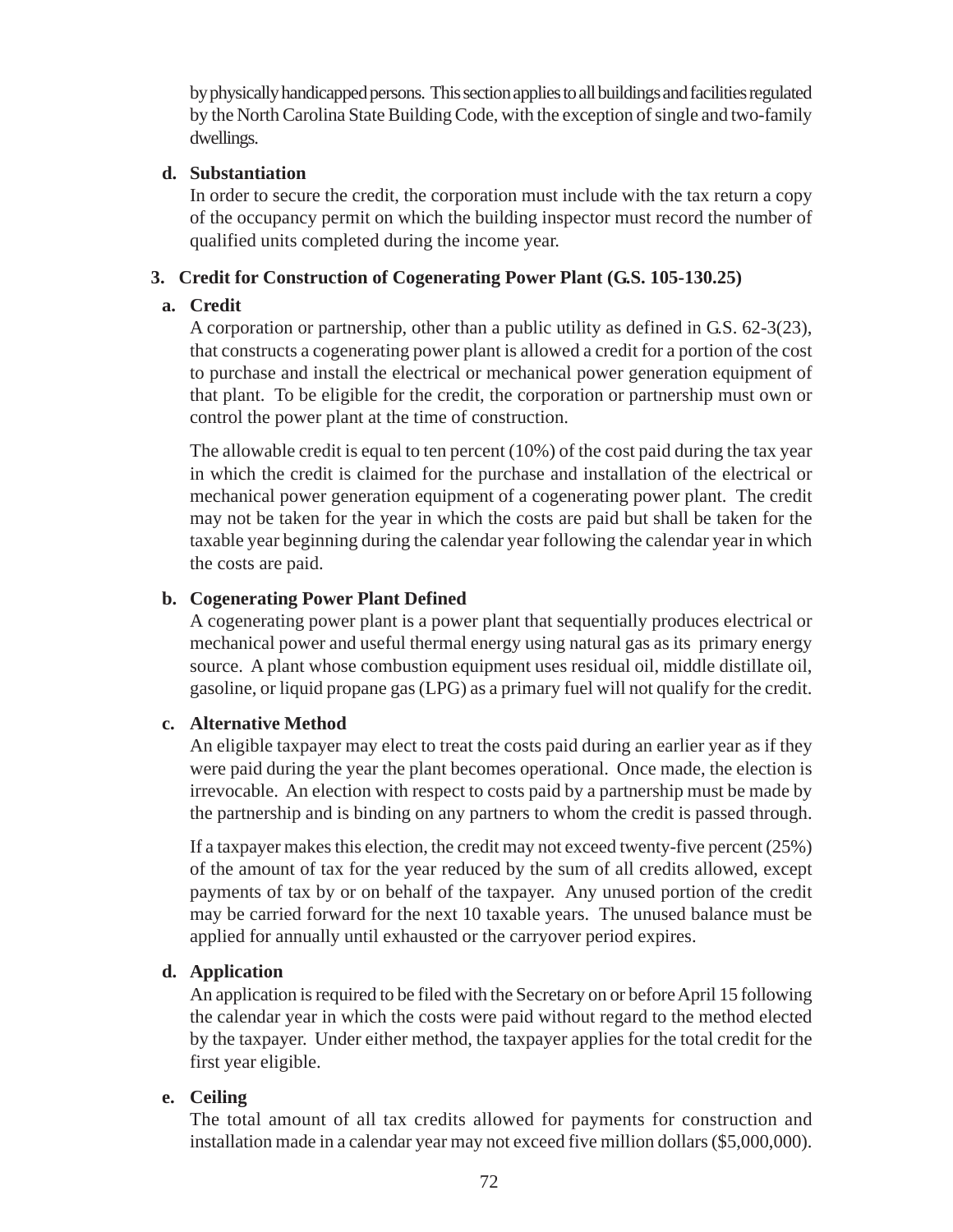by physically handicapped persons. This section applies to all buildings and facilities regulated by the North Carolina State Building Code, with the exception of single and two-family dwellings.

**d. Substantiation**

In order to secure the credit, the corporation must include with the tax return a copy of the occupancy permit on which the building inspector must record the number of qualified units completed during the income year.

### 3. Credit for Construction of Cogenerating Power Plant (G.S. 105-130.25)

**a. Credit**

A corporation or partnership, other than a public utility as defined in G.S. 62-3(23), that constructs a cogenerating power plant is allowed a credit for a portion of the cost to purchase and install the electrical or mechanical power generation equipment of that plant. To be eligible for the credit, the corporation or partnership must own or control the power plant at the time of construction.

The allowable credit is equal to ten percent (10%) of the cost paid during the tax year in which the credit is claimed for the purchase and installation of the electrical or mechanical power generation equipment of a cogenerating power plant. The credit may not be taken for the year in which the costs are paid but shall be taken for the taxable year beginning during the calendar year following the calendar year in which the costs are paid.

**b. Cogenerating Power Plant Defined**

A cogenerating power plant is a power plant that sequentially produces electrical or mechanical power and useful thermal energy using natural gas as its primary energy source. A plant whose combustion equipment uses residual oil, middle distillate oil, gasoline, or liquid propane gas (LPG) as a primary fuel will not qualify for the credit.

**c. Alternative Method**

An eligible taxpayer may elect to treat the costs paid during an earlier year as if they were paid during the year the plant becomes operational. Once made, the election is irrevocable. An election with respect to costs paid by a partnership must be made by the partnership and is binding on any partners to whom the credit is passed through.

If a taxpayer makes this election, the credit may not exceed twenty-five percent (25%) of the amount of tax for the year reduced by the sum of all credits allowed, except payments of tax by or on behalf of the taxpayer. Any unused portion of the credit may be carried forward for the next 10 taxable years. The unused balance must be applied for annually until exhausted or the carryover period expires.

**d. Application**

An application is required to be filed with the Secretary on or before April 15 following the calendar year in which the costs were paid without regard to the method elected by the taxpayer. Under either method, the taxpayer applies for the total credit for the first year eligible.

**e. Ceiling**

The total amount of all tax credits allowed for payments for construction and installation made in a calendar year may not exceed five million dollars ($5,000,000).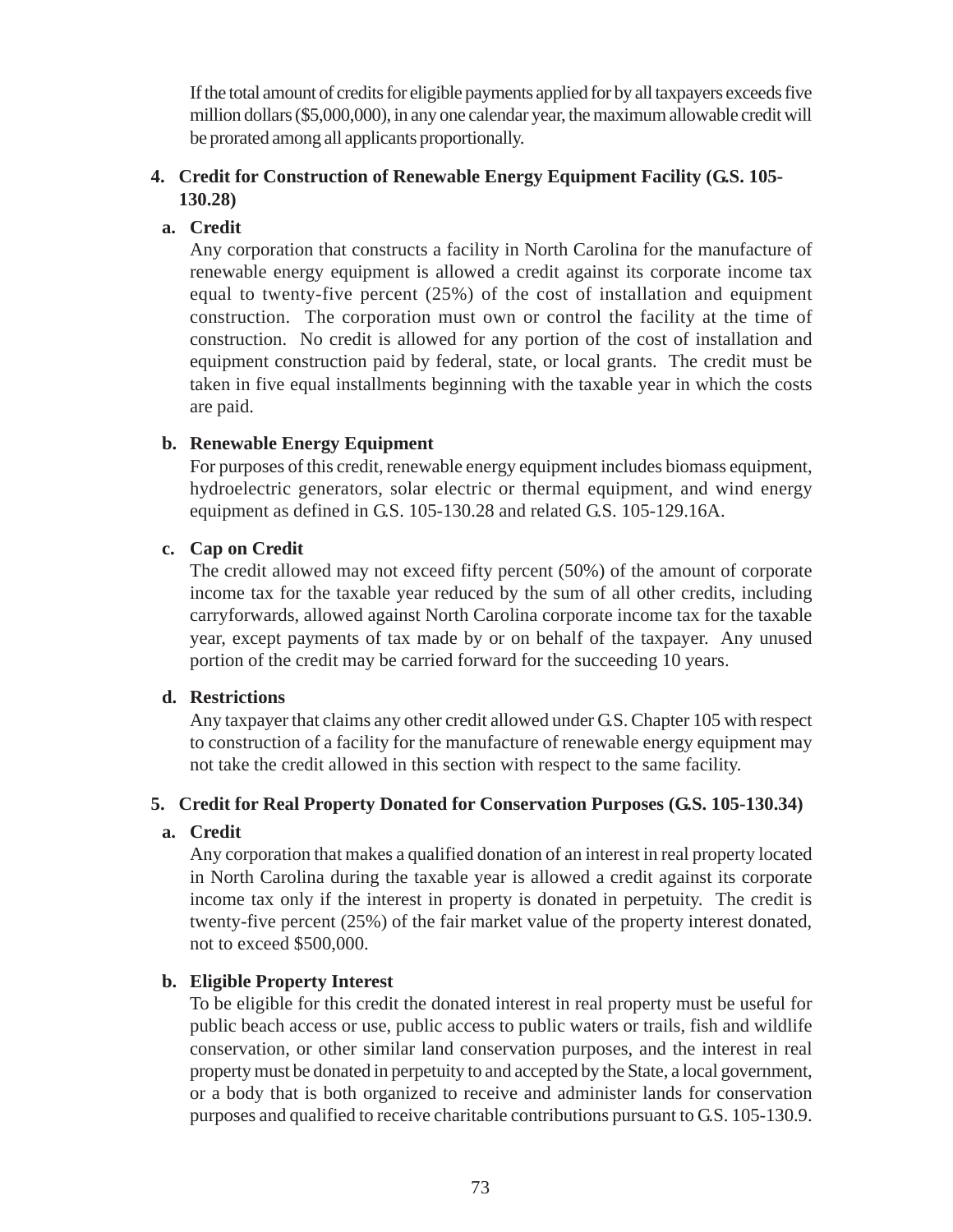If the total amount of credits for eligible payments applied for by all taxpayers exceeds five million dollars ($5,000,000), in any one calendar year, the maximum allowable credit will be prorated among all applicants proportionally.

### 4. Credit for Construction of Renewable Energy Equipment Facility (G.S. 105-130.28)

**a. Credit**

Any corporation that constructs a facility in North Carolina for the manufacture of renewable energy equipment is allowed a credit against its corporate income tax equal to twenty-five percent (25%) of the cost of installation and equipment construction. The corporation must own or control the facility at the time of construction. No credit is allowed for any portion of the cost of installation and equipment construction paid by federal, state, or local grants. The credit must be taken in five equal installments beginning with the taxable year in which the costs are paid.

**b. Renewable Energy Equipment**

For purposes of this credit, renewable energy equipment includes biomass equipment, hydroelectric generators, solar electric or thermal equipment, and wind energy equipment as defined in G.S. 105-130.28 and related G.S. 105-129.16A.

**c. Cap on Credit**

The credit allowed may not exceed fifty percent (50%) of the amount of corporate income tax for the taxable year reduced by the sum of all other credits, including carryforwards, allowed against North Carolina corporate income tax for the taxable year, except payments of tax made by or on behalf of the taxpayer. Any unused portion of the credit may be carried forward for the succeeding 10 years.

**d. Restrictions**

Any taxpayer that claims any other credit allowed under G.S. Chapter 105 with respect to construction of a facility for the manufacture of renewable energy equipment may not take the credit allowed in this section with respect to the same facility.

### 5. Credit for Real Property Donated for Conservation Purposes (G.S. 105-130.34)

**a. Credit**

Any corporation that makes a qualified donation of an interest in real property located in North Carolina during the taxable year is allowed a credit against its corporate income tax only if the interest in property is donated in perpetuity. The credit is twenty-five percent (25%) of the fair market value of the property interest donated, not to exceed $500,000.

**b. Eligible Property Interest**

To be eligible for this credit the donated interest in real property must be useful for public beach access or use, public access to public waters or trails, fish and wildlife conservation, or other similar land conservation purposes, and the interest in real property must be donated in perpetuity to and accepted by the State, a local government, or a body that is both organized to receive and administer lands for conservation purposes and qualified to receive charitable contributions pursuant to G.S. 105-130.9.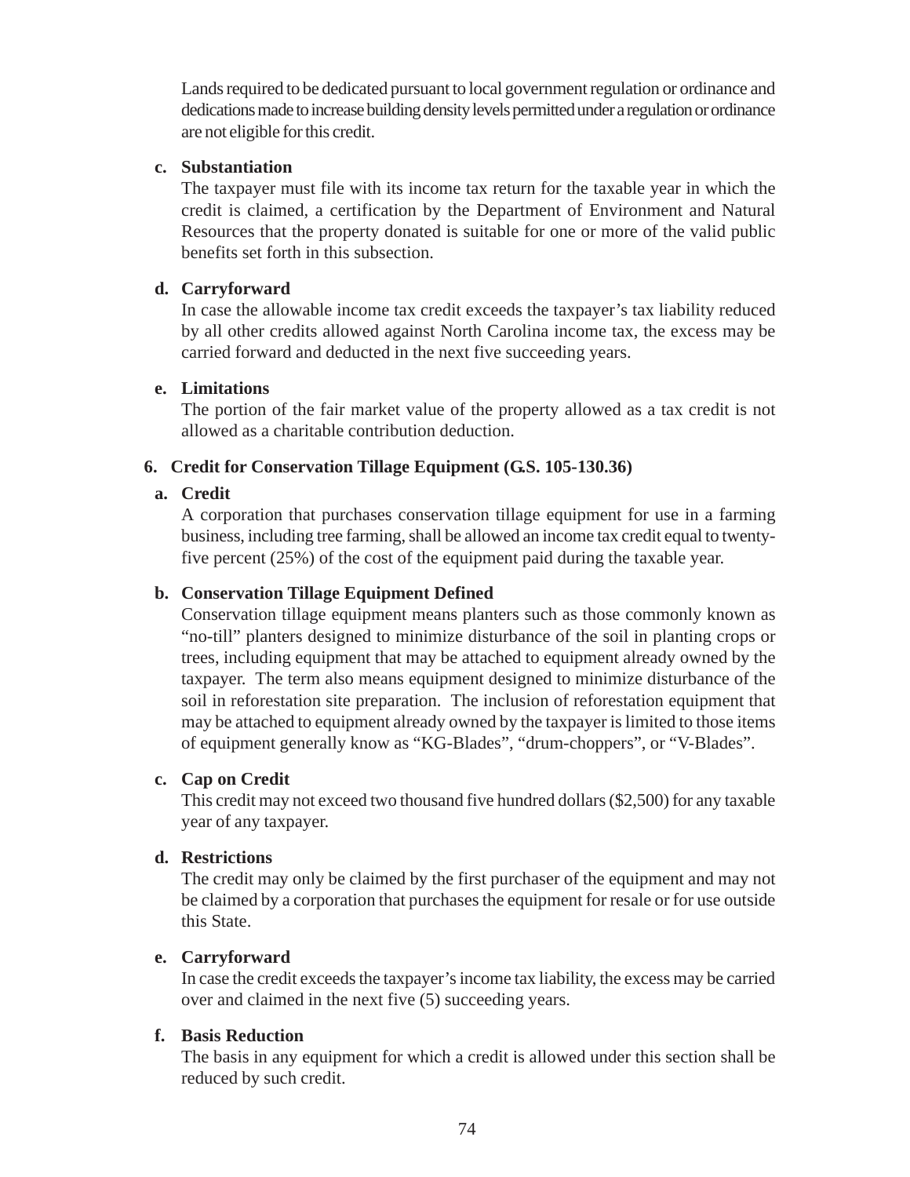Lands required to be dedicated pursuant to local government regulation or ordinance and dedications made to increase building density levels permitted under a regulation or ordinance are not eligible for this credit.

**c. Substantiation**

The taxpayer must file with its income tax return for the taxable year in which the credit is claimed, a certification by the Department of Environment and Natural Resources that the property donated is suitable for one or more of the valid public benefits set forth in this subsection.

**d. Carryforward**

In case the allowable income tax credit exceeds the taxpayer's tax liability reduced by all other credits allowed against North Carolina income tax, the excess may be carried forward and deducted in the next five succeeding years.

**e. Limitations**

The portion of the fair market value of the property allowed as a tax credit is not allowed as a charitable contribution deduction.

### 6. Credit for Conservation Tillage Equipment (G.S. 105-130.36)

**a. Credit**

A corporation that purchases conservation tillage equipment for use in a farming business, including tree farming, shall be allowed an income tax credit equal to twenty-five percent (25%) of the cost of the equipment paid during the taxable year.

**b. Conservation Tillage Equipment Defined**

Conservation tillage equipment means planters such as those commonly known as "no-till" planters designed to minimize disturbance of the soil in planting crops or trees, including equipment that may be attached to equipment already owned by the taxpayer. The term also means equipment designed to minimize disturbance of the soil in reforestation site preparation. The inclusion of reforestation equipment that may be attached to equipment already owned by the taxpayer is limited to those items of equipment generally know as "KG-Blades", "drum-choppers", or "V-Blades".

**c. Cap on Credit**

This credit may not exceed two thousand five hundred dollars ($2,500) for any taxable year of any taxpayer.

**d. Restrictions**

The credit may only be claimed by the first purchaser of the equipment and may not be claimed by a corporation that purchases the equipment for resale or for use outside this State.

**e. Carryforward**

In case the credit exceeds the taxpayer's income tax liability, the excess may be carried over and claimed in the next five (5) succeeding years.

**f. Basis Reduction**

The basis in any equipment for which a credit is allowed under this section shall be reduced by such credit.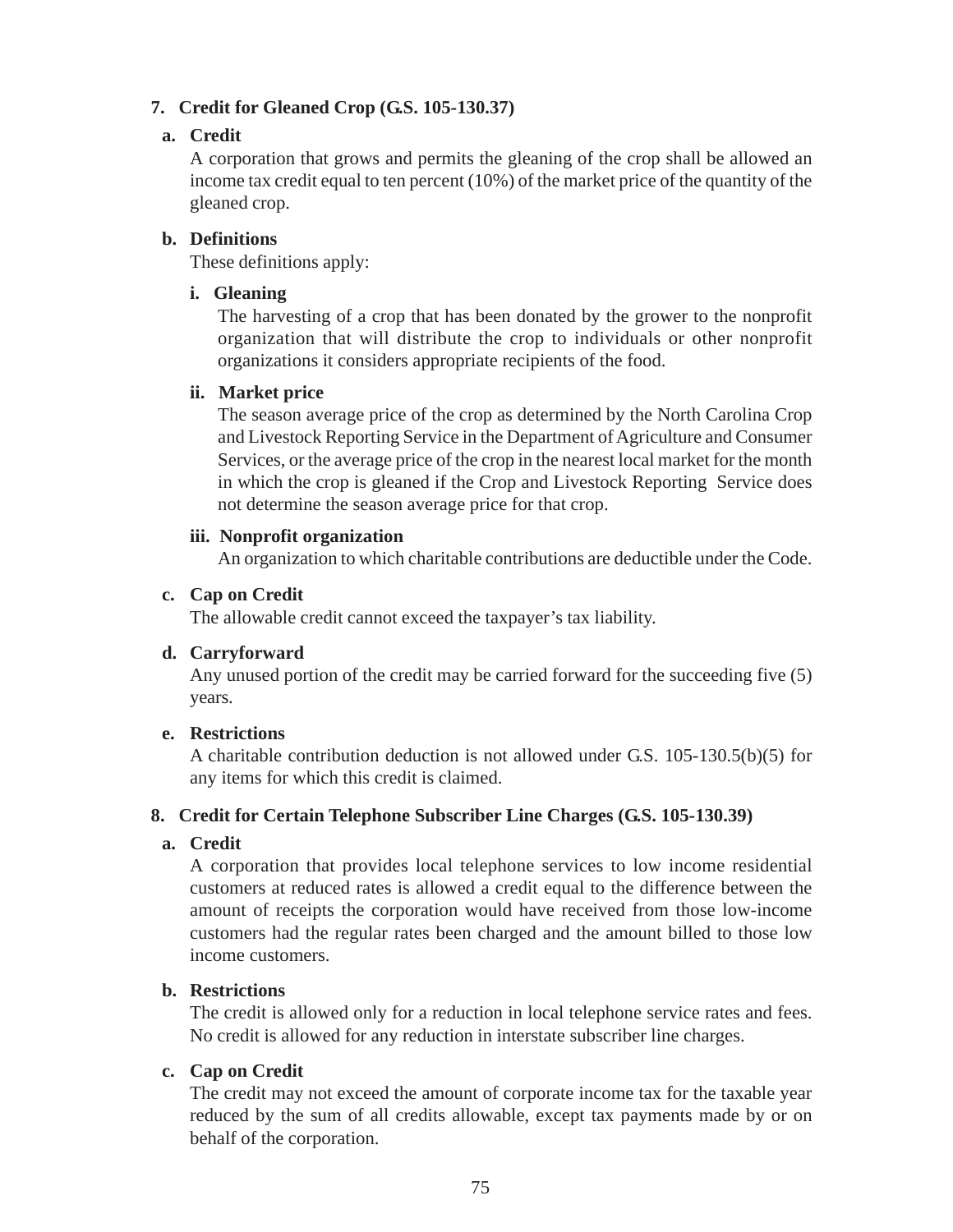**7. Credit for Gleaned Crop (G.S. 105-130.37)**

**a. Credit**

A corporation that grows and permits the gleaning of the crop shall be allowed an income tax credit equal to ten percent (10%) of the market price of the quantity of the gleaned crop.

**b. Definitions**

These definitions apply:

**i. Gleaning**

The harvesting of a crop that has been donated by the grower to the nonprofit organization that will distribute the crop to individuals or other nonprofit organizations it considers appropriate recipients of the food.

**ii. Market price**

The season average price of the crop as determined by the North Carolina Crop and Livestock Reporting Service in the Department of Agriculture and Consumer Services, or the average price of the crop in the nearest local market for the month in which the crop is gleaned if the Crop and Livestock Reporting Service does not determine the season average price for that crop.

**iii. Nonprofit organization**

An organization to which charitable contributions are deductible under the Code.

**c. Cap on Credit**

The allowable credit cannot exceed the taxpayer's tax liability.

**d. Carryforward**

Any unused portion of the credit may be carried forward for the succeeding five (5) years.

**e. Restrictions**

A charitable contribution deduction is not allowed under G.S. 105-130.5(b)(5) for any items for which this credit is claimed.

**8. Credit for Certain Telephone Subscriber Line Charges (G.S. 105-130.39)**

**a. Credit**

A corporation that provides local telephone services to low income residential customers at reduced rates is allowed a credit equal to the difference between the amount of receipts the corporation would have received from those low-income customers had the regular rates been charged and the amount billed to those low income customers.

**b. Restrictions**

The credit is allowed only for a reduction in local telephone service rates and fees. No credit is allowed for any reduction in interstate subscriber line charges.

**c. Cap on Credit**

The credit may not exceed the amount of corporate income tax for the taxable year reduced by the sum of all credits allowable, except tax payments made by or on behalf of the corporation.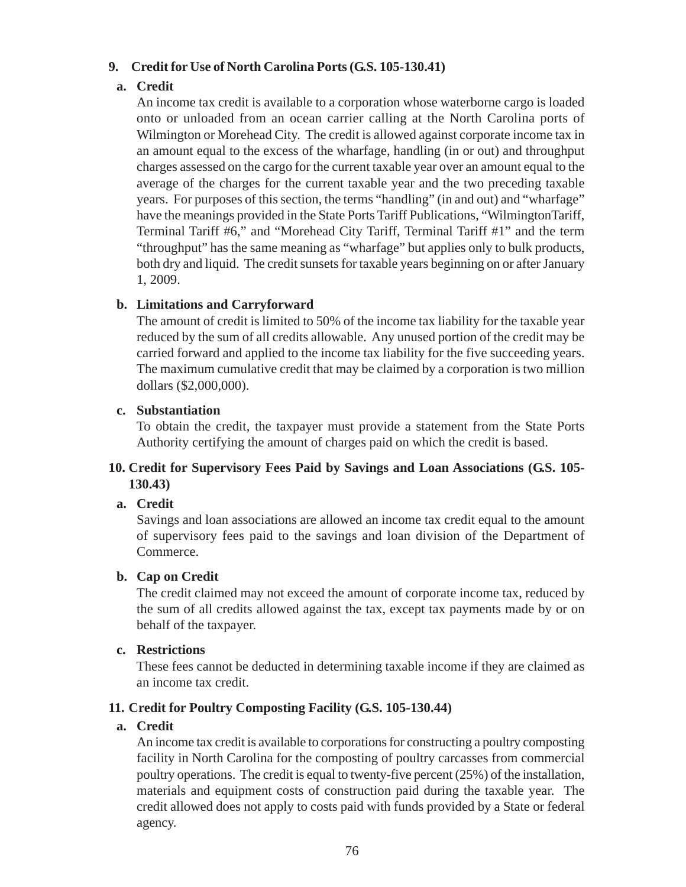### 9. Credit for Use of North Carolina Ports (G.S. 105-130.41)

**a. Credit**

An income tax credit is available to a corporation whose waterborne cargo is loaded onto or unloaded from an ocean carrier calling at the North Carolina ports of Wilmington or Morehead City. The credit is allowed against corporate income tax in an amount equal to the excess of the wharfage, handling (in or out) and throughput charges assessed on the cargo for the current taxable year over an amount equal to the average of the charges for the current taxable year and the two preceding taxable years. For purposes of this section, the terms "handling" (in and out) and "wharfage" have the meanings provided in the State Ports Tariff Publications, "WilmingtonTariff, Terminal Tariff #6," and "Morehead City Tariff, Terminal Tariff #1" and the term "throughput" has the same meaning as "wharfage" but applies only to bulk products, both dry and liquid. The credit sunsets for taxable years beginning on or after January 1, 2009.

**b. Limitations and Carryforward**

The amount of credit is limited to 50% of the income tax liability for the taxable year reduced by the sum of all credits allowable. Any unused portion of the credit may be carried forward and applied to the income tax liability for the five succeeding years. The maximum cumulative credit that may be claimed by a corporation is two million dollars ($2,000,000).

**c. Substantiation**

To obtain the credit, the taxpayer must provide a statement from the State Ports Authority certifying the amount of charges paid on which the credit is based.

### 10. Credit for Supervisory Fees Paid by Savings and Loan Associations (G.S. 105-130.43)

**a. Credit**

Savings and loan associations are allowed an income tax credit equal to the amount of supervisory fees paid to the savings and loan division of the Department of Commerce.

**b. Cap on Credit**

The credit claimed may not exceed the amount of corporate income tax, reduced by the sum of all credits allowed against the tax, except tax payments made by or on behalf of the taxpayer.

**c. Restrictions**

These fees cannot be deducted in determining taxable income if they are claimed as an income tax credit.

### 11. Credit for Poultry Composting Facility (G.S. 105-130.44)

**a. Credit**

An income tax credit is available to corporations for constructing a poultry composting facility in North Carolina for the composting of poultry carcasses from commercial poultry operations. The credit is equal to twenty-five percent (25%) of the installation, materials and equipment costs of construction paid during the taxable year. The credit allowed does not apply to costs paid with funds provided by a State or federal agency.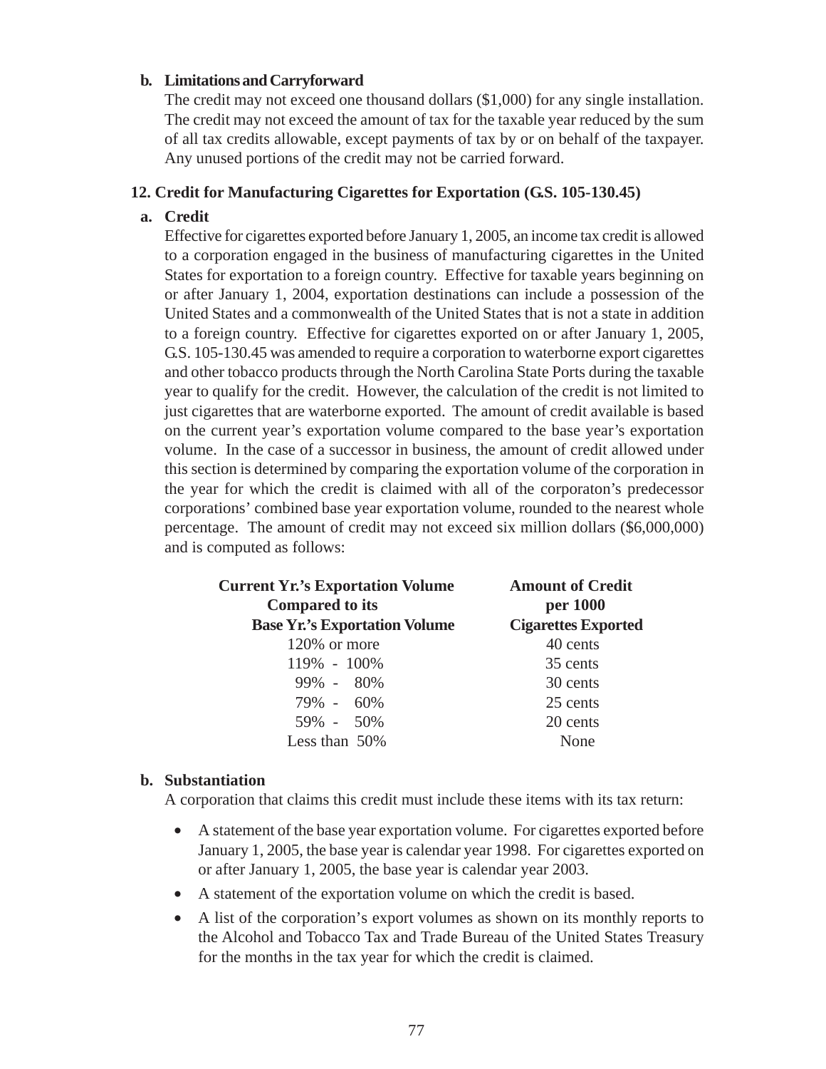**b. Limitations and Carryforward**

The credit may not exceed one thousand dollars ($1,000) for any single installation. The credit may not exceed the amount of tax for the taxable year reduced by the sum of all tax credits allowable, except payments of tax by or on behalf of the taxpayer. Any unused portions of the credit may not be carried forward.

## 12. Credit for Manufacturing Cigarettes for Exportation (G.S. 105-130.45)

**a. Credit**

Effective for cigarettes exported before January 1, 2005, an income tax credit is allowed to a corporation engaged in the business of manufacturing cigarettes in the United States for exportation to a foreign country. Effective for taxable years beginning on or after January 1, 2004, exportation destinations can include a possession of the United States and a commonwealth of the United States that is not a state in addition to a foreign country. Effective for cigarettes exported on or after January 1, 2005, G.S. 105-130.45 was amended to require a corporation to waterborne export cigarettes and other tobacco products through the North Carolina State Ports during the taxable year to qualify for the credit. However, the calculation of the credit is not limited to just cigarettes that are waterborne exported. The amount of credit available is based on the current year's exportation volume compared to the base year's exportation volume. In the case of a successor in business, the amount of credit allowed under this section is determined by comparing the exportation volume of the corporation in the year for which the credit is claimed with all of the corporaton's predecessor corporations' combined base year exportation volume, rounded to the nearest whole percentage. The amount of credit may not exceed six million dollars ($6,000,000) and is computed as follows:

| Current Yr.'s Exportation Volume Compared to its Base Yr.'s Exportation Volume | Amount of Credit per 1000 Cigarettes Exported |
|---|---|
| 120% or more | 40 cents |
| 119% - 100% | 35 cents |
| 99% - 80% | 30 cents |
| 79% - 60% | 25 cents |
| 59% - 50% | 20 cents |
| Less than 50% | None |

**b. Substantiation**

A corporation that claims this credit must include these items with its tax return:

- A statement of the base year exportation volume. For cigarettes exported before January 1, 2005, the base year is calendar year 1998. For cigarettes exported on or after January 1, 2005, the base year is calendar year 2003.
- A statement of the exportation volume on which the credit is based.
- A list of the corporation's export volumes as shown on its monthly reports to the Alcohol and Tobacco Tax and Trade Bureau of the United States Treasury for the months in the tax year for which the credit is claimed.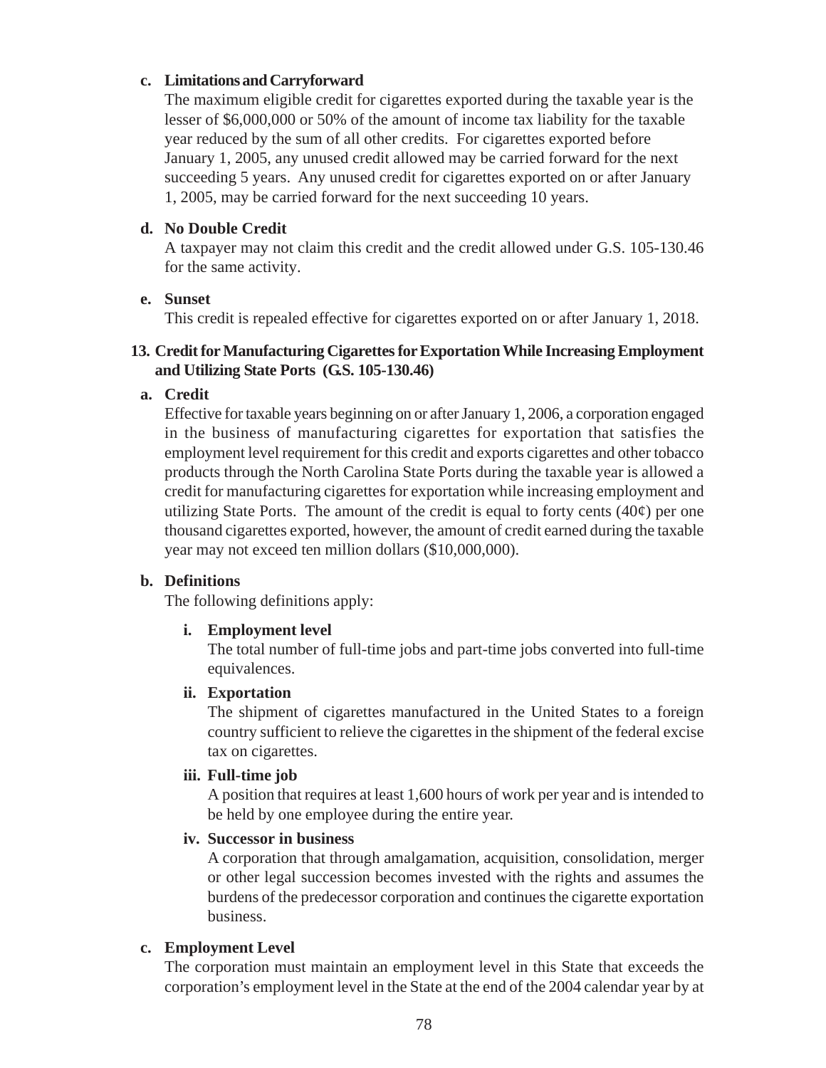**c. Limitations and Carryforward**

The maximum eligible credit for cigarettes exported during the taxable year is the lesser of $6,000,000 or 50% of the amount of income tax liability for the taxable year reduced by the sum of all other credits. For cigarettes exported before January 1, 2005, any unused credit allowed may be carried forward for the next succeeding 5 years. Any unused credit for cigarettes exported on or after January 1, 2005, may be carried forward for the next succeeding 10 years.

**d. No Double Credit**

A taxpayer may not claim this credit and the credit allowed under G.S. 105-130.46 for the same activity.

**e. Sunset**

This credit is repealed effective for cigarettes exported on or after January 1, 2018.

### 13. Credit for Manufacturing Cigarettes for Exportation While Increasing Employment and Utilizing State Ports (G.S. 105-130.46)

**a. Credit**

Effective for taxable years beginning on or after January 1, 2006, a corporation engaged in the business of manufacturing cigarettes for exportation that satisfies the employment level requirement for this credit and exports cigarettes and other tobacco products through the North Carolina State Ports during the taxable year is allowed a credit for manufacturing cigarettes for exportation while increasing employment and utilizing State Ports. The amount of the credit is equal to forty cents (40¢) per one thousand cigarettes exported, however, the amount of credit earned during the taxable year may not exceed ten million dollars ($10,000,000).

**b. Definitions**

The following definitions apply:

**i. Employment level**

The total number of full-time jobs and part-time jobs converted into full-time equivalences.

**ii. Exportation**

The shipment of cigarettes manufactured in the United States to a foreign country sufficient to relieve the cigarettes in the shipment of the federal excise tax on cigarettes.

**iii. Full-time job**

A position that requires at least 1,600 hours of work per year and is intended to be held by one employee during the entire year.

**iv. Successor in business**

A corporation that through amalgamation, acquisition, consolidation, merger or other legal succession becomes invested with the rights and assumes the burdens of the predecessor corporation and continues the cigarette exportation business.

**c. Employment Level**

The corporation must maintain an employment level in this State that exceeds the corporation's employment level in the State at the end of the 2004 calendar year by at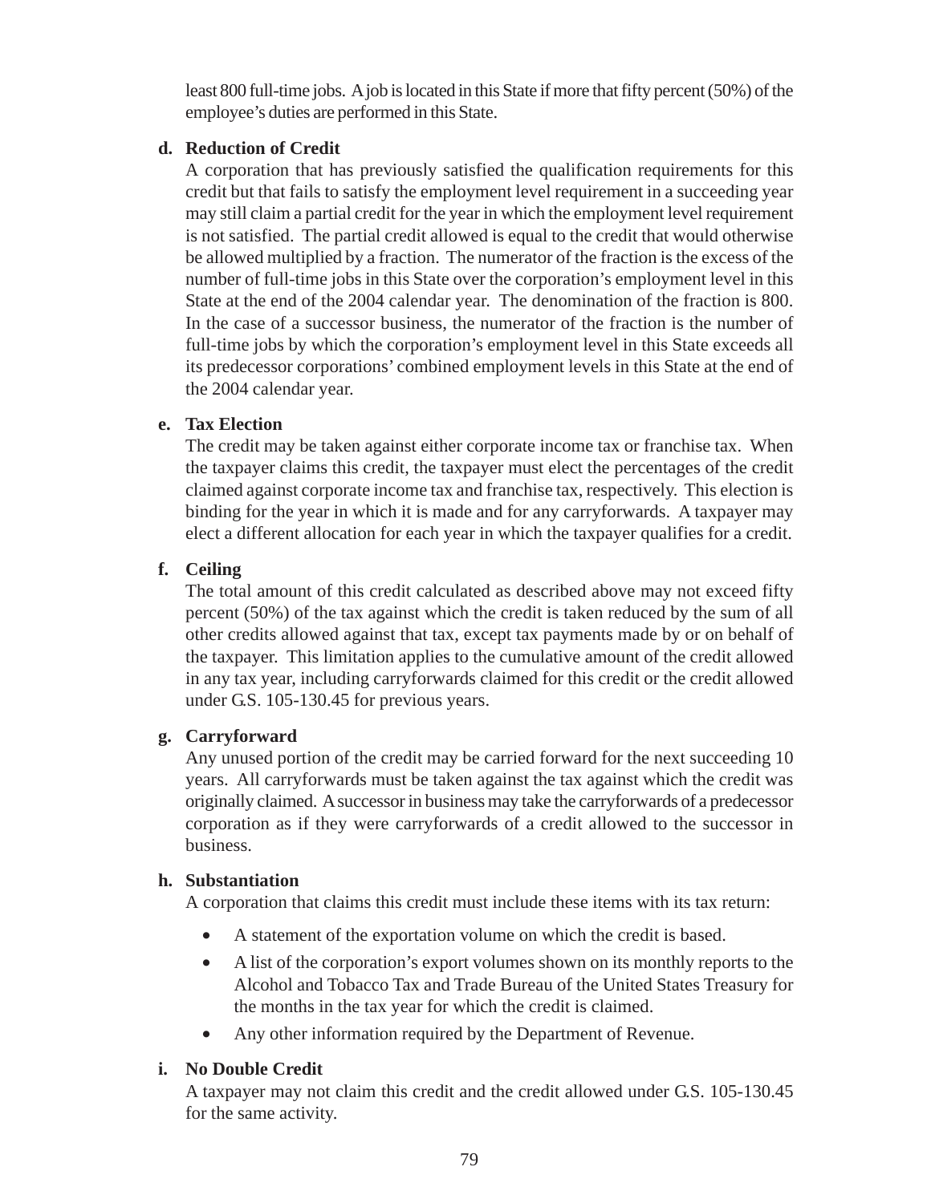least 800 full-time jobs. A job is located in this State if more that fifty percent (50%) of the employee's duties are performed in this State.

**d. Reduction of Credit**

A corporation that has previously satisfied the qualification requirements for this credit but that fails to satisfy the employment level requirement in a succeeding year may still claim a partial credit for the year in which the employment level requirement is not satisfied. The partial credit allowed is equal to the credit that would otherwise be allowed multiplied by a fraction. The numerator of the fraction is the excess of the number of full-time jobs in this State over the corporation's employment level in this State at the end of the 2004 calendar year. The denomination of the fraction is 800. In the case of a successor business, the numerator of the fraction is the number of full-time jobs by which the corporation's employment level in this State exceeds all its predecessor corporations' combined employment levels in this State at the end of the 2004 calendar year.

**e. Tax Election**

The credit may be taken against either corporate income tax or franchise tax. When the taxpayer claims this credit, the taxpayer must elect the percentages of the credit claimed against corporate income tax and franchise tax, respectively. This election is binding for the year in which it is made and for any carryforwards. A taxpayer may elect a different allocation for each year in which the taxpayer qualifies for a credit.

**f. Ceiling**

The total amount of this credit calculated as described above may not exceed fifty percent (50%) of the tax against which the credit is taken reduced by the sum of all other credits allowed against that tax, except tax payments made by or on behalf of the taxpayer. This limitation applies to the cumulative amount of the credit allowed in any tax year, including carryforwards claimed for this credit or the credit allowed under G.S. 105-130.45 for previous years.

**g. Carryforward**

Any unused portion of the credit may be carried forward for the next succeeding 10 years. All carryforwards must be taken against the tax against which the credit was originally claimed. A successor in business may take the carryforwards of a predecessor corporation as if they were carryforwards of a credit allowed to the successor in business.

**h. Substantiation**

A corporation that claims this credit must include these items with its tax return:

- A statement of the exportation volume on which the credit is based.
- A list of the corporation's export volumes shown on its monthly reports to the Alcohol and Tobacco Tax and Trade Bureau of the United States Treasury for the months in the tax year for which the credit is claimed.
- Any other information required by the Department of Revenue.

**i. No Double Credit**

A taxpayer may not claim this credit and the credit allowed under G.S. 105-130.45 for the same activity.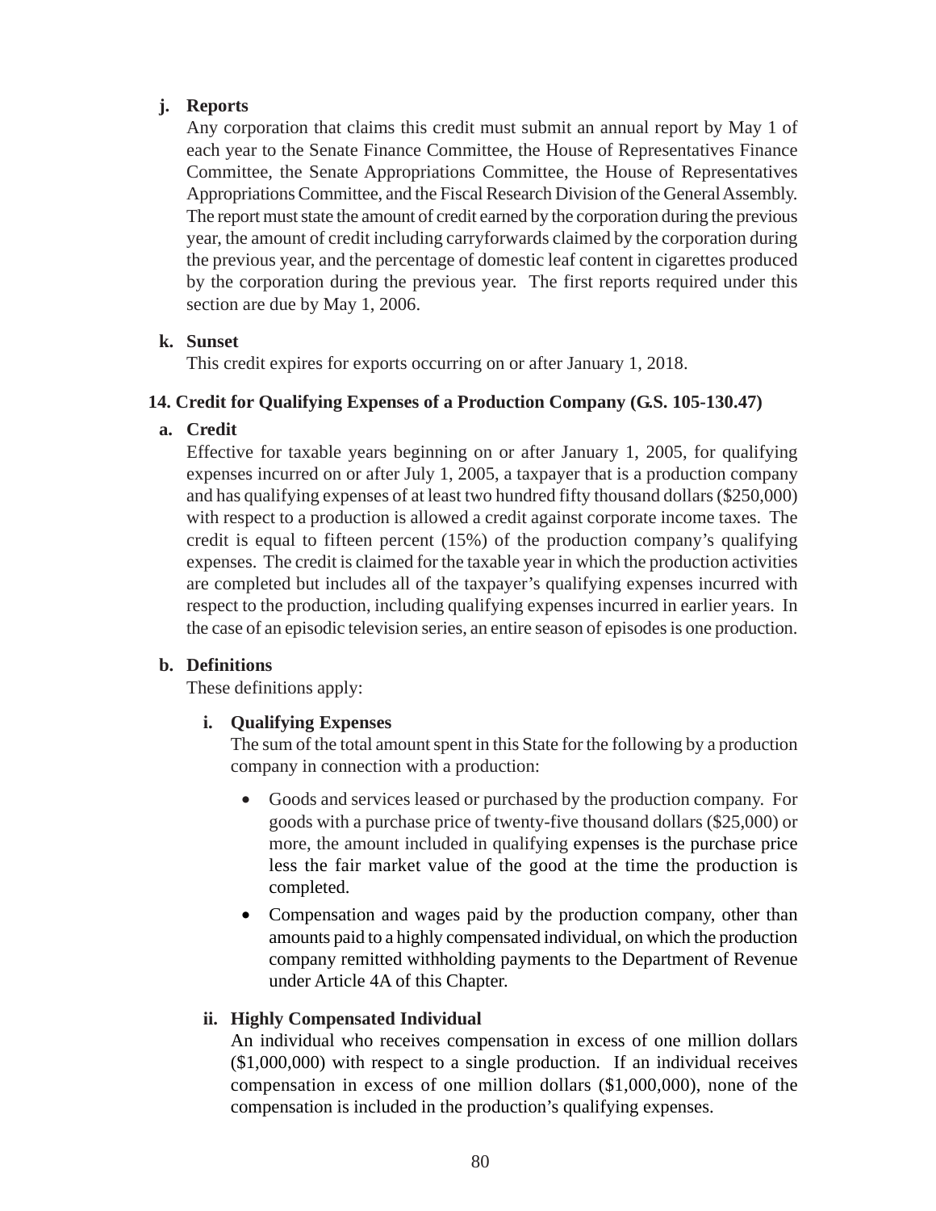**j. Reports**

Any corporation that claims this credit must submit an annual report by May 1 of each year to the Senate Finance Committee, the House of Representatives Finance Committee, the Senate Appropriations Committee, the House of Representatives Appropriations Committee, and the Fiscal Research Division of the General Assembly. The report must state the amount of credit earned by the corporation during the previous year, the amount of credit including carryforwards claimed by the corporation during the previous year, and the percentage of domestic leaf content in cigarettes produced by the corporation during the previous year. The first reports required under this section are due by May 1, 2006.

**k. Sunset**

This credit expires for exports occurring on or after January 1, 2018.

### 14. Credit for Qualifying Expenses of a Production Company (G.S. 105-130.47)

**a. Credit**

Effective for taxable years beginning on or after January 1, 2005, for qualifying expenses incurred on or after July 1, 2005, a taxpayer that is a production company and has qualifying expenses of at least two hundred fifty thousand dollars ($250,000) with respect to a production is allowed a credit against corporate income taxes. The credit is equal to fifteen percent (15%) of the production company's qualifying expenses. The credit is claimed for the taxable year in which the production activities are completed but includes all of the taxpayer's qualifying expenses incurred with respect to the production, including qualifying expenses incurred in earlier years. In the case of an episodic television series, an entire season of episodes is one production.

**b. Definitions**

These definitions apply:

**i. Qualifying Expenses**

The sum of the total amount spent in this State for the following by a production company in connection with a production:

- Goods and services leased or purchased by the production company. For goods with a purchase price of twenty-five thousand dollars ($25,000) or more, the amount included in qualifying expenses is the purchase price less the fair market value of the good at the time the production is completed.
- Compensation and wages paid by the production company, other than amounts paid to a highly compensated individual, on which the production company remitted withholding payments to the Department of Revenue under Article 4A of this Chapter.

**ii. Highly Compensated Individual**

An individual who receives compensation in excess of one million dollars ($1,000,000) with respect to a single production. If an individual receives compensation in excess of one million dollars ($1,000,000), none of the compensation is included in the production's qualifying expenses.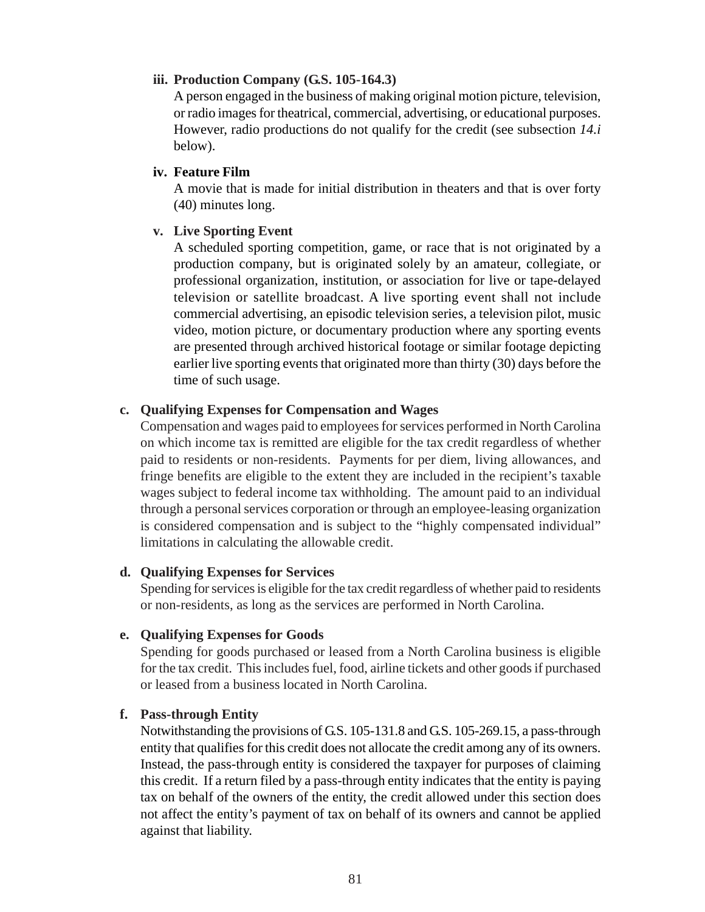**iii. Production Company (G.S. 105-164.3)**

A person engaged in the business of making original motion picture, television, or radio images for theatrical, commercial, advertising, or educational purposes. However, radio productions do not qualify for the credit (see subsection *14.i* below).

**iv. Feature Film**

A movie that is made for initial distribution in theaters and that is over forty (40) minutes long.

**v. Live Sporting Event**

A scheduled sporting competition, game, or race that is not originated by a production company, but is originated solely by an amateur, collegiate, or professional organization, institution, or association for live or tape-delayed television or satellite broadcast. A live sporting event shall not include commercial advertising, an episodic television series, a television pilot, music video, motion picture, or documentary production where any sporting events are presented through archived historical footage or similar footage depicting earlier live sporting events that originated more than thirty (30) days before the time of such usage.

**c. Qualifying Expenses for Compensation and Wages**

Compensation and wages paid to employees for services performed in North Carolina on which income tax is remitted are eligible for the tax credit regardless of whether paid to residents or non-residents. Payments for per diem, living allowances, and fringe benefits are eligible to the extent they are included in the recipient's taxable wages subject to federal income tax withholding. The amount paid to an individual through a personal services corporation or through an employee-leasing organization is considered compensation and is subject to the "highly compensated individual" limitations in calculating the allowable credit.

**d. Qualifying Expenses for Services**

Spending for services is eligible for the tax credit regardless of whether paid to residents or non-residents, as long as the services are performed in North Carolina.

**e. Qualifying Expenses for Goods**

Spending for goods purchased or leased from a North Carolina business is eligible for the tax credit. This includes fuel, food, airline tickets and other goods if purchased or leased from a business located in North Carolina.

**f. Pass-through Entity**

Notwithstanding the provisions of G.S. 105-131.8 and G.S. 105-269.15, a pass-through entity that qualifies for this credit does not allocate the credit among any of its owners. Instead, the pass-through entity is considered the taxpayer for purposes of claiming this credit. If a return filed by a pass-through entity indicates that the entity is paying tax on behalf of the owners of the entity, the credit allowed under this section does not affect the entity's payment of tax on behalf of its owners and cannot be applied against that liability.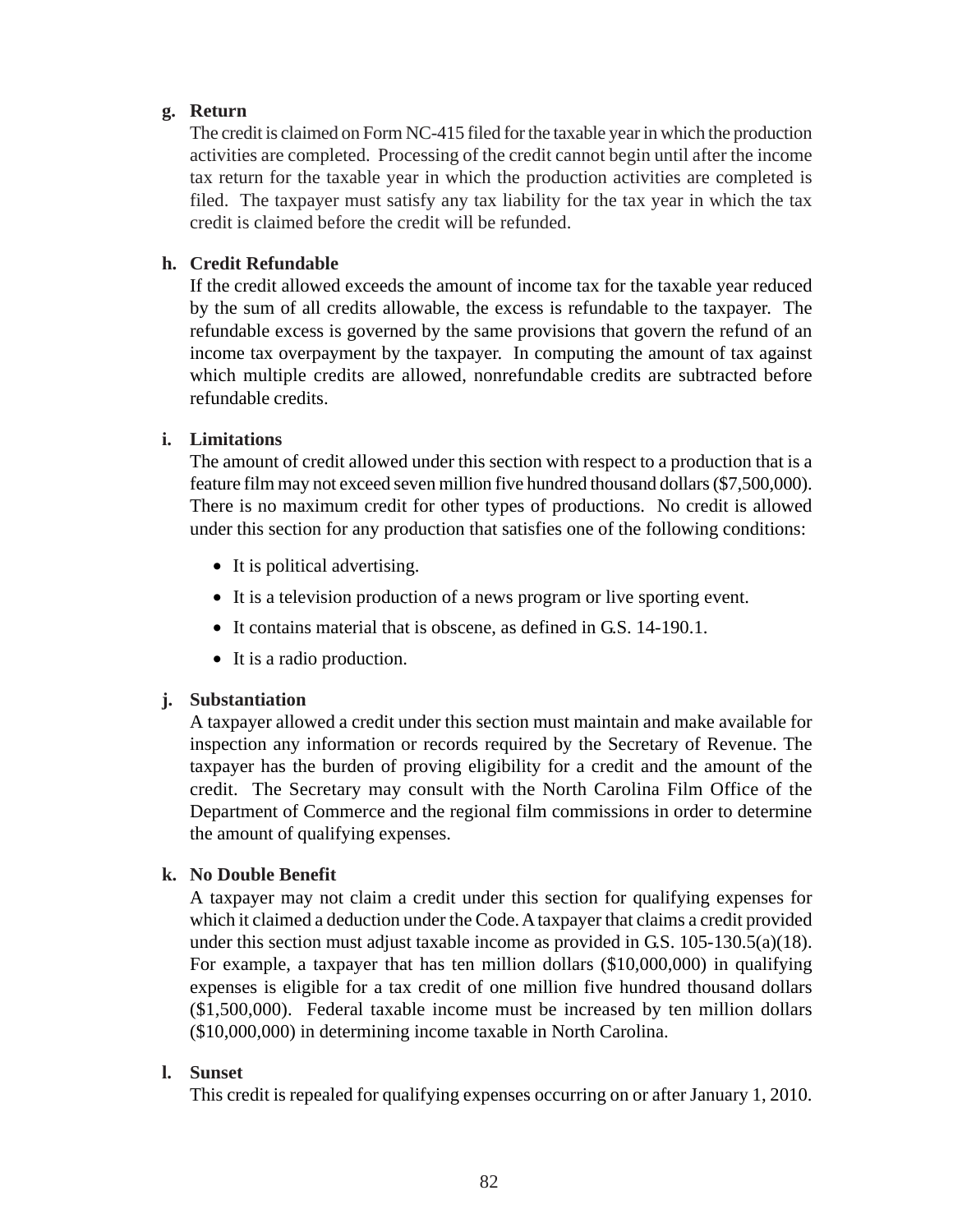**g. Return**

The credit is claimed on Form NC-415 filed for the taxable year in which the production activities are completed. Processing of the credit cannot begin until after the income tax return for the taxable year in which the production activities are completed is filed. The taxpayer must satisfy any tax liability for the tax year in which the tax credit is claimed before the credit will be refunded.

**h. Credit Refundable**

If the credit allowed exceeds the amount of income tax for the taxable year reduced by the sum of all credits allowable, the excess is refundable to the taxpayer. The refundable excess is governed by the same provisions that govern the refund of an income tax overpayment by the taxpayer. In computing the amount of tax against which multiple credits are allowed, nonrefundable credits are subtracted before refundable credits.

**i. Limitations**

The amount of credit allowed under this section with respect to a production that is a feature film may not exceed seven million five hundred thousand dollars ($7,500,000). There is no maximum credit for other types of productions. No credit is allowed under this section for any production that satisfies one of the following conditions:

- It is political advertising.
- It is a television production of a news program or live sporting event.
- It contains material that is obscene, as defined in G.S. 14-190.1.
- It is a radio production.

**j. Substantiation**

A taxpayer allowed a credit under this section must maintain and make available for inspection any information or records required by the Secretary of Revenue. The taxpayer has the burden of proving eligibility for a credit and the amount of the credit. The Secretary may consult with the North Carolina Film Office of the Department of Commerce and the regional film commissions in order to determine the amount of qualifying expenses.

**k. No Double Benefit**

A taxpayer may not claim a credit under this section for qualifying expenses for which it claimed a deduction under the Code. A taxpayer that claims a credit provided under this section must adjust taxable income as provided in G.S. 105-130.5(a)(18). For example, a taxpayer that has ten million dollars ($10,000,000) in qualifying expenses is eligible for a tax credit of one million five hundred thousand dollars ($1,500,000). Federal taxable income must be increased by ten million dollars ($10,000,000) in determining income taxable in North Carolina.

**l. Sunset**

This credit is repealed for qualifying expenses occurring on or after January 1, 2010.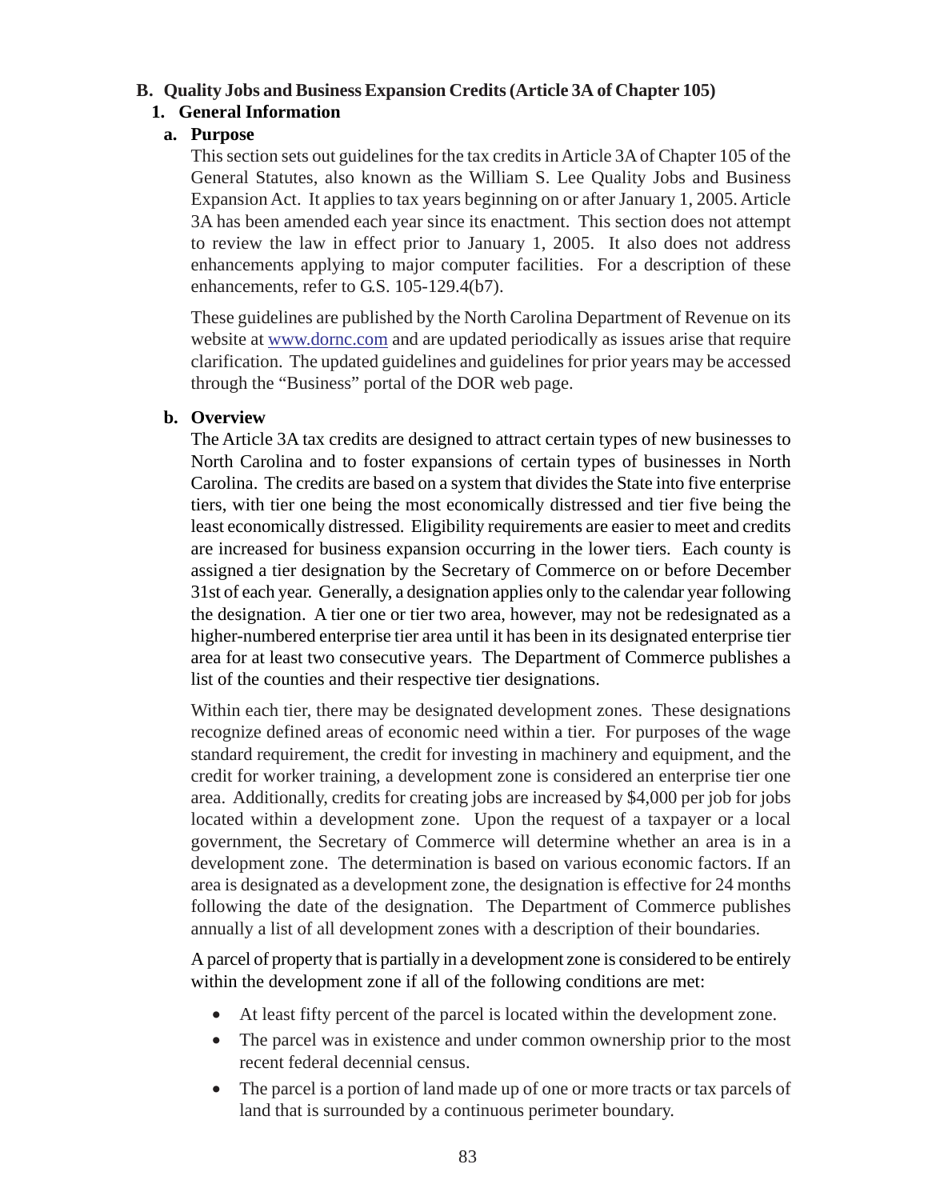## B. Quality Jobs and Business Expansion Credits (Article 3A of Chapter 105)

### 1. General Information

#### a. Purpose

This section sets out guidelines for the tax credits in Article 3A of Chapter 105 of the General Statutes, also known as the William S. Lee Quality Jobs and Business Expansion Act. It applies to tax years beginning on or after January 1, 2005. Article 3A has been amended each year since its enactment. This section does not attempt to review the law in effect prior to January 1, 2005. It also does not address enhancements applying to major computer facilities. For a description of these enhancements, refer to G.S. 105-129.4(b7).

These guidelines are published by the North Carolina Department of Revenue on its website at [www.dornc.com](www.dornc.com) and are updated periodically as issues arise that require clarification. The updated guidelines and guidelines for prior years may be accessed through the "Business" portal of the DOR web page.

#### b. Overview

The Article 3A tax credits are designed to attract certain types of new businesses to North Carolina and to foster expansions of certain types of businesses in North Carolina. The credits are based on a system that divides the State into five enterprise tiers, with tier one being the most economically distressed and tier five being the least economically distressed. Eligibility requirements are easier to meet and credits are increased for business expansion occurring in the lower tiers. Each county is assigned a tier designation by the Secretary of Commerce on or before December 31st of each year. Generally, a designation applies only to the calendar year following the designation. A tier one or tier two area, however, may not be redesignated as a higher-numbered enterprise tier area until it has been in its designated enterprise tier area for at least two consecutive years. The Department of Commerce publishes a list of the counties and their respective tier designations.

Within each tier, there may be designated development zones. These designations recognize defined areas of economic need within a tier. For purposes of the wage standard requirement, the credit for investing in machinery and equipment, and the credit for worker training, a development zone is considered an enterprise tier one area. Additionally, credits for creating jobs are increased by $4,000 per job for jobs located within a development zone. Upon the request of a taxpayer or a local government, the Secretary of Commerce will determine whether an area is in a development zone. The determination is based on various economic factors. If an area is designated as a development zone, the designation is effective for 24 months following the date of the designation. The Department of Commerce publishes annually a list of all development zones with a description of their boundaries.

A parcel of property that is partially in a development zone is considered to be entirely within the development zone if all of the following conditions are met:

- At least fifty percent of the parcel is located within the development zone.
- The parcel was in existence and under common ownership prior to the most recent federal decennial census.
- The parcel is a portion of land made up of one or more tracts or tax parcels of land that is surrounded by a continuous perimeter boundary.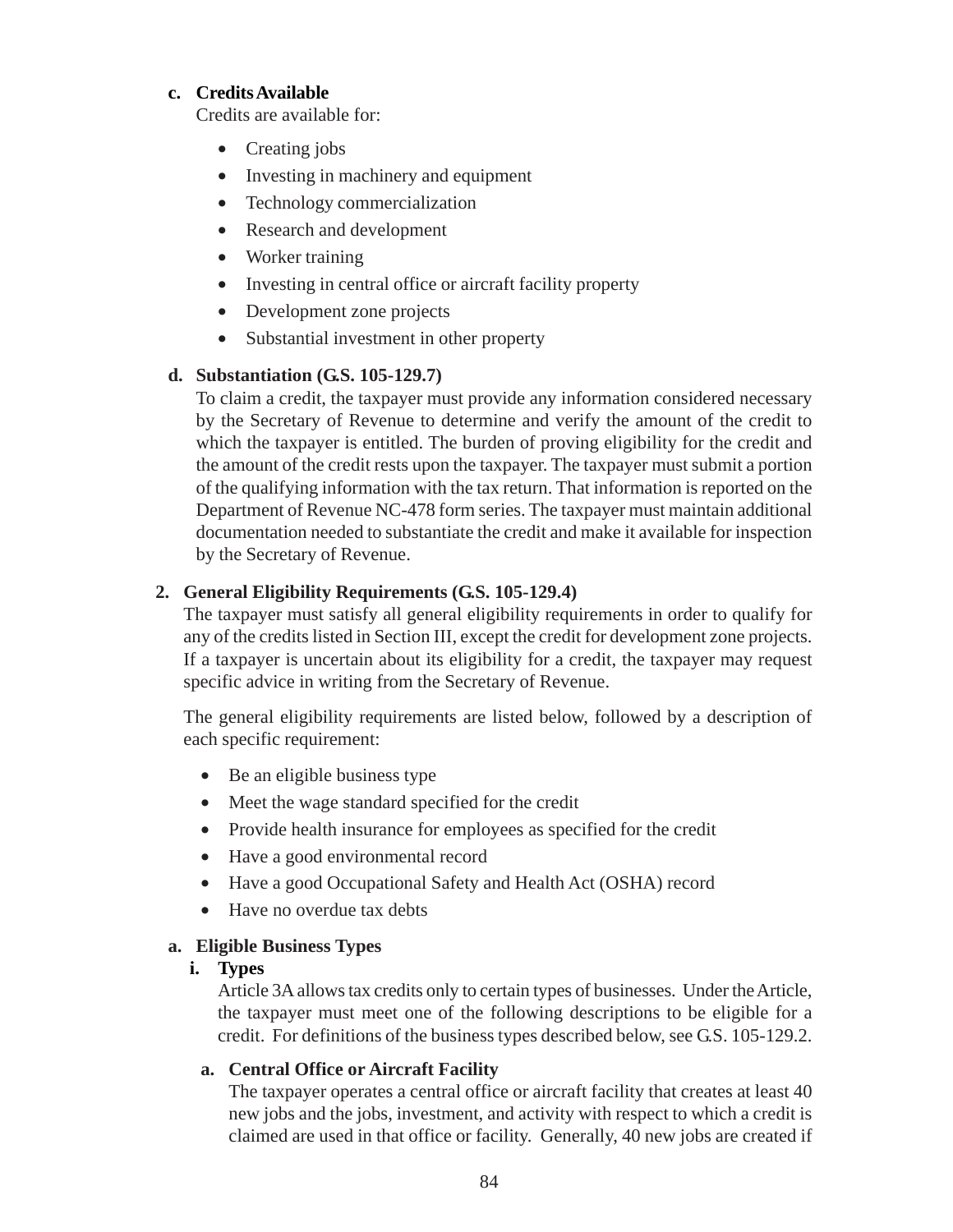**c. Credits Available**

Credits are available for:

- Creating jobs
- Investing in machinery and equipment
- Technology commercialization
- Research and development
- Worker training
- Investing in central office or aircraft facility property
- Development zone projects
- Substantial investment in other property

**d. Substantiation (G.S. 105-129.7)**

To claim a credit, the taxpayer must provide any information considered necessary by the Secretary of Revenue to determine and verify the amount of the credit to which the taxpayer is entitled. The burden of proving eligibility for the credit and the amount of the credit rests upon the taxpayer. The taxpayer must submit a portion of the qualifying information with the tax return. That information is reported on the Department of Revenue NC-478 form series. The taxpayer must maintain additional documentation needed to substantiate the credit and make it available for inspection by the Secretary of Revenue.

**2. General Eligibility Requirements (G.S. 105-129.4)**

The taxpayer must satisfy all general eligibility requirements in order to qualify for any of the credits listed in Section III, except the credit for development zone projects. If a taxpayer is uncertain about its eligibility for a credit, the taxpayer may request specific advice in writing from the Secretary of Revenue.

The general eligibility requirements are listed below, followed by a description of each specific requirement:

- Be an eligible business type
- Meet the wage standard specified for the credit
- Provide health insurance for employees as specified for the credit
- Have a good environmental record
- Have a good Occupational Safety and Health Act (OSHA) record
- Have no overdue tax debts

**a. Eligible Business Types**

**i. Types**

Article 3A allows tax credits only to certain types of businesses. Under the Article, the taxpayer must meet one of the following descriptions to be eligible for a credit. For definitions of the business types described below, see G.S. 105-129.2.

**a. Central Office or Aircraft Facility**

The taxpayer operates a central office or aircraft facility that creates at least 40 new jobs and the jobs, investment, and activity with respect to which a credit is claimed are used in that office or facility. Generally, 40 new jobs are created if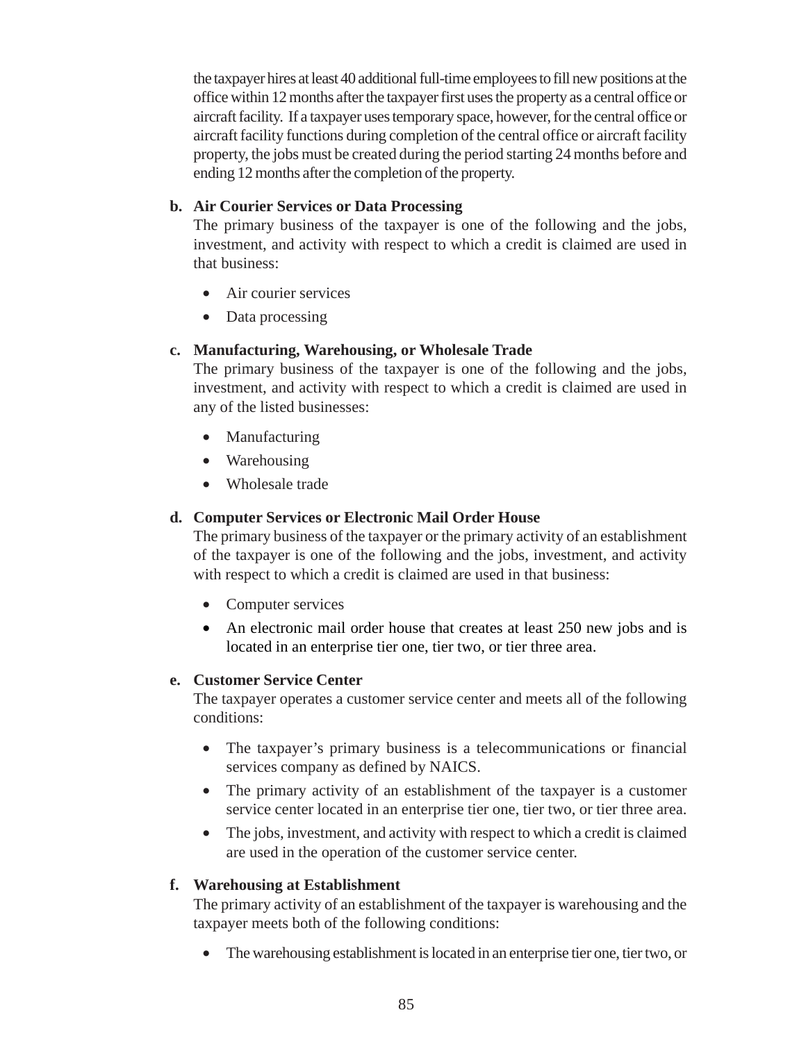the taxpayer hires at least 40 additional full-time employees to fill new positions at the office within 12 months after the taxpayer first uses the property as a central office or aircraft facility. If a taxpayer uses temporary space, however, for the central office or aircraft facility functions during completion of the central office or aircraft facility property, the jobs must be created during the period starting 24 months before and ending 12 months after the completion of the property.

**b. Air Courier Services or Data Processing**

The primary business of the taxpayer is one of the following and the jobs, investment, and activity with respect to which a credit is claimed are used in that business:

- Air courier services
- Data processing

**c. Manufacturing, Warehousing, or Wholesale Trade**

The primary business of the taxpayer is one of the following and the jobs, investment, and activity with respect to which a credit is claimed are used in any of the listed businesses:

- Manufacturing
- Warehousing
- Wholesale trade

**d. Computer Services or Electronic Mail Order House**

The primary business of the taxpayer or the primary activity of an establishment of the taxpayer is one of the following and the jobs, investment, and activity with respect to which a credit is claimed are used in that business:

- Computer services
- An electronic mail order house that creates at least 250 new jobs and is located in an enterprise tier one, tier two, or tier three area.

**e. Customer Service Center**

The taxpayer operates a customer service center and meets all of the following conditions:

- The taxpayer's primary business is a telecommunications or financial services company as defined by NAICS.
- The primary activity of an establishment of the taxpayer is a customer service center located in an enterprise tier one, tier two, or tier three area.
- The jobs, investment, and activity with respect to which a credit is claimed are used in the operation of the customer service center.

**f. Warehousing at Establishment**

The primary activity of an establishment of the taxpayer is warehousing and the taxpayer meets both of the following conditions:

- The warehousing establishment is located in an enterprise tier one, tier two, or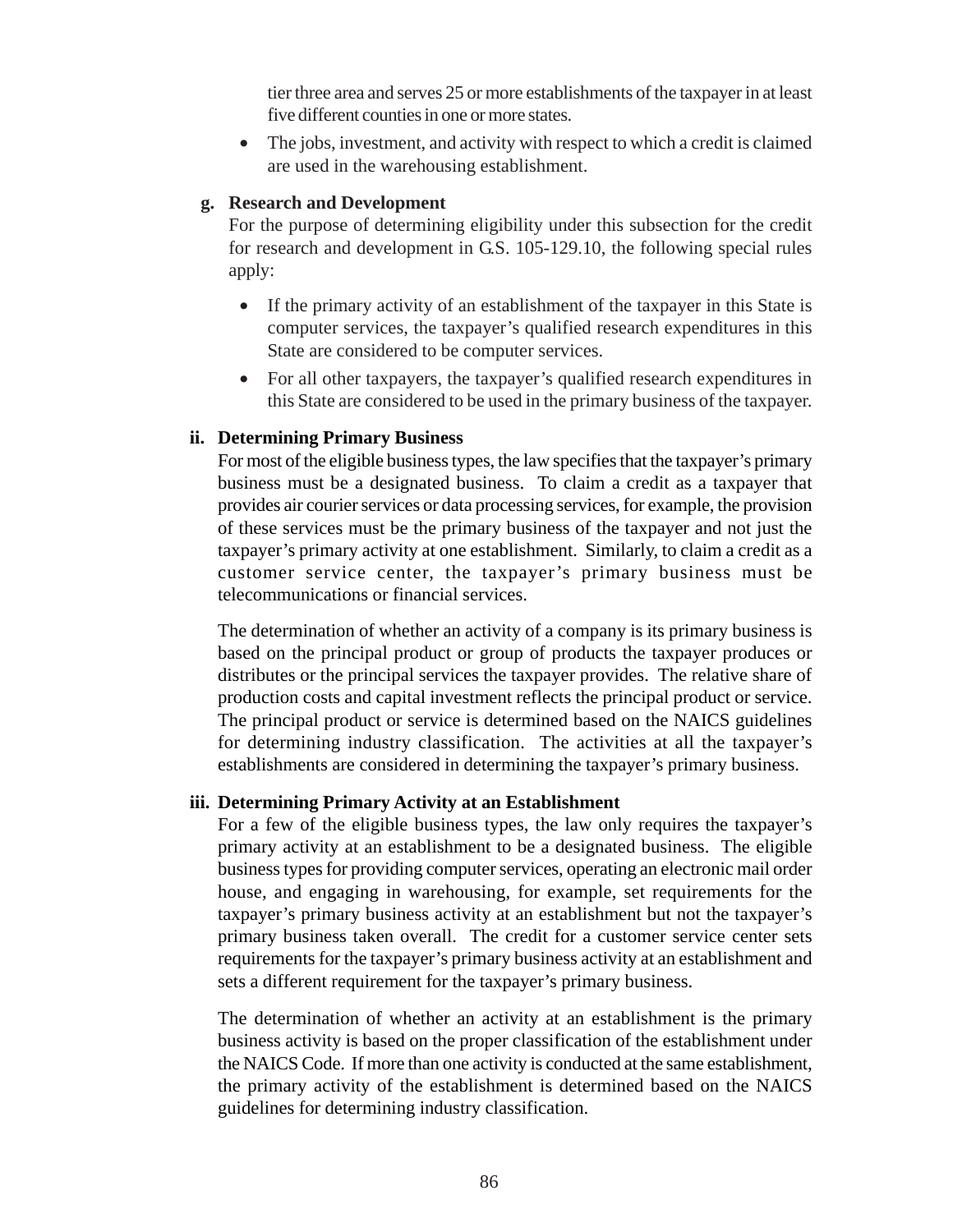tier three area and serves 25 or more establishments of the taxpayer in at least five different counties in one or more states.

- The jobs, investment, and activity with respect to which a credit is claimed are used in the warehousing establishment.

**g. Research and Development**

For the purpose of determining eligibility under this subsection for the credit for research and development in G.S. 105-129.10, the following special rules apply:

- If the primary activity of an establishment of the taxpayer in this State is computer services, the taxpayer's qualified research expenditures in this State are considered to be computer services.
- For all other taxpayers, the taxpayer's qualified research expenditures in this State are considered to be used in the primary business of the taxpayer.

**ii. Determining Primary Business**

For most of the eligible business types, the law specifies that the taxpayer's primary business must be a designated business. To claim a credit as a taxpayer that provides air courier services or data processing services, for example, the provision of these services must be the primary business of the taxpayer and not just the taxpayer's primary activity at one establishment. Similarly, to claim a credit as a customer service center, the taxpayer's primary business must be telecommunications or financial services.

The determination of whether an activity of a company is its primary business is based on the principal product or group of products the taxpayer produces or distributes or the principal services the taxpayer provides. The relative share of production costs and capital investment reflects the principal product or service. The principal product or service is determined based on the NAICS guidelines for determining industry classification. The activities at all the taxpayer's establishments are considered in determining the taxpayer's primary business.

**iii. Determining Primary Activity at an Establishment**

For a few of the eligible business types, the law only requires the taxpayer's primary activity at an establishment to be a designated business. The eligible business types for providing computer services, operating an electronic mail order house, and engaging in warehousing, for example, set requirements for the taxpayer's primary business activity at an establishment but not the taxpayer's primary business taken overall. The credit for a customer service center sets requirements for the taxpayer's primary business activity at an establishment and sets a different requirement for the taxpayer's primary business.

The determination of whether an activity at an establishment is the primary business activity is based on the proper classification of the establishment under the NAICS Code. If more than one activity is conducted at the same establishment, the primary activity of the establishment is determined based on the NAICS guidelines for determining industry classification.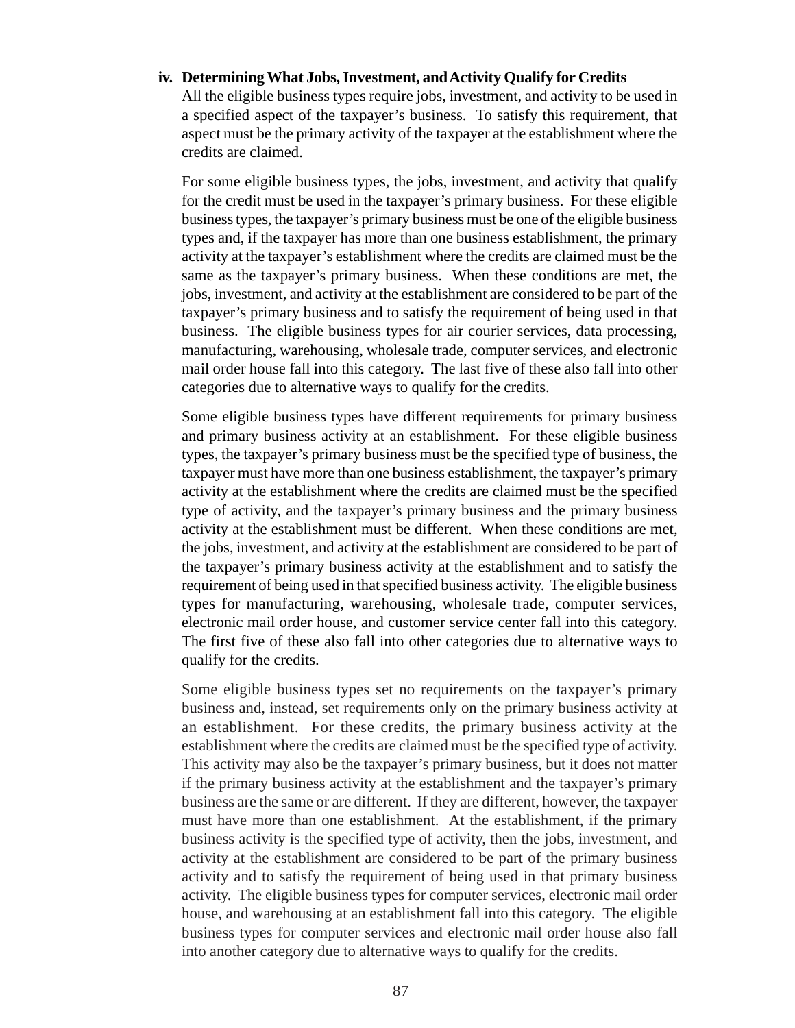### iv. Determining What Jobs, Investment, and Activity Qualify for Credits

All the eligible business types require jobs, investment, and activity to be used in a specified aspect of the taxpayer's business. To satisfy this requirement, that aspect must be the primary activity of the taxpayer at the establishment where the credits are claimed.

For some eligible business types, the jobs, investment, and activity that qualify for the credit must be used in the taxpayer's primary business. For these eligible business types, the taxpayer's primary business must be one of the eligible business types and, if the taxpayer has more than one business establishment, the primary activity at the taxpayer's establishment where the credits are claimed must be the same as the taxpayer's primary business. When these conditions are met, the jobs, investment, and activity at the establishment are considered to be part of the taxpayer's primary business and to satisfy the requirement of being used in that business. The eligible business types for air courier services, data processing, manufacturing, warehousing, wholesale trade, computer services, and electronic mail order house fall into this category. The last five of these also fall into other categories due to alternative ways to qualify for the credits.

Some eligible business types have different requirements for primary business and primary business activity at an establishment. For these eligible business types, the taxpayer's primary business must be the specified type of business, the taxpayer must have more than one business establishment, the taxpayer's primary activity at the establishment where the credits are claimed must be the specified type of activity, and the taxpayer's primary business and the primary business activity at the establishment must be different. When these conditions are met, the jobs, investment, and activity at the establishment are considered to be part of the taxpayer's primary business activity at the establishment and to satisfy the requirement of being used in that specified business activity. The eligible business types for manufacturing, warehousing, wholesale trade, computer services, electronic mail order house, and customer service center fall into this category. The first five of these also fall into other categories due to alternative ways to qualify for the credits.

Some eligible business types set no requirements on the taxpayer's primary business and, instead, set requirements only on the primary business activity at an establishment. For these credits, the primary business activity at the establishment where the credits are claimed must be the specified type of activity. This activity may also be the taxpayer's primary business, but it does not matter if the primary business activity at the establishment and the taxpayer's primary business are the same or are different. If they are different, however, the taxpayer must have more than one establishment. At the establishment, if the primary business activity is the specified type of activity, then the jobs, investment, and activity at the establishment are considered to be part of the primary business activity and to satisfy the requirement of being used in that primary business activity. The eligible business types for computer services, electronic mail order house, and warehousing at an establishment fall into this category. The eligible business types for computer services and electronic mail order house also fall into another category due to alternative ways to qualify for the credits.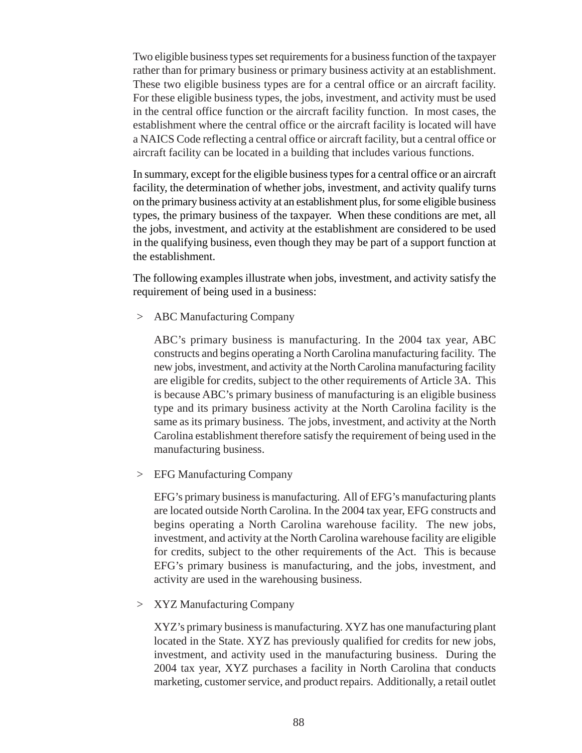Two eligible business types set requirements for a business function of the taxpayer rather than for primary business or primary business activity at an establishment. These two eligible business types are for a central office or an aircraft facility. For these eligible business types, the jobs, investment, and activity must be used in the central office function or the aircraft facility function. In most cases, the establishment where the central office or the aircraft facility is located will have a NAICS Code reflecting a central office or aircraft facility, but a central office or aircraft facility can be located in a building that includes various functions.

In summary, except for the eligible business types for a central office or an aircraft facility, the determination of whether jobs, investment, and activity qualify turns on the primary business activity at an establishment plus, for some eligible business types, the primary business of the taxpayer. When these conditions are met, all the jobs, investment, and activity at the establishment are considered to be used in the qualifying business, even though they may be part of a support function at the establishment.

The following examples illustrate when jobs, investment, and activity satisfy the requirement of being used in a business:

> ABC Manufacturing Company

ABC's primary business is manufacturing. In the 2004 tax year, ABC constructs and begins operating a North Carolina manufacturing facility. The new jobs, investment, and activity at the North Carolina manufacturing facility are eligible for credits, subject to the other requirements of Article 3A. This is because ABC's primary business of manufacturing is an eligible business type and its primary business activity at the North Carolina facility is the same as its primary business. The jobs, investment, and activity at the North Carolina establishment therefore satisfy the requirement of being used in the manufacturing business.

> EFG Manufacturing Company

EFG's primary business is manufacturing. All of EFG's manufacturing plants are located outside North Carolina. In the 2004 tax year, EFG constructs and begins operating a North Carolina warehouse facility. The new jobs, investment, and activity at the North Carolina warehouse facility are eligible for credits, subject to the other requirements of the Act. This is because EFG's primary business is manufacturing, and the jobs, investment, and activity are used in the warehousing business.

> XYZ Manufacturing Company

XYZ's primary business is manufacturing. XYZ has one manufacturing plant located in the State. XYZ has previously qualified for credits for new jobs, investment, and activity used in the manufacturing business. During the 2004 tax year, XYZ purchases a facility in North Carolina that conducts marketing, customer service, and product repairs. Additionally, a retail outlet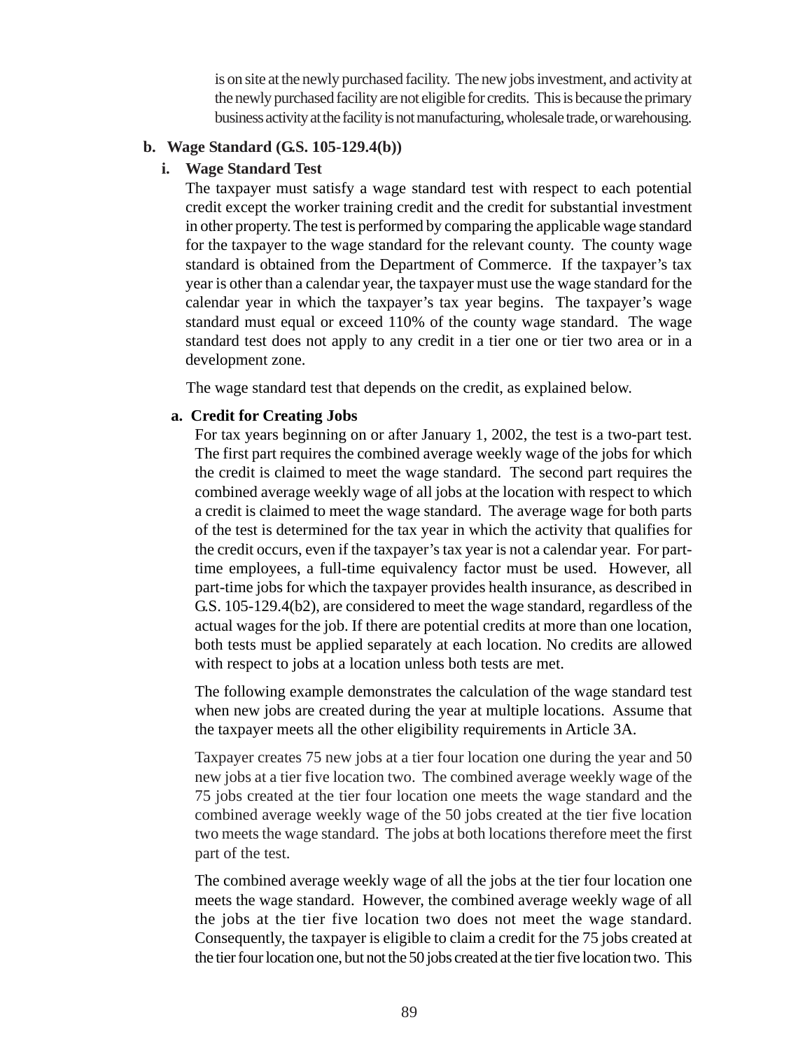is on site at the newly purchased facility. The new jobs investment, and activity at the newly purchased facility are not eligible for credits. This is because the primary business activity at the facility is not manufacturing, wholesale trade, or warehousing.

**b. Wage Standard (G.S. 105-129.4(b))**

**i. Wage Standard Test**

The taxpayer must satisfy a wage standard test with respect to each potential credit except the worker training credit and the credit for substantial investment in other property. The test is performed by comparing the applicable wage standard for the taxpayer to the wage standard for the relevant county. The county wage standard is obtained from the Department of Commerce. If the taxpayer's tax year is other than a calendar year, the taxpayer must use the wage standard for the calendar year in which the taxpayer's tax year begins. The taxpayer's wage standard must equal or exceed 110% of the county wage standard. The wage standard test does not apply to any credit in a tier one or tier two area or in a development zone.

The wage standard test that depends on the credit, as explained below.

**a. Credit for Creating Jobs**

For tax years beginning on or after January 1, 2002, the test is a two-part test. The first part requires the combined average weekly wage of the jobs for which the credit is claimed to meet the wage standard. The second part requires the combined average weekly wage of all jobs at the location with respect to which a credit is claimed to meet the wage standard. The average wage for both parts of the test is determined for the tax year in which the activity that qualifies for the credit occurs, even if the taxpayer's tax year is not a calendar year. For part-time employees, a full-time equivalency factor must be used. However, all part-time jobs for which the taxpayer provides health insurance, as described in G.S. 105-129.4(b2), are considered to meet the wage standard, regardless of the actual wages for the job. If there are potential credits at more than one location, both tests must be applied separately at each location. No credits are allowed with respect to jobs at a location unless both tests are met.

The following example demonstrates the calculation of the wage standard test when new jobs are created during the year at multiple locations. Assume that the taxpayer meets all the other eligibility requirements in Article 3A.

Taxpayer creates 75 new jobs at a tier four location one during the year and 50 new jobs at a tier five location two. The combined average weekly wage of the 75 jobs created at the tier four location one meets the wage standard and the combined average weekly wage of the 50 jobs created at the tier five location two meets the wage standard. The jobs at both locations therefore meet the first part of the test.

The combined average weekly wage of all the jobs at the tier four location one meets the wage standard. However, the combined average weekly wage of all the jobs at the tier five location two does not meet the wage standard. Consequently, the taxpayer is eligible to claim a credit for the 75 jobs created at the tier four location one, but not the 50 jobs created at the tier five location two. This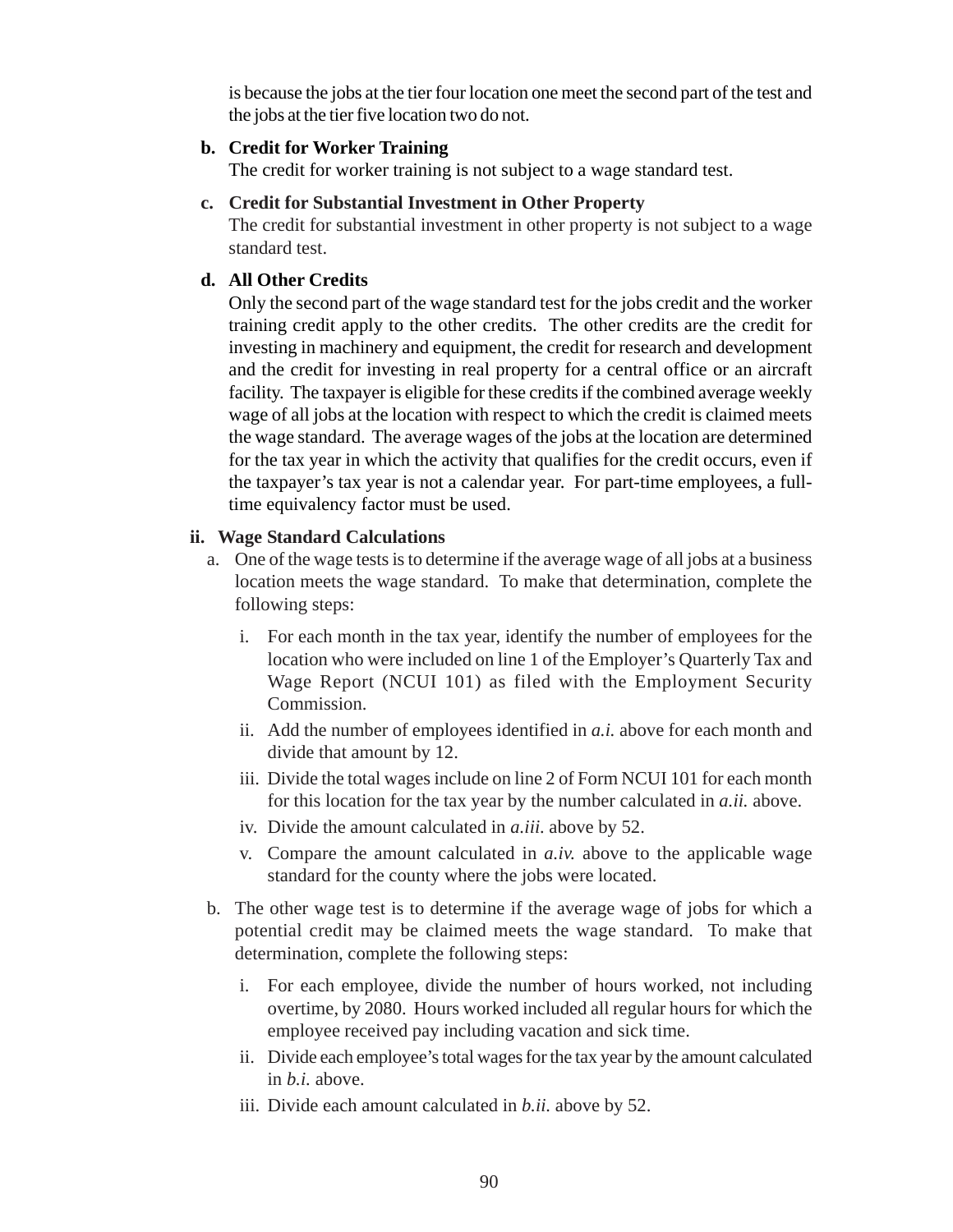is because the jobs at the tier four location one meet the second part of the test and the jobs at the tier five location two do not.

**b. Credit for Worker Training**

The credit for worker training is not subject to a wage standard test.

**c. Credit for Substantial Investment in Other Property**

The credit for substantial investment in other property is not subject to a wage standard test.

**d. All Other Credits**

Only the second part of the wage standard test for the jobs credit and the worker training credit apply to the other credits. The other credits are the credit for investing in machinery and equipment, the credit for research and development and the credit for investing in real property for a central office or an aircraft facility. The taxpayer is eligible for these credits if the combined average weekly wage of all jobs at the location with respect to which the credit is claimed meets the wage standard. The average wages of the jobs at the location are determined for the tax year in which the activity that qualifies for the credit occurs, even if the taxpayer's tax year is not a calendar year. For part-time employees, a full-time equivalency factor must be used.

**ii. Wage Standard Calculations**

a. One of the wage tests is to determine if the average wage of all jobs at a business location meets the wage standard. To make that determination, complete the following steps:

   i. For each month in the tax year, identify the number of employees for the location who were included on line 1 of the Employer's Quarterly Tax and Wage Report (NCUI 101) as filed with the Employment Security Commission.

   ii. Add the number of employees identified in *a.i.* above for each month and divide that amount by 12.

   iii. Divide the total wages include on line 2 of Form NCUI 101 for each month for this location for the tax year by the number calculated in *a.ii.* above.

   iv. Divide the amount calculated in *a.iii.* above by 52.

   v. Compare the amount calculated in *a.iv.* above to the applicable wage standard for the county where the jobs were located.

b. The other wage test is to determine if the average wage of jobs for which a potential credit may be claimed meets the wage standard. To make that determination, complete the following steps:

   i. For each employee, divide the number of hours worked, not including overtime, by 2080. Hours worked included all regular hours for which the employee received pay including vacation and sick time.

   ii. Divide each employee's total wages for the tax year by the amount calculated in *b.i.* above.

   iii. Divide each amount calculated in *b.ii.* above by 52.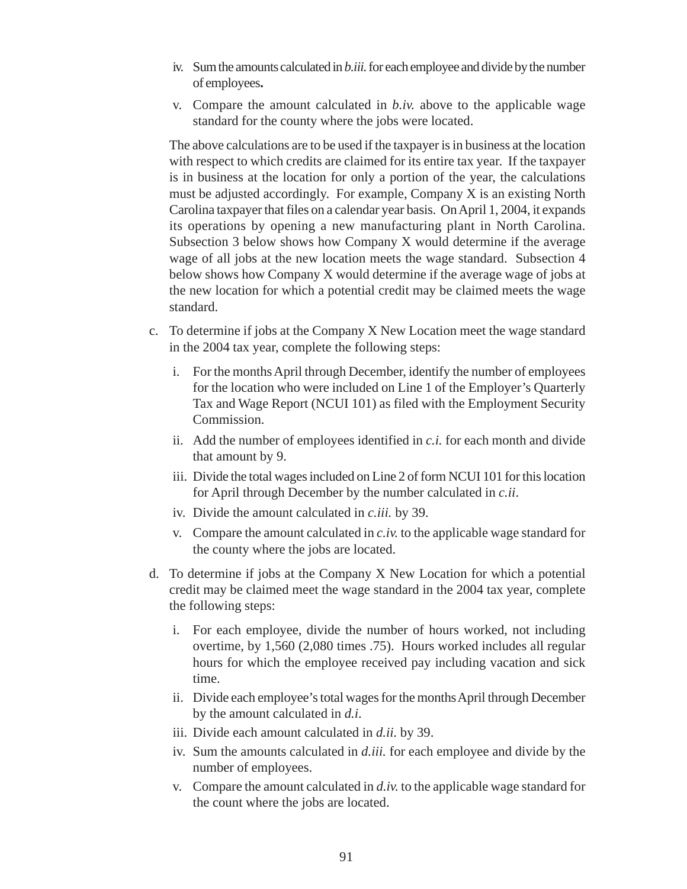iv. Sum the amounts calculated in *b.iii.* for each employee and divide by the number of employees**.**

v. Compare the amount calculated in *b.iv.* above to the applicable wage standard for the county where the jobs were located.

The above calculations are to be used if the taxpayer is in business at the location with respect to which credits are claimed for its entire tax year. If the taxpayer is in business at the location for only a portion of the year, the calculations must be adjusted accordingly. For example, Company X is an existing North Carolina taxpayer that files on a calendar year basis. On April 1, 2004, it expands its operations by opening a new manufacturing plant in North Carolina. Subsection 3 below shows how Company X would determine if the average wage of all jobs at the new location meets the wage standard. Subsection 4 below shows how Company X would determine if the average wage of jobs at the new location for which a potential credit may be claimed meets the wage standard.

c. To determine if jobs at the Company X New Location meet the wage standard in the 2004 tax year, complete the following steps:

   i. For the months April through December, identify the number of employees for the location who were included on Line 1 of the Employer's Quarterly Tax and Wage Report (NCUI 101) as filed with the Employment Security Commission.

   ii. Add the number of employees identified in *c.i.* for each month and divide that amount by 9.

   iii. Divide the total wages included on Line 2 of form NCUI 101 for this location for April through December by the number calculated in *c.ii*.

   iv. Divide the amount calculated in *c.iii.* by 39.

   v. Compare the amount calculated in *c.iv.* to the applicable wage standard for the county where the jobs are located.

d. To determine if jobs at the Company X New Location for which a potential credit may be claimed meet the wage standard in the 2004 tax year, complete the following steps:

   i. For each employee, divide the number of hours worked, not including overtime, by 1,560 (2,080 times .75). Hours worked includes all regular hours for which the employee received pay including vacation and sick time.

   ii. Divide each employee's total wages for the months April through December by the amount calculated in *d.i*.

   iii. Divide each amount calculated in *d.ii.* by 39.

   iv. Sum the amounts calculated in *d.iii.* for each employee and divide by the number of employees.

   v. Compare the amount calculated in *d.iv.* to the applicable wage standard for the count where the jobs are located.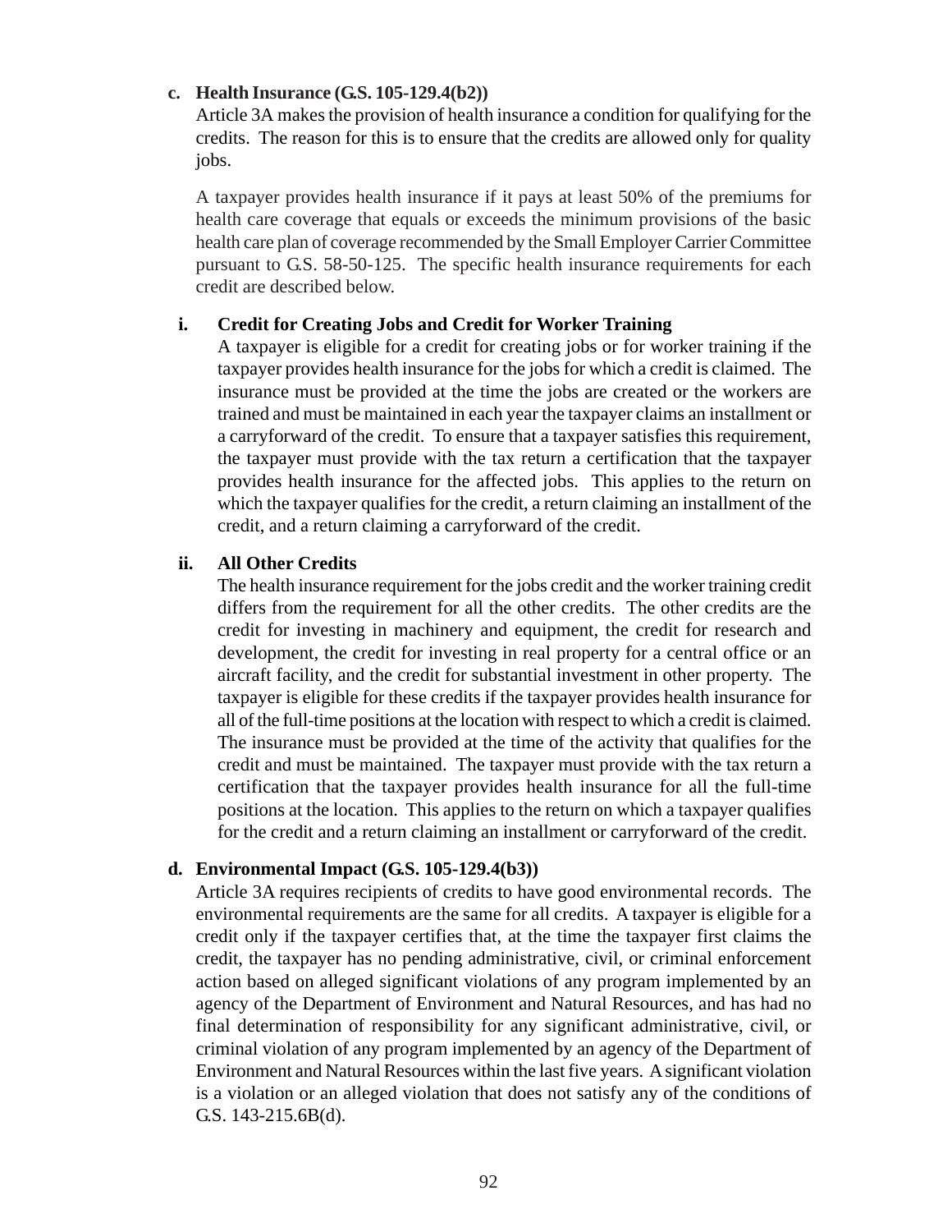**c. Health Insurance (G.S. 105-129.4(b2))**

Article 3A makes the provision of health insurance a condition for qualifying for the credits. The reason for this is to ensure that the credits are allowed only for quality jobs.

A taxpayer provides health insurance if it pays at least 50% of the premiums for health care coverage that equals or exceeds the minimum provisions of the basic health care plan of coverage recommended by the Small Employer Carrier Committee pursuant to G.S. 58-50-125. The specific health insurance requirements for each credit are described below.

**i. Credit for Creating Jobs and Credit for Worker Training**

A taxpayer is eligible for a credit for creating jobs or for worker training if the taxpayer provides health insurance for the jobs for which a credit is claimed. The insurance must be provided at the time the jobs are created or the workers are trained and must be maintained in each year the taxpayer claims an installment or a carryforward of the credit. To ensure that a taxpayer satisfies this requirement, the taxpayer must provide with the tax return a certification that the taxpayer provides health insurance for the affected jobs. This applies to the return on which the taxpayer qualifies for the credit, a return claiming an installment of the credit, and a return claiming a carryforward of the credit.

**ii. All Other Credits**

The health insurance requirement for the jobs credit and the worker training credit differs from the requirement for all the other credits. The other credits are the credit for investing in machinery and equipment, the credit for research and development, the credit for investing in real property for a central office or an aircraft facility, and the credit for substantial investment in other property. The taxpayer is eligible for these credits if the taxpayer provides health insurance for all of the full-time positions at the location with respect to which a credit is claimed. The insurance must be provided at the time of the activity that qualifies for the credit and must be maintained. The taxpayer must provide with the tax return a certification that the taxpayer provides health insurance for all the full-time positions at the location. This applies to the return on which a taxpayer qualifies for the credit and a return claiming an installment or carryforward of the credit.

**d. Environmental Impact (G.S. 105-129.4(b3))**

Article 3A requires recipients of credits to have good environmental records. The environmental requirements are the same for all credits. A taxpayer is eligible for a credit only if the taxpayer certifies that, at the time the taxpayer first claims the credit, the taxpayer has no pending administrative, civil, or criminal enforcement action based on alleged significant violations of any program implemented by an agency of the Department of Environment and Natural Resources, and has had no final determination of responsibility for any significant administrative, civil, or criminal violation of any program implemented by an agency of the Department of Environment and Natural Resources within the last five years. A significant violation is a violation or an alleged violation that does not satisfy any of the conditions of G.S. 143-215.6B(d).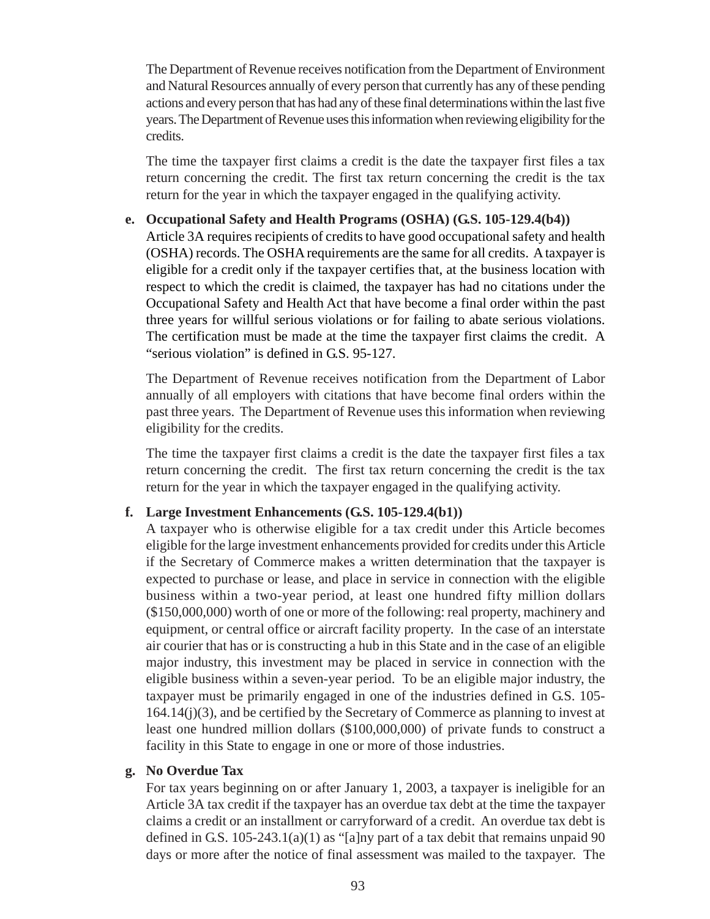The Department of Revenue receives notification from the Department of Environment and Natural Resources annually of every person that currently has any of these pending actions and every person that has had any of these final determinations within the last five years. The Department of Revenue uses this information when reviewing eligibility for the credits.

The time the taxpayer first claims a credit is the date the taxpayer first files a tax return concerning the credit. The first tax return concerning the credit is the tax return for the year in which the taxpayer engaged in the qualifying activity.

**e. Occupational Safety and Health Programs (OSHA) (G.S. 105-129.4(b4))**

Article 3A requires recipients of credits to have good occupational safety and health (OSHA) records. The OSHA requirements are the same for all credits. A taxpayer is eligible for a credit only if the taxpayer certifies that, at the business location with respect to which the credit is claimed, the taxpayer has had no citations under the Occupational Safety and Health Act that have become a final order within the past three years for willful serious violations or for failing to abate serious violations. The certification must be made at the time the taxpayer first claims the credit. A "serious violation" is defined in G.S. 95-127.

The Department of Revenue receives notification from the Department of Labor annually of all employers with citations that have become final orders within the past three years. The Department of Revenue uses this information when reviewing eligibility for the credits.

The time the taxpayer first claims a credit is the date the taxpayer first files a tax return concerning the credit. The first tax return concerning the credit is the tax return for the year in which the taxpayer engaged in the qualifying activity.

**f. Large Investment Enhancements (G.S. 105-129.4(b1))**

A taxpayer who is otherwise eligible for a tax credit under this Article becomes eligible for the large investment enhancements provided for credits under this Article if the Secretary of Commerce makes a written determination that the taxpayer is expected to purchase or lease, and place in service in connection with the eligible business within a two-year period, at least one hundred fifty million dollars ($150,000,000) worth of one or more of the following: real property, machinery and equipment, or central office or aircraft facility property. In the case of an interstate air courier that has or is constructing a hub in this State and in the case of an eligible major industry, this investment may be placed in service in connection with the eligible business within a seven-year period. To be an eligible major industry, the taxpayer must be primarily engaged in one of the industries defined in G.S. 105-164.14(j)(3), and be certified by the Secretary of Commerce as planning to invest at least one hundred million dollars ($100,000,000) of private funds to construct a facility in this State to engage in one or more of those industries.

**g. No Overdue Tax**

For tax years beginning on or after January 1, 2003, a taxpayer is ineligible for an Article 3A tax credit if the taxpayer has an overdue tax debt at the time the taxpayer claims a credit or an installment or carryforward of a credit. An overdue tax debt is defined in G.S. 105-243.1(a)(1) as "[a]ny part of a tax debit that remains unpaid 90 days or more after the notice of final assessment was mailed to the taxpayer. The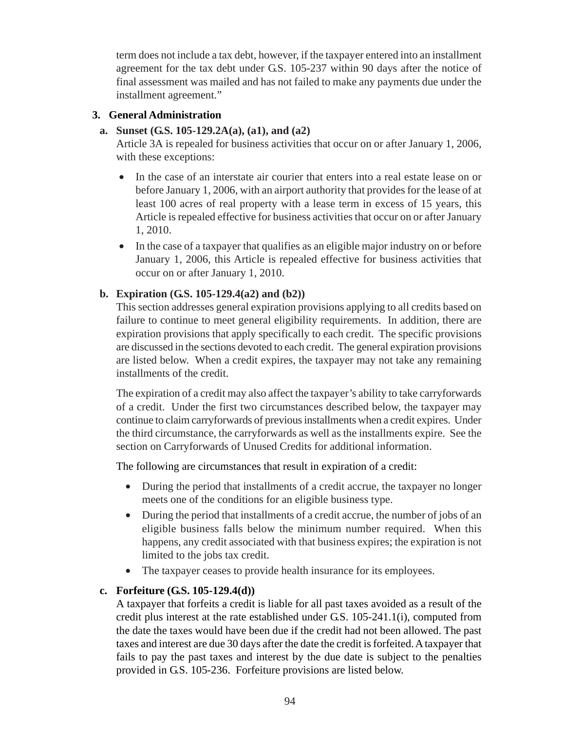term does not include a tax debt, however, if the taxpayer entered into an installment agreement for the tax debt under G.S. 105-237 within 90 days after the notice of final assessment was mailed and has not failed to make any payments due under the installment agreement."

### 3. General Administration

#### a. Sunset (G.S. 105-129.2A(a), (a1), and (a2)

Article 3A is repealed for business activities that occur on or after January 1, 2006, with these exceptions:

- In the case of an interstate air courier that enters into a real estate lease on or before January 1, 2006, with an airport authority that provides for the lease of at least 100 acres of real property with a lease term in excess of 15 years, this Article is repealed effective for business activities that occur on or after January 1, 2010.
- In the case of a taxpayer that qualifies as an eligible major industry on or before January 1, 2006, this Article is repealed effective for business activities that occur on or after January 1, 2010.

#### b. Expiration (G.S. 105-129.4(a2) and (b2))

This section addresses general expiration provisions applying to all credits based on failure to continue to meet general eligibility requirements. In addition, there are expiration provisions that apply specifically to each credit. The specific provisions are discussed in the sections devoted to each credit. The general expiration provisions are listed below. When a credit expires, the taxpayer may not take any remaining installments of the credit.

The expiration of a credit may also affect the taxpayer's ability to take carryforwards of a credit. Under the first two circumstances described below, the taxpayer may continue to claim carryforwards of previous installments when a credit expires. Under the third circumstance, the carryforwards as well as the installments expire. See the section on Carryforwards of Unused Credits for additional information.

The following are circumstances that result in expiration of a credit:

- During the period that installments of a credit accrue, the taxpayer no longer meets one of the conditions for an eligible business type.
- During the period that installments of a credit accrue, the number of jobs of an eligible business falls below the minimum number required. When this happens, any credit associated with that business expires; the expiration is not limited to the jobs tax credit.
- The taxpayer ceases to provide health insurance for its employees.

#### c. Forfeiture (G.S. 105-129.4(d))

A taxpayer that forfeits a credit is liable for all past taxes avoided as a result of the credit plus interest at the rate established under G.S. 105-241.1(i), computed from the date the taxes would have been due if the credit had not been allowed. The past taxes and interest are due 30 days after the date the credit is forfeited. A taxpayer that fails to pay the past taxes and interest by the due date is subject to the penalties provided in G.S. 105-236. Forfeiture provisions are listed below.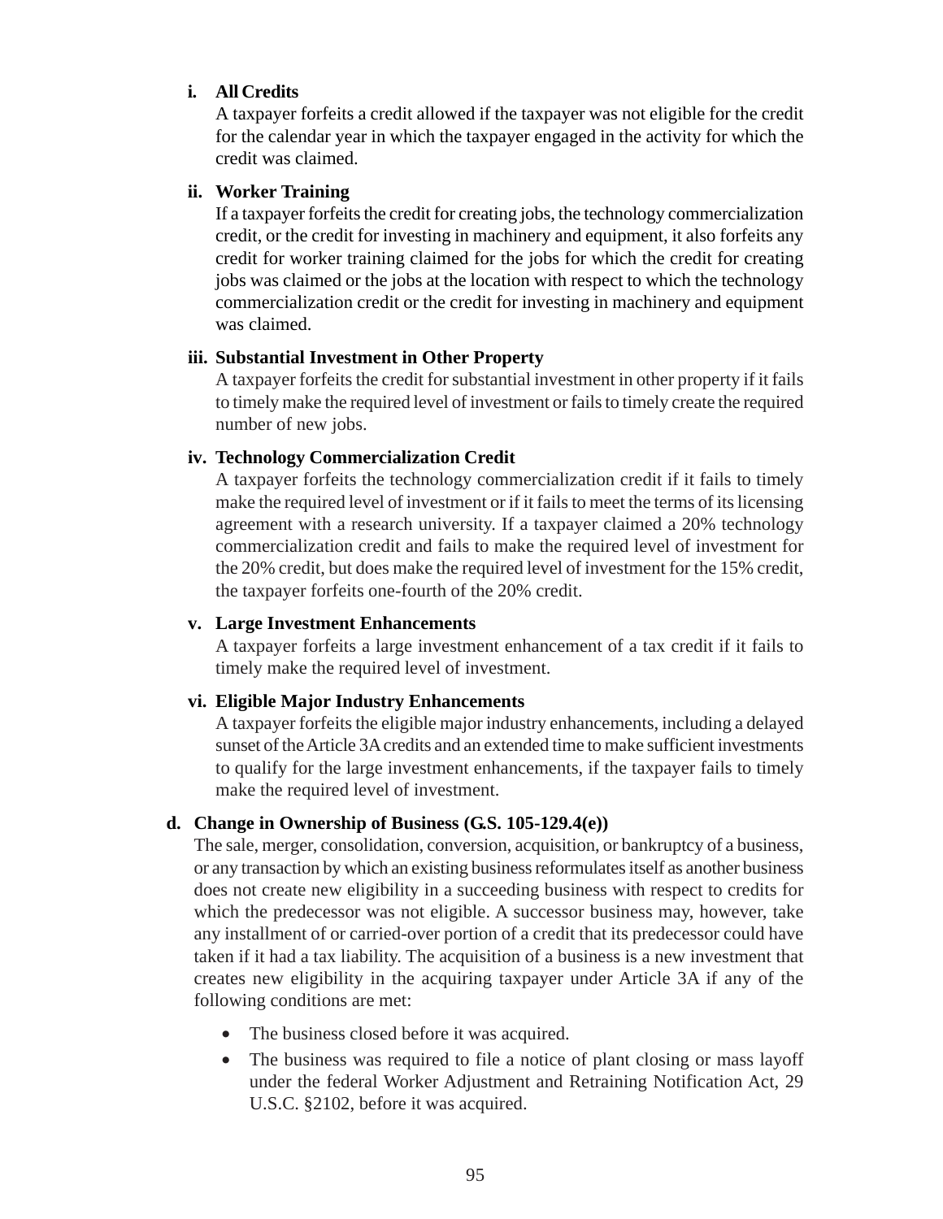**i. All Credits**

A taxpayer forfeits a credit allowed if the taxpayer was not eligible for the credit for the calendar year in which the taxpayer engaged in the activity for which the credit was claimed.

**ii. Worker Training**

If a taxpayer forfeits the credit for creating jobs, the technology commercialization credit, or the credit for investing in machinery and equipment, it also forfeits any credit for worker training claimed for the jobs for which the credit for creating jobs was claimed or the jobs at the location with respect to which the technology commercialization credit or the credit for investing in machinery and equipment was claimed.

**iii. Substantial Investment in Other Property**

A taxpayer forfeits the credit for substantial investment in other property if it fails to timely make the required level of investment or fails to timely create the required number of new jobs.

**iv. Technology Commercialization Credit**

A taxpayer forfeits the technology commercialization credit if it fails to timely make the required level of investment or if it fails to meet the terms of its licensing agreement with a research university. If a taxpayer claimed a 20% technology commercialization credit and fails to make the required level of investment for the 20% credit, but does make the required level of investment for the 15% credit, the taxpayer forfeits one-fourth of the 20% credit.

**v. Large Investment Enhancements**

A taxpayer forfeits a large investment enhancement of a tax credit if it fails to timely make the required level of investment.

**vi. Eligible Major Industry Enhancements**

A taxpayer forfeits the eligible major industry enhancements, including a delayed sunset of the Article 3A credits and an extended time to make sufficient investments to qualify for the large investment enhancements, if the taxpayer fails to timely make the required level of investment.

**d. Change in Ownership of Business (G.S. 105-129.4(e))**

The sale, merger, consolidation, conversion, acquisition, or bankruptcy of a business, or any transaction by which an existing business reformulates itself as another business does not create new eligibility in a succeeding business with respect to credits for which the predecessor was not eligible. A successor business may, however, take any installment of or carried-over portion of a credit that its predecessor could have taken if it had a tax liability. The acquisition of a business is a new investment that creates new eligibility in the acquiring taxpayer under Article 3A if any of the following conditions are met:

- The business closed before it was acquired.
- The business was required to file a notice of plant closing or mass layoff under the federal Worker Adjustment and Retraining Notification Act, 29 U.S.C. §2102, before it was acquired.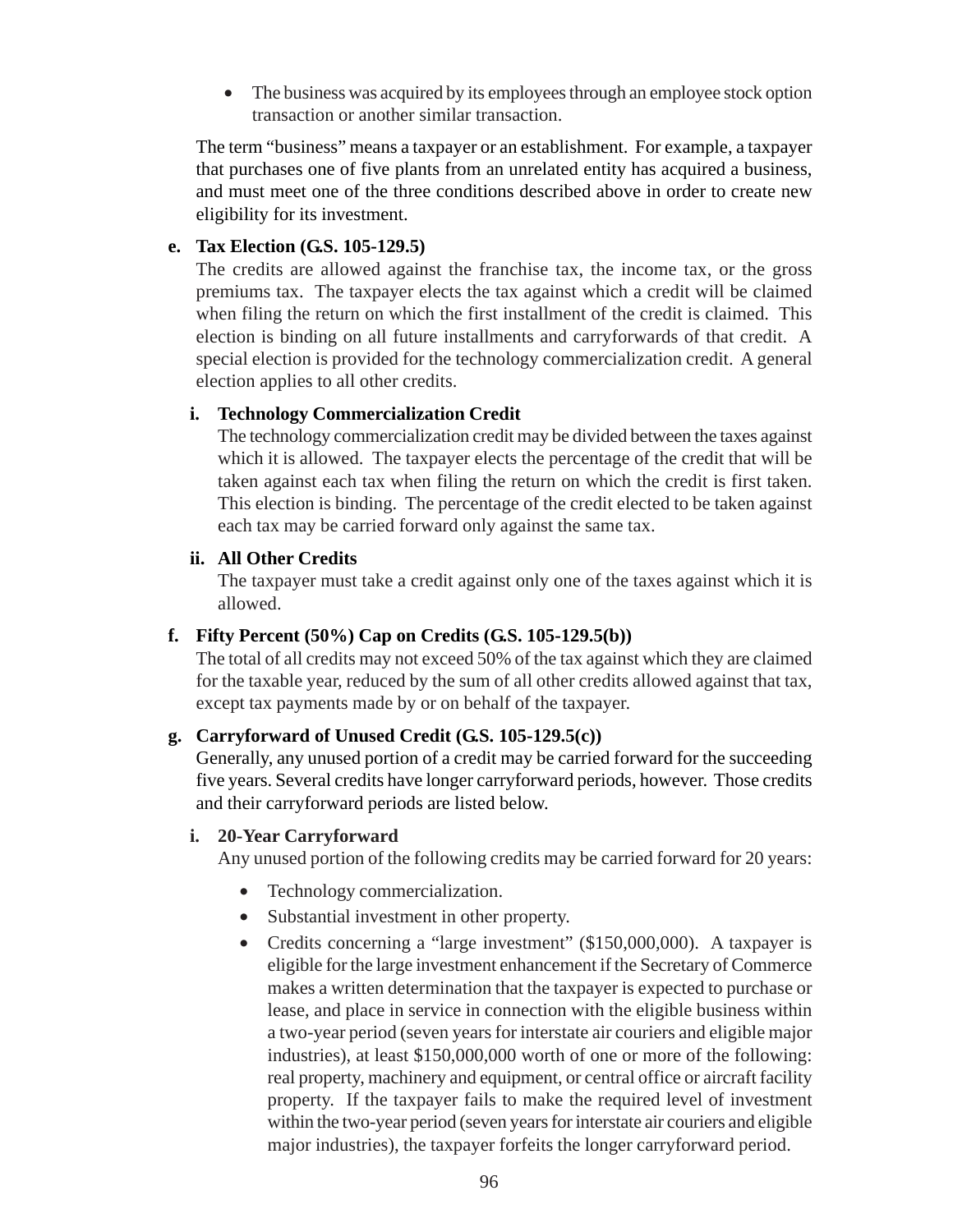- The business was acquired by its employees through an employee stock option transaction or another similar transaction.

The term "business" means a taxpayer or an establishment. For example, a taxpayer that purchases one of five plants from an unrelated entity has acquired a business, and must meet one of the three conditions described above in order to create new eligibility for its investment.

**e. Tax Election (G.S. 105-129.5)**

The credits are allowed against the franchise tax, the income tax, or the gross premiums tax. The taxpayer elects the tax against which a credit will be claimed when filing the return on which the first installment of the credit is claimed. This election is binding on all future installments and carryforwards of that credit. A special election is provided for the technology commercialization credit. A general election applies to all other credits.

**i. Technology Commercialization Credit**

The technology commercialization credit may be divided between the taxes against which it is allowed. The taxpayer elects the percentage of the credit that will be taken against each tax when filing the return on which the credit is first taken. This election is binding. The percentage of the credit elected to be taken against each tax may be carried forward only against the same tax.

**ii. All Other Credits**

The taxpayer must take a credit against only one of the taxes against which it is allowed.

**f. Fifty Percent (50%) Cap on Credits (G.S. 105-129.5(b))**

The total of all credits may not exceed 50% of the tax against which they are claimed for the taxable year, reduced by the sum of all other credits allowed against that tax, except tax payments made by or on behalf of the taxpayer.

**g. Carryforward of Unused Credit (G.S. 105-129.5(c))**

Generally, any unused portion of a credit may be carried forward for the succeeding five years. Several credits have longer carryforward periods, however. Those credits and their carryforward periods are listed below.

**i. 20-Year Carryforward**

Any unused portion of the following credits may be carried forward for 20 years:

- Technology commercialization.
- Substantial investment in other property.
- Credits concerning a "large investment" ($150,000,000). A taxpayer is eligible for the large investment enhancement if the Secretary of Commerce makes a written determination that the taxpayer is expected to purchase or lease, and place in service in connection with the eligible business within a two-year period (seven years for interstate air couriers and eligible major industries), at least $150,000,000 worth of one or more of the following: real property, machinery and equipment, or central office or aircraft facility property. If the taxpayer fails to make the required level of investment within the two-year period (seven years for interstate air couriers and eligible major industries), the taxpayer forfeits the longer carryforward period.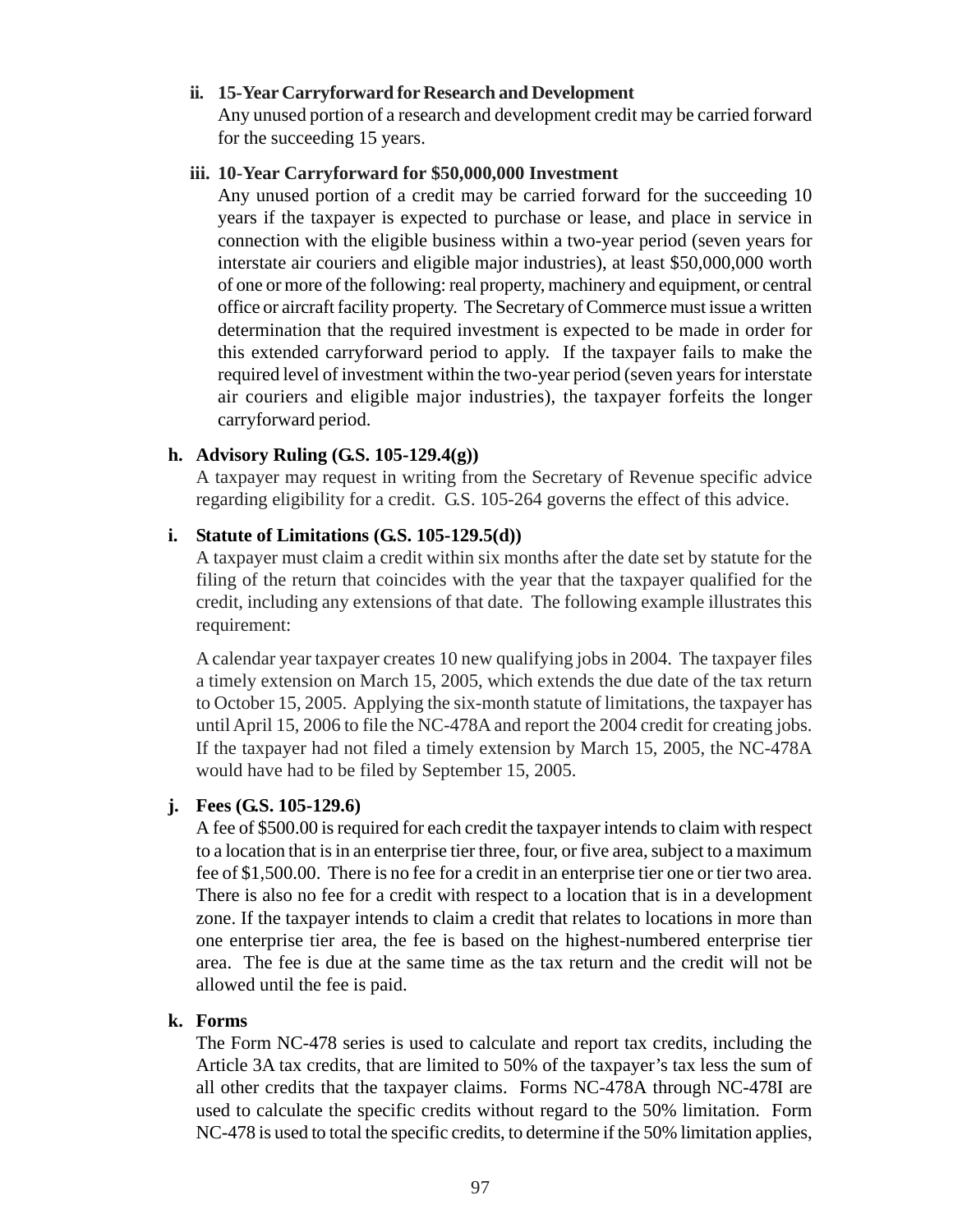**ii. 15-Year Carryforward for Research and Development**

Any unused portion of a research and development credit may be carried forward for the succeeding 15 years.

**iii. 10-Year Carryforward for $50,000,000 Investment**

Any unused portion of a credit may be carried forward for the succeeding 10 years if the taxpayer is expected to purchase or lease, and place in service in connection with the eligible business within a two-year period (seven years for interstate air couriers and eligible major industries), at least $50,000,000 worth of one or more of the following: real property, machinery and equipment, or central office or aircraft facility property. The Secretary of Commerce must issue a written determination that the required investment is expected to be made in order for this extended carryforward period to apply. If the taxpayer fails to make the required level of investment within the two-year period (seven years for interstate air couriers and eligible major industries), the taxpayer forfeits the longer carryforward period.

**h. Advisory Ruling (G.S. 105-129.4(g))**

A taxpayer may request in writing from the Secretary of Revenue specific advice regarding eligibility for a credit. G.S. 105-264 governs the effect of this advice.

**i. Statute of Limitations (G.S. 105-129.5(d))**

A taxpayer must claim a credit within six months after the date set by statute for the filing of the return that coincides with the year that the taxpayer qualified for the credit, including any extensions of that date. The following example illustrates this requirement:

A calendar year taxpayer creates 10 new qualifying jobs in 2004. The taxpayer files a timely extension on March 15, 2005, which extends the due date of the tax return to October 15, 2005. Applying the six-month statute of limitations, the taxpayer has until April 15, 2006 to file the NC-478A and report the 2004 credit for creating jobs. If the taxpayer had not filed a timely extension by March 15, 2005, the NC-478A would have had to be filed by September 15, 2005.

**j. Fees (G.S. 105-129.6)**

A fee of $500.00 is required for each credit the taxpayer intends to claim with respect to a location that is in an enterprise tier three, four, or five area, subject to a maximum fee of $1,500.00. There is no fee for a credit in an enterprise tier one or tier two area. There is also no fee for a credit with respect to a location that is in a development zone. If the taxpayer intends to claim a credit that relates to locations in more than one enterprise tier area, the fee is based on the highest-numbered enterprise tier area. The fee is due at the same time as the tax return and the credit will not be allowed until the fee is paid.

**k. Forms**

The Form NC-478 series is used to calculate and report tax credits, including the Article 3A tax credits, that are limited to 50% of the taxpayer's tax less the sum of all other credits that the taxpayer claims. Forms NC-478A through NC-478I are used to calculate the specific credits without regard to the 50% limitation. Form NC-478 is used to total the specific credits, to determine if the 50% limitation applies,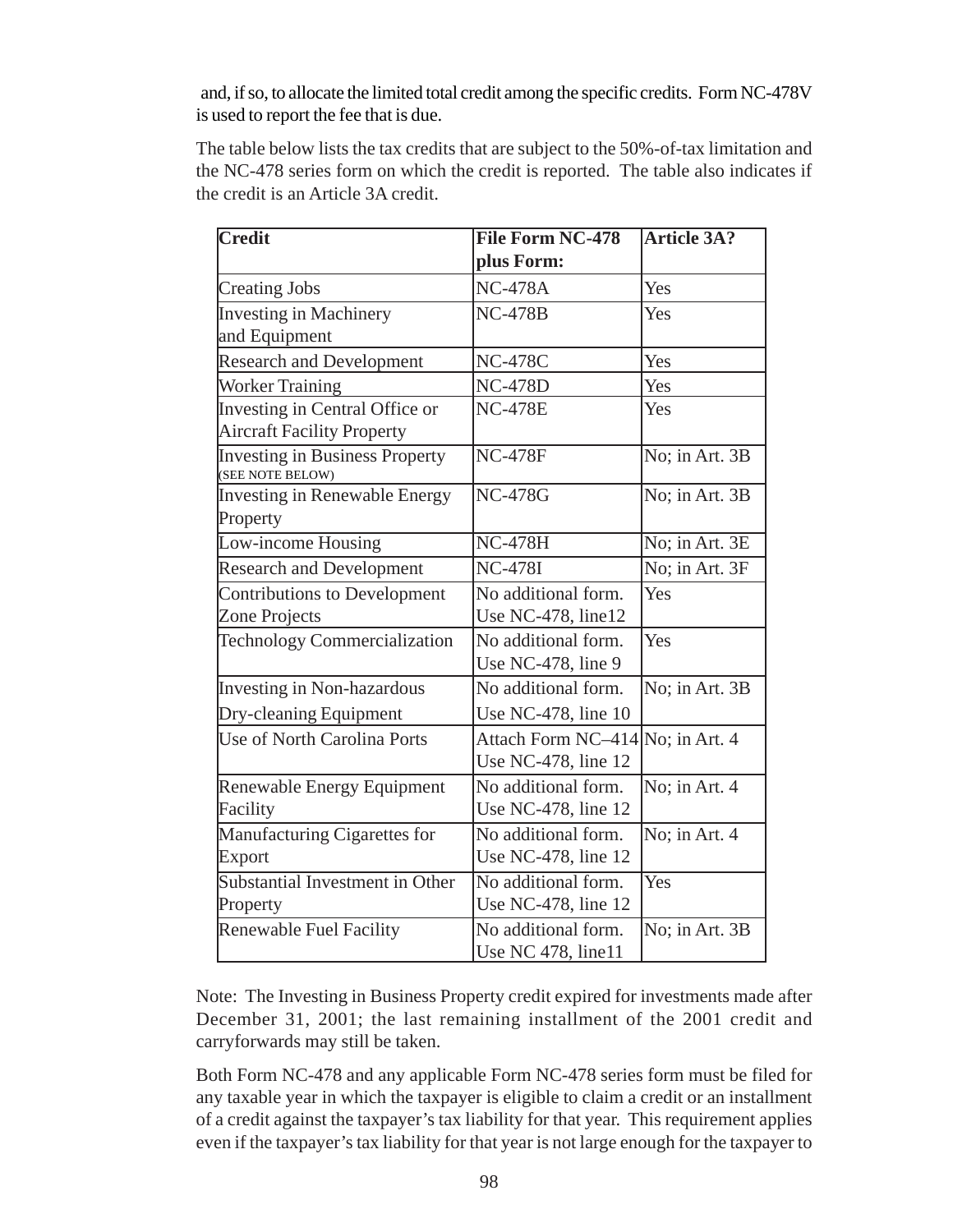and, if so, to allocate the limited total credit among the specific credits. Form NC-478V is used to report the fee that is due.

The table below lists the tax credits that are subject to the 50%-of-tax limitation and the NC-478 series form on which the credit is reported. The table also indicates if the credit is an Article 3A credit.

| Credit | File Form NC-478 plus Form: | Article 3A? |
|---|---|---|
| Creating Jobs | NC-478A | Yes |
| Investing in Machinery and Equipment | NC-478B | Yes |
| Research and Development | NC-478C | Yes |
| Worker Training | NC-478D | Yes |
| Investing in Central Office or Aircraft Facility Property | NC-478E | Yes |
| Investing in Business Property (SEE NOTE BELOW) | NC-478F | No; in Art. 3B |
| Investing in Renewable Energy Property | NC-478G | No; in Art. 3B |
| Low-income Housing | NC-478H | No; in Art. 3E |
| Research and Development | NC-478I | No; in Art. 3F |
| Contributions to Development Zone Projects | No additional form. Use NC-478, line12 | Yes |
| Technology Commercialization | No additional form. Use NC-478, line 9 | Yes |
| Investing in Non-hazardous Dry-cleaning Equipment | No additional form. Use NC-478, line 10 | No; in Art. 3B |
| Use of North Carolina Ports | Attach Form NC–414 Use NC-478, line 12 | No; in Art. 4 |
| Renewable Energy Equipment Facility | No additional form. Use NC-478, line 12 | No; in Art. 4 |
| Manufacturing Cigarettes for Export | No additional form. Use NC-478, line 12 | No; in Art. 4 |
| Substantial Investment in Other Property | No additional form. Use NC-478, line 12 | Yes |
| Renewable Fuel Facility | No additional form. Use NC 478, line11 | No; in Art. 3B |

Note: The Investing in Business Property credit expired for investments made after December 31, 2001; the last remaining installment of the 2001 credit and carryforwards may still be taken.

Both Form NC-478 and any applicable Form NC-478 series form must be filed for any taxable year in which the taxpayer is eligible to claim a credit or an installment of a credit against the taxpayer's tax liability for that year. This requirement applies even if the taxpayer's tax liability for that year is not large enough for the taxpayer to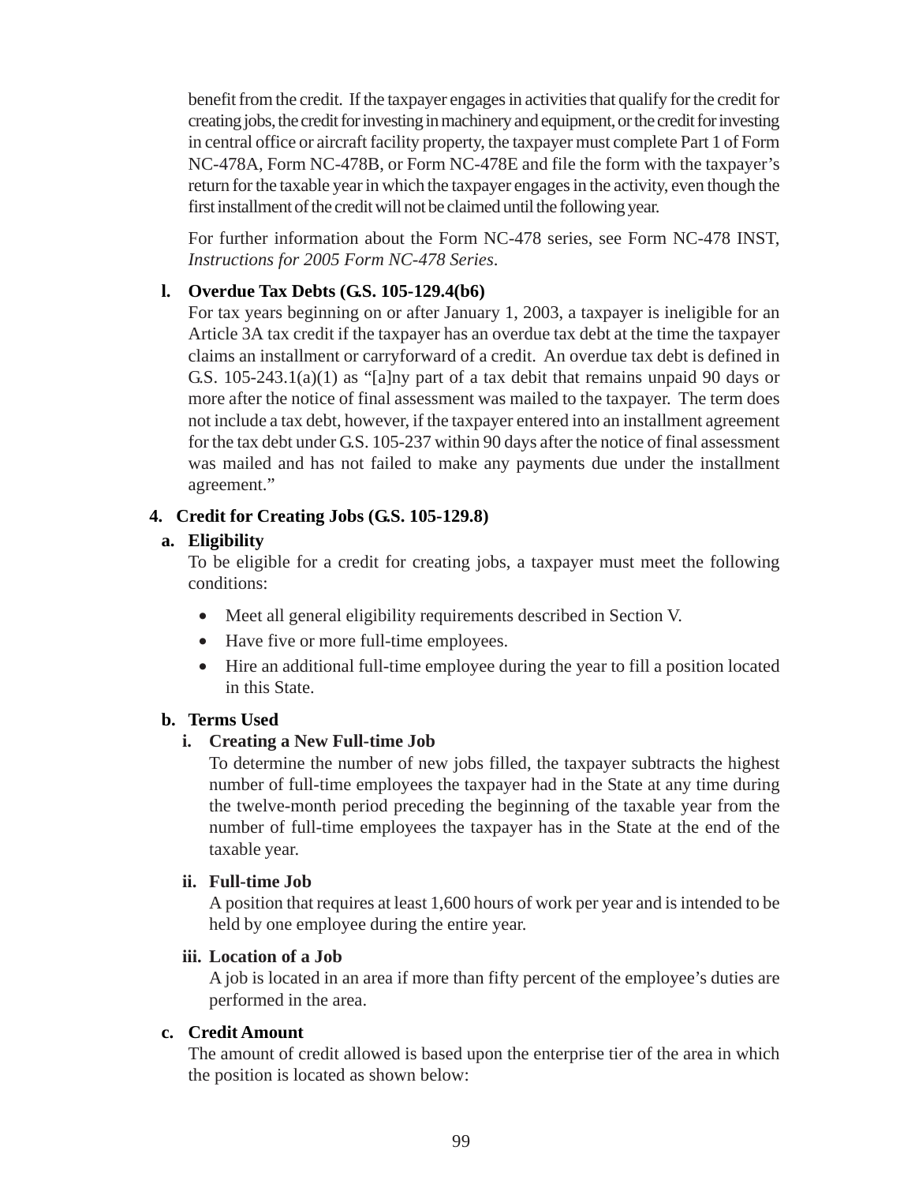benefit from the credit. If the taxpayer engages in activities that qualify for the credit for creating jobs, the credit for investing in machinery and equipment, or the credit for investing in central office or aircraft facility property, the taxpayer must complete Part 1 of Form NC-478A, Form NC-478B, or Form NC-478E and file the form with the taxpayer's return for the taxable year in which the taxpayer engages in the activity, even though the first installment of the credit will not be claimed until the following year.

For further information about the Form NC-478 series, see Form NC-478 INST, *Instructions for 2005 Form NC-478 Series*.

**l. Overdue Tax Debts (G.S. 105-129.4(b6)**

For tax years beginning on or after January 1, 2003, a taxpayer is ineligible for an Article 3A tax credit if the taxpayer has an overdue tax debt at the time the taxpayer claims an installment or carryforward of a credit. An overdue tax debt is defined in G.S. 105-243.1(a)(1) as "[a]ny part of a tax debit that remains unpaid 90 days or more after the notice of final assessment was mailed to the taxpayer. The term does not include a tax debt, however, if the taxpayer entered into an installment agreement for the tax debt under G.S. 105-237 within 90 days after the notice of final assessment was mailed and has not failed to make any payments due under the installment agreement."

**4. Credit for Creating Jobs (G.S. 105-129.8)**

**a. Eligibility**

To be eligible for a credit for creating jobs, a taxpayer must meet the following conditions:

- Meet all general eligibility requirements described in Section V.
- Have five or more full-time employees.
- Hire an additional full-time employee during the year to fill a position located in this State.

**b. Terms Used**

**i. Creating a New Full-time Job**

To determine the number of new jobs filled, the taxpayer subtracts the highest number of full-time employees the taxpayer had in the State at any time during the twelve-month period preceding the beginning of the taxable year from the number of full-time employees the taxpayer has in the State at the end of the taxable year.

**ii. Full-time Job**

A position that requires at least 1,600 hours of work per year and is intended to be held by one employee during the entire year.

**iii. Location of a Job**

A job is located in an area if more than fifty percent of the employee's duties are performed in the area.

**c. Credit Amount**

The amount of credit allowed is based upon the enterprise tier of the area in which the position is located as shown below: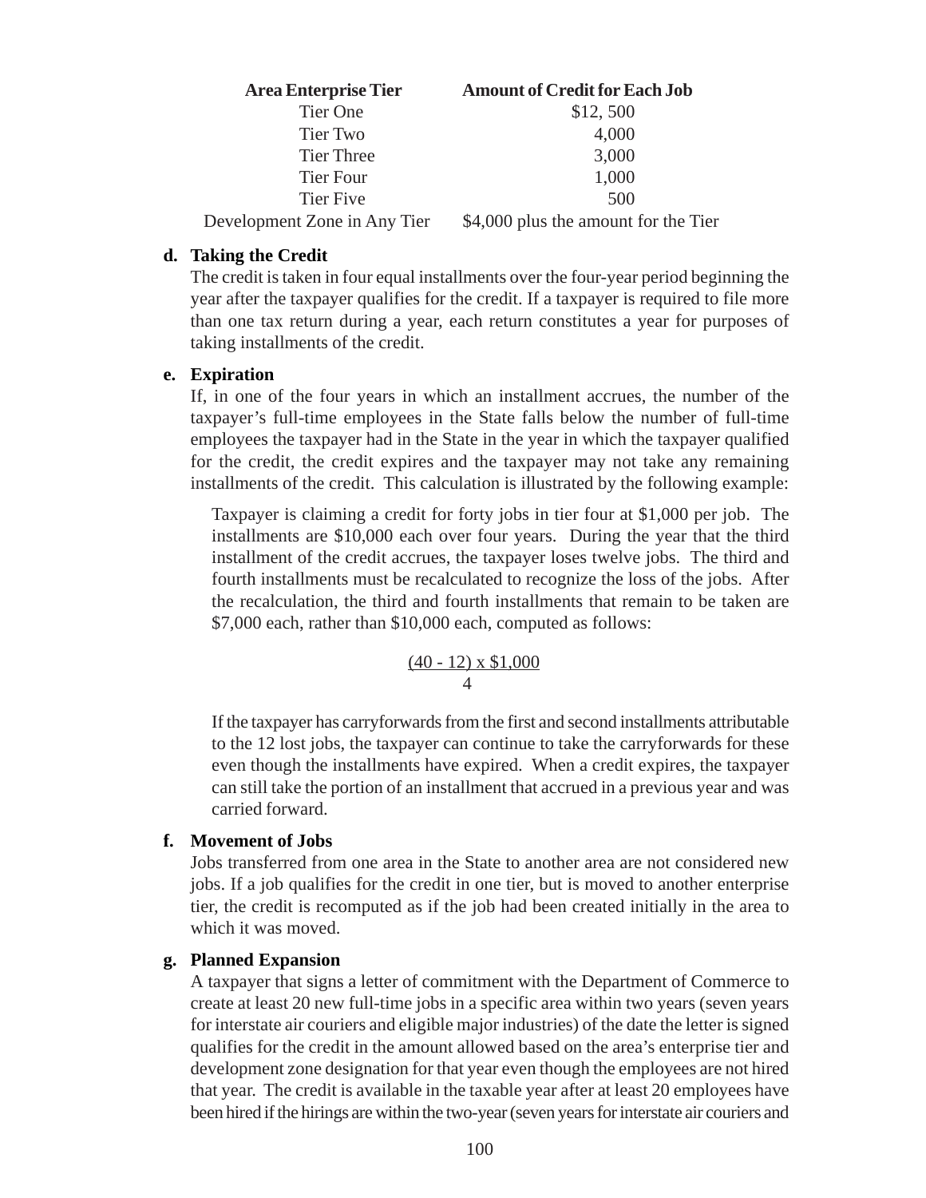| Area Enterprise Tier | Amount of Credit for Each Job |
|---|---|
| Tier One | $12, 500 |
| Tier Two | 4,000 |
| Tier Three | 3,000 |
| Tier Four | 1,000 |
| Tier Five | 500 |
| Development Zone in Any Tier | $4,000 plus the amount for the Tier |

**d. Taking the Credit**

The credit is taken in four equal installments over the four-year period beginning the year after the taxpayer qualifies for the credit. If a taxpayer is required to file more than one tax return during a year, each return constitutes a year for purposes of taking installments of the credit.

**e. Expiration**

If, in one of the four years in which an installment accrues, the number of the taxpayer's full-time employees in the State falls below the number of full-time employees the taxpayer had in the State in the year in which the taxpayer qualified for the credit, the credit expires and the taxpayer may not take any remaining installments of the credit. This calculation is illustrated by the following example:

> Taxpayer is claiming a credit for forty jobs in tier four at $1,000 per job. The installments are $10,000 each over four years. During the year that the third installment of the credit accrues, the taxpayer loses twelve jobs. The third and fourth installments must be recalculated to recognize the loss of the jobs. After the recalculation, the third and fourth installments that remain to be taken are $7,000 each, rather than $10,000 each, computed as follows:
>
> $$\frac{(40 - 12) \times \$1{,}000}{4}$$
>
> If the taxpayer has carryforwards from the first and second installments attributable to the 12 lost jobs, the taxpayer can continue to take the carryforwards for these even though the installments have expired. When a credit expires, the taxpayer can still take the portion of an installment that accrued in a previous year and was carried forward.

**f. Movement of Jobs**

Jobs transferred from one area in the State to another area are not considered new jobs. If a job qualifies for the credit in one tier, but is moved to another enterprise tier, the credit is recomputed as if the job had been created initially in the area to which it was moved.

**g. Planned Expansion**

A taxpayer that signs a letter of commitment with the Department of Commerce to create at least 20 new full-time jobs in a specific area within two years (seven years for interstate air couriers and eligible major industries) of the date the letter is signed qualifies for the credit in the amount allowed based on the area's enterprise tier and development zone designation for that year even though the employees are not hired that year. The credit is available in the taxable year after at least 20 employees have been hired if the hirings are within the two-year (seven years for interstate air couriers and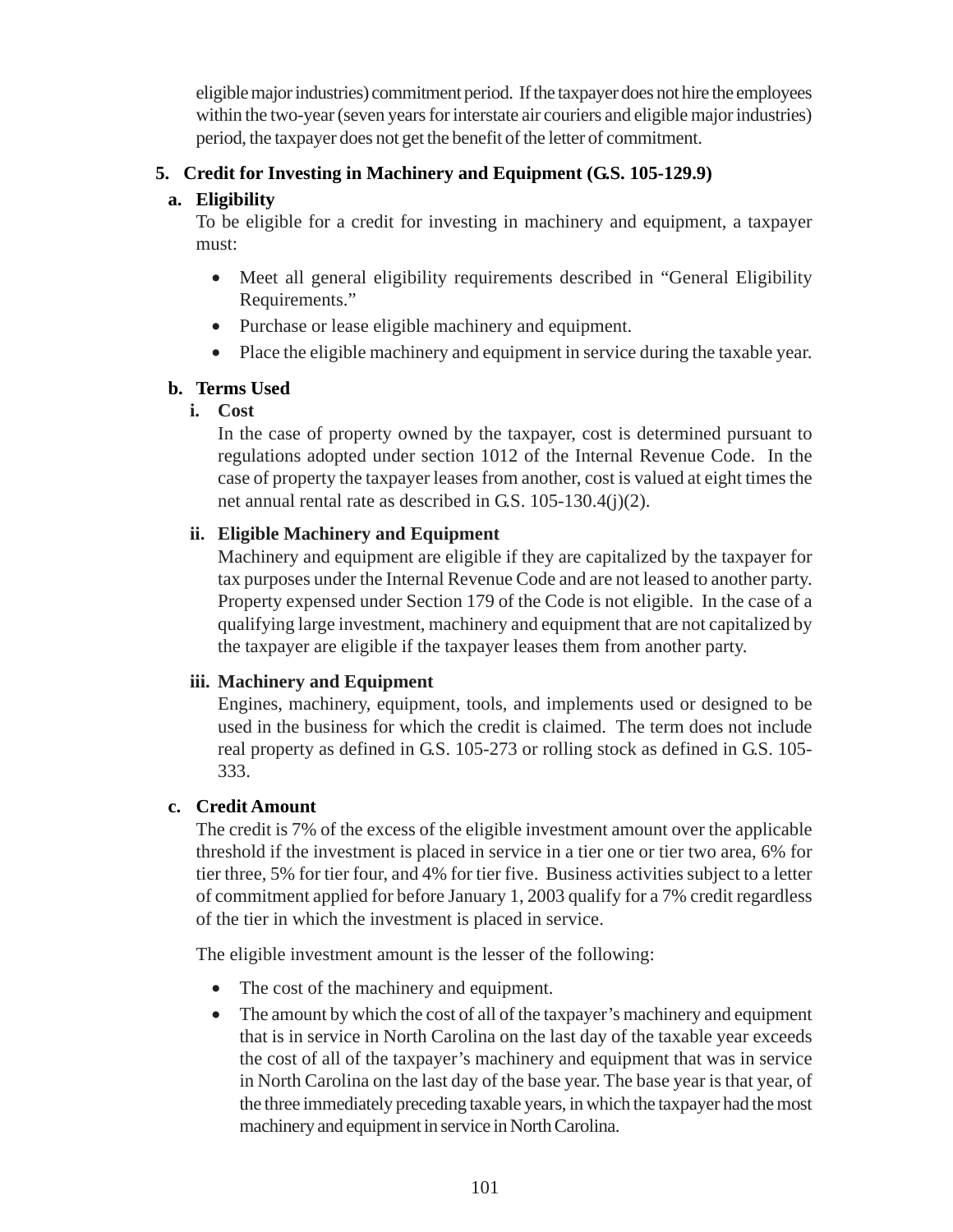eligible major industries) commitment period. If the taxpayer does not hire the employees within the two-year (seven years for interstate air couriers and eligible major industries) period, the taxpayer does not get the benefit of the letter of commitment.

## 5. Credit for Investing in Machinery and Equipment (G.S. 105-129.9)

### a. Eligibility

To be eligible for a credit for investing in machinery and equipment, a taxpayer must:

- Meet all general eligibility requirements described in "General Eligibility Requirements."
- Purchase or lease eligible machinery and equipment.
- Place the eligible machinery and equipment in service during the taxable year.

### b. Terms Used

#### i. Cost

In the case of property owned by the taxpayer, cost is determined pursuant to regulations adopted under section 1012 of the Internal Revenue Code. In the case of property the taxpayer leases from another, cost is valued at eight times the net annual rental rate as described in G.S. 105-130.4(j)(2).

#### ii. Eligible Machinery and Equipment

Machinery and equipment are eligible if they are capitalized by the taxpayer for tax purposes under the Internal Revenue Code and are not leased to another party. Property expensed under Section 179 of the Code is not eligible. In the case of a qualifying large investment, machinery and equipment that are not capitalized by the taxpayer are eligible if the taxpayer leases them from another party.

#### iii. Machinery and Equipment

Engines, machinery, equipment, tools, and implements used or designed to be used in the business for which the credit is claimed. The term does not include real property as defined in G.S. 105-273 or rolling stock as defined in G.S. 105-333.

### c. Credit Amount

The credit is 7% of the excess of the eligible investment amount over the applicable threshold if the investment is placed in service in a tier one or tier two area, 6% for tier three, 5% for tier four, and 4% for tier five. Business activities subject to a letter of commitment applied for before January 1, 2003 qualify for a 7% credit regardless of the tier in which the investment is placed in service.

The eligible investment amount is the lesser of the following:

- The cost of the machinery and equipment.
- The amount by which the cost of all of the taxpayer's machinery and equipment that is in service in North Carolina on the last day of the taxable year exceeds the cost of all of the taxpayer's machinery and equipment that was in service in North Carolina on the last day of the base year. The base year is that year, of the three immediately preceding taxable years, in which the taxpayer had the most machinery and equipment in service in North Carolina.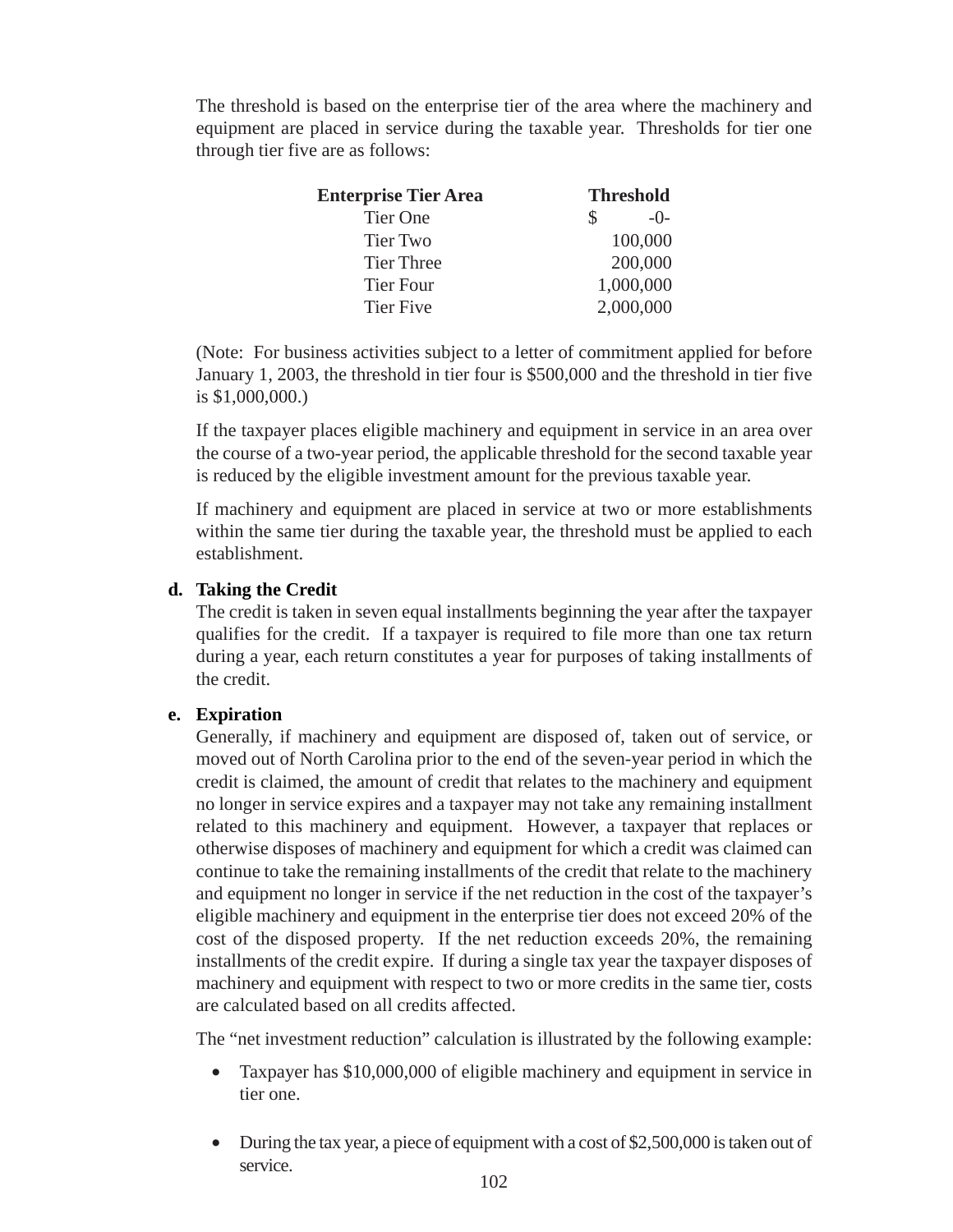The threshold is based on the enterprise tier of the area where the machinery and equipment are placed in service during the taxable year. Thresholds for tier one through tier five are as follows:

| **Enterprise Tier Area** | **Threshold** |
|---|---|
| Tier One | $ -0- |
| Tier Two | 100,000 |
| Tier Three | 200,000 |
| Tier Four | 1,000,000 |
| Tier Five | 2,000,000 |

(Note: For business activities subject to a letter of commitment applied for before January 1, 2003, the threshold in tier four is $500,000 and the threshold in tier five is $1,000,000.)

If the taxpayer places eligible machinery and equipment in service in an area over the course of a two-year period, the applicable threshold for the second taxable year is reduced by the eligible investment amount for the previous taxable year.

If machinery and equipment are placed in service at two or more establishments within the same tier during the taxable year, the threshold must be applied to each establishment.

**d. Taking the Credit**

The credit is taken in seven equal installments beginning the year after the taxpayer qualifies for the credit. If a taxpayer is required to file more than one tax return during a year, each return constitutes a year for purposes of taking installments of the credit.

**e. Expiration**

Generally, if machinery and equipment are disposed of, taken out of service, or moved out of North Carolina prior to the end of the seven-year period in which the credit is claimed, the amount of credit that relates to the machinery and equipment no longer in service expires and a taxpayer may not take any remaining installment related to this machinery and equipment. However, a taxpayer that replaces or otherwise disposes of machinery and equipment for which a credit was claimed can continue to take the remaining installments of the credit that relate to the machinery and equipment no longer in service if the net reduction in the cost of the taxpayer's eligible machinery and equipment in the enterprise tier does not exceed 20% of the cost of the disposed property. If the net reduction exceeds 20%, the remaining installments of the credit expire. If during a single tax year the taxpayer disposes of machinery and equipment with respect to two or more credits in the same tier, costs are calculated based on all credits affected.

The "net investment reduction" calculation is illustrated by the following example:

- Taxpayer has $10,000,000 of eligible machinery and equipment in service in tier one.
- During the tax year, a piece of equipment with a cost of $2,500,000 is taken out of service.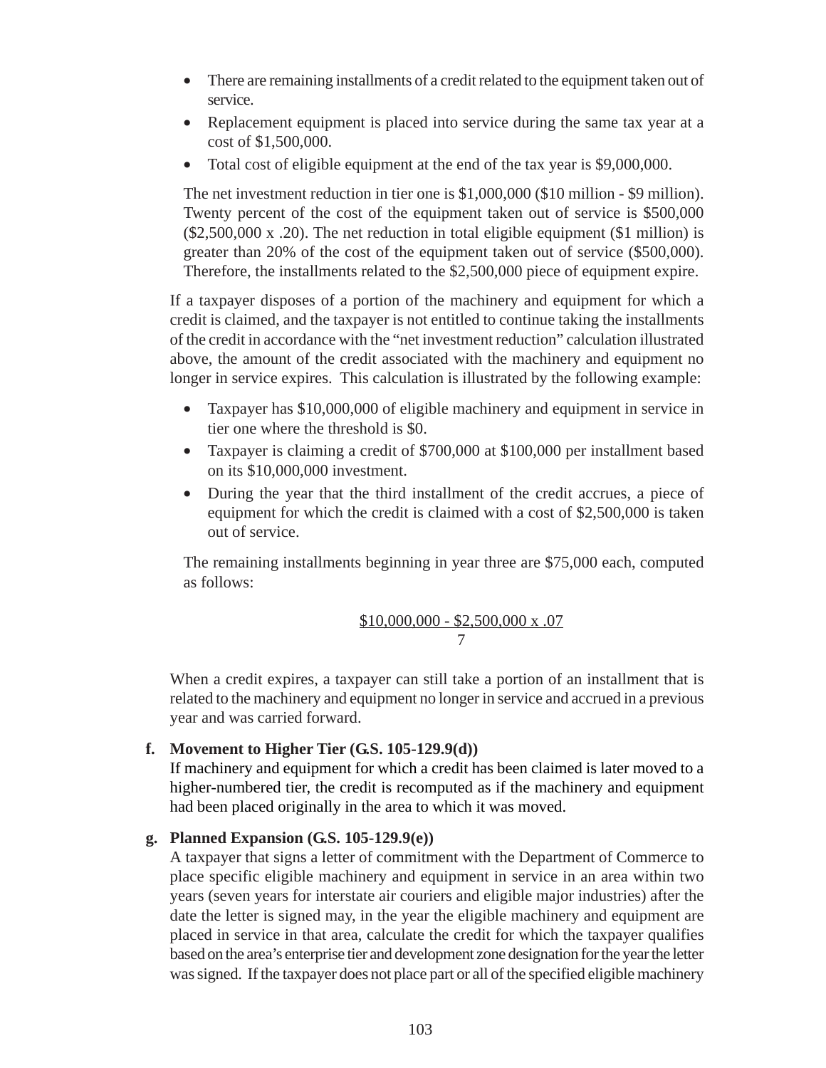- There are remaining installments of a credit related to the equipment taken out of service.
- Replacement equipment is placed into service during the same tax year at a cost of $1,500,000.
- Total cost of eligible equipment at the end of the tax year is $9,000,000.

The net investment reduction in tier one is $1,000,000 ($10 million - $9 million). Twenty percent of the cost of the equipment taken out of service is $500,000 ($2,500,000 x .20). The net reduction in total eligible equipment ($1 million) is greater than 20% of the cost of the equipment taken out of service ($500,000). Therefore, the installments related to the $2,500,000 piece of equipment expire.

If a taxpayer disposes of a portion of the machinery and equipment for which a credit is claimed, and the taxpayer is not entitled to continue taking the installments of the credit in accordance with the "net investment reduction" calculation illustrated above, the amount of the credit associated with the machinery and equipment no longer in service expires. This calculation is illustrated by the following example:

- Taxpayer has $10,000,000 of eligible machinery and equipment in service in tier one where the threshold is $0.
- Taxpayer is claiming a credit of $700,000 at $100,000 per installment based on its $10,000,000 investment.
- During the year that the third installment of the credit accrues, a piece of equipment for which the credit is claimed with a cost of $2,500,000 is taken out of service.

The remaining installments beginning in year three are $75,000 each, computed as follows:

$$\frac{\$10{,}000{,}000 - \$2{,}500{,}000 \text{ x } .07}{7}$$

When a credit expires, a taxpayer can still take a portion of an installment that is related to the machinery and equipment no longer in service and accrued in a previous year and was carried forward.

**f. Movement to Higher Tier (G.S. 105-129.9(d))**

If machinery and equipment for which a credit has been claimed is later moved to a higher-numbered tier, the credit is recomputed as if the machinery and equipment had been placed originally in the area to which it was moved.

**g. Planned Expansion (G.S. 105-129.9(e))**

A taxpayer that signs a letter of commitment with the Department of Commerce to place specific eligible machinery and equipment in service in an area within two years (seven years for interstate air couriers and eligible major industries) after the date the letter is signed may, in the year the eligible machinery and equipment are placed in service in that area, calculate the credit for which the taxpayer qualifies based on the area's enterprise tier and development zone designation for the year the letter was signed. If the taxpayer does not place part or all of the specified eligible machinery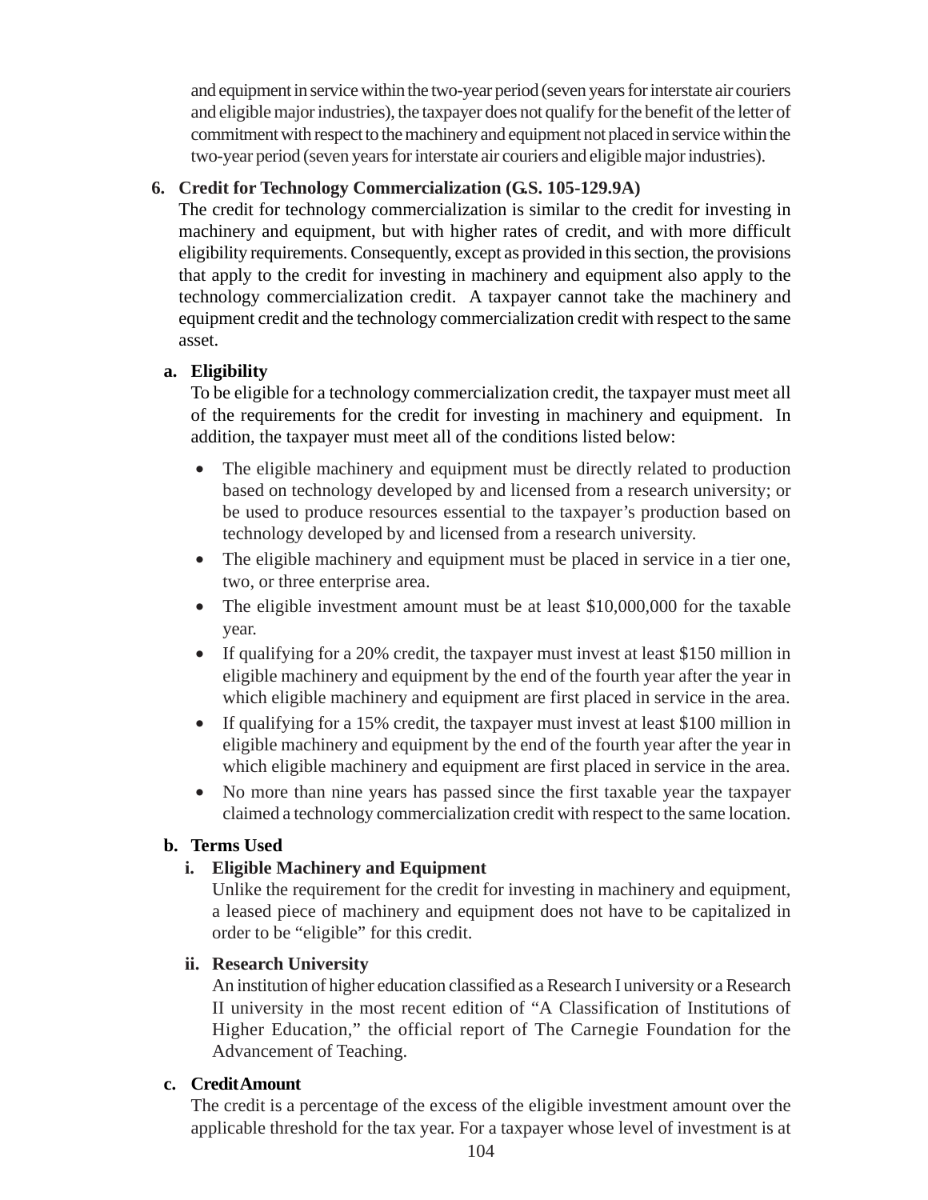and equipment in service within the two-year period (seven years for interstate air couriers and eligible major industries), the taxpayer does not qualify for the benefit of the letter of commitment with respect to the machinery and equipment not placed in service within the two-year period (seven years for interstate air couriers and eligible major industries).

### 6. Credit for Technology Commercialization (G.S. 105-129.9A)

The credit for technology commercialization is similar to the credit for investing in machinery and equipment, but with higher rates of credit, and with more difficult eligibility requirements. Consequently, except as provided in this section, the provisions that apply to the credit for investing in machinery and equipment also apply to the technology commercialization credit. A taxpayer cannot take the machinery and equipment credit and the technology commercialization credit with respect to the same asset.

#### a. Eligibility

To be eligible for a technology commercialization credit, the taxpayer must meet all of the requirements for the credit for investing in machinery and equipment. In addition, the taxpayer must meet all of the conditions listed below:

- The eligible machinery and equipment must be directly related to production based on technology developed by and licensed from a research university; or be used to produce resources essential to the taxpayer's production based on technology developed by and licensed from a research university.
- The eligible machinery and equipment must be placed in service in a tier one, two, or three enterprise area.
- The eligible investment amount must be at least $10,000,000 for the taxable year.
- If qualifying for a 20% credit, the taxpayer must invest at least $150 million in eligible machinery and equipment by the end of the fourth year after the year in which eligible machinery and equipment are first placed in service in the area.
- If qualifying for a 15% credit, the taxpayer must invest at least $100 million in eligible machinery and equipment by the end of the fourth year after the year in which eligible machinery and equipment are first placed in service in the area.
- No more than nine years has passed since the first taxable year the taxpayer claimed a technology commercialization credit with respect to the same location.

#### b. Terms Used

##### i. Eligible Machinery and Equipment

Unlike the requirement for the credit for investing in machinery and equipment, a leased piece of machinery and equipment does not have to be capitalized in order to be "eligible" for this credit.

##### ii. Research University

An institution of higher education classified as a Research I university or a Research II university in the most recent edition of "A Classification of Institutions of Higher Education," the official report of The Carnegie Foundation for the Advancement of Teaching.

#### c. Credit Amount

The credit is a percentage of the excess of the eligible investment amount over the applicable threshold for the tax year. For a taxpayer whose level of investment is at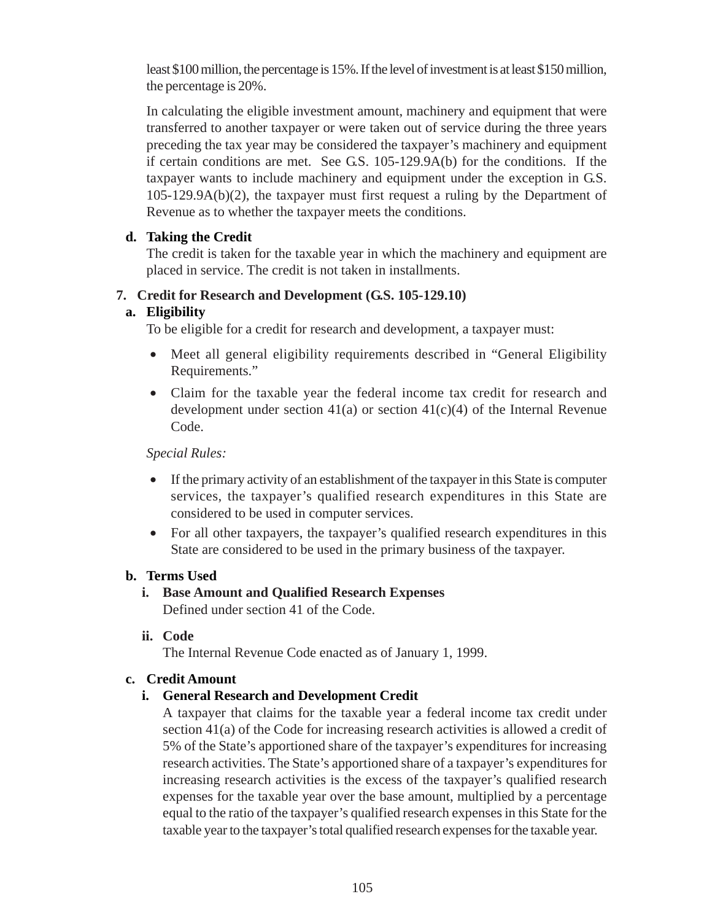least $100 million, the percentage is 15%. If the level of investment is at least $150 million, the percentage is 20%.

In calculating the eligible investment amount, machinery and equipment that were transferred to another taxpayer or were taken out of service during the three years preceding the tax year may be considered the taxpayer's machinery and equipment if certain conditions are met. See G.S. 105-129.9A(b) for the conditions. If the taxpayer wants to include machinery and equipment under the exception in G.S. 105-129.9A(b)(2), the taxpayer must first request a ruling by the Department of Revenue as to whether the taxpayer meets the conditions.

**d. Taking the Credit**

The credit is taken for the taxable year in which the machinery and equipment are placed in service. The credit is not taken in installments.

### 7. Credit for Research and Development (G.S. 105-129.10)

**a. Eligibility**

To be eligible for a credit for research and development, a taxpayer must:

- Meet all general eligibility requirements described in "General Eligibility Requirements."
- Claim for the taxable year the federal income tax credit for research and development under section 41(a) or section 41(c)(4) of the Internal Revenue Code.

*Special Rules:*

- If the primary activity of an establishment of the taxpayer in this State is computer services, the taxpayer's qualified research expenditures in this State are considered to be used in computer services.
- For all other taxpayers, the taxpayer's qualified research expenditures in this State are considered to be used in the primary business of the taxpayer.

**b. Terms Used**

**i. Base Amount and Qualified Research Expenses**

Defined under section 41 of the Code.

**ii. Code**

The Internal Revenue Code enacted as of January 1, 1999.

**c. Credit Amount**

**i. General Research and Development Credit**

A taxpayer that claims for the taxable year a federal income tax credit under section 41(a) of the Code for increasing research activities is allowed a credit of 5% of the State's apportioned share of the taxpayer's expenditures for increasing research activities. The State's apportioned share of a taxpayer's expenditures for increasing research activities is the excess of the taxpayer's qualified research expenses for the taxable year over the base amount, multiplied by a percentage equal to the ratio of the taxpayer's qualified research expenses in this State for the taxable year to the taxpayer's total qualified research expenses for the taxable year.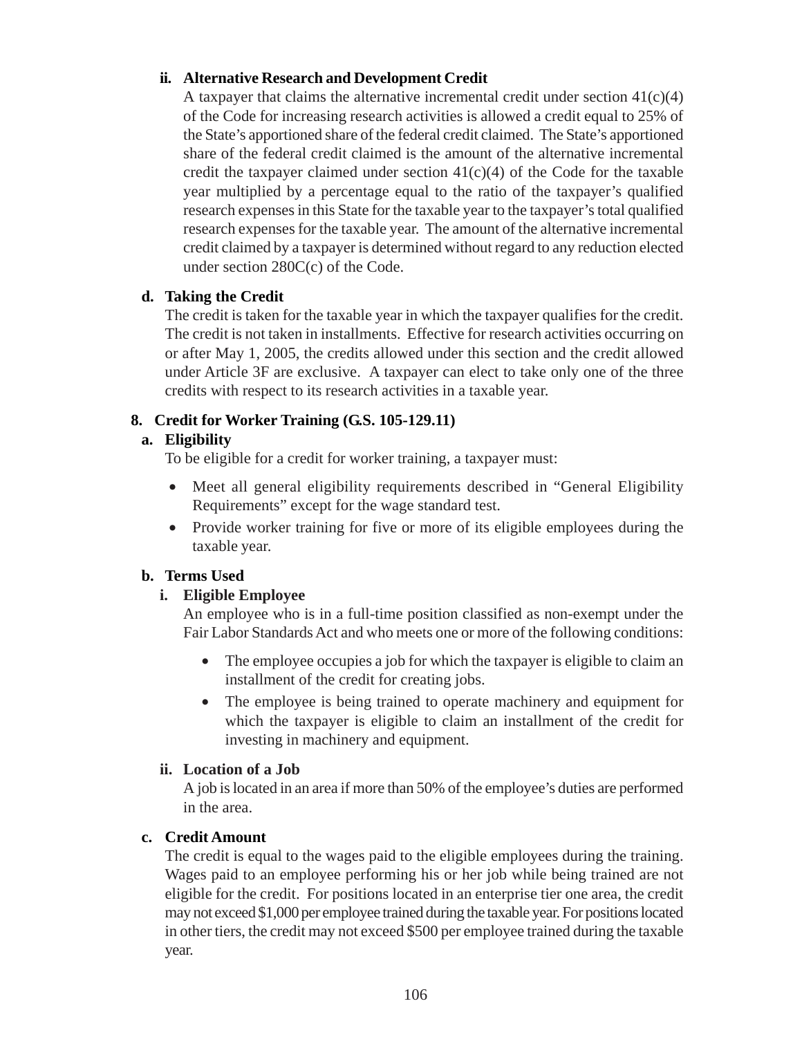#### ii. Alternative Research and Development Credit

A taxpayer that claims the alternative incremental credit under section 41(c)(4) of the Code for increasing research activities is allowed a credit equal to 25% of the State's apportioned share of the federal credit claimed. The State's apportioned share of the federal credit claimed is the amount of the alternative incremental credit the taxpayer claimed under section 41(c)(4) of the Code for the taxable year multiplied by a percentage equal to the ratio of the taxpayer's qualified research expenses in this State for the taxable year to the taxpayer's total qualified research expenses for the taxable year. The amount of the alternative incremental credit claimed by a taxpayer is determined without regard to any reduction elected under section 280C(c) of the Code.

### d. Taking the Credit

The credit is taken for the taxable year in which the taxpayer qualifies for the credit. The credit is not taken in installments. Effective for research activities occurring on or after May 1, 2005, the credits allowed under this section and the credit allowed under Article 3F are exclusive. A taxpayer can elect to take only one of the three credits with respect to its research activities in a taxable year.

## 8. Credit for Worker Training (G.S. 105-129.11)

### a. Eligibility

To be eligible for a credit for worker training, a taxpayer must:

- Meet all general eligibility requirements described in "General Eligibility Requirements" except for the wage standard test.
- Provide worker training for five or more of its eligible employees during the taxable year.

### b. Terms Used

#### i. Eligible Employee

An employee who is in a full-time position classified as non-exempt under the Fair Labor Standards Act and who meets one or more of the following conditions:

- The employee occupies a job for which the taxpayer is eligible to claim an installment of the credit for creating jobs.
- The employee is being trained to operate machinery and equipment for which the taxpayer is eligible to claim an installment of the credit for investing in machinery and equipment.

#### ii. Location of a Job

A job is located in an area if more than 50% of the employee's duties are performed in the area.

### c. Credit Amount

The credit is equal to the wages paid to the eligible employees during the training. Wages paid to an employee performing his or her job while being trained are not eligible for the credit. For positions located in an enterprise tier one area, the credit may not exceed $1,000 per employee trained during the taxable year. For positions located in other tiers, the credit may not exceed $500 per employee trained during the taxable year.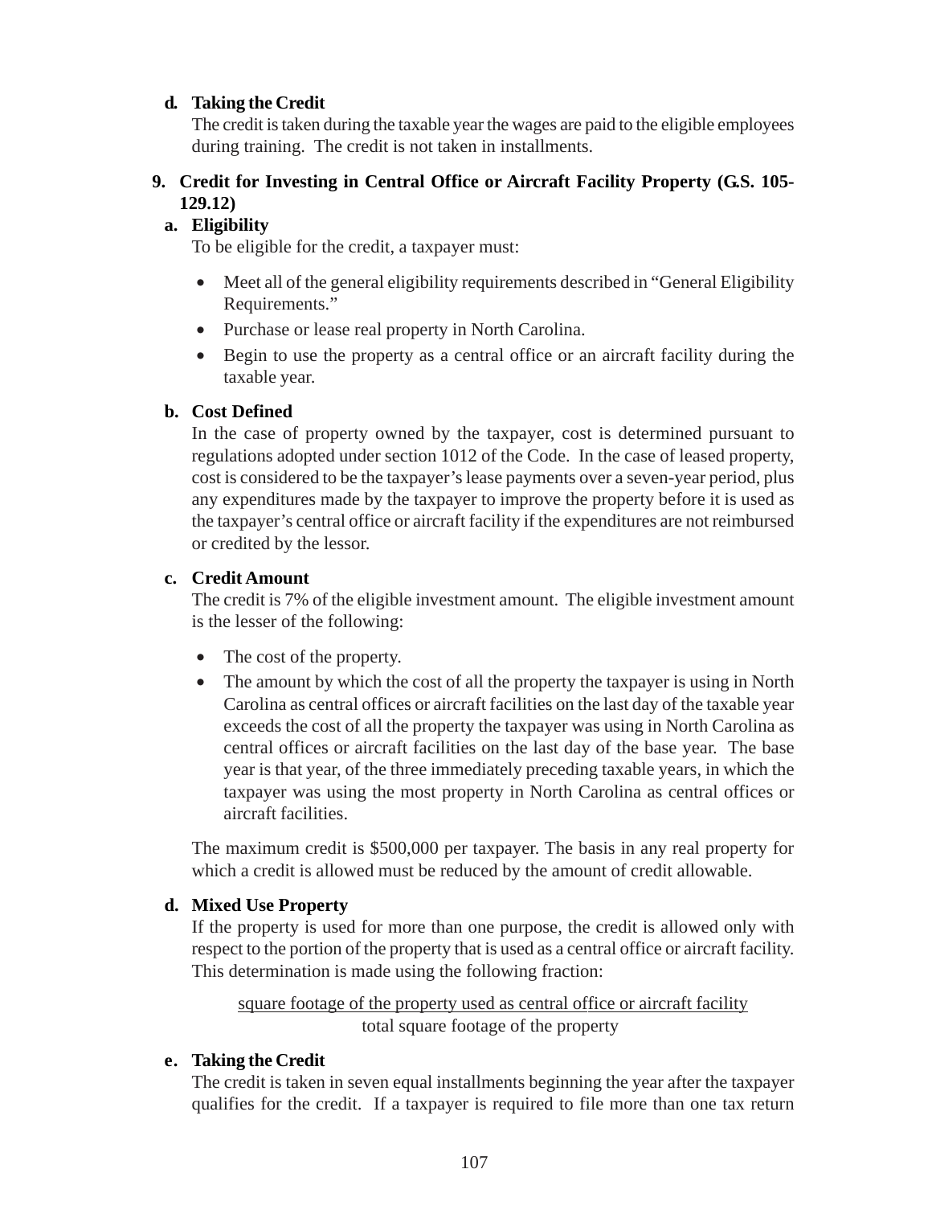**d. Taking the Credit**

The credit is taken during the taxable year the wages are paid to the eligible employees during training. The credit is not taken in installments.

### 9. Credit for Investing in Central Office or Aircraft Facility Property (G.S. 105-129.12)

**a. Eligibility**

To be eligible for the credit, a taxpayer must:

- Meet all of the general eligibility requirements described in "General Eligibility Requirements."
- Purchase or lease real property in North Carolina.
- Begin to use the property as a central office or an aircraft facility during the taxable year.

**b. Cost Defined**

In the case of property owned by the taxpayer, cost is determined pursuant to regulations adopted under section 1012 of the Code. In the case of leased property, cost is considered to be the taxpayer's lease payments over a seven-year period, plus any expenditures made by the taxpayer to improve the property before it is used as the taxpayer's central office or aircraft facility if the expenditures are not reimbursed or credited by the lessor.

**c. Credit Amount**

The credit is 7% of the eligible investment amount. The eligible investment amount is the lesser of the following:

- The cost of the property.
- The amount by which the cost of all the property the taxpayer is using in North Carolina as central offices or aircraft facilities on the last day of the taxable year exceeds the cost of all the property the taxpayer was using in North Carolina as central offices or aircraft facilities on the last day of the base year. The base year is that year, of the three immediately preceding taxable years, in which the taxpayer was using the most property in North Carolina as central offices or aircraft facilities.

The maximum credit is $500,000 per taxpayer. The basis in any real property for which a credit is allowed must be reduced by the amount of credit allowable.

**d. Mixed Use Property**

If the property is used for more than one purpose, the credit is allowed only with respect to the portion of the property that is used as a central office or aircraft facility. This determination is made using the following fraction:

$$\frac{\text{square footage of the property used as central office or aircraft facility}}{\text{total square footage of the property}}$$

**e. Taking the Credit**

The credit is taken in seven equal installments beginning the year after the taxpayer qualifies for the credit. If a taxpayer is required to file more than one tax return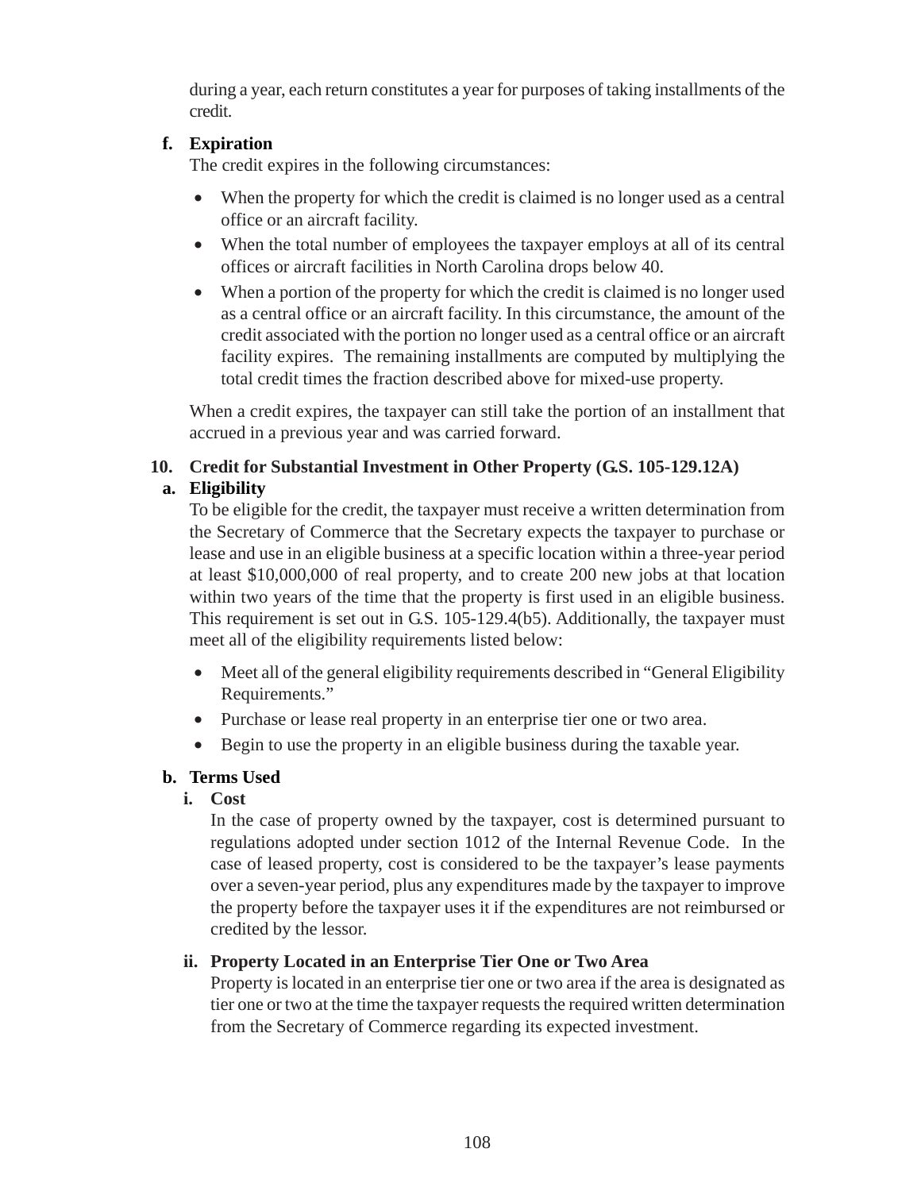during a year, each return constitutes a year for purposes of taking installments of the credit.

**f. Expiration**

The credit expires in the following circumstances:

- When the property for which the credit is claimed is no longer used as a central office or an aircraft facility.
- When the total number of employees the taxpayer employs at all of its central offices or aircraft facilities in North Carolina drops below 40.
- When a portion of the property for which the credit is claimed is no longer used as a central office or an aircraft facility. In this circumstance, the amount of the credit associated with the portion no longer used as a central office or an aircraft facility expires. The remaining installments are computed by multiplying the total credit times the fraction described above for mixed-use property.

When a credit expires, the taxpayer can still take the portion of an installment that accrued in a previous year and was carried forward.

## 10. Credit for Substantial Investment in Other Property (G.S. 105-129.12A)

**a. Eligibility**

To be eligible for the credit, the taxpayer must receive a written determination from the Secretary of Commerce that the Secretary expects the taxpayer to purchase or lease and use in an eligible business at a specific location within a three-year period at least $10,000,000 of real property, and to create 200 new jobs at that location within two years of the time that the property is first used in an eligible business. This requirement is set out in G.S. 105-129.4(b5). Additionally, the taxpayer must meet all of the eligibility requirements listed below:

- Meet all of the general eligibility requirements described in "General Eligibility Requirements."
- Purchase or lease real property in an enterprise tier one or two area.
- Begin to use the property in an eligible business during the taxable year.

**b. Terms Used**

**i. Cost**

In the case of property owned by the taxpayer, cost is determined pursuant to regulations adopted under section 1012 of the Internal Revenue Code. In the case of leased property, cost is considered to be the taxpayer's lease payments over a seven-year period, plus any expenditures made by the taxpayer to improve the property before the taxpayer uses it if the expenditures are not reimbursed or credited by the lessor.

**ii. Property Located in an Enterprise Tier One or Two Area**

Property is located in an enterprise tier one or two area if the area is designated as tier one or two at the time the taxpayer requests the required written determination from the Secretary of Commerce regarding its expected investment.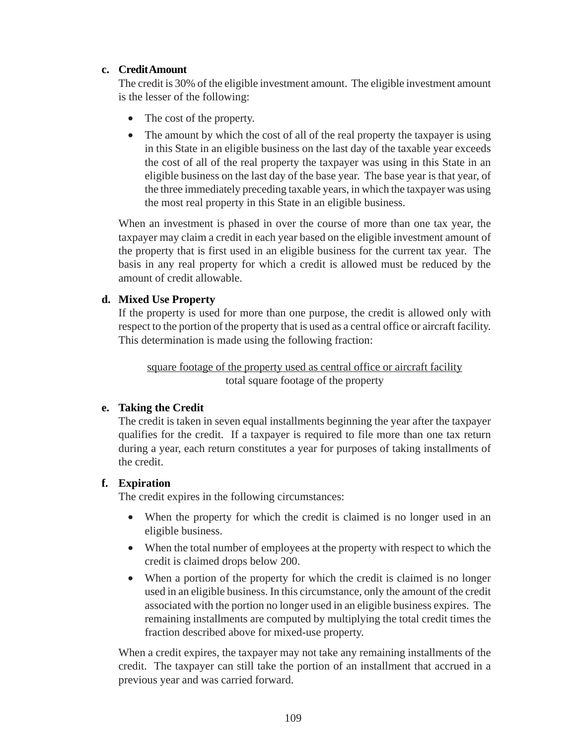**c. Credit Amount**

The credit is 30% of the eligible investment amount. The eligible investment amount is the lesser of the following:

- The cost of the property.
- The amount by which the cost of all of the real property the taxpayer is using in this State in an eligible business on the last day of the taxable year exceeds the cost of all of the real property the taxpayer was using in this State in an eligible business on the last day of the base year. The base year is that year, of the three immediately preceding taxable years, in which the taxpayer was using the most real property in this State in an eligible business.

When an investment is phased in over the course of more than one tax year, the taxpayer may claim a credit in each year based on the eligible investment amount of the property that is first used in an eligible business for the current tax year. The basis in any real property for which a credit is allowed must be reduced by the amount of credit allowable.

**d. Mixed Use Property**

If the property is used for more than one purpose, the credit is allowed only with respect to the portion of the property that is used as a central office or aircraft facility. This determination is made using the following fraction:

$$\frac{\text{square footage of the property used as central office or aircraft facility}}{\text{total square footage of the property}}$$

**e. Taking the Credit**

The credit is taken in seven equal installments beginning the year after the taxpayer qualifies for the credit. If a taxpayer is required to file more than one tax return during a year, each return constitutes a year for purposes of taking installments of the credit.

**f. Expiration**

The credit expires in the following circumstances:

- When the property for which the credit is claimed is no longer used in an eligible business.
- When the total number of employees at the property with respect to which the credit is claimed drops below 200.
- When a portion of the property for which the credit is claimed is no longer used in an eligible business. In this circumstance, only the amount of the credit associated with the portion no longer used in an eligible business expires. The remaining installments are computed by multiplying the total credit times the fraction described above for mixed-use property.

When a credit expires, the taxpayer may not take any remaining installments of the credit. The taxpayer can still take the portion of an installment that accrued in a previous year and was carried forward.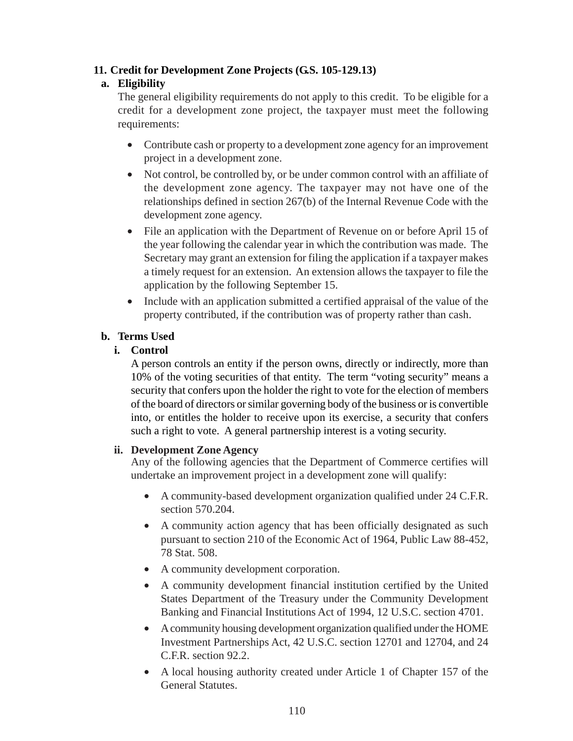### 11. Credit for Development Zone Projects (G.S. 105-129.13)

#### a. Eligibility

The general eligibility requirements do not apply to this credit. To be eligible for a credit for a development zone project, the taxpayer must meet the following requirements:

- Contribute cash or property to a development zone agency for an improvement project in a development zone.
- Not control, be controlled by, or be under common control with an affiliate of the development zone agency. The taxpayer may not have one of the relationships defined in section 267(b) of the Internal Revenue Code with the development zone agency.
- File an application with the Department of Revenue on or before April 15 of the year following the calendar year in which the contribution was made. The Secretary may grant an extension for filing the application if a taxpayer makes a timely request for an extension. An extension allows the taxpayer to file the application by the following September 15.
- Include with an application submitted a certified appraisal of the value of the property contributed, if the contribution was of property rather than cash.

#### b. Terms Used

##### i. Control

A person controls an entity if the person owns, directly or indirectly, more than 10% of the voting securities of that entity. The term "voting security" means a security that confers upon the holder the right to vote for the election of members of the board of directors or similar governing body of the business or is convertible into, or entitles the holder to receive upon its exercise, a security that confers such a right to vote. A general partnership interest is a voting security.

##### ii. Development Zone Agency

Any of the following agencies that the Department of Commerce certifies will undertake an improvement project in a development zone will qualify:

- A community-based development organization qualified under 24 C.F.R. section 570.204.
- A community action agency that has been officially designated as such pursuant to section 210 of the Economic Act of 1964, Public Law 88-452, 78 Stat. 508.
- A community development corporation.
- A community development financial institution certified by the United States Department of the Treasury under the Community Development Banking and Financial Institutions Act of 1994, 12 U.S.C. section 4701.
- A community housing development organization qualified under the HOME Investment Partnerships Act, 42 U.S.C. section 12701 and 12704, and 24 C.F.R. section 92.2.
- A local housing authority created under Article 1 of Chapter 157 of the General Statutes.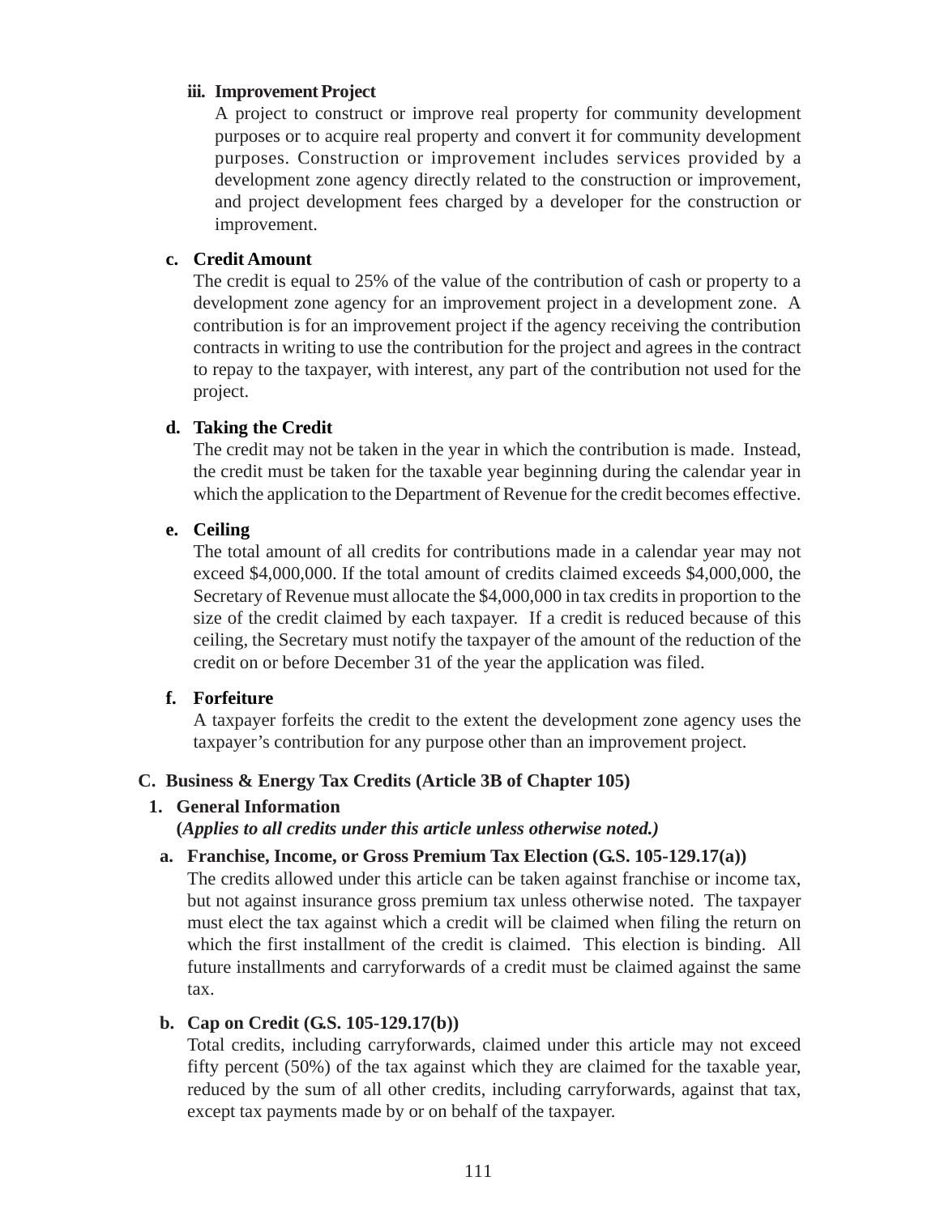**iii. Improvement Project**

A project to construct or improve real property for community development purposes or to acquire real property and convert it for community development purposes. Construction or improvement includes services provided by a development zone agency directly related to the construction or improvement, and project development fees charged by a developer for the construction or improvement.

**c. Credit Amount**

The credit is equal to 25% of the value of the contribution of cash or property to a development zone agency for an improvement project in a development zone. A contribution is for an improvement project if the agency receiving the contribution contracts in writing to use the contribution for the project and agrees in the contract to repay to the taxpayer, with interest, any part of the contribution not used for the project.

**d. Taking the Credit**

The credit may not be taken in the year in which the contribution is made. Instead, the credit must be taken for the taxable year beginning during the calendar year in which the application to the Department of Revenue for the credit becomes effective.

**e. Ceiling**

The total amount of all credits for contributions made in a calendar year may not exceed $4,000,000. If the total amount of credits claimed exceeds $4,000,000, the Secretary of Revenue must allocate the $4,000,000 in tax credits in proportion to the size of the credit claimed by each taxpayer. If a credit is reduced because of this ceiling, the Secretary must notify the taxpayer of the amount of the reduction of the credit on or before December 31 of the year the application was filed.

**f. Forfeiture**

A taxpayer forfeits the credit to the extent the development zone agency uses the taxpayer's contribution for any purpose other than an improvement project.

## C. Business & Energy Tax Credits (Article 3B of Chapter 105)

### 1. General Information

***(Applies to all credits under this article unless otherwise noted.)***

**a. Franchise, Income, or Gross Premium Tax Election (G.S. 105-129.17(a))**

The credits allowed under this article can be taken against franchise or income tax, but not against insurance gross premium tax unless otherwise noted. The taxpayer must elect the tax against which a credit will be claimed when filing the return on which the first installment of the credit is claimed. This election is binding. All future installments and carryforwards of a credit must be claimed against the same tax.

**b. Cap on Credit (G.S. 105-129.17(b))**

Total credits, including carryforwards, claimed under this article may not exceed fifty percent (50%) of the tax against which they are claimed for the taxable year, reduced by the sum of all other credits, including carryforwards, against that tax, except tax payments made by or on behalf of the taxpayer.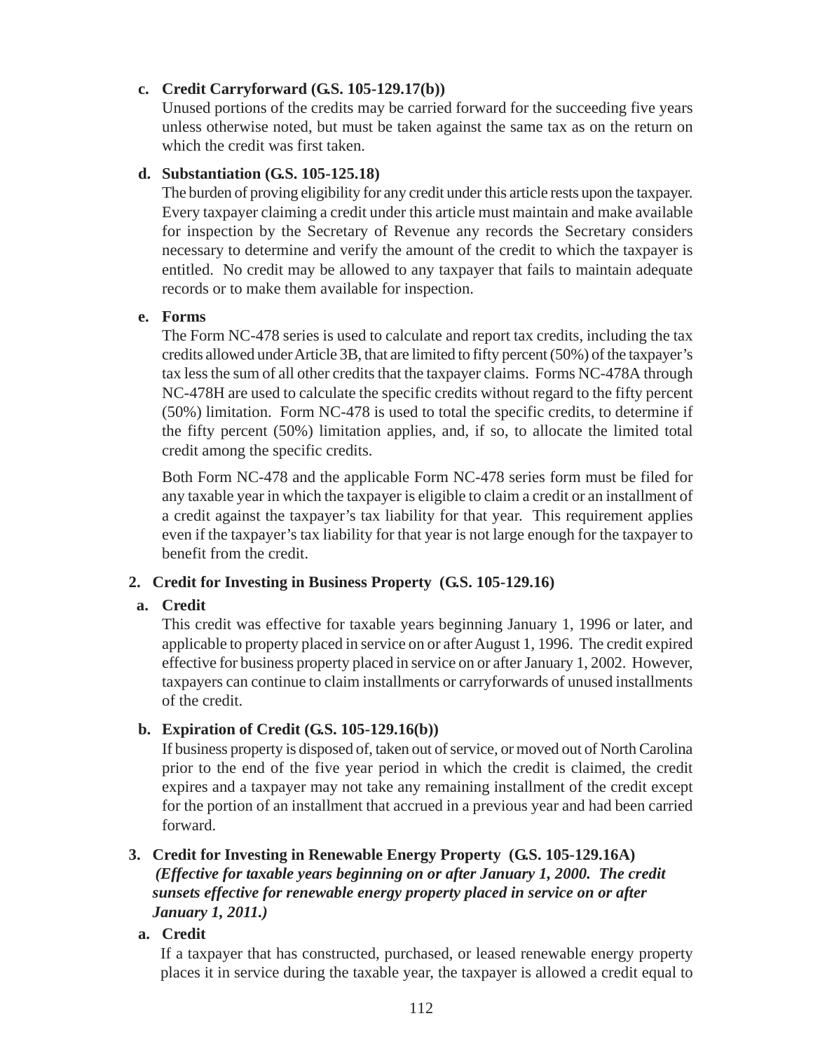**c. Credit Carryforward (G.S. 105-129.17(b))**

Unused portions of the credits may be carried forward for the succeeding five years unless otherwise noted, but must be taken against the same tax as on the return on which the credit was first taken.

**d. Substantiation (G.S. 105-125.18)**

The burden of proving eligibility for any credit under this article rests upon the taxpayer. Every taxpayer claiming a credit under this article must maintain and make available for inspection by the Secretary of Revenue any records the Secretary considers necessary to determine and verify the amount of the credit to which the taxpayer is entitled. No credit may be allowed to any taxpayer that fails to maintain adequate records or to make them available for inspection.

**e. Forms**

The Form NC-478 series is used to calculate and report tax credits, including the tax credits allowed under Article 3B, that are limited to fifty percent (50%) of the taxpayer's tax less the sum of all other credits that the taxpayer claims. Forms NC-478A through NC-478H are used to calculate the specific credits without regard to the fifty percent (50%) limitation. Form NC-478 is used to total the specific credits, to determine if the fifty percent (50%) limitation applies, and, if so, to allocate the limited total credit among the specific credits.

Both Form NC-478 and the applicable Form NC-478 series form must be filed for any taxable year in which the taxpayer is eligible to claim a credit or an installment of a credit against the taxpayer's tax liability for that year. This requirement applies even if the taxpayer's tax liability for that year is not large enough for the taxpayer to benefit from the credit.

**2. Credit for Investing in Business Property (G.S. 105-129.16)**

**a. Credit**

This credit was effective for taxable years beginning January 1, 1996 or later, and applicable to property placed in service on or after August 1, 1996. The credit expired effective for business property placed in service on or after January 1, 2002. However, taxpayers can continue to claim installments or carryforwards of unused installments of the credit.

**b. Expiration of Credit (G.S. 105-129.16(b))**

If business property is disposed of, taken out of service, or moved out of North Carolina prior to the end of the five year period in which the credit is claimed, the credit expires and a taxpayer may not take any remaining installment of the credit except for the portion of an installment that accrued in a previous year and had been carried forward.

**3. Credit for Investing in Renewable Energy Property (G.S. 105-129.16A)**

***(Effective for taxable years beginning on or after January 1, 2000. The credit sunsets effective for renewable energy property placed in service on or after January 1, 2011.)***

**a. Credit**

If a taxpayer that has constructed, purchased, or leased renewable energy property places it in service during the taxable year, the taxpayer is allowed a credit equal to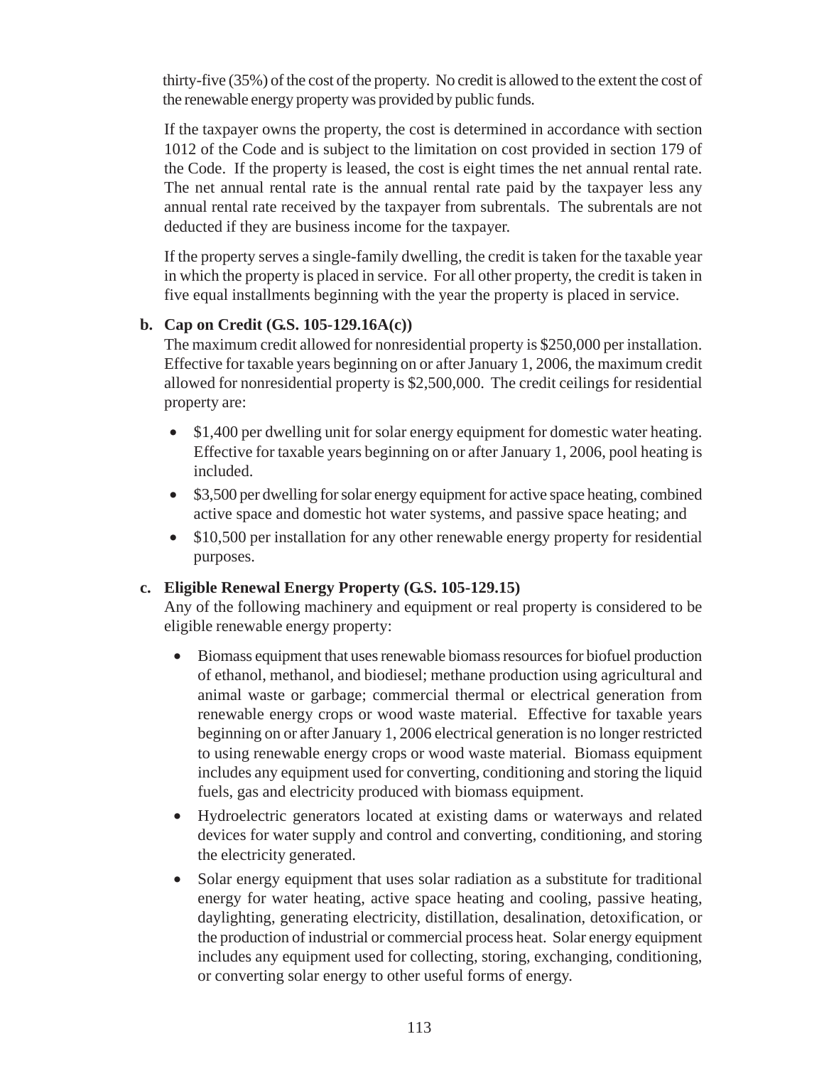thirty-five (35%) of the cost of the property. No credit is allowed to the extent the cost of the renewable energy property was provided by public funds.

If the taxpayer owns the property, the cost is determined in accordance with section 1012 of the Code and is subject to the limitation on cost provided in section 179 of the Code. If the property is leased, the cost is eight times the net annual rental rate. The net annual rental rate is the annual rental rate paid by the taxpayer less any annual rental rate received by the taxpayer from subrentals. The subrentals are not deducted if they are business income for the taxpayer.

If the property serves a single-family dwelling, the credit is taken for the taxable year in which the property is placed in service. For all other property, the credit is taken in five equal installments beginning with the year the property is placed in service.

**b. Cap on Credit (G.S. 105-129.16A(c))**

The maximum credit allowed for nonresidential property is $250,000 per installation. Effective for taxable years beginning on or after January 1, 2006, the maximum credit allowed for nonresidential property is $2,500,000. The credit ceilings for residential property are:

- $1,400 per dwelling unit for solar energy equipment for domestic water heating. Effective for taxable years beginning on or after January 1, 2006, pool heating is included.
- $3,500 per dwelling for solar energy equipment for active space heating, combined active space and domestic hot water systems, and passive space heating; and
- $10,500 per installation for any other renewable energy property for residential purposes.

**c. Eligible Renewal Energy Property (G.S. 105-129.15)**

Any of the following machinery and equipment or real property is considered to be eligible renewable energy property:

- Biomass equipment that uses renewable biomass resources for biofuel production of ethanol, methanol, and biodiesel; methane production using agricultural and animal waste or garbage; commercial thermal or electrical generation from renewable energy crops or wood waste material. Effective for taxable years beginning on or after January 1, 2006 electrical generation is no longer restricted to using renewable energy crops or wood waste material. Biomass equipment includes any equipment used for converting, conditioning and storing the liquid fuels, gas and electricity produced with biomass equipment.
- Hydroelectric generators located at existing dams or waterways and related devices for water supply and control and converting, conditioning, and storing the electricity generated.
- Solar energy equipment that uses solar radiation as a substitute for traditional energy for water heating, active space heating and cooling, passive heating, daylighting, generating electricity, distillation, desalination, detoxification, or the production of industrial or commercial process heat. Solar energy equipment includes any equipment used for collecting, storing, exchanging, conditioning, or converting solar energy to other useful forms of energy.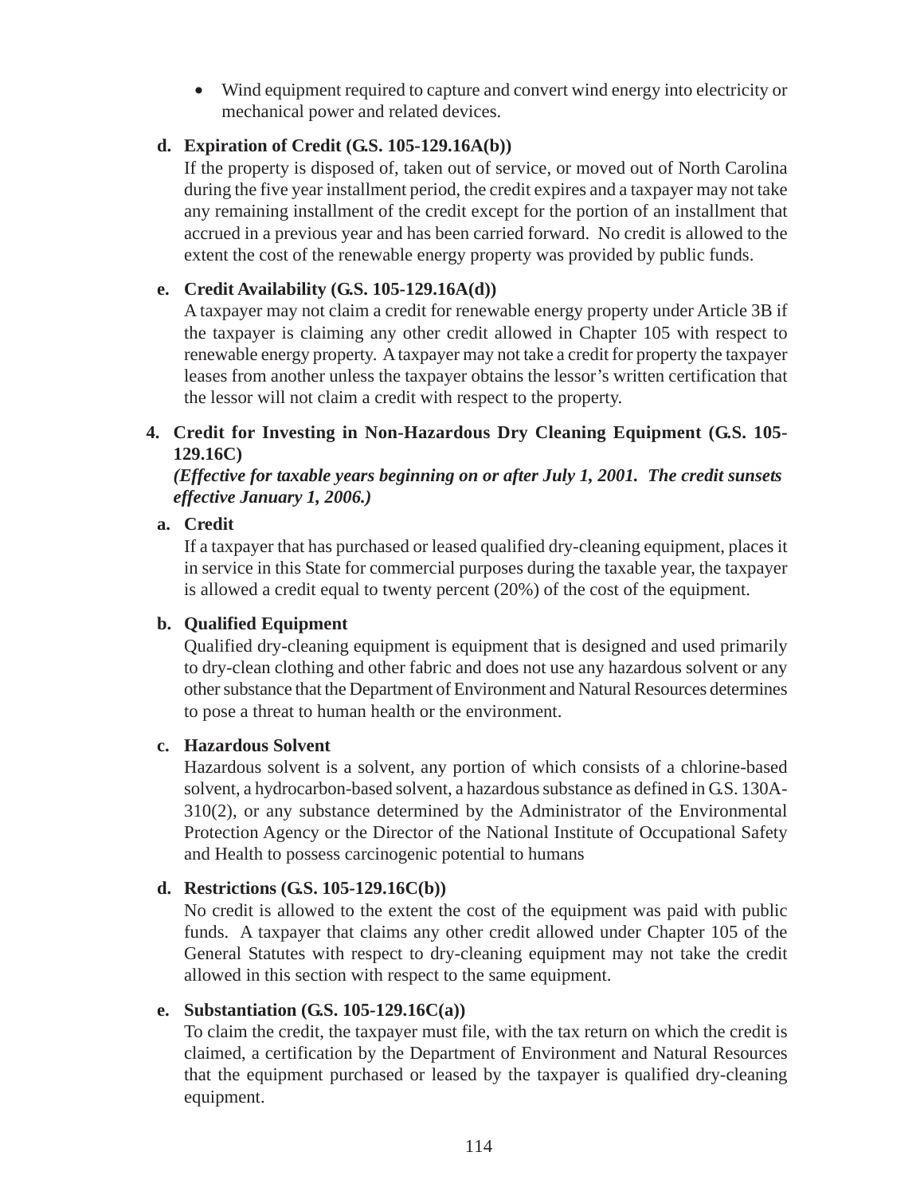- Wind equipment required to capture and convert wind energy into electricity or mechanical power and related devices.

**d. Expiration of Credit (G.S. 105-129.16A(b))**

If the property is disposed of, taken out of service, or moved out of North Carolina during the five year installment period, the credit expires and a taxpayer may not take any remaining installment of the credit except for the portion of an installment that accrued in a previous year and has been carried forward. No credit is allowed to the extent the cost of the renewable energy property was provided by public funds.

**e. Credit Availability (G.S. 105-129.16A(d))**

A taxpayer may not claim a credit for renewable energy property under Article 3B if the taxpayer is claiming any other credit allowed in Chapter 105 with respect to renewable energy property. A taxpayer may not take a credit for property the taxpayer leases from another unless the taxpayer obtains the lessor's written certification that the lessor will not claim a credit with respect to the property.

### 4. Credit for Investing in Non-Hazardous Dry Cleaning Equipment (G.S. 105-129.16C)

***(Effective for taxable years beginning on or after July 1, 2001. The credit sunsets effective January 1, 2006.)***

**a. Credit**

If a taxpayer that has purchased or leased qualified dry-cleaning equipment, places it in service in this State for commercial purposes during the taxable year, the taxpayer is allowed a credit equal to twenty percent (20%) of the cost of the equipment.

**b. Qualified Equipment**

Qualified dry-cleaning equipment is equipment that is designed and used primarily to dry-clean clothing and other fabric and does not use any hazardous solvent or any other substance that the Department of Environment and Natural Resources determines to pose a threat to human health or the environment.

**c. Hazardous Solvent**

Hazardous solvent is a solvent, any portion of which consists of a chlorine-based solvent, a hydrocarbon-based solvent, a hazardous substance as defined in G.S. 130A-310(2), or any substance determined by the Administrator of the Environmental Protection Agency or the Director of the National Institute of Occupational Safety and Health to possess carcinogenic potential to humans

**d. Restrictions (G.S. 105-129.16C(b))**

No credit is allowed to the extent the cost of the equipment was paid with public funds. A taxpayer that claims any other credit allowed under Chapter 105 of the General Statutes with respect to dry-cleaning equipment may not take the credit allowed in this section with respect to the same equipment.

**e. Substantiation (G.S. 105-129.16C(a))**

To claim the credit, the taxpayer must file, with the tax return on which the credit is claimed, a certification by the Department of Environment and Natural Resources that the equipment purchased or leased by the taxpayer is qualified dry-cleaning equipment.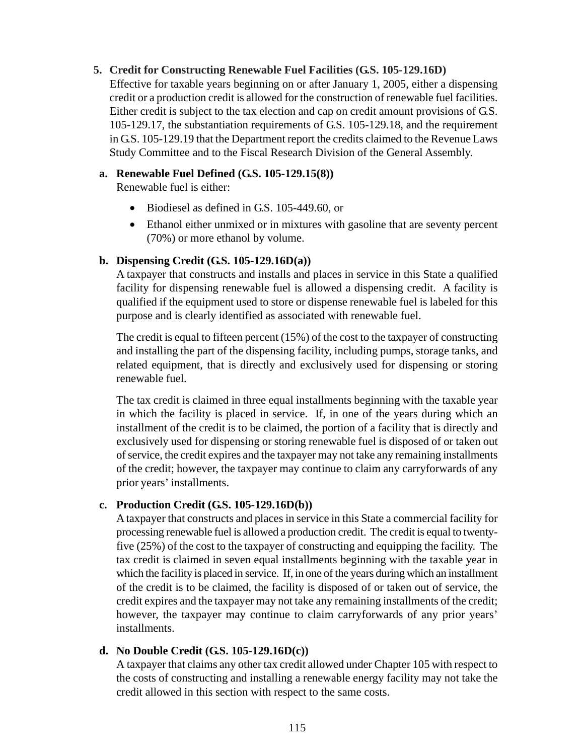### 5. Credit for Constructing Renewable Fuel Facilities (G.S. 105-129.16D)

Effective for taxable years beginning on or after January 1, 2005, either a dispensing credit or a production credit is allowed for the construction of renewable fuel facilities. Either credit is subject to the tax election and cap on credit amount provisions of G.S. 105-129.17, the substantiation requirements of G.S. 105-129.18, and the requirement in G.S. 105-129.19 that the Department report the credits claimed to the Revenue Laws Study Committee and to the Fiscal Research Division of the General Assembly.

#### a. Renewable Fuel Defined (G.S. 105-129.15(8))

Renewable fuel is either:

- Biodiesel as defined in G.S. 105-449.60, or
- Ethanol either unmixed or in mixtures with gasoline that are seventy percent (70%) or more ethanol by volume.

#### b. Dispensing Credit (G.S. 105-129.16D(a))

A taxpayer that constructs and installs and places in service in this State a qualified facility for dispensing renewable fuel is allowed a dispensing credit. A facility is qualified if the equipment used to store or dispense renewable fuel is labeled for this purpose and is clearly identified as associated with renewable fuel.

The credit is equal to fifteen percent (15%) of the cost to the taxpayer of constructing and installing the part of the dispensing facility, including pumps, storage tanks, and related equipment, that is directly and exclusively used for dispensing or storing renewable fuel.

The tax credit is claimed in three equal installments beginning with the taxable year in which the facility is placed in service. If, in one of the years during which an installment of the credit is to be claimed, the portion of a facility that is directly and exclusively used for dispensing or storing renewable fuel is disposed of or taken out of service, the credit expires and the taxpayer may not take any remaining installments of the credit; however, the taxpayer may continue to claim any carryforwards of any prior years' installments.

#### c. Production Credit (G.S. 105-129.16D(b))

A taxpayer that constructs and places in service in this State a commercial facility for processing renewable fuel is allowed a production credit. The credit is equal to twenty-five (25%) of the cost to the taxpayer of constructing and equipping the facility. The tax credit is claimed in seven equal installments beginning with the taxable year in which the facility is placed in service. If, in one of the years during which an installment of the credit is to be claimed, the facility is disposed of or taken out of service, the credit expires and the taxpayer may not take any remaining installments of the credit; however, the taxpayer may continue to claim carryforwards of any prior years' installments.

#### d. No Double Credit (G.S. 105-129.16D(c))

A taxpayer that claims any other tax credit allowed under Chapter 105 with respect to the costs of constructing and installing a renewable energy facility may not take the credit allowed in this section with respect to the same costs.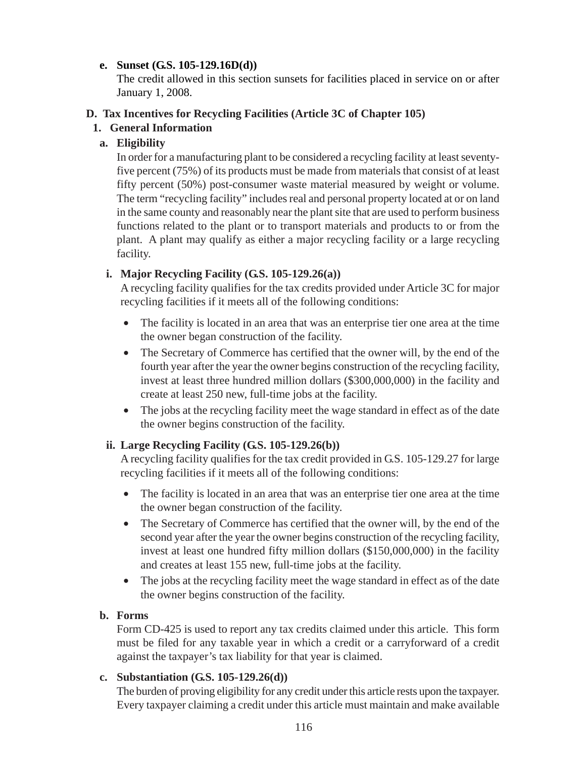**e. Sunset (G.S. 105-129.16D(d))**

The credit allowed in this section sunsets for facilities placed in service on or after January 1, 2008.

## D. Tax Incentives for Recycling Facilities (Article 3C of Chapter 105)

### 1. General Information

**a. Eligibility**

In order for a manufacturing plant to be considered a recycling facility at least seventy-five percent (75%) of its products must be made from materials that consist of at least fifty percent (50%) post-consumer waste material measured by weight or volume. The term "recycling facility" includes real and personal property located at or on land in the same county and reasonably near the plant site that are used to perform business functions related to the plant or to transport materials and products to or from the plant. A plant may qualify as either a major recycling facility or a large recycling facility.

**i. Major Recycling Facility (G.S. 105-129.26(a))**

A recycling facility qualifies for the tax credits provided under Article 3C for major recycling facilities if it meets all of the following conditions:

- The facility is located in an area that was an enterprise tier one area at the time the owner began construction of the facility.
- The Secretary of Commerce has certified that the owner will, by the end of the fourth year after the year the owner begins construction of the recycling facility, invest at least three hundred million dollars ($300,000,000) in the facility and create at least 250 new, full-time jobs at the facility.
- The jobs at the recycling facility meet the wage standard in effect as of the date the owner begins construction of the facility.

**ii. Large Recycling Facility (G.S. 105-129.26(b))**

A recycling facility qualifies for the tax credit provided in G.S. 105-129.27 for large recycling facilities if it meets all of the following conditions:

- The facility is located in an area that was an enterprise tier one area at the time the owner began construction of the facility.
- The Secretary of Commerce has certified that the owner will, by the end of the second year after the year the owner begins construction of the recycling facility, invest at least one hundred fifty million dollars ($150,000,000) in the facility and creates at least 155 new, full-time jobs at the facility.
- The jobs at the recycling facility meet the wage standard in effect as of the date the owner begins construction of the facility.

**b. Forms**

Form CD-425 is used to report any tax credits claimed under this article. This form must be filed for any taxable year in which a credit or a carryforward of a credit against the taxpayer's tax liability for that year is claimed.

**c. Substantiation (G.S. 105-129.26(d))**

The burden of proving eligibility for any credit under this article rests upon the taxpayer. Every taxpayer claiming a credit under this article must maintain and make available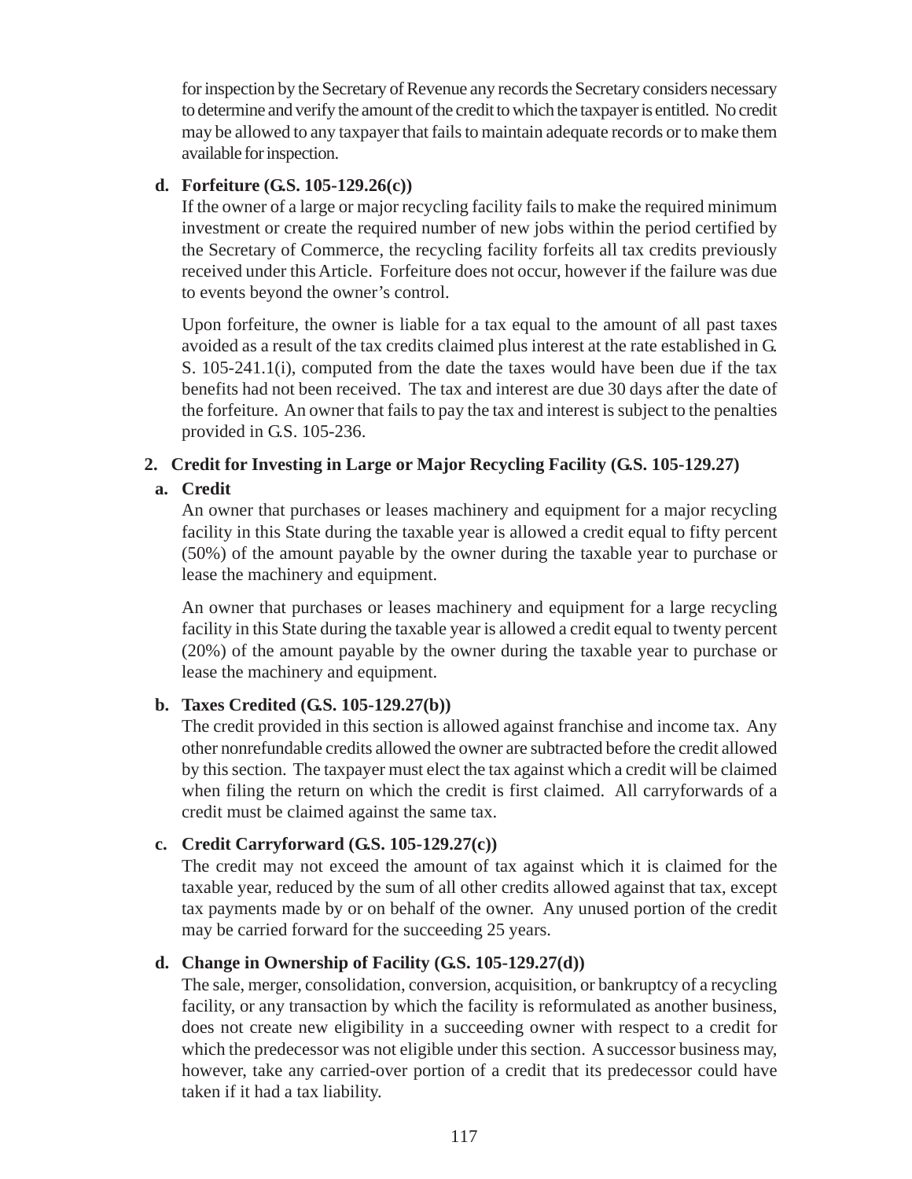for inspection by the Secretary of Revenue any records the Secretary considers necessary to determine and verify the amount of the credit to which the taxpayer is entitled. No credit may be allowed to any taxpayer that fails to maintain adequate records or to make them available for inspection.

**d. Forfeiture (G.S. 105-129.26(c))**

If the owner of a large or major recycling facility fails to make the required minimum investment or create the required number of new jobs within the period certified by the Secretary of Commerce, the recycling facility forfeits all tax credits previously received under this Article. Forfeiture does not occur, however if the failure was due to events beyond the owner's control.

Upon forfeiture, the owner is liable for a tax equal to the amount of all past taxes avoided as a result of the tax credits claimed plus interest at the rate established in G. S. 105-241.1(i), computed from the date the taxes would have been due if the tax benefits had not been received. The tax and interest are due 30 days after the date of the forfeiture. An owner that fails to pay the tax and interest is subject to the penalties provided in G.S. 105-236.

**2. Credit for Investing in Large or Major Recycling Facility (G.S. 105-129.27)**

**a. Credit**

An owner that purchases or leases machinery and equipment for a major recycling facility in this State during the taxable year is allowed a credit equal to fifty percent (50%) of the amount payable by the owner during the taxable year to purchase or lease the machinery and equipment.

An owner that purchases or leases machinery and equipment for a large recycling facility in this State during the taxable year is allowed a credit equal to twenty percent (20%) of the amount payable by the owner during the taxable year to purchase or lease the machinery and equipment.

**b. Taxes Credited (G.S. 105-129.27(b))**

The credit provided in this section is allowed against franchise and income tax. Any other nonrefundable credits allowed the owner are subtracted before the credit allowed by this section. The taxpayer must elect the tax against which a credit will be claimed when filing the return on which the credit is first claimed. All carryforwards of a credit must be claimed against the same tax.

**c. Credit Carryforward (G.S. 105-129.27(c))**

The credit may not exceed the amount of tax against which it is claimed for the taxable year, reduced by the sum of all other credits allowed against that tax, except tax payments made by or on behalf of the owner. Any unused portion of the credit may be carried forward for the succeeding 25 years.

**d. Change in Ownership of Facility (G.S. 105-129.27(d))**

The sale, merger, consolidation, conversion, acquisition, or bankruptcy of a recycling facility, or any transaction by which the facility is reformulated as another business, does not create new eligibility in a succeeding owner with respect to a credit for which the predecessor was not eligible under this section. A successor business may, however, take any carried-over portion of a credit that its predecessor could have taken if it had a tax liability.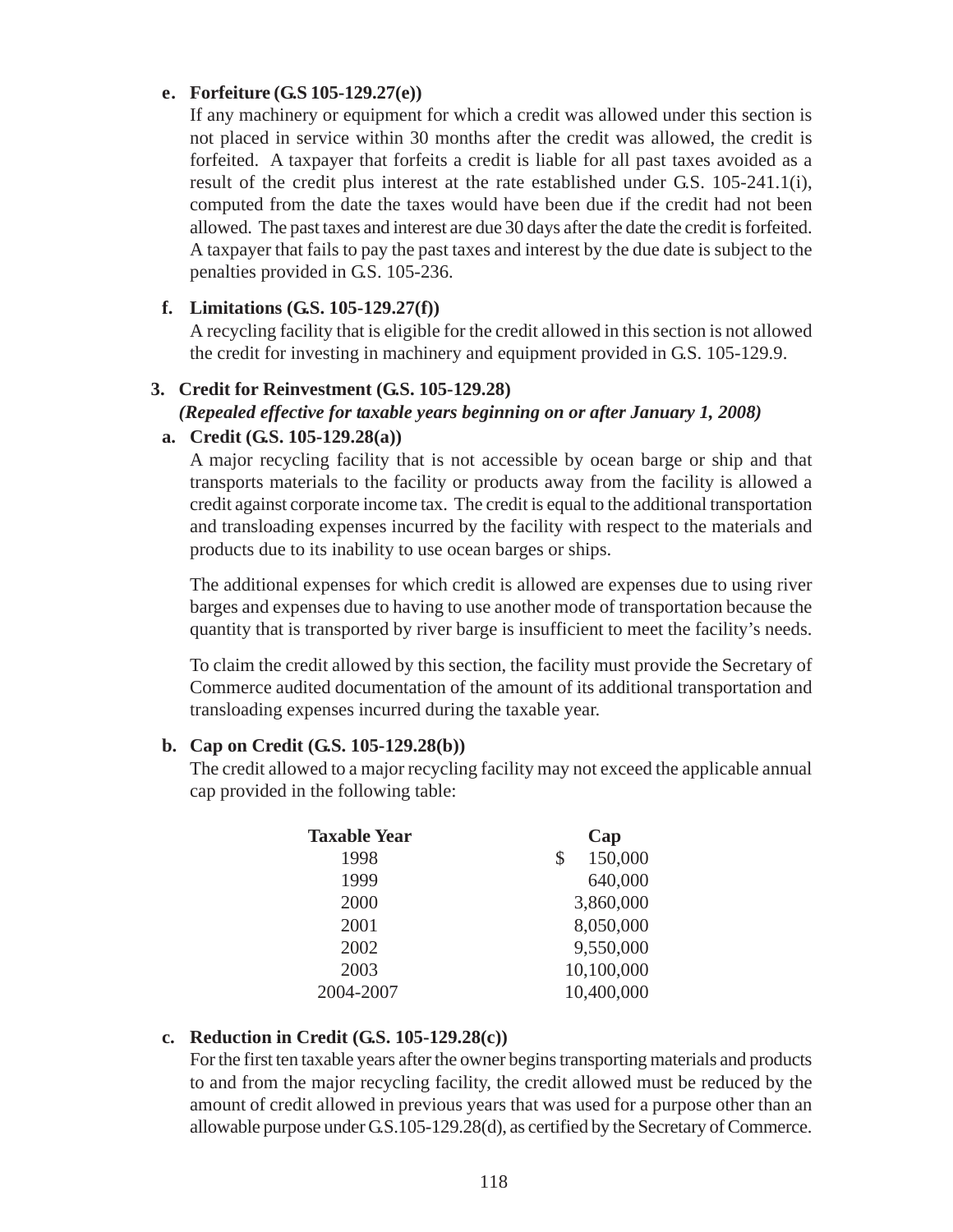**e. Forfeiture (G.S 105-129.27(e))**

If any machinery or equipment for which a credit was allowed under this section is not placed in service within 30 months after the credit was allowed, the credit is forfeited. A taxpayer that forfeits a credit is liable for all past taxes avoided as a result of the credit plus interest at the rate established under G.S. 105-241.1(i), computed from the date the taxes would have been due if the credit had not been allowed. The past taxes and interest are due 30 days after the date the credit is forfeited. A taxpayer that fails to pay the past taxes and interest by the due date is subject to the penalties provided in G.S. 105-236.

**f. Limitations (G.S. 105-129.27(f))**

A recycling facility that is eligible for the credit allowed in this section is not allowed the credit for investing in machinery and equipment provided in G.S. 105-129.9.

**3. Credit for Reinvestment (G.S. 105-129.28)**

***(Repealed effective for taxable years beginning on or after January 1, 2008)***

**a. Credit (G.S. 105-129.28(a))**

A major recycling facility that is not accessible by ocean barge or ship and that transports materials to the facility or products away from the facility is allowed a credit against corporate income tax. The credit is equal to the additional transportation and transloading expenses incurred by the facility with respect to the materials and products due to its inability to use ocean barges or ships.

The additional expenses for which credit is allowed are expenses due to using river barges and expenses due to having to use another mode of transportation because the quantity that is transported by river barge is insufficient to meet the facility's needs.

To claim the credit allowed by this section, the facility must provide the Secretary of Commerce audited documentation of the amount of its additional transportation and transloading expenses incurred during the taxable year.

**b. Cap on Credit (G.S. 105-129.28(b))**

The credit allowed to a major recycling facility may not exceed the applicable annual cap provided in the following table:

| Taxable Year | Cap |
|---|---|
| 1998 | $ 150,000 |
| 1999 | 640,000 |
| 2000 | 3,860,000 |
| 2001 | 8,050,000 |
| 2002 | 9,550,000 |
| 2003 | 10,100,000 |
| 2004-2007 | 10,400,000 |

**c. Reduction in Credit (G.S. 105-129.28(c))**

For the first ten taxable years after the owner begins transporting materials and products to and from the major recycling facility, the credit allowed must be reduced by the amount of credit allowed in previous years that was used for a purpose other than an allowable purpose under G.S.105-129.28(d), as certified by the Secretary of Commerce.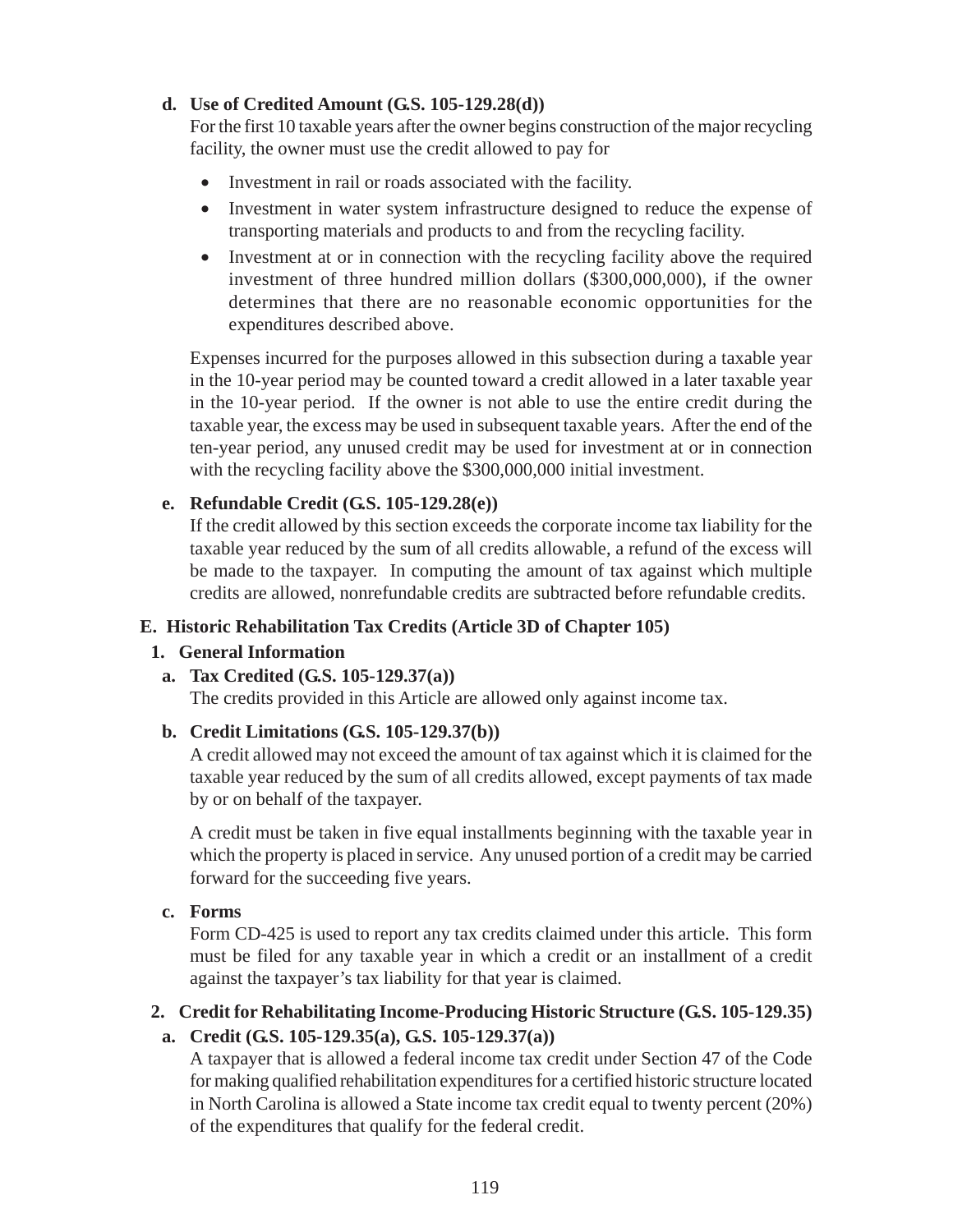**d. Use of Credited Amount (G.S. 105-129.28(d))**

For the first 10 taxable years after the owner begins construction of the major recycling facility, the owner must use the credit allowed to pay for

- Investment in rail or roads associated with the facility.
- Investment in water system infrastructure designed to reduce the expense of transporting materials and products to and from the recycling facility.
- Investment at or in connection with the recycling facility above the required investment of three hundred million dollars ($300,000,000), if the owner determines that there are no reasonable economic opportunities for the expenditures described above.

Expenses incurred for the purposes allowed in this subsection during a taxable year in the 10-year period may be counted toward a credit allowed in a later taxable year in the 10-year period. If the owner is not able to use the entire credit during the taxable year, the excess may be used in subsequent taxable years. After the end of the ten-year period, any unused credit may be used for investment at or in connection with the recycling facility above the $300,000,000 initial investment.

**e. Refundable Credit (G.S. 105-129.28(e))**

If the credit allowed by this section exceeds the corporate income tax liability for the taxable year reduced by the sum of all credits allowable, a refund of the excess will be made to the taxpayer. In computing the amount of tax against which multiple credits are allowed, nonrefundable credits are subtracted before refundable credits.

## E. Historic Rehabilitation Tax Credits (Article 3D of Chapter 105)

### 1. General Information

**a. Tax Credited (G.S. 105-129.37(a))**

The credits provided in this Article are allowed only against income tax.

**b. Credit Limitations (G.S. 105-129.37(b))**

A credit allowed may not exceed the amount of tax against which it is claimed for the taxable year reduced by the sum of all credits allowed, except payments of tax made by or on behalf of the taxpayer.

A credit must be taken in five equal installments beginning with the taxable year in which the property is placed in service. Any unused portion of a credit may be carried forward for the succeeding five years.

**c. Forms**

Form CD-425 is used to report any tax credits claimed under this article. This form must be filed for any taxable year in which a credit or an installment of a credit against the taxpayer's tax liability for that year is claimed.

### 2. Credit for Rehabilitating Income-Producing Historic Structure (G.S. 105-129.35)

**a. Credit (G.S. 105-129.35(a), G.S. 105-129.37(a))**

A taxpayer that is allowed a federal income tax credit under Section 47 of the Code for making qualified rehabilitation expenditures for a certified historic structure located in North Carolina is allowed a State income tax credit equal to twenty percent (20%) of the expenditures that qualify for the federal credit.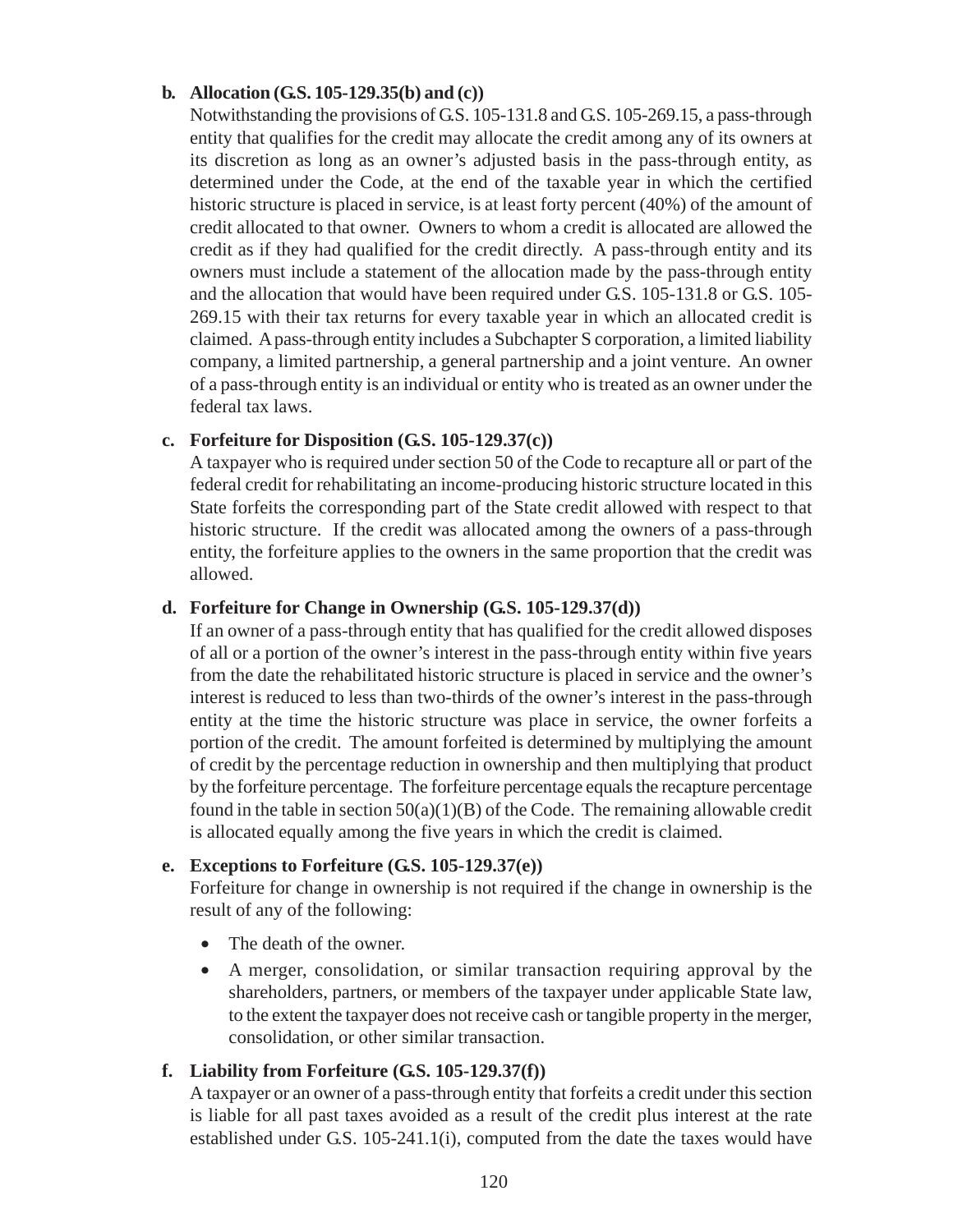**b. Allocation (G.S. 105-129.35(b) and (c))**

Notwithstanding the provisions of G.S. 105-131.8 and G.S. 105-269.15, a pass-through entity that qualifies for the credit may allocate the credit among any of its owners at its discretion as long as an owner's adjusted basis in the pass-through entity, as determined under the Code, at the end of the taxable year in which the certified historic structure is placed in service, is at least forty percent (40%) of the amount of credit allocated to that owner. Owners to whom a credit is allocated are allowed the credit as if they had qualified for the credit directly. A pass-through entity and its owners must include a statement of the allocation made by the pass-through entity and the allocation that would have been required under G.S. 105-131.8 or G.S. 105-269.15 with their tax returns for every taxable year in which an allocated credit is claimed. A pass-through entity includes a Subchapter S corporation, a limited liability company, a limited partnership, a general partnership and a joint venture. An owner of a pass-through entity is an individual or entity who is treated as an owner under the federal tax laws.

**c. Forfeiture for Disposition (G.S. 105-129.37(c))**

A taxpayer who is required under section 50 of the Code to recapture all or part of the federal credit for rehabilitating an income-producing historic structure located in this State forfeits the corresponding part of the State credit allowed with respect to that historic structure. If the credit was allocated among the owners of a pass-through entity, the forfeiture applies to the owners in the same proportion that the credit was allowed.

**d. Forfeiture for Change in Ownership (G.S. 105-129.37(d))**

If an owner of a pass-through entity that has qualified for the credit allowed disposes of all or a portion of the owner's interest in the pass-through entity within five years from the date the rehabilitated historic structure is placed in service and the owner's interest is reduced to less than two-thirds of the owner's interest in the pass-through entity at the time the historic structure was place in service, the owner forfeits a portion of the credit. The amount forfeited is determined by multiplying the amount of credit by the percentage reduction in ownership and then multiplying that product by the forfeiture percentage. The forfeiture percentage equals the recapture percentage found in the table in section 50(a)(1)(B) of the Code. The remaining allowable credit is allocated equally among the five years in which the credit is claimed.

**e. Exceptions to Forfeiture (G.S. 105-129.37(e))**

Forfeiture for change in ownership is not required if the change in ownership is the result of any of the following:

- The death of the owner.
- A merger, consolidation, or similar transaction requiring approval by the shareholders, partners, or members of the taxpayer under applicable State law, to the extent the taxpayer does not receive cash or tangible property in the merger, consolidation, or other similar transaction.

**f. Liability from Forfeiture (G.S. 105-129.37(f))**

A taxpayer or an owner of a pass-through entity that forfeits a credit under this section is liable for all past taxes avoided as a result of the credit plus interest at the rate established under G.S. 105-241.1(i), computed from the date the taxes would have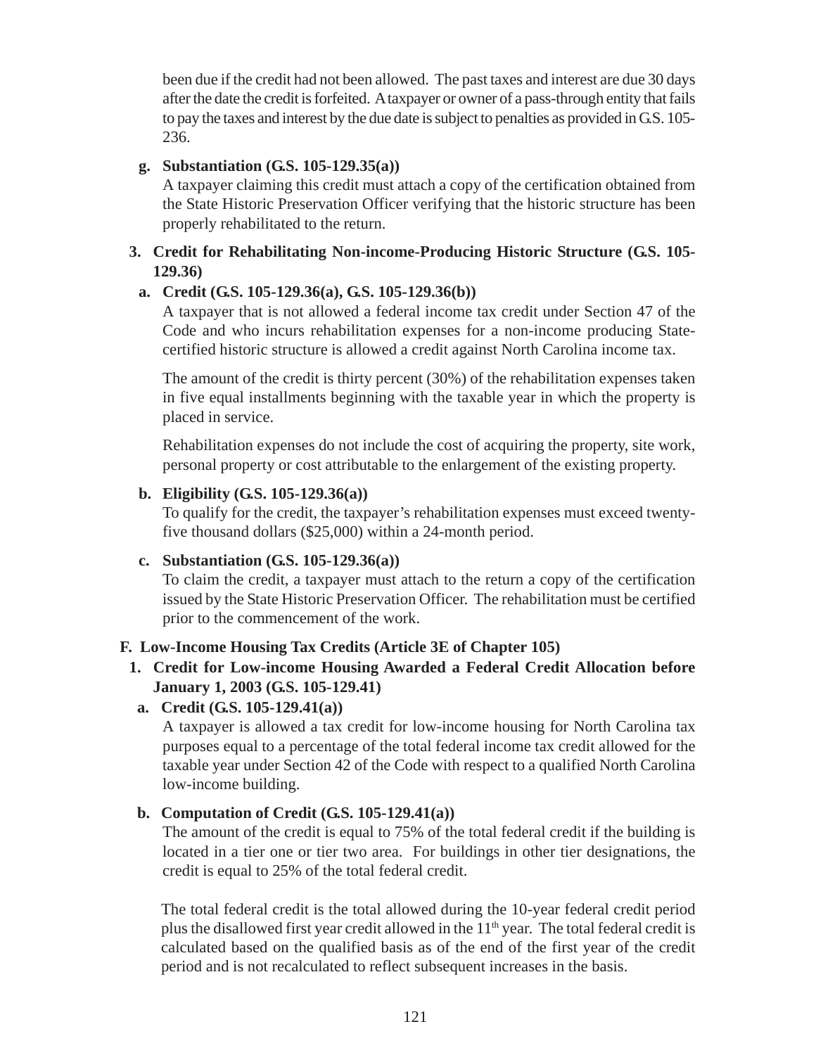been due if the credit had not been allowed. The past taxes and interest are due 30 days after the date the credit is forfeited. A taxpayer or owner of a pass-through entity that fails to pay the taxes and interest by the due date is subject to penalties as provided in G.S. 105-236.

**g. Substantiation (G.S. 105-129.35(a))**

A taxpayer claiming this credit must attach a copy of the certification obtained from the State Historic Preservation Officer verifying that the historic structure has been properly rehabilitated to the return.

**3. Credit for Rehabilitating Non-income-Producing Historic Structure (G.S. 105-129.36)**

**a. Credit (G.S. 105-129.36(a), G.S. 105-129.36(b))**

A taxpayer that is not allowed a federal income tax credit under Section 47 of the Code and who incurs rehabilitation expenses for a non-income producing State-certified historic structure is allowed a credit against North Carolina income tax.

The amount of the credit is thirty percent (30%) of the rehabilitation expenses taken in five equal installments beginning with the taxable year in which the property is placed in service.

Rehabilitation expenses do not include the cost of acquiring the property, site work, personal property or cost attributable to the enlargement of the existing property.

**b. Eligibility (G.S. 105-129.36(a))**

To qualify for the credit, the taxpayer's rehabilitation expenses must exceed twenty-five thousand dollars ($25,000) within a 24-month period.

**c. Substantiation (G.S. 105-129.36(a))**

To claim the credit, a taxpayer must attach to the return a copy of the certification issued by the State Historic Preservation Officer. The rehabilitation must be certified prior to the commencement of the work.

**F. Low-Income Housing Tax Credits (Article 3E of Chapter 105)**

**1. Credit for Low-income Housing Awarded a Federal Credit Allocation before January 1, 2003 (G.S. 105-129.41)**

**a. Credit (G.S. 105-129.41(a))**

A taxpayer is allowed a tax credit for low-income housing for North Carolina tax purposes equal to a percentage of the total federal income tax credit allowed for the taxable year under Section 42 of the Code with respect to a qualified North Carolina low-income building.

**b. Computation of Credit (G.S. 105-129.41(a))**

The amount of the credit is equal to 75% of the total federal credit if the building is located in a tier one or tier two area. For buildings in other tier designations, the credit is equal to 25% of the total federal credit.

The total federal credit is the total allowed during the 10-year federal credit period plus the disallowed first year credit allowed in the 11th year. The total federal credit is calculated based on the qualified basis as of the end of the first year of the credit period and is not recalculated to reflect subsequent increases in the basis.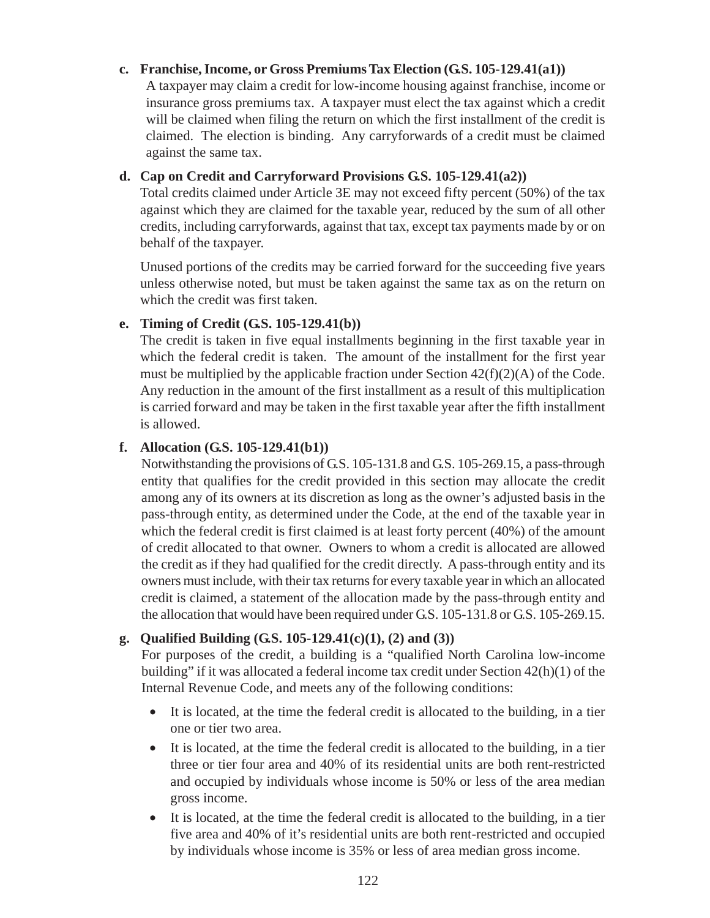**c. Franchise, Income, or Gross Premiums Tax Election (G.S. 105-129.41(a1))**

A taxpayer may claim a credit for low-income housing against franchise, income or insurance gross premiums tax. A taxpayer must elect the tax against which a credit will be claimed when filing the return on which the first installment of the credit is claimed. The election is binding. Any carryforwards of a credit must be claimed against the same tax.

**d. Cap on Credit and Carryforward Provisions G.S. 105-129.41(a2))**

Total credits claimed under Article 3E may not exceed fifty percent (50%) of the tax against which they are claimed for the taxable year, reduced by the sum of all other credits, including carryforwards, against that tax, except tax payments made by or on behalf of the taxpayer.

Unused portions of the credits may be carried forward for the succeeding five years unless otherwise noted, but must be taken against the same tax as on the return on which the credit was first taken.

**e. Timing of Credit (G.S. 105-129.41(b))**

The credit is taken in five equal installments beginning in the first taxable year in which the federal credit is taken. The amount of the installment for the first year must be multiplied by the applicable fraction under Section 42(f)(2)(A) of the Code. Any reduction in the amount of the first installment as a result of this multiplication is carried forward and may be taken in the first taxable year after the fifth installment is allowed.

**f. Allocation (G.S. 105-129.41(b1))**

Notwithstanding the provisions of G.S. 105-131.8 and G.S. 105-269.15, a pass-through entity that qualifies for the credit provided in this section may allocate the credit among any of its owners at its discretion as long as the owner's adjusted basis in the pass-through entity, as determined under the Code, at the end of the taxable year in which the federal credit is first claimed is at least forty percent (40%) of the amount of credit allocated to that owner. Owners to whom a credit is allocated are allowed the credit as if they had qualified for the credit directly. A pass-through entity and its owners must include, with their tax returns for every taxable year in which an allocated credit is claimed, a statement of the allocation made by the pass-through entity and the allocation that would have been required under G.S. 105-131.8 or G.S. 105-269.15.

**g. Qualified Building (G.S. 105-129.41(c)(1), (2) and (3))**

For purposes of the credit, a building is a "qualified North Carolina low-income building" if it was allocated a federal income tax credit under Section 42(h)(1) of the Internal Revenue Code, and meets any of the following conditions:

- It is located, at the time the federal credit is allocated to the building, in a tier one or tier two area.
- It is located, at the time the federal credit is allocated to the building, in a tier three or tier four area and 40% of its residential units are both rent-restricted and occupied by individuals whose income is 50% or less of the area median gross income.
- It is located, at the time the federal credit is allocated to the building, in a tier five area and 40% of it's residential units are both rent-restricted and occupied by individuals whose income is 35% or less of area median gross income.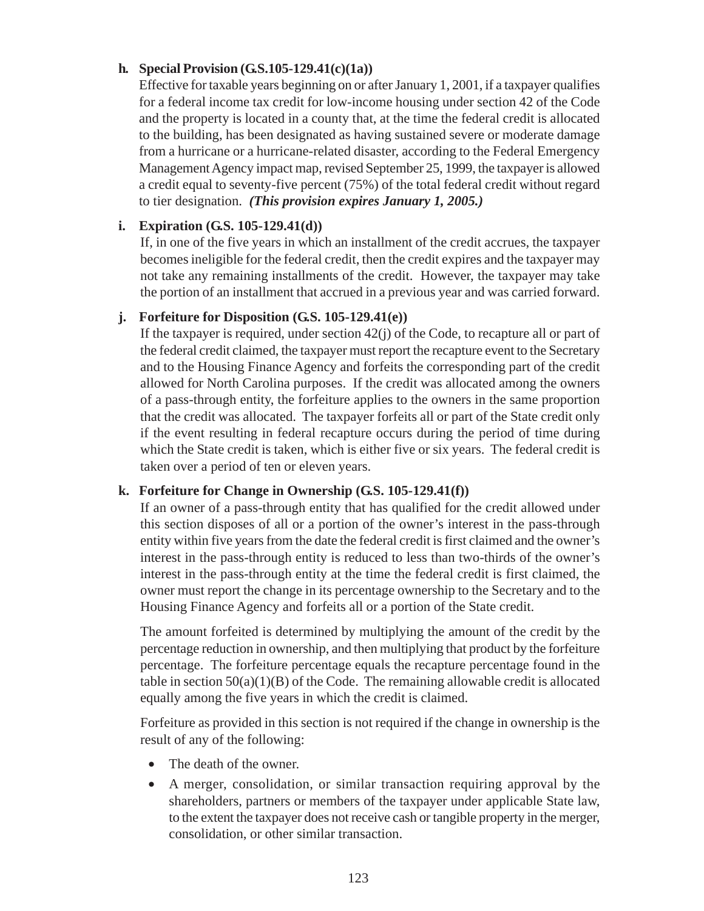**h. Special Provision (G.S.105-129.41(c)(1a))**

Effective for taxable years beginning on or after January 1, 2001, if a taxpayer qualifies for a federal income tax credit for low-income housing under section 42 of the Code and the property is located in a county that, at the time the federal credit is allocated to the building, has been designated as having sustained severe or moderate damage from a hurricane or a hurricane-related disaster, according to the Federal Emergency Management Agency impact map, revised September 25, 1999, the taxpayer is allowed a credit equal to seventy-five percent (75%) of the total federal credit without regard to tier designation. ***(This provision expires January 1, 2005.)***

**i. Expiration (G.S. 105-129.41(d))**

If, in one of the five years in which an installment of the credit accrues, the taxpayer becomes ineligible for the federal credit, then the credit expires and the taxpayer may not take any remaining installments of the credit. However, the taxpayer may take the portion of an installment that accrued in a previous year and was carried forward.

**j. Forfeiture for Disposition (G.S. 105-129.41(e))**

If the taxpayer is required, under section 42(j) of the Code, to recapture all or part of the federal credit claimed, the taxpayer must report the recapture event to the Secretary and to the Housing Finance Agency and forfeits the corresponding part of the credit allowed for North Carolina purposes. If the credit was allocated among the owners of a pass-through entity, the forfeiture applies to the owners in the same proportion that the credit was allocated. The taxpayer forfeits all or part of the State credit only if the event resulting in federal recapture occurs during the period of time during which the State credit is taken, which is either five or six years. The federal credit is taken over a period of ten or eleven years.

**k. Forfeiture for Change in Ownership (G.S. 105-129.41(f))**

If an owner of a pass-through entity that has qualified for the credit allowed under this section disposes of all or a portion of the owner's interest in the pass-through entity within five years from the date the federal credit is first claimed and the owner's interest in the pass-through entity is reduced to less than two-thirds of the owner's interest in the pass-through entity at the time the federal credit is first claimed, the owner must report the change in its percentage ownership to the Secretary and to the Housing Finance Agency and forfeits all or a portion of the State credit.

The amount forfeited is determined by multiplying the amount of the credit by the percentage reduction in ownership, and then multiplying that product by the forfeiture percentage. The forfeiture percentage equals the recapture percentage found in the table in section 50(a)(1)(B) of the Code. The remaining allowable credit is allocated equally among the five years in which the credit is claimed.

Forfeiture as provided in this section is not required if the change in ownership is the result of any of the following:

- The death of the owner.
- A merger, consolidation, or similar transaction requiring approval by the shareholders, partners or members of the taxpayer under applicable State law, to the extent the taxpayer does not receive cash or tangible property in the merger, consolidation, or other similar transaction.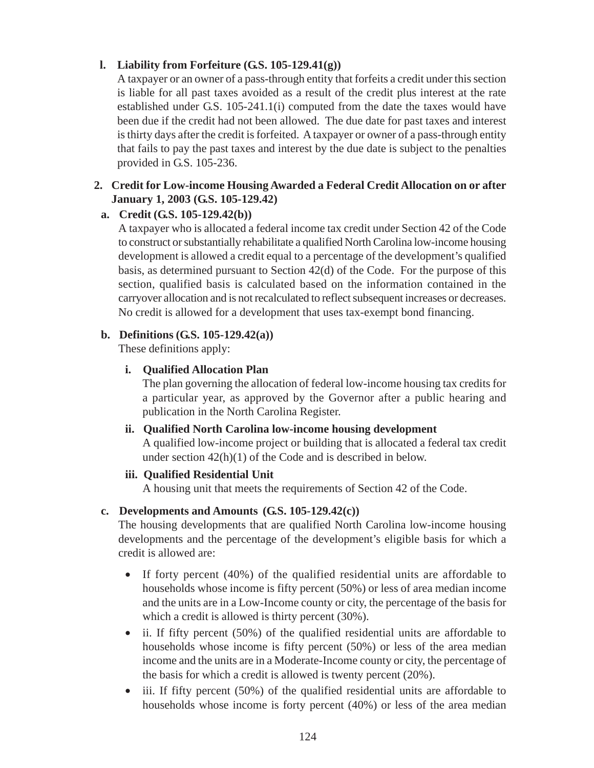**l. Liability from Forfeiture (G.S. 105-129.41(g))**

A taxpayer or an owner of a pass-through entity that forfeits a credit under this section is liable for all past taxes avoided as a result of the credit plus interest at the rate established under G.S. 105-241.1(i) computed from the date the taxes would have been due if the credit had not been allowed. The due date for past taxes and interest is thirty days after the credit is forfeited. A taxpayer or owner of a pass-through entity that fails to pay the past taxes and interest by the due date is subject to the penalties provided in G.S. 105-236.

**2. Credit for Low-income Housing Awarded a Federal Credit Allocation on or after January 1, 2003 (G.S. 105-129.42)**

**a. Credit (G.S. 105-129.42(b))**

A taxpayer who is allocated a federal income tax credit under Section 42 of the Code to construct or substantially rehabilitate a qualified North Carolina low-income housing development is allowed a credit equal to a percentage of the development's qualified basis, as determined pursuant to Section 42(d) of the Code. For the purpose of this section, qualified basis is calculated based on the information contained in the carryover allocation and is not recalculated to reflect subsequent increases or decreases. No credit is allowed for a development that uses tax-exempt bond financing.

**b. Definitions (G.S. 105-129.42(a))**

These definitions apply:

**i. Qualified Allocation Plan**

The plan governing the allocation of federal low-income housing tax credits for a particular year, as approved by the Governor after a public hearing and publication in the North Carolina Register.

**ii. Qualified North Carolina low-income housing development**

A qualified low-income project or building that is allocated a federal tax credit under section 42(h)(1) of the Code and is described in below.

**iii. Qualified Residential Unit**

A housing unit that meets the requirements of Section 42 of the Code.

**c. Developments and Amounts (G.S. 105-129.42(c))**

The housing developments that are qualified North Carolina low-income housing developments and the percentage of the development's eligible basis for which a credit is allowed are:

- If forty percent (40%) of the qualified residential units are affordable to households whose income is fifty percent (50%) or less of area median income and the units are in a Low-Income county or city, the percentage of the basis for which a credit is allowed is thirty percent (30%).
- ii. If fifty percent (50%) of the qualified residential units are affordable to households whose income is fifty percent (50%) or less of the area median income and the units are in a Moderate-Income county or city, the percentage of the basis for which a credit is allowed is twenty percent (20%).
- iii. If fifty percent (50%) of the qualified residential units are affordable to households whose income is forty percent (40%) or less of the area median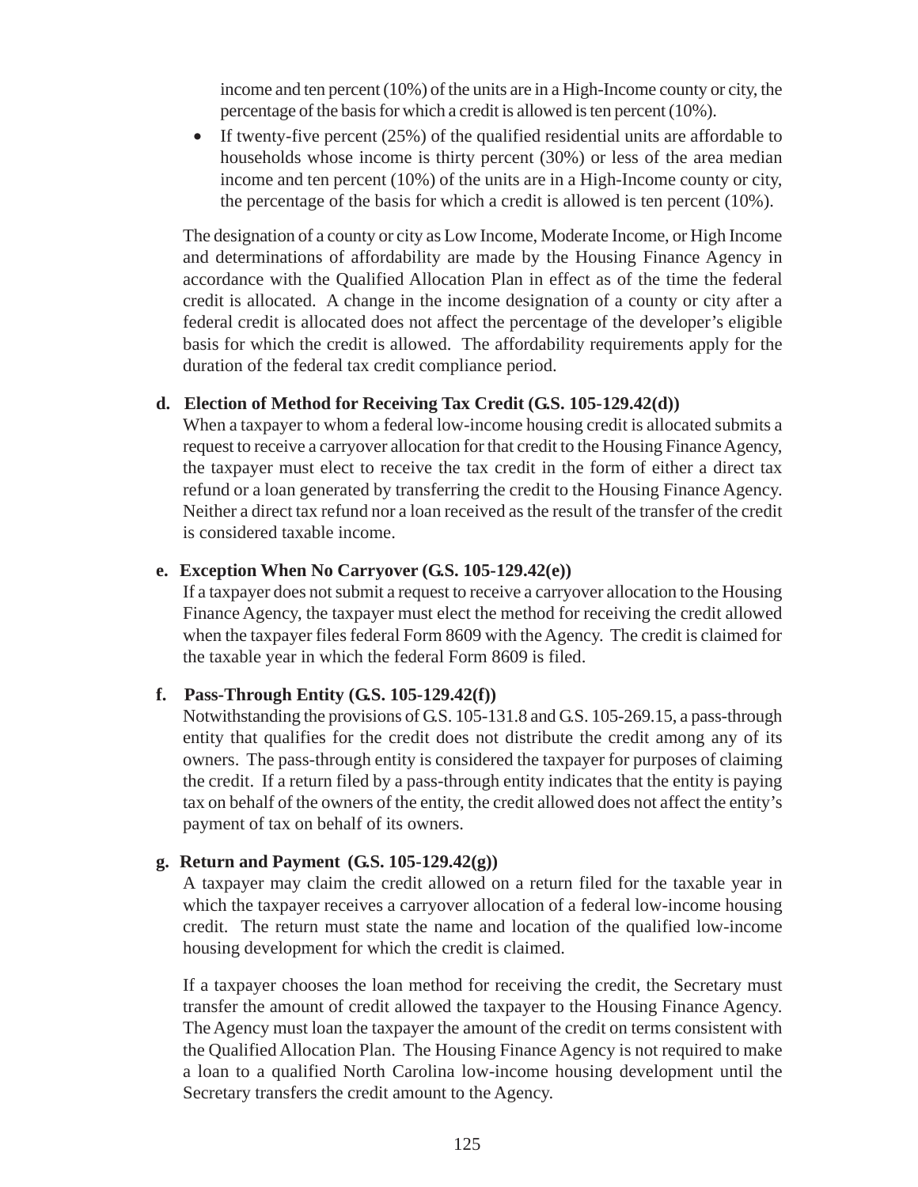income and ten percent (10%) of the units are in a High-Income county or city, the percentage of the basis for which a credit is allowed is ten percent (10%).

- If twenty-five percent (25%) of the qualified residential units are affordable to households whose income is thirty percent (30%) or less of the area median income and ten percent (10%) of the units are in a High-Income county or city, the percentage of the basis for which a credit is allowed is ten percent (10%).

The designation of a county or city as Low Income, Moderate Income, or High Income and determinations of affordability are made by the Housing Finance Agency in accordance with the Qualified Allocation Plan in effect as of the time the federal credit is allocated. A change in the income designation of a county or city after a federal credit is allocated does not affect the percentage of the developer's eligible basis for which the credit is allowed. The affordability requirements apply for the duration of the federal tax credit compliance period.

**d. Election of Method for Receiving Tax Credit (G.S. 105-129.42(d))**

When a taxpayer to whom a federal low-income housing credit is allocated submits a request to receive a carryover allocation for that credit to the Housing Finance Agency, the taxpayer must elect to receive the tax credit in the form of either a direct tax refund or a loan generated by transferring the credit to the Housing Finance Agency. Neither a direct tax refund nor a loan received as the result of the transfer of the credit is considered taxable income.

**e. Exception When No Carryover (G.S. 105-129.42(e))**

If a taxpayer does not submit a request to receive a carryover allocation to the Housing Finance Agency, the taxpayer must elect the method for receiving the credit allowed when the taxpayer files federal Form 8609 with the Agency. The credit is claimed for the taxable year in which the federal Form 8609 is filed.

**f. Pass-Through Entity (G.S. 105-129.42(f))**

Notwithstanding the provisions of G.S. 105-131.8 and G.S. 105-269.15, a pass-through entity that qualifies for the credit does not distribute the credit among any of its owners. The pass-through entity is considered the taxpayer for purposes of claiming the credit. If a return filed by a pass-through entity indicates that the entity is paying tax on behalf of the owners of the entity, the credit allowed does not affect the entity's payment of tax on behalf of its owners.

**g. Return and Payment (G.S. 105-129.42(g))**

A taxpayer may claim the credit allowed on a return filed for the taxable year in which the taxpayer receives a carryover allocation of a federal low-income housing credit. The return must state the name and location of the qualified low-income housing development for which the credit is claimed.

If a taxpayer chooses the loan method for receiving the credit, the Secretary must transfer the amount of credit allowed the taxpayer to the Housing Finance Agency. The Agency must loan the taxpayer the amount of the credit on terms consistent with the Qualified Allocation Plan. The Housing Finance Agency is not required to make a loan to a qualified North Carolina low-income housing development until the Secretary transfers the credit amount to the Agency.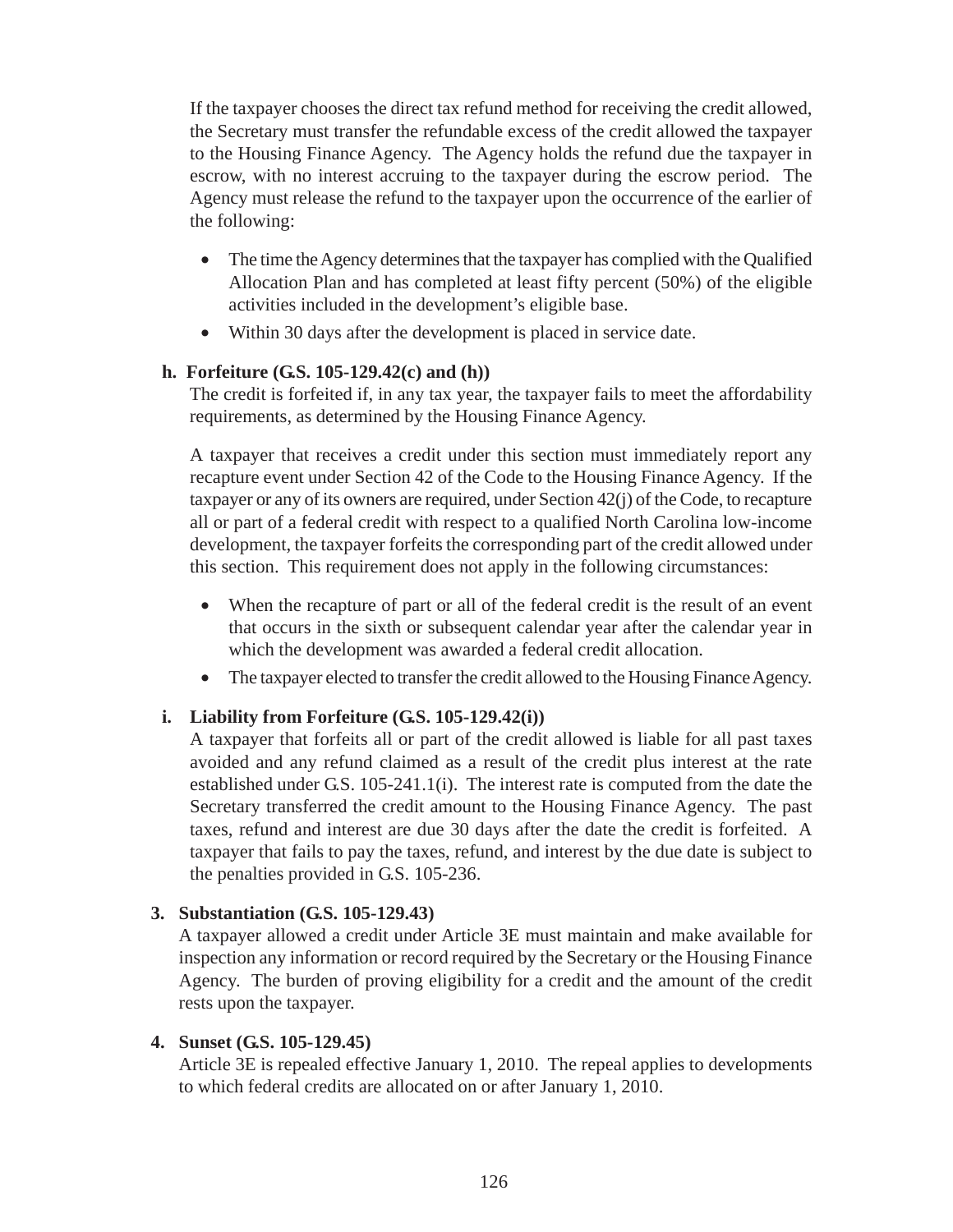If the taxpayer chooses the direct tax refund method for receiving the credit allowed, the Secretary must transfer the refundable excess of the credit allowed the taxpayer to the Housing Finance Agency. The Agency holds the refund due the taxpayer in escrow, with no interest accruing to the taxpayer during the escrow period. The Agency must release the refund to the taxpayer upon the occurrence of the earlier of the following:

- The time the Agency determines that the taxpayer has complied with the Qualified Allocation Plan and has completed at least fifty percent (50%) of the eligible activities included in the development's eligible base.
- Within 30 days after the development is placed in service date.

**h. Forfeiture (G.S. 105-129.42(c) and (h))**

The credit is forfeited if, in any tax year, the taxpayer fails to meet the affordability requirements, as determined by the Housing Finance Agency.

A taxpayer that receives a credit under this section must immediately report any recapture event under Section 42 of the Code to the Housing Finance Agency. If the taxpayer or any of its owners are required, under Section 42(j) of the Code, to recapture all or part of a federal credit with respect to a qualified North Carolina low-income development, the taxpayer forfeits the corresponding part of the credit allowed under this section. This requirement does not apply in the following circumstances:

- When the recapture of part or all of the federal credit is the result of an event that occurs in the sixth or subsequent calendar year after the calendar year in which the development was awarded a federal credit allocation.
- The taxpayer elected to transfer the credit allowed to the Housing Finance Agency.

**i. Liability from Forfeiture (G.S. 105-129.42(i))**

A taxpayer that forfeits all or part of the credit allowed is liable for all past taxes avoided and any refund claimed as a result of the credit plus interest at the rate established under G.S. 105-241.1(i). The interest rate is computed from the date the Secretary transferred the credit amount to the Housing Finance Agency. The past taxes, refund and interest are due 30 days after the date the credit is forfeited. A taxpayer that fails to pay the taxes, refund, and interest by the due date is subject to the penalties provided in G.S. 105-236.

**3. Substantiation (G.S. 105-129.43)**

A taxpayer allowed a credit under Article 3E must maintain and make available for inspection any information or record required by the Secretary or the Housing Finance Agency. The burden of proving eligibility for a credit and the amount of the credit rests upon the taxpayer.

**4. Sunset (G.S. 105-129.45)**

Article 3E is repealed effective January 1, 2010. The repeal applies to developments to which federal credits are allocated on or after January 1, 2010.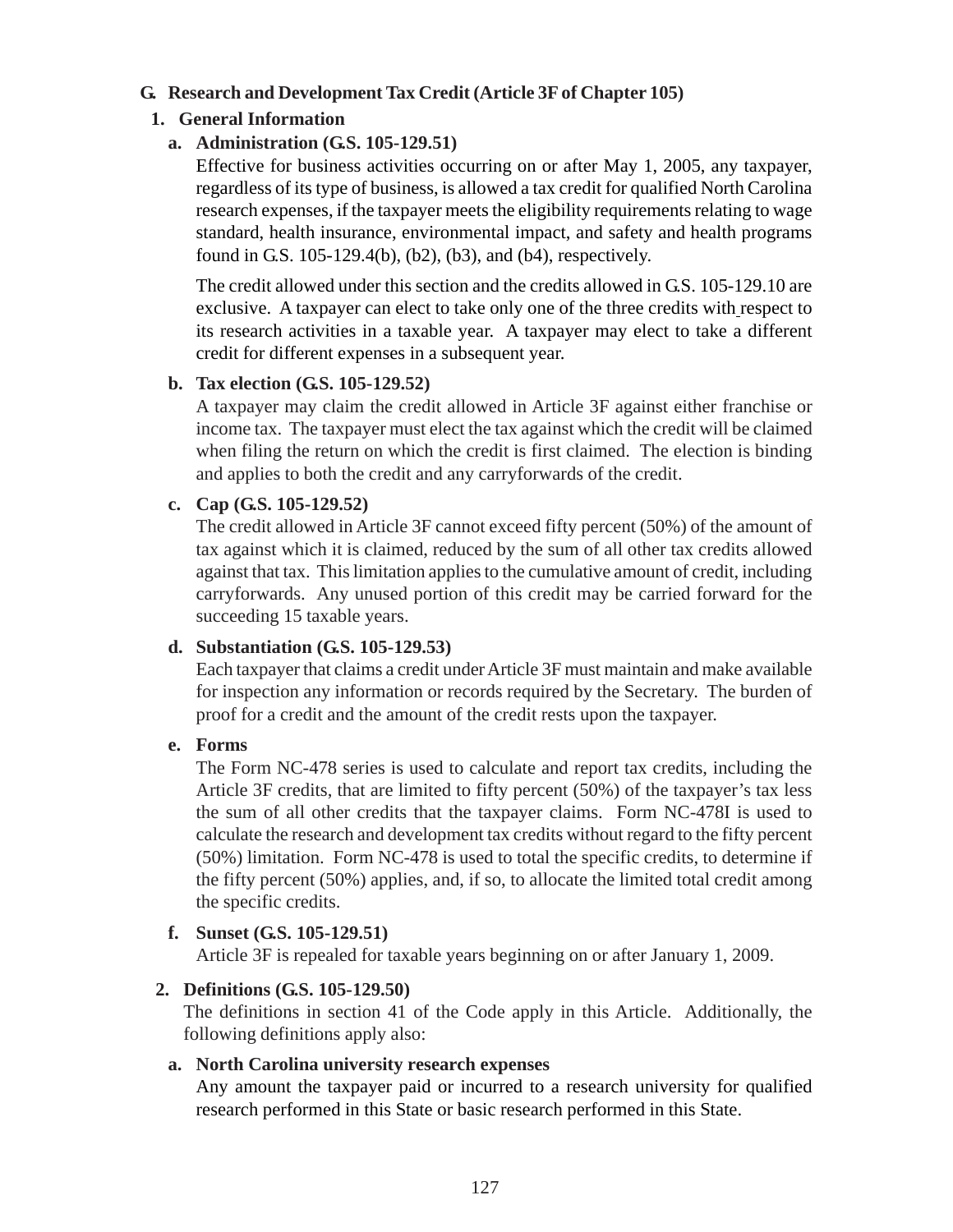## G. Research and Development Tax Credit (Article 3F of Chapter 105)

### 1. General Information

#### a. Administration (G.S. 105-129.51)

Effective for business activities occurring on or after May 1, 2005, any taxpayer, regardless of its type of business, is allowed a tax credit for qualified North Carolina research expenses, if the taxpayer meets the eligibility requirements relating to wage standard, health insurance, environmental impact, and safety and health programs found in G.S. 105-129.4(b), (b2), (b3), and (b4), respectively.

The credit allowed under this section and the credits allowed in G.S. 105-129.10 are exclusive. A taxpayer can elect to take only one of the three credits with respect to its research activities in a taxable year. A taxpayer may elect to take a different credit for different expenses in a subsequent year.

#### b. Tax election (G.S. 105-129.52)

A taxpayer may claim the credit allowed in Article 3F against either franchise or income tax. The taxpayer must elect the tax against which the credit will be claimed when filing the return on which the credit is first claimed. The election is binding and applies to both the credit and any carryforwards of the credit.

#### c. Cap (G.S. 105-129.52)

The credit allowed in Article 3F cannot exceed fifty percent (50%) of the amount of tax against which it is claimed, reduced by the sum of all other tax credits allowed against that tax. This limitation applies to the cumulative amount of credit, including carryforwards. Any unused portion of this credit may be carried forward for the succeeding 15 taxable years.

#### d. Substantiation (G.S. 105-129.53)

Each taxpayer that claims a credit under Article 3F must maintain and make available for inspection any information or records required by the Secretary. The burden of proof for a credit and the amount of the credit rests upon the taxpayer.

#### e. Forms

The Form NC-478 series is used to calculate and report tax credits, including the Article 3F credits, that are limited to fifty percent (50%) of the taxpayer's tax less the sum of all other credits that the taxpayer claims. Form NC-478I is used to calculate the research and development tax credits without regard to the fifty percent (50%) limitation. Form NC-478 is used to total the specific credits, to determine if the fifty percent (50%) applies, and, if so, to allocate the limited total credit among the specific credits.

#### f. Sunset (G.S. 105-129.51)

Article 3F is repealed for taxable years beginning on or after January 1, 2009.

### 2. Definitions (G.S. 105-129.50)

The definitions in section 41 of the Code apply in this Article. Additionally, the following definitions apply also:

#### a. North Carolina university research expenses

Any amount the taxpayer paid or incurred to a research university for qualified research performed in this State or basic research performed in this State.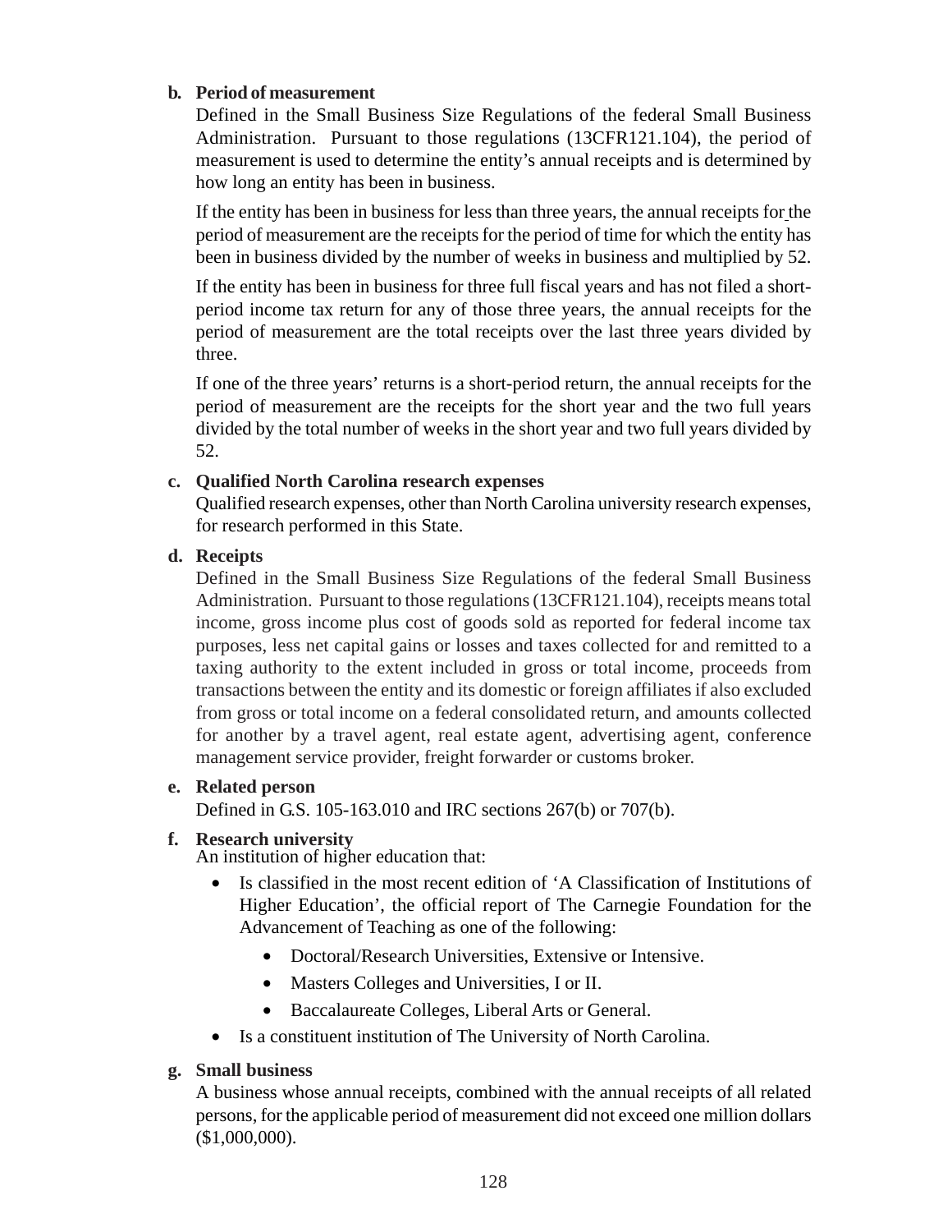**b. Period of measurement**

Defined in the Small Business Size Regulations of the federal Small Business Administration. Pursuant to those regulations (13CFR121.104), the period of measurement is used to determine the entity's annual receipts and is determined by how long an entity has been in business.

If the entity has been in business for less than three years, the annual receipts for the period of measurement are the receipts for the period of time for which the entity has been in business divided by the number of weeks in business and multiplied by 52.

If the entity has been in business for three full fiscal years and has not filed a short-period income tax return for any of those three years, the annual receipts for the period of measurement are the total receipts over the last three years divided by three.

If one of the three years' returns is a short-period return, the annual receipts for the period of measurement are the receipts for the short year and the two full years divided by the total number of weeks in the short year and two full years divided by 52.

**c. Qualified North Carolina research expenses**

Qualified research expenses, other than North Carolina university research expenses, for research performed in this State.

**d. Receipts**

Defined in the Small Business Size Regulations of the federal Small Business Administration. Pursuant to those regulations (13CFR121.104), receipts means total income, gross income plus cost of goods sold as reported for federal income tax purposes, less net capital gains or losses and taxes collected for and remitted to a taxing authority to the extent included in gross or total income, proceeds from transactions between the entity and its domestic or foreign affiliates if also excluded from gross or total income on a federal consolidated return, and amounts collected for another by a travel agent, real estate agent, advertising agent, conference management service provider, freight forwarder or customs broker.

**e. Related person**

Defined in G.S. 105-163.010 and IRC sections 267(b) or 707(b).

**f. Research university**

An institution of higher education that:

- Is classified in the most recent edition of 'A Classification of Institutions of Higher Education', the official report of The Carnegie Foundation for the Advancement of Teaching as one of the following:
  - Doctoral/Research Universities, Extensive or Intensive.
  - Masters Colleges and Universities, I or II.
  - Baccalaureate Colleges, Liberal Arts or General.
- Is a constituent institution of The University of North Carolina.

**g. Small business**

A business whose annual receipts, combined with the annual receipts of all related persons, for the applicable period of measurement did not exceed one million dollars ($1,000,000).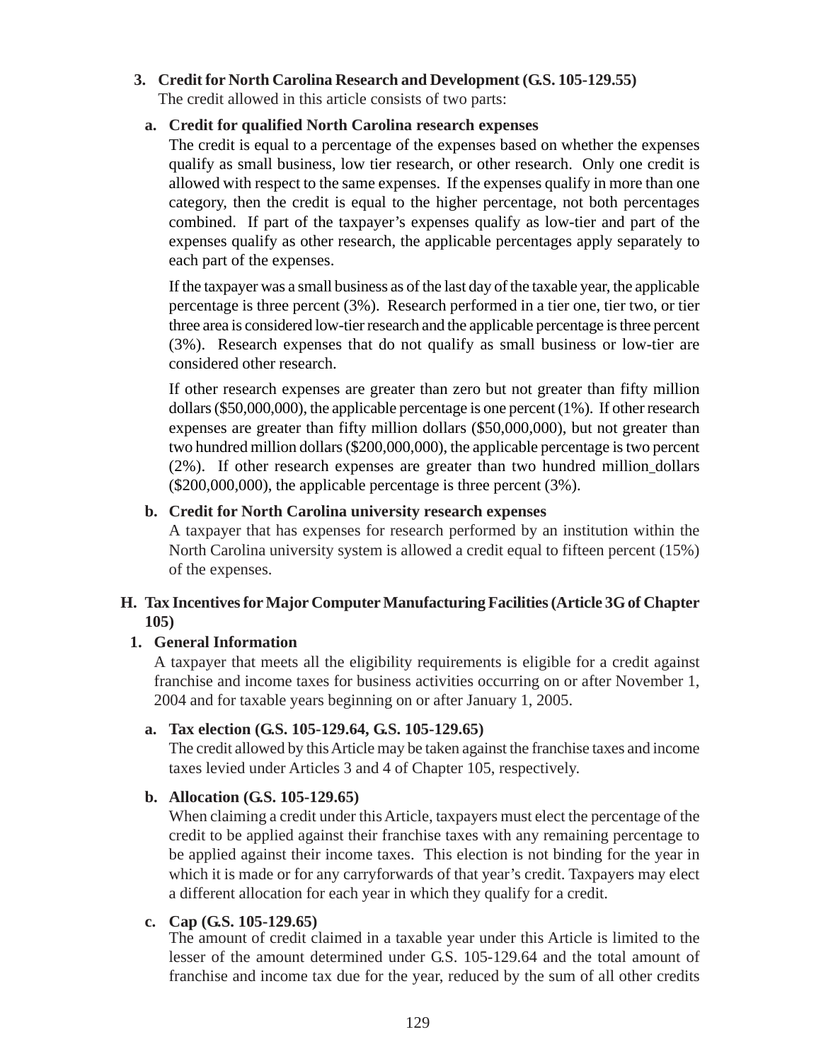### 3. Credit for North Carolina Research and Development (G.S. 105-129.55)

The credit allowed in this article consists of two parts:

#### a. Credit for qualified North Carolina research expenses

The credit is equal to a percentage of the expenses based on whether the expenses qualify as small business, low tier research, or other research. Only one credit is allowed with respect to the same expenses. If the expenses qualify in more than one category, then the credit is equal to the higher percentage, not both percentages combined. If part of the taxpayer's expenses qualify as low-tier and part of the expenses qualify as other research, the applicable percentages apply separately to each part of the expenses.

If the taxpayer was a small business as of the last day of the taxable year, the applicable percentage is three percent (3%). Research performed in a tier one, tier two, or tier three area is considered low-tier research and the applicable percentage is three percent (3%). Research expenses that do not qualify as small business or low-tier are considered other research.

If other research expenses are greater than zero but not greater than fifty million dollars ($50,000,000), the applicable percentage is one percent (1%). If other research expenses are greater than fifty million dollars ($50,000,000), but not greater than two hundred million dollars ($200,000,000), the applicable percentage is two percent (2%). If other research expenses are greater than two hundred million dollars ($200,000,000), the applicable percentage is three percent (3%).

#### b. Credit for North Carolina university research expenses

A taxpayer that has expenses for research performed by an institution within the North Carolina university system is allowed a credit equal to fifteen percent (15%) of the expenses.

## H. Tax Incentives for Major Computer Manufacturing Facilities (Article 3G of Chapter 105)

### 1. General Information

A taxpayer that meets all the eligibility requirements is eligible for a credit against franchise and income taxes for business activities occurring on or after November 1, 2004 and for taxable years beginning on or after January 1, 2005.

#### a. Tax election (G.S. 105-129.64, G.S. 105-129.65)

The credit allowed by this Article may be taken against the franchise taxes and income taxes levied under Articles 3 and 4 of Chapter 105, respectively.

#### b. Allocation (G.S. 105-129.65)

When claiming a credit under this Article, taxpayers must elect the percentage of the credit to be applied against their franchise taxes with any remaining percentage to be applied against their income taxes. This election is not binding for the year in which it is made or for any carryforwards of that year's credit. Taxpayers may elect a different allocation for each year in which they qualify for a credit.

#### c. Cap (G.S. 105-129.65)

The amount of credit claimed in a taxable year under this Article is limited to the lesser of the amount determined under G.S. 105-129.64 and the total amount of franchise and income tax due for the year, reduced by the sum of all other credits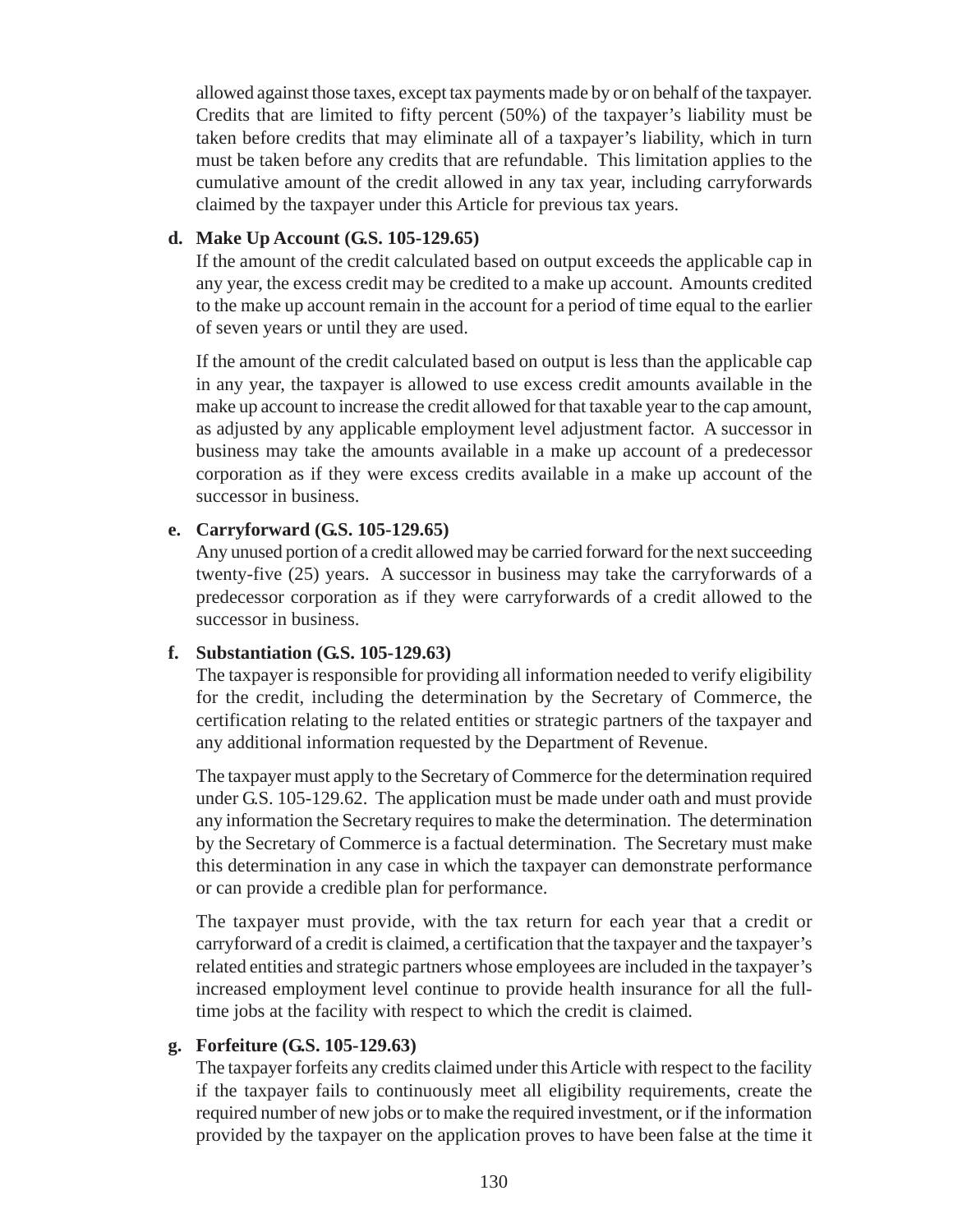allowed against those taxes, except tax payments made by or on behalf of the taxpayer. Credits that are limited to fifty percent (50%) of the taxpayer's liability must be taken before credits that may eliminate all of a taxpayer's liability, which in turn must be taken before any credits that are refundable. This limitation applies to the cumulative amount of the credit allowed in any tax year, including carryforwards claimed by the taxpayer under this Article for previous tax years.

**d. Make Up Account (G.S. 105-129.65)**

If the amount of the credit calculated based on output exceeds the applicable cap in any year, the excess credit may be credited to a make up account. Amounts credited to the make up account remain in the account for a period of time equal to the earlier of seven years or until they are used.

If the amount of the credit calculated based on output is less than the applicable cap in any year, the taxpayer is allowed to use excess credit amounts available in the make up account to increase the credit allowed for that taxable year to the cap amount, as adjusted by any applicable employment level adjustment factor. A successor in business may take the amounts available in a make up account of a predecessor corporation as if they were excess credits available in a make up account of the successor in business.

**e. Carryforward (G.S. 105-129.65)**

Any unused portion of a credit allowed may be carried forward for the next succeeding twenty-five (25) years. A successor in business may take the carryforwards of a predecessor corporation as if they were carryforwards of a credit allowed to the successor in business.

**f. Substantiation (G.S. 105-129.63)**

The taxpayer is responsible for providing all information needed to verify eligibility for the credit, including the determination by the Secretary of Commerce, the certification relating to the related entities or strategic partners of the taxpayer and any additional information requested by the Department of Revenue.

The taxpayer must apply to the Secretary of Commerce for the determination required under G.S. 105-129.62. The application must be made under oath and must provide any information the Secretary requires to make the determination. The determination by the Secretary of Commerce is a factual determination. The Secretary must make this determination in any case in which the taxpayer can demonstrate performance or can provide a credible plan for performance.

The taxpayer must provide, with the tax return for each year that a credit or carryforward of a credit is claimed, a certification that the taxpayer and the taxpayer's related entities and strategic partners whose employees are included in the taxpayer's increased employment level continue to provide health insurance for all the full-time jobs at the facility with respect to which the credit is claimed.

**g. Forfeiture (G.S. 105-129.63)**

The taxpayer forfeits any credits claimed under this Article with respect to the facility if the taxpayer fails to continuously meet all eligibility requirements, create the required number of new jobs or to make the required investment, or if the information provided by the taxpayer on the application proves to have been false at the time it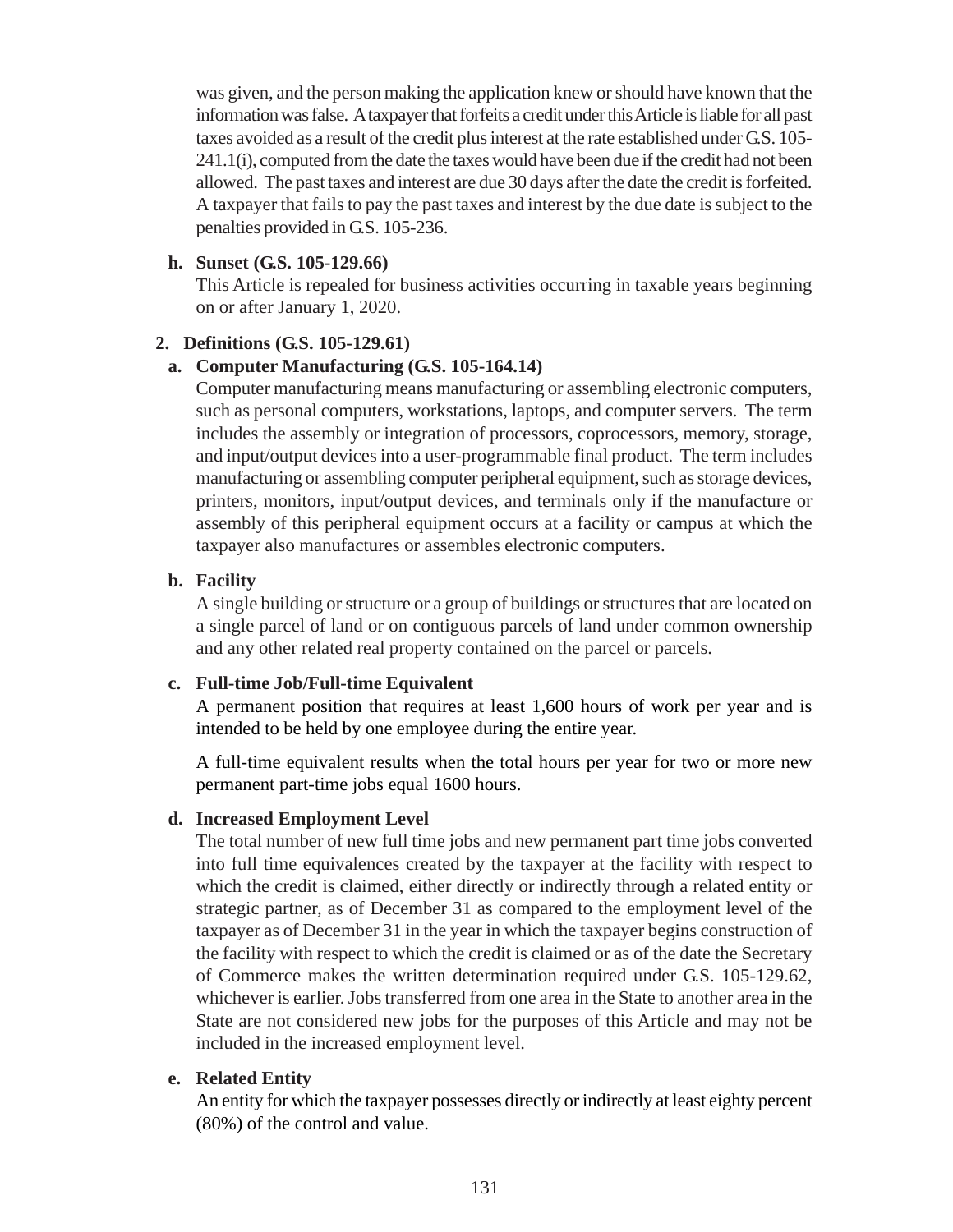was given, and the person making the application knew or should have known that the information was false. A taxpayer that forfeits a credit under this Article is liable for all past taxes avoided as a result of the credit plus interest at the rate established under G.S. 105-241.1(i), computed from the date the taxes would have been due if the credit had not been allowed. The past taxes and interest are due 30 days after the date the credit is forfeited. A taxpayer that fails to pay the past taxes and interest by the due date is subject to the penalties provided in G.S. 105-236.

**h. Sunset (G.S. 105-129.66)**

This Article is repealed for business activities occurring in taxable years beginning on or after January 1, 2020.

**2. Definitions (G.S. 105-129.61)**

**a. Computer Manufacturing (G.S. 105-164.14)**

Computer manufacturing means manufacturing or assembling electronic computers, such as personal computers, workstations, laptops, and computer servers. The term includes the assembly or integration of processors, coprocessors, memory, storage, and input/output devices into a user-programmable final product. The term includes manufacturing or assembling computer peripheral equipment, such as storage devices, printers, monitors, input/output devices, and terminals only if the manufacture or assembly of this peripheral equipment occurs at a facility or campus at which the taxpayer also manufactures or assembles electronic computers.

**b. Facility**

A single building or structure or a group of buildings or structures that are located on a single parcel of land or on contiguous parcels of land under common ownership and any other related real property contained on the parcel or parcels.

**c. Full-time Job/Full-time Equivalent**

A permanent position that requires at least 1,600 hours of work per year and is intended to be held by one employee during the entire year.

A full-time equivalent results when the total hours per year for two or more new permanent part-time jobs equal 1600 hours.

**d. Increased Employment Level**

The total number of new full time jobs and new permanent part time jobs converted into full time equivalences created by the taxpayer at the facility with respect to which the credit is claimed, either directly or indirectly through a related entity or strategic partner, as of December 31 as compared to the employment level of the taxpayer as of December 31 in the year in which the taxpayer begins construction of the facility with respect to which the credit is claimed or as of the date the Secretary of Commerce makes the written determination required under G.S. 105-129.62, whichever is earlier. Jobs transferred from one area in the State to another area in the State are not considered new jobs for the purposes of this Article and may not be included in the increased employment level.

**e. Related Entity**

An entity for which the taxpayer possesses directly or indirectly at least eighty percent (80%) of the control and value.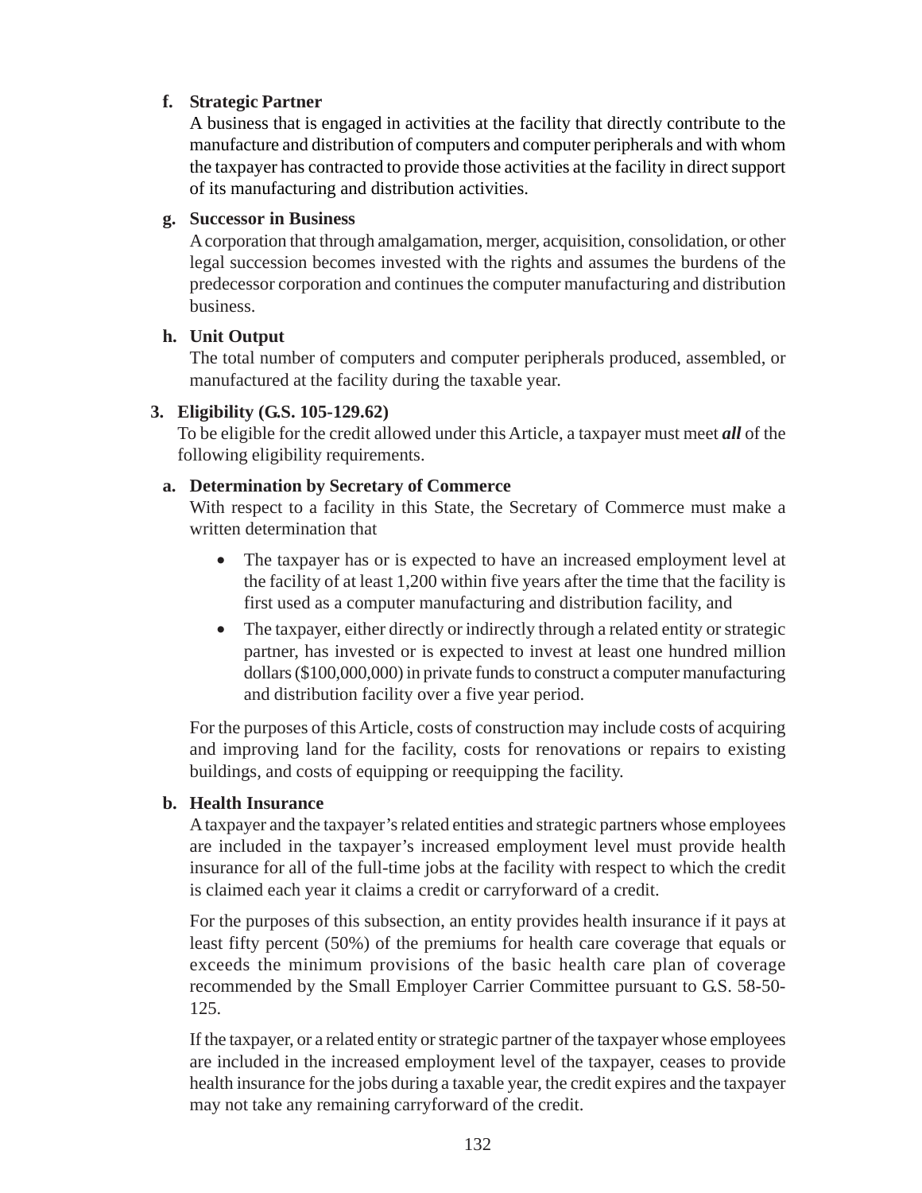**f. Strategic Partner**

A business that is engaged in activities at the facility that directly contribute to the manufacture and distribution of computers and computer peripherals and with whom the taxpayer has contracted to provide those activities at the facility in direct support of its manufacturing and distribution activities.

**g. Successor in Business**

A corporation that through amalgamation, merger, acquisition, consolidation, or other legal succession becomes invested with the rights and assumes the burdens of the predecessor corporation and continues the computer manufacturing and distribution business.

**h. Unit Output**

The total number of computers and computer peripherals produced, assembled, or manufactured at the facility during the taxable year.

**3. Eligibility (G.S. 105-129.62)**

To be eligible for the credit allowed under this Article, a taxpayer must meet ***all*** of the following eligibility requirements.

**a. Determination by Secretary of Commerce**

With respect to a facility in this State, the Secretary of Commerce must make a written determination that

- The taxpayer has or is expected to have an increased employment level at the facility of at least 1,200 within five years after the time that the facility is first used as a computer manufacturing and distribution facility, and
- The taxpayer, either directly or indirectly through a related entity or strategic partner, has invested or is expected to invest at least one hundred million dollars ($100,000,000) in private funds to construct a computer manufacturing and distribution facility over a five year period.

For the purposes of this Article, costs of construction may include costs of acquiring and improving land for the facility, costs for renovations or repairs to existing buildings, and costs of equipping or reequipping the facility.

**b. Health Insurance**

A taxpayer and the taxpayer's related entities and strategic partners whose employees are included in the taxpayer's increased employment level must provide health insurance for all of the full-time jobs at the facility with respect to which the credit is claimed each year it claims a credit or carryforward of a credit.

For the purposes of this subsection, an entity provides health insurance if it pays at least fifty percent (50%) of the premiums for health care coverage that equals or exceeds the minimum provisions of the basic health care plan of coverage recommended by the Small Employer Carrier Committee pursuant to G.S. 58-50-125.

If the taxpayer, or a related entity or strategic partner of the taxpayer whose employees are included in the increased employment level of the taxpayer, ceases to provide health insurance for the jobs during a taxable year, the credit expires and the taxpayer may not take any remaining carryforward of the credit.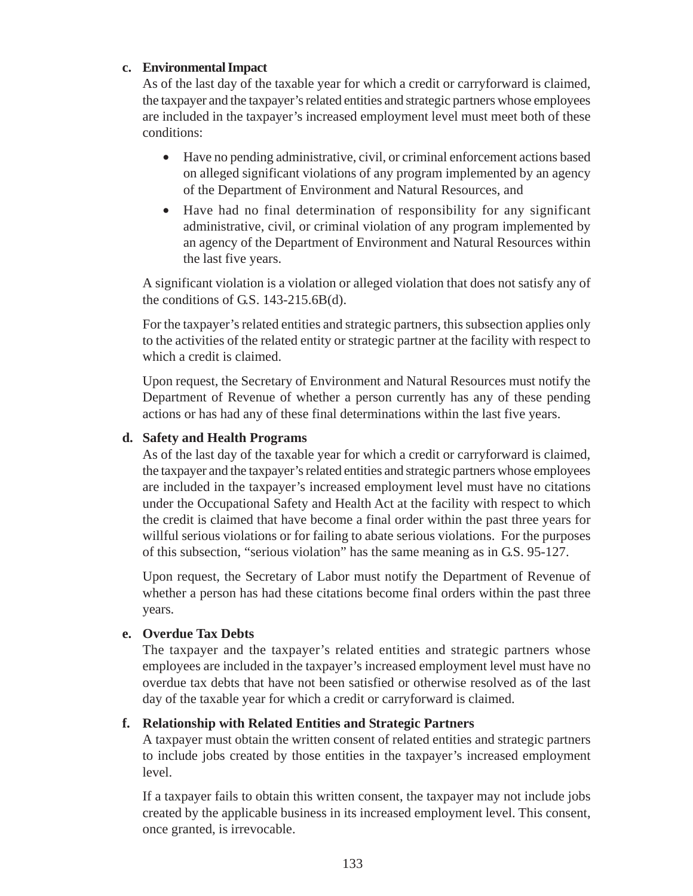**c. Environmental Impact**

As of the last day of the taxable year for which a credit or carryforward is claimed, the taxpayer and the taxpayer's related entities and strategic partners whose employees are included in the taxpayer's increased employment level must meet both of these conditions:

- Have no pending administrative, civil, or criminal enforcement actions based on alleged significant violations of any program implemented by an agency of the Department of Environment and Natural Resources, and
- Have had no final determination of responsibility for any significant administrative, civil, or criminal violation of any program implemented by an agency of the Department of Environment and Natural Resources within the last five years.

A significant violation is a violation or alleged violation that does not satisfy any of the conditions of G.S. 143-215.6B(d).

For the taxpayer's related entities and strategic partners, this subsection applies only to the activities of the related entity or strategic partner at the facility with respect to which a credit is claimed.

Upon request, the Secretary of Environment and Natural Resources must notify the Department of Revenue of whether a person currently has any of these pending actions or has had any of these final determinations within the last five years.

**d. Safety and Health Programs**

As of the last day of the taxable year for which a credit or carryforward is claimed, the taxpayer and the taxpayer's related entities and strategic partners whose employees are included in the taxpayer's increased employment level must have no citations under the Occupational Safety and Health Act at the facility with respect to which the credit is claimed that have become a final order within the past three years for willful serious violations or for failing to abate serious violations. For the purposes of this subsection, "serious violation" has the same meaning as in G.S. 95-127.

Upon request, the Secretary of Labor must notify the Department of Revenue of whether a person has had these citations become final orders within the past three years.

**e. Overdue Tax Debts**

The taxpayer and the taxpayer's related entities and strategic partners whose employees are included in the taxpayer's increased employment level must have no overdue tax debts that have not been satisfied or otherwise resolved as of the last day of the taxable year for which a credit or carryforward is claimed.

**f. Relationship with Related Entities and Strategic Partners**

A taxpayer must obtain the written consent of related entities and strategic partners to include jobs created by those entities in the taxpayer's increased employment level.

If a taxpayer fails to obtain this written consent, the taxpayer may not include jobs created by the applicable business in its increased employment level. This consent, once granted, is irrevocable.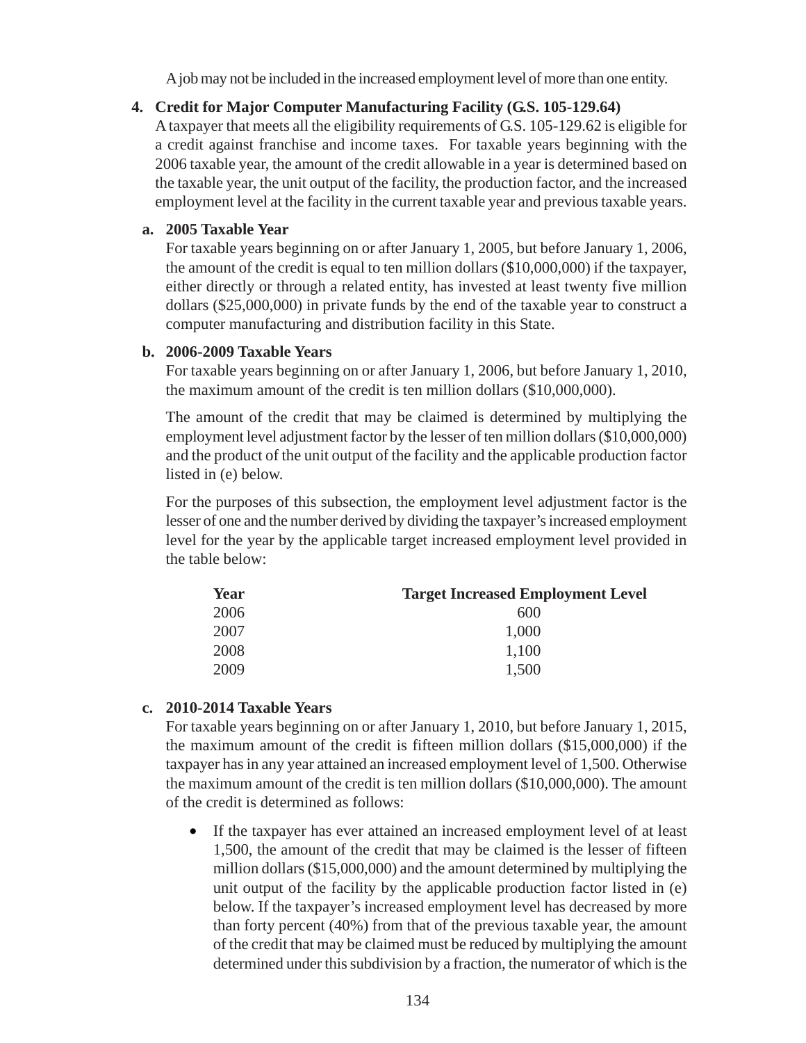A job may not be included in the increased employment level of more than one entity.

**4. Credit for Major Computer Manufacturing Facility (G.S. 105-129.64)**

A taxpayer that meets all the eligibility requirements of G.S. 105-129.62 is eligible for a credit against franchise and income taxes. For taxable years beginning with the 2006 taxable year, the amount of the credit allowable in a year is determined based on the taxable year, the unit output of the facility, the production factor, and the increased employment level at the facility in the current taxable year and previous taxable years.

**a. 2005 Taxable Year**

For taxable years beginning on or after January 1, 2005, but before January 1, 2006, the amount of the credit is equal to ten million dollars ($10,000,000) if the taxpayer, either directly or through a related entity, has invested at least twenty five million dollars ($25,000,000) in private funds by the end of the taxable year to construct a computer manufacturing and distribution facility in this State.

**b. 2006-2009 Taxable Years**

For taxable years beginning on or after January 1, 2006, but before January 1, 2010, the maximum amount of the credit is ten million dollars ($10,000,000).

The amount of the credit that may be claimed is determined by multiplying the employment level adjustment factor by the lesser of ten million dollars ($10,000,000) and the product of the unit output of the facility and the applicable production factor listed in (e) below.

For the purposes of this subsection, the employment level adjustment factor is the lesser of one and the number derived by dividing the taxpayer's increased employment level for the year by the applicable target increased employment level provided in the table below:

| Year | Target Increased Employment Level |
|---|---|
| 2006 | 600 |
| 2007 | 1,000 |
| 2008 | 1,100 |
| 2009 | 1,500 |

**c. 2010-2014 Taxable Years**

For taxable years beginning on or after January 1, 2010, but before January 1, 2015, the maximum amount of the credit is fifteen million dollars ($15,000,000) if the taxpayer has in any year attained an increased employment level of 1,500. Otherwise the maximum amount of the credit is ten million dollars ($10,000,000). The amount of the credit is determined as follows:

- If the taxpayer has ever attained an increased employment level of at least 1,500, the amount of the credit that may be claimed is the lesser of fifteen million dollars ($15,000,000) and the amount determined by multiplying the unit output of the facility by the applicable production factor listed in (e) below. If the taxpayer's increased employment level has decreased by more than forty percent (40%) from that of the previous taxable year, the amount of the credit that may be claimed must be reduced by multiplying the amount determined under this subdivision by a fraction, the numerator of which is the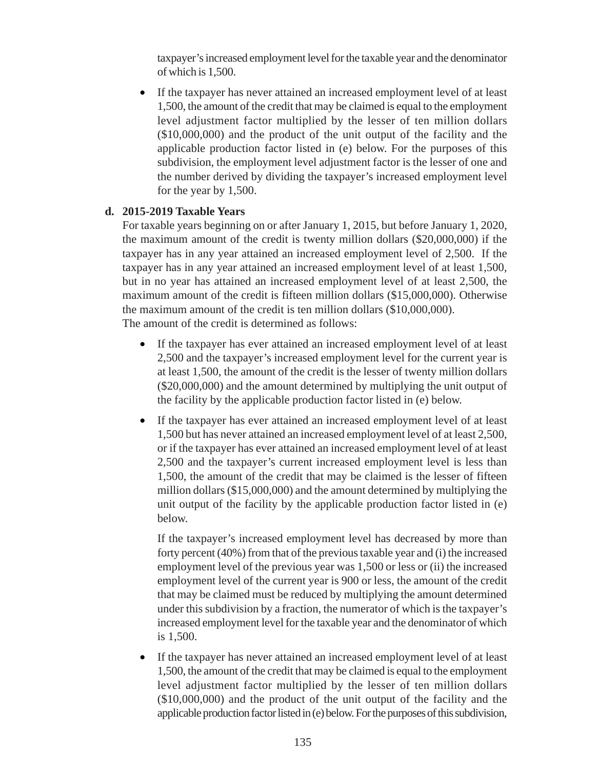taxpayer's increased employment level for the taxable year and the denominator of which is 1,500.

- If the taxpayer has never attained an increased employment level of at least 1,500, the amount of the credit that may be claimed is equal to the employment level adjustment factor multiplied by the lesser of ten million dollars ($10,000,000) and the product of the unit output of the facility and the applicable production factor listed in (e) below. For the purposes of this subdivision, the employment level adjustment factor is the lesser of one and the number derived by dividing the taxpayer's increased employment level for the year by 1,500.

**d. 2015-2019 Taxable Years**

For taxable years beginning on or after January 1, 2015, but before January 1, 2020, the maximum amount of the credit is twenty million dollars ($20,000,000) if the taxpayer has in any year attained an increased employment level of 2,500. If the taxpayer has in any year attained an increased employment level of at least 1,500, but in no year has attained an increased employment level of at least 2,500, the maximum amount of the credit is fifteen million dollars ($15,000,000). Otherwise the maximum amount of the credit is ten million dollars ($10,000,000).
The amount of the credit is determined as follows:

- If the taxpayer has ever attained an increased employment level of at least 2,500 and the taxpayer's increased employment level for the current year is at least 1,500, the amount of the credit is the lesser of twenty million dollars ($20,000,000) and the amount determined by multiplying the unit output of the facility by the applicable production factor listed in (e) below.

- If the taxpayer has ever attained an increased employment level of at least 1,500 but has never attained an increased employment level of at least 2,500, or if the taxpayer has ever attained an increased employment level of at least 2,500 and the taxpayer's current increased employment level is less than 1,500, the amount of the credit that may be claimed is the lesser of fifteen million dollars ($15,000,000) and the amount determined by multiplying the unit output of the facility by the applicable production factor listed in (e) below.

  If the taxpayer's increased employment level has decreased by more than forty percent (40%) from that of the previous taxable year and (i) the increased employment level of the previous year was 1,500 or less or (ii) the increased employment level of the current year is 900 or less, the amount of the credit that may be claimed must be reduced by multiplying the amount determined under this subdivision by a fraction, the numerator of which is the taxpayer's increased employment level for the taxable year and the denominator of which is 1,500.

- If the taxpayer has never attained an increased employment level of at least 1,500, the amount of the credit that may be claimed is equal to the employment level adjustment factor multiplied by the lesser of ten million dollars ($10,000,000) and the product of the unit output of the facility and the applicable production factor listed in (e) below. For the purposes of this subdivision,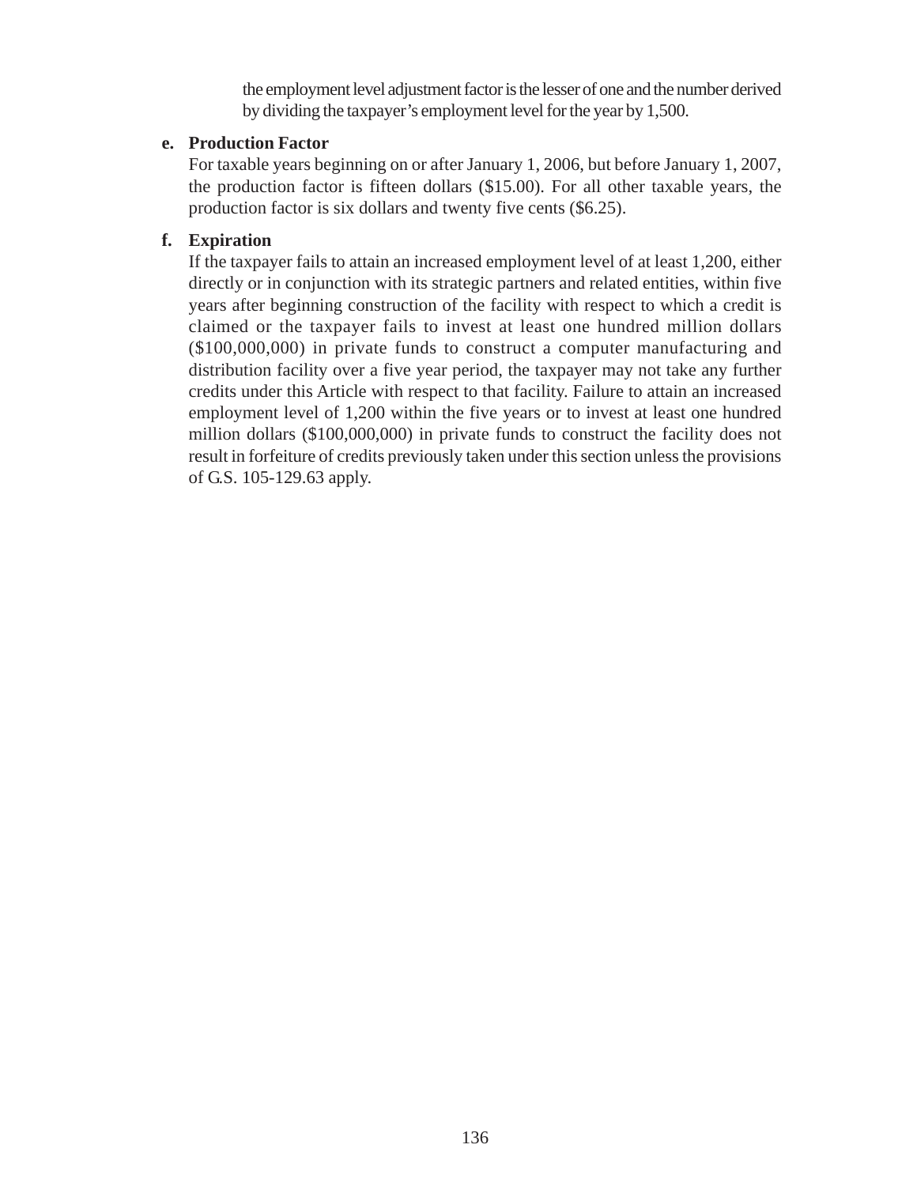the employment level adjustment factor is the lesser of one and the number derived by dividing the taxpayer's employment level for the year by 1,500.

**e. Production Factor**

For taxable years beginning on or after January 1, 2006, but before January 1, 2007, the production factor is fifteen dollars ($15.00). For all other taxable years, the production factor is six dollars and twenty five cents ($6.25).

**f. Expiration**

If the taxpayer fails to attain an increased employment level of at least 1,200, either directly or in conjunction with its strategic partners and related entities, within five years after beginning construction of the facility with respect to which a credit is claimed or the taxpayer fails to invest at least one hundred million dollars ($100,000,000) in private funds to construct a computer manufacturing and distribution facility over a five year period, the taxpayer may not take any further credits under this Article with respect to that facility. Failure to attain an increased employment level of 1,200 within the five years or to invest at least one hundred million dollars ($100,000,000) in private funds to construct the facility does not result in forfeiture of credits previously taken under this section unless the provisions of G.S. 105-129.63 apply.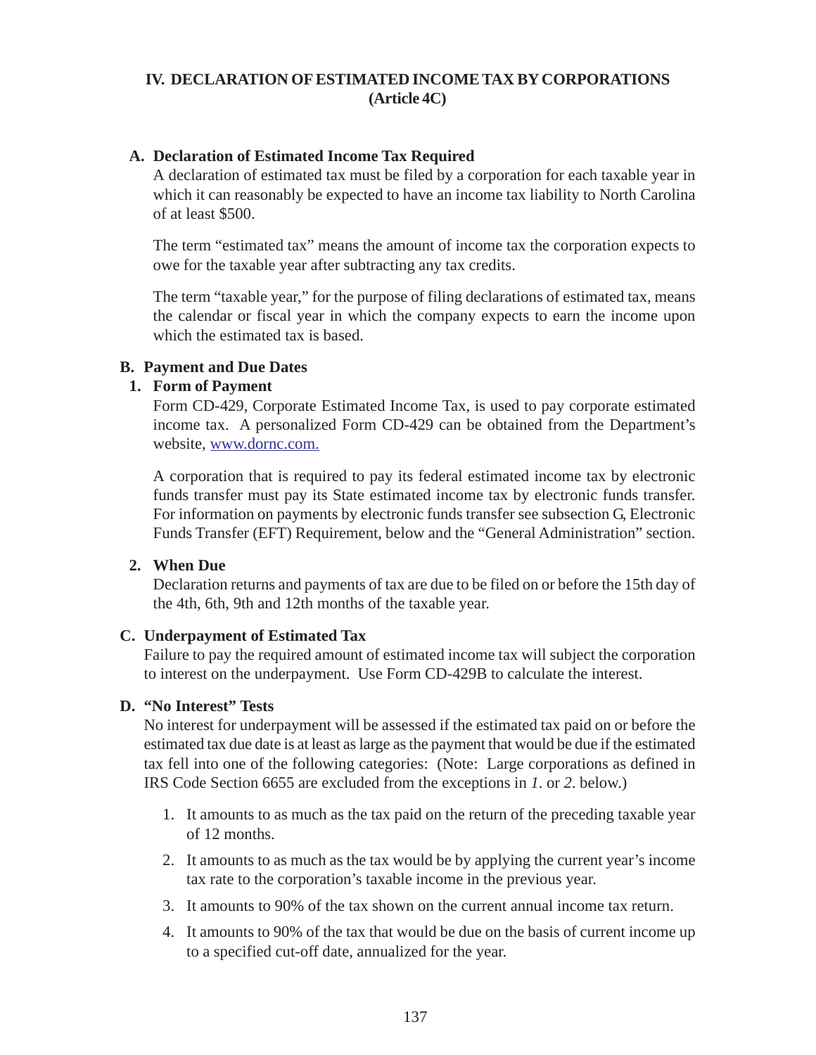## IV. DECLARATION OF ESTIMATED INCOME TAX BY CORPORATIONS (Article 4C)

### A. Declaration of Estimated Income Tax Required

A declaration of estimated tax must be filed by a corporation for each taxable year in which it can reasonably be expected to have an income tax liability to North Carolina of at least $500.

The term "estimated tax" means the amount of income tax the corporation expects to owe for the taxable year after subtracting any tax credits.

The term "taxable year," for the purpose of filing declarations of estimated tax, means the calendar or fiscal year in which the company expects to earn the income upon which the estimated tax is based.

### B. Payment and Due Dates

#### 1. Form of Payment

Form CD-429, Corporate Estimated Income Tax, is used to pay corporate estimated income tax. A personalized Form CD-429 can be obtained from the Department's website, [www.dornc.com.](http://www.dornc.com)

A corporation that is required to pay its federal estimated income tax by electronic funds transfer must pay its State estimated income tax by electronic funds transfer. For information on payments by electronic funds transfer see subsection G, Electronic Funds Transfer (EFT) Requirement, below and the "General Administration" section.

#### 2. When Due

Declaration returns and payments of tax are due to be filed on or before the 15th day of the 4th, 6th, 9th and 12th months of the taxable year.

### C. Underpayment of Estimated Tax

Failure to pay the required amount of estimated income tax will subject the corporation to interest on the underpayment. Use Form CD-429B to calculate the interest.

### D. "No Interest" Tests

No interest for underpayment will be assessed if the estimated tax paid on or before the estimated tax due date is at least as large as the payment that would be due if the estimated tax fell into one of the following categories: (Note: Large corporations as defined in IRS Code Section 6655 are excluded from the exceptions in *1*. or *2*. below.)

1. It amounts to as much as the tax paid on the return of the preceding taxable year of 12 months.
2. It amounts to as much as the tax would be by applying the current year's income tax rate to the corporation's taxable income in the previous year.
3. It amounts to 90% of the tax shown on the current annual income tax return.
4. It amounts to 90% of the tax that would be due on the basis of current income up to a specified cut-off date, annualized for the year.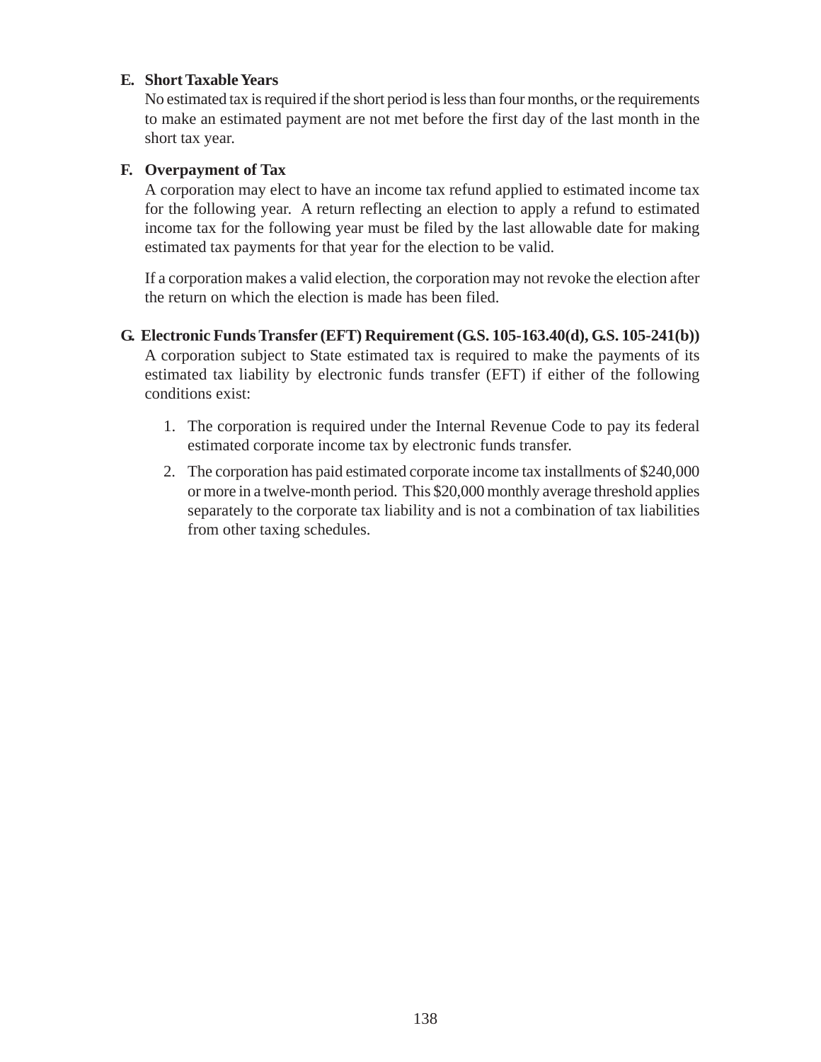**E. Short Taxable Years**

No estimated tax is required if the short period is less than four months, or the requirements to make an estimated payment are not met before the first day of the last month in the short tax year.

**F. Overpayment of Tax**

A corporation may elect to have an income tax refund applied to estimated income tax for the following year. A return reflecting an election to apply a refund to estimated income tax for the following year must be filed by the last allowable date for making estimated tax payments for that year for the election to be valid.

If a corporation makes a valid election, the corporation may not revoke the election after the return on which the election is made has been filed.

**G. Electronic Funds Transfer (EFT) Requirement (G.S. 105-163.40(d), G.S. 105-241(b))**

A corporation subject to State estimated tax is required to make the payments of its estimated tax liability by electronic funds transfer (EFT) if either of the following conditions exist:

1. The corporation is required under the Internal Revenue Code to pay its federal estimated corporate income tax by electronic funds transfer.
2. The corporation has paid estimated corporate income tax installments of $240,000 or more in a twelve-month period. This $20,000 monthly average threshold applies separately to the corporate tax liability and is not a combination of tax liabilities from other taxing schedules.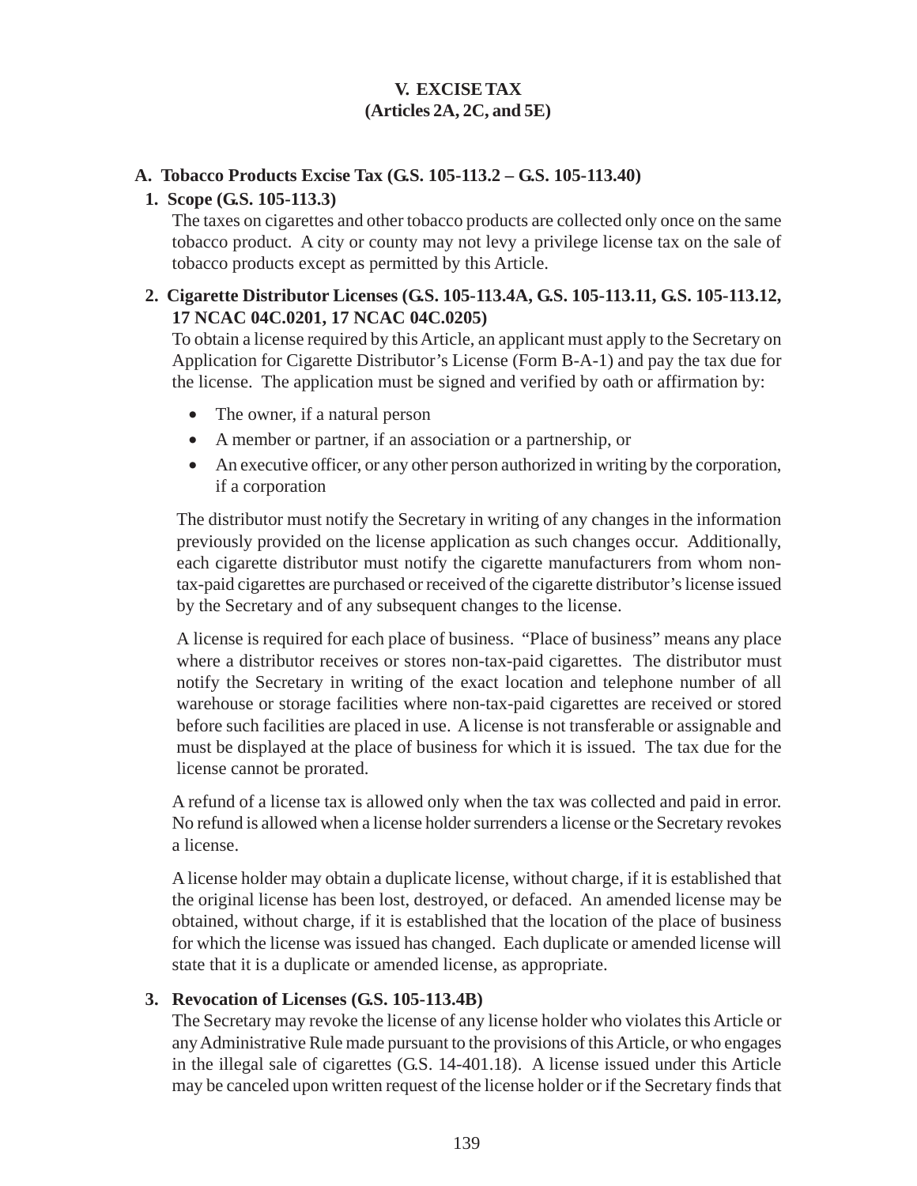# V. EXCISE TAX
## (Articles 2A, 2C, and 5E)

### A. Tobacco Products Excise Tax (G.S. 105-113.2 – G.S. 105-113.40)

#### 1. Scope (G.S. 105-113.3)

The taxes on cigarettes and other tobacco products are collected only once on the same tobacco product. A city or county may not levy a privilege license tax on the sale of tobacco products except as permitted by this Article.

#### 2. Cigarette Distributor Licenses (G.S. 105-113.4A, G.S. 105-113.11, G.S. 105-113.12, 17 NCAC 04C.0201, 17 NCAC 04C.0205)

To obtain a license required by this Article, an applicant must apply to the Secretary on Application for Cigarette Distributor's License (Form B-A-1) and pay the tax due for the license. The application must be signed and verified by oath or affirmation by:

- The owner, if a natural person
- A member or partner, if an association or a partnership, or
- An executive officer, or any other person authorized in writing by the corporation, if a corporation

The distributor must notify the Secretary in writing of any changes in the information previously provided on the license application as such changes occur. Additionally, each cigarette distributor must notify the cigarette manufacturers from whom non-tax-paid cigarettes are purchased or received of the cigarette distributor's license issued by the Secretary and of any subsequent changes to the license.

A license is required for each place of business. "Place of business" means any place where a distributor receives or stores non-tax-paid cigarettes. The distributor must notify the Secretary in writing of the exact location and telephone number of all warehouse or storage facilities where non-tax-paid cigarettes are received or stored before such facilities are placed in use. A license is not transferable or assignable and must be displayed at the place of business for which it is issued. The tax due for the license cannot be prorated.

A refund of a license tax is allowed only when the tax was collected and paid in error. No refund is allowed when a license holder surrenders a license or the Secretary revokes a license.

A license holder may obtain a duplicate license, without charge, if it is established that the original license has been lost, destroyed, or defaced. An amended license may be obtained, without charge, if it is established that the location of the place of business for which the license was issued has changed. Each duplicate or amended license will state that it is a duplicate or amended license, as appropriate.

#### 3. Revocation of Licenses (G.S. 105-113.4B)

The Secretary may revoke the license of any license holder who violates this Article or any Administrative Rule made pursuant to the provisions of this Article, or who engages in the illegal sale of cigarettes (G.S. 14-401.18). A license issued under this Article may be canceled upon written request of the license holder or if the Secretary finds that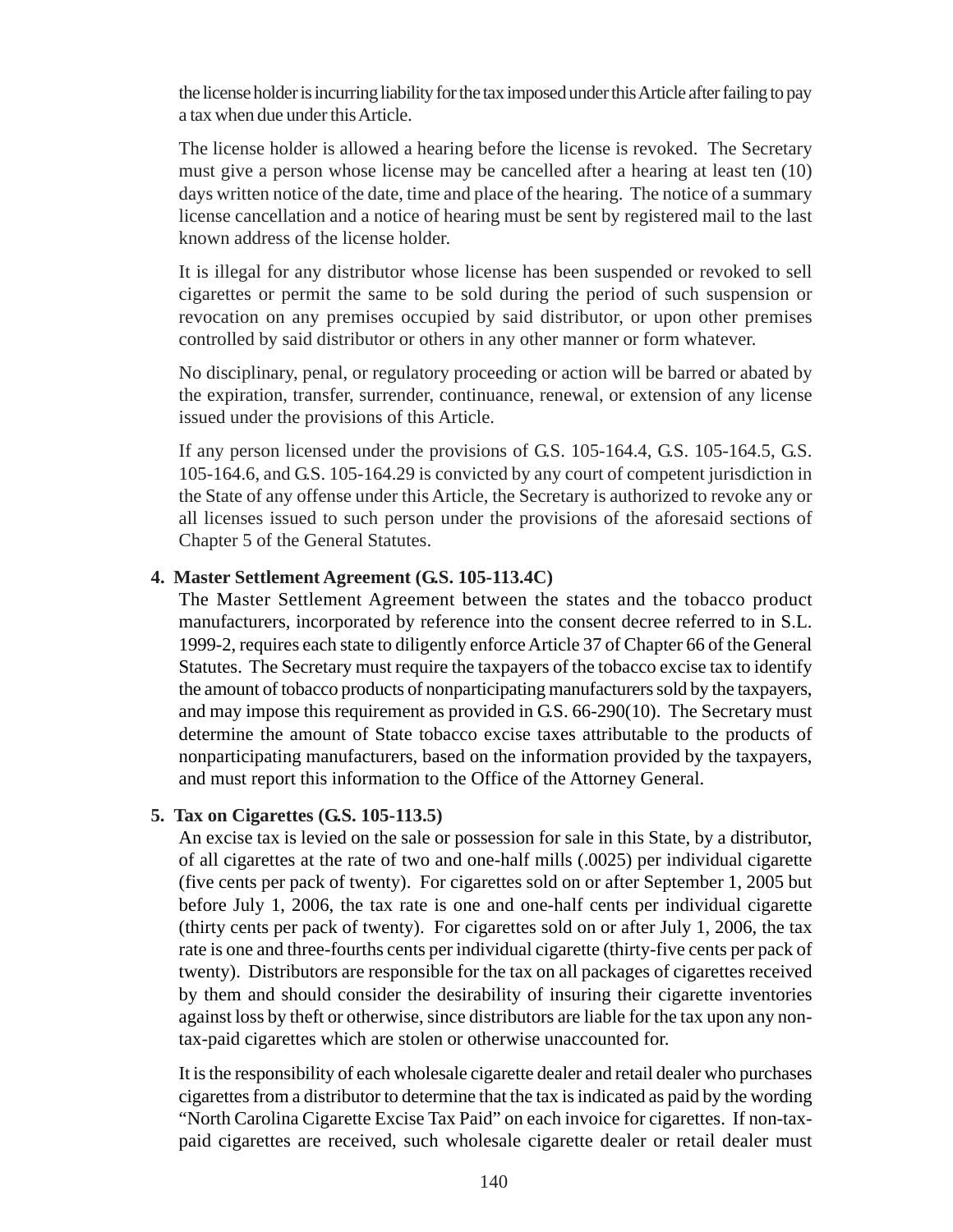the license holder is incurring liability for the tax imposed under this Article after failing to pay a tax when due under this Article.

The license holder is allowed a hearing before the license is revoked. The Secretary must give a person whose license may be cancelled after a hearing at least ten (10) days written notice of the date, time and place of the hearing. The notice of a summary license cancellation and a notice of hearing must be sent by registered mail to the last known address of the license holder.

It is illegal for any distributor whose license has been suspended or revoked to sell cigarettes or permit the same to be sold during the period of such suspension or revocation on any premises occupied by said distributor, or upon other premises controlled by said distributor or others in any other manner or form whatever.

No disciplinary, penal, or regulatory proceeding or action will be barred or abated by the expiration, transfer, surrender, continuance, renewal, or extension of any license issued under the provisions of this Article.

If any person licensed under the provisions of G.S. 105-164.4, G.S. 105-164.5, G.S. 105-164.6, and G.S. 105-164.29 is convicted by any court of competent jurisdiction in the State of any offense under this Article, the Secretary is authorized to revoke any or all licenses issued to such person under the provisions of the aforesaid sections of Chapter 5 of the General Statutes.

**4. Master Settlement Agreement (G.S. 105-113.4C)**

The Master Settlement Agreement between the states and the tobacco product manufacturers, incorporated by reference into the consent decree referred to in S.L. 1999-2, requires each state to diligently enforce Article 37 of Chapter 66 of the General Statutes. The Secretary must require the taxpayers of the tobacco excise tax to identify the amount of tobacco products of nonparticipating manufacturers sold by the taxpayers, and may impose this requirement as provided in G.S. 66-290(10). The Secretary must determine the amount of State tobacco excise taxes attributable to the products of nonparticipating manufacturers, based on the information provided by the taxpayers, and must report this information to the Office of the Attorney General.

**5. Tax on Cigarettes (G.S. 105-113.5)**

An excise tax is levied on the sale or possession for sale in this State, by a distributor, of all cigarettes at the rate of two and one-half mills (.0025) per individual cigarette (five cents per pack of twenty). For cigarettes sold on or after September 1, 2005 but before July 1, 2006, the tax rate is one and one-half cents per individual cigarette (thirty cents per pack of twenty). For cigarettes sold on or after July 1, 2006, the tax rate is one and three-fourths cents per individual cigarette (thirty-five cents per pack of twenty). Distributors are responsible for the tax on all packages of cigarettes received by them and should consider the desirability of insuring their cigarette inventories against loss by theft or otherwise, since distributors are liable for the tax upon any non-tax-paid cigarettes which are stolen or otherwise unaccounted for.

It is the responsibility of each wholesale cigarette dealer and retail dealer who purchases cigarettes from a distributor to determine that the tax is indicated as paid by the wording "North Carolina Cigarette Excise Tax Paid" on each invoice for cigarettes. If non-tax-paid cigarettes are received, such wholesale cigarette dealer or retail dealer must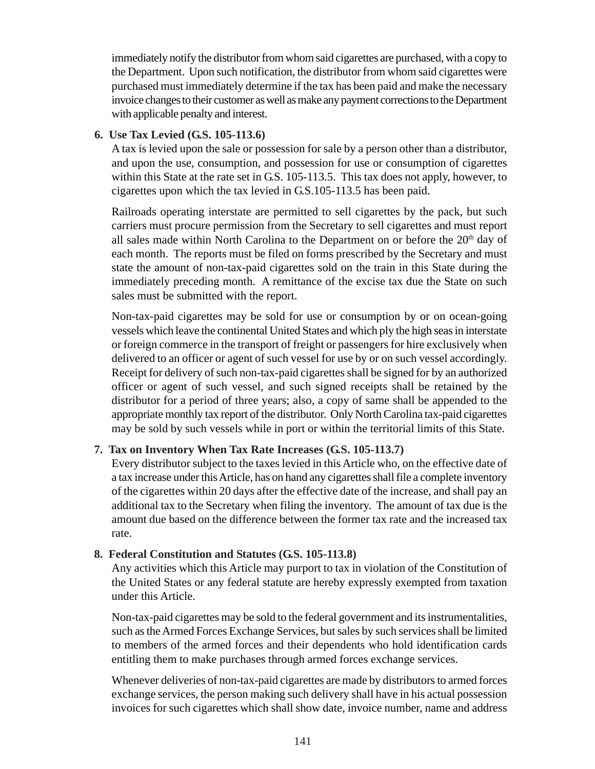immediately notify the distributor from whom said cigarettes are purchased, with a copy to the Department. Upon such notification, the distributor from whom said cigarettes were purchased must immediately determine if the tax has been paid and make the necessary invoice changes to their customer as well as make any payment corrections to the Department with applicable penalty and interest.

**6. Use Tax Levied (G.S. 105-113.6)**

A tax is levied upon the sale or possession for sale by a person other than a distributor, and upon the use, consumption, and possession for use or consumption of cigarettes within this State at the rate set in G.S. 105-113.5. This tax does not apply, however, to cigarettes upon which the tax levied in G.S.105-113.5 has been paid.

Railroads operating interstate are permitted to sell cigarettes by the pack, but such carriers must procure permission from the Secretary to sell cigarettes and must report all sales made within North Carolina to the Department on or before the 20th day of each month. The reports must be filed on forms prescribed by the Secretary and must state the amount of non-tax-paid cigarettes sold on the train in this State during the immediately preceding month. A remittance of the excise tax due the State on such sales must be submitted with the report.

Non-tax-paid cigarettes may be sold for use or consumption by or on ocean-going vessels which leave the continental United States and which ply the high seas in interstate or foreign commerce in the transport of freight or passengers for hire exclusively when delivered to an officer or agent of such vessel for use by or on such vessel accordingly. Receipt for delivery of such non-tax-paid cigarettes shall be signed for by an authorized officer or agent of such vessel, and such signed receipts shall be retained by the distributor for a period of three years; also, a copy of same shall be appended to the appropriate monthly tax report of the distributor. Only North Carolina tax-paid cigarettes may be sold by such vessels while in port or within the territorial limits of this State.

**7. Tax on Inventory When Tax Rate Increases (G.S. 105-113.7)**

Every distributor subject to the taxes levied in this Article who, on the effective date of a tax increase under this Article, has on hand any cigarettes shall file a complete inventory of the cigarettes within 20 days after the effective date of the increase, and shall pay an additional tax to the Secretary when filing the inventory. The amount of tax due is the amount due based on the difference between the former tax rate and the increased tax rate.

**8. Federal Constitution and Statutes (G.S. 105-113.8)**

Any activities which this Article may purport to tax in violation of the Constitution of the United States or any federal statute are hereby expressly exempted from taxation under this Article.

Non-tax-paid cigarettes may be sold to the federal government and its instrumentalities, such as the Armed Forces Exchange Services, but sales by such services shall be limited to members of the armed forces and their dependents who hold identification cards entitling them to make purchases through armed forces exchange services.

Whenever deliveries of non-tax-paid cigarettes are made by distributors to armed forces exchange services, the person making such delivery shall have in his actual possession invoices for such cigarettes which shall show date, invoice number, name and address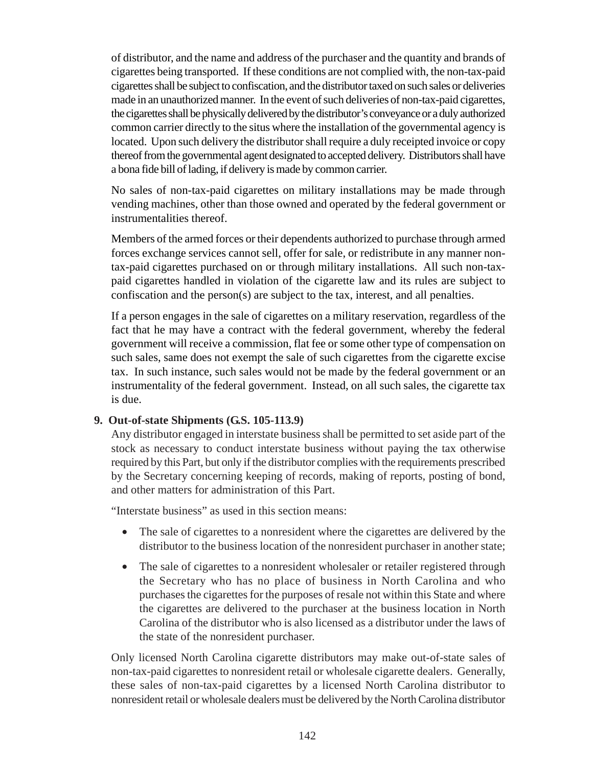of distributor, and the name and address of the purchaser and the quantity and brands of cigarettes being transported. If these conditions are not complied with, the non-tax-paid cigarettes shall be subject to confiscation, and the distributor taxed on such sales or deliveries made in an unauthorized manner. In the event of such deliveries of non-tax-paid cigarettes, the cigarettes shall be physically delivered by the distributor's conveyance or a duly authorized common carrier directly to the situs where the installation of the governmental agency is located. Upon such delivery the distributor shall require a duly receipted invoice or copy thereof from the governmental agent designated to accepted delivery. Distributors shall have a bona fide bill of lading, if delivery is made by common carrier.

No sales of non-tax-paid cigarettes on military installations may be made through vending machines, other than those owned and operated by the federal government or instrumentalities thereof.

Members of the armed forces or their dependents authorized to purchase through armed forces exchange services cannot sell, offer for sale, or redistribute in any manner non-tax-paid cigarettes purchased on or through military installations. All such non-tax-paid cigarettes handled in violation of the cigarette law and its rules are subject to confiscation and the person(s) are subject to the tax, interest, and all penalties.

If a person engages in the sale of cigarettes on a military reservation, regardless of the fact that he may have a contract with the federal government, whereby the federal government will receive a commission, flat fee or some other type of compensation on such sales, same does not exempt the sale of such cigarettes from the cigarette excise tax. In such instance, such sales would not be made by the federal government or an instrumentality of the federal government. Instead, on all such sales, the cigarette tax is due.

**9. Out-of-state Shipments (G.S. 105-113.9)**

Any distributor engaged in interstate business shall be permitted to set aside part of the stock as necessary to conduct interstate business without paying the tax otherwise required by this Part, but only if the distributor complies with the requirements prescribed by the Secretary concerning keeping of records, making of reports, posting of bond, and other matters for administration of this Part.

"Interstate business" as used in this section means:

- The sale of cigarettes to a nonresident where the cigarettes are delivered by the distributor to the business location of the nonresident purchaser in another state;
- The sale of cigarettes to a nonresident wholesaler or retailer registered through the Secretary who has no place of business in North Carolina and who purchases the cigarettes for the purposes of resale not within this State and where the cigarettes are delivered to the purchaser at the business location in North Carolina of the distributor who is also licensed as a distributor under the laws of the state of the nonresident purchaser.

Only licensed North Carolina cigarette distributors may make out-of-state sales of non-tax-paid cigarettes to nonresident retail or wholesale cigarette dealers. Generally, these sales of non-tax-paid cigarettes by a licensed North Carolina distributor to nonresident retail or wholesale dealers must be delivered by the North Carolina distributor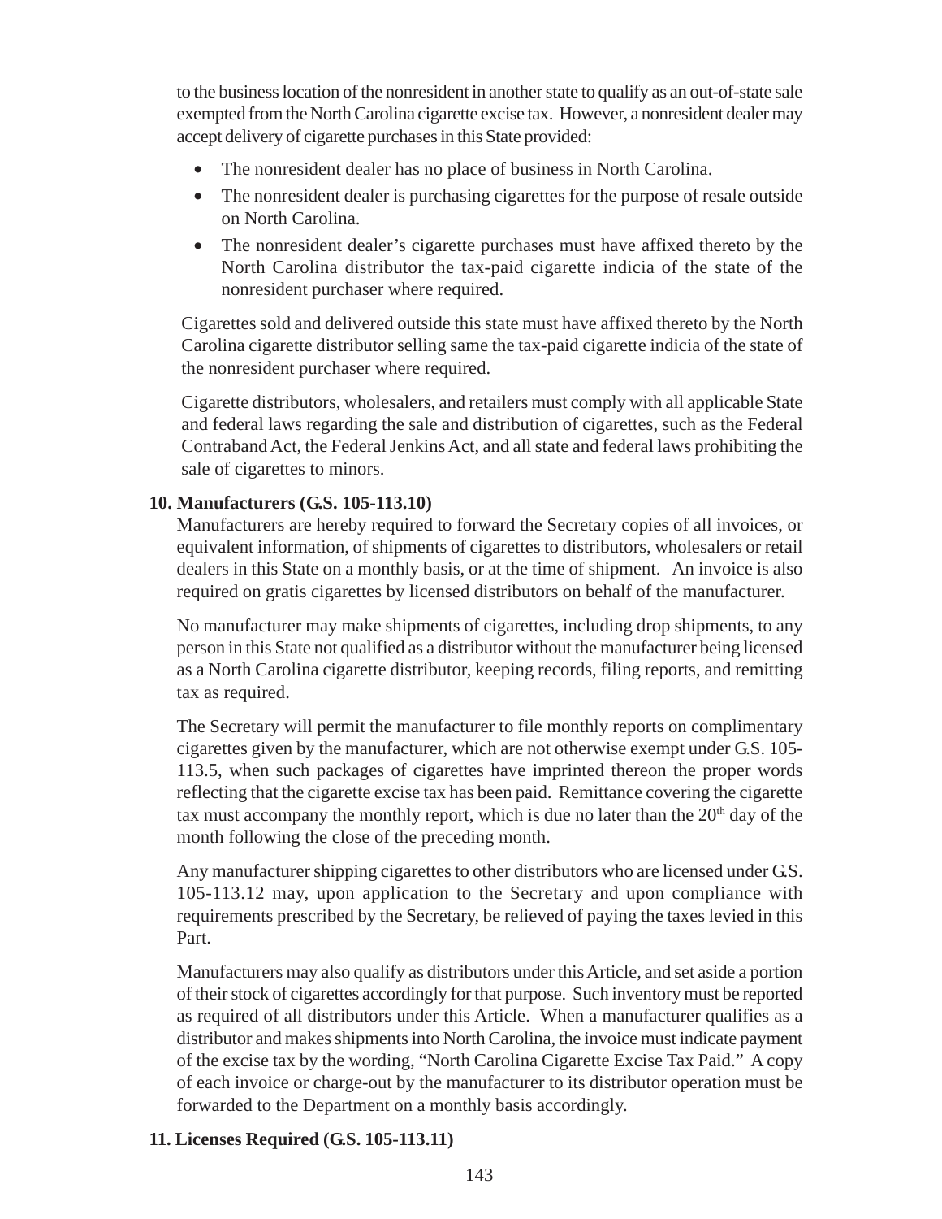to the business location of the nonresident in another state to qualify as an out-of-state sale exempted from the North Carolina cigarette excise tax. However, a nonresident dealer may accept delivery of cigarette purchases in this State provided:

- The nonresident dealer has no place of business in North Carolina.
- The nonresident dealer is purchasing cigarettes for the purpose of resale outside on North Carolina.
- The nonresident dealer's cigarette purchases must have affixed thereto by the North Carolina distributor the tax-paid cigarette indicia of the state of the nonresident purchaser where required.

Cigarettes sold and delivered outside this state must have affixed thereto by the North Carolina cigarette distributor selling same the tax-paid cigarette indicia of the state of the nonresident purchaser where required.

Cigarette distributors, wholesalers, and retailers must comply with all applicable State and federal laws regarding the sale and distribution of cigarettes, such as the Federal Contraband Act, the Federal Jenkins Act, and all state and federal laws prohibiting the sale of cigarettes to minors.

**10. Manufacturers (G.S. 105-113.10)**

Manufacturers are hereby required to forward the Secretary copies of all invoices, or equivalent information, of shipments of cigarettes to distributors, wholesalers or retail dealers in this State on a monthly basis, or at the time of shipment. An invoice is also required on gratis cigarettes by licensed distributors on behalf of the manufacturer.

No manufacturer may make shipments of cigarettes, including drop shipments, to any person in this State not qualified as a distributor without the manufacturer being licensed as a North Carolina cigarette distributor, keeping records, filing reports, and remitting tax as required.

The Secretary will permit the manufacturer to file monthly reports on complimentary cigarettes given by the manufacturer, which are not otherwise exempt under G.S. 105-113.5, when such packages of cigarettes have imprinted thereon the proper words reflecting that the cigarette excise tax has been paid. Remittance covering the cigarette tax must accompany the monthly report, which is due no later than the 20th day of the month following the close of the preceding month.

Any manufacturer shipping cigarettes to other distributors who are licensed under G.S. 105-113.12 may, upon application to the Secretary and upon compliance with requirements prescribed by the Secretary, be relieved of paying the taxes levied in this Part.

Manufacturers may also qualify as distributors under this Article, and set aside a portion of their stock of cigarettes accordingly for that purpose. Such inventory must be reported as required of all distributors under this Article. When a manufacturer qualifies as a distributor and makes shipments into North Carolina, the invoice must indicate payment of the excise tax by the wording, "North Carolina Cigarette Excise Tax Paid." A copy of each invoice or charge-out by the manufacturer to its distributor operation must be forwarded to the Department on a monthly basis accordingly.

**11. Licenses Required (G.S. 105-113.11)**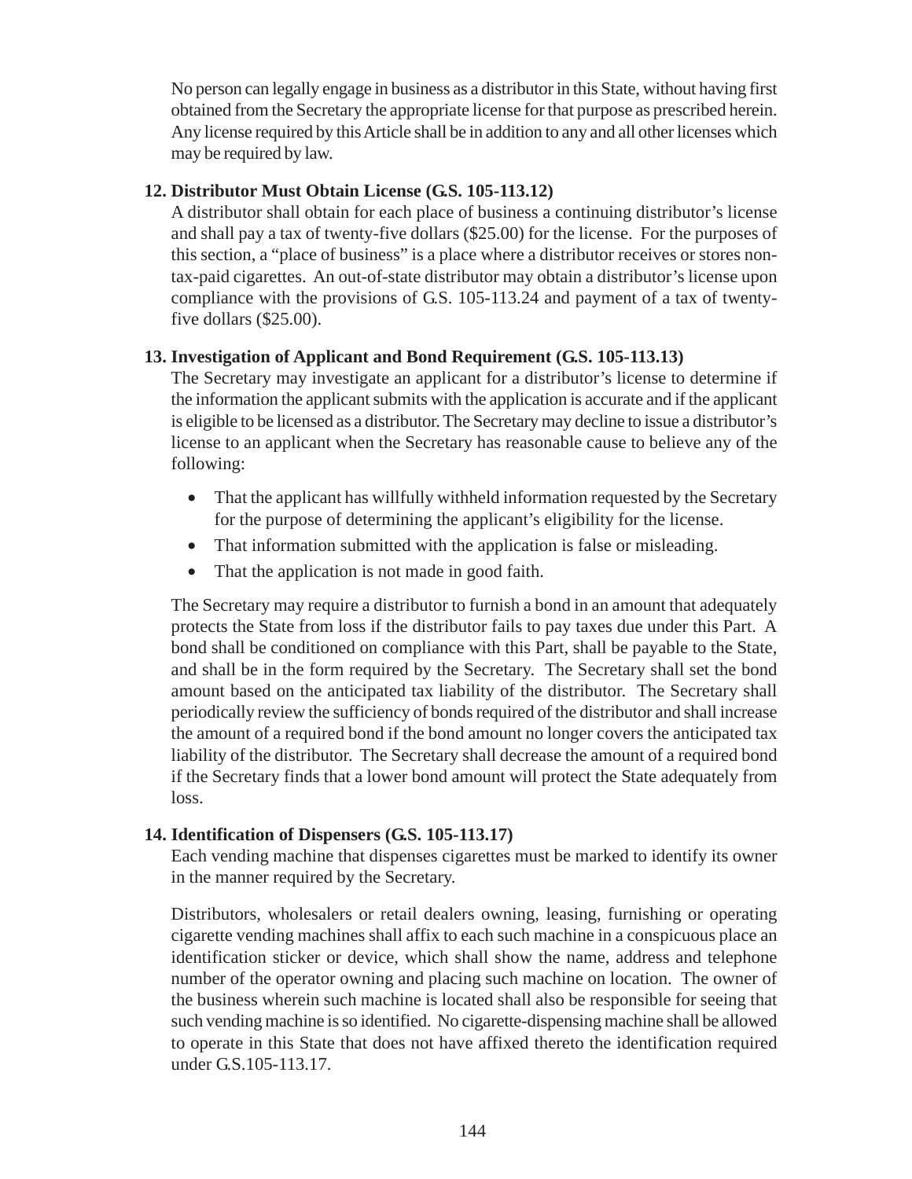No person can legally engage in business as a distributor in this State, without having first obtained from the Secretary the appropriate license for that purpose as prescribed herein. Any license required by this Article shall be in addition to any and all other licenses which may be required by law.

**12. Distributor Must Obtain License (G.S. 105-113.12)**

A distributor shall obtain for each place of business a continuing distributor's license and shall pay a tax of twenty-five dollars ($25.00) for the license. For the purposes of this section, a "place of business" is a place where a distributor receives or stores non-tax-paid cigarettes. An out-of-state distributor may obtain a distributor's license upon compliance with the provisions of G.S. 105-113.24 and payment of a tax of twenty-five dollars ($25.00).

**13. Investigation of Applicant and Bond Requirement (G.S. 105-113.13)**

The Secretary may investigate an applicant for a distributor's license to determine if the information the applicant submits with the application is accurate and if the applicant is eligible to be licensed as a distributor. The Secretary may decline to issue a distributor's license to an applicant when the Secretary has reasonable cause to believe any of the following:

- That the applicant has willfully withheld information requested by the Secretary for the purpose of determining the applicant's eligibility for the license.
- That information submitted with the application is false or misleading.
- That the application is not made in good faith.

The Secretary may require a distributor to furnish a bond in an amount that adequately protects the State from loss if the distributor fails to pay taxes due under this Part. A bond shall be conditioned on compliance with this Part, shall be payable to the State, and shall be in the form required by the Secretary. The Secretary shall set the bond amount based on the anticipated tax liability of the distributor. The Secretary shall periodically review the sufficiency of bonds required of the distributor and shall increase the amount of a required bond if the bond amount no longer covers the anticipated tax liability of the distributor. The Secretary shall decrease the amount of a required bond if the Secretary finds that a lower bond amount will protect the State adequately from loss.

**14. Identification of Dispensers (G.S. 105-113.17)**

Each vending machine that dispenses cigarettes must be marked to identify its owner in the manner required by the Secretary.

Distributors, wholesalers or retail dealers owning, leasing, furnishing or operating cigarette vending machines shall affix to each such machine in a conspicuous place an identification sticker or device, which shall show the name, address and telephone number of the operator owning and placing such machine on location. The owner of the business wherein such machine is located shall also be responsible for seeing that such vending machine is so identified. No cigarette-dispensing machine shall be allowed to operate in this State that does not have affixed thereto the identification required under G.S.105-113.17.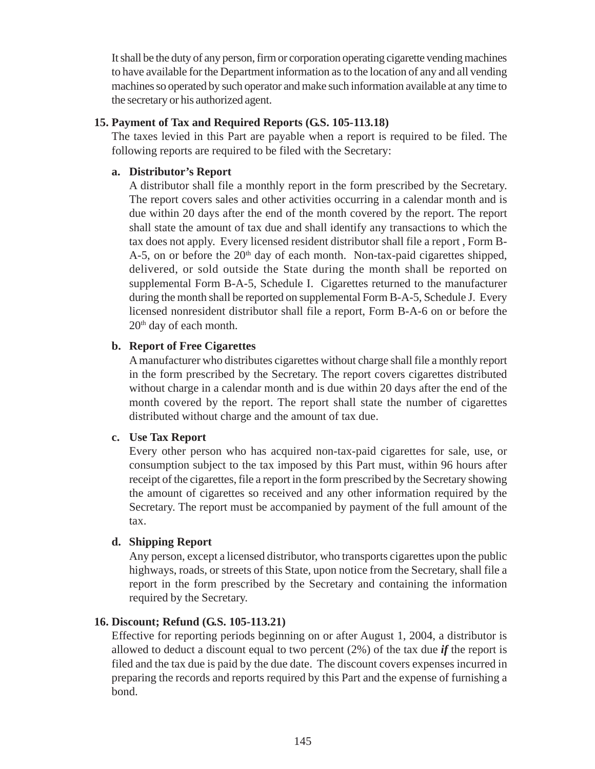It shall be the duty of any person, firm or corporation operating cigarette vending machines to have available for the Department information as to the location of any and all vending machines so operated by such operator and make such information available at any time to the secretary or his authorized agent.

**15. Payment of Tax and Required Reports (G.S. 105-113.18)**

The taxes levied in this Part are payable when a report is required to be filed. The following reports are required to be filed with the Secretary:

**a. Distributor's Report**

A distributor shall file a monthly report in the form prescribed by the Secretary. The report covers sales and other activities occurring in a calendar month and is due within 20 days after the end of the month covered by the report. The report shall state the amount of tax due and shall identify any transactions to which the tax does not apply. Every licensed resident distributor shall file a report , Form B-A-5, on or before the 20th day of each month. Non-tax-paid cigarettes shipped, delivered, or sold outside the State during the month shall be reported on supplemental Form B-A-5, Schedule I. Cigarettes returned to the manufacturer during the month shall be reported on supplemental Form B-A-5, Schedule J. Every licensed nonresident distributor shall file a report, Form B-A-6 on or before the 20th day of each month.

**b. Report of Free Cigarettes**

A manufacturer who distributes cigarettes without charge shall file a monthly report in the form prescribed by the Secretary. The report covers cigarettes distributed without charge in a calendar month and is due within 20 days after the end of the month covered by the report. The report shall state the number of cigarettes distributed without charge and the amount of tax due.

**c. Use Tax Report**

Every other person who has acquired non-tax-paid cigarettes for sale, use, or consumption subject to the tax imposed by this Part must, within 96 hours after receipt of the cigarettes, file a report in the form prescribed by the Secretary showing the amount of cigarettes so received and any other information required by the Secretary. The report must be accompanied by payment of the full amount of the tax.

**d. Shipping Report**

Any person, except a licensed distributor, who transports cigarettes upon the public highways, roads, or streets of this State, upon notice from the Secretary, shall file a report in the form prescribed by the Secretary and containing the information required by the Secretary.

**16. Discount; Refund (G.S. 105-113.21)**

Effective for reporting periods beginning on or after August 1, 2004, a distributor is allowed to deduct a discount equal to two percent (2%) of the tax due ***if*** the report is filed and the tax due is paid by the due date. The discount covers expenses incurred in preparing the records and reports required by this Part and the expense of furnishing a bond.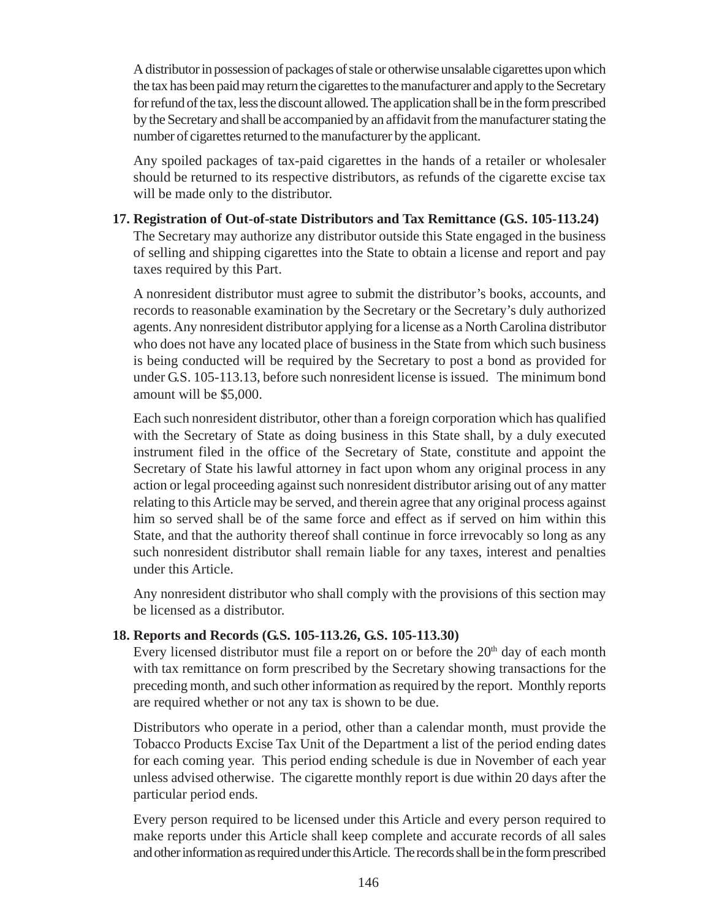A distributor in possession of packages of stale or otherwise unsalable cigarettes upon which the tax has been paid may return the cigarettes to the manufacturer and apply to the Secretary for refund of the tax, less the discount allowed. The application shall be in the form prescribed by the Secretary and shall be accompanied by an affidavit from the manufacturer stating the number of cigarettes returned to the manufacturer by the applicant.

Any spoiled packages of tax-paid cigarettes in the hands of a retailer or wholesaler should be returned to its respective distributors, as refunds of the cigarette excise tax will be made only to the distributor.

**17. Registration of Out-of-state Distributors and Tax Remittance (G.S. 105-113.24)**

The Secretary may authorize any distributor outside this State engaged in the business of selling and shipping cigarettes into the State to obtain a license and report and pay taxes required by this Part.

A nonresident distributor must agree to submit the distributor's books, accounts, and records to reasonable examination by the Secretary or the Secretary's duly authorized agents. Any nonresident distributor applying for a license as a North Carolina distributor who does not have any located place of business in the State from which such business is being conducted will be required by the Secretary to post a bond as provided for under G.S. 105-113.13, before such nonresident license is issued. The minimum bond amount will be $5,000.

Each such nonresident distributor, other than a foreign corporation which has qualified with the Secretary of State as doing business in this State shall, by a duly executed instrument filed in the office of the Secretary of State, constitute and appoint the Secretary of State his lawful attorney in fact upon whom any original process in any action or legal proceeding against such nonresident distributor arising out of any matter relating to this Article may be served, and therein agree that any original process against him so served shall be of the same force and effect as if served on him within this State, and that the authority thereof shall continue in force irrevocably so long as any such nonresident distributor shall remain liable for any taxes, interest and penalties under this Article.

Any nonresident distributor who shall comply with the provisions of this section may be licensed as a distributor.

**18. Reports and Records (G.S. 105-113.26, G.S. 105-113.30)**

Every licensed distributor must file a report on or before the 20th day of each month with tax remittance on form prescribed by the Secretary showing transactions for the preceding month, and such other information as required by the report. Monthly reports are required whether or not any tax is shown to be due.

Distributors who operate in a period, other than a calendar month, must provide the Tobacco Products Excise Tax Unit of the Department a list of the period ending dates for each coming year. This period ending schedule is due in November of each year unless advised otherwise. The cigarette monthly report is due within 20 days after the particular period ends.

Every person required to be licensed under this Article and every person required to make reports under this Article shall keep complete and accurate records of all sales and other information as required under this Article. The records shall be in the form prescribed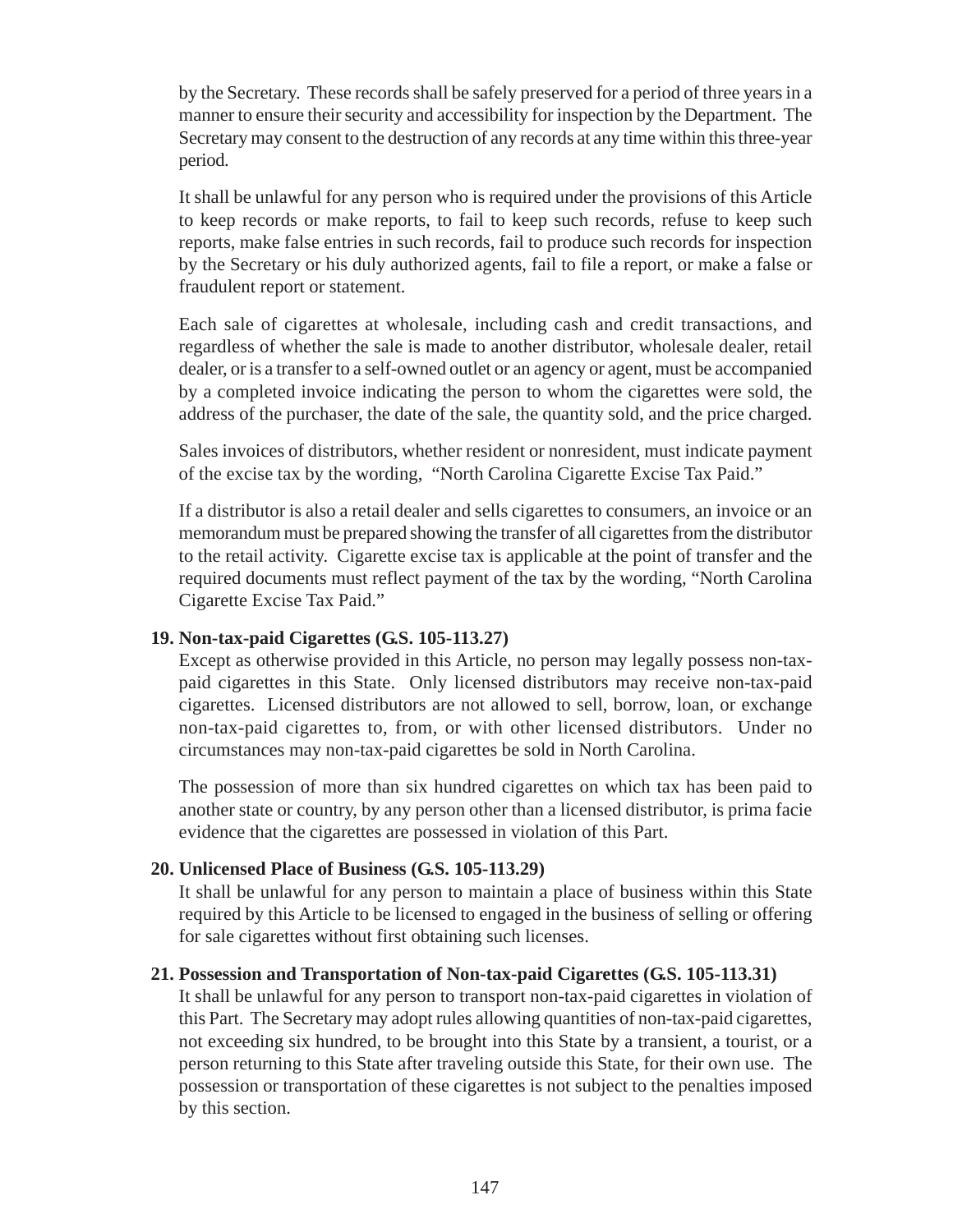by the Secretary. These records shall be safely preserved for a period of three years in a manner to ensure their security and accessibility for inspection by the Department. The Secretary may consent to the destruction of any records at any time within this three-year period.

It shall be unlawful for any person who is required under the provisions of this Article to keep records or make reports, to fail to keep such records, refuse to keep such reports, make false entries in such records, fail to produce such records for inspection by the Secretary or his duly authorized agents, fail to file a report, or make a false or fraudulent report or statement.

Each sale of cigarettes at wholesale, including cash and credit transactions, and regardless of whether the sale is made to another distributor, wholesale dealer, retail dealer, or is a transfer to a self-owned outlet or an agency or agent, must be accompanied by a completed invoice indicating the person to whom the cigarettes were sold, the address of the purchaser, the date of the sale, the quantity sold, and the price charged.

Sales invoices of distributors, whether resident or nonresident, must indicate payment of the excise tax by the wording, "North Carolina Cigarette Excise Tax Paid."

If a distributor is also a retail dealer and sells cigarettes to consumers, an invoice or an memorandum must be prepared showing the transfer of all cigarettes from the distributor to the retail activity. Cigarette excise tax is applicable at the point of transfer and the required documents must reflect payment of the tax by the wording, "North Carolina Cigarette Excise Tax Paid."

**19. Non-tax-paid Cigarettes (G.S. 105-113.27)**

Except as otherwise provided in this Article, no person may legally possess non-tax-paid cigarettes in this State. Only licensed distributors may receive non-tax-paid cigarettes. Licensed distributors are not allowed to sell, borrow, loan, or exchange non-tax-paid cigarettes to, from, or with other licensed distributors. Under no circumstances may non-tax-paid cigarettes be sold in North Carolina.

The possession of more than six hundred cigarettes on which tax has been paid to another state or country, by any person other than a licensed distributor, is prima facie evidence that the cigarettes are possessed in violation of this Part.

**20. Unlicensed Place of Business (G.S. 105-113.29)**

It shall be unlawful for any person to maintain a place of business within this State required by this Article to be licensed to engaged in the business of selling or offering for sale cigarettes without first obtaining such licenses.

**21. Possession and Transportation of Non-tax-paid Cigarettes (G.S. 105-113.31)**

It shall be unlawful for any person to transport non-tax-paid cigarettes in violation of this Part. The Secretary may adopt rules allowing quantities of non-tax-paid cigarettes, not exceeding six hundred, to be brought into this State by a transient, a tourist, or a person returning to this State after traveling outside this State, for their own use. The possession or transportation of these cigarettes is not subject to the penalties imposed by this section.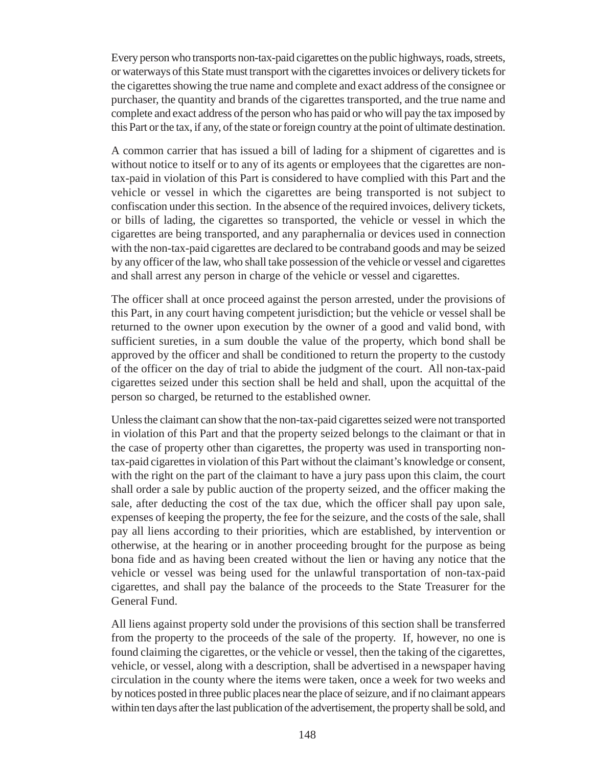Every person who transports non-tax-paid cigarettes on the public highways, roads, streets, or waterways of this State must transport with the cigarettes invoices or delivery tickets for the cigarettes showing the true name and complete and exact address of the consignee or purchaser, the quantity and brands of the cigarettes transported, and the true name and complete and exact address of the person who has paid or who will pay the tax imposed by this Part or the tax, if any, of the state or foreign country at the point of ultimate destination.

A common carrier that has issued a bill of lading for a shipment of cigarettes and is without notice to itself or to any of its agents or employees that the cigarettes are non-tax-paid in violation of this Part is considered to have complied with this Part and the vehicle or vessel in which the cigarettes are being transported is not subject to confiscation under this section. In the absence of the required invoices, delivery tickets, or bills of lading, the cigarettes so transported, the vehicle or vessel in which the cigarettes are being transported, and any paraphernalia or devices used in connection with the non-tax-paid cigarettes are declared to be contraband goods and may be seized by any officer of the law, who shall take possession of the vehicle or vessel and cigarettes and shall arrest any person in charge of the vehicle or vessel and cigarettes.

The officer shall at once proceed against the person arrested, under the provisions of this Part, in any court having competent jurisdiction; but the vehicle or vessel shall be returned to the owner upon execution by the owner of a good and valid bond, with sufficient sureties, in a sum double the value of the property, which bond shall be approved by the officer and shall be conditioned to return the property to the custody of the officer on the day of trial to abide the judgment of the court. All non-tax-paid cigarettes seized under this section shall be held and shall, upon the acquittal of the person so charged, be returned to the established owner.

Unless the claimant can show that the non-tax-paid cigarettes seized were not transported in violation of this Part and that the property seized belongs to the claimant or that in the case of property other than cigarettes, the property was used in transporting non-tax-paid cigarettes in violation of this Part without the claimant's knowledge or consent, with the right on the part of the claimant to have a jury pass upon this claim, the court shall order a sale by public auction of the property seized, and the officer making the sale, after deducting the cost of the tax due, which the officer shall pay upon sale, expenses of keeping the property, the fee for the seizure, and the costs of the sale, shall pay all liens according to their priorities, which are established, by intervention or otherwise, at the hearing or in another proceeding brought for the purpose as being bona fide and as having been created without the lien or having any notice that the vehicle or vessel was being used for the unlawful transportation of non-tax-paid cigarettes, and shall pay the balance of the proceeds to the State Treasurer for the General Fund.

All liens against property sold under the provisions of this section shall be transferred from the property to the proceeds of the sale of the property. If, however, no one is found claiming the cigarettes, or the vehicle or vessel, then the taking of the cigarettes, vehicle, or vessel, along with a description, shall be advertised in a newspaper having circulation in the county where the items were taken, once a week for two weeks and by notices posted in three public places near the place of seizure, and if no claimant appears within ten days after the last publication of the advertisement, the property shall be sold, and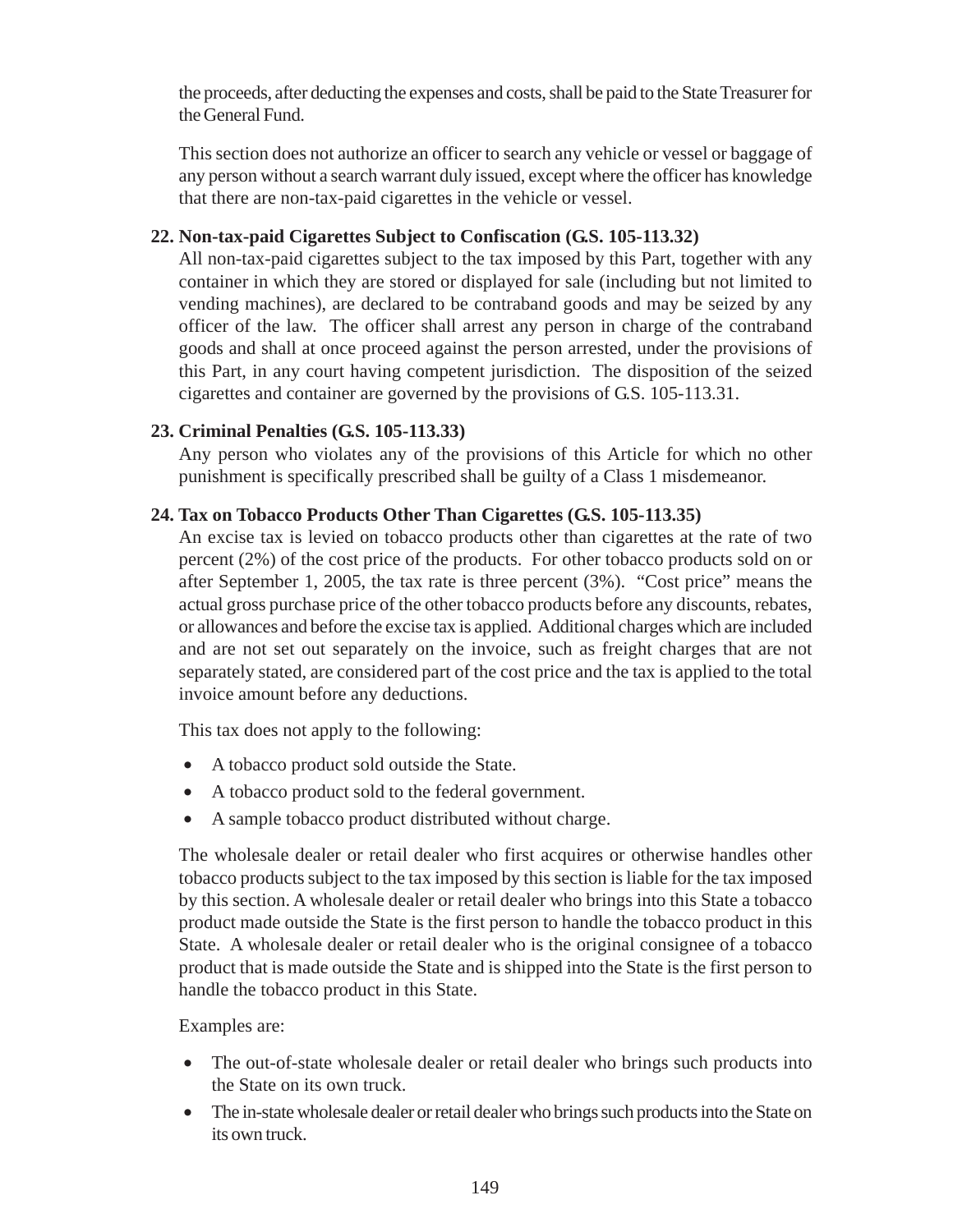the proceeds, after deducting the expenses and costs, shall be paid to the State Treasurer for the General Fund.

This section does not authorize an officer to search any vehicle or vessel or baggage of any person without a search warrant duly issued, except where the officer has knowledge that there are non-tax-paid cigarettes in the vehicle or vessel.

**22. Non-tax-paid Cigarettes Subject to Confiscation (G.S. 105-113.32)**

All non-tax-paid cigarettes subject to the tax imposed by this Part, together with any container in which they are stored or displayed for sale (including but not limited to vending machines), are declared to be contraband goods and may be seized by any officer of the law. The officer shall arrest any person in charge of the contraband goods and shall at once proceed against the person arrested, under the provisions of this Part, in any court having competent jurisdiction. The disposition of the seized cigarettes and container are governed by the provisions of G.S. 105-113.31.

**23. Criminal Penalties (G.S. 105-113.33)**

Any person who violates any of the provisions of this Article for which no other punishment is specifically prescribed shall be guilty of a Class 1 misdemeanor.

**24. Tax on Tobacco Products Other Than Cigarettes (G.S. 105-113.35)**

An excise tax is levied on tobacco products other than cigarettes at the rate of two percent (2%) of the cost price of the products. For other tobacco products sold on or after September 1, 2005, the tax rate is three percent (3%). "Cost price" means the actual gross purchase price of the other tobacco products before any discounts, rebates, or allowances and before the excise tax is applied. Additional charges which are included and are not set out separately on the invoice, such as freight charges that are not separately stated, are considered part of the cost price and the tax is applied to the total invoice amount before any deductions.

This tax does not apply to the following:

- A tobacco product sold outside the State.
- A tobacco product sold to the federal government.
- A sample tobacco product distributed without charge.

The wholesale dealer or retail dealer who first acquires or otherwise handles other tobacco products subject to the tax imposed by this section is liable for the tax imposed by this section. A wholesale dealer or retail dealer who brings into this State a tobacco product made outside the State is the first person to handle the tobacco product in this State. A wholesale dealer or retail dealer who is the original consignee of a tobacco product that is made outside the State and is shipped into the State is the first person to handle the tobacco product in this State.

Examples are:

- The out-of-state wholesale dealer or retail dealer who brings such products into the State on its own truck.
- The in-state wholesale dealer or retail dealer who brings such products into the State on its own truck.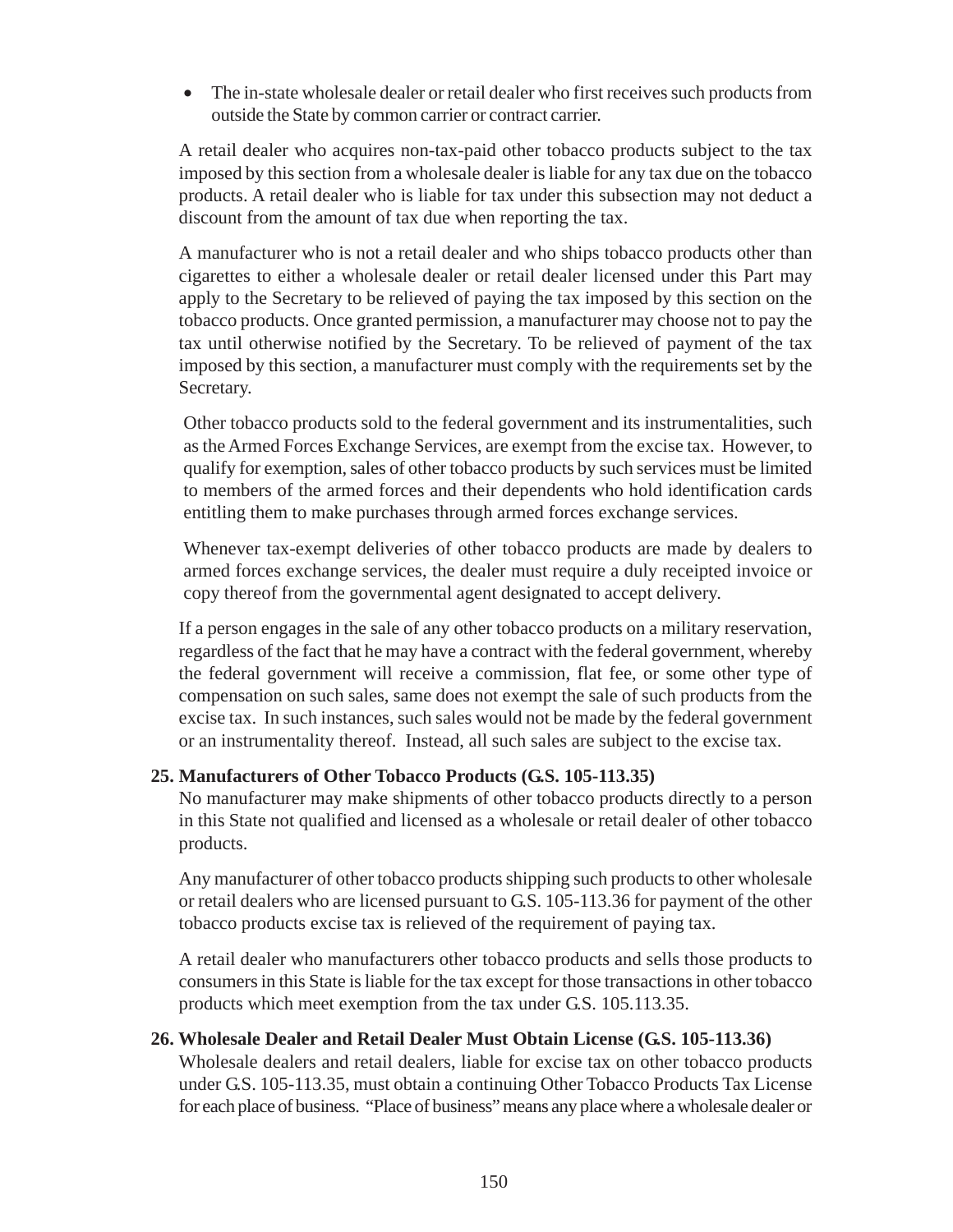- The in-state wholesale dealer or retail dealer who first receives such products from outside the State by common carrier or contract carrier.

A retail dealer who acquires non-tax-paid other tobacco products subject to the tax imposed by this section from a wholesale dealer is liable for any tax due on the tobacco products. A retail dealer who is liable for tax under this subsection may not deduct a discount from the amount of tax due when reporting the tax.

A manufacturer who is not a retail dealer and who ships tobacco products other than cigarettes to either a wholesale dealer or retail dealer licensed under this Part may apply to the Secretary to be relieved of paying the tax imposed by this section on the tobacco products. Once granted permission, a manufacturer may choose not to pay the tax until otherwise notified by the Secretary. To be relieved of payment of the tax imposed by this section, a manufacturer must comply with the requirements set by the Secretary.

Other tobacco products sold to the federal government and its instrumentalities, such as the Armed Forces Exchange Services, are exempt from the excise tax. However, to qualify for exemption, sales of other tobacco products by such services must be limited to members of the armed forces and their dependents who hold identification cards entitling them to make purchases through armed forces exchange services.

Whenever tax-exempt deliveries of other tobacco products are made by dealers to armed forces exchange services, the dealer must require a duly receipted invoice or copy thereof from the governmental agent designated to accept delivery.

If a person engages in the sale of any other tobacco products on a military reservation, regardless of the fact that he may have a contract with the federal government, whereby the federal government will receive a commission, flat fee, or some other type of compensation on such sales, same does not exempt the sale of such products from the excise tax. In such instances, such sales would not be made by the federal government or an instrumentality thereof. Instead, all such sales are subject to the excise tax.

**25. Manufacturers of Other Tobacco Products (G.S. 105-113.35)**

No manufacturer may make shipments of other tobacco products directly to a person in this State not qualified and licensed as a wholesale or retail dealer of other tobacco products.

Any manufacturer of other tobacco products shipping such products to other wholesale or retail dealers who are licensed pursuant to G.S. 105-113.36 for payment of the other tobacco products excise tax is relieved of the requirement of paying tax.

A retail dealer who manufacturers other tobacco products and sells those products to consumers in this State is liable for the tax except for those transactions in other tobacco products which meet exemption from the tax under G.S. 105.113.35.

**26. Wholesale Dealer and Retail Dealer Must Obtain License (G.S. 105-113.36)**

Wholesale dealers and retail dealers, liable for excise tax on other tobacco products under G.S. 105-113.35, must obtain a continuing Other Tobacco Products Tax License for each place of business. "Place of business" means any place where a wholesale dealer or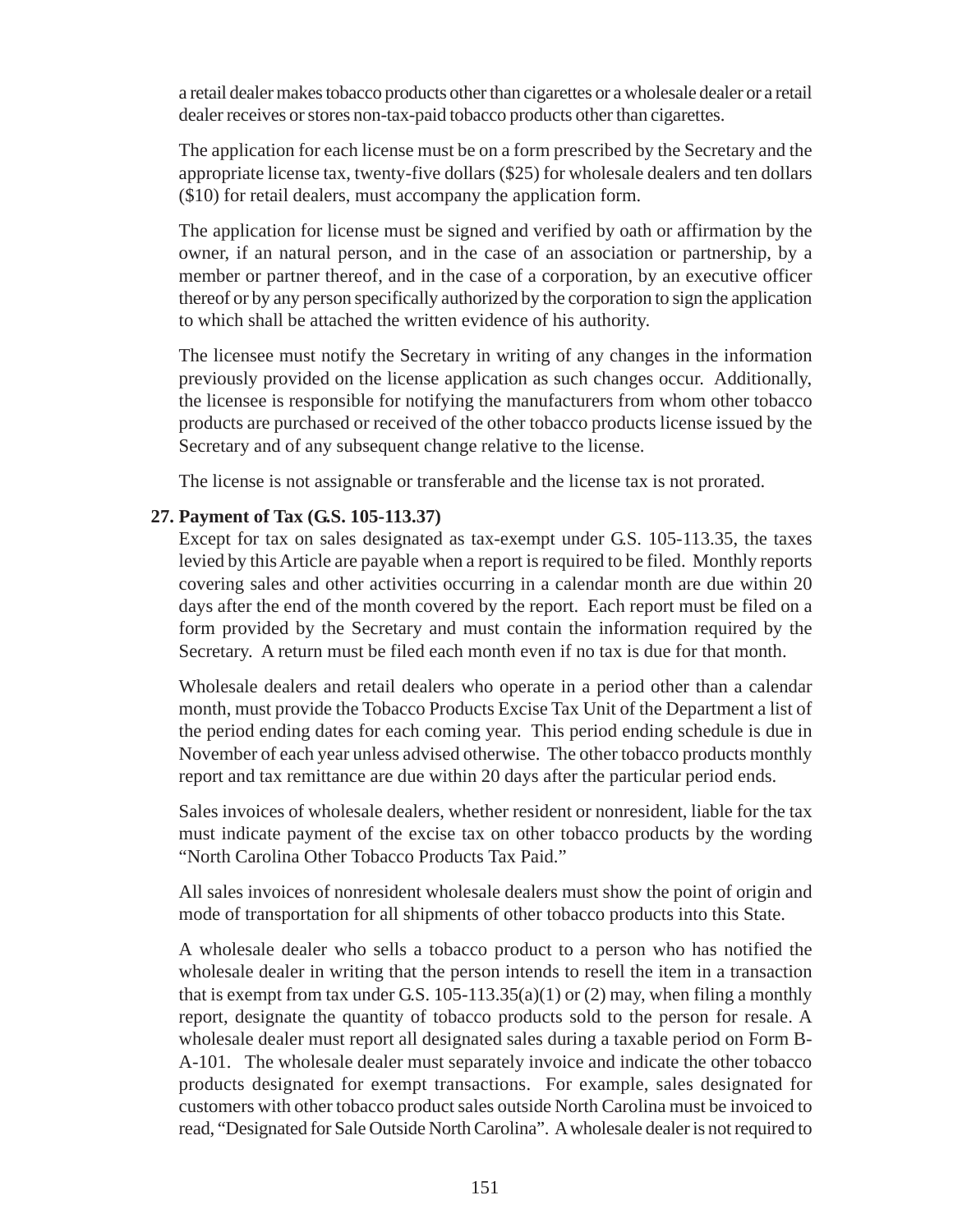a retail dealer makes tobacco products other than cigarettes or a wholesale dealer or a retail dealer receives or stores non-tax-paid tobacco products other than cigarettes.

The application for each license must be on a form prescribed by the Secretary and the appropriate license tax, twenty-five dollars ($25) for wholesale dealers and ten dollars ($10) for retail dealers, must accompany the application form.

The application for license must be signed and verified by oath or affirmation by the owner, if an natural person, and in the case of an association or partnership, by a member or partner thereof, and in the case of a corporation, by an executive officer thereof or by any person specifically authorized by the corporation to sign the application to which shall be attached the written evidence of his authority.

The licensee must notify the Secretary in writing of any changes in the information previously provided on the license application as such changes occur. Additionally, the licensee is responsible for notifying the manufacturers from whom other tobacco products are purchased or received of the other tobacco products license issued by the Secretary and of any subsequent change relative to the license.

The license is not assignable or transferable and the license tax is not prorated.

**27. Payment of Tax (G.S. 105-113.37)**

Except for tax on sales designated as tax-exempt under G.S. 105-113.35, the taxes levied by this Article are payable when a report is required to be filed. Monthly reports covering sales and other activities occurring in a calendar month are due within 20 days after the end of the month covered by the report. Each report must be filed on a form provided by the Secretary and must contain the information required by the Secretary. A return must be filed each month even if no tax is due for that month.

Wholesale dealers and retail dealers who operate in a period other than a calendar month, must provide the Tobacco Products Excise Tax Unit of the Department a list of the period ending dates for each coming year. This period ending schedule is due in November of each year unless advised otherwise. The other tobacco products monthly report and tax remittance are due within 20 days after the particular period ends.

Sales invoices of wholesale dealers, whether resident or nonresident, liable for the tax must indicate payment of the excise tax on other tobacco products by the wording "North Carolina Other Tobacco Products Tax Paid."

All sales invoices of nonresident wholesale dealers must show the point of origin and mode of transportation for all shipments of other tobacco products into this State.

A wholesale dealer who sells a tobacco product to a person who has notified the wholesale dealer in writing that the person intends to resell the item in a transaction that is exempt from tax under G.S. 105-113.35(a)(1) or (2) may, when filing a monthly report, designate the quantity of tobacco products sold to the person for resale. A wholesale dealer must report all designated sales during a taxable period on Form B-A-101. The wholesale dealer must separately invoice and indicate the other tobacco products designated for exempt transactions. For example, sales designated for customers with other tobacco product sales outside North Carolina must be invoiced to read, "Designated for Sale Outside North Carolina". A wholesale dealer is not required to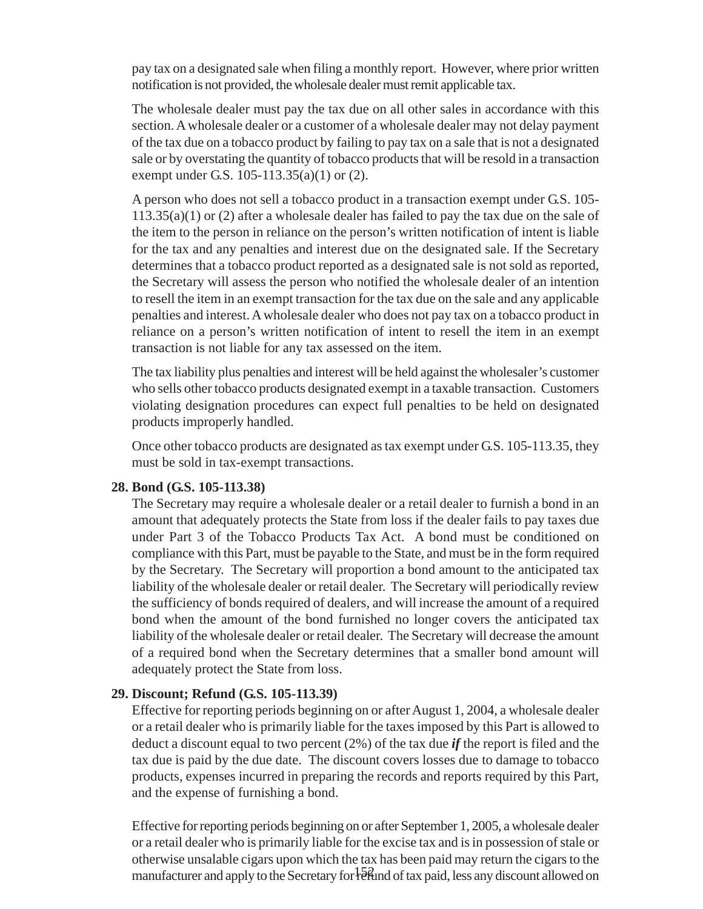pay tax on a designated sale when filing a monthly report. However, where prior written notification is not provided, the wholesale dealer must remit applicable tax.

The wholesale dealer must pay the tax due on all other sales in accordance with this section. A wholesale dealer or a customer of a wholesale dealer may not delay payment of the tax due on a tobacco product by failing to pay tax on a sale that is not a designated sale or by overstating the quantity of tobacco products that will be resold in a transaction exempt under G.S. 105-113.35(a)(1) or (2).

A person who does not sell a tobacco product in a transaction exempt under G.S. 105-113.35(a)(1) or (2) after a wholesale dealer has failed to pay the tax due on the sale of the item to the person in reliance on the person's written notification of intent is liable for the tax and any penalties and interest due on the designated sale. If the Secretary determines that a tobacco product reported as a designated sale is not sold as reported, the Secretary will assess the person who notified the wholesale dealer of an intention to resell the item in an exempt transaction for the tax due on the sale and any applicable penalties and interest. A wholesale dealer who does not pay tax on a tobacco product in reliance on a person's written notification of intent to resell the item in an exempt transaction is not liable for any tax assessed on the item.

The tax liability plus penalties and interest will be held against the wholesaler's customer who sells other tobacco products designated exempt in a taxable transaction. Customers violating designation procedures can expect full penalties to be held on designated products improperly handled.

Once other tobacco products are designated as tax exempt under G.S. 105-113.35, they must be sold in tax-exempt transactions.

**28. Bond (G.S. 105-113.38)**

The Secretary may require a wholesale dealer or a retail dealer to furnish a bond in an amount that adequately protects the State from loss if the dealer fails to pay taxes due under Part 3 of the Tobacco Products Tax Act. A bond must be conditioned on compliance with this Part, must be payable to the State, and must be in the form required by the Secretary. The Secretary will proportion a bond amount to the anticipated tax liability of the wholesale dealer or retail dealer. The Secretary will periodically review the sufficiency of bonds required of dealers, and will increase the amount of a required bond when the amount of the bond furnished no longer covers the anticipated tax liability of the wholesale dealer or retail dealer. The Secretary will decrease the amount of a required bond when the Secretary determines that a smaller bond amount will adequately protect the State from loss.

**29. Discount; Refund (G.S. 105-113.39)**

Effective for reporting periods beginning on or after August 1, 2004, a wholesale dealer or a retail dealer who is primarily liable for the taxes imposed by this Part is allowed to deduct a discount equal to two percent (2%) of the tax due ***if*** the report is filed and the tax due is paid by the due date. The discount covers losses due to damage to tobacco products, expenses incurred in preparing the records and reports required by this Part, and the expense of furnishing a bond.

Effective for reporting periods beginning on or after September 1, 2005, a wholesale dealer or a retail dealer who is primarily liable for the excise tax and is in possession of stale or otherwise unsalable cigars upon which the tax has been paid may return the cigars to the manufacturer and apply to the Secretary for refund of tax paid, less any discount allowed on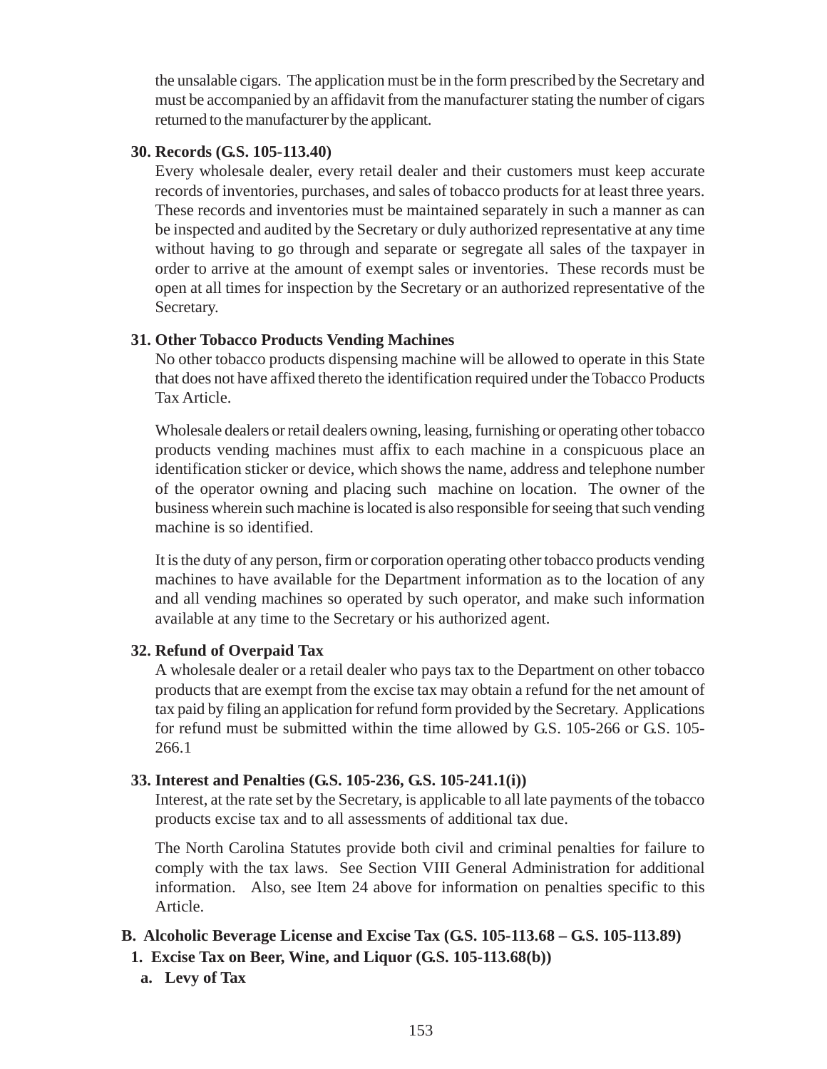the unsalable cigars. The application must be in the form prescribed by the Secretary and must be accompanied by an affidavit from the manufacturer stating the number of cigars returned to the manufacturer by the applicant.

**30. Records (G.S. 105-113.40)**

Every wholesale dealer, every retail dealer and their customers must keep accurate records of inventories, purchases, and sales of tobacco products for at least three years. These records and inventories must be maintained separately in such a manner as can be inspected and audited by the Secretary or duly authorized representative at any time without having to go through and separate or segregate all sales of the taxpayer in order to arrive at the amount of exempt sales or inventories. These records must be open at all times for inspection by the Secretary or an authorized representative of the Secretary.

**31. Other Tobacco Products Vending Machines**

No other tobacco products dispensing machine will be allowed to operate in this State that does not have affixed thereto the identification required under the Tobacco Products Tax Article.

Wholesale dealers or retail dealers owning, leasing, furnishing or operating other tobacco products vending machines must affix to each machine in a conspicuous place an identification sticker or device, which shows the name, address and telephone number of the operator owning and placing such machine on location. The owner of the business wherein such machine is located is also responsible for seeing that such vending machine is so identified.

It is the duty of any person, firm or corporation operating other tobacco products vending machines to have available for the Department information as to the location of any and all vending machines so operated by such operator, and make such information available at any time to the Secretary or his authorized agent.

**32. Refund of Overpaid Tax**

A wholesale dealer or a retail dealer who pays tax to the Department on other tobacco products that are exempt from the excise tax may obtain a refund for the net amount of tax paid by filing an application for refund form provided by the Secretary. Applications for refund must be submitted within the time allowed by G.S. 105-266 or G.S. 105-266.1

**33. Interest and Penalties (G.S. 105-236, G.S. 105-241.1(i))**

Interest, at the rate set by the Secretary, is applicable to all late payments of the tobacco products excise tax and to all assessments of additional tax due.

The North Carolina Statutes provide both civil and criminal penalties for failure to comply with the tax laws. See Section VIII General Administration for additional information. Also, see Item 24 above for information on penalties specific to this Article.

**B. Alcoholic Beverage License and Excise Tax (G.S. 105-113.68 – G.S. 105-113.89)**

**1. Excise Tax on Beer, Wine, and Liquor (G.S. 105-113.68(b))**

**a. Levy of Tax**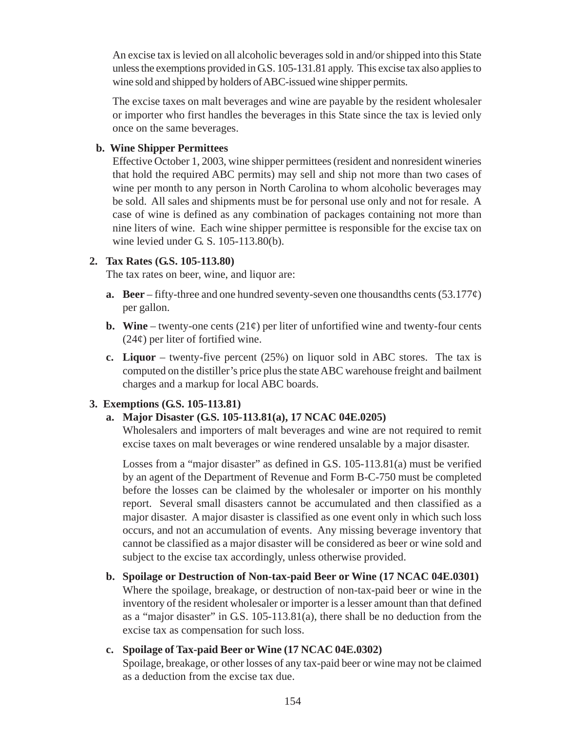An excise tax is levied on all alcoholic beverages sold in and/or shipped into this State unless the exemptions provided in G.S. 105-131.81 apply. This excise tax also applies to wine sold and shipped by holders of ABC-issued wine shipper permits.

The excise taxes on malt beverages and wine are payable by the resident wholesaler or importer who first handles the beverages in this State since the tax is levied only once on the same beverages.

**b. Wine Shipper Permittees**

Effective October 1, 2003, wine shipper permittees (resident and nonresident wineries that hold the required ABC permits) may sell and ship not more than two cases of wine per month to any person in North Carolina to whom alcoholic beverages may be sold. All sales and shipments must be for personal use only and not for resale. A case of wine is defined as any combination of packages containing not more than nine liters of wine. Each wine shipper permittee is responsible for the excise tax on wine levied under G. S. 105-113.80(b).

**2. Tax Rates (G.S. 105-113.80)**

The tax rates on beer, wine, and liquor are:

- **a. Beer** – fifty-three and one hundred seventy-seven one thousandths cents (53.177¢) per gallon.
- **b. Wine** – twenty-one cents (21¢) per liter of unfortified wine and twenty-four cents (24¢) per liter of fortified wine.
- **c. Liquor** – twenty-five percent (25%) on liquor sold in ABC stores. The tax is computed on the distiller's price plus the state ABC warehouse freight and bailment charges and a markup for local ABC boards.

**3. Exemptions (G.S. 105-113.81)**

**a. Major Disaster (G.S. 105-113.81(a), 17 NCAC 04E.0205)**

Wholesalers and importers of malt beverages and wine are not required to remit excise taxes on malt beverages or wine rendered unsalable by a major disaster.

Losses from a "major disaster" as defined in G.S. 105-113.81(a) must be verified by an agent of the Department of Revenue and Form B-C-750 must be completed before the losses can be claimed by the wholesaler or importer on his monthly report. Several small disasters cannot be accumulated and then classified as a major disaster. A major disaster is classified as one event only in which such loss occurs, and not an accumulation of events. Any missing beverage inventory that cannot be classified as a major disaster will be considered as beer or wine sold and subject to the excise tax accordingly, unless otherwise provided.

**b. Spoilage or Destruction of Non-tax-paid Beer or Wine (17 NCAC 04E.0301)**

Where the spoilage, breakage, or destruction of non-tax-paid beer or wine in the inventory of the resident wholesaler or importer is a lesser amount than that defined as a "major disaster" in G.S. 105-113.81(a), there shall be no deduction from the excise tax as compensation for such loss.

**c. Spoilage of Tax-paid Beer or Wine (17 NCAC 04E.0302)**

Spoilage, breakage, or other losses of any tax-paid beer or wine may not be claimed as a deduction from the excise tax due.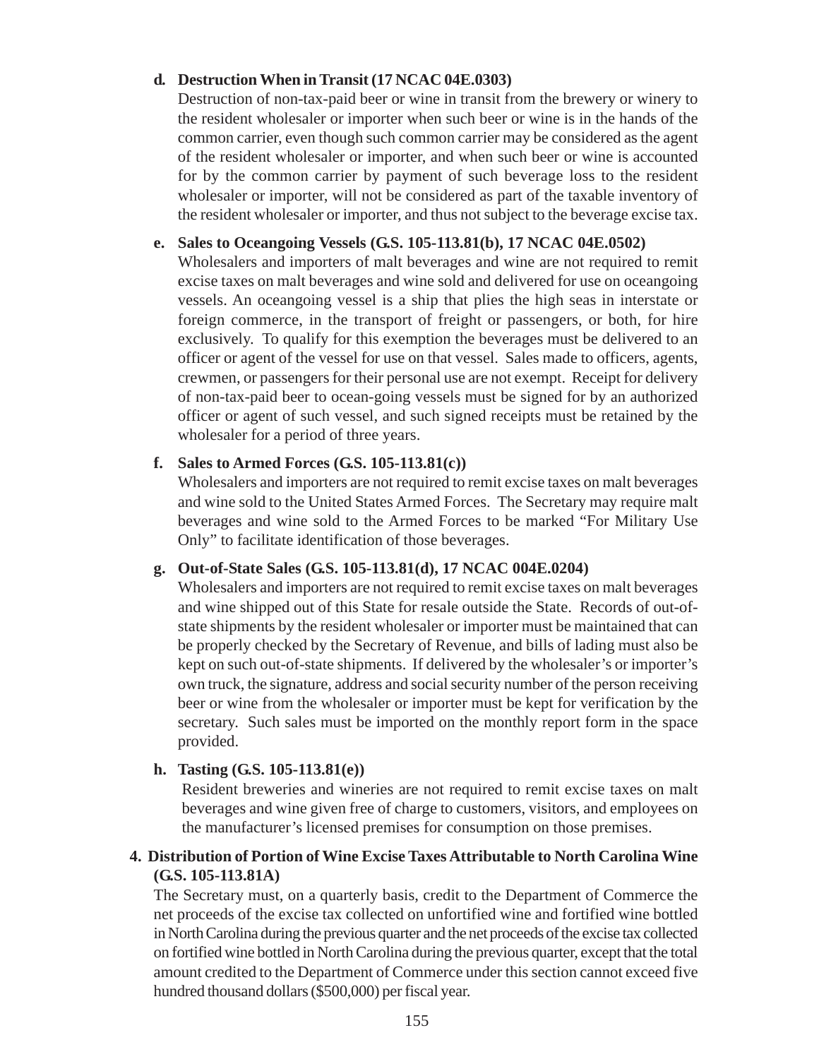**d. Destruction When in Transit (17 NCAC 04E.0303)**

Destruction of non-tax-paid beer or wine in transit from the brewery or winery to the resident wholesaler or importer when such beer or wine is in the hands of the common carrier, even though such common carrier may be considered as the agent of the resident wholesaler or importer, and when such beer or wine is accounted for by the common carrier by payment of such beverage loss to the resident wholesaler or importer, will not be considered as part of the taxable inventory of the resident wholesaler or importer, and thus not subject to the beverage excise tax.

**e. Sales to Oceangoing Vessels (G.S. 105-113.81(b), 17 NCAC 04E.0502)**

Wholesalers and importers of malt beverages and wine are not required to remit excise taxes on malt beverages and wine sold and delivered for use on oceangoing vessels. An oceangoing vessel is a ship that plies the high seas in interstate or foreign commerce, in the transport of freight or passengers, or both, for hire exclusively. To qualify for this exemption the beverages must be delivered to an officer or agent of the vessel for use on that vessel. Sales made to officers, agents, crewmen, or passengers for their personal use are not exempt. Receipt for delivery of non-tax-paid beer to ocean-going vessels must be signed for by an authorized officer or agent of such vessel, and such signed receipts must be retained by the wholesaler for a period of three years.

**f. Sales to Armed Forces (G.S. 105-113.81(c))**

Wholesalers and importers are not required to remit excise taxes on malt beverages and wine sold to the United States Armed Forces. The Secretary may require malt beverages and wine sold to the Armed Forces to be marked "For Military Use Only" to facilitate identification of those beverages.

**g. Out-of-State Sales (G.S. 105-113.81(d), 17 NCAC 004E.0204)**

Wholesalers and importers are not required to remit excise taxes on malt beverages and wine shipped out of this State for resale outside the State. Records of out-of-state shipments by the resident wholesaler or importer must be maintained that can be properly checked by the Secretary of Revenue, and bills of lading must also be kept on such out-of-state shipments. If delivered by the wholesaler's or importer's own truck, the signature, address and social security number of the person receiving beer or wine from the wholesaler or importer must be kept for verification by the secretary. Such sales must be imported on the monthly report form in the space provided.

**h. Tasting (G.S. 105-113.81(e))**

Resident breweries and wineries are not required to remit excise taxes on malt beverages and wine given free of charge to customers, visitors, and employees on the manufacturer's licensed premises for consumption on those premises.

**4. Distribution of Portion of Wine Excise Taxes Attributable to North Carolina Wine (G.S. 105-113.81A)**

The Secretary must, on a quarterly basis, credit to the Department of Commerce the net proceeds of the excise tax collected on unfortified wine and fortified wine bottled in North Carolina during the previous quarter and the net proceeds of the excise tax collected on fortified wine bottled in North Carolina during the previous quarter, except that the total amount credited to the Department of Commerce under this section cannot exceed five hundred thousand dollars ($500,000) per fiscal year.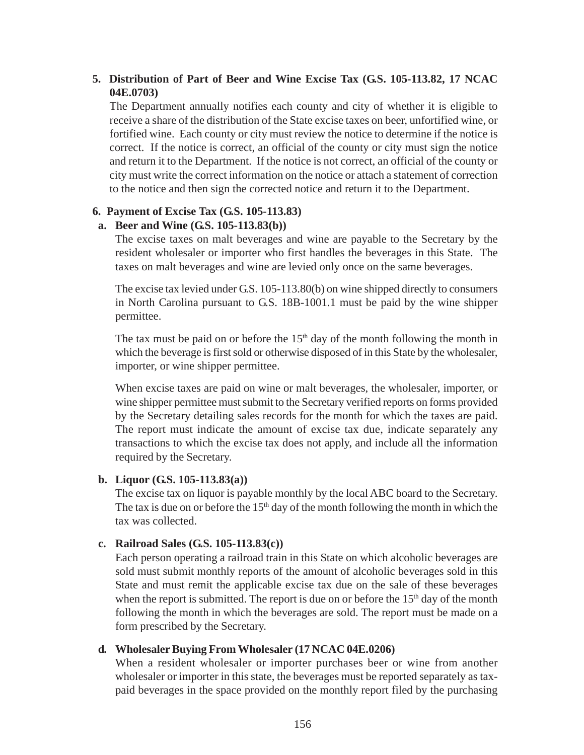**5. Distribution of Part of Beer and Wine Excise Tax (G.S. 105-113.82, 17 NCAC 04E.0703)**

The Department annually notifies each county and city of whether it is eligible to receive a share of the distribution of the State excise taxes on beer, unfortified wine, or fortified wine. Each county or city must review the notice to determine if the notice is correct. If the notice is correct, an official of the county or city must sign the notice and return it to the Department. If the notice is not correct, an official of the county or city must write the correct information on the notice or attach a statement of correction to the notice and then sign the corrected notice and return it to the Department.

**6. Payment of Excise Tax (G.S. 105-113.83)**

**a. Beer and Wine (G.S. 105-113.83(b))**

The excise taxes on malt beverages and wine are payable to the Secretary by the resident wholesaler or importer who first handles the beverages in this State. The taxes on malt beverages and wine are levied only once on the same beverages.

The excise tax levied under G.S. 105-113.80(b) on wine shipped directly to consumers in North Carolina pursuant to G.S. 18B-1001.1 must be paid by the wine shipper permittee.

The tax must be paid on or before the 15th day of the month following the month in which the beverage is first sold or otherwise disposed of in this State by the wholesaler, importer, or wine shipper permittee.

When excise taxes are paid on wine or malt beverages, the wholesaler, importer, or wine shipper permittee must submit to the Secretary verified reports on forms provided by the Secretary detailing sales records for the month for which the taxes are paid. The report must indicate the amount of excise tax due, indicate separately any transactions to which the excise tax does not apply, and include all the information required by the Secretary.

**b. Liquor (G.S. 105-113.83(a))**

The excise tax on liquor is payable monthly by the local ABC board to the Secretary. The tax is due on or before the 15th day of the month following the month in which the tax was collected.

**c. Railroad Sales (G.S. 105-113.83(c))**

Each person operating a railroad train in this State on which alcoholic beverages are sold must submit monthly reports of the amount of alcoholic beverages sold in this State and must remit the applicable excise tax due on the sale of these beverages when the report is submitted. The report is due on or before the 15th day of the month following the month in which the beverages are sold. The report must be made on a form prescribed by the Secretary.

**d. Wholesaler Buying From Wholesaler (17 NCAC 04E.0206)**

When a resident wholesaler or importer purchases beer or wine from another wholesaler or importer in this state, the beverages must be reported separately as tax-paid beverages in the space provided on the monthly report filed by the purchasing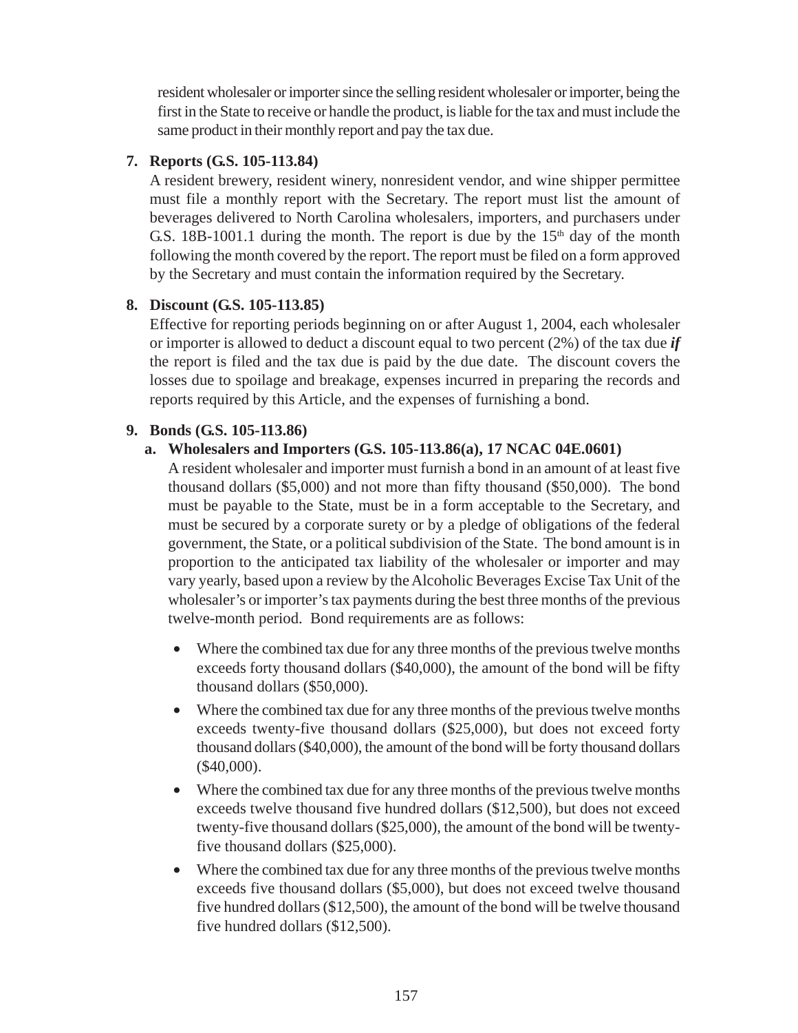resident wholesaler or importer since the selling resident wholesaler or importer, being the first in the State to receive or handle the product, is liable for the tax and must include the same product in their monthly report and pay the tax due.

**7. Reports (G.S. 105-113.84)**

A resident brewery, resident winery, nonresident vendor, and wine shipper permittee must file a monthly report with the Secretary. The report must list the amount of beverages delivered to North Carolina wholesalers, importers, and purchasers under G.S. 18B-1001.1 during the month. The report is due by the 15th day of the month following the month covered by the report. The report must be filed on a form approved by the Secretary and must contain the information required by the Secretary.

**8. Discount (G.S. 105-113.85)**

Effective for reporting periods beginning on or after August 1, 2004, each wholesaler or importer is allowed to deduct a discount equal to two percent (2%) of the tax due ***if*** the report is filed and the tax due is paid by the due date. The discount covers the losses due to spoilage and breakage, expenses incurred in preparing the records and reports required by this Article, and the expenses of furnishing a bond.

**9. Bonds (G.S. 105-113.86)**

**a. Wholesalers and Importers (G.S. 105-113.86(a), 17 NCAC 04E.0601)**

A resident wholesaler and importer must furnish a bond in an amount of at least five thousand dollars ($5,000) and not more than fifty thousand ($50,000). The bond must be payable to the State, must be in a form acceptable to the Secretary, and must be secured by a corporate surety or by a pledge of obligations of the federal government, the State, or a political subdivision of the State. The bond amount is in proportion to the anticipated tax liability of the wholesaler or importer and may vary yearly, based upon a review by the Alcoholic Beverages Excise Tax Unit of the wholesaler's or importer's tax payments during the best three months of the previous twelve-month period. Bond requirements are as follows:

- Where the combined tax due for any three months of the previous twelve months exceeds forty thousand dollars ($40,000), the amount of the bond will be fifty thousand dollars ($50,000).
- Where the combined tax due for any three months of the previous twelve months exceeds twenty-five thousand dollars ($25,000), but does not exceed forty thousand dollars ($40,000), the amount of the bond will be forty thousand dollars ($40,000).
- Where the combined tax due for any three months of the previous twelve months exceeds twelve thousand five hundred dollars ($12,500), but does not exceed twenty-five thousand dollars ($25,000), the amount of the bond will be twenty-five thousand dollars ($25,000).
- Where the combined tax due for any three months of the previous twelve months exceeds five thousand dollars ($5,000), but does not exceed twelve thousand five hundred dollars ($12,500), the amount of the bond will be twelve thousand five hundred dollars ($12,500).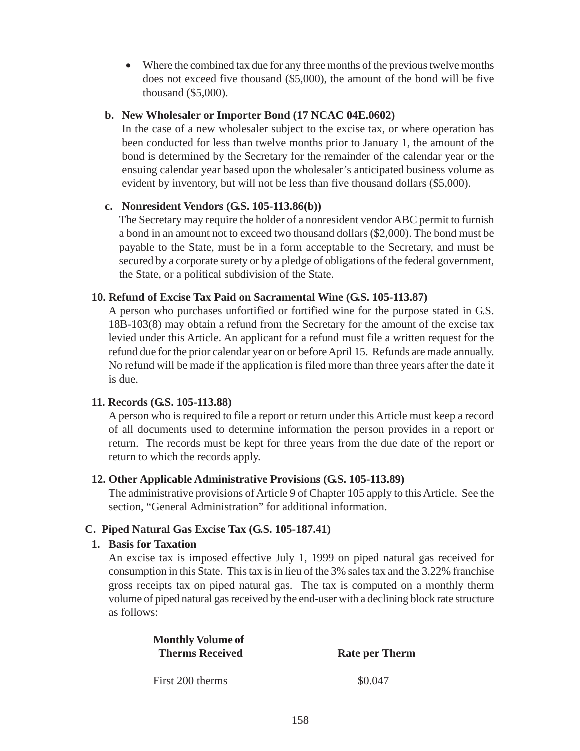- Where the combined tax due for any three months of the previous twelve months does not exceed five thousand ($5,000), the amount of the bond will be five thousand ($5,000).

**b. New Wholesaler or Importer Bond (17 NCAC 04E.0602)**

In the case of a new wholesaler subject to the excise tax, or where operation has been conducted for less than twelve months prior to January 1, the amount of the bond is determined by the Secretary for the remainder of the calendar year or the ensuing calendar year based upon the wholesaler's anticipated business volume as evident by inventory, but will not be less than five thousand dollars ($5,000).

**c. Nonresident Vendors (G.S. 105-113.86(b))**

The Secretary may require the holder of a nonresident vendor ABC permit to furnish a bond in an amount not to exceed two thousand dollars ($2,000). The bond must be payable to the State, must be in a form acceptable to the Secretary, and must be secured by a corporate surety or by a pledge of obligations of the federal government, the State, or a political subdivision of the State.

**10. Refund of Excise Tax Paid on Sacramental Wine (G.S. 105-113.87)**

A person who purchases unfortified or fortified wine for the purpose stated in G.S. 18B-103(8) may obtain a refund from the Secretary for the amount of the excise tax levied under this Article. An applicant for a refund must file a written request for the refund due for the prior calendar year on or before April 15. Refunds are made annually. No refund will be made if the application is filed more than three years after the date it is due.

**11. Records (G.S. 105-113.88)**

A person who is required to file a report or return under this Article must keep a record of all documents used to determine information the person provides in a report or return. The records must be kept for three years from the due date of the report or return to which the records apply.

**12. Other Applicable Administrative Provisions (G.S. 105-113.89)**

The administrative provisions of Article 9 of Chapter 105 apply to this Article. See the section, "General Administration" for additional information.

## C. Piped Natural Gas Excise Tax (G.S. 105-187.41)

### 1. Basis for Taxation

An excise tax is imposed effective July 1, 1999 on piped natural gas received for consumption in this State. This tax is in lieu of the 3% sales tax and the 3.22% franchise gross receipts tax on piped natural gas. The tax is computed on a monthly therm volume of piped natural gas received by the end-user with a declining block rate structure as follows:

| Monthly Volume of Therms Received | Rate per Therm |
|---|---|
| First 200 therms | $0.047 |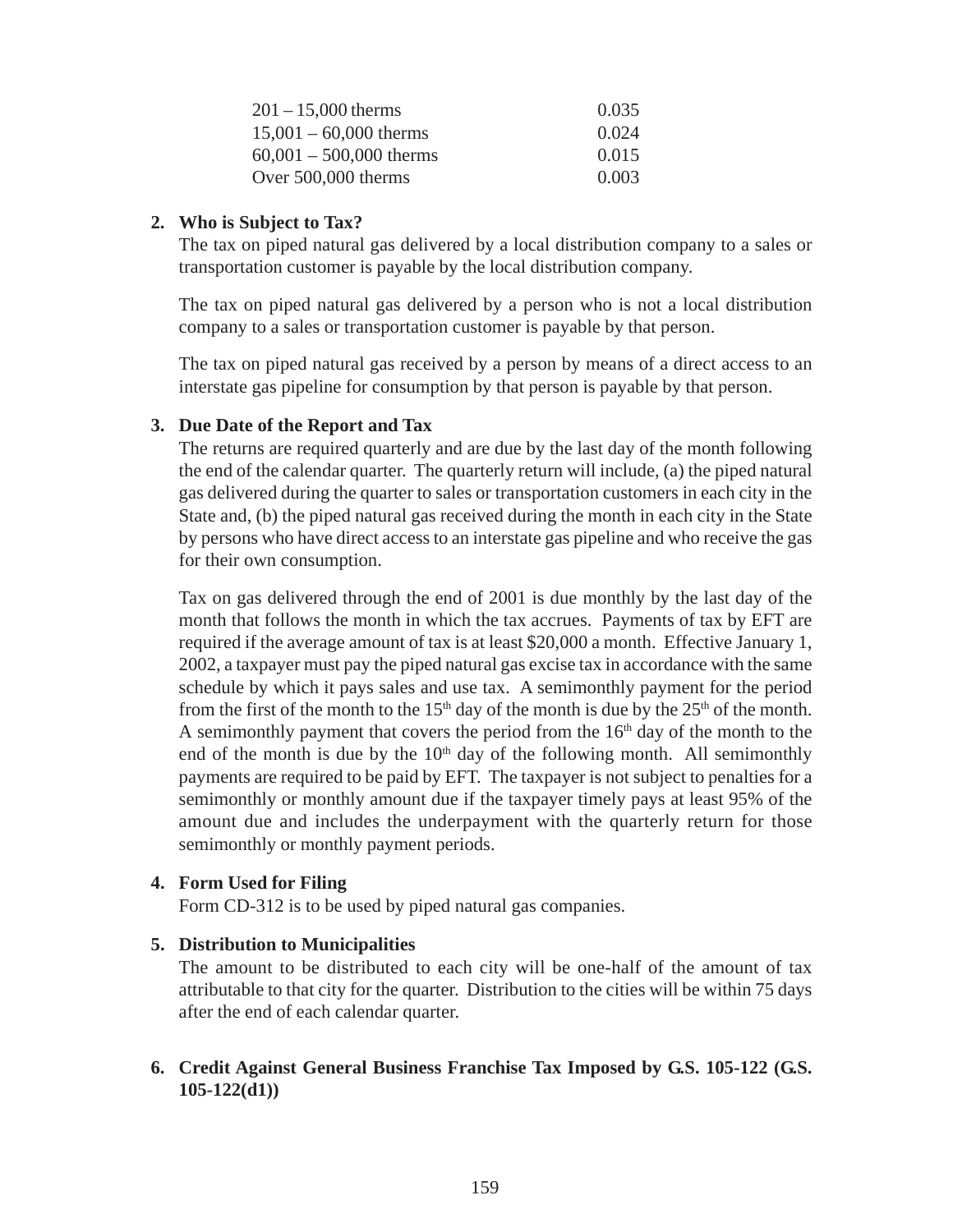| | |
|---|---|
| 201 – 15,000 therms | 0.035 |
| 15,001 – 60,000 therms | 0.024 |
| 60,001 – 500,000 therms | 0.015 |
| Over 500,000 therms | 0.003 |

**2. Who is Subject to Tax?**

The tax on piped natural gas delivered by a local distribution company to a sales or transportation customer is payable by the local distribution company.

The tax on piped natural gas delivered by a person who is not a local distribution company to a sales or transportation customer is payable by that person.

The tax on piped natural gas received by a person by means of a direct access to an interstate gas pipeline for consumption by that person is payable by that person.

**3. Due Date of the Report and Tax**

The returns are required quarterly and are due by the last day of the month following the end of the calendar quarter. The quarterly return will include, (a) the piped natural gas delivered during the quarter to sales or transportation customers in each city in the State and, (b) the piped natural gas received during the month in each city in the State by persons who have direct access to an interstate gas pipeline and who receive the gas for their own consumption.

Tax on gas delivered through the end of 2001 is due monthly by the last day of the month that follows the month in which the tax accrues. Payments of tax by EFT are required if the average amount of tax is at least $20,000 a month. Effective January 1, 2002, a taxpayer must pay the piped natural gas excise tax in accordance with the same schedule by which it pays sales and use tax. A semimonthly payment for the period from the first of the month to the 15th day of the month is due by the 25th of the month. A semimonthly payment that covers the period from the 16th day of the month to the end of the month is due by the 10th day of the following month. All semimonthly payments are required to be paid by EFT. The taxpayer is not subject to penalties for a semimonthly or monthly amount due if the taxpayer timely pays at least 95% of the amount due and includes the underpayment with the quarterly return for those semimonthly or monthly payment periods.

**4. Form Used for Filing**

Form CD-312 is to be used by piped natural gas companies.

**5. Distribution to Municipalities**

The amount to be distributed to each city will be one-half of the amount of tax attributable to that city for the quarter. Distribution to the cities will be within 75 days after the end of each calendar quarter.

**6. Credit Against General Business Franchise Tax Imposed by G.S. 105-122 (G.S. 105-122(d1))**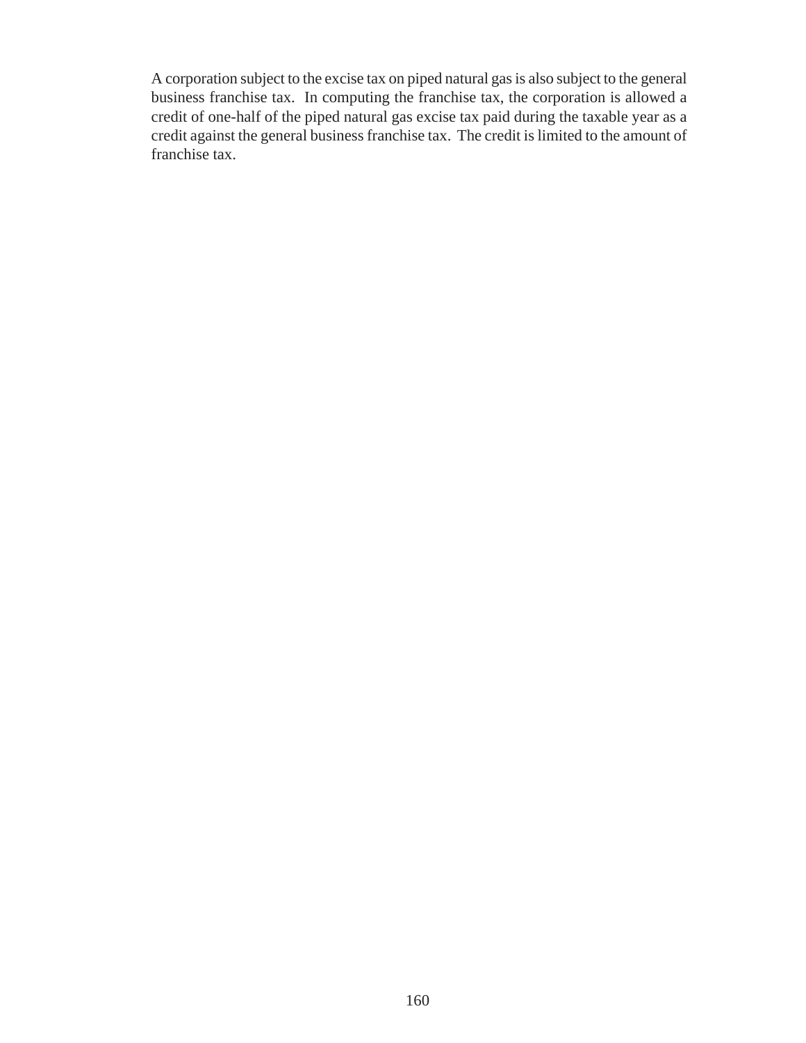A corporation subject to the excise tax on piped natural gas is also subject to the general business franchise tax. In computing the franchise tax, the corporation is allowed a credit of one-half of the piped natural gas excise tax paid during the taxable year as a credit against the general business franchise tax. The credit is limited to the amount of franchise tax.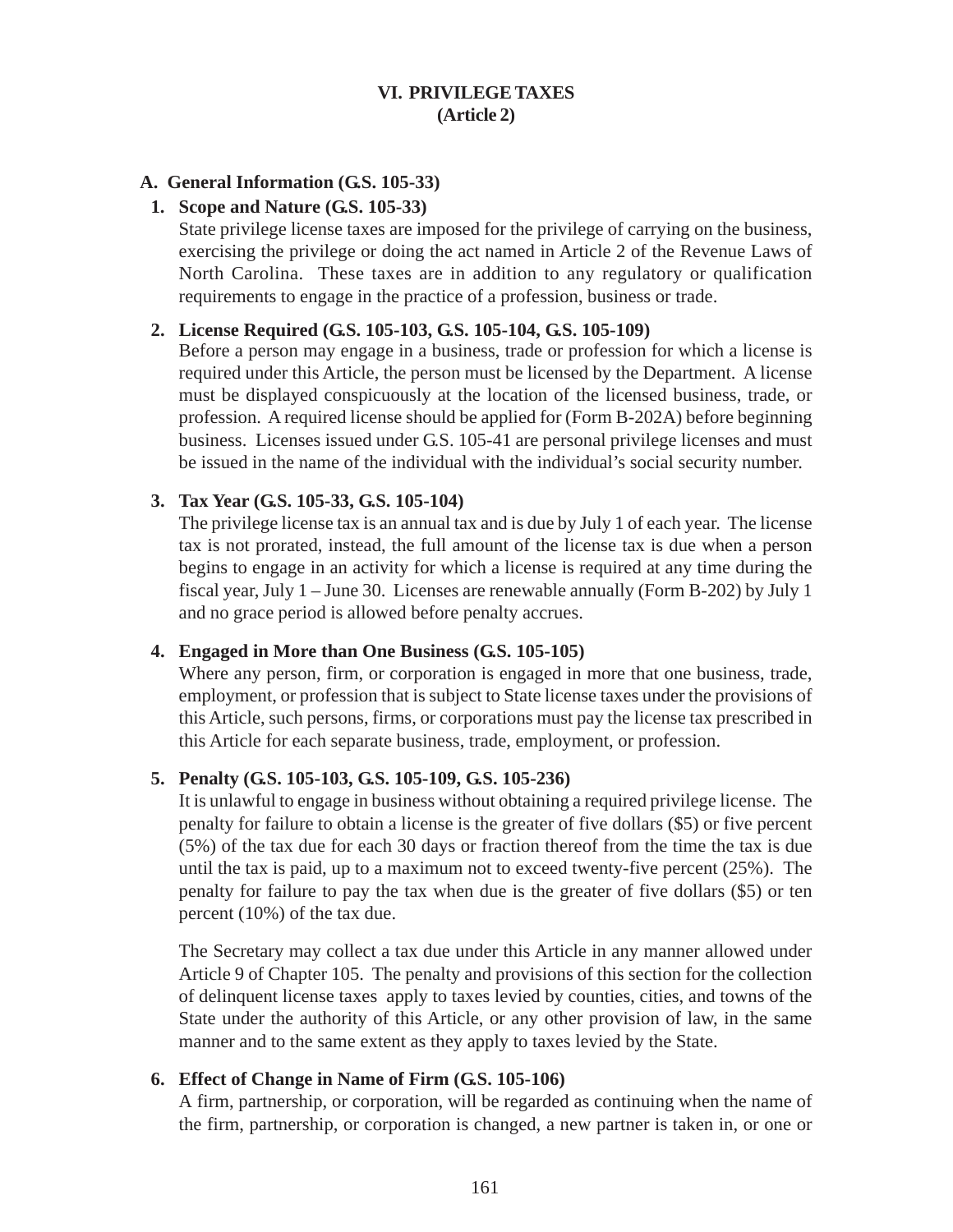# VI. PRIVILEGE TAXES
## (Article 2)

### A. General Information (G.S. 105-33)

**1. Scope and Nature (G.S. 105-33)**

State privilege license taxes are imposed for the privilege of carrying on the business, exercising the privilege or doing the act named in Article 2 of the Revenue Laws of North Carolina. These taxes are in addition to any regulatory or qualification requirements to engage in the practice of a profession, business or trade.

**2. License Required (G.S. 105-103, G.S. 105-104, G.S. 105-109)**

Before a person may engage in a business, trade or profession for which a license is required under this Article, the person must be licensed by the Department. A license must be displayed conspicuously at the location of the licensed business, trade, or profession. A required license should be applied for (Form B-202A) before beginning business. Licenses issued under G.S. 105-41 are personal privilege licenses and must be issued in the name of the individual with the individual's social security number.

**3. Tax Year (G.S. 105-33, G.S. 105-104)**

The privilege license tax is an annual tax and is due by July 1 of each year. The license tax is not prorated, instead, the full amount of the license tax is due when a person begins to engage in an activity for which a license is required at any time during the fiscal year, July 1 – June 30. Licenses are renewable annually (Form B-202) by July 1 and no grace period is allowed before penalty accrues.

**4. Engaged in More than One Business (G.S. 105-105)**

Where any person, firm, or corporation is engaged in more that one business, trade, employment, or profession that is subject to State license taxes under the provisions of this Article, such persons, firms, or corporations must pay the license tax prescribed in this Article for each separate business, trade, employment, or profession.

**5. Penalty (G.S. 105-103, G.S. 105-109, G.S. 105-236)**

It is unlawful to engage in business without obtaining a required privilege license. The penalty for failure to obtain a license is the greater of five dollars ($5) or five percent (5%) of the tax due for each 30 days or fraction thereof from the time the tax is due until the tax is paid, up to a maximum not to exceed twenty-five percent (25%). The penalty for failure to pay the tax when due is the greater of five dollars ($5) or ten percent (10%) of the tax due.

The Secretary may collect a tax due under this Article in any manner allowed under Article 9 of Chapter 105. The penalty and provisions of this section for the collection of delinquent license taxes apply to taxes levied by counties, cities, and towns of the State under the authority of this Article, or any other provision of law, in the same manner and to the same extent as they apply to taxes levied by the State.

**6. Effect of Change in Name of Firm (G.S. 105-106)**

A firm, partnership, or corporation, will be regarded as continuing when the name of the firm, partnership, or corporation is changed, a new partner is taken in, or one or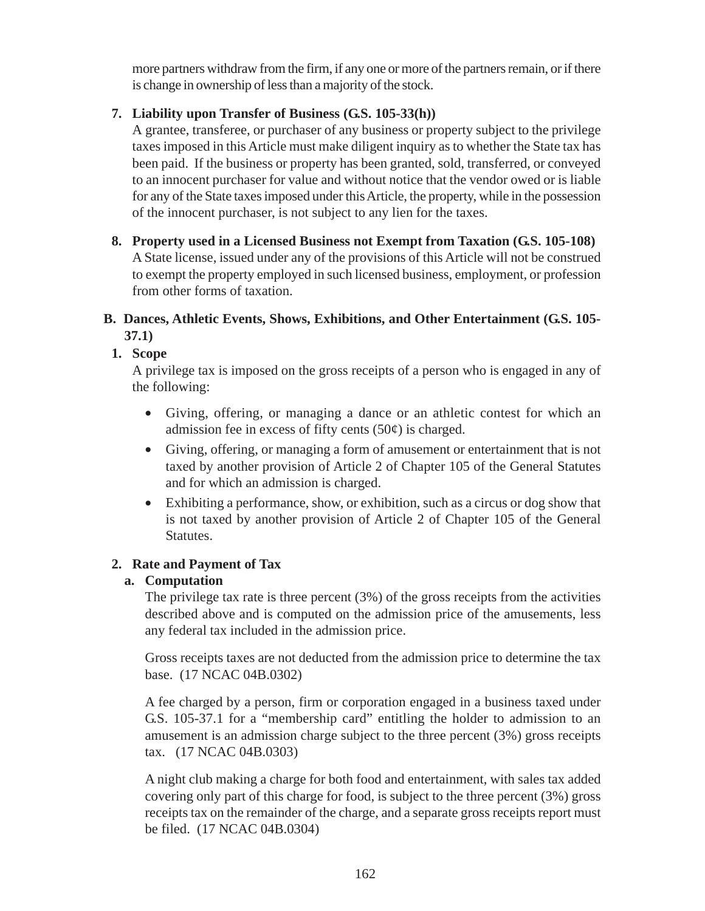more partners withdraw from the firm, if any one or more of the partners remain, or if there is change in ownership of less than a majority of the stock.

7. **Liability upon Transfer of Business (G.S. 105-33(h))**

   A grantee, transferee, or purchaser of any business or property subject to the privilege taxes imposed in this Article must make diligent inquiry as to whether the State tax has been paid. If the business or property has been granted, sold, transferred, or conveyed to an innocent purchaser for value and without notice that the vendor owed or is liable for any of the State taxes imposed under this Article, the property, while in the possession of the innocent purchaser, is not subject to any lien for the taxes.

8. **Property used in a Licensed Business not Exempt from Taxation (G.S. 105-108)**

   A State license, issued under any of the provisions of this Article will not be construed to exempt the property employed in such licensed business, employment, or profession from other forms of taxation.

## B. Dances, Athletic Events, Shows, Exhibitions, and Other Entertainment (G.S. 105-37.1)

### 1. Scope

A privilege tax is imposed on the gross receipts of a person who is engaged in any of the following:

- Giving, offering, or managing a dance or an athletic contest for which an admission fee in excess of fifty cents (50¢) is charged.
- Giving, offering, or managing a form of amusement or entertainment that is not taxed by another provision of Article 2 of Chapter 105 of the General Statutes and for which an admission is charged.
- Exhibiting a performance, show, or exhibition, such as a circus or dog show that is not taxed by another provision of Article 2 of Chapter 105 of the General Statutes.

### 2. Rate and Payment of Tax

#### a. Computation

The privilege tax rate is three percent (3%) of the gross receipts from the activities described above and is computed on the admission price of the amusements, less any federal tax included in the admission price.

Gross receipts taxes are not deducted from the admission price to determine the tax base. (17 NCAC 04B.0302)

A fee charged by a person, firm or corporation engaged in a business taxed under G.S. 105-37.1 for a "membership card" entitling the holder to admission to an amusement is an admission charge subject to the three percent (3%) gross receipts tax. (17 NCAC 04B.0303)

A night club making a charge for both food and entertainment, with sales tax added covering only part of this charge for food, is subject to the three percent (3%) gross receipts tax on the remainder of the charge, and a separate gross receipts report must be filed. (17 NCAC 04B.0304)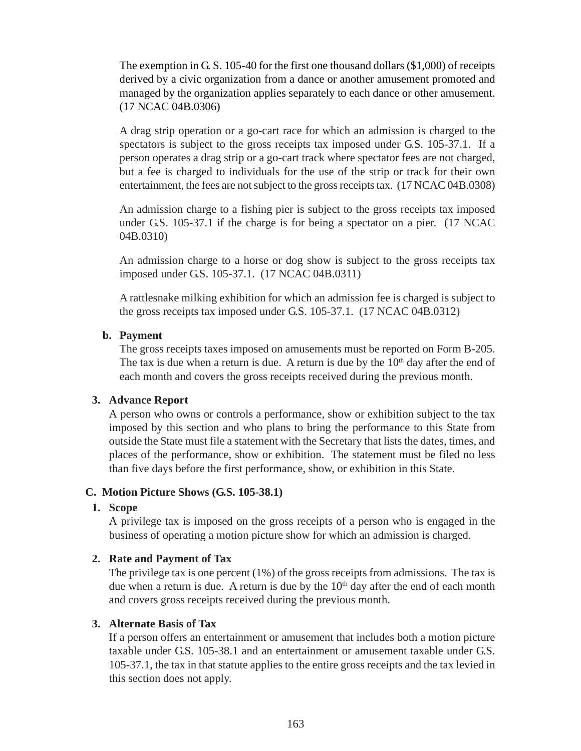The exemption in G. S. 105-40 for the first one thousand dollars ($1,000) of receipts derived by a civic organization from a dance or another amusement promoted and managed by the organization applies separately to each dance or other amusement. (17 NCAC 04B.0306)

A drag strip operation or a go-cart race for which an admission is charged to the spectators is subject to the gross receipts tax imposed under G.S. 105-37.1. If a person operates a drag strip or a go-cart track where spectator fees are not charged, but a fee is charged to individuals for the use of the strip or track for their own entertainment, the fees are not subject to the gross receipts tax. (17 NCAC 04B.0308)

An admission charge to a fishing pier is subject to the gross receipts tax imposed under G.S. 105-37.1 if the charge is for being a spectator on a pier. (17 NCAC 04B.0310)

An admission charge to a horse or dog show is subject to the gross receipts tax imposed under G.S. 105-37.1. (17 NCAC 04B.0311)

A rattlesnake milking exhibition for which an admission fee is charged is subject to the gross receipts tax imposed under G.S. 105-37.1. (17 NCAC 04B.0312)

**b. Payment**

The gross receipts taxes imposed on amusements must be reported on Form B-205. The tax is due when a return is due. A return is due by the 10th day after the end of each month and covers the gross receipts received during the previous month.

**3. Advance Report**

A person who owns or controls a performance, show or exhibition subject to the tax imposed by this section and who plans to bring the performance to this State from outside the State must file a statement with the Secretary that lists the dates, times, and places of the performance, show or exhibition. The statement must be filed no less than five days before the first performance, show, or exhibition in this State.

### C. Motion Picture Shows (G.S. 105-38.1)

**1. Scope**

A privilege tax is imposed on the gross receipts of a person who is engaged in the business of operating a motion picture show for which an admission is charged.

**2. Rate and Payment of Tax**

The privilege tax is one percent (1%) of the gross receipts from admissions. The tax is due when a return is due. A return is due by the 10th day after the end of each month and covers gross receipts received during the previous month.

**3. Alternate Basis of Tax**

If a person offers an entertainment or amusement that includes both a motion picture taxable under G.S. 105-38.1 and an entertainment or amusement taxable under G.S. 105-37.1, the tax in that statute applies to the entire gross receipts and the tax levied in this section does not apply.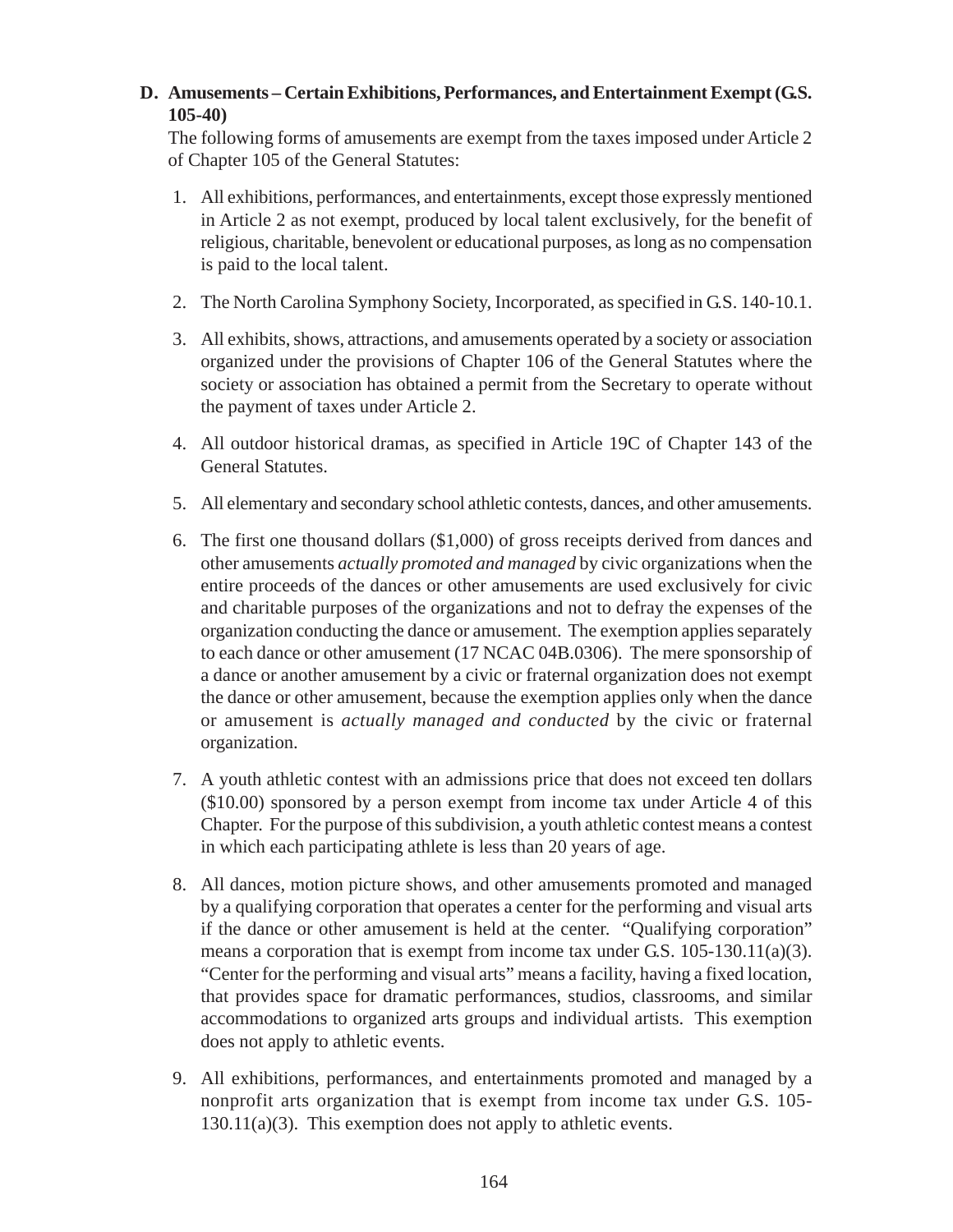**D. Amusements – Certain Exhibitions, Performances, and Entertainment Exempt (G.S. 105-40)**

The following forms of amusements are exempt from the taxes imposed under Article 2 of Chapter 105 of the General Statutes:

1. All exhibitions, performances, and entertainments, except those expressly mentioned in Article 2 as not exempt, produced by local talent exclusively, for the benefit of religious, charitable, benevolent or educational purposes, as long as no compensation is paid to the local talent.

2. The North Carolina Symphony Society, Incorporated, as specified in G.S. 140-10.1.

3. All exhibits, shows, attractions, and amusements operated by a society or association organized under the provisions of Chapter 106 of the General Statutes where the society or association has obtained a permit from the Secretary to operate without the payment of taxes under Article 2.

4. All outdoor historical dramas, as specified in Article 19C of Chapter 143 of the General Statutes.

5. All elementary and secondary school athletic contests, dances, and other amusements.

6. The first one thousand dollars ($1,000) of gross receipts derived from dances and other amusements *actually promoted and managed* by civic organizations when the entire proceeds of the dances or other amusements are used exclusively for civic and charitable purposes of the organizations and not to defray the expenses of the organization conducting the dance or amusement. The exemption applies separately to each dance or other amusement (17 NCAC 04B.0306). The mere sponsorship of a dance or another amusement by a civic or fraternal organization does not exempt the dance or other amusement, because the exemption applies only when the dance or amusement is *actually managed and conducted* by the civic or fraternal organization.

7. A youth athletic contest with an admissions price that does not exceed ten dollars ($10.00) sponsored by a person exempt from income tax under Article 4 of this Chapter. For the purpose of this subdivision, a youth athletic contest means a contest in which each participating athlete is less than 20 years of age.

8. All dances, motion picture shows, and other amusements promoted and managed by a qualifying corporation that operates a center for the performing and visual arts if the dance or other amusement is held at the center. "Qualifying corporation" means a corporation that is exempt from income tax under G.S. 105-130.11(a)(3). "Center for the performing and visual arts" means a facility, having a fixed location, that provides space for dramatic performances, studios, classrooms, and similar accommodations to organized arts groups and individual artists. This exemption does not apply to athletic events.

9. All exhibitions, performances, and entertainments promoted and managed by a nonprofit arts organization that is exempt from income tax under G.S. 105-130.11(a)(3). This exemption does not apply to athletic events.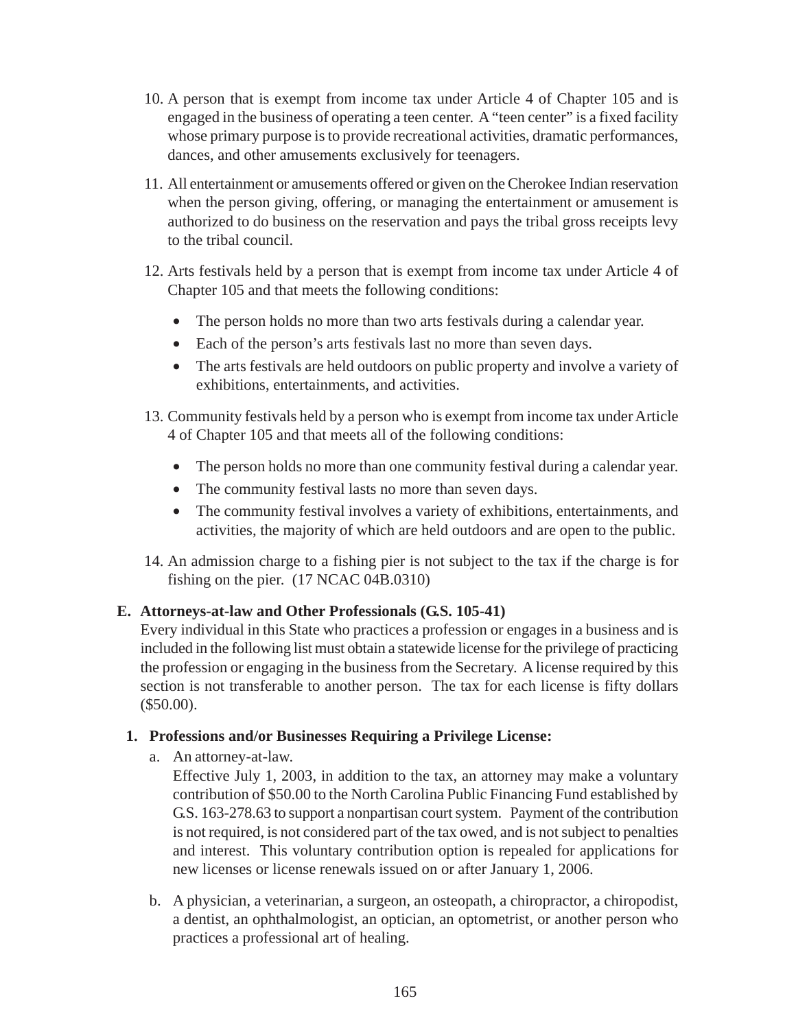10. A person that is exempt from income tax under Article 4 of Chapter 105 and is engaged in the business of operating a teen center. A "teen center" is a fixed facility whose primary purpose is to provide recreational activities, dramatic performances, dances, and other amusements exclusively for teenagers.

11. All entertainment or amusements offered or given on the Cherokee Indian reservation when the person giving, offering, or managing the entertainment or amusement is authorized to do business on the reservation and pays the tribal gross receipts levy to the tribal council.

12. Arts festivals held by a person that is exempt from income tax under Article 4 of Chapter 105 and that meets the following conditions:
    - The person holds no more than two arts festivals during a calendar year.
    - Each of the person's arts festivals last no more than seven days.
    - The arts festivals are held outdoors on public property and involve a variety of exhibitions, entertainments, and activities.

13. Community festivals held by a person who is exempt from income tax under Article 4 of Chapter 105 and that meets all of the following conditions:
    - The person holds no more than one community festival during a calendar year.
    - The community festival lasts no more than seven days.
    - The community festival involves a variety of exhibitions, entertainments, and activities, the majority of which are held outdoors and are open to the public.

14. An admission charge to a fishing pier is not subject to the tax if the charge is for fishing on the pier. (17 NCAC 04B.0310)

**E. Attorneys-at-law and Other Professionals (G.S. 105-41)**

Every individual in this State who practices a profession or engages in a business and is included in the following list must obtain a statewide license for the privilege of practicing the profession or engaging in the business from the Secretary. A license required by this section is not transferable to another person. The tax for each license is fifty dollars ($50.00).

**1. Professions and/or Businesses Requiring a Privilege License:**

a. An attorney-at-law.
   Effective July 1, 2003, in addition to the tax, an attorney may make a voluntary contribution of $50.00 to the North Carolina Public Financing Fund established by G.S. 163-278.63 to support a nonpartisan court system. Payment of the contribution is not required, is not considered part of the tax owed, and is not subject to penalties and interest. This voluntary contribution option is repealed for applications for new licenses or license renewals issued on or after January 1, 2006.

b. A physician, a veterinarian, a surgeon, an osteopath, a chiropractor, a chiropodist, a dentist, an ophthalmologist, an optician, an optometrist, or another person who practices a professional art of healing.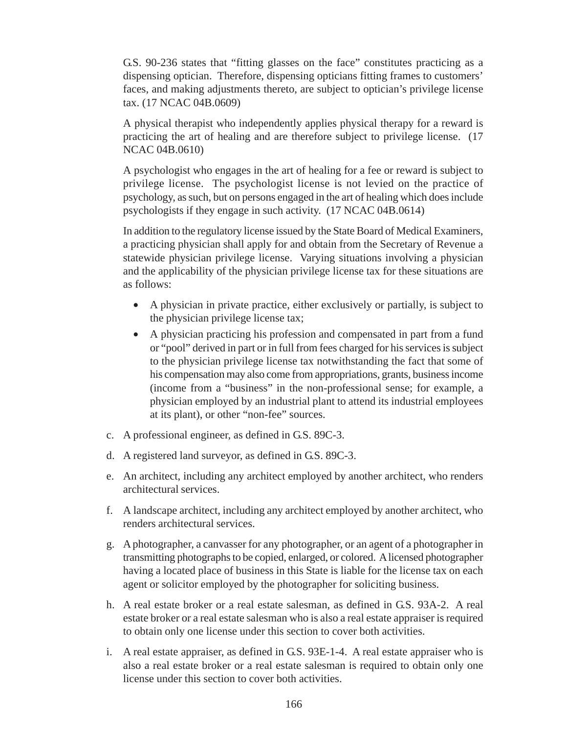G.S. 90-236 states that "fitting glasses on the face" constitutes practicing as a dispensing optician. Therefore, dispensing opticians fitting frames to customers' faces, and making adjustments thereto, are subject to optician's privilege license tax. (17 NCAC 04B.0609)

A physical therapist who independently applies physical therapy for a reward is practicing the art of healing and are therefore subject to privilege license. (17 NCAC 04B.0610)

A psychologist who engages in the art of healing for a fee or reward is subject to privilege license. The psychologist license is not levied on the practice of psychology, as such, but on persons engaged in the art of healing which does include psychologists if they engage in such activity. (17 NCAC 04B.0614)

In addition to the regulatory license issued by the State Board of Medical Examiners, a practicing physician shall apply for and obtain from the Secretary of Revenue a statewide physician privilege license. Varying situations involving a physician and the applicability of the physician privilege license tax for these situations are as follows:

- A physician in private practice, either exclusively or partially, is subject to the physician privilege license tax;
- A physician practicing his profession and compensated in part from a fund or "pool" derived in part or in full from fees charged for his services is subject to the physician privilege license tax notwithstanding the fact that some of his compensation may also come from appropriations, grants, business income (income from a "business" in the non-professional sense; for example, a physician employed by an industrial plant to attend its industrial employees at its plant), or other "non-fee" sources.

c. A professional engineer, as defined in G.S. 89C-3.

d. A registered land surveyor, as defined in G.S. 89C-3.

e. An architect, including any architect employed by another architect, who renders architectural services.

f. A landscape architect, including any architect employed by another architect, who renders architectural services.

g. A photographer, a canvasser for any photographer, or an agent of a photographer in transmitting photographs to be copied, enlarged, or colored. A licensed photographer having a located place of business in this State is liable for the license tax on each agent or solicitor employed by the photographer for soliciting business.

h. A real estate broker or a real estate salesman, as defined in G.S. 93A-2. A real estate broker or a real estate salesman who is also a real estate appraiser is required to obtain only one license under this section to cover both activities.

i. A real estate appraiser, as defined in G.S. 93E-1-4. A real estate appraiser who is also a real estate broker or a real estate salesman is required to obtain only one license under this section to cover both activities.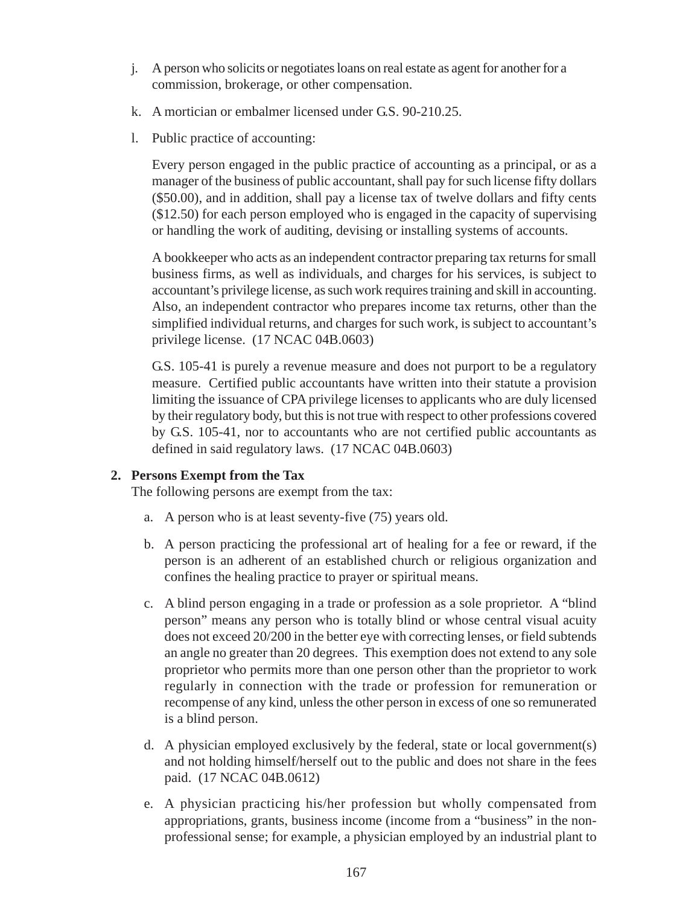j. A person who solicits or negotiates loans on real estate as agent for another for a commission, brokerage, or other compensation.

k. A mortician or embalmer licensed under G.S. 90-210.25.

l. Public practice of accounting:

   Every person engaged in the public practice of accounting as a principal, or as a manager of the business of public accountant, shall pay for such license fifty dollars ($50.00), and in addition, shall pay a license tax of twelve dollars and fifty cents ($12.50) for each person employed who is engaged in the capacity of supervising or handling the work of auditing, devising or installing systems of accounts.

   A bookkeeper who acts as an independent contractor preparing tax returns for small business firms, as well as individuals, and charges for his services, is subject to accountant's privilege license, as such work requires training and skill in accounting. Also, an independent contractor who prepares income tax returns, other than the simplified individual returns, and charges for such work, is subject to accountant's privilege license. (17 NCAC 04B.0603)

   G.S. 105-41 is purely a revenue measure and does not purport to be a regulatory measure. Certified public accountants have written into their statute a provision limiting the issuance of CPA privilege licenses to applicants who are duly licensed by their regulatory body, but this is not true with respect to other professions covered by G.S. 105-41, nor to accountants who are not certified public accountants as defined in said regulatory laws. (17 NCAC 04B.0603)

**2. Persons Exempt from the Tax**

The following persons are exempt from the tax:

a. A person who is at least seventy-five (75) years old.

b. A person practicing the professional art of healing for a fee or reward, if the person is an adherent of an established church or religious organization and confines the healing practice to prayer or spiritual means.

c. A blind person engaging in a trade or profession as a sole proprietor. A "blind person" means any person who is totally blind or whose central visual acuity does not exceed 20/200 in the better eye with correcting lenses, or field subtends an angle no greater than 20 degrees. This exemption does not extend to any sole proprietor who permits more than one person other than the proprietor to work regularly in connection with the trade or profession for remuneration or recompense of any kind, unless the other person in excess of one so remunerated is a blind person.

d. A physician employed exclusively by the federal, state or local government(s) and not holding himself/herself out to the public and does not share in the fees paid. (17 NCAC 04B.0612)

e. A physician practicing his/her profession but wholly compensated from appropriations, grants, business income (income from a "business" in the non-professional sense; for example, a physician employed by an industrial plant to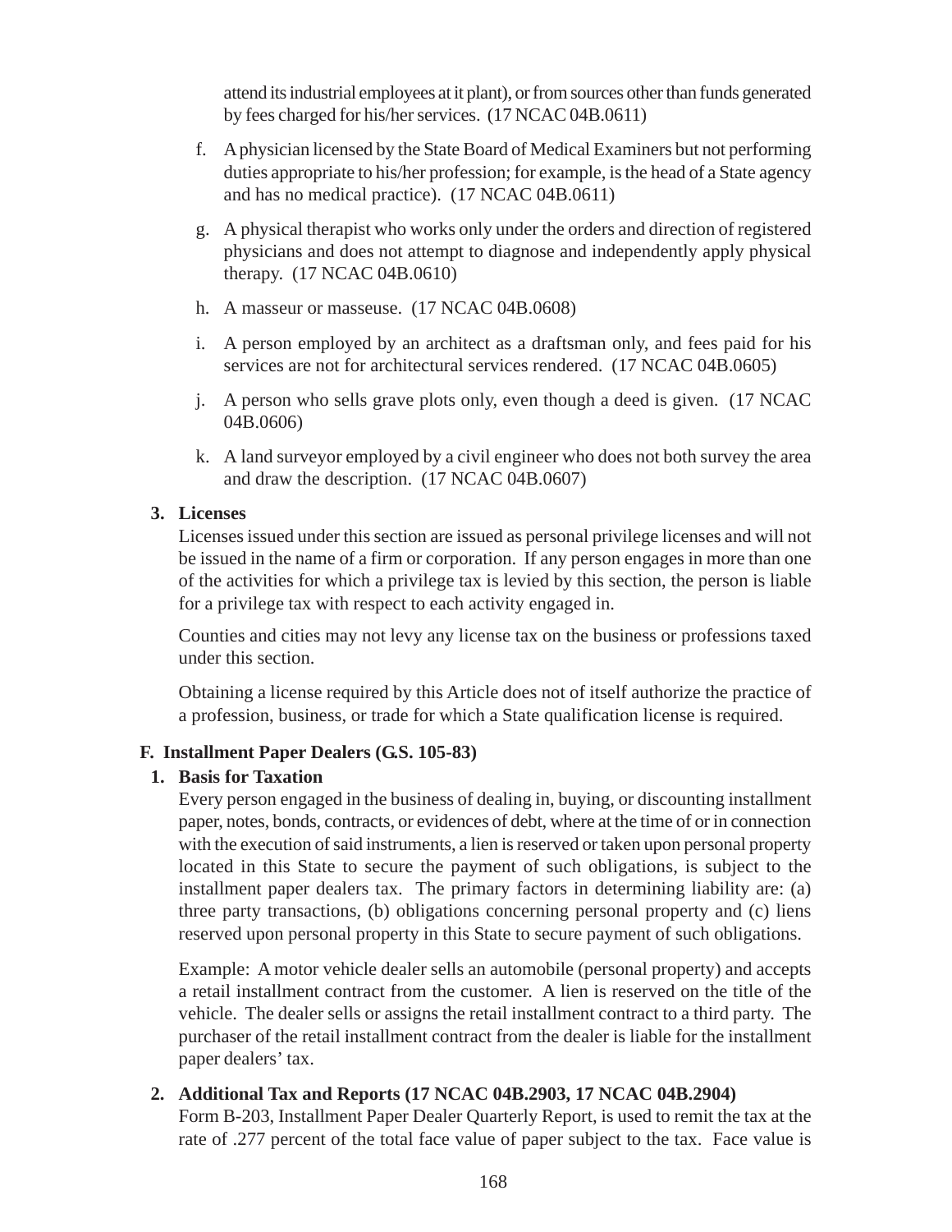attend its industrial employees at it plant), or from sources other than funds generated by fees charged for his/her services. (17 NCAC 04B.0611)

f. A physician licensed by the State Board of Medical Examiners but not performing duties appropriate to his/her profession; for example, is the head of a State agency and has no medical practice). (17 NCAC 04B.0611)

g. A physical therapist who works only under the orders and direction of registered physicians and does not attempt to diagnose and independently apply physical therapy. (17 NCAC 04B.0610)

h. A masseur or masseuse. (17 NCAC 04B.0608)

i. A person employed by an architect as a draftsman only, and fees paid for his services are not for architectural services rendered. (17 NCAC 04B.0605)

j. A person who sells grave plots only, even though a deed is given. (17 NCAC 04B.0606)

k. A land surveyor employed by a civil engineer who does not both survey the area and draw the description. (17 NCAC 04B.0607)

**3. Licenses**

Licenses issued under this section are issued as personal privilege licenses and will not be issued in the name of a firm or corporation. If any person engages in more than one of the activities for which a privilege tax is levied by this section, the person is liable for a privilege tax with respect to each activity engaged in.

Counties and cities may not levy any license tax on the business or professions taxed under this section.

Obtaining a license required by this Article does not of itself authorize the practice of a profession, business, or trade for which a State qualification license is required.

### F. Installment Paper Dealers (G.S. 105-83)

**1. Basis for Taxation**

Every person engaged in the business of dealing in, buying, or discounting installment paper, notes, bonds, contracts, or evidences of debt, where at the time of or in connection with the execution of said instruments, a lien is reserved or taken upon personal property located in this State to secure the payment of such obligations, is subject to the installment paper dealers tax. The primary factors in determining liability are: (a) three party transactions, (b) obligations concerning personal property and (c) liens reserved upon personal property in this State to secure payment of such obligations.

Example: A motor vehicle dealer sells an automobile (personal property) and accepts a retail installment contract from the customer. A lien is reserved on the title of the vehicle. The dealer sells or assigns the retail installment contract to a third party. The purchaser of the retail installment contract from the dealer is liable for the installment paper dealers' tax.

**2. Additional Tax and Reports (17 NCAC 04B.2903, 17 NCAC 04B.2904)**

Form B-203, Installment Paper Dealer Quarterly Report, is used to remit the tax at the rate of .277 percent of the total face value of paper subject to the tax. Face value is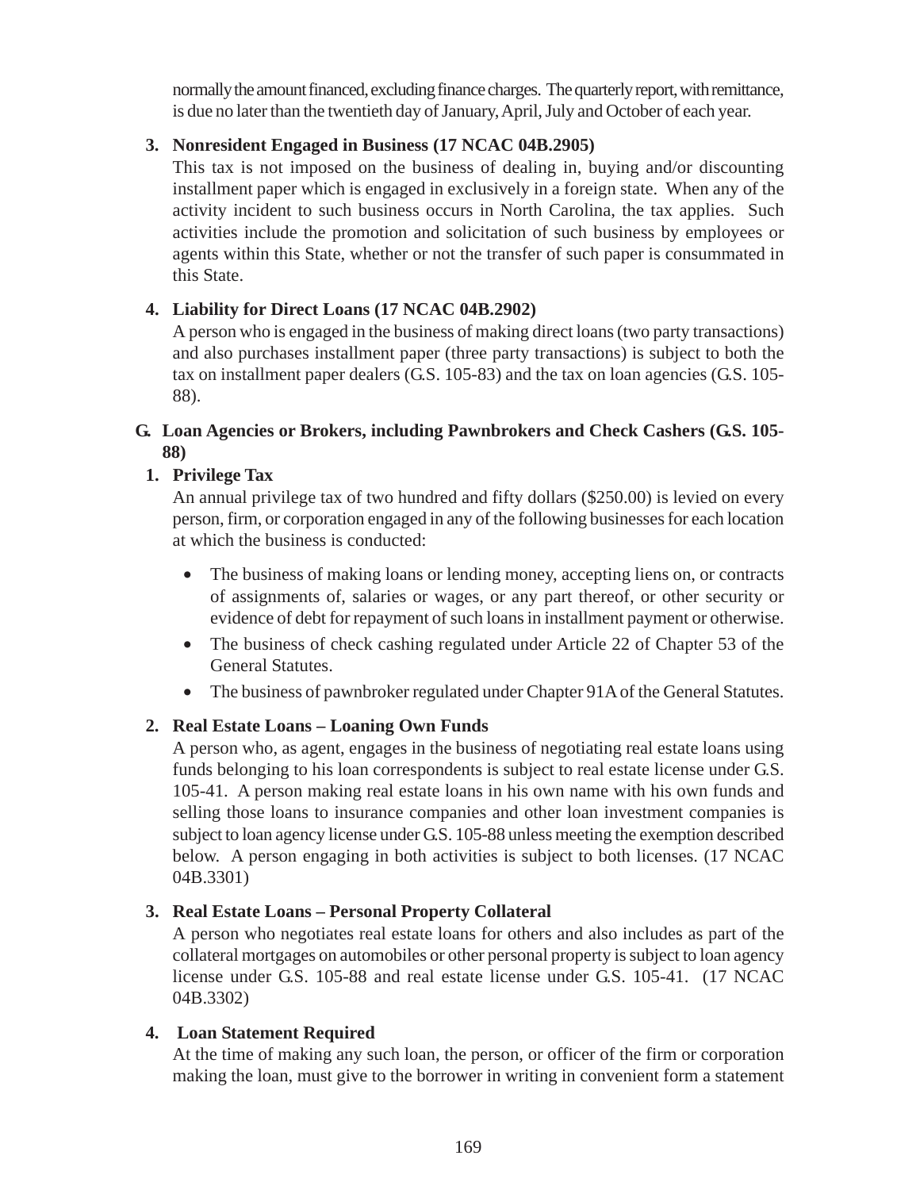normally the amount financed, excluding finance charges. The quarterly report, with remittance, is due no later than the twentieth day of January, April, July and October of each year.

**3. Nonresident Engaged in Business (17 NCAC 04B.2905)**

This tax is not imposed on the business of dealing in, buying and/or discounting installment paper which is engaged in exclusively in a foreign state. When any of the activity incident to such business occurs in North Carolina, the tax applies. Such activities include the promotion and solicitation of such business by employees or agents within this State, whether or not the transfer of such paper is consummated in this State.

**4. Liability for Direct Loans (17 NCAC 04B.2902)**

A person who is engaged in the business of making direct loans (two party transactions) and also purchases installment paper (three party transactions) is subject to both the tax on installment paper dealers (G.S. 105-83) and the tax on loan agencies (G.S. 105-88).

## G. Loan Agencies or Brokers, including Pawnbrokers and Check Cashers (G.S. 105-88)

**1. Privilege Tax**

An annual privilege tax of two hundred and fifty dollars ($250.00) is levied on every person, firm, or corporation engaged in any of the following businesses for each location at which the business is conducted:

- The business of making loans or lending money, accepting liens on, or contracts of assignments of, salaries or wages, or any part thereof, or other security or evidence of debt for repayment of such loans in installment payment or otherwise.
- The business of check cashing regulated under Article 22 of Chapter 53 of the General Statutes.
- The business of pawnbroker regulated under Chapter 91A of the General Statutes.

**2. Real Estate Loans – Loaning Own Funds**

A person who, as agent, engages in the business of negotiating real estate loans using funds belonging to his loan correspondents is subject to real estate license under G.S. 105-41. A person making real estate loans in his own name with his own funds and selling those loans to insurance companies and other loan investment companies is subject to loan agency license under G.S. 105-88 unless meeting the exemption described below. A person engaging in both activities is subject to both licenses. (17 NCAC 04B.3301)

**3. Real Estate Loans – Personal Property Collateral**

A person who negotiates real estate loans for others and also includes as part of the collateral mortgages on automobiles or other personal property is subject to loan agency license under G.S. 105-88 and real estate license under G.S. 105-41. (17 NCAC 04B.3302)

**4. Loan Statement Required**

At the time of making any such loan, the person, or officer of the firm or corporation making the loan, must give to the borrower in writing in convenient form a statement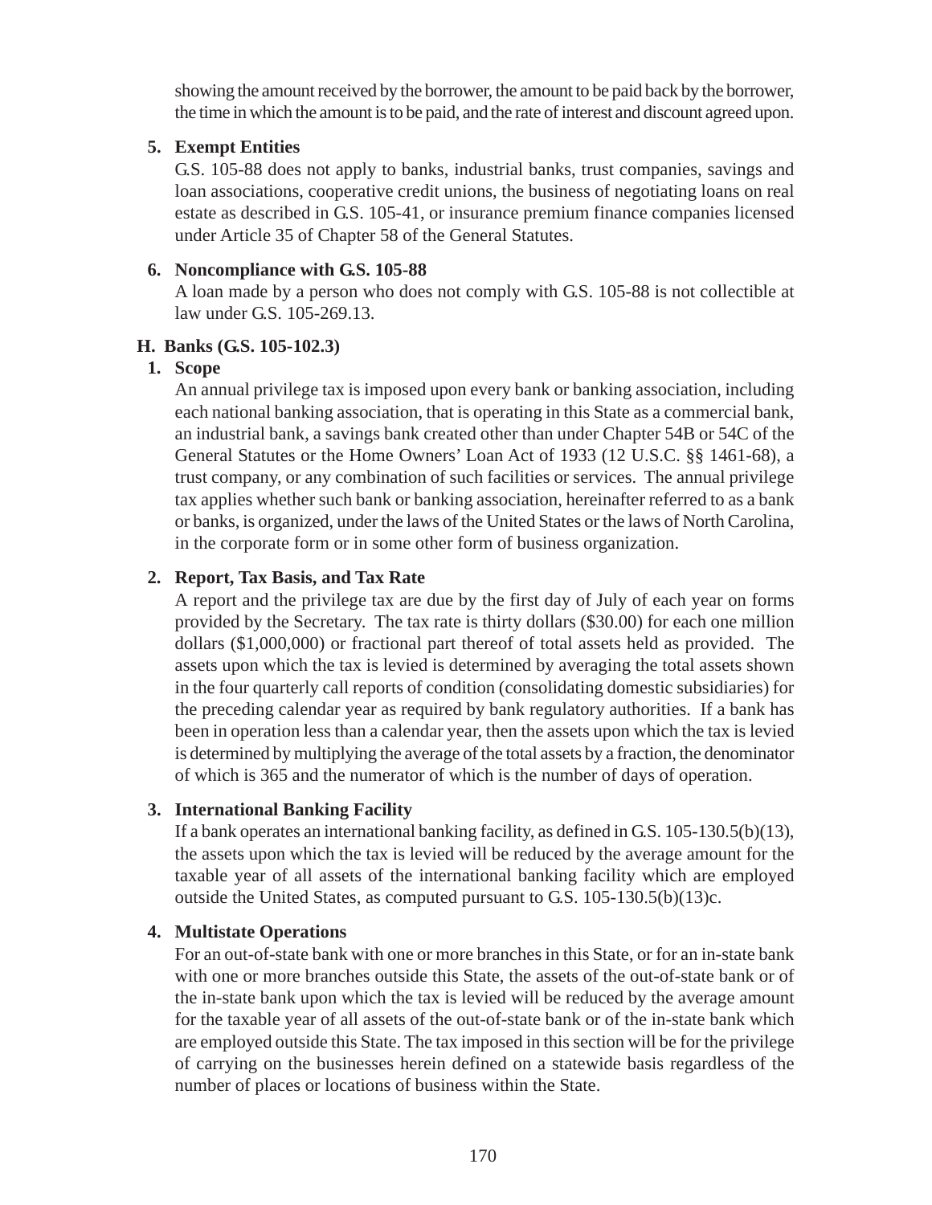showing the amount received by the borrower, the amount to be paid back by the borrower, the time in which the amount is to be paid, and the rate of interest and discount agreed upon.

**5. Exempt Entities**

G.S. 105-88 does not apply to banks, industrial banks, trust companies, savings and loan associations, cooperative credit unions, the business of negotiating loans on real estate as described in G.S. 105-41, or insurance premium finance companies licensed under Article 35 of Chapter 58 of the General Statutes.

**6. Noncompliance with G.S. 105-88**

A loan made by a person who does not comply with G.S. 105-88 is not collectible at law under G.S. 105-269.13.

## H. Banks (G.S. 105-102.3)

**1. Scope**

An annual privilege tax is imposed upon every bank or banking association, including each national banking association, that is operating in this State as a commercial bank, an industrial bank, a savings bank created other than under Chapter 54B or 54C of the General Statutes or the Home Owners' Loan Act of 1933 (12 U.S.C. §§ 1461-68), a trust company, or any combination of such facilities or services. The annual privilege tax applies whether such bank or banking association, hereinafter referred to as a bank or banks, is organized, under the laws of the United States or the laws of North Carolina, in the corporate form or in some other form of business organization.

**2. Report, Tax Basis, and Tax Rate**

A report and the privilege tax are due by the first day of July of each year on forms provided by the Secretary. The tax rate is thirty dollars ($30.00) for each one million dollars ($1,000,000) or fractional part thereof of total assets held as provided. The assets upon which the tax is levied is determined by averaging the total assets shown in the four quarterly call reports of condition (consolidating domestic subsidiaries) for the preceding calendar year as required by bank regulatory authorities. If a bank has been in operation less than a calendar year, then the assets upon which the tax is levied is determined by multiplying the average of the total assets by a fraction, the denominator of which is 365 and the numerator of which is the number of days of operation.

**3. International Banking Facility**

If a bank operates an international banking facility, as defined in G.S. 105-130.5(b)(13), the assets upon which the tax is levied will be reduced by the average amount for the taxable year of all assets of the international banking facility which are employed outside the United States, as computed pursuant to G.S. 105-130.5(b)(13)c.

**4. Multistate Operations**

For an out-of-state bank with one or more branches in this State, or for an in-state bank with one or more branches outside this State, the assets of the out-of-state bank or of the in-state bank upon which the tax is levied will be reduced by the average amount for the taxable year of all assets of the out-of-state bank or of the in-state bank which are employed outside this State. The tax imposed in this section will be for the privilege of carrying on the businesses herein defined on a statewide basis regardless of the number of places or locations of business within the State.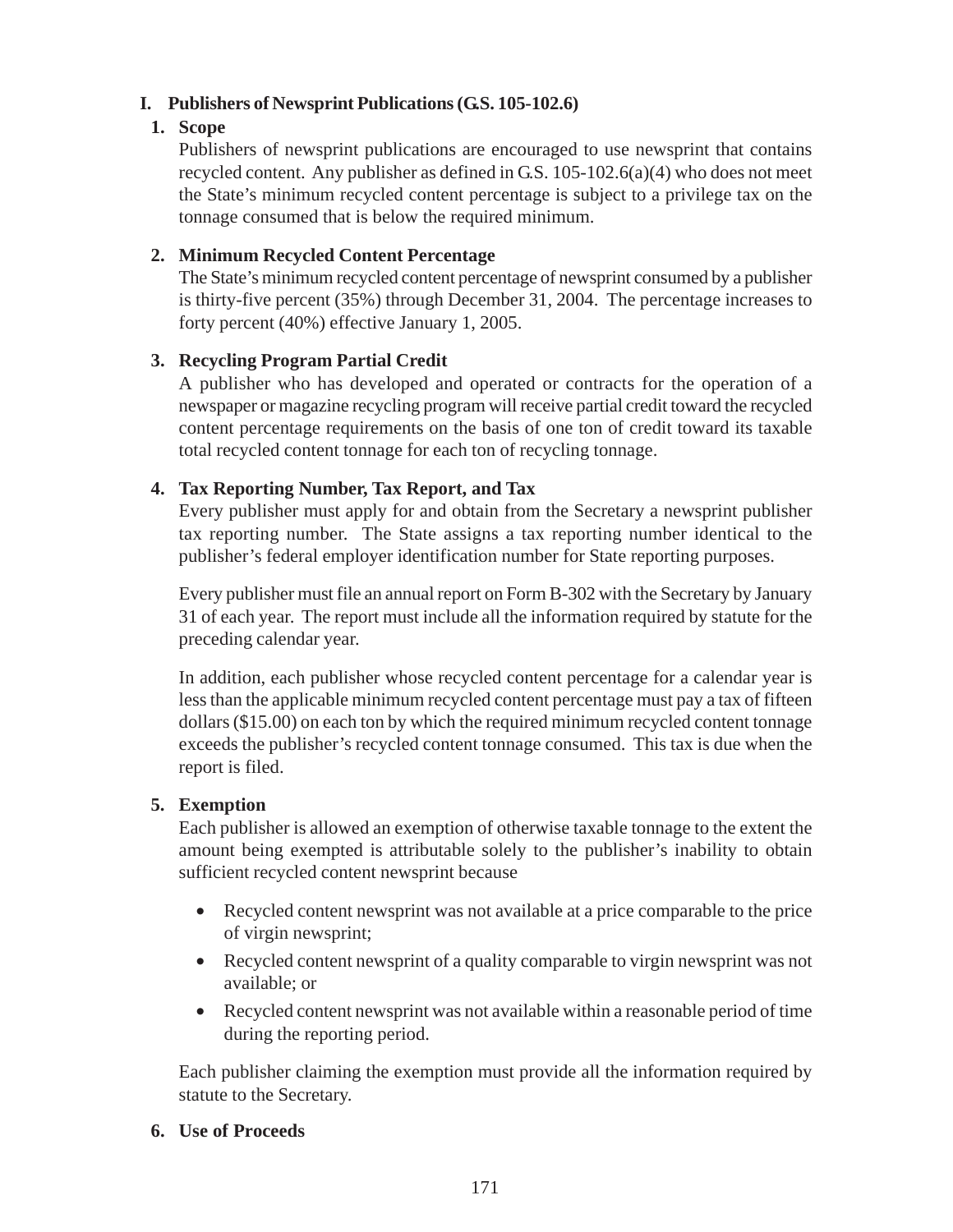## I. Publishers of Newsprint Publications (G.S. 105-102.6)

### 1. Scope

Publishers of newsprint publications are encouraged to use newsprint that contains recycled content. Any publisher as defined in G.S. 105-102.6(a)(4) who does not meet the State's minimum recycled content percentage is subject to a privilege tax on the tonnage consumed that is below the required minimum.

### 2. Minimum Recycled Content Percentage

The State's minimum recycled content percentage of newsprint consumed by a publisher is thirty-five percent (35%) through December 31, 2004. The percentage increases to forty percent (40%) effective January 1, 2005.

### 3. Recycling Program Partial Credit

A publisher who has developed and operated or contracts for the operation of a newspaper or magazine recycling program will receive partial credit toward the recycled content percentage requirements on the basis of one ton of credit toward its taxable total recycled content tonnage for each ton of recycling tonnage.

### 4. Tax Reporting Number, Tax Report, and Tax

Every publisher must apply for and obtain from the Secretary a newsprint publisher tax reporting number. The State assigns a tax reporting number identical to the publisher's federal employer identification number for State reporting purposes.

Every publisher must file an annual report on Form B-302 with the Secretary by January 31 of each year. The report must include all the information required by statute for the preceding calendar year.

In addition, each publisher whose recycled content percentage for a calendar year is less than the applicable minimum recycled content percentage must pay a tax of fifteen dollars ($15.00) on each ton by which the required minimum recycled content tonnage exceeds the publisher's recycled content tonnage consumed. This tax is due when the report is filed.

### 5. Exemption

Each publisher is allowed an exemption of otherwise taxable tonnage to the extent the amount being exempted is attributable solely to the publisher's inability to obtain sufficient recycled content newsprint because

- Recycled content newsprint was not available at a price comparable to the price of virgin newsprint;
- Recycled content newsprint of a quality comparable to virgin newsprint was not available; or
- Recycled content newsprint was not available within a reasonable period of time during the reporting period.

Each publisher claiming the exemption must provide all the information required by statute to the Secretary.

### 6. Use of Proceeds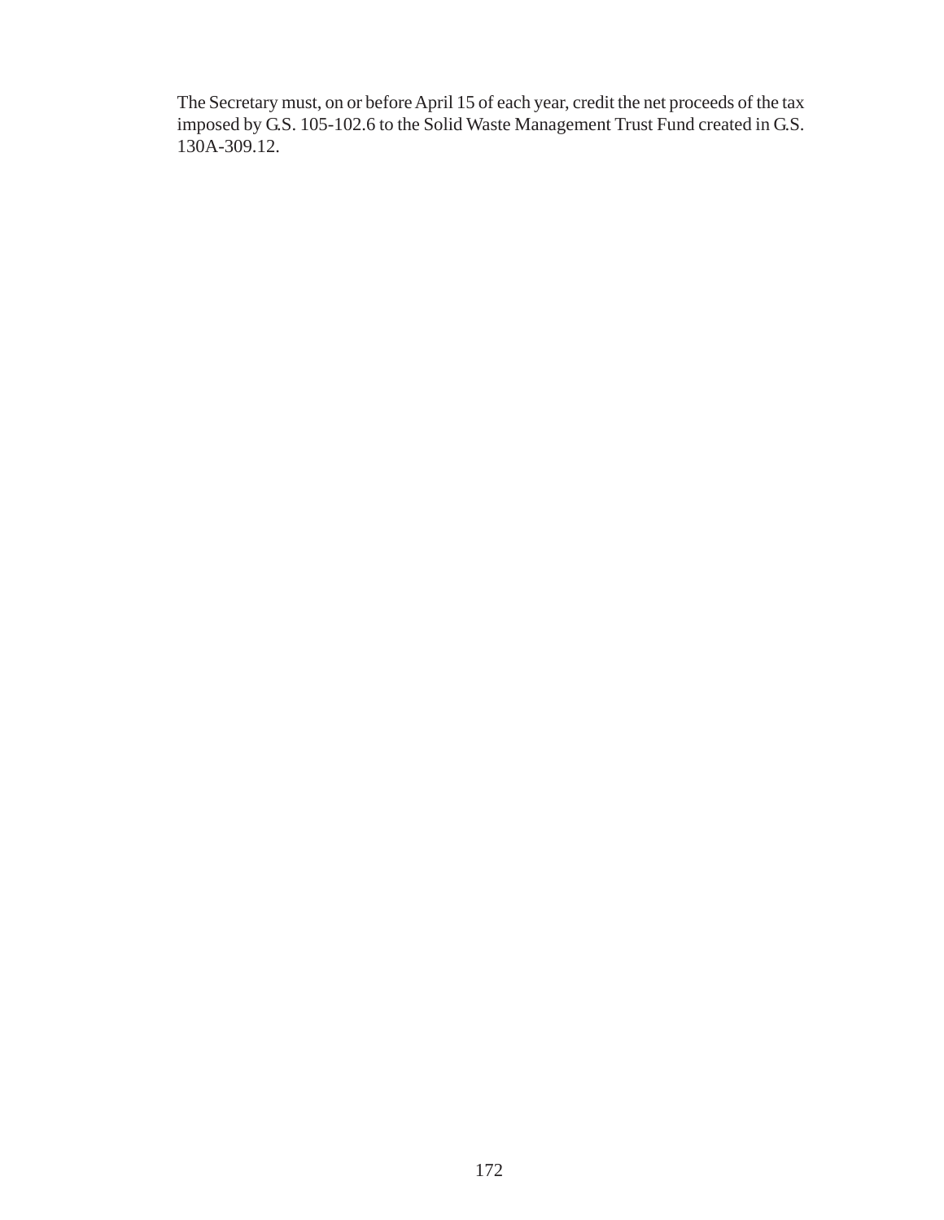The Secretary must, on or before April 15 of each year, credit the net proceeds of the tax imposed by G.S. 105-102.6 to the Solid Waste Management Trust Fund created in G.S. 130A-309.12.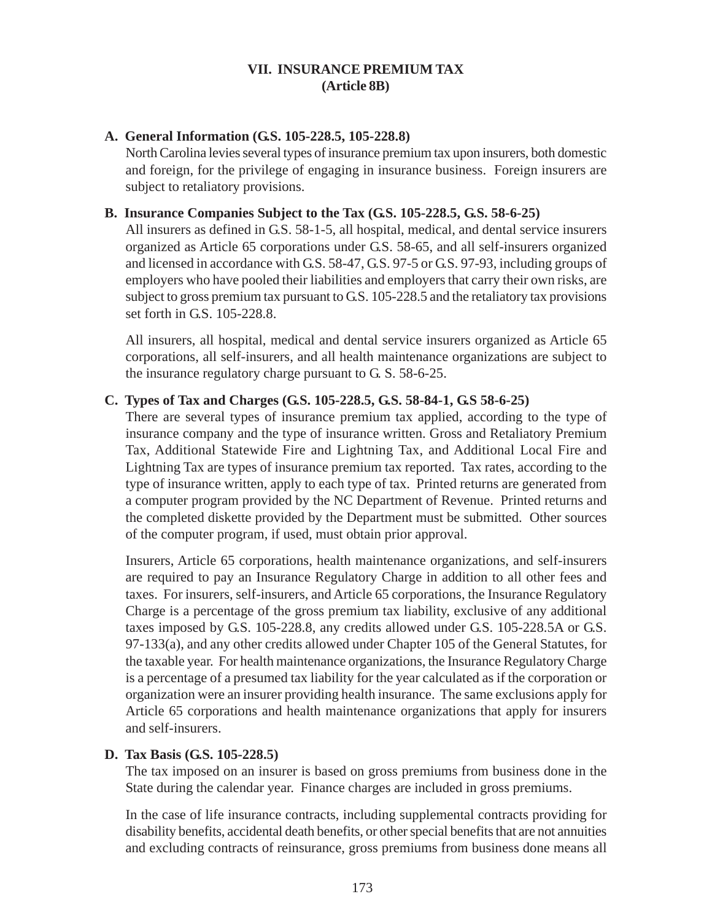# VII. INSURANCE PREMIUM TAX
## (Article 8B)

### A. General Information (G.S. 105-228.5, 105-228.8)

North Carolina levies several types of insurance premium tax upon insurers, both domestic and foreign, for the privilege of engaging in insurance business. Foreign insurers are subject to retaliatory provisions.

### B. Insurance Companies Subject to the Tax (G.S. 105-228.5, G.S. 58-6-25)

All insurers as defined in G.S. 58-1-5, all hospital, medical, and dental service insurers organized as Article 65 corporations under G.S. 58-65, and all self-insurers organized and licensed in accordance with G.S. 58-47, G.S. 97-5 or G.S. 97-93, including groups of employers who have pooled their liabilities and employers that carry their own risks, are subject to gross premium tax pursuant to G.S. 105-228.5 and the retaliatory tax provisions set forth in G.S. 105-228.8.

All insurers, all hospital, medical and dental service insurers organized as Article 65 corporations, all self-insurers, and all health maintenance organizations are subject to the insurance regulatory charge pursuant to G. S. 58-6-25.

### C. Types of Tax and Charges (G.S. 105-228.5, G.S. 58-84-1, G.S 58-6-25)

There are several types of insurance premium tax applied, according to the type of insurance company and the type of insurance written. Gross and Retaliatory Premium Tax, Additional Statewide Fire and Lightning Tax, and Additional Local Fire and Lightning Tax are types of insurance premium tax reported. Tax rates, according to the type of insurance written, apply to each type of tax. Printed returns are generated from a computer program provided by the NC Department of Revenue. Printed returns and the completed diskette provided by the Department must be submitted. Other sources of the computer program, if used, must obtain prior approval.

Insurers, Article 65 corporations, health maintenance organizations, and self-insurers are required to pay an Insurance Regulatory Charge in addition to all other fees and taxes. For insurers, self-insurers, and Article 65 corporations, the Insurance Regulatory Charge is a percentage of the gross premium tax liability, exclusive of any additional taxes imposed by G.S. 105-228.8, any credits allowed under G.S. 105-228.5A or G.S. 97-133(a), and any other credits allowed under Chapter 105 of the General Statutes, for the taxable year. For health maintenance organizations, the Insurance Regulatory Charge is a percentage of a presumed tax liability for the year calculated as if the corporation or organization were an insurer providing health insurance. The same exclusions apply for Article 65 corporations and health maintenance organizations that apply for insurers and self-insurers.

### D. Tax Basis (G.S. 105-228.5)

The tax imposed on an insurer is based on gross premiums from business done in the State during the calendar year. Finance charges are included in gross premiums.

In the case of life insurance contracts, including supplemental contracts providing for disability benefits, accidental death benefits, or other special benefits that are not annuities and excluding contracts of reinsurance, gross premiums from business done means all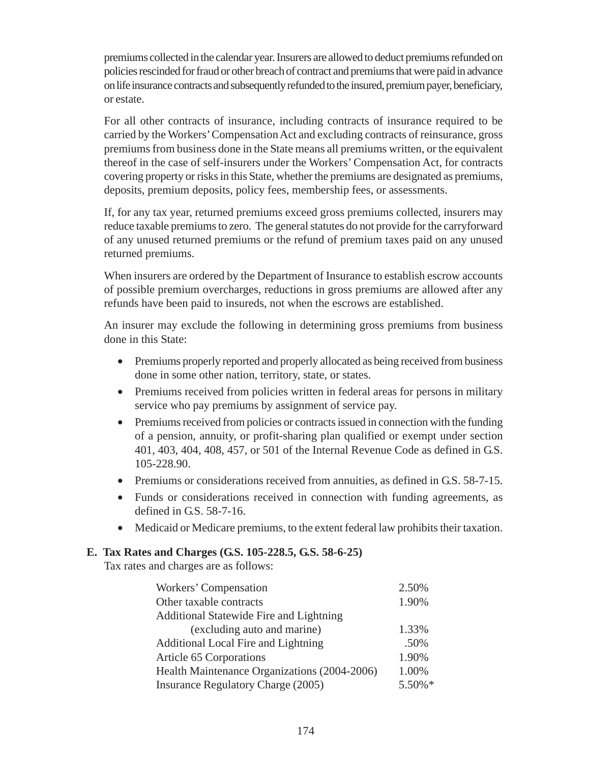premiums collected in the calendar year. Insurers are allowed to deduct premiums refunded on policies rescinded for fraud or other breach of contract and premiums that were paid in advance on life insurance contracts and subsequently refunded to the insured, premium payer, beneficiary, or estate.

For all other contracts of insurance, including contracts of insurance required to be carried by the Workers' Compensation Act and excluding contracts of reinsurance, gross premiums from business done in the State means all premiums written, or the equivalent thereof in the case of self-insurers under the Workers' Compensation Act, for contracts covering property or risks in this State, whether the premiums are designated as premiums, deposits, premium deposits, policy fees, membership fees, or assessments.

If, for any tax year, returned premiums exceed gross premiums collected, insurers may reduce taxable premiums to zero. The general statutes do not provide for the carryforward of any unused returned premiums or the refund of premium taxes paid on any unused returned premiums.

When insurers are ordered by the Department of Insurance to establish escrow accounts of possible premium overcharges, reductions in gross premiums are allowed after any refunds have been paid to insureds, not when the escrows are established.

An insurer may exclude the following in determining gross premiums from business done in this State:

- Premiums properly reported and properly allocated as being received from business done in some other nation, territory, state, or states.
- Premiums received from policies written in federal areas for persons in military service who pay premiums by assignment of service pay.
- Premiums received from policies or contracts issued in connection with the funding of a pension, annuity, or profit-sharing plan qualified or exempt under section 401, 403, 404, 408, 457, or 501 of the Internal Revenue Code as defined in G.S. 105-228.90.
- Premiums or considerations received from annuities, as defined in G.S. 58-7-15.
- Funds or considerations received in connection with funding agreements, as defined in G.S. 58-7-16.
- Medicaid or Medicare premiums, to the extent federal law prohibits their taxation.

### E. Tax Rates and Charges (G.S. 105-228.5, G.S. 58-6-25)

Tax rates and charges are as follows:

| | |
|---|---|
| Workers' Compensation | 2.50% |
| Other taxable contracts | 1.90% |
| Additional Statewide Fire and Lightning (excluding auto and marine) | 1.33% |
| Additional Local Fire and Lightning | .50% |
| Article 65 Corporations | 1.90% |
| Health Maintenance Organizations (2004-2006) | 1.00% |
| Insurance Regulatory Charge (2005) | 5.50%* |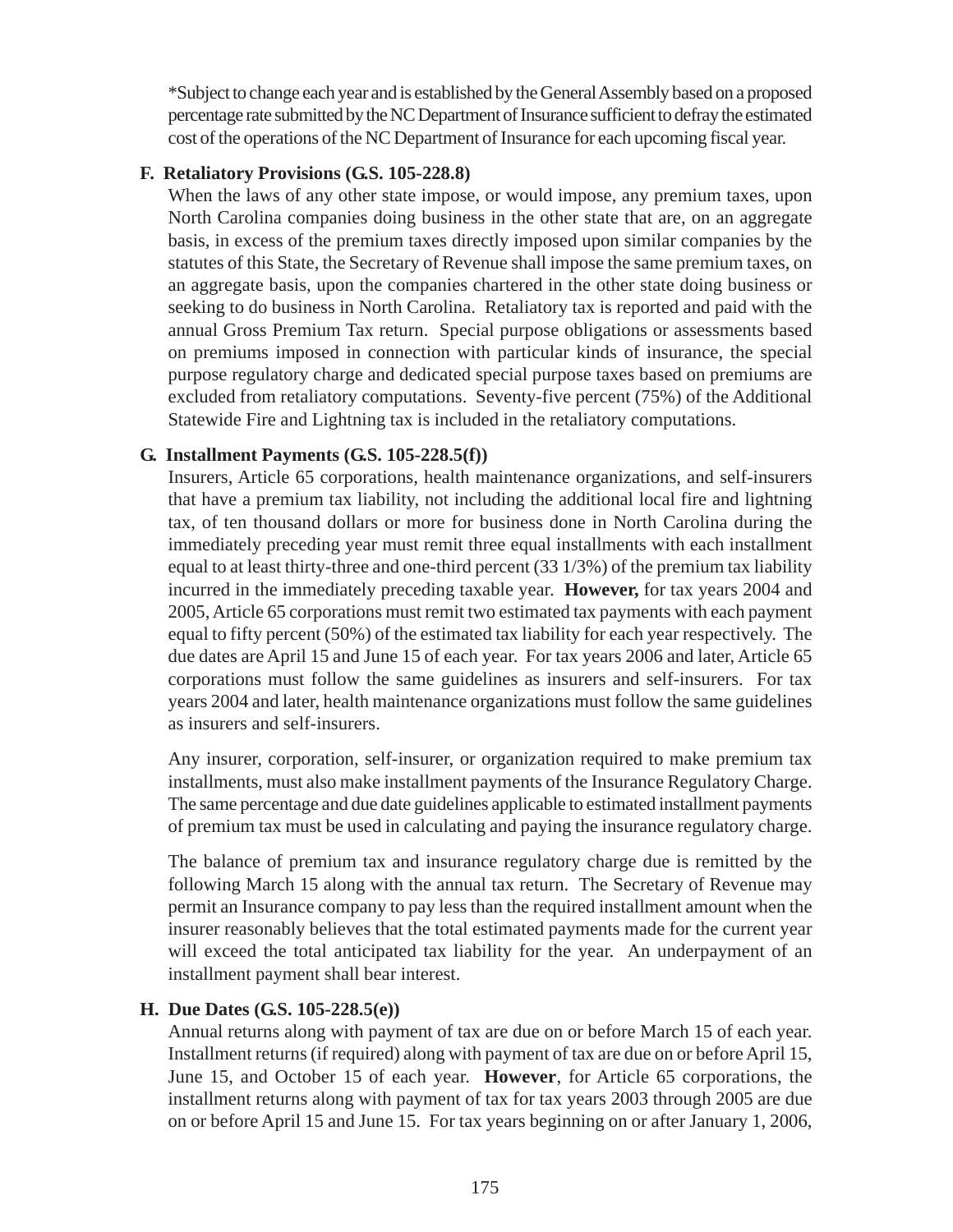*Subject to change each year and is established by the General Assembly based on a proposed percentage rate submitted by the NC Department of Insurance sufficient to defray the estimated cost of the operations of the NC Department of Insurance for each upcoming fiscal year.

### F. Retaliatory Provisions (G.S. 105-228.8)

When the laws of any other state impose, or would impose, any premium taxes, upon North Carolina companies doing business in the other state that are, on an aggregate basis, in excess of the premium taxes directly imposed upon similar companies by the statutes of this State, the Secretary of Revenue shall impose the same premium taxes, on an aggregate basis, upon the companies chartered in the other state doing business or seeking to do business in North Carolina. Retaliatory tax is reported and paid with the annual Gross Premium Tax return. Special purpose obligations or assessments based on premiums imposed in connection with particular kinds of insurance, the special purpose regulatory charge and dedicated special purpose taxes based on premiums are excluded from retaliatory computations. Seventy-five percent (75%) of the Additional Statewide Fire and Lightning tax is included in the retaliatory computations.

### G. Installment Payments (G.S. 105-228.5(f))

Insurers, Article 65 corporations, health maintenance organizations, and self-insurers that have a premium tax liability, not including the additional local fire and lightning tax, of ten thousand dollars or more for business done in North Carolina during the immediately preceding year must remit three equal installments with each installment equal to at least thirty-three and one-third percent (33 1/3%) of the premium tax liability incurred in the immediately preceding taxable year. **However,** for tax years 2004 and 2005, Article 65 corporations must remit two estimated tax payments with each payment equal to fifty percent (50%) of the estimated tax liability for each year respectively. The due dates are April 15 and June 15 of each year. For tax years 2006 and later, Article 65 corporations must follow the same guidelines as insurers and self-insurers. For tax years 2004 and later, health maintenance organizations must follow the same guidelines as insurers and self-insurers.

Any insurer, corporation, self-insurer, or organization required to make premium tax installments, must also make installment payments of the Insurance Regulatory Charge. The same percentage and due date guidelines applicable to estimated installment payments of premium tax must be used in calculating and paying the insurance regulatory charge.

The balance of premium tax and insurance regulatory charge due is remitted by the following March 15 along with the annual tax return. The Secretary of Revenue may permit an Insurance company to pay less than the required installment amount when the insurer reasonably believes that the total estimated payments made for the current year will exceed the total anticipated tax liability for the year. An underpayment of an installment payment shall bear interest.

### H. Due Dates (G.S. 105-228.5(e))

Annual returns along with payment of tax are due on or before March 15 of each year. Installment returns (if required) along with payment of tax are due on or before April 15, June 15, and October 15 of each year. **However**, for Article 65 corporations, the installment returns along with payment of tax for tax years 2003 through 2005 are due on or before April 15 and June 15. For tax years beginning on or after January 1, 2006,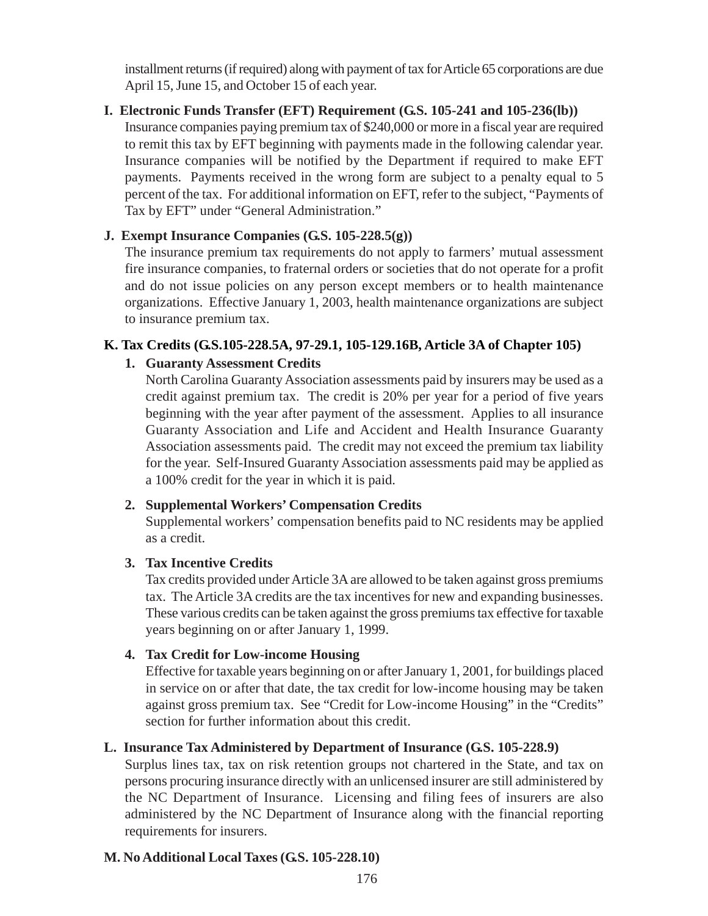installment returns (if required) along with payment of tax for Article 65 corporations are due April 15, June 15, and October 15 of each year.

### I. Electronic Funds Transfer (EFT) Requirement (G.S. 105-241 and 105-236(lb))

Insurance companies paying premium tax of $240,000 or more in a fiscal year are required to remit this tax by EFT beginning with payments made in the following calendar year. Insurance companies will be notified by the Department if required to make EFT payments. Payments received in the wrong form are subject to a penalty equal to 5 percent of the tax. For additional information on EFT, refer to the subject, "Payments of Tax by EFT" under "General Administration."

### J. Exempt Insurance Companies (G.S. 105-228.5(g))

The insurance premium tax requirements do not apply to farmers' mutual assessment fire insurance companies, to fraternal orders or societies that do not operate for a profit and do not issue policies on any person except members or to health maintenance organizations. Effective January 1, 2003, health maintenance organizations are subject to insurance premium tax.

### K. Tax Credits (G.S.105-228.5A, 97-29.1, 105-129.16B, Article 3A of Chapter 105)

1. **Guaranty Assessment Credits**

   North Carolina Guaranty Association assessments paid by insurers may be used as a credit against premium tax. The credit is 20% per year for a period of five years beginning with the year after payment of the assessment. Applies to all insurance Guaranty Association and Life and Accident and Health Insurance Guaranty Association assessments paid. The credit may not exceed the premium tax liability for the year. Self-Insured Guaranty Association assessments paid may be applied as a 100% credit for the year in which it is paid.

2. **Supplemental Workers' Compensation Credits**

   Supplemental workers' compensation benefits paid to NC residents may be applied as a credit.

3. **Tax Incentive Credits**

   Tax credits provided under Article 3A are allowed to be taken against gross premiums tax. The Article 3A credits are the tax incentives for new and expanding businesses. These various credits can be taken against the gross premiums tax effective for taxable years beginning on or after January 1, 1999.

4. **Tax Credit for Low-income Housing**

   Effective for taxable years beginning on or after January 1, 2001, for buildings placed in service on or after that date, the tax credit for low-income housing may be taken against gross premium tax. See "Credit for Low-income Housing" in the "Credits" section for further information about this credit.

### L. Insurance Tax Administered by Department of Insurance (G.S. 105-228.9)

Surplus lines tax, tax on risk retention groups not chartered in the State, and tax on persons procuring insurance directly with an unlicensed insurer are still administered by the NC Department of Insurance. Licensing and filing fees of insurers are also administered by the NC Department of Insurance along with the financial reporting requirements for insurers.

### M. No Additional Local Taxes (G.S. 105-228.10)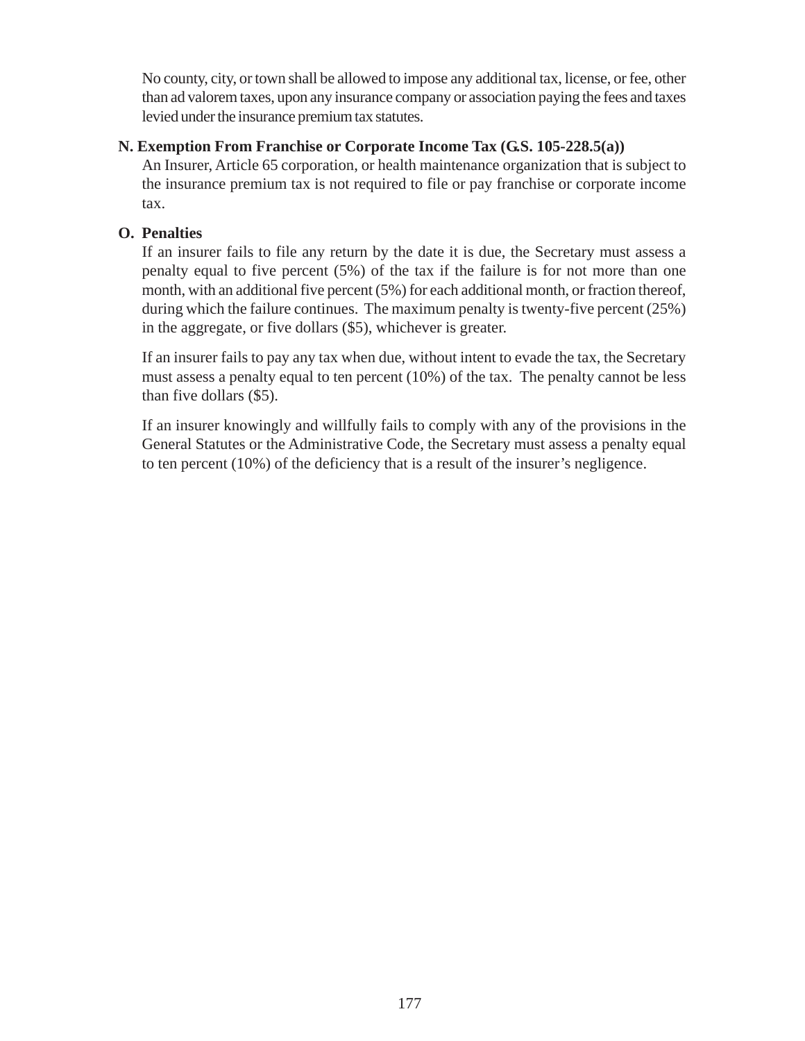No county, city, or town shall be allowed to impose any additional tax, license, or fee, other than ad valorem taxes, upon any insurance company or association paying the fees and taxes levied under the insurance premium tax statutes.

**N. Exemption From Franchise or Corporate Income Tax (G.S. 105-228.5(a))**

An Insurer, Article 65 corporation, or health maintenance organization that is subject to the insurance premium tax is not required to file or pay franchise or corporate income tax.

**O. Penalties**

If an insurer fails to file any return by the date it is due, the Secretary must assess a penalty equal to five percent (5%) of the tax if the failure is for not more than one month, with an additional five percent (5%) for each additional month, or fraction thereof, during which the failure continues. The maximum penalty is twenty-five percent (25%) in the aggregate, or five dollars ($5), whichever is greater.

If an insurer fails to pay any tax when due, without intent to evade the tax, the Secretary must assess a penalty equal to ten percent (10%) of the tax. The penalty cannot be less than five dollars ($5).

If an insurer knowingly and willfully fails to comply with any of the provisions in the General Statutes or the Administrative Code, the Secretary must assess a penalty equal to ten percent (10%) of the deficiency that is a result of the insurer's negligence.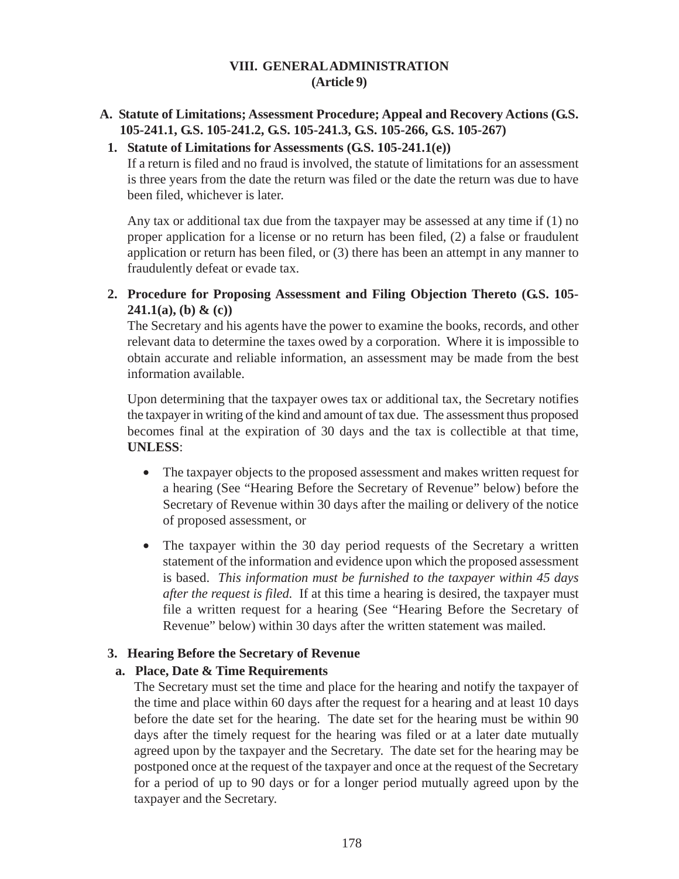# VIII. GENERAL ADMINISTRATION (Article 9)

## A. Statute of Limitations; Assessment Procedure; Appeal and Recovery Actions (G.S. 105-241.1, G.S. 105-241.2, G.S. 105-241.3, G.S. 105-266, G.S. 105-267)

### 1. Statute of Limitations for Assessments (G.S. 105-241.1(e))

If a return is filed and no fraud is involved, the statute of limitations for an assessment is three years from the date the return was filed or the date the return was due to have been filed, whichever is later.

Any tax or additional tax due from the taxpayer may be assessed at any time if (1) no proper application for a license or no return has been filed, (2) a false or fraudulent application or return has been filed, or (3) there has been an attempt in any manner to fraudulently defeat or evade tax.

### 2. Procedure for Proposing Assessment and Filing Objection Thereto (G.S. 105-241.1(a), (b) & (c))

The Secretary and his agents have the power to examine the books, records, and other relevant data to determine the taxes owed by a corporation. Where it is impossible to obtain accurate and reliable information, an assessment may be made from the best information available.

Upon determining that the taxpayer owes tax or additional tax, the Secretary notifies the taxpayer in writing of the kind and amount of tax due. The assessment thus proposed becomes final at the expiration of 30 days and the tax is collectible at that time, **UNLESS**:

- The taxpayer objects to the proposed assessment and makes written request for a hearing (See "Hearing Before the Secretary of Revenue" below) before the Secretary of Revenue within 30 days after the mailing or delivery of the notice of proposed assessment, or
- The taxpayer within the 30 day period requests of the Secretary a written statement of the information and evidence upon which the proposed assessment is based. *This information must be furnished to the taxpayer within 45 days after the request is filed.* If at this time a hearing is desired, the taxpayer must file a written request for a hearing (See "Hearing Before the Secretary of Revenue" below) within 30 days after the written statement was mailed.

### 3. Hearing Before the Secretary of Revenue

#### a. Place, Date & Time Requirements

The Secretary must set the time and place for the hearing and notify the taxpayer of the time and place within 60 days after the request for a hearing and at least 10 days before the date set for the hearing. The date set for the hearing must be within 90 days after the timely request for the hearing was filed or at a later date mutually agreed upon by the taxpayer and the Secretary. The date set for the hearing may be postponed once at the request of the taxpayer and once at the request of the Secretary for a period of up to 90 days or for a longer period mutually agreed upon by the taxpayer and the Secretary.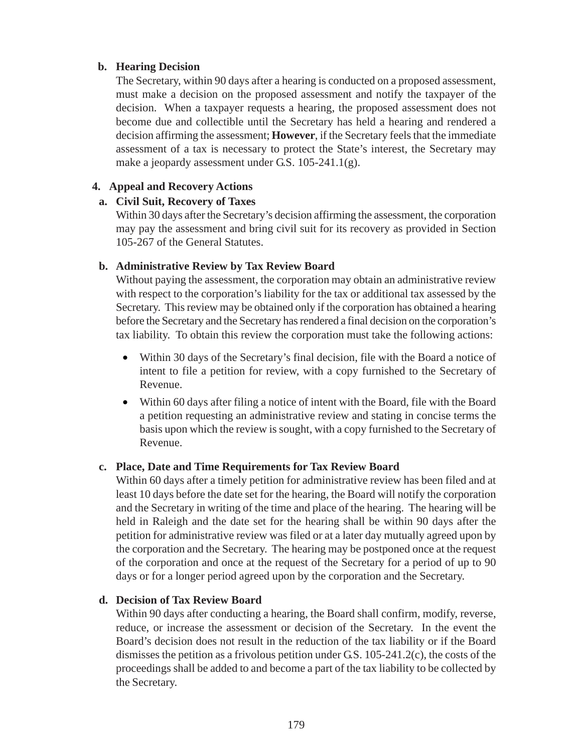**b. Hearing Decision**

The Secretary, within 90 days after a hearing is conducted on a proposed assessment, must make a decision on the proposed assessment and notify the taxpayer of the decision. When a taxpayer requests a hearing, the proposed assessment does not become due and collectible until the Secretary has held a hearing and rendered a decision affirming the assessment; **However**, if the Secretary feels that the immediate assessment of a tax is necessary to protect the State's interest, the Secretary may make a jeopardy assessment under G.S. 105-241.1(g).

**4. Appeal and Recovery Actions**

**a. Civil Suit, Recovery of Taxes**

Within 30 days after the Secretary's decision affirming the assessment, the corporation may pay the assessment and bring civil suit for its recovery as provided in Section 105-267 of the General Statutes.

**b. Administrative Review by Tax Review Board**

Without paying the assessment, the corporation may obtain an administrative review with respect to the corporation's liability for the tax or additional tax assessed by the Secretary. This review may be obtained only if the corporation has obtained a hearing before the Secretary and the Secretary has rendered a final decision on the corporation's tax liability. To obtain this review the corporation must take the following actions:

- Within 30 days of the Secretary's final decision, file with the Board a notice of intent to file a petition for review, with a copy furnished to the Secretary of Revenue.
- Within 60 days after filing a notice of intent with the Board, file with the Board a petition requesting an administrative review and stating in concise terms the basis upon which the review is sought, with a copy furnished to the Secretary of Revenue.

**c. Place, Date and Time Requirements for Tax Review Board**

Within 60 days after a timely petition for administrative review has been filed and at least 10 days before the date set for the hearing, the Board will notify the corporation and the Secretary in writing of the time and place of the hearing. The hearing will be held in Raleigh and the date set for the hearing shall be within 90 days after the petition for administrative review was filed or at a later day mutually agreed upon by the corporation and the Secretary. The hearing may be postponed once at the request of the corporation and once at the request of the Secretary for a period of up to 90 days or for a longer period agreed upon by the corporation and the Secretary.

**d. Decision of Tax Review Board**

Within 90 days after conducting a hearing, the Board shall confirm, modify, reverse, reduce, or increase the assessment or decision of the Secretary. In the event the Board's decision does not result in the reduction of the tax liability or if the Board dismisses the petition as a frivolous petition under G.S. 105-241.2(c), the costs of the proceedings shall be added to and become a part of the tax liability to be collected by the Secretary.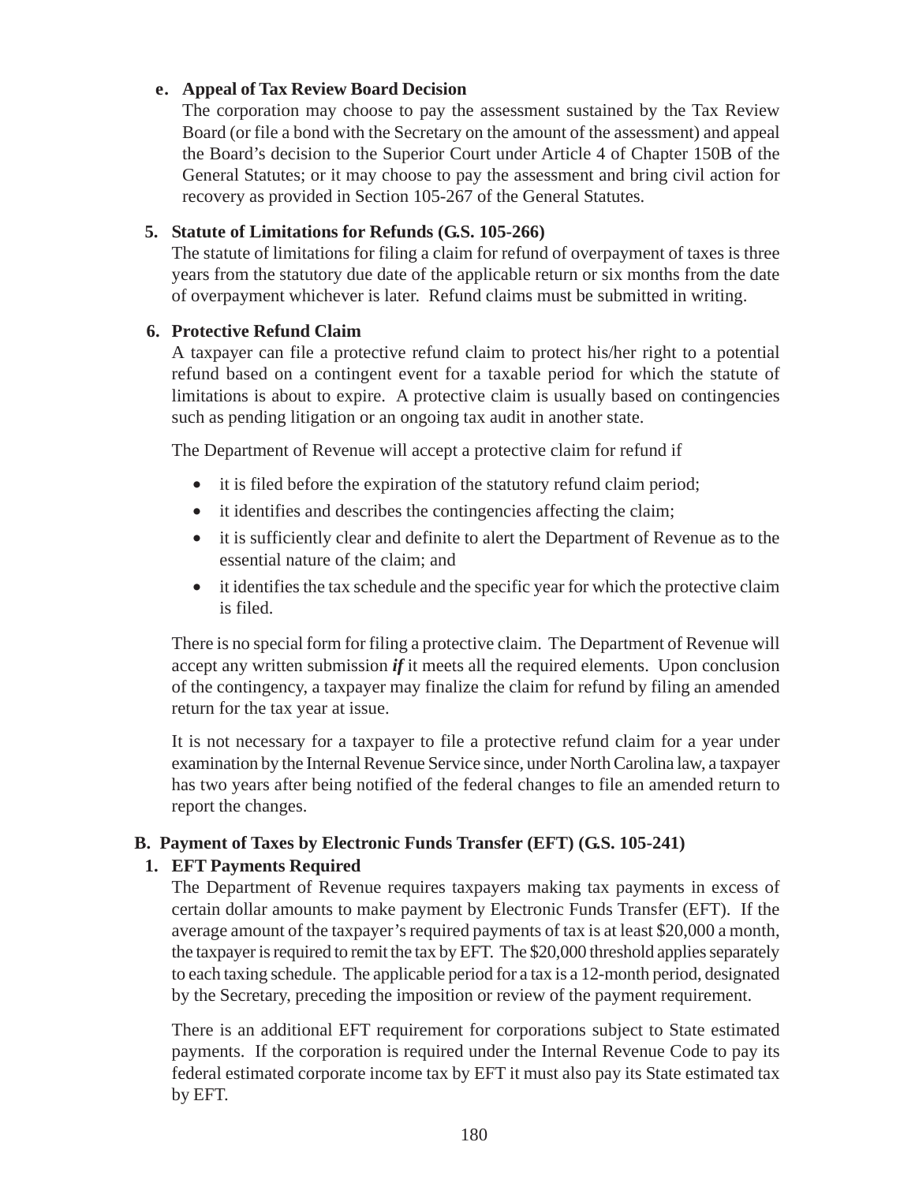**e. Appeal of Tax Review Board Decision**

The corporation may choose to pay the assessment sustained by the Tax Review Board (or file a bond with the Secretary on the amount of the assessment) and appeal the Board's decision to the Superior Court under Article 4 of Chapter 150B of the General Statutes; or it may choose to pay the assessment and bring civil action for recovery as provided in Section 105-267 of the General Statutes.

**5. Statute of Limitations for Refunds (G.S. 105-266)**

The statute of limitations for filing a claim for refund of overpayment of taxes is three years from the statutory due date of the applicable return or six months from the date of overpayment whichever is later. Refund claims must be submitted in writing.

**6. Protective Refund Claim**

A taxpayer can file a protective refund claim to protect his/her right to a potential refund based on a contingent event for a taxable period for which the statute of limitations is about to expire. A protective claim is usually based on contingencies such as pending litigation or an ongoing tax audit in another state.

The Department of Revenue will accept a protective claim for refund if

- it is filed before the expiration of the statutory refund claim period;
- it identifies and describes the contingencies affecting the claim;
- it is sufficiently clear and definite to alert the Department of Revenue as to the essential nature of the claim; and
- it identifies the tax schedule and the specific year for which the protective claim is filed.

There is no special form for filing a protective claim. The Department of Revenue will accept any written submission ***if*** it meets all the required elements. Upon conclusion of the contingency, a taxpayer may finalize the claim for refund by filing an amended return for the tax year at issue.

It is not necessary for a taxpayer to file a protective refund claim for a year under examination by the Internal Revenue Service since, under North Carolina law, a taxpayer has two years after being notified of the federal changes to file an amended return to report the changes.

**B. Payment of Taxes by Electronic Funds Transfer (EFT) (G.S. 105-241)**

**1. EFT Payments Required**

The Department of Revenue requires taxpayers making tax payments in excess of certain dollar amounts to make payment by Electronic Funds Transfer (EFT). If the average amount of the taxpayer's required payments of tax is at least $20,000 a month, the taxpayer is required to remit the tax by EFT. The $20,000 threshold applies separately to each taxing schedule. The applicable period for a tax is a 12-month period, designated by the Secretary, preceding the imposition or review of the payment requirement.

There is an additional EFT requirement for corporations subject to State estimated payments. If the corporation is required under the Internal Revenue Code to pay its federal estimated corporate income tax by EFT it must also pay its State estimated tax by EFT.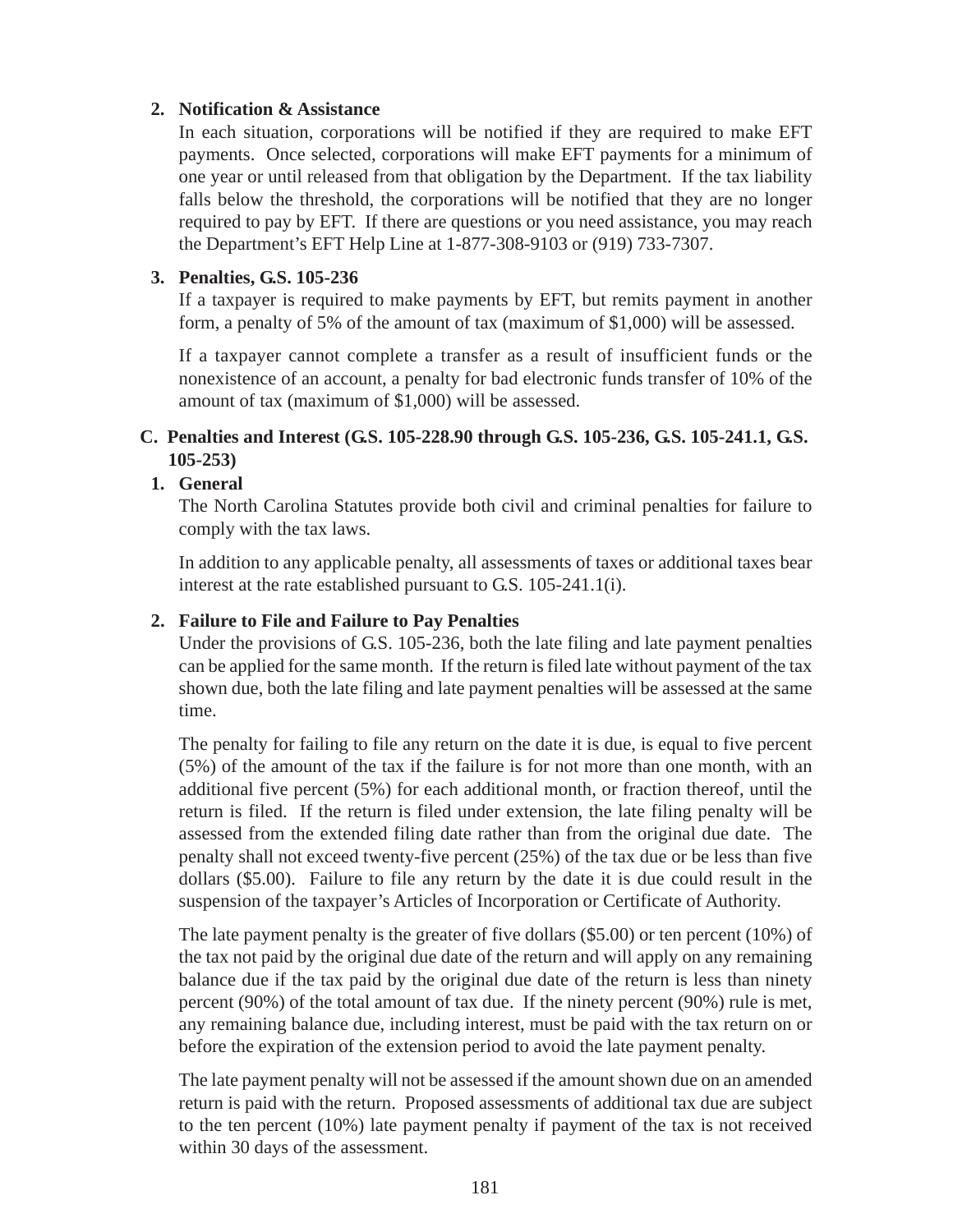**2. Notification & Assistance**

In each situation, corporations will be notified if they are required to make EFT payments. Once selected, corporations will make EFT payments for a minimum of one year or until released from that obligation by the Department. If the tax liability falls below the threshold, the corporations will be notified that they are no longer required to pay by EFT. If there are questions or you need assistance, you may reach the Department's EFT Help Line at 1-877-308-9103 or (919) 733-7307.

**3. Penalties, G.S. 105-236**

If a taxpayer is required to make payments by EFT, but remits payment in another form, a penalty of 5% of the amount of tax (maximum of $1,000) will be assessed.

If a taxpayer cannot complete a transfer as a result of insufficient funds or the nonexistence of an account, a penalty for bad electronic funds transfer of 10% of the amount of tax (maximum of $1,000) will be assessed.

### C. Penalties and Interest (G.S. 105-228.90 through G.S. 105-236, G.S. 105-241.1, G.S. 105-253)

**1. General**

The North Carolina Statutes provide both civil and criminal penalties for failure to comply with the tax laws.

In addition to any applicable penalty, all assessments of taxes or additional taxes bear interest at the rate established pursuant to G.S. 105-241.1(i).

**2. Failure to File and Failure to Pay Penalties**

Under the provisions of G.S. 105-236, both the late filing and late payment penalties can be applied for the same month. If the return is filed late without payment of the tax shown due, both the late filing and late payment penalties will be assessed at the same time.

The penalty for failing to file any return on the date it is due, is equal to five percent (5%) of the amount of the tax if the failure is for not more than one month, with an additional five percent (5%) for each additional month, or fraction thereof, until the return is filed. If the return is filed under extension, the late filing penalty will be assessed from the extended filing date rather than from the original due date. The penalty shall not exceed twenty-five percent (25%) of the tax due or be less than five dollars ($5.00). Failure to file any return by the date it is due could result in the suspension of the taxpayer's Articles of Incorporation or Certificate of Authority.

The late payment penalty is the greater of five dollars ($5.00) or ten percent (10%) of the tax not paid by the original due date of the return and will apply on any remaining balance due if the tax paid by the original due date of the return is less than ninety percent (90%) of the total amount of tax due. If the ninety percent (90%) rule is met, any remaining balance due, including interest, must be paid with the tax return on or before the expiration of the extension period to avoid the late payment penalty.

The late payment penalty will not be assessed if the amount shown due on an amended return is paid with the return. Proposed assessments of additional tax due are subject to the ten percent (10%) late payment penalty if payment of the tax is not received within 30 days of the assessment.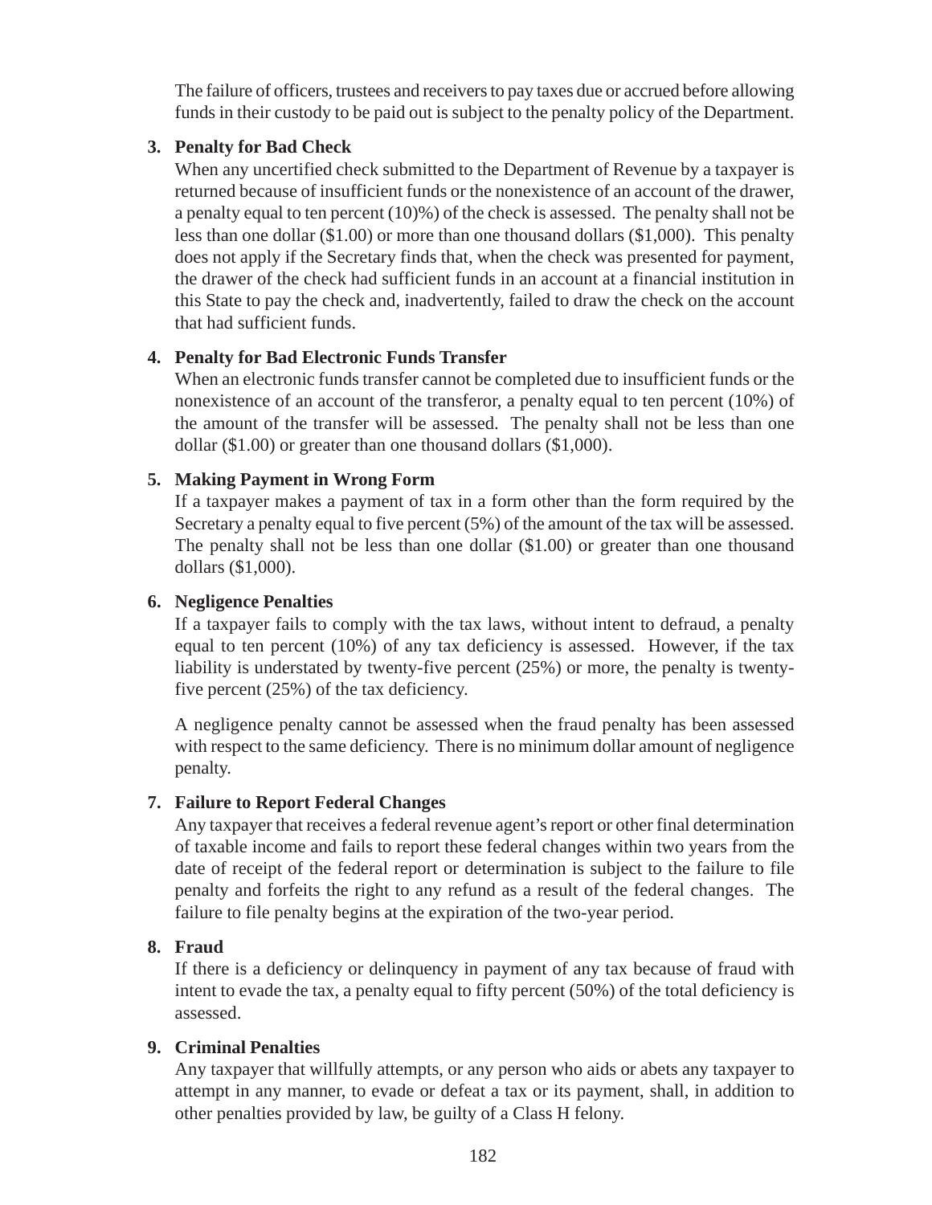The failure of officers, trustees and receivers to pay taxes due or accrued before allowing funds in their custody to be paid out is subject to the penalty policy of the Department.

3. **Penalty for Bad Check**

   When any uncertified check submitted to the Department of Revenue by a taxpayer is returned because of insufficient funds or the nonexistence of an account of the drawer, a penalty equal to ten percent (10)%) of the check is assessed. The penalty shall not be less than one dollar ($1.00) or more than one thousand dollars ($1,000). This penalty does not apply if the Secretary finds that, when the check was presented for payment, the drawer of the check had sufficient funds in an account at a financial institution in this State to pay the check and, inadvertently, failed to draw the check on the account that had sufficient funds.

4. **Penalty for Bad Electronic Funds Transfer**

   When an electronic funds transfer cannot be completed due to insufficient funds or the nonexistence of an account of the transferor, a penalty equal to ten percent (10%) of the amount of the transfer will be assessed. The penalty shall not be less than one dollar ($1.00) or greater than one thousand dollars ($1,000).

5. **Making Payment in Wrong Form**

   If a taxpayer makes a payment of tax in a form other than the form required by the Secretary a penalty equal to five percent (5%) of the amount of the tax will be assessed. The penalty shall not be less than one dollar ($1.00) or greater than one thousand dollars ($1,000).

6. **Negligence Penalties**

   If a taxpayer fails to comply with the tax laws, without intent to defraud, a penalty equal to ten percent (10%) of any tax deficiency is assessed. However, if the tax liability is understated by twenty-five percent (25%) or more, the penalty is twenty-five percent (25%) of the tax deficiency.

   A negligence penalty cannot be assessed when the fraud penalty has been assessed with respect to the same deficiency. There is no minimum dollar amount of negligence penalty.

7. **Failure to Report Federal Changes**

   Any taxpayer that receives a federal revenue agent's report or other final determination of taxable income and fails to report these federal changes within two years from the date of receipt of the federal report or determination is subject to the failure to file penalty and forfeits the right to any refund as a result of the federal changes. The failure to file penalty begins at the expiration of the two-year period.

8. **Fraud**

   If there is a deficiency or delinquency in payment of any tax because of fraud with intent to evade the tax, a penalty equal to fifty percent (50%) of the total deficiency is assessed.

9. **Criminal Penalties**

   Any taxpayer that willfully attempts, or any person who aids or abets any taxpayer to attempt in any manner, to evade or defeat a tax or its payment, shall, in addition to other penalties provided by law, be guilty of a Class H felony.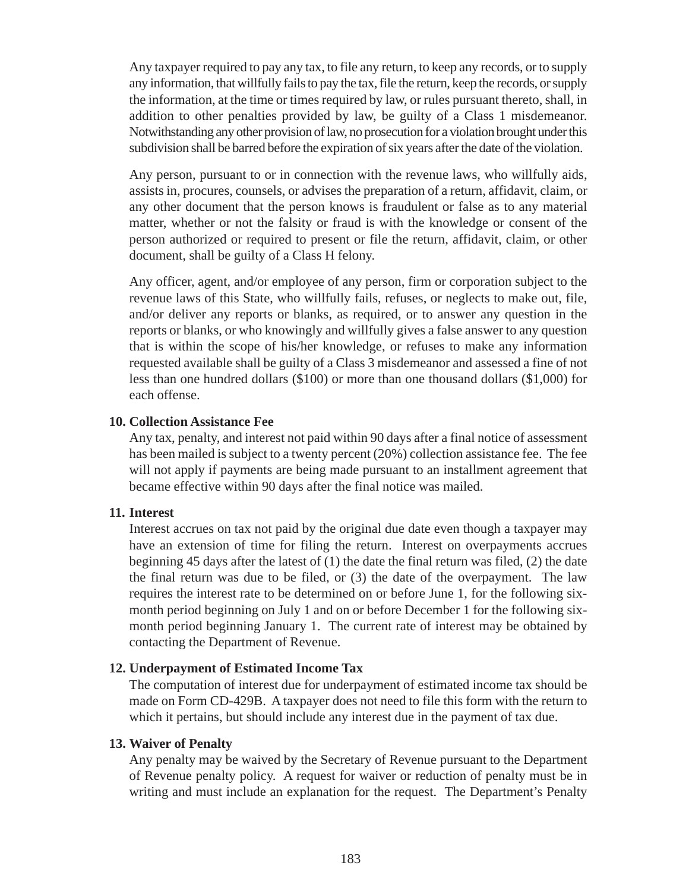Any taxpayer required to pay any tax, to file any return, to keep any records, or to supply any information, that willfully fails to pay the tax, file the return, keep the records, or supply the information, at the time or times required by law, or rules pursuant thereto, shall, in addition to other penalties provided by law, be guilty of a Class 1 misdemeanor. Notwithstanding any other provision of law, no prosecution for a violation brought under this subdivision shall be barred before the expiration of six years after the date of the violation.

Any person, pursuant to or in connection with the revenue laws, who willfully aids, assists in, procures, counsels, or advises the preparation of a return, affidavit, claim, or any other document that the person knows is fraudulent or false as to any material matter, whether or not the falsity or fraud is with the knowledge or consent of the person authorized or required to present or file the return, affidavit, claim, or other document, shall be guilty of a Class H felony.

Any officer, agent, and/or employee of any person, firm or corporation subject to the revenue laws of this State, who willfully fails, refuses, or neglects to make out, file, and/or deliver any reports or blanks, as required, or to answer any question in the reports or blanks, or who knowingly and willfully gives a false answer to any question that is within the scope of his/her knowledge, or refuses to make any information requested available shall be guilty of a Class 3 misdemeanor and assessed a fine of not less than one hundred dollars ($100) or more than one thousand dollars ($1,000) for each offense.

**10. Collection Assistance Fee**

Any tax, penalty, and interest not paid within 90 days after a final notice of assessment has been mailed is subject to a twenty percent (20%) collection assistance fee. The fee will not apply if payments are being made pursuant to an installment agreement that became effective within 90 days after the final notice was mailed.

**11. Interest**

Interest accrues on tax not paid by the original due date even though a taxpayer may have an extension of time for filing the return. Interest on overpayments accrues beginning 45 days after the latest of (1) the date the final return was filed, (2) the date the final return was due to be filed, or (3) the date of the overpayment. The law requires the interest rate to be determined on or before June 1, for the following six-month period beginning on July 1 and on or before December 1 for the following six-month period beginning January 1. The current rate of interest may be obtained by contacting the Department of Revenue.

**12. Underpayment of Estimated Income Tax**

The computation of interest due for underpayment of estimated income tax should be made on Form CD-429B. A taxpayer does not need to file this form with the return to which it pertains, but should include any interest due in the payment of tax due.

**13. Waiver of Penalty**

Any penalty may be waived by the Secretary of Revenue pursuant to the Department of Revenue penalty policy. A request for waiver or reduction of penalty must be in writing and must include an explanation for the request. The Department's Penalty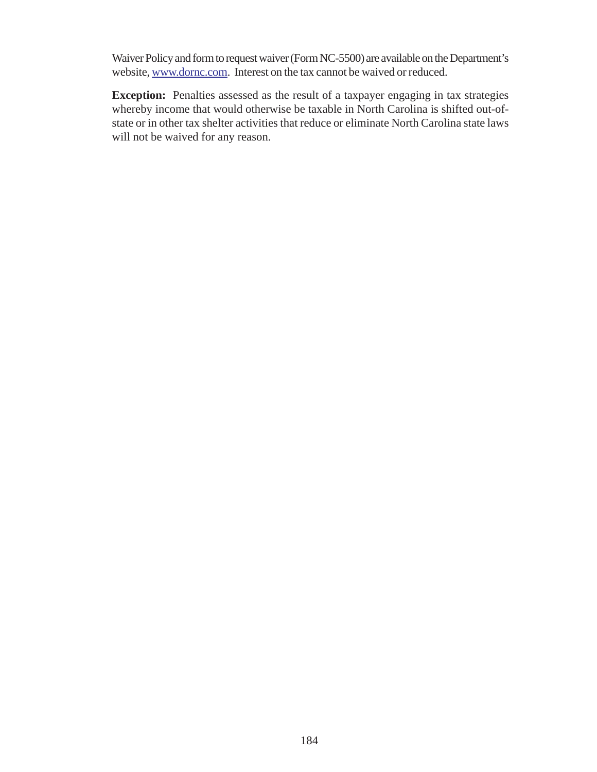Waiver Policy and form to request waiver (Form NC-5500) are available on the Department's website, www.dornc.com. Interest on the tax cannot be waived or reduced.

**Exception:** Penalties assessed as the result of a taxpayer engaging in tax strategies whereby income that would otherwise be taxable in North Carolina is shifted out-of-state or in other tax shelter activities that reduce or eliminate North Carolina state laws will not be waived for any reason.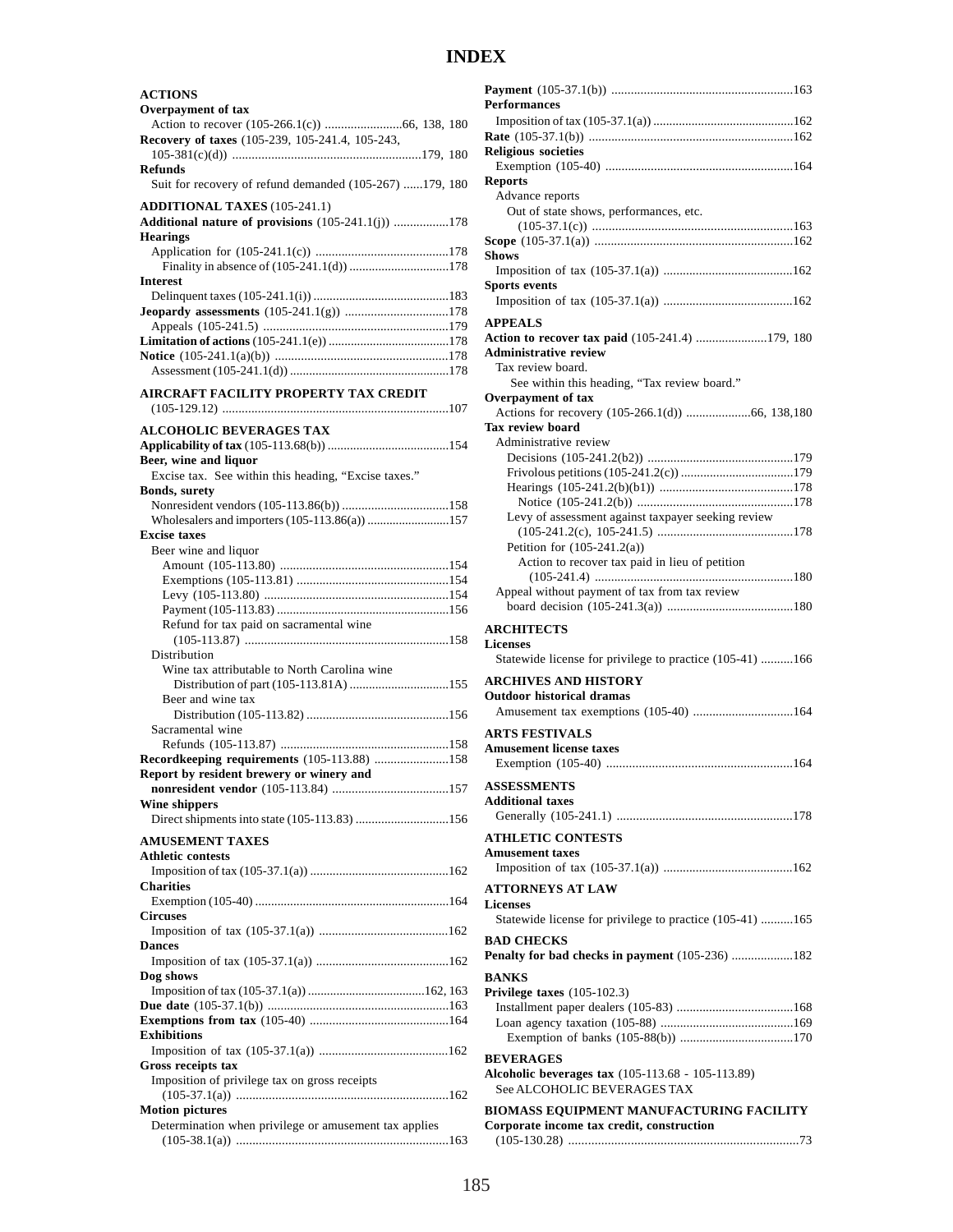# INDEX

**ACTIONS**

**Overpayment of tax**

Action to recover (105-266.1(c)) ........................66, 138, 180

**Recovery of taxes** (105-239, 105-241.4, 105-243, 105-381(c)(d)) .........................................................179, 180

**Refunds**

Suit for recovery of refund demanded (105-267) ......179, 180

**ADDITIONAL TAXES** (105-241.1)

**Additional nature of provisions** (105-241.1(j)) .................178

**Hearings**

Application for (105-241.1(c)) .........................................178

Finality in absence of (105-241.1(d)) ...............................178

**Interest**

Delinquent taxes (105-241.1(i)) ..........................................183

**Jeopardy assessments** (105-241.1(g)) ................................178

Appeals (105-241.5) .........................................................179

**Limitation of actions** (105-241.1(e)) .....................................178

**Notice** (105-241.1(a)(b)) .....................................................178

Assessment (105-241.1(d)) .................................................178

**AIRCRAFT FACILITY PROPERTY TAX CREDIT**

(105-129.12) .....................................................................107

**ALCOHOLIC BEVERAGES TAX**

**Applicability of tax** (105-113.68(b)) ......................................154

**Beer, wine and liquor**

Excise tax. See within this heading, "Excise taxes."

**Bonds, surety**

Nonresident vendors (105-113.86(b)) .................................158

Wholesalers and importers (105-113.86(a)) .........................157

**Excise taxes**

Beer wine and liquor

Amount (105-113.80) ....................................................154

Exemptions (105-113.81) ...............................................154

Levy (105-113.80) .........................................................154

Payment (105-113.83) .....................................................156

Refund for tax paid on sacramental wine (105-113.87) ..............................................................158

Distribution

Wine tax attributable to North Carolina wine

Distribution of part (105-113.81A) ...............................155

Beer and wine tax

Distribution (105-113.82) ............................................156

Sacramental wine

Refunds (105-113.87) ...................................................158

**Recordkeeping requirements** (105-113.88) .......................158

**Report by resident brewery or winery and nonresident vendor** (105-113.84) ....................................157

**Wine shippers**

Direct shipments into state (105-113.83) .............................156

**AMUSEMENT TAXES**

**Athletic contests**

Imposition of tax (105-37.1(a)) ...........................................162

**Charities**

Exemption (105-40) ............................................................164

**Circuses**

Imposition of tax (105-37.1(a)) ........................................162

**Dances**

Imposition of tax (105-37.1(a)) .........................................162

**Dog shows**

Imposition of tax (105-37.1(a)) ....................................162, 163

**Due date** (105-37.1(b)) ........................................................163

**Exemptions from tax** (105-40) ...........................................164

**Exhibitions**

Imposition of tax (105-37.1(a)) ........................................162

**Gross receipts tax**

Imposition of privilege tax on gross receipts (105-37.1(a)) .................................................................162

**Motion pictures**

Determination when privilege or amusement tax applies (105-38.1(a)) .................................................................163

**Payment** (105-37.1(b)) ........................................................163

**Performances**

Imposition of tax (105-37.1(a)) ...........................................162

**Rate** (105-37.1(b)) ..............................................................162

**Religious societies**

Exemption (105-40) .........................................................164

**Reports**

Advance reports

Out of state shows, performances, etc. (105-37.1(c)) .............................................................163

**Scope** (105-37.1(a)) ............................................................162

**Shows**

Imposition of tax (105-37.1(a)) ........................................162

**Sports events**

Imposition of tax (105-37.1(a)) ........................................162

**APPEALS**

**Action to recover tax paid** (105-241.4) ......................179, 180

**Administrative review**

Tax review board.

See within this heading, "Tax review board."

**Overpayment of tax**

Actions for recovery (105-266.1(d)) ....................66, 138,180

**Tax review board**

Administrative review

Decisions (105-241.2(b2)) .............................................179

Frivolous petitions (105-241.2(c)) ...................................179

Hearings (105-241.2(b)(b1)) .........................................178

Notice (105-241.2(b)) ................................................178

Levy of assessment against taxpayer seeking review (105-241.2(c), 105-241.5) .........................................178

Petition for (105-241.2(a))

Action to recover tax paid in lieu of petition (105-241.4) .............................................................180

Appeal without payment of tax from tax review board decision (105-241.3(a)) .......................................180

**ARCHITECTS**

**Licenses**

Statewide license for privilege to practice (105-41) ..........166

**ARCHIVES AND HISTORY**

**Outdoor historical dramas**

Amusement tax exemptions (105-40) ...............................164

**ARTS FESTIVALS**

**Amusement license taxes**

Exemption (105-40) .........................................................164

**ASSESSMENTS**

**Additional taxes**

Generally (105-241.1) .....................................................178

**ATHLETIC CONTESTS**

**Amusement taxes**

Imposition of tax (105-37.1(a)) ........................................162

**ATTORNEYS AT LAW**

**Licenses**

Statewide license for privilege to practice (105-41) ..........165

**BAD CHECKS**

**Penalty for bad checks in payment** (105-236) ...................182

**BANKS**

**Privilege taxes** (105-102.3)

Installment paper dealers (105-83) ....................................168

Loan agency taxation (105-88) .........................................169

Exemption of banks (105-88(b)) ...................................170

**BEVERAGES**

**Alcoholic beverages tax** (105-113.68 - 105-113.89)

See ALCOHOLIC BEVERAGES TAX

**BIOMASS EQUIPMENT MANUFACTURING FACILITY**

**Corporate income tax credit, construction**

(105-130.28) .....................................................................73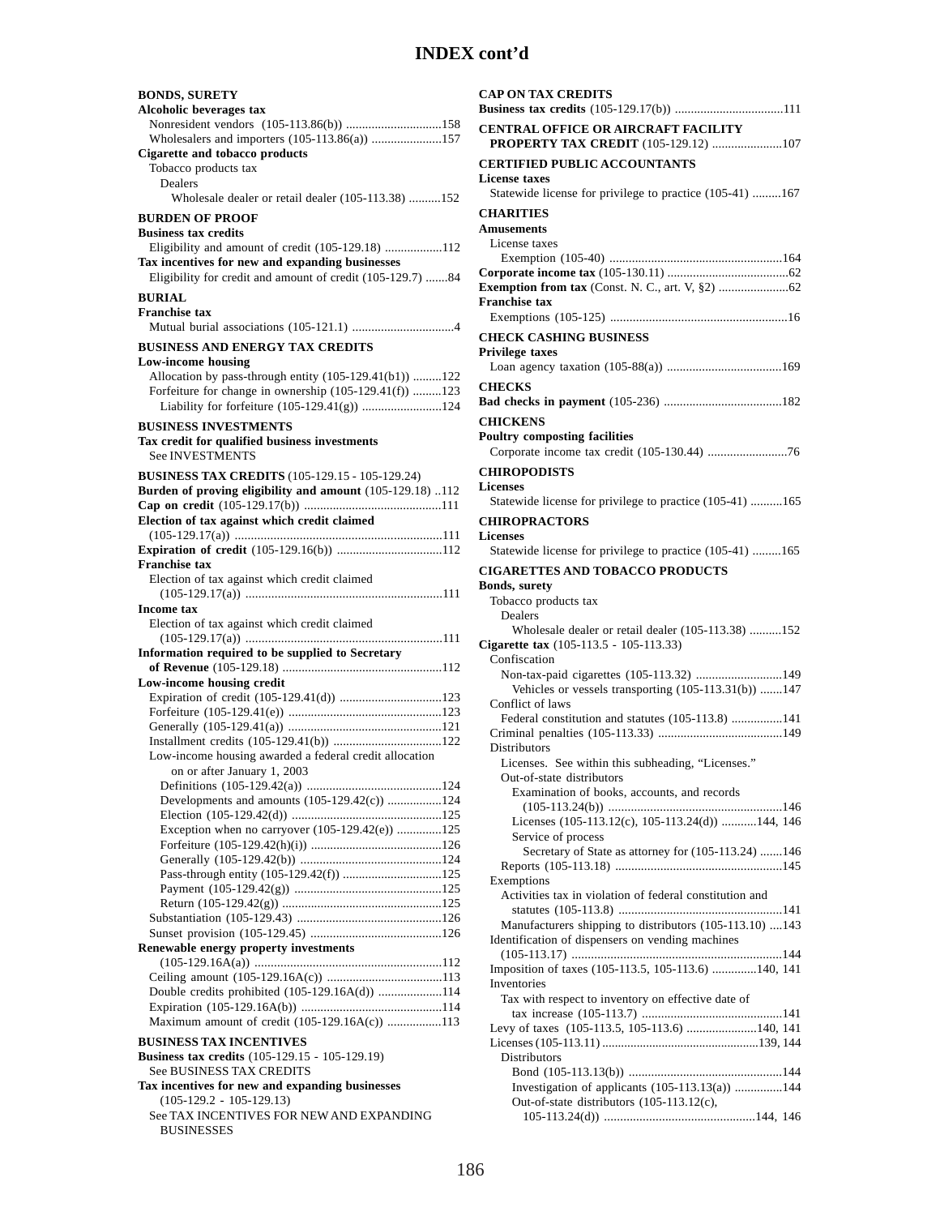# INDEX cont'd

**BONDS, SURETY**
**Alcoholic beverages tax**
- Nonresident vendors (105-113.86(b)) ..............................158
- Wholesalers and importers (105-113.86(a)) ......................157

**Cigarette and tobacco products**
- Tobacco products tax
  - Dealers
    - Wholesale dealer or retail dealer (105-113.38) ..........152

**BURDEN OF PROOF**
**Business tax credits**
- Eligibility and amount of credit (105-129.18) ..................112

**Tax incentives for new and expanding businesses**
- Eligibility for credit and amount of credit (105-129.7) .......84

**BURIAL**
**Franchise tax**
- Mutual burial associations (105-121.1) ................................4

**BUSINESS AND ENERGY TAX CREDITS**
**Low-income housing**
- Allocation by pass-through entity (105-129.41(b1)) .........122
- Forfeiture for change in ownership (105-129.41(f)) .........123
  - Liability for forfeiture (105-129.41(g)) .........................124

**BUSINESS INVESTMENTS**
**Tax credit for qualified business investments**
- See INVESTMENTS

**BUSINESS TAX CREDITS** (105-129.15 - 105-129.24)
**Burden of proving eligibility and amount** (105-129.18) ..112
**Cap on credit** (105-129.17(b)) ..........................................111
**Election of tax against which credit claimed**
(105-129.17(a)) ...............................................................111
**Expiration of credit** (105-129.16(b)) .................................112
**Franchise tax**
- Election of tax against which credit claimed
  (105-129.17(a)) ............................................................111

**Income tax**
- Election of tax against which credit claimed
  (105-129.17(a)) ............................................................111

**Information required to be supplied to Secretary of Revenue** (105-129.18) ................................................112
**Low-income housing credit**
- Expiration of credit (105-129.41(d)) ................................123
- Forfeiture (105-129.41(e)) ...............................................123
- Generally (105-129.41(a)) ...............................................121
- Installment credits (105-129.41(b)) ..................................122
- Low-income housing awarded a federal credit allocation on or after January 1, 2003
  - Definitions (105-129.42(a)) ..........................................124
  - Developments and amounts (105-129.42(c)) .................124
  - Election (105-129.42(d)) ..............................................125
  - Exception when no carryover (105-129.42(e)) .............125
  - Forfeiture (105-129.42(h)(i)) ........................................126
  - Generally (105-129.42(b)) ...........................................124
  - Pass-through entity (105-129.42(f)) ..............................125
  - Payment (105-129.42(g)) .............................................125
  - Return (105-129.42(g)) ................................................125
- Substantiation (105-129.43) ............................................126
- Sunset provision (105-129.45) ........................................126

**Renewable energy property investments**
(105-129.16A(a)) ..........................................................112
- Ceiling amount (105-129.16A(c)) ....................................113
- Double credits prohibited (105-129.16A(d)) ....................114
- Expiration (105-129.16A(b)) ...........................................114
- Maximum amount of credit (105-129.16A(c)) .................113

**BUSINESS TAX INCENTIVES**
**Business tax credits** (105-129.15 - 105-129.19)
- See BUSINESS TAX CREDITS

**Tax incentives for new and expanding businesses**
(105-129.2 - 105-129.13)
- See TAX INCENTIVES FOR NEW AND EXPANDING BUSINESSES

**CAP ON TAX CREDITS**
**Business tax credits** (105-129.17(b)) .................................111

**CENTRAL OFFICE OR AIRCRAFT FACILITY PROPERTY TAX CREDIT** (105-129.12) ......................107

**CERTIFIED PUBLIC ACCOUNTANTS**
**License taxes**
- Statewide license for privilege to practice (105-41) .........167

**CHARITIES**
**Amusements**
- License taxes
  - Exemption (105-40) .....................................................164

**Corporate income tax** (105-130.11) .....................................62
**Exemption from tax** (Const. N. C., art. V, §2) ......................62
**Franchise tax**
- Exemptions (105-125) .......................................................16

**CHECK CASHING BUSINESS**
**Privilege taxes**
- Loan agency taxation (105-88(a)) ....................................169

**CHECKS**
**Bad checks in payment** (105-236) .....................................182

**CHICKENS**
**Poultry composting facilities**
- Corporate income tax credit (105-130.44) .........................76

**CHIROPODISTS**
**Licenses**
- Statewide license for privilege to practice (105-41) ..........165

**CHIROPRACTORS**
**Licenses**
- Statewide license for privilege to practice (105-41) .........165

**CIGARETTES AND TOBACCO PRODUCTS**
**Bonds, surety**
- Tobacco products tax
  - Dealers
    - Wholesale dealer or retail dealer (105-113.38) ..........152

**Cigarette tax** (105-113.5 - 105-113.33)
- Confiscation
  - Non-tax-paid cigarettes (105-113.32) ...........................149
    - Vehicles or vessels transporting (105-113.31(b)) .......147
- Conflict of laws
  - Federal constitution and statutes (105-113.8) ................141
- Criminal penalties (105-113.33) .......................................149
- Distributors
  - Licenses. See within this subheading, "Licenses."
  - Out-of-state distributors
    - Examination of books, accounts, and records
      (105-113.24(b)) .....................................................146
    - Licenses (105-113.12(c), 105-113.24(d)) ...........144, 146
    - Service of process
      - Secretary of State as attorney for (105-113.24) .......146
  - Reports (105-113.18) ....................................................145
- Exemptions
  - Activities tax in violation of federal constitution and statutes (105-113.8) ...................................................141
  - Manufacturers shipping to distributors (105-113.10) ....143
- Identification of dispensers on vending machines
  (105-113.17) ................................................................144
- Imposition of taxes (105-113.5, 105-113.6) ..............140, 141
- Inventories
  - Tax with respect to inventory on effective date of tax increase (105-113.7) ............................................141
- Levy of taxes (105-113.5, 105-113.6) ......................140, 141
- Licenses (105-113.11) .................................................139, 144
  - Distributors
    - Bond (105-113.13(b)) ................................................144
    - Investigation of applicants (105-113.13(a)) ...............144
    - Out-of-state distributors (105-113.12(c), 105-113.24(d)) ..............................................144, 146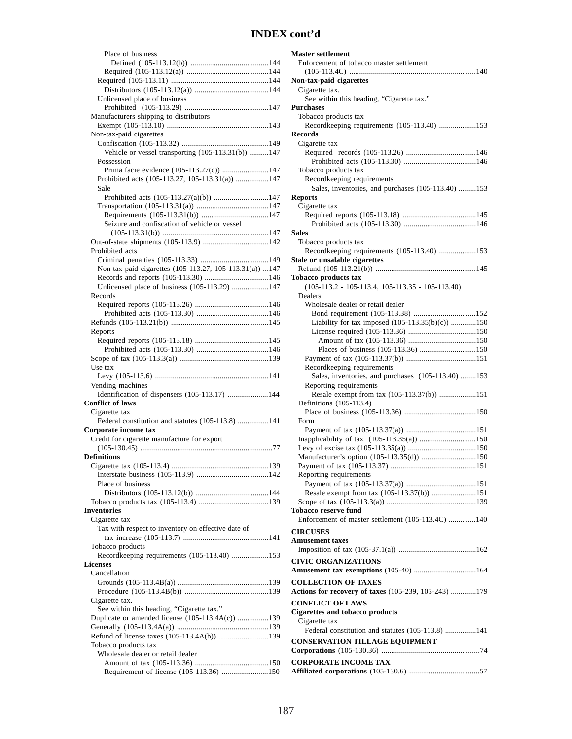# INDEX cont'd

Place of business
Defined (105-113.12(b)) ........................................144
Required (105-113.12(a)) ..........................................144
Required (105-113.11) ..................................................144
Distributors (105-113.12(a)) ......................................144
Unlicensed place of business
Prohibited (105-113.29) ...........................................147
Manufacturers shipping to distributors
Exempt (105-113.10) ....................................................143
Non-tax-paid cigarettes
Confiscation (105-113.32) .............................................149
Vehicle or vessel transporting (105-113.31(b)) ..........147
Possession
Prima facie evidence (105-113.27(c)) ........................147
Prohibited acts (105-113.27, 105-113.31(a)) .................147
Sale
Prohibited acts (105-113.27(a)(b)) ............................147
Transportation (105-113.31(a)) .....................................147
Requirements (105-113.31(b)) ...................................147
Seizure and confiscation of vehicle or vessel
(105-113.31(b)) .......................................................147
Out-of-state shipments (105-113.9) ..................................142
Prohibited acts
Criminal penalties (105-113.33) ....................................149
Non-tax-paid cigarettes (105-113.27, 105-113.31(a)) ...147
Records and reports (105-113.30) .................................146
Unlicensed place of business (105-113.29) ...................147
Records
Required reports (105-113.26) ......................................146
Prohibited acts (105-113.30) .....................................146
Refunds (105-113.21(b)) ..................................................145
Reports
Required reports (105-113.18) ......................................145
Prohibited acts (105-113.30) .....................................146
Scope of tax (105-113.3(a)) ..............................................139
Use tax
Levy (105-113.6) ...........................................................141
Vending machines
Identification of dispensers (105-113.17) .....................144

**Conflict of laws**
Cigarette tax
Federal constitution and statutes (105-113.8) ................141

**Corporate income tax**
Credit for cigarette manufacture for export
(105-130.45) ...................................................................77

**Definitions**
Cigarette tax (105-113.4) ..................................................139
Interstate business (105-113.9) .....................................142
Place of business
Distributors (105-113.12(b)) .....................................144
Tobacco products tax (105-113.4) ....................................139

**Inventories**
Cigarette tax
Tax with respect to inventory on effective date of
tax increase (105-113.7) ...........................................141
Tobacco products
Recordkeeping requirements (105-113.40) ...................153

**Licenses**
Cancellation
Grounds (105-113.4B(a)) ...............................................139
Procedure (105-113.4B(b)) ...........................................139
Cigarette tax.
See within this heading, "Cigarette tax."
Duplicate or amended license (105-113.4A(c)) ................139
Generally (105-113.4A(a)) ...............................................139
Refund of license taxes (105-113.4A(b)) ..........................139
Tobacco products tax
Wholesale dealer or retail dealer
Amount of tax (105-113.36) ......................................150
Requirement of license (105-113.36) ........................150

**Master settlement**
Enforcement of tobacco master settlement
(105-113.4C) ................................................................140

**Non-tax-paid cigarettes**
Cigarette tax.
See within this heading, "Cigarette tax."

**Purchases**
Tobacco products tax
Recordkeeping requirements (105-113.40) ...................153

**Records**
Cigarette tax
Required records (105-113.26) ....................................146
Prohibited acts (105-113.30) .....................................146
Tobacco products tax
Recordkeeping requirements
Sales, inventories, and purchases (105-113.40) .........153

**Reports**
Cigarette tax
Required reports (105-113.18) ......................................145
Prohibited acts (105-113.30) .....................................146

**Sales**
Tobacco products tax
Recordkeeping requirements (105-113.40) ...................153

**Stale or unsalable cigarettes**
Refund (105-113.21(b)) ...................................................145

**Tobacco products tax**
(105-113.2 - 105-113.4, 105-113.35 - 105-113.40)
Dealers
Wholesale dealer or retail dealer
Bond requirement (105-113.38) ................................152
Liability for tax imposed (105-113.35(b)(c)) .............150
License required (105-113.36) ..................................150
Amount of tax (105-113.36) ...................................150
Places of business (105-113.36) .............................150
Payment of tax (105-113.37(b)) ....................................151
Recordkeeping requirements
Sales, inventories, and purchases (105-113.40) ........153
Reporting requirements
Resale exempt from tax (105-113.37(b)) ...................151
Definitions (105-113.4)
Place of business (105-113.36) .....................................150
Form
Payment of tax (105-113.37(a)) ....................................151
Inapplicability of tax (105-113.35(a)) .............................150
Levy of excise tax (105-113.35(a)) ...................................150
Manufacturer's option (105-113.35(d)) ............................150
Payment of tax (105-113.37) ............................................151
Reporting requirements
Payment of tax (105-113.37(a)) ....................................151
Resale exempt from tax (105-113.37(b)) .......................151
Scope of tax (105-113.3(a)) ..............................................139

**Tobacco reserve fund**
Enforcement of master settlement (105-113.4C) ..............140

**CIRCUSES**
**Amusement taxes**
Imposition of tax (105-37.1(a)) ........................................162

**CIVIC ORGANIZATIONS**
**Amusement tax exemptions** (105-40) ................................164

**COLLECTION OF TAXES**
**Actions for recovery of taxes** (105-239, 105-243) .............179

**CONFLICT OF LAWS**
**Cigarettes and tobacco products**
Cigarette tax
Federal constitution and statutes (105-113.8) ................141

**CONSERVATION TILLAGE EQUIPMENT**
**Corporations** (105-130.36) ..................................................74

**CORPORATE INCOME TAX**
**Affiliated corporations** (105-130.6) ....................................57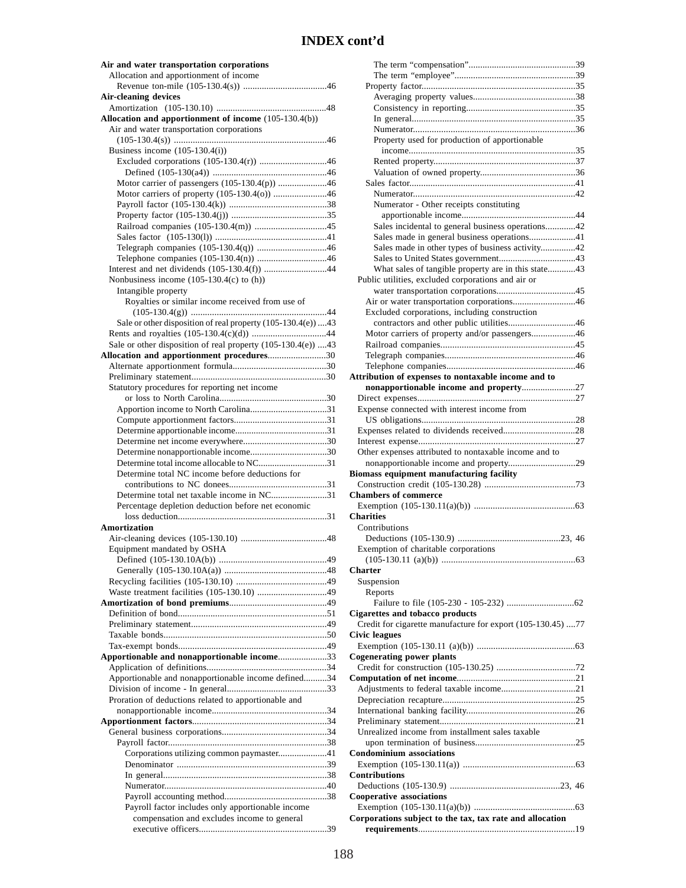# INDEX cont'd

**Air and water transportation corporations**
- Allocation and apportionment of income
  - Revenue ton-mile (105-130.4(s)) ....................................46

**Air-cleaning devices**
- Amortization (105-130.10) ...............................................48

**Allocation and apportionment of income** (105-130.4(b))
- Air and water transportation corporations (105-130.4(s)) ..................................................................46
- Business income (105-130.4(i))
  - Excluded corporations (105-130.4(r)) .............................46
    - Defined (105-130(a4)) .................................................46
  - Motor carrier of passengers (105-130.4(p)) .....................46
  - Motor carriers of property (105-130.4(o)) .......................46
  - Payroll factor (105-130.4(k)) ..........................................38
  - Property factor (105-130.4(j)) .........................................35
  - Railroad companies (105-130.4(m)) ...............................45
  - Sales factor (105-130(l)) ................................................41
  - Telegraph companies (105-130.4(q)) ..............................46
  - Telephone companies (105-130.4(n)) ..............................46
- Interest and net dividends (105-130.4(f)) ...........................44
- Nonbusiness income (105-130.4(c) to (h))
  - Intangible property
    - Royalties or similar income received from use of (105-130.4(g)) ..........................................................44
  - Sale or other disposition of real property (105-130.4(e)) ....43
- Rents and royalties (105-130.4(c)(d)) ................................44
- Sale or other disposition of real property (105-130.4(e)) ....43

**Allocation and apportionment procedures**.........................30
- Alternate apportionment formula........................................30
- Preliminary statement.........................................................30
- Statutory procedures for reporting net income or loss to North Carolina.............................................30
  - Apportion income to North Carolina.................................31
  - Compute apportionment factors........................................31
  - Determine apportionable income.......................................31
  - Determine net income everywhere....................................30
  - Determine nonapportionable income.................................30
  - Determine total income allocable to NC..............................31
  - Determine total NC income before deductions for contributions to NC donees..........................................31
  - Determine total net taxable income in NC........................31
  - Percentage depletion deduction before net economic loss deduction................................................................31

**Amortization**
- Air-cleaning devices (105-130.10) ....................................48
- Equipment mandated by OSHA
  - Defined (105-130.10A(b)) ..............................................49
  - Generally (105-130.10A(a)) ...........................................48
- Recycling facilities (105-130.10) .......................................49
- Waste treatment facilities (105-130.10) ..............................49

**Amortization of bond premiums**..........................................49
- Definition of bond................................................................51
- Preliminary statement..........................................................49
- Taxable bonds......................................................................50
- Tax-exempt bonds...............................................................49

**Apportionable and nonapportionable income**.....................33
- Application of definitions...................................................34
- Apportionable and nonapportionable income defined..........34
- Division of income - In general..........................................33
- Proration of deductions related to apportionable and nonapportionable income.................................................34

**Apportionment factors**..........................................................34
- General business corporations.............................................34
  - Payroll factor....................................................................38
    - Corporations utilizing common paymaster.....................41
    - Denominator ................................................................39
    - In general......................................................................38
    - Numerator.....................................................................40
    - Payroll accounting method............................................38
    - Payroll factor includes only apportionable income compensation and excludes income to general executive officers.......................................................39
    - The term "compensation"..............................................39
    - The term "employee"....................................................39
  - Property factor..................................................................35
    - Averaging property values............................................38
    - Consistency in reporting...............................................35
    - In general......................................................................35
    - Numerator.....................................................................36
    - Property used for production of apportionable income.......................................................................35
    - Rented property.............................................................37
    - Valuation of owned property.........................................36
  - Sales factor.......................................................................41
    - Numerator.....................................................................42
    - Numerator - Other receipts constituting apportionable income................................................44
    - Sales incidental to general business operations.............42
    - Sales made in general business operations....................41
    - Sales made in other types of business activity...............42
    - Sales to United States government.................................43
    - What sales of tangible property are in this state............43
- Public utilities, excluded corporations and air or water transportation corporations.................................45
  - Air or water transportation corporations...........................46
  - Excluded corporations, including construction contractors and other public utilities.............................46
  - Motor carriers of property and/or passengers...................46
  - Railroad companies.........................................................45
  - Telegraph companies.......................................................46
  - Telephone companies......................................................46

**Attribution of expenses to nontaxable income and to nonapportionable income and property**.......................27
- Direct expenses...................................................................27
- Expense connected with interest income from US obligations................................................................28
- Expenses related to dividends received...............................28
- Interest expense...................................................................27
- Other expenses attributed to nontaxable income and to nonapportionable income and property.............................29

**Biomass equipment manufacturing facility**
- Construction credit (105-130.28) .......................................73

**Chambers of commerce**
- Exemption (105-130.11(a)(b)) ...........................................63

**Charities**
- Contributions
  - Deductions (105-130.9) ............................................23, 46
- Exemption of charitable corporations (105-130.11 (a)(b)) .........................................................63

**Charter**
- Suspension
  - Reports
    - Failure to file (105-230 - 105-232) .............................62

**Cigarettes and tobacco products**
- Credit for cigarette manufacture for export (105-130.45) ....77

**Civic leagues**
- Exemption (105-130.11 (a)(b)) ..........................................63

**Cogenerating power plants**
- Credit for construction (105-130.25) ..................................72

**Computation of net income**..................................................21
- Adjustments to federal taxable income................................21
- Depreciation recapture.........................................................25
- International banking facility...............................................26
- Preliminary statement..........................................................21
- Unrealized income from installment sales taxable upon termination of business...........................................25

**Condominium associations**
- Exemption (105-130.11(a)) ................................................63

**Contributions**
- Deductions (105-130.9) ...............................................23, 46

**Cooperative associations**
- Exemption (105-130.11(a)(b)) ...........................................63

**Corporations subject to the tax, tax rate and allocation requirements**..................................................................19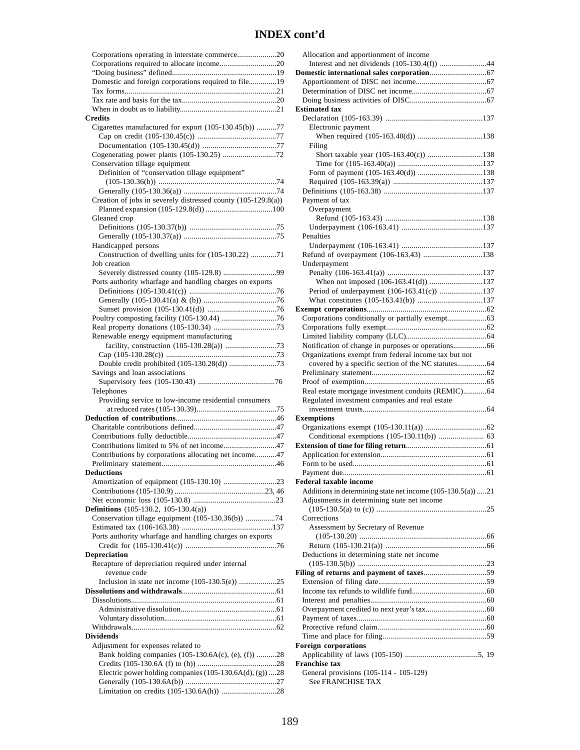## INDEX cont'd

Corporations operating in interstate commerce....................20
Corporations required to allocate income............................20
"Doing business" defined....................................................19
Domestic and foreign corporations required to file.............19
Tax forms............................................................................21
Tax rate and basis for the tax...............................................20
When in doubt as to liability................................................21

**Credits**

Cigarettes manufactured for export (105-130.45(b)) ..........77
Cap on credit (105-130.45(c)) .......................................77
Documentation (105-130.45(d)) .....................................77
Cogenerating power plants (105-130.25) ...........................72
Conservation tillage equipment
Definition of "conservation tillage equipment" (105-130.36(b)) ...........................................................74
Generally (105-130.36(a)) ...............................................74
Creation of jobs in severely distressed county (105-129.8(a))
Planned expansion (105-129.8(d)) ..................................100
Gleaned crop
Definitions (105-130.37(b)) ............................................75
Generally (105-130.37(a)) ..............................................75
Handicapped persons
Construction of dwelling units for (105-130.22) .............71
Job creation
Severely distressed county (105-129.8) ...........................99
Ports authority wharfage and handling charges on exports
Definitions (105-130.41(c)) ............................................76
Generally (105-130.41(a) & (b)) ....................................76
Sunset provision (105-130.41(d)) ..................................76
Poultry composting facility (105-130.44) ............................76
Real property donations (105-130.34) ................................73
Renewable energy equipment manufacturing facility, construction (105-130.28(a)) ..........................73
Cap (105-130.28(c)) .......................................................73
Double credit prohibited (105-130.28(d)) ........................73
Savings and loan associations
Supervisory fees (105-130.43) .......................................76
Telephones
Providing service to low-income residential consumers at reduced rates (105-130.39).........................................75

**Deduction of contributions**...................................................46
Charitable contributions defined..........................................47
Contributions fully deductible.............................................47
Contributions limited to 5% of net income...........................47
Contributions by corporations allocating net income...........47
Preliminary statement..........................................................46

**Deductions**

Amortization of equipment (105-130.10) ...........................23
Contributions (105-130.9) ..............................................23, 46
Net economic loss (105-130.8) ..........................................23

**Definitions** (105-130.2, 105-130.4(a))

Conservation tillage equipment (105-130.36(b)) ...............74
Estimated tax (106-163.38) ..............................................137
Ports authority wharfage and handling charges on exports
Credit for (105-130.41(c)) .............................................76

**Depreciation**

Recapture of depreciation required under internal revenue code
Inclusion in state net income (105-130.5(e)) ...................25

**Dissolutions and withdrawals**................................................61
Dissolutions.........................................................................61
Administrative dissolution................................................61
Voluntary dissolution.........................................................61
Withdrawals.........................................................................62

**Dividends**

Adjustment for expenses related to
Bank holding companies (105-130.6A(c), (e), (f)) ..........28
Credits (105-130.6A (f) to (h)) ........................................28
Electric power holding companies (105-130.6A(d), (g)) ....28
Generally (105-130.6A(b)) .............................................27
Limitation on credits (105-130.6A(h)) ............................28

Allocation and apportionment of income
Interest and net dividends (105-130.4(f)) ........................44

**Domestic international sales corporation**.............................67
Apportionment of DISC net income...................................67
Determination of DISC net income.....................................67
Doing business activities of DISC.......................................67

**Estimated tax**

Declaration (105-163.39) ................................................137
Electronic payment
When required (105-163.40(d)) ................................138
Filing
Short taxable year (105-163.40(c)) ............................138
Time for (105-163.40(a)) ...........................................137
Form of payment (105-163.40(d)) .................................138
Required (105-163.39(a)) ............................................137
Definitions (105-163.38) .................................................137
Payment of tax
Overpayment
Refund (105-163.43) .................................................138
Underpayment (106-163.41) .........................................137
Penalties
Underpayment (106-163.41) .........................................137
Refund of overpayment (106-163.43) .............................138
Underpayment
Penalty (106-163.41(a)) ...............................................137
When not imposed (106-163.41(d)) ...........................137
Period of underpayment (106-163.41(c)) ......................137
What constitutes (105-163.41(b)) .................................137

**Exempt corporations**............................................................62
Corporations conditionally or partially exempt....................63
Corporations fully exempt...................................................62
Limited liability company (LLC).........................................64
Notification of change in purposes or operations.................66
Organizations exempt from federal income tax but not covered by a specific section of the NC statutes...............64
Preliminary statement..........................................................62
Proof of exemption..............................................................65
Real estate mortgage investment conduits (REMIC)............64
Regulated investment companies and real estate investment trusts..............................................................64

**Exemptions**

Organizations exempt (105-130.11(a)) ...............................62
Conditional exemptions (105-130.11(b)) ....................... 63

**Extension of time for filing return**.........................................61
Application for extension.....................................................61
Form to be used...................................................................61
Payment due........................................................................61

**Federal taxable income**

Additions in determining state net income (105-130.5(a)) .....21
Adjustments in determining state net income (105-130.5(a) to (c)) .......................................................25
Corrections
Assessment by Secretary of Revenue (105-130.20) ................................................................66
Return (105-130.21(a)) ..................................................66
Deductions in determining state net income (105-130.5(b)) ................................................................23

**Filing of returns and payment of taxes**................................59
Extension of filing date.......................................................59
Income tax refunds to wildlife fund......................................60
Interest and penalties...........................................................60
Overpayment credited to next year's tax...............................60
Payment of taxes..................................................................60
Protective refund claim.......................................................60
Time and place for filing....................................................59

**Foreign corporations**

Applicability of laws (105-150) .....................................5, 19

**Franchise tax**

General provisions (105-114 - 105-129)
See FRANCHISE TAX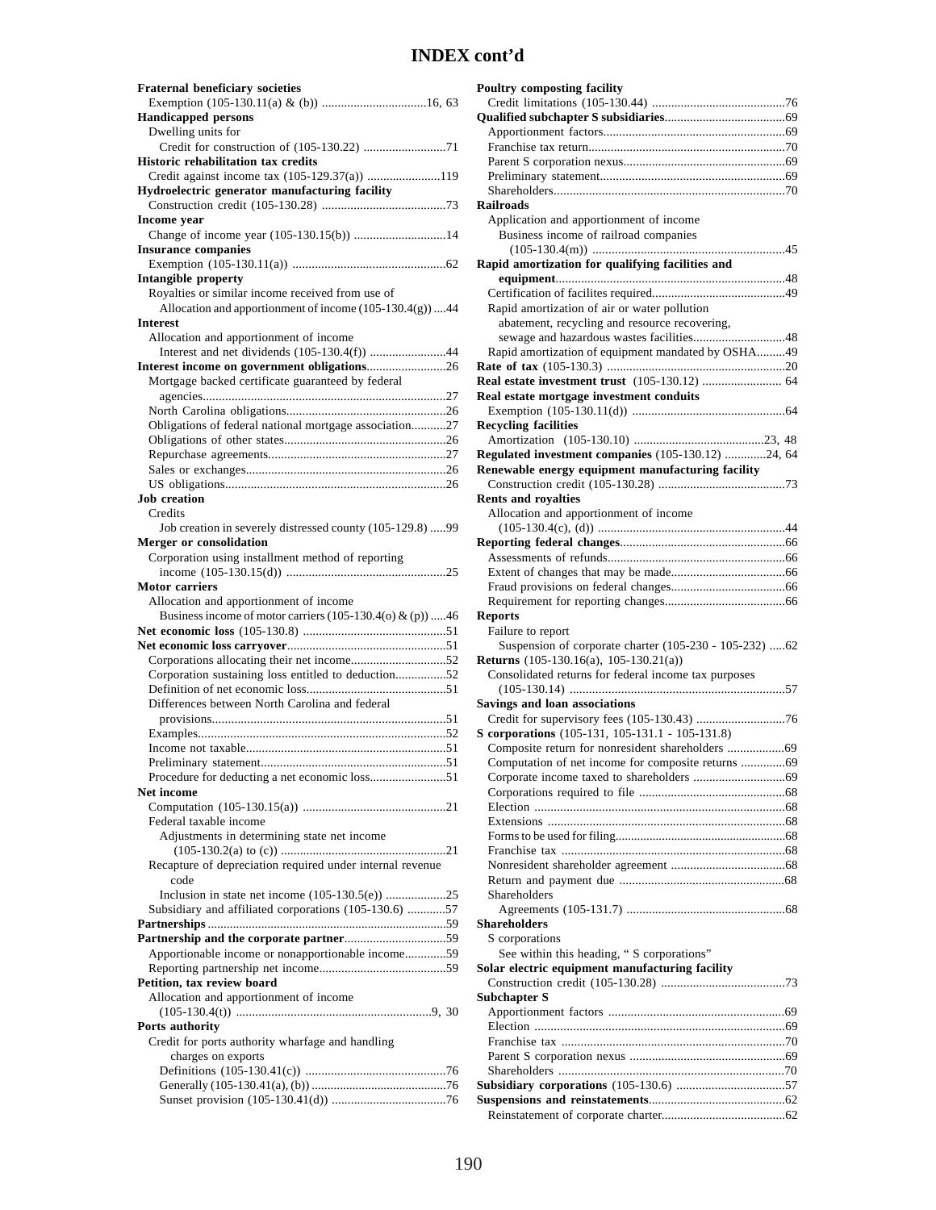# INDEX cont'd

**Fraternal beneficiary societies**
- Exemption (105-130.11(a) & (b)) ................................16, 63

**Handicapped persons**
- Dwelling units for
  - Credit for construction of (105-130.22) ..........................71

**Historic rehabilitation tax credits**
- Credit against income tax (105-129.37(a)) .......................119

**Hydroelectric generator manufacturing facility**
- Construction credit (105-130.28) .......................................73

**Income year**
- Change of income year (105-130.15(b)) .............................14

**Insurance companies**
- Exemption (105-130.11(a)) .................................................62

**Intangible property**
- Royalties or similar income received from use of
  - Allocation and apportionment of income (105-130.4(g)) ....44

**Interest**
- Allocation and apportionment of income
  - Interest and net dividends (105-130.4(f)) ........................44

**Interest income on government obligations**.........................26
- Mortgage backed certificate guaranteed by federal agencies...........................................................................27
- North Carolina obligations...................................................26
- Obligations of federal national mortgage association...........27
- Obligations of other states...................................................26
- Repurchase agreements.......................................................27
- Sales or exchanges...............................................................26
- US obligations.....................................................................26

**Job creation**
- Credits
  - Job creation in severely distressed county (105-129.8) .....99

**Merger or consolidation**
- Corporation using installment method of reporting income (105-130.15(d)) ..................................................25

**Motor carriers**
- Allocation and apportionment of income
  - Business income of motor carriers (105-130.4(o) & (p)) .....46

**Net economic loss** (105-130.8) ............................................51

**Net economic loss carryover**.................................................51
- Corporations allocating their net income..............................52
- Corporation sustaining loss entitled to deduction................52
- Definition of net economic loss............................................51
- Differences between North Carolina and federal provisions..........................................................................51
- Examples.............................................................................52
- Income not taxable...............................................................51
- Preliminary statement..........................................................51
- Procedure for deducting a net economic loss........................51

**Net income**
- Computation (105-130.15(a)) .............................................21
- Federal taxable income
  - Adjustments in determining state net income (105-130.2(a) to (c)) ....................................................21
- Recapture of depreciation required under internal revenue code
  - Inclusion in state net income (105-130.5(e)) ...................25
- Subsidiary and affiliated corporations (105-130.6) ............57

**Partnerships**............................................................................59

**Partnership and the corporate partner**................................59
- Apportionable income or nonapportionable income.............59
- Reporting partnership net income........................................59

**Petition, tax review board**
- Allocation and apportionment of income (105-130.4(t)) .............................................................9, 30

**Ports authority**
- Credit for ports authority wharfage and handling charges on exports
  - Definitions (105-130.41(c)) ............................................76
  - Generally (105-130.41(a), (b)) ..........................................76
  - Sunset provision (105-130.41(d)) ....................................76

**Poultry composting facility**
- Credit limitations (105-130.44) ..........................................76

**Qualified subchapter S subsidiaries**......................................69
- Apportionment factors.........................................................69
- Franchise tax return.............................................................70
- Parent S corporation nexus...................................................69
- Preliminary statement..........................................................69
- Shareholders........................................................................70

**Railroads**
- Application and apportionment of income
  - Business income of railroad companies (105-130.4(m)) ............................................................45

**Rapid amortization for qualifying facilities and equipment**........................................................................48
- Certification of facilites required..........................................49
- Rapid amortization of air or water pollution abatement, recycling and resource recovering, sewage and hazardous wastes facilities.............................48
- Rapid amortization of equipment mandated by OSHA.........49

**Rate of tax** (105-130.3) ........................................................20

**Real estate investment trust** (105-130.12) ......................... 64

**Real estate mortgage investment conduits**
- Exemption (105-130.11(d)) ................................................64

**Recycling facilities**
- Amortization (105-130.10) .........................................23, 48

**Regulated investment companies** (105-130.12) .............24, 64

**Renewable energy equipment manufacturing facility**
- Construction credit (105-130.28) ........................................73

**Rents and royalties**
- Allocation and apportionment of income (105-130.4(c), (d)) ...........................................................44

**Reporting federal changes**....................................................66
- Assessments of refunds........................................................66
- Extent of changes that may be made....................................66
- Fraud provisions on federal changes....................................66
- Requirement for reporting changes......................................66

**Reports**
- Failure to report
  - Suspension of corporate charter (105-230 - 105-232) .....62

**Returns** (105-130.16(a), 105-130.21(a))
- Consolidated returns for federal income tax purposes (105-130.14) ...................................................................57

**Savings and loan associations**
- Credit for supervisory fees (105-130.43) ............................76

**S corporations** (105-131, 105-131.1 - 105-131.8)
- Composite return for nonresident shareholders ..................69
- Computation of net income for composite returns ..............69
- Corporate income taxed to shareholders .............................69
- Corporations required to file ..............................................68
- Election ..............................................................................68
- Extensions ..........................................................................68
- Forms to be used for filing..................................................68
- Franchise tax ......................................................................68
- Nonresident shareholder agreement ....................................68
- Return and payment due ....................................................68
- Shareholders
  - Agreements (105-131.7) ..................................................68

**Shareholders**
- S corporations
  - See within this heading, " S corporations"

**Solar electric equipment manufacturing facility**
- Construction credit (105-130.28) .......................................73

**Subchapter S**
- Apportionment factors .......................................................69
- Election ..............................................................................69
- Franchise tax ......................................................................70
- Parent S corporation nexus .................................................69
- Shareholders .......................................................................70

**Subsidiary corporations** (105-130.6) ..................................57

**Suspensions and reinstatements**...........................................62
- Reinstatement of corporate charter.......................................62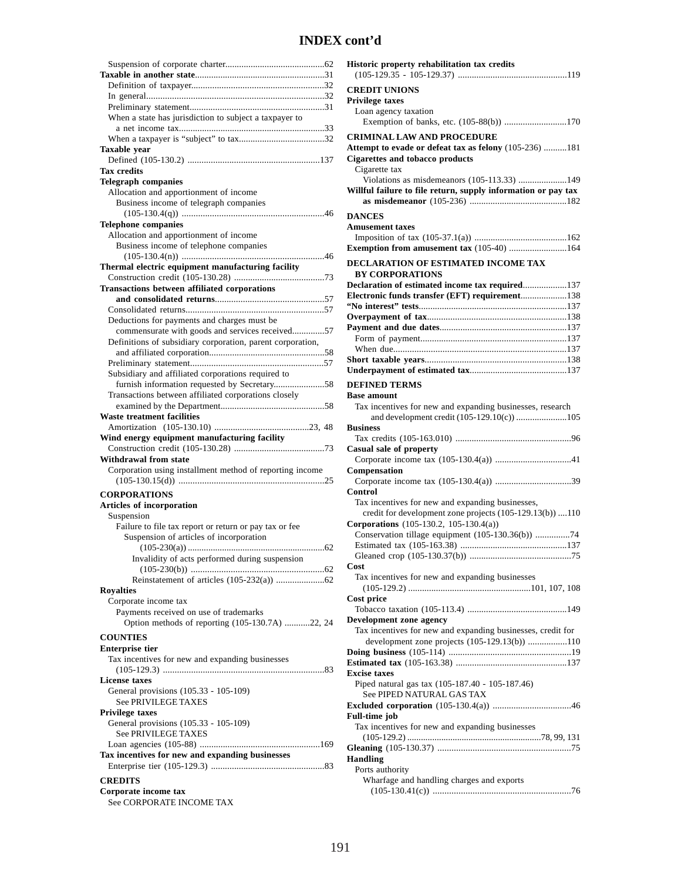# INDEX cont'd

Suspension of corporate charter....62

**Taxable in another state**....31

Definition of taxpayer....32

In general....32

Preliminary statement....31

When a state has jurisdiction to subject a taxpayer to a net income tax....33

When a taxpayer is "subject" to tax....32

**Taxable year**

Defined (105-130.2) ....137

**Tax credits**

**Telegraph companies**

Allocation and apportionment of income

Business income of telegraph companies (105-130.4(q)) ....46

**Telephone companies**

Allocation and apportionment of income

Business income of telephone companies (105-130.4(n)) ....46

**Thermal electric equipment manufacturing facility**

Construction credit (105-130.28) ....73

**Transactions between affiliated corporations and consolidated returns**....57

Consolidated returns....57

Deductions for payments and charges must be commensurate with goods and services received....57

Definitions of subsidiary corporation, parent corporation, and affiliated corporation....58

Preliminary statement....57

Subsidiary and affiliated corporations required to furnish information requested by Secretary....58

Transactions between affiliated corporations closely examined by the Department....58

**Waste treatment facilities**

Amortization (105-130.10) ....23, 48

**Wind energy equipment manufacturing facility**

Construction credit (105-130.28) ....73

**Withdrawal from state**

Corporation using installment method of reporting income (105-130.15(d)) ....25

## CORPORATIONS

**Articles of incorporation**

Suspension

Failure to file tax report or return or pay tax or fee

Suspension of articles of incorporation (105-230(a)) ....62

Invalidity of acts performed during suspension (105-230(b)) ....62

Reinstatement of articles (105-232(a)) ....62

**Royalties**

Corporate income tax

Payments received on use of trademarks

Option methods of reporting (105-130.7A) ....22, 24

## COUNTIES

**Enterprise tier**

Tax incentives for new and expanding businesses (105-129.3) ....83

**License taxes**

General provisions (105.33 - 105-109)

See PRIVILEGE TAXES

**Privilege taxes**

General provisions (105.33 - 105-109)

See PRIVILEGE TAXES

Loan agencies (105-88) ....169

**Tax incentives for new and expanding businesses**

Enterprise tier (105-129.3) ....83

## CREDITS

**Corporate income tax**

See CORPORATE INCOME TAX

**Historic property rehabilitation tax credits** (105-129.35 - 105-129.37) ....119

## CREDIT UNIONS

**Privilege taxes**

Loan agency taxation

Exemption of banks, etc. (105-88(b)) ....170

## CRIMINAL LAW AND PROCEDURE

**Attempt to evade or defeat tax as felony** (105-236) ....181

**Cigarettes and tobacco products**

Cigarette tax

Violations as misdemeanors (105-113.33) ....149

**Willful failure to file return, supply information or pay tax as misdemeanor** (105-236) ....182

## DANCES

**Amusement taxes**

Imposition of tax (105-37.1(a)) ....162

**Exemption from amusement tax** (105-40) ....164

## DECLARATION OF ESTIMATED INCOME TAX BY CORPORATIONS

**Declaration of estimated income tax required**....137

**Electronic funds transfer (EFT) requirement**....138

**"No interest" tests**....137

**Overpayment of tax**....138

**Payment and due dates**....137

Form of payment....137

When due....137

**Short taxable years**....138

**Underpayment of estimated tax**....137

## DEFINED TERMS

**Base amount**

Tax incentives for new and expanding businesses, research and development credit (105-129.10(c)) ....105

**Business**

Tax credits (105-163.010) ....96

**Casual sale of property**

Corporate income tax (105-130.4(a)) ....41

**Compensation**

Corporate income tax (105-130.4(a)) ....39

**Control**

Tax incentives for new and expanding businesses, credit for development zone projects (105-129.13(b)) ....110

**Corporations** (105-130.2, 105-130.4(a))

Conservation tillage equipment (105-130.36(b)) ....74

Estimated tax (105-163.38) ....137

Gleaned crop (105-130.37(b)) ....75

**Cost**

Tax incentives for new and expanding businesses (105-129.2) ....101, 107, 108

**Cost price**

Tobacco taxation (105-113.4) ....149

**Development zone agency**

Tax incentives for new and expanding businesses, credit for development zone projects (105-129.13(b)) ....110

**Doing business** (105-114) ....19

**Estimated tax** (105-163.38) ....137

**Excise taxes**

Piped natural gas tax (105-187.40 - 105-187.46)

See PIPED NATURAL GAS TAX

**Excluded corporation** (105-130.4(a)) ....46

**Full-time job**

Tax incentives for new and expanding businesses (105-129.2) ....78, 99, 131

**Gleaning** (105-130.37) ....75

**Handling**

Ports authority

Wharfage and handling charges and exports (105-130.41(c)) ....76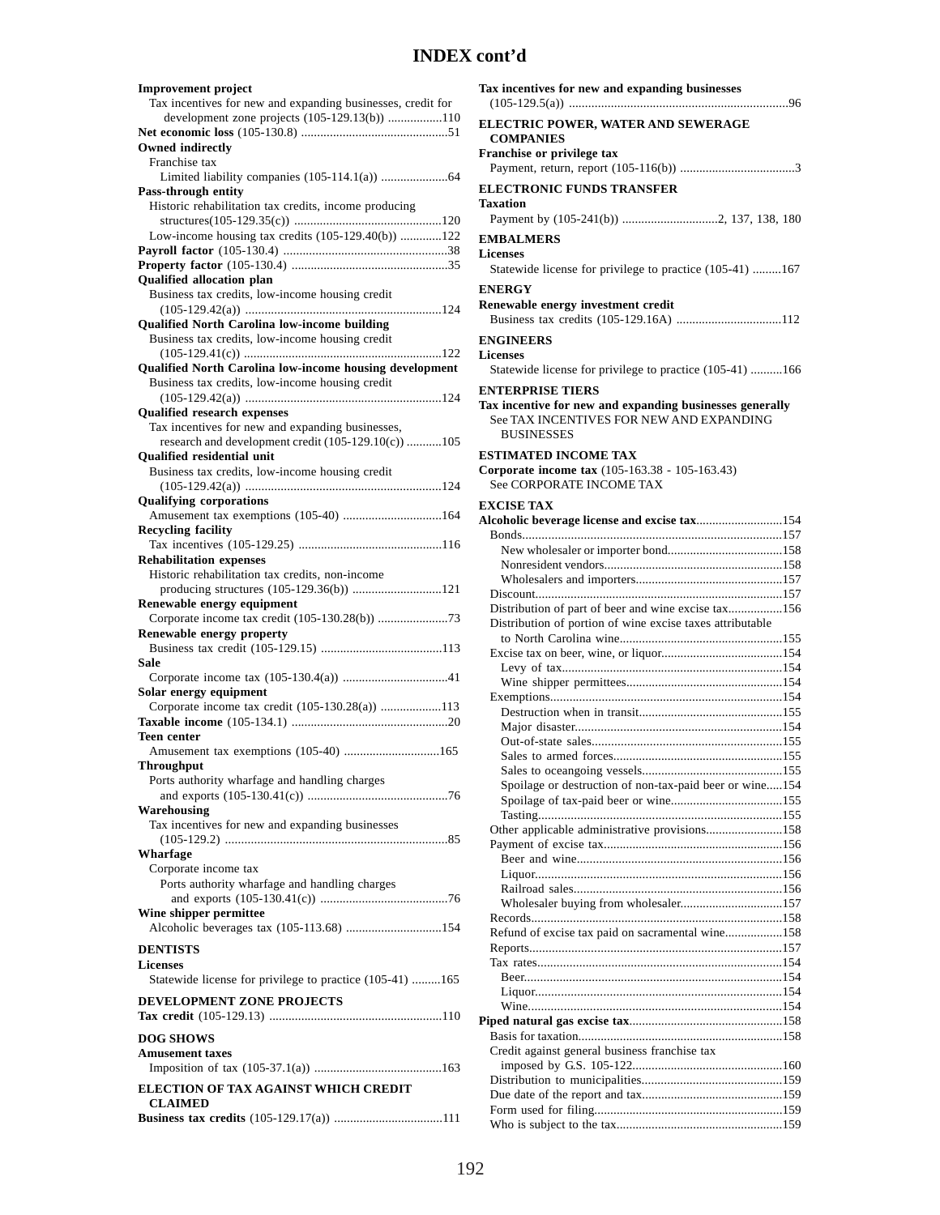# INDEX cont'd

**Improvement project**
Tax incentives for new and expanding businesses, credit for development zone projects (105-129.13(b)) .................110

**Net economic loss** (105-130.8) .............................................51

**Owned indirectly**
Franchise tax
Limited liability companies (105-114.1(a)) .....................64

**Pass-through entity**
Historic rehabilitation tax credits, income producing structures(105-129.35(c)) ..............................................120
Low-income housing tax credits (105-129.40(b)) .............122

**Payroll factor** (105-130.4) ...................................................38

**Property factor** (105-130.4) .................................................35

**Qualified allocation plan**
Business tax credits, low-income housing credit (105-129.42(a)) .............................................................124

**Qualified North Carolina low-income building**
Business tax credits, low-income housing credit (105-129.41(c)) .............................................................122

**Qualified North Carolina low-income housing development**
Business tax credits, low-income housing credit (105-129.42(a)) .............................................................124

**Qualified research expenses**
Tax incentives for new and expanding businesses, research and development credit (105-129.10(c)) ...........105

**Qualified residential unit**
Business tax credits, low-income housing credit (105-129.42(a)) .............................................................124

**Qualifying corporations**
Amusement tax exemptions (105-40) ...............................164

**Recycling facility**
Tax incentives (105-129.25) ............................................116

**Rehabilitation expenses**
Historic rehabilitation tax credits, non-income producing structures (105-129.36(b)) ............................121

**Renewable energy equipment**
Corporate income tax credit (105-130.28(b)) ......................73

**Renewable energy property**
Business tax credit (105-129.15) .....................................113

**Sale**
Corporate income tax (105-130.4(a)) .................................41

**Solar energy equipment**
Corporate income tax credit (105-130.28(a)) ...................113

**Taxable income** (105-134.1) .................................................20

**Teen center**
Amusement tax exemptions (105-40) .............................165

**Throughput**
Ports authority wharfage and handling charges and exports (105-130.41(c)) ............................................76

**Warehousing**
Tax incentives for new and expanding businesses (105-129.2) .....................................................................85

**Wharfage**
Corporate income tax
Ports authority wharfage and handling charges and exports (105-130.41(c)) ........................................76

**Wine shipper permittee**
Alcoholic beverages tax (105-113.68) .............................154

## DENTISTS

**Licenses**
Statewide license for privilege to practice (105-41) .........165

## DEVELOPMENT ZONE PROJECTS

**Tax credit** (105-129.13) .....................................................110

## DOG SHOWS

**Amusement taxes**
Imposition of tax (105-37.1(a)) ........................................163

## ELECTION OF TAX AGAINST WHICH CREDIT CLAIMED

**Business tax credits** (105-129.17(a)) .................................111

**Tax incentives for new and expanding businesses** (105-129.5(a)) ....................................................................96

## ELECTRIC POWER, WATER AND SEWERAGE COMPANIES

**Franchise or privilege tax**
Payment, return, report (105-116(b)) ....................................3

## ELECTRONIC FUNDS TRANSFER

**Taxation**
Payment by (105-241(b)) ..............................2, 137, 138, 180

## EMBALMERS

**Licenses**
Statewide license for privilege to practice (105-41) .........167

## ENERGY

**Renewable energy investment credit**
Business tax credits (105-129.16A) .................................112

## ENGINEERS

**Licenses**
Statewide license for privilege to practice (105-41) ..........166

## ENTERPRISE TIERS

**Tax incentive for new and expanding businesses generally**
See TAX INCENTIVES FOR NEW AND EXPANDING BUSINESSES

## ESTIMATED INCOME TAX

**Corporate income tax** (105-163.38 - 105-163.43)
See CORPORATE INCOME TAX

## EXCISE TAX

**Alcoholic beverage license and excise tax**...........................154
Bonds.................................................................................157
New wholesaler or importer bond...................................158
Nonresident vendors........................................................158
Wholesalers and importers.............................................157
Discount.............................................................................157
Distribution of part of beer and wine excise tax.................156
Distribution of portion of wine excise taxes attributable to North Carolina wine...................................................155
Excise tax on beer, wine, or liquor......................................154
Levy of tax....................................................................154
Wine shipper permittees................................................154
Exemptions........................................................................154
Destruction when in transit............................................155
Major disaster................................................................154
Out-of-state sales...........................................................155
Sales to armed forces.....................................................155
Sales to oceangoing vessels...........................................155
Spoilage or destruction of non-tax-paid beer or wine.....154
Spoilage of tax-paid beer or wine..................................155
Tasting...........................................................................155
Other applicable administrative provisions........................158
Payment of excise tax........................................................156
Beer and wine................................................................156
Liquor............................................................................156
Railroad sales.................................................................156
Wholesaler buying from wholesaler................................157
Records.............................................................................158
Refund of excise tax paid on sacramental wine..................158
Reports..............................................................................157
Tax rates............................................................................154
Beer...............................................................................154
Liquor............................................................................154
Wine..............................................................................154

**Piped natural gas excise tax**...............................................158
Basis for taxation................................................................158
Credit against general business franchise tax imposed by G.S. 105-122..............................................160
Distribution to municipalities............................................159
Due date of the report and tax............................................159
Form used for filing...........................................................159
Who is subject to the tax....................................................159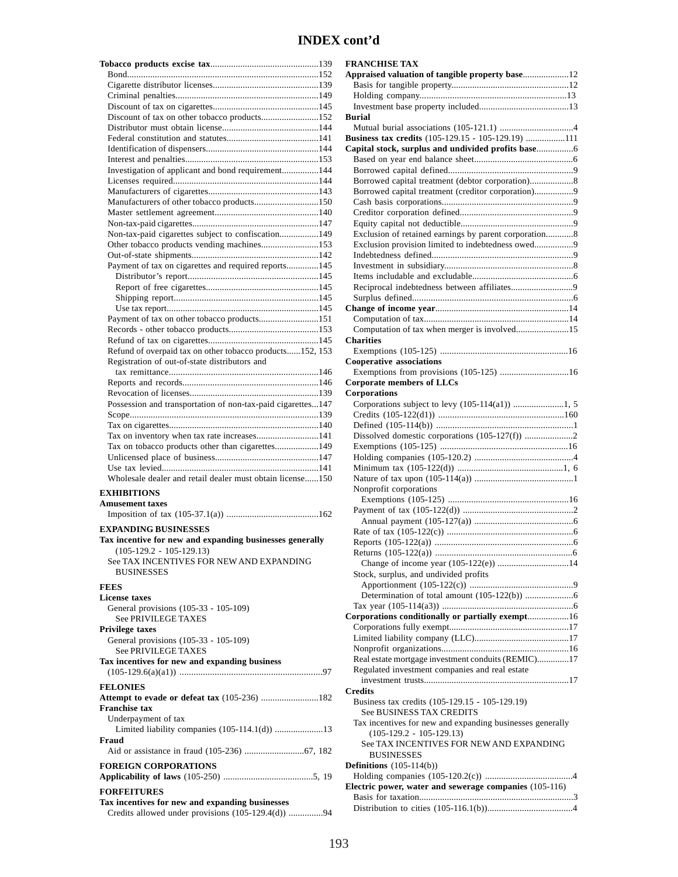# INDEX cont'd

**Tobacco products excise tax**..............................................139
- Bond.................................................................................152
- Cigarette distributor licenses............................................139
- Criminal penalties.............................................................149
- Discount of tax on cigarettes............................................145
- Discount of tax on other tobacco products........................152
- Distributor must obtain license..........................................144
- Federal constitution and statutes.......................................141
- Identification of dispensers................................................144
- Interest and penalties.........................................................153
- Investigation of applicant and bond requirement................144
- Licenses required..............................................................144
- Manufacturers of cigarettes...............................................143
- Manufacturers of other tobacco products...........................150
- Master settlement agreement............................................140
- Non-tax-paid cigarettes......................................................147
- Non-tax-paid cigarettes subject to confiscation.................149
- Other tobacco products vending machines.........................153
- Out-of-state shipments......................................................142
- Payment of tax on cigarettes and required reports.............145
  - Distributor's report........................................................145
  - Report of free cigarettes................................................145
  - Shipping report..............................................................145
  - Use tax report.................................................................145
- Payment of tax on other tobacco products.........................151
- Records - other tobacco products......................................153
- Refund of tax on cigarettes...............................................145
- Refund of overpaid tax on other tobacco products......152, 153
- Registration of out-of-state distributors and tax remittance................................................................146
- Reports and records..........................................................146
- Revocation of licenses.......................................................139
- Possession and transportation of non-tax-paid cigarettes...147
- Scope.................................................................................139
- Tax on cigarettes................................................................140
- Tax on inventory when tax rate increases...........................141
- Tax on tobacco products other than cigarettes...................149
- Unlicensed place of business............................................147
- Use tax levied....................................................................141
- Wholesale dealer and retail dealer must obtain license......150

**EXHIBITIONS**

**Amusement taxes**
- Imposition of tax (105-37.1(a)) .......................................162

**EXPANDING BUSINESSES**

**Tax incentive for new and expanding businesses generally** (105-129.2 - 105-129.13)
- See TAX INCENTIVES FOR NEW AND EXPANDING BUSINESSES

**FEES**

**License taxes**
- General provisions (105-33 - 105-109)
  - See PRIVILEGE TAXES

**Privilege taxes**
- General provisions (105-33 - 105-109)
  - See PRIVILEGE TAXES

**Tax incentives for new and expanding business** (105-129.6(a)(a1)) ............................................................97

**FELONIES**

**Attempt to evade or defeat tax** (105-236) .........................182

**Franchise tax**
- Underpayment of tax
  - Limited liability companies (105-114.1(d)) ....................13

**Fraud**
- Aid or assistance in fraud (105-236) .........................67, 182

**FOREIGN CORPORATIONS**

**Applicability of laws** (105-250) .......................................5, 19

**FORFEITURES**

**Tax incentives for new and expanding businesses**
- Credits allowed under provisions (105-129.4(d)) ...............94

**FRANCHISE TAX**

**Appraised valuation of tangible property base**....................12
- Basis for tangible property..................................................12
- Holding company...............................................................13
- Investment base property included.......................................13

**Burial**
- Mutual burial associations (105-121.1) ................................4

**Business tax credits** (105-129.15 - 105-129.19) .................111

**Capital stock, surplus and undivided profits base**................6
- Based on year end balance sheet..........................................6
- Borrowed capital defined......................................................9
- Borrowed capital treatment (debtor corporation)...................8
- Borrowed capital treatment (creditor corporation).................9
- Cash basis corporations........................................................9
- Creditor corporation defined................................................9
- Equity capital not deductible................................................9
- Exclusion of retained earnings by parent corporation............8
- Exclusion provision limited to indebtedness owed................9
- Indebtedness defined............................................................9
- Investment in subsidiary.......................................................8
- Items includable and excludable...........................................6
- Reciprocal indebtedness between affiliates...........................9
- Surplus defined.....................................................................6

**Change of income year**..........................................................14
- Computation of tax..............................................................14
- Computation of tax when merger is involved.......................15

**Charities**
- Exemptions (105-125) .......................................................16

**Cooperative associations**
- Exemptions from provisions (105-125) ..............................16

**Corporate members of LLCs**

**Corporations**
- Corporations subject to levy (105-114(a1)) ......................1, 5
- Credits (105-122(d1)) ......................................................160
- Defined (105-114(b)) ..........................................................1
- Dissolved domestic corporations (105-127(f)) .....................2
- Exemptions (105-125) .......................................................16
- Holding companies (105-120.2) ..........................................4
- Minimum tax (105-122(d)) .............................................1, 6
- Nature of tax upon (105-114(a)) ..........................................1
- Nonprofit corporations
  - Exemptions (105-125) ....................................................16
- Payment of tax (105-122(d)) ...............................................2
  - Annual payment (105-127(a)) ..........................................6
- Rate of tax (105-122(c)) ......................................................6
- Reports (105-122(a)) ...........................................................6
- Returns (105-122(a)) ...........................................................6
  - Change of income year (105-122(e)) ...............................14
- Stock, surplus, and undivided profits
  - Apportionment (105-122(c)) ............................................9
  - Determination of total amount (105-122(b)) .....................6
- Tax year (105-114(a3)) ........................................................6

**Corporations conditionally or partially exempt**..................16
- Corporations fully exempt...................................................17
- Limited liability company (LLC)........................................17
- Nonprofit organizations......................................................16
- Real estate mortgage investment conduits (REMIC)..............17
- Regulated investment companies and real estate investment trusts.............................................................17

**Credits**
- Business tax credits (105-129.15 - 105-129.19)
  - See BUSINESS TAX CREDITS
- Tax incentives for new and expanding businesses generally (105-129.2 - 105-129.13)
  - See TAX INCENTIVES FOR NEW AND EXPANDING BUSINESSES

**Definitions** (105-114(b))
- Holding companies (105-120.2(c)) .....................................4

**Electric power, water and sewerage companies** (105-116)
- Basis for taxation..................................................................3
- Distribution to cities (105-116.1(b))....................................4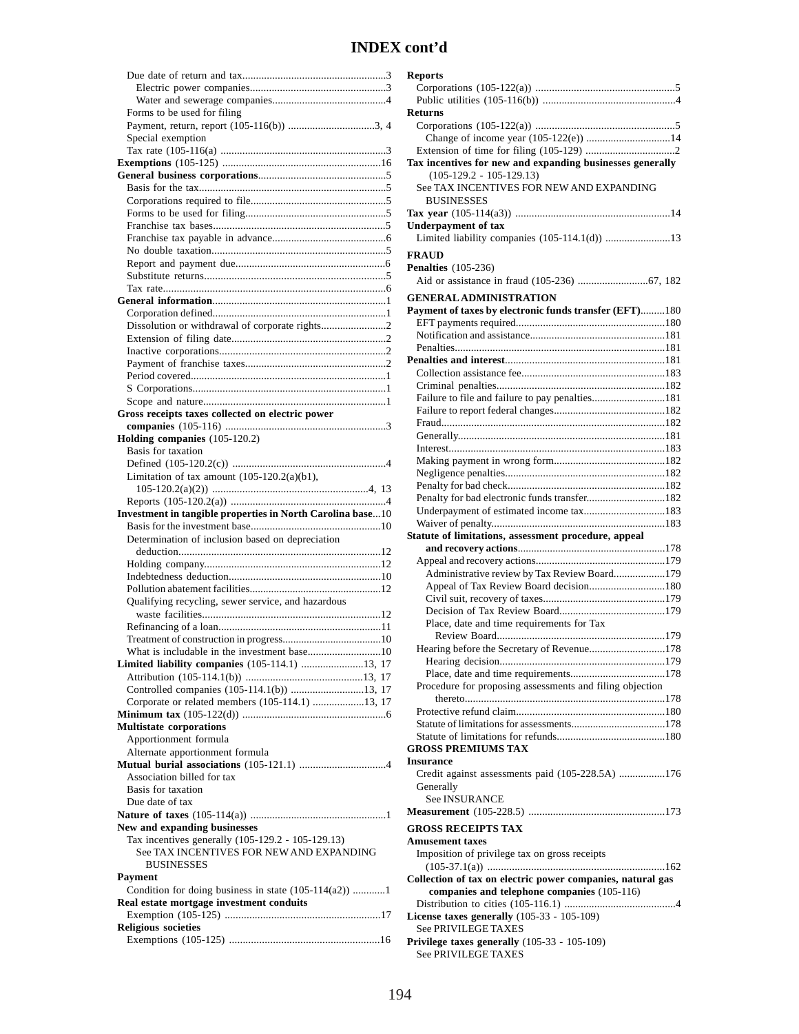## INDEX cont'd

Due date of return and tax....................................................3
  Electric power companies..................................................3
  Water and sewerage companies..........................................4
Forms to be used for filing
Payment, return, report (105-116(b)) ................................3, 4
Special exemption
Tax rate (105-116(a) ............................................................3
**Exemptions** (105-125) ..........................................................16
**General business corporations**..............................................5
Basis for the tax.....................................................................5
Corporations required to file..................................................5
Forms to be used for filing....................................................5
Franchise tax bases................................................................5
Franchise tax payable in advance..........................................6
No double taxation................................................................5
Report and payment due.......................................................6
Substitute returns..................................................................5
Tax rate.................................................................................6
**General information**...............................................................1
Corporation defined...............................................................1
Dissolution or withdrawal of corporate rights........................2
Extension of filing date.........................................................2
Inactive corporations.............................................................2
Payment of franchise taxes....................................................2
Period covered.......................................................................1
S Corporations.......................................................................1
Scope and nature...................................................................1
**Gross receipts taxes collected on electric power companies** (105-116) ...........................................................3
**Holding companies** (105-120.2)
Basis for taxation
Defined (105-120.2(c)) ........................................................4
Limitation of tax amount (105-120.2(a)(b1), 105-120.2(a)(2)) .........................................................4, 13
Reports (105-120.2(a)) .........................................................4
**Investment in tangible properties in North Carolina base**...10
Basis for the investment base...............................................10
Determination of inclusion based on depreciation deduction...........................................................................12
Holding company.................................................................12
Indebtedness deduction........................................................10
Pollution abatement facilities................................................12
Qualifying recycling, sewer service, and hazardous waste facilities.................................................................12
Refinancing of a loan...........................................................11
Treatment of construction in progress...................................10
What is includable in the investment base...........................10
**Limited liability companies** (105-114.1) .......................13, 17
Attribution (105-114.1(b)) ...........................................13, 17
Controlled companies (105-114.1(b)) ...........................13, 17
Corporate or related members (105-114.1) ...................13, 17
**Minimum tax** (105-122(d)) ....................................................6
**Multistate corporations**
Apportionment formula
Alternate apportionment formula
**Mutual burial associations** (105-121.1) ................................4
Association billed for tax
Basis for taxation
Due date of tax
**Nature of taxes** (105-114(a)) ..................................................1
**New and expanding businesses**
Tax incentives generally (105-129.2 - 105-129.13)
  See TAX INCENTIVES FOR NEW AND EXPANDING BUSINESSES
**Payment**
Condition for doing business in state (105-114(a2)) ............1
**Real estate mortgage investment conduits**
Exemption (105-125) .........................................................17
**Religious societies**
Exemptions (105-125) .......................................................16

**Reports**
Corporations (105-122(a)) ...................................................5
Public utilities (105-116(b)) .................................................4
**Returns**
Corporations (105-122(a)) ...................................................5
  Change of income year (105-122(e)) ...............................14
Extension of time for filing (105-129) .................................2
**Tax incentives for new and expanding businesses generally** (105-129.2 - 105-129.13)
See TAX INCENTIVES FOR NEW AND EXPANDING BUSINESSES
**Tax year** (105-114(a3)) .........................................................14
**Underpayment of tax**
Limited liability companies (105-114.1(d)) ........................13

### FRAUD

**Penalties** (105-236)
Aid or assistance in fraud (105-236) ..........................67, 182

### GENERAL ADMINISTRATION

**Payment of taxes by electronic funds transfer (EFT)**.........180
EFT payments required.......................................................180
Notification and assistance..................................................181
Penalties..............................................................................181
**Penalties and interest**...........................................................181
Collection assistance fee.....................................................183
Criminal penalties..............................................................182
Failure to file and failure to pay penalties...........................181
Failure to report federal changes.........................................182
Fraud..................................................................................182
Generally............................................................................181
Interest................................................................................183
Making payment in wrong form.........................................182
Negligence penalties...........................................................182
Penalty for bad check..........................................................182
Penalty for bad electronic funds transfer.............................182
Underpayment of estimated income tax..............................183
Waiver of penalty................................................................183
**Statute of limitations, assessment procedure, appeal and recovery actions**......................................................178
Appeal and recovery actions................................................179
  Administrative review by Tax Review Board...................179
  Appeal of Tax Review Board decision............................180
  Civil suit, recovery of taxes............................................179
  Decision of Tax Review Board.......................................179
  Place, date and time requirements for Tax Review Board.............................................................179
Hearing before the Secretary of Revenue............................178
  Hearing decision............................................................179
  Place, date and time requirements..................................178
Procedure for proposing assessments and filing objection thereto..........................................................................178
Protective refund claim.......................................................180
Statute of limitations for assessments..................................178
Statute of limitations for refunds........................................180

### GROSS PREMIUMS TAX

**Insurance**
Credit against assessments paid (105-228.5A) .................176
Generally
  See INSURANCE
**Measurement** (105-228.5) .................................................173

### GROSS RECEIPTS TAX

**Amusement taxes**
Imposition of privilege tax on gross receipts (105-37.1(a)) .................................................................162
**Collection of tax on electric power companies, natural gas companies and telephone companies** (105-116)
Distribution to cities (105-116.1) .........................................4
**License taxes generally** (105-33 - 105-109)
See PRIVILEGE TAXES
**Privilege taxes generally** (105-33 - 105-109)
See PRIVILEGE TAXES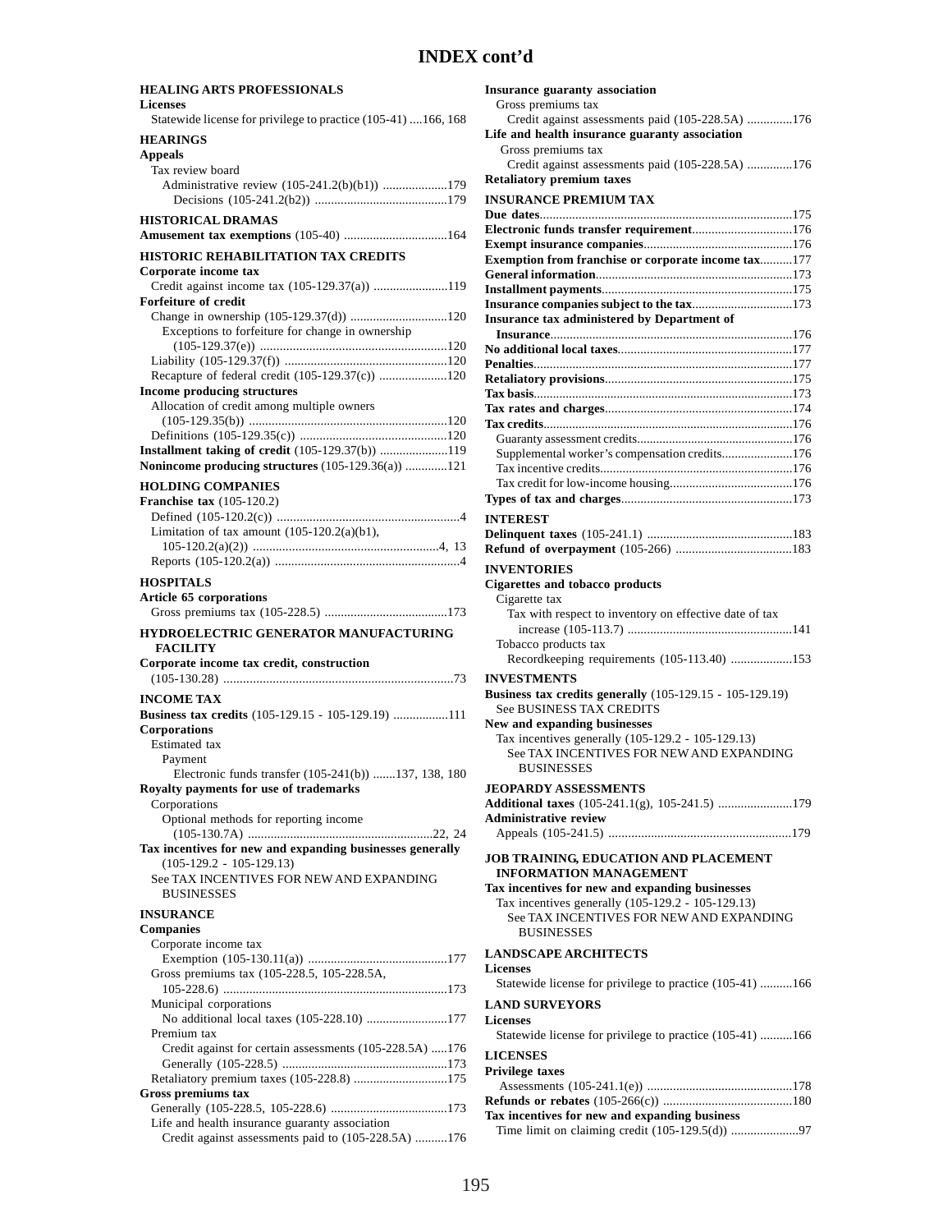# INDEX cont'd

**HEALING ARTS PROFESSIONALS**

**Licenses**
- Statewide license for privilege to practice (105-41) ....166, 168

**HEARINGS**

**Appeals**
- Tax review board
  - Administrative review (105-241.2(b)(b1)) ....................179
    - Decisions (105-241.2(b2)) .........................................179

**HISTORICAL DRAMAS**

**Amusement tax exemptions** (105-40) ................................164

**HISTORIC REHABILITATION TAX CREDITS**

**Corporate income tax**
- Credit against income tax (105-129.37(a)) .......................119

**Forfeiture of credit**
- Change in ownership (105-129.37(d)) ..............................120
  - Exceptions to forfeiture for change in ownership (105-129.37(e)) .........................................................120
- Liability (105-129.37(f)) ..................................................120
- Recapture of federal credit (105-129.37(c)) .....................120

**Income producing structures**
- Allocation of credit among multiple owners (105-129.35(b)) .............................................................120
- Definitions (105-129.35(c)) .............................................120

**Installment taking of credit** (105-129.37(b)) .....................119

**Nonincome producing structures** (105-129.36(a)) .............121

**HOLDING COMPANIES**

**Franchise tax** (105-120.2)
- Defined (105-120.2(c)) ........................................................4
- Limitation of tax amount (105-120.2(a)(b1), 105-120.2(a)(2)) .........................................................4, 13
- Reports (105-120.2(a)) .........................................................4

**HOSPITALS**

**Article 65 corporations**
- Gross premiums tax (105-228.5) .....................................173

**HYDROELECTRIC GENERATOR MANUFACTURING FACILITY**

**Corporate income tax credit, construction** (105-130.28) ......................................................................73

**INCOME TAX**

**Business tax credits** (105-129.15 - 105-129.19) .................111

**Corporations**
- Estimated tax
  - Payment
    - Electronic funds transfer (105-241(b)) .......137, 138, 180

**Royalty payments for use of trademarks**
- Corporations
  - Optional methods for reporting income (105-130.7A) .........................................................22, 24

**Tax incentives for new and expanding businesses generally** (105-129.2 - 105-129.13)
- See TAX INCENTIVES FOR NEW AND EXPANDING BUSINESSES

**INSURANCE**

**Companies**
- Corporate income tax
  - Exemption (105-130.11(a)) ...........................................177
- Gross premiums tax (105-228.5, 105-228.5A, 105-228.6) ....................................................................173
- Municipal corporations
  - No additional local taxes (105-228.10) .........................177
- Premium tax
  - Credit against for certain assessments (105-228.5A) .....176
  - Generally (105-228.5) ..................................................173
- Retaliatory premium taxes (105-228.8) .............................175

**Gross premiums tax**
- Generally (105-228.5, 105-228.6) ....................................173
- Life and health insurance guaranty association
  - Credit against assessments paid to (105-228.5A) ..........176

**Insurance guaranty association**
- Gross premiums tax
  - Credit against assessments paid (105-228.5A) ..............176

**Life and health insurance guaranty association**
- Gross premiums tax
  - Credit against assessments paid (105-228.5A) ..............176

**Retaliatory premium taxes**

**INSURANCE PREMIUM TAX**

**Due dates**..............................................................................175
**Electronic funds transfer requirement**...............................176
**Exempt insurance companies**.............................................176
**Exemption from franchise or corporate income tax**..........177
**General information**............................................................173
**Installment payments**..........................................................175
**Insurance companies subject to the tax**...............................173
**Insurance tax administered by Department of Insurance**..........................................................................176
**No additional local taxes**.....................................................177
**Penalties**...............................................................................177
**Retaliatory provisions**.........................................................175
**Tax basis**...............................................................................173
**Tax rates and charges**.........................................................174
**Tax credits**............................................................................176
- Guaranty assessment credits................................................176
- Supplemental worker's compensation credits......................176
- Tax incentive credits...........................................................176
- Tax credit for low-income housing......................................176

**Types of tax and charges**....................................................173

**INTEREST**

**Delinquent taxes** (105-241.1) .............................................183
**Refund of overpayment** (105-266) ....................................183

**INVENTORIES**

**Cigarettes and tobacco products**
- Cigarette tax
  - Tax with respect to inventory on effective date of tax increase (105-113.7) ..................................................141
- Tobacco products tax
  - Recordkeeping requirements (105-113.40) ...................153

**INVESTMENTS**

**Business tax credits generally** (105-129.15 - 105-129.19)
- See BUSINESS TAX CREDITS

**New and expanding businesses**
- Tax incentives generally (105-129.2 - 105-129.13)
  - See TAX INCENTIVES FOR NEW AND EXPANDING BUSINESSES

**JEOPARDY ASSESSMENTS**

**Additional taxes** (105-241.1(g), 105-241.5) .......................179

**Administrative review**
- Appeals (105-241.5) ........................................................179

**JOB TRAINING, EDUCATION AND PLACEMENT INFORMATION MANAGEMENT**

**Tax incentives for new and expanding businesses**
- Tax incentives generally (105-129.2 - 105-129.13)
  - See TAX INCENTIVES FOR NEW AND EXPANDING BUSINESSES

**LANDSCAPE ARCHITECTS**

**Licenses**
- Statewide license for privilege to practice (105-41) ..........166

**LAND SURVEYORS**

**Licenses**
- Statewide license for privilege to practice (105-41) ..........166

**LICENSES**

**Privilege taxes**
- Assessments (105-241.1(e)) .............................................178

**Refunds or rebates** (105-266(c)) ........................................180

**Tax incentives for new and expanding business**
- Time limit on claiming credit (105-129.5(d)) .....................97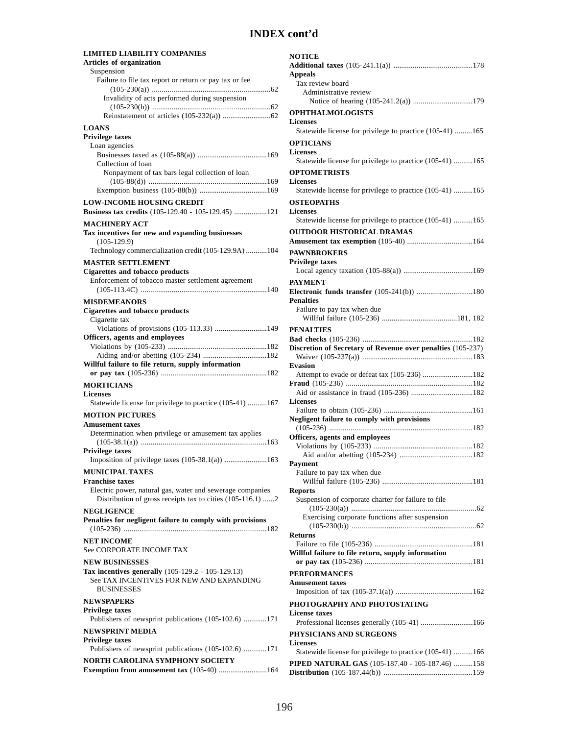# INDEX cont'd

**LIMITED LIABILITY COMPANIES**
**Articles of organization**
Suspension
Failure to file tax report or return or pay tax or fee (105-230(a)) ....62
Invalidity of acts performed during suspension (105-230(b)) ....62
Reinstatement of articles (105-232(a)) ....62

**LOANS**
**Privilege taxes**
Loan agencies
Businesses taxed as (105-88(a)) ....169
Collection of loan
Nonpayment of tax bars legal collection of loan (105-88(d)) ....169
Exemption business (105-88(b)) ....169

**LOW-INCOME HOUSING CREDIT**
**Business tax credits** (105-129.40 - 105-129.45) ....121

**MACHINERY ACT**
**Tax incentives for new and expanding businesses** (105-129.9)
Technology commercialization credit (105-129.9A) ....104

**MASTER SETTLEMENT**
**Cigarettes and tobacco products**
Enforcement of tobacco master settlement agreement (105-113.4C) ....140

**MISDEMEANORS**
**Cigarettes and tobacco products**
Cigarette tax
Violations of provisions (105-113.33) ....149
**Officers, agents and employees**
Violations by (105-233) ....182
Aiding and/or abetting (105-234) ....182
**Willful failure to file return, supply information or pay tax** (105-236) ....182

**MORTICIANS**
**Licenses**
Statewide license for privilege to practice (105-41) ....167

**MOTION PICTURES**
**Amusement taxes**
Determination when privilege or amusement tax applies (105-38.1(a)) ....163
**Privilege taxes**
Imposition of privilege taxes (105-38.1(a)) ....163

**MUNICIPAL TAXES**
**Franchise taxes**
Electric power, natural gas, water and sewerage companies
Distribution of gross receipts tax to cities (105-116.1) ....2

**NEGLIGENCE**
**Penalties for negligent failure to comply with provisions** (105-236) ....182

**NET INCOME**
See CORPORATE INCOME TAX

**NEW BUSINESSES**
**Tax incentives generally** (105-129.2 - 105-129.13)
See TAX INCENTIVES FOR NEW AND EXPANDING BUSINESSES

**NEWSPAPERS**
**Privilege taxes**
Publishers of newsprint publications (105-102.6) ....171

**NEWSPRINT MEDIA**
**Privilege taxes**
Publishers of newsprint publications (105-102.6) ....171

**NORTH CAROLINA SYMPHONY SOCIETY**
**Exemption from amusement tax** (105-40) ....164

**NOTICE**
**Additional taxes** (105-241.1(a)) ....178
**Appeals**
Tax review board
Administrative review
Notice of hearing (105-241.2(a)) ....179

**OPHTHALMOLOGISTS**
**Licenses**
Statewide license for privilege to practice (105-41) ....165

**OPTICIANS**
**Licenses**
Statewide license for privilege to practice (105-41) ....165

**OPTOMETRISTS**
**Licenses**
Statewide license for privilege to practice (105-41) ....165

**OSTEOPATHS**
**Licenses**
Statewide license for privilege to practice (105-41) ....165

**OUTDOOR HISTORICAL DRAMAS**
**Amusement tax exemption** (105-40) ....164

**PAWNBROKERS**
**Privilege taxes**
Local agency taxation (105-88(a)) ....169

**PAYMENT**
**Electronic funds transfer** (105-241(b)) ....180
**Penalties**
Failure to pay tax when due
Willful failure (105-236) ....181, 182

**PENALTIES**
**Bad checks** (105-236) ....182
**Discretion of Secretary of Revenue over penalties** (105-237)
Waiver (105-237(a)) ....183
**Evasion**
Attempt to evade or defeat tax (105-236) ....182
**Fraud** (105-236) ....182
Aid or assistance in fraud (105-236) ....182
**Licenses**
Failure to obtain (105-236) ....161
**Negligent failure to comply with provisions** (105-236) ....182
**Officers, agents and employees**
Violations by (105-233) ....182
Aid and/or abetting (105-234) ....182
**Payment**
Failure to pay tax when due
Willful failure (105-236) ....181
**Reports**
Suspension of corporate charter for failure to file (105-230(a)) ....62
Exercising corporate functions after suspension (105-230(b)) ....62
**Returns**
Failure to file (105-236) ....181
**Willful failure to file return, supply information or pay tax** (105-236) ....181

**PERFORMANCES**
**Amusement taxes**
Imposition of tax (105-37.1(a)) ....162

**PHOTOGRAPHY AND PHOTOSTATING**
**License taxes**
Professional licenses generally (105-41) ....166

**PHYSICIANS AND SURGEONS**
**Licenses**
Statewide license for privilege to practice (105-41) ....166

**PIPED NATURAL GAS** (105-187.40 - 105-187.46) ....158
**Distribution** (105-187.44(b)) ....159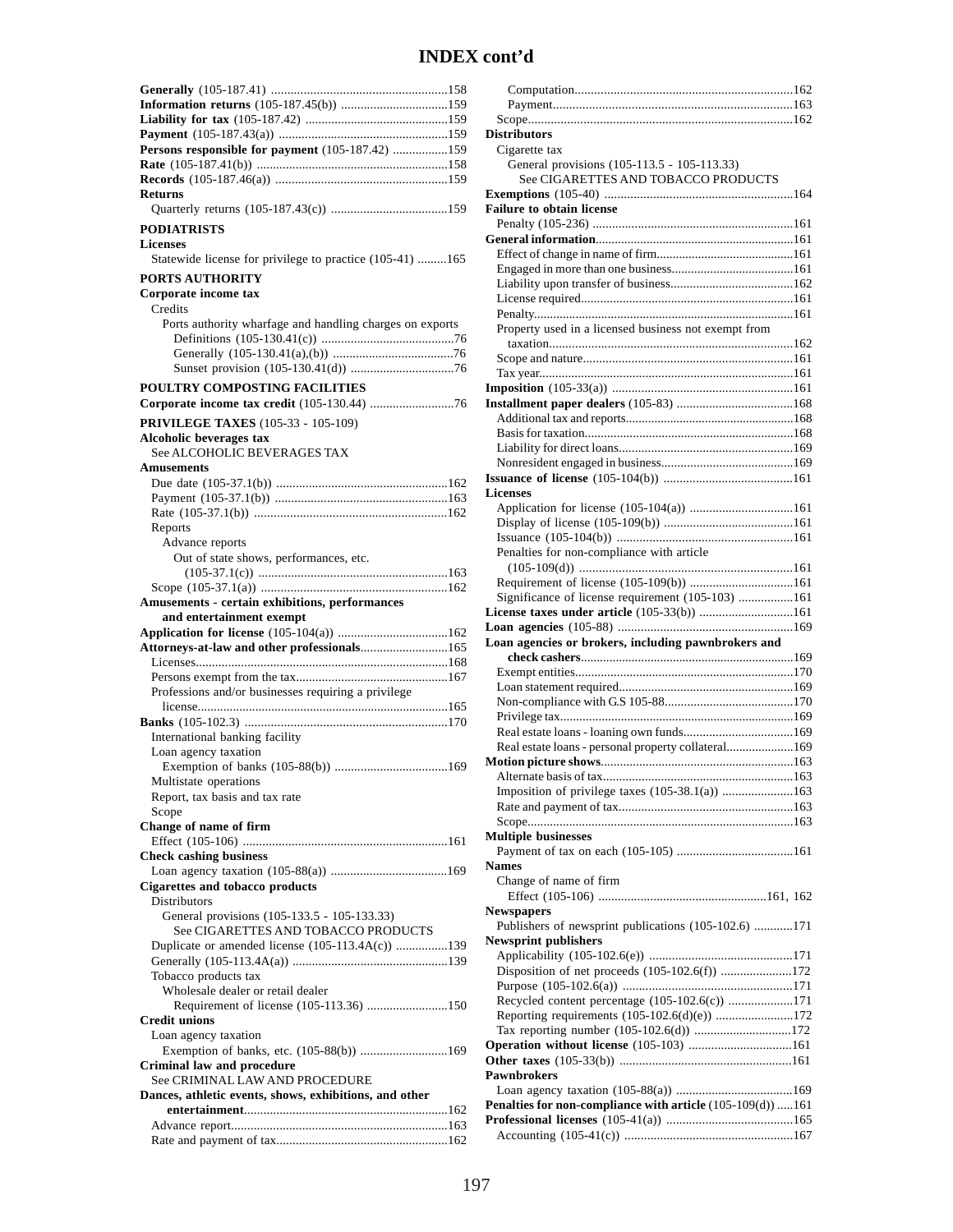# INDEX cont'd

**Generally** (105-187.41) ......................................................158
**Information returns** (105-187.45(b)) ................................159
**Liability for tax** (105-187.42) ...........................................159
**Payment** (105-187.43(a)) ....................................................159
**Persons responsible for payment** (105-187.42) .................159
**Rate** (105-187.41(b)) ...........................................................158
**Records** (105-187.46(a)) .....................................................159
**Returns**
  Quarterly returns (105-187.43(c)) ....................................159

**PODIATRISTS**
**Licenses**
  Statewide license for privilege to practice (105-41) .........165

**PORTS AUTHORITY**
**Corporate income tax**
  Credits
    Ports authority wharfage and handling charges on exports
      Definitions (105-130.41(c)) .........................................76
      Generally (105-130.41(a),(b)) .....................................76
      Sunset provision (105-130.41(d)) ................................76

**POULTRY COMPOSTING FACILITIES**
**Corporate income tax credit** (105-130.44) ..........................76

**PRIVILEGE TAXES** (105-33 - 105-109)
**Alcoholic beverages tax**
  See ALCOHOLIC BEVERAGES TAX
**Amusements**
  Due date (105-37.1(b)) .....................................................162
  Payment (105-37.1(b)) .....................................................163
  Rate (105-37.1(b)) ...........................................................162
  Reports
    Advance reports
      Out of state shows, performances, etc.
        (105-37.1(c)) ..........................................................163
  Scope (105-37.1(a)) .........................................................162
**Amusements - certain exhibitions, performances and entertainment exempt**
**Application for license** (105-104(a)) ..................................162
**Attorneys-at-law and other professionals**...........................165
  Licenses.............................................................................168
  Persons exempt from the tax..............................................167
  Professions and/or businesses requiring a privilege
    license.............................................................................165
**Banks** (105-102.3) ..............................................................170
  International banking facility
  Loan agency taxation
    Exemption of banks (105-88(b)) ...................................169
  Multistate operations
  Report, tax basis and tax rate
  Scope
**Change of name of firm**
  Effect (105-106) ...............................................................161
**Check cashing business**
  Loan agency taxation (105-88(a)) ....................................169
**Cigarettes and tobacco products**
  Distributors
    General provisions (105-133.5 - 105-133.33)
      See CIGARETTES AND TOBACCO PRODUCTS
  Duplicate or amended license (105-113.4A(c)) ................139
  Generally (105-113.4A(a)) ...............................................139
  Tobacco products tax
    Wholesale dealer or retail dealer
      Requirement of license (105-113.36) .........................150
**Credit unions**
  Loan agency taxation
    Exemption of banks, etc. (105-88(b)) ...........................169
**Criminal law and procedure**
  See CRIMINAL LAW AND PROCEDURE
**Dances, athletic events, shows, exhibitions, and other entertainment**..............................................................162
  Advance report..................................................................163
  Rate and payment of tax....................................................162
    Computation...................................................................162
    Payment.........................................................................163
  Scope.................................................................................162
**Distributors**
  Cigarette tax
    General provisions (105-113.5 - 105-113.33)
      See CIGARETTES AND TOBACCO PRODUCTS
**Exemptions** (105-40) ..........................................................164
**Failure to obtain license**
  Penalty (105-236) .............................................................161
**General information**..........................................................161
  Effect of change in name of firm.......................................161
  Engaged in more than one business..................................161
  Liability upon transfer of business....................................162
  License required................................................................161
  Penalty...............................................................................161
  Property used in a licensed business not exempt from
    taxation..........................................................................162
  Scope and nature...............................................................161
  Tax year.............................................................................161
**Imposition** (105-33(a)) .......................................................161
**Installment paper dealers** (105-83) ....................................168
  Additional tax and reports.................................................168
  Basis for taxation...............................................................168
  Liability for direct loans....................................................169
  Nonresident engaged in business......................................169
**Issuance of license** (105-104(b)) ........................................161
**Licenses**
  Application for license (105-104(a)) ................................161
  Display of license (105-109(b)) ........................................161
  Issuance (105-104(b)) .......................................................161
  Penalties for non-compliance with article
    (105-109(d)) .................................................................161
  Requirement of license (105-109(b)) ................................161
  Significance of license requirement (105-103) .................161
**License taxes under article** (105-33(b)) .............................161
**Loan agencies** (105-88) ......................................................169
**Loan agencies or brokers, including pawnbrokers and check cashers**..................................................................169
  Exempt entities..................................................................170
  Loan statement required.....................................................169
  Non-compliance with G.S 105-88.......................................170
  Privilege tax.......................................................................169
  Real estate loans - loaning own funds.................................169
  Real estate loans - personal property collateral....................169
**Motion picture shows**..........................................................163
  Alternate basis of tax..........................................................163
  Imposition of privilege taxes (105-38.1(a)) ......................163
  Rate and payment of tax.....................................................163
  Scope.................................................................................163
**Multiple businesses**
  Payment of tax on each (105-105) ....................................161
**Names**
  Change of name of firm
    Effect (105-106) ...................................................161, 162
**Newspapers**
  Publishers of newsprint publications (105-102.6) ............171
**Newsprint publishers**
  Applicability (105-102.6(e)) ............................................171
  Disposition of net proceeds (105-102.6(f)) ......................172
  Purpose (105-102.6(a)) ....................................................171
  Recycled content percentage (105-102.6(c)) ....................171
  Reporting requirements (105-102.6(d)(e)) ........................172
  Tax reporting number (105-102.6(d)) ..............................172
**Operation without license** (105-103) ................................161
**Other taxes** (105-33(b)) .....................................................161
**Pawnbrokers**
  Loan agency taxation (105-88(a)) ....................................169
**Penalties for non-compliance with article** (105-109(d)) .....161
**Professional licenses** (105-41(a)) .......................................165
  Accounting (105-41(c)) ....................................................167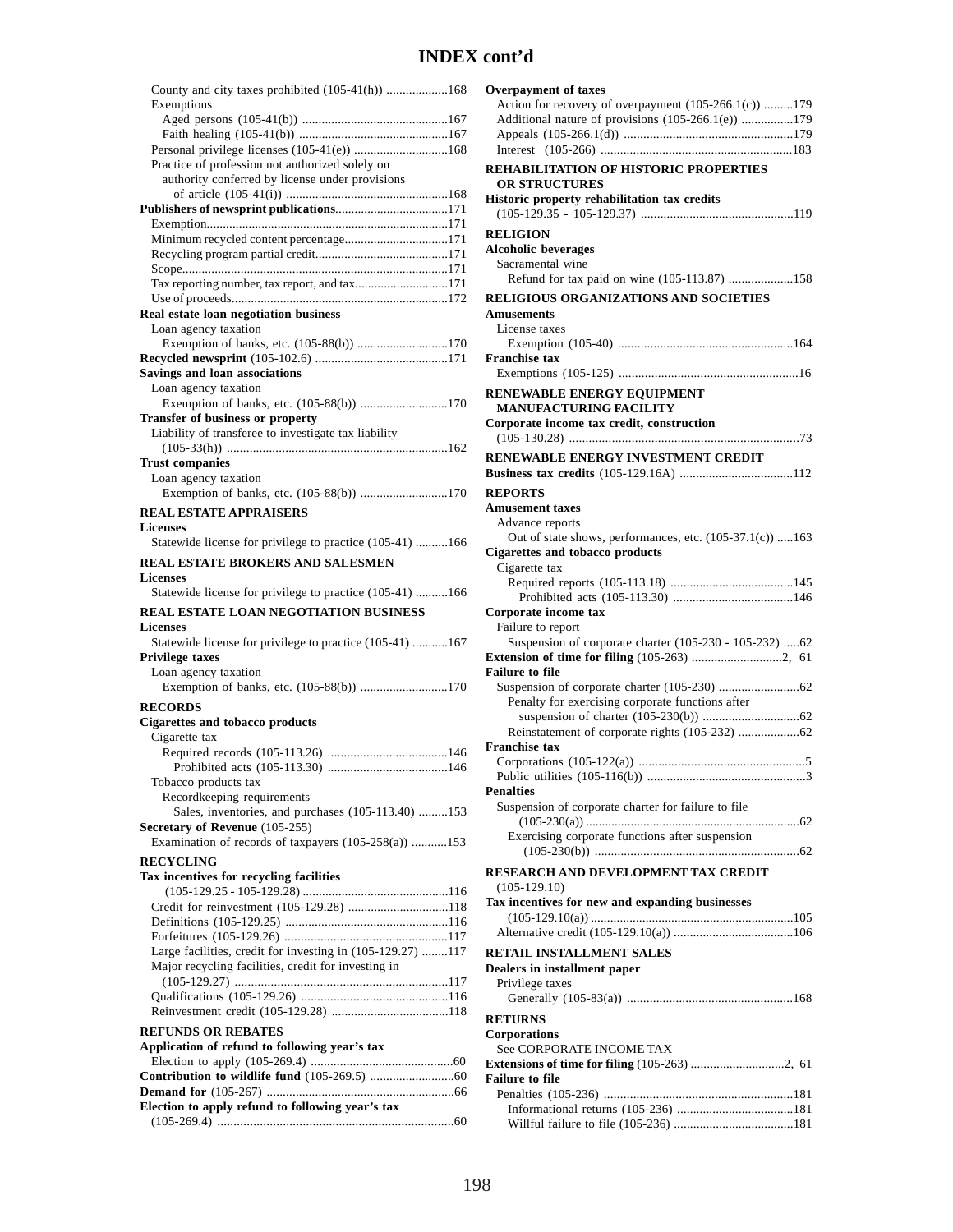# INDEX cont'd

County and city taxes prohibited (105-41(h)) ...................168
Exemptions
Aged persons (105-41(b)) ............................................167
Faith healing (105-41(b)) .............................................167
Personal privilege licenses (105-41(e)) .............................168
Practice of profession not authorized solely on authority conferred by license under provisions of article (105-41(i)) ..................................................168

**Publishers of newsprint publications**...................................171
Exemption...........................................................................171
Minimum recycled content percentage................................171
Recycling program partial credit.........................................171
Scope...................................................................................171
Tax reporting number, tax report, and tax............................171
Use of proceeds...................................................................172

**Real estate loan negotiation business**
Loan agency taxation
Exemption of banks, etc. (105-88(b)) ............................170

**Recycled newsprint** (105-102.6) .........................................171

**Savings and loan associations**
Loan agency taxation
Exemption of banks, etc. (105-88(b)) ...........................170

**Transfer of business or property**
Liability of transferee to investigate tax liability (105-33(h)) ...................................................................162

**Trust companies**
Loan agency taxation
Exemption of banks, etc. (105-88(b)) ...........................170

## REAL ESTATE APPRAISERS

**Licenses**
Statewide license for privilege to practice (105-41) ..........166

## REAL ESTATE BROKERS AND SALESMEN

**Licenses**
Statewide license for privilege to practice (105-41) ..........166

## REAL ESTATE LOAN NEGOTIATION BUSINESS

**Licenses**
Statewide license for privilege to practice (105-41) ...........167

**Privilege taxes**
Loan agency taxation
Exemption of banks, etc. (105-88(b)) ...........................170

## RECORDS

**Cigarettes and tobacco products**
Cigarette tax
Required records (105-113.26) .....................................146
Prohibited acts (105-113.30) .....................................146
Tobacco products tax
Recordkeeping requirements
Sales, inventories, and purchases (105-113.40) .........153

**Secretary of Revenue** (105-255)
Examination of records of taxpayers (105-258(a)) ...........153

## RECYCLING

**Tax incentives for recycling facilities**
(105-129.25 - 105-129.28) .............................................116
Credit for reinvestment (105-129.28) ...............................118
Definitions (105-129.25) ..................................................116
Forfeitures (105-129.26) ..................................................117
Large facilities, credit for investing in (105-129.27) ........117
Major recycling facilities, credit for investing in (105-129.27) .................................................................117
Qualifications (105-129.26) .............................................116
Reinvestment credit (105-129.28) ....................................118

## REFUNDS OR REBATES

**Application of refund to following year's tax**
Election to apply (105-269.4) ............................................60

**Contribution to wildlife fund** (105-269.5) ..........................60

**Demand for** (105-267) .........................................................66

**Election to apply refund to following year's tax**
(105-269.4) .......................................................................60

**Overpayment of taxes**
Action for recovery of overpayment (105-266.1(c)) .........179
Additional nature of provisions (105-266.1(e)) ................179
Appeals (105-266.1(d)) ....................................................179
Interest (105-266) ...........................................................183

## REHABILITATION OF HISTORIC PROPERTIES OR STRUCTURES

**Historic property rehabilitation tax credits**
(105-129.35 - 105-129.37) ...............................................119

## RELIGION

**Alcoholic beverages**
Sacramental wine
Refund for tax paid on wine (105-113.87) ....................158

## RELIGIOUS ORGANIZATIONS AND SOCIETIES

**Amusements**
License taxes
Exemption (105-40) .....................................................164

**Franchise tax**
Exemptions (105-125) .......................................................16

## RENEWABLE ENERGY EQUIPMENT MANUFACTURING FACILITY

**Corporate income tax credit, construction**
(105-130.28) ......................................................................73

## RENEWABLE ENERGY INVESTMENT CREDIT

**Business tax credits** (105-129.16A) ...................................112

## REPORTS

**Amusement taxes**
Advance reports
Out of state shows, performances, etc. (105-37.1(c)) .....163

**Cigarettes and tobacco products**
Cigarette tax
Required reports (105-113.18) ......................................145
Prohibited acts (105-113.30) .....................................146

**Corporate income tax**
Failure to report
Suspension of corporate charter (105-230 - 105-232) .....62

**Extension of time for filing** (105-263) ............................2, 61

**Failure to file**
Suspension of corporate charter (105-230) .........................62
Penalty for exercising corporate functions after suspension of charter (105-230(b)) ..............................62
Reinstatement of corporate rights (105-232) ...................62

**Franchise tax**
Corporations (105-122(a)) ...................................................5
Public utilities (105-116(b)) .................................................3

**Penalties**
Suspension of corporate charter for failure to file (105-230(a)) ..................................................................62
Exercising corporate functions after suspension (105-230(b)) ..............................................................62

## RESEARCH AND DEVELOPMENT TAX CREDIT

(105-129.10)

**Tax incentives for new and expanding businesses**
(105-129.10(a)) ...............................................................105
Alternative credit (105-129.10(a)) .....................................106

## RETAIL INSTALLMENT SALES

**Dealers in installment paper**
Privilege taxes
Generally (105-83(a)) ...................................................168

## RETURNS

**Corporations**
See CORPORATE INCOME TAX

**Extensions of time for filing** (105-263) .............................2, 61

**Failure to file**
Penalties (105-236) ...........................................................181
Informational returns (105-236) ....................................181
Willful failure to file (105-236) .....................................181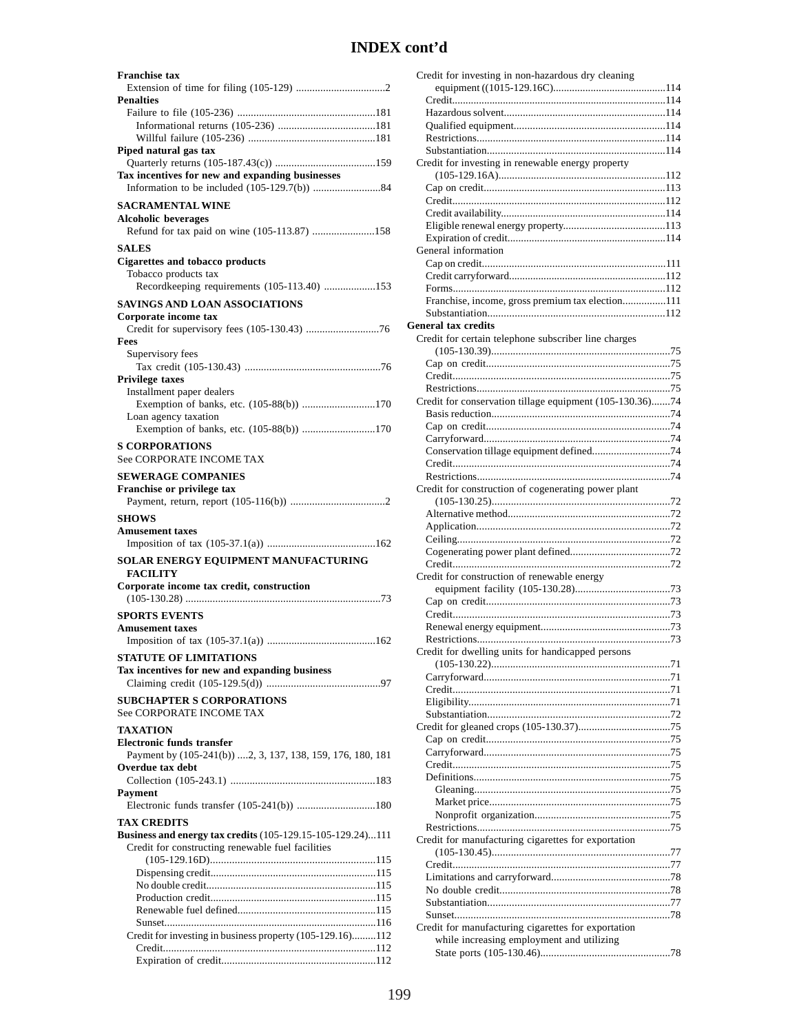# INDEX cont'd

**Franchise tax**
- Extension of time for filing (105-129) ....................................2

**Penalties**
- Failure to file (105-236) ....................................181
  - Informational returns (105-236) ....................................181
  - Willful failure (105-236) ....................................181

**Piped natural gas tax**
- Quarterly returns (105-187.43(c)) ....................................159

**Tax incentives for new and expanding businesses**
- Information to be included (105-129.7(b)) ....................................84

## SACRAMENTAL WINE

**Alcoholic beverages**
- Refund for tax paid on wine (105-113.87) ....................................158

## SALES

**Cigarettes and tobacco products**
- Tobacco products tax
  - Recordkeeping requirements (105-113.40) ....................................153

## SAVINGS AND LOAN ASSOCIATIONS

**Corporate income tax**
- Credit for supervisory fees (105-130.43) ....................................76

**Fees**
- Supervisory fees
  - Tax credit (105-130.43) ....................................76

**Privilege taxes**
- Installment paper dealers
  - Exemption of banks, etc. (105-88(b)) ....................................170
- Loan agency taxation
  - Exemption of banks, etc. (105-88(b)) ....................................170

## S CORPORATIONS

See CORPORATE INCOME TAX

## SEWERAGE COMPANIES

**Franchise or privilege tax**
- Payment, return, report (105-116(b)) ....................................2

## SHOWS

**Amusement taxes**
- Imposition of tax (105-37.1(a)) ....................................162

## SOLAR ENERGY EQUIPMENT MANUFACTURING FACILITY

**Corporate income tax credit, construction**
- (105-130.28) ....................................73

## SPORTS EVENTS

**Amusement taxes**
- Imposition of tax (105-37.1(a)) ....................................162

## STATUTE OF LIMITATIONS

**Tax incentives for new and expanding business**
- Claiming credit (105-129.5(d)) ....................................97

## SUBCHAPTER S CORPORATIONS

See CORPORATE INCOME TAX

## TAXATION

**Electronic funds transfer**
- Payment by (105-241(b)) ....2, 3, 137, 138, 159, 176, 180, 181

**Overdue tax debt**
- Collection (105-243.1) ....................................183

**Payment**
- Electronic funds transfer (105-241(b)) ....................................180

## TAX CREDITS

**Business and energy tax credits** (105-129.15-105-129.24)...111
- Credit for constructing renewable fuel facilities (105-129.16D)....................................115
  - Dispensing credit....................................115
  - No double credit....................................115
  - Production credit....................................115
  - Renewable fuel defined....................................115
  - Sunset....................................116
- Credit for investing in business property (105-129.16).........112
  - Credit....................................112
  - Expiration of credit....................................112
- Credit for investing in non-hazardous dry cleaning equipment ((1015-129.16C)....................................114
  - Credit....................................114
  - Hazardous solvent....................................114
  - Qualified equipment....................................114
  - Restrictions....................................114
  - Substantiation....................................114
- Credit for investing in renewable energy property (105-129.16A)....................................112
  - Cap on credit....................................113
  - Credit....................................112
  - Credit availability....................................114
  - Eligible renewal energy property....................................113
  - Expiration of credit....................................114
- General information
  - Cap on credit....................................111
  - Credit carryforward....................................112
  - Forms....................................112
  - Franchise, income, gross premium tax election................111
  - Substantiation....................................112

**General tax credits**
- Credit for certain telephone subscriber line charges (105-130.39)....................................75
  - Cap on credit....................................75
  - Credit....................................75
  - Restrictions....................................75
- Credit for conservation tillage equipment (105-130.36).......74
  - Basis reduction....................................74
  - Cap on credit....................................74
  - Carryforward....................................74
  - Conservation tillage equipment defined....................................74
  - Credit....................................74
  - Restrictions....................................74
- Credit for construction of cogenerating power plant (105-130.25)....................................72
  - Alternative method....................................72
  - Application....................................72
  - Ceiling....................................72
  - Cogenerating power plant defined....................................72
  - Credit....................................72
- Credit for construction of renewable energy equipment facility (105-130.28)....................................73
  - Cap on credit....................................73
  - Credit....................................73
  - Renewal energy equipment....................................73
  - Restrictions....................................73
- Credit for dwelling units for handicapped persons (105-130.22)....................................71
  - Carryforward....................................71
  - Credit....................................71
  - Eligibility....................................71
  - Substantiation....................................72
- Credit for gleaned crops (105-130.37)....................................75
  - Cap on credit....................................75
  - Carryforward....................................75
  - Credit....................................75
  - Definitions....................................75
    - Gleaning....................................75
    - Market price....................................75
    - Nonprofit organization....................................75
  - Restrictions....................................75
- Credit for manufacturing cigarettes for exportation (105-130.45)....................................77
  - Credit....................................77
  - Limitations and carryforward....................................78
  - No double credit....................................78
  - Substantiation....................................77
  - Sunset....................................78
- Credit for manufacturing cigarettes for exportation while increasing employment and utilizing State ports (105-130.46)....................................78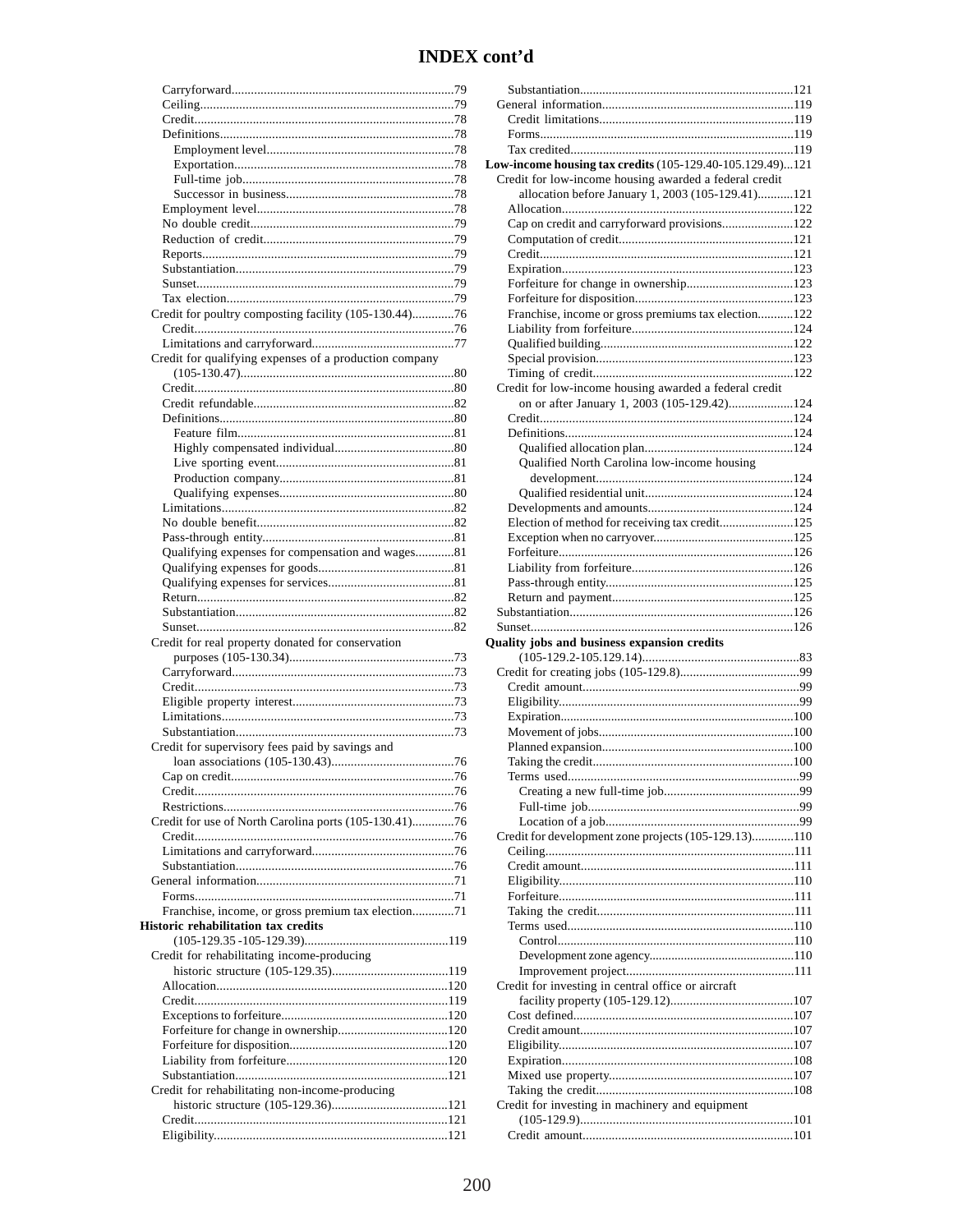## INDEX cont'd

Carryforward....79
Ceiling....79
Credit....78
Definitions....78
Employment level....78
Exportation....78
Full-time job....78
Successor in business....78
Employment level....78
No double credit....79
Reduction of credit....79
Reports....79
Substantiation....79
Sunset....79
Tax election....79
Credit for poultry composting facility (105-130.44)....76
Credit....76
Limitations and carryforward....77
Credit for qualifying expenses of a production company (105-130.47)....80
Credit....80
Credit refundable....82
Definitions....80
Feature film....81
Highly compensated individual....80
Live sporting event....81
Production company....81
Qualifying expenses....80
Limitations....82
No double benefit....82
Pass-through entity....81
Qualifying expenses for compensation and wages....81
Qualifying expenses for goods....81
Qualifying expenses for services....81
Return....82
Substantiation....82
Sunset....82
Credit for real property donated for conservation purposes (105-130.34)....73
Carryforward....73
Credit....73
Eligible property interest....73
Limitations....73
Substantiation....73
Credit for supervisory fees paid by savings and loan associations (105-130.43)....76
Cap on credit....76
Credit....76
Restrictions....76
Credit for use of North Carolina ports (105-130.41)....76
Credit....76
Limitations and carryforward....76
Substantiation....76
General information....71
Forms....71
Franchise, income, or gross premium tax election....71

**Historic rehabilitation tax credits** (105-129.35 -105-129.39)....119
Credit for rehabilitating income-producing historic structure (105-129.35)....119
Allocation....120
Credit....119
Exceptions to forfeiture....120
Forfeiture for change in ownership....120
Forfeiture for disposition....120
Liability from forfeiture....120
Substantiation....121
Credit for rehabilitating non-income-producing historic structure (105-129.36)....121
Credit....121
Eligibility....121
Substantiation....121
General information....119
Credit limitations....119
Forms....119
Tax credited....119

**Low-income housing tax credits** (105-129.40-105.129.49)...121
Credit for low-income housing awarded a federal credit allocation before January 1, 2003 (105-129.41)....121
Allocation....122
Cap on credit and carryforward provisions....122
Computation of credit....121
Credit....121
Expiration....123
Forfeiture for change in ownership....123
Forfeiture for disposition....123
Franchise, income or gross premiums tax election....122
Liability from forfeiture....124
Qualified building....122
Special provision....123
Timing of credit....122
Credit for low-income housing awarded a federal credit on or after January 1, 2003 (105-129.42)....124
Credit....124
Definitions....124
Qualified allocation plan....124
Qualified North Carolina low-income housing development....124
Qualified residential unit....124
Developments and amounts....124
Election of method for receiving tax credit....125
Exception when no carryover....125
Forfeiture....126
Liability from forfeiture....126
Pass-through entity....125
Return and payment....125
Substantiation....126
Sunset....126

**Quality jobs and business expansion credits** (105-129.2-105.129.14)....83
Credit for creating jobs (105-129.8)....99
Credit amount....99
Eligibility....99
Expiration....100
Movement of jobs....100
Planned expansion....100
Taking the credit....100
Terms used....99
Creating a new full-time job....99
Full-time job....99
Location of a job....99
Credit for development zone projects (105-129.13)....110
Ceiling....111
Credit amount....111
Eligibility....110
Forfeiture....111
Taking the credit....111
Terms used....110
Control....110
Development zone agency....110
Improvement project....111
Credit for investing in central office or aircraft facility property (105-129.12)....107
Cost defined....107
Credit amount....107
Eligibility....107
Expiration....108
Mixed use property....107
Taking the credit....108
Credit for investing in machinery and equipment (105-129.9)....101
Credit amount....101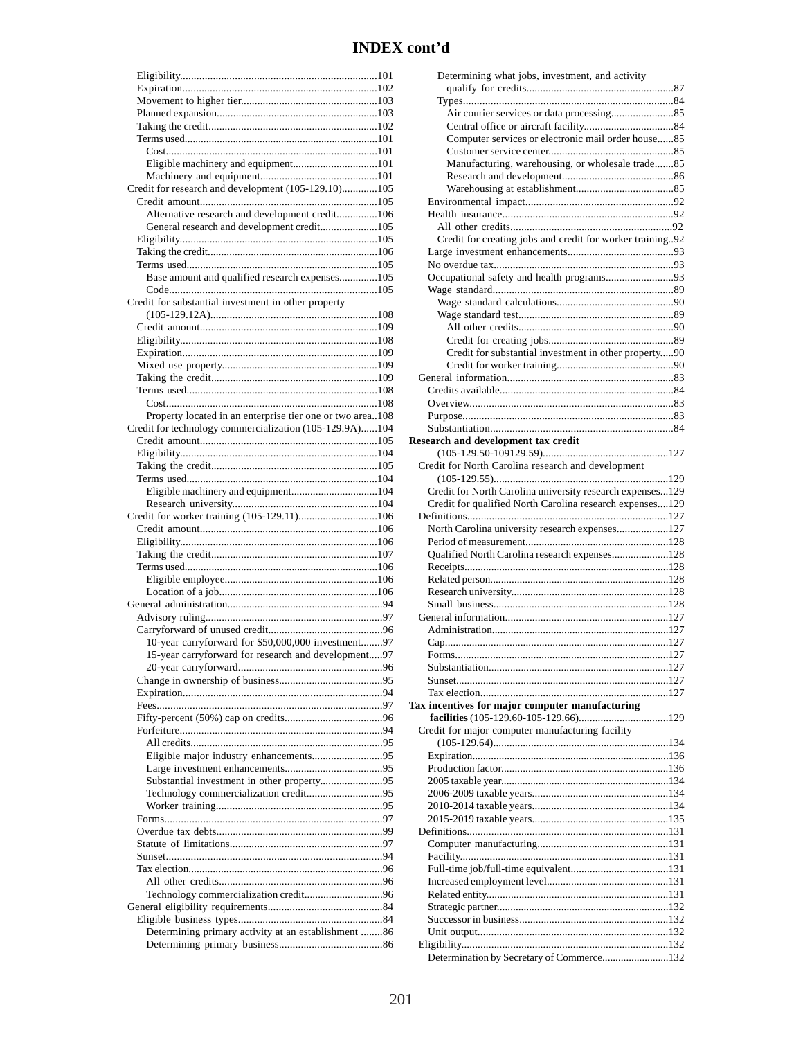# INDEX cont'd

- Eligibility........................................................................101
- Expiration.......................................................................102
- Movement to higher tier..................................................103
- Planned expansion...........................................................103
- Taking the credit..............................................................102
- Terms used.......................................................................101
  - Cost..............................................................................101
  - Eligible machinery and equipment...............................101
  - Machinery and equipment...........................................101
- Credit for research and development (105-129.10).............105
  - Credit amount.................................................................105
    - Alternative research and development credit...............106
    - General research and development credit.....................105
  - Eligibility........................................................................105
  - Taking the credit..............................................................106
  - Terms used......................................................................105
    - Base amount and qualified research expenses..............105
    - Code............................................................................105
- Credit for substantial investment in other property (105-129.12A).............................................................108
  - Credit amount.................................................................109
  - Eligibility........................................................................108
  - Expiration.......................................................................109
  - Mixed use property.........................................................109
  - Taking the credit.............................................................109
  - Terms used......................................................................108
    - Cost.............................................................................108
    - Property located in an enterprise tier one or two area..108
- Credit for technology commercialization (105-129.9A)......104
  - Credit amount.................................................................105
  - Eligibility........................................................................104
  - Taking the credit.............................................................105
  - Terms used......................................................................104
    - Eligible machinery and equipment................................104
    - Research university.....................................................104
- Credit for worker training (105-129.11).............................106
  - Credit amount.................................................................106
  - Eligibility........................................................................106
  - Taking the credit.............................................................107
  - Terms used.......................................................................106
    - Eligible employee........................................................106
    - Location of a job..........................................................106
- General administration.........................................................94
  - Advisory ruling................................................................97
  - Carryforward of unused credit..........................................96
    - 10-year carryforward for $50,000,000 investment........97
    - 15-year carryforward for research and development.....97
    - 20-year carryforward....................................................96
  - Change in ownership of business......................................95
  - Expiration.........................................................................94
  - Fees..................................................................................97
  - Fifty-percent (50%) cap on credits....................................96
  - Forfeiture..........................................................................94
    - All credits......................................................................95
    - Eligible major industry enhancements..........................95
    - Large investment enhancements....................................95
    - Substantial investment in other property.......................95
    - Technology commercialization credit............................95
    - Worker training............................................................95
  - Forms................................................................................97
  - Overdue tax debts.............................................................99
  - Statute of limitations........................................................97
  - Sunset...............................................................................94
  - Tax election.......................................................................96
    - All other credits............................................................96
    - Technology commercialization credit............................96
- General eligibility requirements..........................................84
  - Eligible business types.....................................................84
    - Determining primary activity at an establishment ........86
    - Determining primary business......................................86
    - Determining what jobs, investment, and activity qualify for credits......................................................87
    - Types.............................................................................84
      - Air courier services or data processing.......................85
      - Central office or aircraft facility.................................84
      - Computer services or electronic mail order house......85
      - Customer service center..............................................85
      - Manufacturing, warehousing, or wholesale trade.......85
      - Research and development.........................................86
      - Warehousing at establishment....................................85
  - Environmental impact......................................................92
  - Health insurance..............................................................92
    - All other credits...........................................................92
    - Credit for creating jobs and credit for worker training..92
  - Large investment enhancements.......................................93
  - No overdue tax..................................................................93
  - Occupational safety and health programs.........................93
  - Wage standard..................................................................89
    - Wage standard calculations...........................................90
    - Wage standard test.........................................................89
      - All other credits.........................................................90
      - Credit for creating jobs..............................................89
      - Credit for substantial investment in other property.....90
      - Credit for worker training...........................................90
- General information.............................................................83
  - Credits available................................................................84
  - Overview..........................................................................83
  - Purpose............................................................................83
  - Substantiation..................................................................84

**Research and development tax credit** (105-129.50-109129.59)..............................................127
- Credit for North Carolina research and development (105-129.55)................................................................129
  - Credit for North Carolina university research expenses...129
  - Credit for qualified North Carolina research expenses....129
- Definitions.........................................................................127
  - North Carolina university research expenses...................127
  - Period of measurement....................................................128
  - Qualified North Carolina research expenses.....................128
  - Receipts...........................................................................128
  - Related person..................................................................128
  - Research university..........................................................128
  - Small business..................................................................128
- General information............................................................127
  - Administration.................................................................127
  - Cap..................................................................................127
  - Forms...............................................................................127
  - Substantiation..................................................................127
  - Sunset..............................................................................127
  - Tax election.....................................................................127

**Tax incentives for major computer manufacturing facilities** (105-129.60-105-129.66).................................129
- Credit for major computer manufacturing facility (105-129.64)................................................................134
  - Expiration........................................................................136
  - Production factor..............................................................136
  - 2005 taxable year..............................................................134
  - 2006-2009 taxable years....................................................134
  - 2010-2014 taxable years....................................................134
  - 2015-2019 taxable years....................................................135
- Definitions..........................................................................131
  - Computer manufacturing..................................................131
  - Facility.............................................................................131
  - Full-time job/full-time equivalent....................................131
  - Increased employment level.............................................131
  - Related entity...................................................................131
  - Strategic partner...............................................................132
  - Successor in business........................................................132
  - Unit output.......................................................................132
- Eligibility............................................................................132
  - Determination by Secretary of Commerce.........................132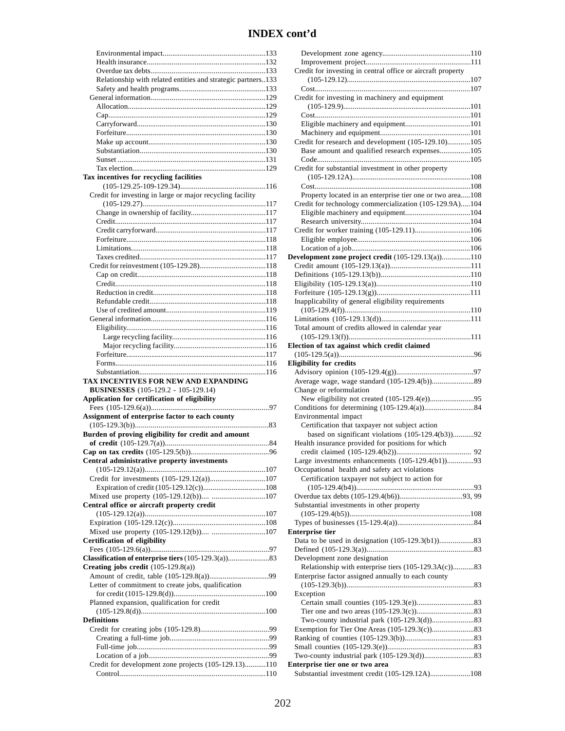# INDEX cont'd

Environmental impact.....................................................133
Health insurance.............................................................132
Overdue tax debts............................................................133
Relationship with related entities and strategic partners..133
Safety and health programs............................................133
General information............................................................129
Allocation........................................................................129
Cap...................................................................................129
Carryforward...................................................................130
Forfeiture.........................................................................130
Make up account.............................................................130
Substantiation..................................................................130
Sunset .............................................................................131
Tax election......................................................................129

**Tax incentives for recycling facilities**
(105-129.25-109-129.34)............................................116
Credit for investing in large or major recycling facility
(105-129.27)................................................................117
Change in ownership of facility.......................................117
Credit...............................................................................117
Credit carryforward.........................................................117
Forfeiture.........................................................................118
Limitations.......................................................................118
Taxes credited..................................................................117
Credit for reinvestment (105-129.28)...................................118
Cap on credit...................................................................118
Credit..............................................................................118
Reduction in credit..........................................................118
Refundable credit............................................................118
Use of credited amount....................................................119
General information............................................................116
Eligibility.........................................................................116
Large recycling facility.................................................116
Major recycling facility................................................116
Forfeiture.........................................................................117
Forms...............................................................................116
Substantiation..................................................................116

**TAX INCENTIVES FOR NEW AND EXPANDING BUSINESSES** (105-129.2 - 105-129.14)

**Application for certification of eligibility**
Fees (105-129.6(a))............................................................97

**Assignment of enterprise factor to each county**
(105-129.3(b)).....................................................................83

**Burden of proving eligibility for credit and amount of credit** (105-129.7(a))......................................................84

**Cap on tax credits** (105-129.5(b))........................................96

**Central administrative property investments**
(105-129.12(a))..............................................................107
Credit for investments (105-129.12(a))............................107
Expiration of credit (105-129.12(c)).................................108
Mixed use property (105-129.12(b)).... ...........................107

**Central office or aircraft property credit**
(105-129.12(a))..............................................................107
Expiration (105-129.12(c))................................................108
Mixed use property (105-129.12(b)).... ...........................107

**Certification of eligibility**
Fees (105-129.6(a))............................................................97

**Classification of enterprise tiers** (105-129.3(a)).....................83

**Creating jobs credit** (105-129.8(a))
Amount of credit, table (105-129.8(a))...............................99
Letter of commitment to create jobs, qualification
for credit (1015-129.8(d))...............................................100
Planned expansion, qualification for credit
(105-129.8(d))................................................................100

**Definitions**
Credit for creating jobs (105-129.8)....................................99
Creating a full-time job...................................................99
Full-time job....................................................................99
Location of a job..............................................................99
Credit for development zone projects (105-129.13)...........110
Control...........................................................................110
Development zone agency.............................................110
Improvement project......................................................111
Credit for investing in central office or aircraft property
(105-129.12)................................................................107
Cost................................................................................107
Credit for investing in machinery and equipment
(105-129.9)..................................................................101
Cost................................................................................101
Eligible machinery and equipment..................................101
Machinery and equipment..............................................101
Credit for research and development (105-129.10)............105
Base amount and qualified research expenses................105
Code...............................................................................105
Credit for substantial investment in other property
(105-129.12A)..............................................................108
Cost................................................................................108
Property located in an enterprise tier one or two area.....108
Credit for technology commercialization (105-129.9A).....104
Eligible machinery and equipment..................................104
Research university.........................................................104
Credit for worker training (105-129.11).............................106
Eligible employee...........................................................106
Location of a job.............................................................106

**Development zone project credit** (105-129.13(a))...............110
Credit amount (105-129.13(a))..........................................111
Definitions (105-129.13(b))..............................................110
Eligibility (105-129.13(a))................................................110
Forfeiture (105-129.13(g))................................................111
Inapplicability of general eligibility requirements
(105-129.4(f))................................................................110
Limitations (105-129.13(d))..............................................111
Total amount of credits allowed in calendar year
(105-129.13(f))...............................................................111

**Election of tax against which credit claimed**
(105-129.5(a))......................................................................96

**Eligibility for credits**
Advisory opinion (105-129.4(g))........................................97
Average wage, wage standard (105-129.4(b))......................89
Change or reformulation
New eligibility not created (105-129.4(e)).......................95
Conditions for determining (105-129.4(a))..........................84
Environmental impact
Certification that taxpayer not subject action
based on significant violations (105-129.4(b3))...........92
Health insurance provided for positions for which
credit claimed (105-129.4(b2))....................................... 92
Large investments enhancements (105-129.4(b1))..............93
Occupational health and safety act violations
Certification taxpayer not subject to action for
(105-129.4(b4))............................................................93
Overdue tax debts (105-129.4(b6)).................................93, 99
Substantial investments in other property
(105-129.4(b5))..............................................................108
Types of businesses (15-129.4(a))........................................84

**Enterprise tier**
Data to be used in designation (105-129.3(b1))..................83
Defined (105-129.3(a))........................................................83
Development zone designation
Relationship with enterprise tiers (105-129.3A(c))...........83
Enterprise factor assigned annually to each county
(105-129.3(b))................................................................83
Exception
Certain small counties (105-129.3(e))..............................83
Tier one and two areas (105-129.3(c))..............................83
Two-county industrial park (105-129.3(d))......................83
Exemption for Tier One Areas (105-129.3(c))......................83
Ranking of counties (105-129.3(b))....................................83
Small counties (105-129.3(e))............................................83
Two-county industrial park (105-129.3(d))..........................83

**Enterprise tier one or two area**
Substantial investment credit (105-129.12A).....................108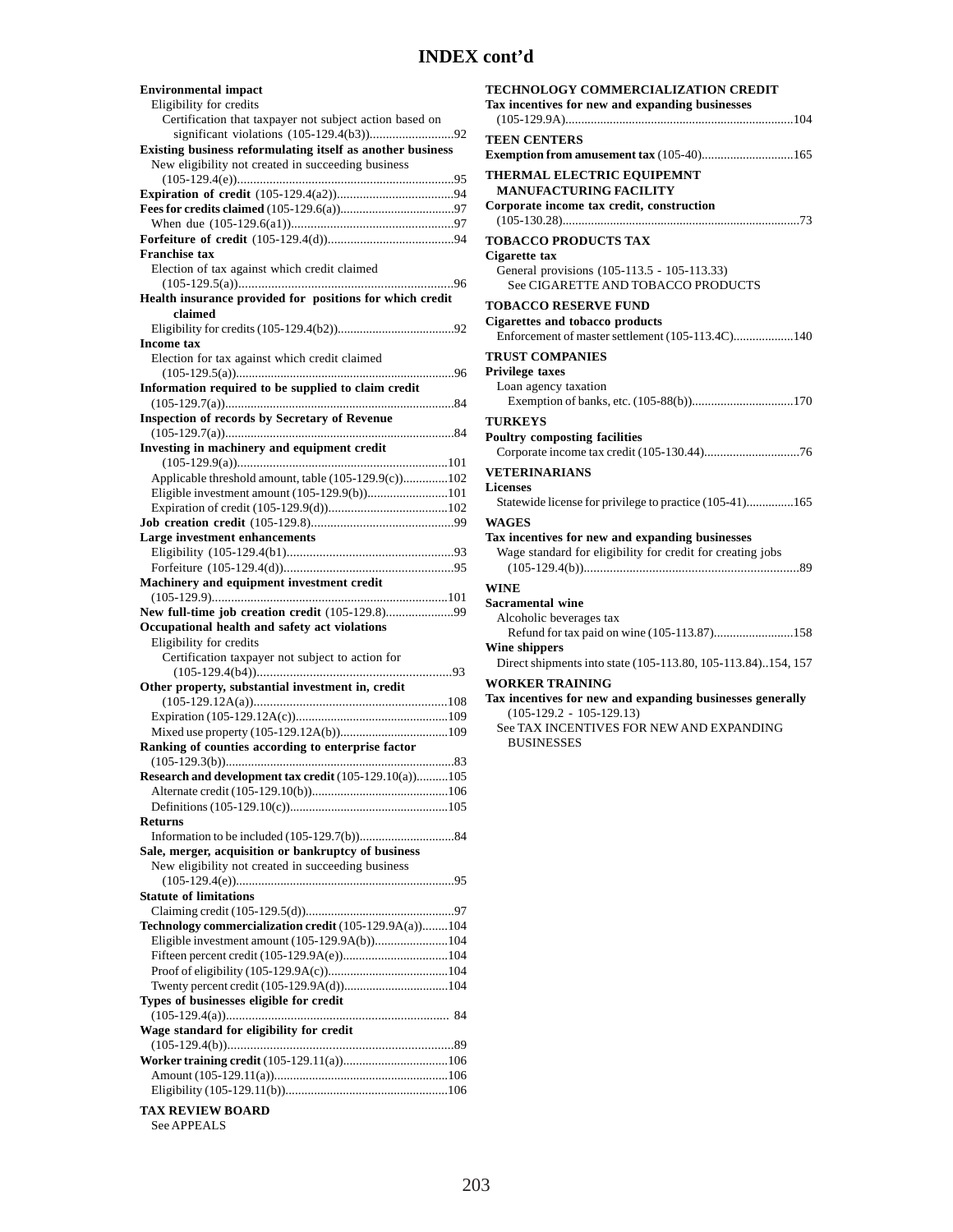# INDEX cont'd

**Environmental impact**
Eligibility for credits
Certification that taxpayer not subject action based on significant violations (105-129.4(b3))..........................92
**Existing business reformulating itself as another business**
New eligibility not created in succeeding business (105-129.4(e))....................................................................95
**Expiration of credit** (105-129.4(a2))....................................94
**Fees for credits claimed** (105-129.6(a))....................................97
When due (105-129.6(a1))..................................................97
**Forfeiture of credit** (105-129.4(d))......................................94
**Franchise tax**
Election of tax against which credit claimed (105-129.5(a))..................................................................96
**Health insurance provided for positions for which credit claimed**
Eligibility for credits (105-129.4(b2))....................................92
**Income tax**
Election for tax against which credit claimed (105-129.5(a))....................................................................96
**Information required to be supplied to claim credit** (105-129.7(a))........................................................................84
**Inspection of records by Secretary of Revenue** (105-129.7(a))........................................................................84
**Investing in machinery and equipment credit** (105-129.9(a))..................................................................101
Applicable threshold amount, table (105-129.9(c))..............102
Eligible investment amount (105-129.9(b)).........................101
Expiration of credit (105-129.9(d)).....................................102
**Job creation credit** (105-129.8)............................................99
**Large investment enhancements**
Eligibility (105-129.4(b1)...................................................93
Forfeiture (105-129.4(d))....................................................95
**Machinery and equipment investment credit** (105-129.9).........................................................................101
**New full-time job creation credit** (105-129.8).....................99
**Occupational health and safety act violations**
Eligibility for credits
Certification taxpayer not subject to action for (105-129.4(b4))............................................................93
**Other property, substantial investment in, credit** (105-129.12A(a))..........................................................108
Expiration (105-129.12A(c))...............................................109
Mixed use property (105-129.12A(b))..................................109
**Ranking of counties according to enterprise factor** (105-129.3(b))........................................................................83
**Research and development tax credit** (105-129.10(a))..........105
Alternate credit (105-129.10(b))..........................................106
Definitions (105-129.10(c)).................................................105
**Returns**
Information to be included (105-129.7(b))...............................84
**Sale, merger, acquisition or bankruptcy of business**
New eligibility not created in succeeding business (105-129.4(e))....................................................................95
**Statute of limitations**
Claiming credit (105-129.5(d))...............................................97
**Technology commercialization credit** (105-129.9A(a))........104
Eligible investment amount (105-129.9A(b)).......................104
Fifteen percent credit (105-129.9A(e))................................104
Proof of eligibility (105-129.9A(c))......................................104
Twenty percent credit (105-129.9A(d))................................104
**Types of businesses eligible for credit** (105-129.4(a))...................................................................... 84
**Wage standard for eligibility for credit** (105-129.4(b))......................................................................89
**Worker training credit** (105-129.11(a))................................106
Amount (105-129.11(a))......................................................106
Eligibility (105-129.11(b))...................................................106

**TAX REVIEW BOARD**
See APPEALS

**TECHNOLOGY COMMERCIALIZATION CREDIT**
**Tax incentives for new and expanding businesses** (105-129.9A).......................................................................104

**TEEN CENTERS**
**Exemption from amusement tax** (105-40).............................165

**THERMAL ELECTRIC EQUIPEMNT MANUFACTURING FACILITY**
**Corporate income tax credit, construction** (105-130.28)..........................................................................73

**TOBACCO PRODUCTS TAX**
**Cigarette tax**
General provisions (105-113.5 - 105-113.33)
See CIGARETTE AND TOBACCO PRODUCTS

**TOBACCO RESERVE FUND**
**Cigarettes and tobacco products**
Enforcement of master settlement (105-113.4C)...................140

**TRUST COMPANIES**
**Privilege taxes**
Loan agency taxation
Exemption of banks, etc. (105-88(b))................................170

**TURKEYS**
**Poultry composting facilities**
Corporate income tax credit (105-130.44)..............................76

**VETERINARIANS**
**Licenses**
Statewide license for privilege to practice (105-41)...............165

**WAGES**
**Tax incentives for new and expanding businesses**
Wage standard for eligibility for credit for creating jobs (105-129.4(b))..................................................................89

**WINE**
**Sacramental wine**
Alcoholic beverages tax
Refund for tax paid on wine (105-113.87).........................158
**Wine shippers**
Direct shipments into state (105-113.80, 105-113.84)..154, 157

**WORKER TRAINING**
**Tax incentives for new and expanding businesses generally** (105-129.2 - 105-129.13)
See TAX INCENTIVES FOR NEW AND EXPANDING BUSINESSES